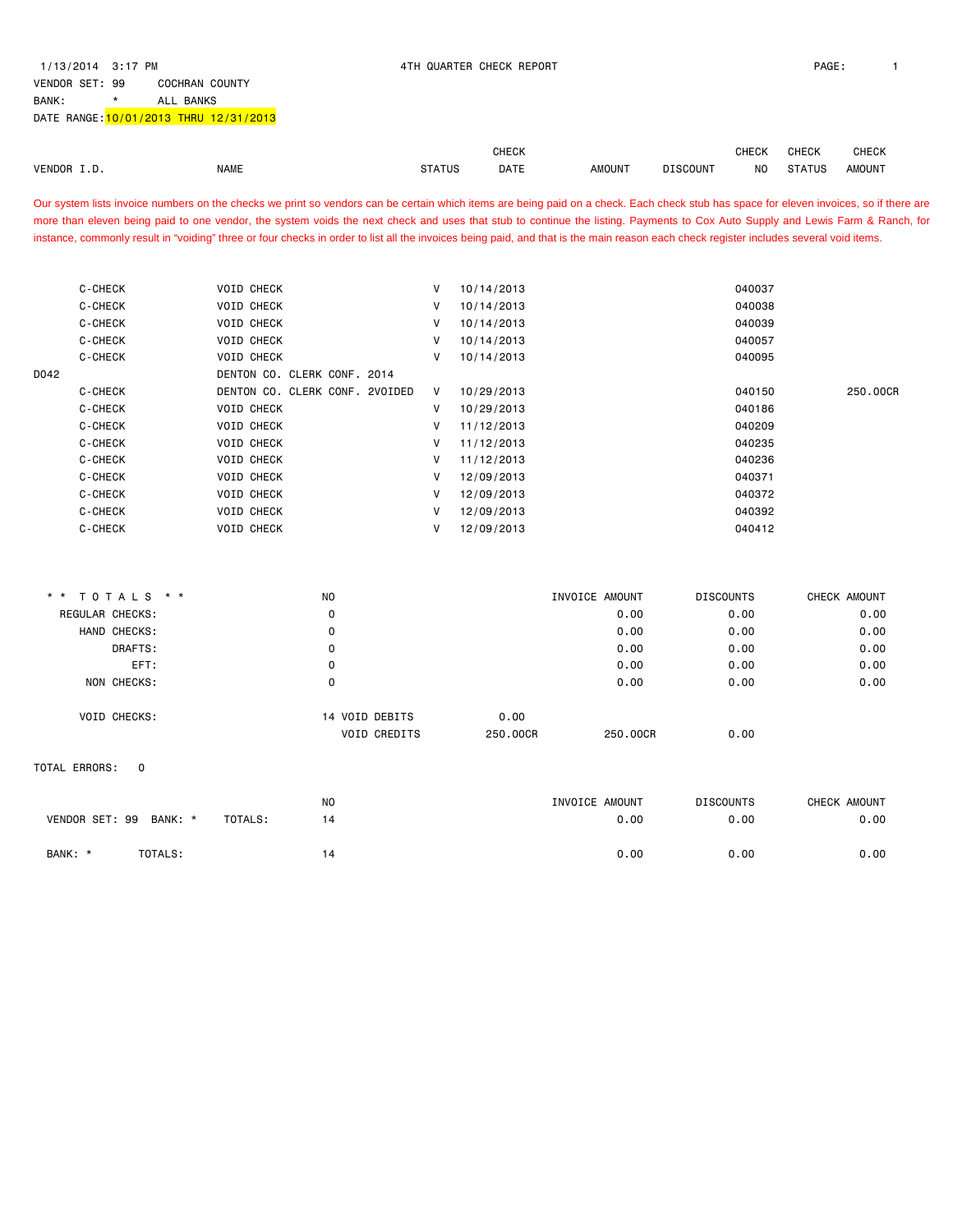1/13/2014 3:17 PM

# 4TH QUARTER CHECK REPORT

VENDOR SET: 99 COCHRAN COUNTY
BANK: * ALL BANKS
DATE RANGE: 10/01/2013 THRU 12/31/2013

Our system lists invoice numbers on the checks we print so vendors can be certain which items are being paid on a check. Each check stub has space for eleven invoices, so if there are more than eleven being paid to one vendor, the system voids the next check and uses that stub to continue the listing. Payments to Cox Auto Supply and Lewis Farm & Ranch, for instance, commonly result in "voiding" three or four checks in order to list all the invoices being paid, and that is the main reason each check register includes several void items.

| VENDOR I.D. | NAME | STATUS | CHECK DATE | AMOUNT | DISCOUNT | CHECK NO | CHECK STATUS | CHECK AMOUNT |
|---|---|---|---|---|---|---|---|---|
| C-CHECK | VOID CHECK | V | 10/14/2013 | | | 040037 | | |
| C-CHECK | VOID CHECK | V | 10/14/2013 | | | 040038 | | |
| C-CHECK | VOID CHECK | V | 10/14/2013 | | | 040039 | | |
| C-CHECK | VOID CHECK | V | 10/14/2013 | | | 040057 | | |
| C-CHECK | VOID CHECK | V | 10/14/2013 | | | 040095 | | |
| D042 | DENTON CO. CLERK CONF. 2014 | | | | | | | |
| C-CHECK | DENTON CO. CLERK CONF. 2VOIDED | V | 10/29/2013 | | | 040150 | | 250.00CR |
| C-CHECK | VOID CHECK | V | 10/29/2013 | | | 040186 | | |
| C-CHECK | VOID CHECK | V | 11/12/2013 | | | 040209 | | |
| C-CHECK | VOID CHECK | V | 11/12/2013 | | | 040235 | | |
| C-CHECK | VOID CHECK | V | 11/12/2013 | | | 040236 | | |
| C-CHECK | VOID CHECK | V | 12/09/2013 | | | 040371 | | |
| C-CHECK | VOID CHECK | V | 12/09/2013 | | | 040372 | | |
| C-CHECK | VOID CHECK | V | 12/09/2013 | | | 040392 | | |
| C-CHECK | VOID CHECK | V | 12/09/2013 | | | 040412 | | |

| ** TOTALS ** | NO | | | INVOICE AMOUNT | DISCOUNTS | CHECK AMOUNT |
|---|---|---|---|---|---|---|
| REGULAR CHECKS: | 0 | | | 0.00 | 0.00 | 0.00 |
| HAND CHECKS: | 0 | | | 0.00 | 0.00 | 0.00 |
| DRAFTS: | 0 | | | 0.00 | 0.00 | 0.00 |
| EFT: | 0 | | | 0.00 | 0.00 | 0.00 |
| NON CHECKS: | 0 | | | 0.00 | 0.00 | 0.00 |
| VOID CHECKS: | 14 | VOID DEBITS | 0.00 | | | |
| | | VOID CREDITS | 250.00CR | 250.00CR | 0.00 | |

TOTAL ERRORS: 0

| | | NO | INVOICE AMOUNT | DISCOUNTS | CHECK AMOUNT |
|---|---|---|---|---|---|
| VENDOR SET: 99 BANK: * | TOTALS: | 14 | 0.00 | 0.00 | 0.00 |
| BANK: * | TOTALS: | 14 | 0.00 | 0.00 | 0.00 |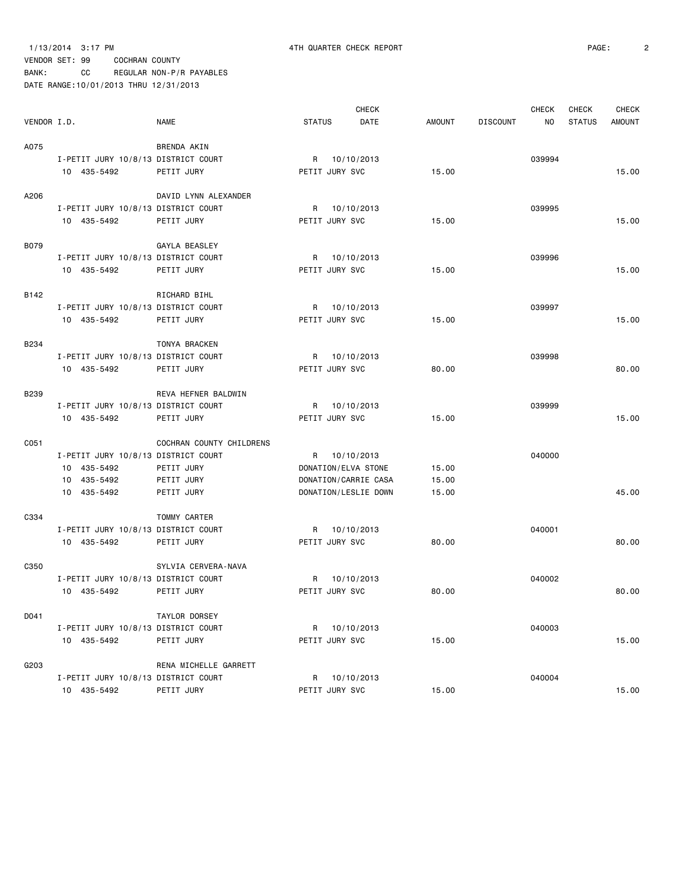1/13/2014 3:17 PM 4TH QUARTER CHECK REPORT

VENDOR SET: 99 COCHRAN COUNTY
BANK: CC REGULAR NON-P/R PAYABLES
DATE RANGE:10/01/2013 THRU 12/31/2013

| VENDOR I.D. | NAME | STATUS | CHECK DATE | AMOUNT | DISCOUNT | CHECK NO | CHECK STATUS | CHECK AMOUNT |
|---|---|---|---|---|---|---|---|---|
| A075 | BRENDA AKIN | | | | | | | |
| I-PETIT JURY 10/8/13 | DISTRICT COURT | R | 10/10/2013 | | | 039994 | | |
| 10 435-5492 | PETIT JURY | PETIT JURY SVC | | 15.00 | | | | 15.00 |
| A206 | DAVID LYNN ALEXANDER | | | | | | | |
| I-PETIT JURY 10/8/13 | DISTRICT COURT | R | 10/10/2013 | | | 039995 | | |
| 10 435-5492 | PETIT JURY | PETIT JURY SVC | | 15.00 | | | | 15.00 |
| B079 | GAYLA BEASLEY | | | | | | | |
| I-PETIT JURY 10/8/13 | DISTRICT COURT | R | 10/10/2013 | | | 039996 | | |
| 10 435-5492 | PETIT JURY | PETIT JURY SVC | | 15.00 | | | | 15.00 |
| B142 | RICHARD BIHL | | | | | | | |
| I-PETIT JURY 10/8/13 | DISTRICT COURT | R | 10/10/2013 | | | 039997 | | |
| 10 435-5492 | PETIT JURY | PETIT JURY SVC | | 15.00 | | | | 15.00 |
| B234 | TONYA BRACKEN | | | | | | | |
| I-PETIT JURY 10/8/13 | DISTRICT COURT | R | 10/10/2013 | | | 039998 | | |
| 10 435-5492 | PETIT JURY | PETIT JURY SVC | | 80.00 | | | | 80.00 |
| B239 | REVA HEFNER BALDWIN | | | | | | | |
| I-PETIT JURY 10/8/13 | DISTRICT COURT | R | 10/10/2013 | | | 039999 | | |
| 10 435-5492 | PETIT JURY | PETIT JURY SVC | | 15.00 | | | | 15.00 |
| C051 | COCHRAN COUNTY CHILDRENS | | | | | | | |
| I-PETIT JURY 10/8/13 | DISTRICT COURT | R | 10/10/2013 | | | 040000 | | |
| 10 435-5492 | PETIT JURY | DONATION/ELVA STONE | | 15.00 | | | | |
| 10 435-5492 | PETIT JURY | DONATION/CARRIE CASA | | 15.00 | | | | |
| 10 435-5492 | PETIT JURY | DONATION/LESLIE DOWN | | 15.00 | | | | 45.00 |
| C334 | TOMMY CARTER | | | | | | | |
| I-PETIT JURY 10/8/13 | DISTRICT COURT | R | 10/10/2013 | | | 040001 | | |
| 10 435-5492 | PETIT JURY | PETIT JURY SVC | | 80.00 | | | | 80.00 |
| C350 | SYLVIA CERVERA-NAVA | | | | | | | |
| I-PETIT JURY 10/8/13 | DISTRICT COURT | R | 10/10/2013 | | | 040002 | | |
| 10 435-5492 | PETIT JURY | PETIT JURY SVC | | 80.00 | | | | 80.00 |
| D041 | TAYLOR DORSEY | | | | | | | |
| I-PETIT JURY 10/8/13 | DISTRICT COURT | R | 10/10/2013 | | | 040003 | | |
| 10 435-5492 | PETIT JURY | PETIT JURY SVC | | 15.00 | | | | 15.00 |
| G203 | RENA MICHELLE GARRETT | | | | | | | |
| I-PETIT JURY 10/8/13 | DISTRICT COURT | R | 10/10/2013 | | | 040004 | | |
| 10 435-5492 | PETIT JURY | PETIT JURY SVC | | 15.00 | | | | 15.00 |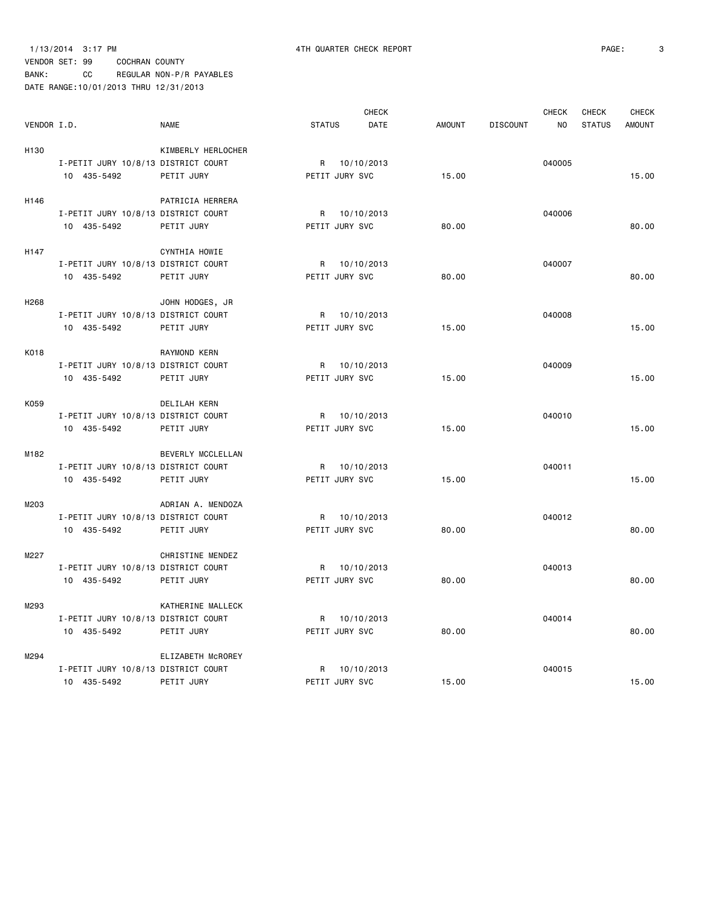1/13/2014 3:17 PM — 4TH QUARTER CHECK REPORT

VENDOR SET: 99 COCHRAN COUNTY
BANK: CC REGULAR NON-P/R PAYABLES
DATE RANGE:10/01/2013 THRU 12/31/2013

| VENDOR I.D. | | NAME | STATUS | CHECK DATE | AMOUNT | DISCOUNT | CHECK NO | CHECK STATUS | CHECK AMOUNT |
|---|---|---|---|---|---|---|---|---|---|
| H130 | | KIMBERLY HERLOCHER | | | | | | | |
| | I-PETIT JURY 10/8/13 | DISTRICT COURT | R | 10/10/2013 | | | 040005 | | |
| | 10 435-5492 | PETIT JURY | PETIT JURY SVC | | 15.00 | | | | 15.00 |
| H146 | | PATRICIA HERRERA | | | | | | | |
| | I-PETIT JURY 10/8/13 | DISTRICT COURT | R | 10/10/2013 | | | 040006 | | |
| | 10 435-5492 | PETIT JURY | PETIT JURY SVC | | 80.00 | | | | 80.00 |
| H147 | | CYNTHIA HOWIE | | | | | | | |
| | I-PETIT JURY 10/8/13 | DISTRICT COURT | R | 10/10/2013 | | | 040007 | | |
| | 10 435-5492 | PETIT JURY | PETIT JURY SVC | | 80.00 | | | | 80.00 |
| H268 | | JOHN HODGES, JR | | | | | | | |
| | I-PETIT JURY 10/8/13 | DISTRICT COURT | R | 10/10/2013 | | | 040008 | | |
| | 10 435-5492 | PETIT JURY | PETIT JURY SVC | | 15.00 | | | | 15.00 |
| K018 | | RAYMOND KERN | | | | | | | |
| | I-PETIT JURY 10/8/13 | DISTRICT COURT | R | 10/10/2013 | | | 040009 | | |
| | 10 435-5492 | PETIT JURY | PETIT JURY SVC | | 15.00 | | | | 15.00 |
| K059 | | DELILAH KERN | | | | | | | |
| | I-PETIT JURY 10/8/13 | DISTRICT COURT | R | 10/10/2013 | | | 040010 | | |
| | 10 435-5492 | PETIT JURY | PETIT JURY SVC | | 15.00 | | | | 15.00 |
| M182 | | BEVERLY MCCLELLAN | | | | | | | |
| | I-PETIT JURY 10/8/13 | DISTRICT COURT | R | 10/10/2013 | | | 040011 | | |
| | 10 435-5492 | PETIT JURY | PETIT JURY SVC | | 15.00 | | | | 15.00 |
| M203 | | ADRIAN A. MENDOZA | | | | | | | |
| | I-PETIT JURY 10/8/13 | DISTRICT COURT | R | 10/10/2013 | | | 040012 | | |
| | 10 435-5492 | PETIT JURY | PETIT JURY SVC | | 80.00 | | | | 80.00 |
| M227 | | CHRISTINE MENDEZ | | | | | | | |
| | I-PETIT JURY 10/8/13 | DISTRICT COURT | R | 10/10/2013 | | | 040013 | | |
| | 10 435-5492 | PETIT JURY | PETIT JURY SVC | | 80.00 | | | | 80.00 |
| M293 | | KATHERINE MALLECK | | | | | | | |
| | I-PETIT JURY 10/8/13 | DISTRICT COURT | R | 10/10/2013 | | | 040014 | | |
| | 10 435-5492 | PETIT JURY | PETIT JURY SVC | | 80.00 | | | | 80.00 |
| M294 | | ELIZABETH McROREY | | | | | | | |
| | I-PETIT JURY 10/8/13 | DISTRICT COURT | R | 10/10/2013 | | | 040015 | | |
| | 10 435-5492 | PETIT JURY | PETIT JURY SVC | | 15.00 | | | | 15.00 |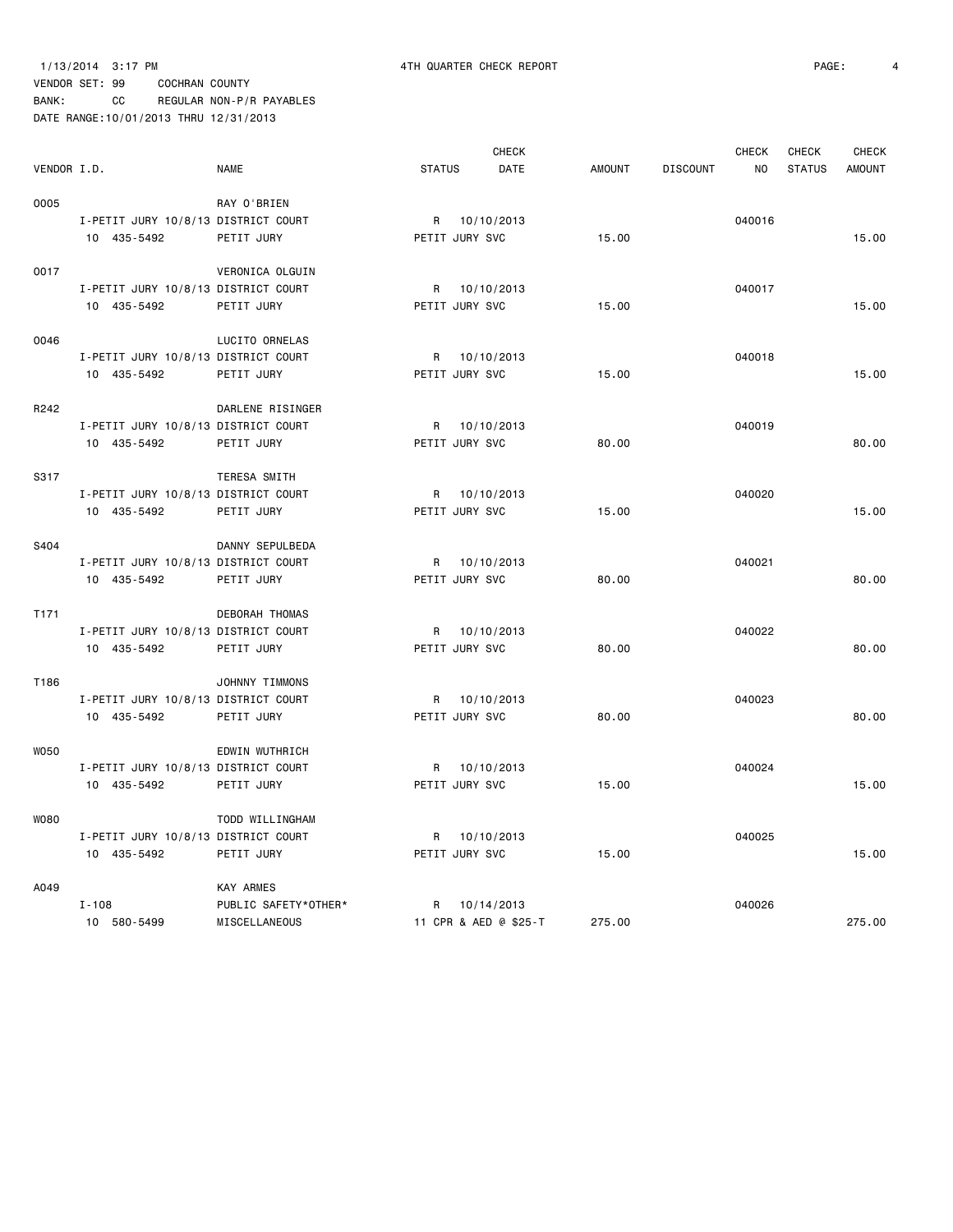1/13/2014 3:17 PM 4TH QUARTER CHECK REPORT

VENDOR SET: 99 COCHRAN COUNTY

BANK: CC REGULAR NON-P/R PAYABLES

DATE RANGE:10/01/2013 THRU 12/31/2013

| VENDOR I.D. | | NAME | STATUS | CHECK DATE | AMOUNT | DISCOUNT | CHECK NO | CHECK STATUS | CHECK AMOUNT |
|---|---|---|---|---|---|---|---|---|---|
| 0005 | | RAY O'BRIEN | | | | | | | |
| | I-PETIT JURY 10/8/13 | DISTRICT COURT | R | 10/10/2013 | | | 040016 | | |
| | 10 435-5492 | PETIT JURY | PETIT JURY SVC | | 15.00 | | | | 15.00 |
| 0017 | | VERONICA OLGUIN | | | | | | | |
| | I-PETIT JURY 10/8/13 | DISTRICT COURT | R | 10/10/2013 | | | 040017 | | |
| | 10 435-5492 | PETIT JURY | PETIT JURY SVC | | 15.00 | | | | 15.00 |
| 0046 | | LUCITO ORNELAS | | | | | | | |
| | I-PETIT JURY 10/8/13 | DISTRICT COURT | R | 10/10/2013 | | | 040018 | | |
| | 10 435-5492 | PETIT JURY | PETIT JURY SVC | | 15.00 | | | | 15.00 |
| R242 | | DARLENE RISINGER | | | | | | | |
| | I-PETIT JURY 10/8/13 | DISTRICT COURT | R | 10/10/2013 | | | 040019 | | |
| | 10 435-5492 | PETIT JURY | PETIT JURY SVC | | 80.00 | | | | 80.00 |
| S317 | | TERESA SMITH | | | | | | | |
| | I-PETIT JURY 10/8/13 | DISTRICT COURT | R | 10/10/2013 | | | 040020 | | |
| | 10 435-5492 | PETIT JURY | PETIT JURY SVC | | 15.00 | | | | 15.00 |
| S404 | | DANNY SEPULBEDA | | | | | | | |
| | I-PETIT JURY 10/8/13 | DISTRICT COURT | R | 10/10/2013 | | | 040021 | | |
| | 10 435-5492 | PETIT JURY | PETIT JURY SVC | | 80.00 | | | | 80.00 |
| T171 | | DEBORAH THOMAS | | | | | | | |
| | I-PETIT JURY 10/8/13 | DISTRICT COURT | R | 10/10/2013 | | | 040022 | | |
| | 10 435-5492 | PETIT JURY | PETIT JURY SVC | | 80.00 | | | | 80.00 |
| T186 | | JOHNNY TIMMONS | | | | | | | |
| | I-PETIT JURY 10/8/13 | DISTRICT COURT | R | 10/10/2013 | | | 040023 | | |
| | 10 435-5492 | PETIT JURY | PETIT JURY SVC | | 80.00 | | | | 80.00 |
| W050 | | EDWIN WUTHRICH | | | | | | | |
| | I-PETIT JURY 10/8/13 | DISTRICT COURT | R | 10/10/2013 | | | 040024 | | |
| | 10 435-5492 | PETIT JURY | PETIT JURY SVC | | 15.00 | | | | 15.00 |
| W080 | | TODD WILLINGHAM | | | | | | | |
| | I-PETIT JURY 10/8/13 | DISTRICT COURT | R | 10/10/2013 | | | 040025 | | |
| | 10 435-5492 | PETIT JURY | PETIT JURY SVC | | 15.00 | | | | 15.00 |
| A049 | | KAY ARMES | | | | | | | |
| | I-108 | PUBLIC SAFETY*OTHER* | R | 10/14/2013 | | | 040026 | | |
| | 10 580-5499 | MISCELLANEOUS | 11 CPR & AED @ $25-T | | 275.00 | | | | 275.00 |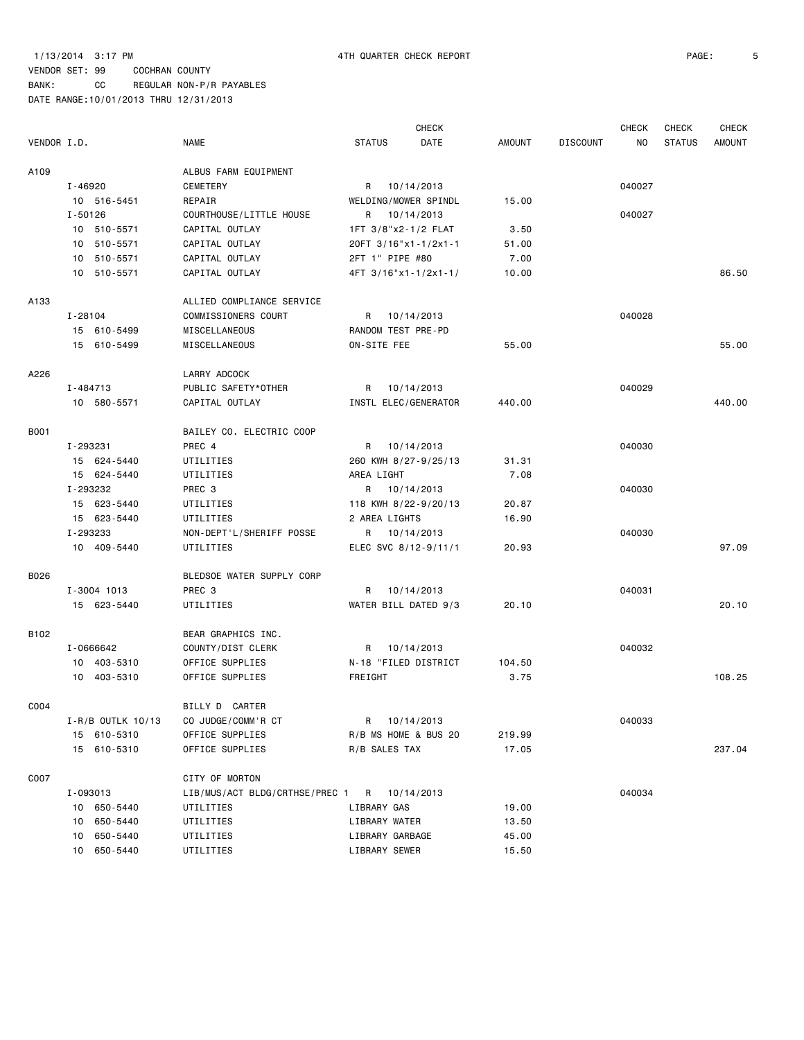1/13/2014 3:17 PM 4TH QUARTER CHECK REPORT

VENDOR SET: 99 COCHRAN COUNTY
BANK: CC REGULAR NON-P/R PAYABLES
DATE RANGE:10/01/2013 THRU 12/31/2013

| VENDOR I.D. | NAME | STATUS | CHECK DATE | AMOUNT | DISCOUNT | CHECK NO | CHECK STATUS | CHECK AMOUNT |
|---|---|---|---|---|---|---|---|---|
| A109 | ALBUS FARM EQUIPMENT | | | | | | | |
| I-46920 | CEMETERY | R | 10/14/2013 | | | 040027 | | |
| 10 516-5451 | REPAIR | WELDING/MOWER SPINDL | | 15.00 | | | | |
| I-50126 | COURTHOUSE/LITTLE HOUSE | R | 10/14/2013 | | | 040027 | | |
| 10 510-5571 | CAPITAL OUTLAY | 1FT 3/8"x2-1/2 FLAT | | 3.50 | | | | |
| 10 510-5571 | CAPITAL OUTLAY | 20FT 3/16"x1-1/2x1-1 | | 51.00 | | | | |
| 10 510-5571 | CAPITAL OUTLAY | 2FT 1" PIPE #80 | | 7.00 | | | | |
| 10 510-5571 | CAPITAL OUTLAY | 4FT 3/16"x1-1/2x1-1/ | | 10.00 | | | | 86.50 |
| A133 | ALLIED COMPLIANCE SERVICE | | | | | | | |
| I-28104 | COMMISSIONERS COURT | R | 10/14/2013 | | | 040028 | | |
| 15 610-5499 | MISCELLANEOUS | RANDOM TEST PRE-PD | | | | | | |
| 15 610-5499 | MISCELLANEOUS | ON-SITE FEE | | 55.00 | | | | 55.00 |
| A226 | LARRY ADCOCK | | | | | | | |
| I-484713 | PUBLIC SAFETY*OTHER | R | 10/14/2013 | | | 040029 | | |
| 10 580-5571 | CAPITAL OUTLAY | INSTL ELEC/GENERATOR | | 440.00 | | | | 440.00 |
| B001 | BAILEY CO. ELECTRIC COOP | | | | | | | |
| I-293231 | PREC 4 | R | 10/14/2013 | | | 040030 | | |
| 15 624-5440 | UTILITIES | 260 KWH 8/27-9/25/13 | | 31.31 | | | | |
| 15 624-5440 | UTILITIES | AREA LIGHT | | 7.08 | | | | |
| I-293232 | PREC 3 | R | 10/14/2013 | | | 040030 | | |
| 15 623-5440 | UTILITIES | 118 KWH 8/22-9/20/13 | | 20.87 | | | | |
| 15 623-5440 | UTILITIES | 2 AREA LIGHTS | | 16.90 | | | | |
| I-293233 | NON-DEPT'L/SHERIFF POSSE | R | 10/14/2013 | | | 040030 | | |
| 10 409-5440 | UTILITIES | ELEC SVC 8/12-9/11/1 | | 20.93 | | | | 97.09 |
| B026 | BLEDSOE WATER SUPPLY CORP | | | | | | | |
| I-3004 1013 | PREC 3 | R | 10/14/2013 | | | 040031 | | |
| 15 623-5440 | UTILITIES | WATER BILL DATED 9/3 | | 20.10 | | | | 20.10 |
| B102 | BEAR GRAPHICS INC. | | | | | | | |
| I-0666642 | COUNTY/DIST CLERK | R | 10/14/2013 | | | 040032 | | |
| 10 403-5310 | OFFICE SUPPLIES | N-18 "FILED DISTRICT | | 104.50 | | | | |
| 10 403-5310 | OFFICE SUPPLIES | FREIGHT | | 3.75 | | | | 108.25 |
| C004 | BILLY D CARTER | | | | | | | |
| I-R/B OUTLK 10/13 | CO JUDGE/COMM'R CT | R | 10/14/2013 | | | 040033 | | |
| 15 610-5310 | OFFICE SUPPLIES | R/B MS HOME & BUS 20 | | 219.99 | | | | |
| 15 610-5310 | OFFICE SUPPLIES | R/B SALES TAX | | 17.05 | | | | 237.04 |
| C007 | CITY OF MORTON | | | | | | | |
| I-093013 | LIB/MUS/ACT BLDG/CRTHSE/PREC 1 | R | 10/14/2013 | | | 040034 | | |
| 10 650-5440 | UTILITIES | LIBRARY GAS | | 19.00 | | | | |
| 10 650-5440 | UTILITIES | LIBRARY WATER | | 13.50 | | | | |
| 10 650-5440 | UTILITIES | LIBRARY GARBAGE | | 45.00 | | | | |
| 10 650-5440 | UTILITIES | LIBRARY SEWER | | 15.50 | | | | |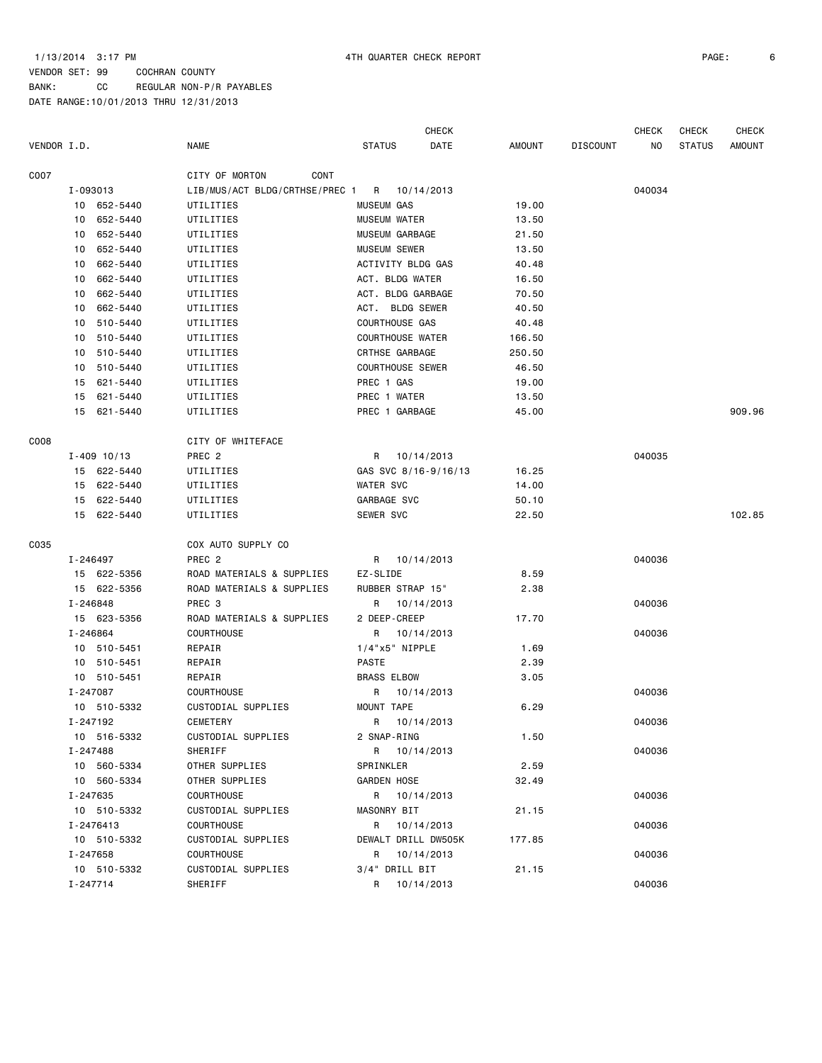1/13/2014 3:17 PM 4TH QUARTER CHECK REPORT

VENDOR SET: 99 COCHRAN COUNTY

BANK: CC REGULAR NON-P/R PAYABLES

DATE RANGE:10/01/2013 THRU 12/31/2013

| VENDOR I.D. | NAME | STATUS | CHECK DATE | AMOUNT | DISCOUNT | CHECK NO | CHECK STATUS | CHECK AMOUNT |
|---|---|---|---|---|---|---|---|---|
| C007 | CITY OF MORTON CONT | | | | | | | |
| I-093013 | LIB/MUS/ACT BLDG/CRTHSE/PREC 1 | R | 10/14/2013 | | | 040034 | | |
| 10 652-5440 | UTILITIES | MUSEUM GAS | | 19.00 | | | | |
| 10 652-5440 | UTILITIES | MUSEUM WATER | | 13.50 | | | | |
| 10 652-5440 | UTILITIES | MUSEUM GARBAGE | | 21.50 | | | | |
| 10 652-5440 | UTILITIES | MUSEUM SEWER | | 13.50 | | | | |
| 10 662-5440 | UTILITIES | ACTIVITY BLDG GAS | | 40.48 | | | | |
| 10 662-5440 | UTILITIES | ACT. BLDG WATER | | 16.50 | | | | |
| 10 662-5440 | UTILITIES | ACT. BLDG GARBAGE | | 70.50 | | | | |
| 10 662-5440 | UTILITIES | ACT. BLDG SEWER | | 40.50 | | | | |
| 10 510-5440 | UTILITIES | COURTHOUSE GAS | | 40.48 | | | | |
| 10 510-5440 | UTILITIES | COURTHOUSE WATER | | 166.50 | | | | |
| 10 510-5440 | UTILITIES | CRTHSE GARBAGE | | 250.50 | | | | |
| 10 510-5440 | UTILITIES | COURTHOUSE SEWER | | 46.50 | | | | |
| 15 621-5440 | UTILITIES | PREC 1 GAS | | 19.00 | | | | |
| 15 621-5440 | UTILITIES | PREC 1 WATER | | 13.50 | | | | |
| 15 621-5440 | UTILITIES | PREC 1 GARBAGE | | 45.00 | | | | 909.96 |
| C008 | CITY OF WHITEFACE | | | | | | | |
| I-409 10/13 | PREC 2 | R | 10/14/2013 | | | 040035 | | |
| 15 622-5440 | UTILITIES | GAS SVC 8/16-9/16/13 | | 16.25 | | | | |
| 15 622-5440 | UTILITIES | WATER SVC | | 14.00 | | | | |
| 15 622-5440 | UTILITIES | GARBAGE SVC | | 50.10 | | | | |
| 15 622-5440 | UTILITIES | SEWER SVC | | 22.50 | | | | 102.85 |
| C035 | COX AUTO SUPPLY CO | | | | | | | |
| I-246497 | PREC 2 | R | 10/14/2013 | | | 040036 | | |
| 15 622-5356 | ROAD MATERIALS & SUPPLIES | EZ-SLIDE | | 8.59 | | | | |
| 15 622-5356 | ROAD MATERIALS & SUPPLIES | RUBBER STRAP 15" | | 2.38 | | | | |
| I-246848 | PREC 3 | R | 10/14/2013 | | | 040036 | | |
| 15 623-5356 | ROAD MATERIALS & SUPPLIES | 2 DEEP-CREEP | | 17.70 | | | | |
| I-246864 | COURTHOUSE | R | 10/14/2013 | | | 040036 | | |
| 10 510-5451 | REPAIR | 1/4"x5" NIPPLE | | 1.69 | | | | |
| 10 510-5451 | REPAIR | PASTE | | 2.39 | | | | |
| 10 510-5451 | REPAIR | BRASS ELBOW | | 3.05 | | | | |
| I-247087 | COURTHOUSE | R | 10/14/2013 | | | 040036 | | |
| 10 510-5332 | CUSTODIAL SUPPLIES | MOUNT TAPE | | 6.29 | | | | |
| I-247192 | CEMETERY | R | 10/14/2013 | | | 040036 | | |
| 10 516-5332 | CUSTODIAL SUPPLIES | 2 SNAP-RING | | 1.50 | | | | |
| I-247488 | SHERIFF | R | 10/14/2013 | | | 040036 | | |
| 10 560-5334 | OTHER SUPPLIES | SPRINKLER | | 2.59 | | | | |
| 10 560-5334 | OTHER SUPPLIES | GARDEN HOSE | | 32.49 | | | | |
| I-247635 | COURTHOUSE | R | 10/14/2013 | | | 040036 | | |
| 10 510-5332 | CUSTODIAL SUPPLIES | MASONRY BIT | | 21.15 | | | | |
| I-2476413 | COURTHOUSE | R | 10/14/2013 | | | 040036 | | |
| 10 510-5332 | CUSTODIAL SUPPLIES | DEWALT DRILL DW505K | | 177.85 | | | | |
| I-247658 | COURTHOUSE | R | 10/14/2013 | | | 040036 | | |
| 10 510-5332 | CUSTODIAL SUPPLIES | 3/4" DRILL BIT | | 21.15 | | | | |
| I-247714 | SHERIFF | R | 10/14/2013 | | | 040036 | | |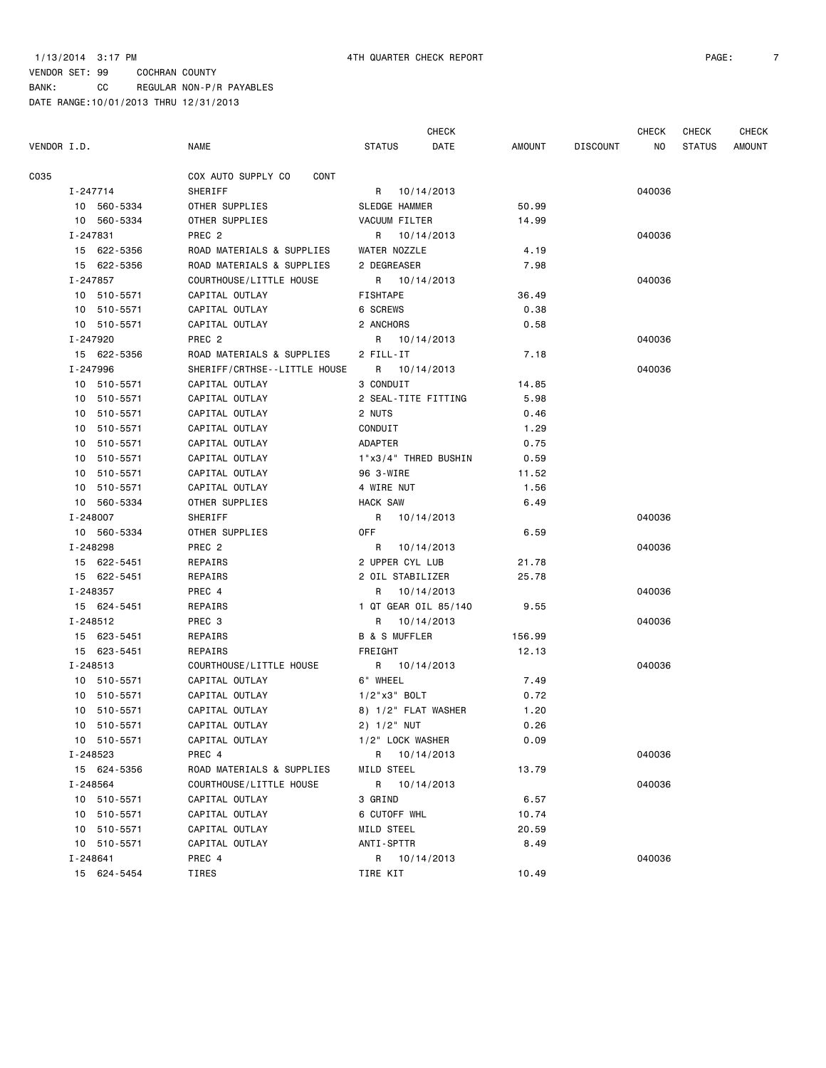1/13/2014 3:17 PM 4TH QUARTER CHECK REPORT

VENDOR SET: 99 COCHRAN COUNTY
BANK: CC REGULAR NON-P/R PAYABLES
DATE RANGE:10/01/2013 THRU 12/31/2013

| VENDOR I.D. | NAME | STATUS | CHECK DATE | AMOUNT | DISCOUNT | CHECK NO | CHECK STATUS | CHECK AMOUNT |
|---|---|---|---|---|---|---|---|---|
| C035 | COX AUTO SUPPLY CO CONT | | | | | | | |
| I-247714 | SHERIFF | R | 10/14/2013 | | | 040036 | | |
| 10 560-5334 | OTHER SUPPLIES | SLEDGE HAMMER | | 50.99 | | | | |
| 10 560-5334 | OTHER SUPPLIES | VACUUM FILTER | | 14.99 | | | | |
| I-247831 | PREC 2 | R | 10/14/2013 | | | 040036 | | |
| 15 622-5356 | ROAD MATERIALS & SUPPLIES | WATER NOZZLE | | 4.19 | | | | |
| 15 622-5356 | ROAD MATERIALS & SUPPLIES | 2 DEGREASER | | 7.98 | | | | |
| I-247857 | COURTHOUSE/LITTLE HOUSE | R | 10/14/2013 | | | 040036 | | |
| 10 510-5571 | CAPITAL OUTLAY | FISHTAPE | | 36.49 | | | | |
| 10 510-5571 | CAPITAL OUTLAY | 6 SCREWS | | 0.38 | | | | |
| 10 510-5571 | CAPITAL OUTLAY | 2 ANCHORS | | 0.58 | | | | |
| I-247920 | PREC 2 | R | 10/14/2013 | | | 040036 | | |
| 15 622-5356 | ROAD MATERIALS & SUPPLIES | 2 FILL-IT | | 7.18 | | | | |
| I-247996 | SHERIFF/CRTHSE--LITTLE HOUSE | R | 10/14/2013 | | | 040036 | | |
| 10 510-5571 | CAPITAL OUTLAY | 3 CONDUIT | | 14.85 | | | | |
| 10 510-5571 | CAPITAL OUTLAY | 2 SEAL-TITE FITTING | | 5.98 | | | | |
| 10 510-5571 | CAPITAL OUTLAY | 2 NUTS | | 0.46 | | | | |
| 10 510-5571 | CAPITAL OUTLAY | CONDUIT | | 1.29 | | | | |
| 10 510-5571 | CAPITAL OUTLAY | ADAPTER | | 0.75 | | | | |
| 10 510-5571 | CAPITAL OUTLAY | 1"x3/4" THRED BUSHIN | | 0.59 | | | | |
| 10 510-5571 | CAPITAL OUTLAY | 96 3-WIRE | | 11.52 | | | | |
| 10 510-5571 | CAPITAL OUTLAY | 4 WIRE NUT | | 1.56 | | | | |
| 10 560-5334 | OTHER SUPPLIES | HACK SAW | | 6.49 | | | | |
| I-248007 | SHERIFF | R | 10/14/2013 | | | 040036 | | |
| 10 560-5334 | OTHER SUPPLIES | OFF | | 6.59 | | | | |
| I-248298 | PREC 2 | R | 10/14/2013 | | | 040036 | | |
| 15 622-5451 | REPAIRS | 2 UPPER CYL LUB | | 21.78 | | | | |
| 15 622-5451 | REPAIRS | 2 OIL STABILIZER | | 25.78 | | | | |
| I-248357 | PREC 4 | R | 10/14/2013 | | | 040036 | | |
| 15 624-5451 | REPAIRS | 1 QT GEAR OIL 85/140 | | 9.55 | | | | |
| I-248512 | PREC 3 | R | 10/14/2013 | | | 040036 | | |
| 15 623-5451 | REPAIRS | B & S MUFFLER | | 156.99 | | | | |
| 15 623-5451 | REPAIRS | FREIGHT | | 12.13 | | | | |
| I-248513 | COURTHOUSE/LITTLE HOUSE | R | 10/14/2013 | | | 040036 | | |
| 10 510-5571 | CAPITAL OUTLAY | 6" WHEEL | | 7.49 | | | | |
| 10 510-5571 | CAPITAL OUTLAY | 1/2"x3" BOLT | | 0.72 | | | | |
| 10 510-5571 | CAPITAL OUTLAY | 8) 1/2" FLAT WASHER | | 1.20 | | | | |
| 10 510-5571 | CAPITAL OUTLAY | 2) 1/2" NUT | | 0.26 | | | | |
| 10 510-5571 | CAPITAL OUTLAY | 1/2" LOCK WASHER | | 0.09 | | | | |
| I-248523 | PREC 4 | R | 10/14/2013 | | | 040036 | | |
| 15 624-5356 | ROAD MATERIALS & SUPPLIES | MILD STEEL | | 13.79 | | | | |
| I-248564 | COURTHOUSE/LITTLE HOUSE | R | 10/14/2013 | | | 040036 | | |
| 10 510-5571 | CAPITAL OUTLAY | 3 GRIND | | 6.57 | | | | |
| 10 510-5571 | CAPITAL OUTLAY | 6 CUTOFF WHL | | 10.74 | | | | |
| 10 510-5571 | CAPITAL OUTLAY | MILD STEEL | | 20.59 | | | | |
| 10 510-5571 | CAPITAL OUTLAY | ANTI-SPTTR | | 8.49 | | | | |
| I-248641 | PREC 4 | R | 10/14/2013 | | | 040036 | | |
| 15 624-5454 | TIRES | TIRE KIT | | 10.49 | | | | |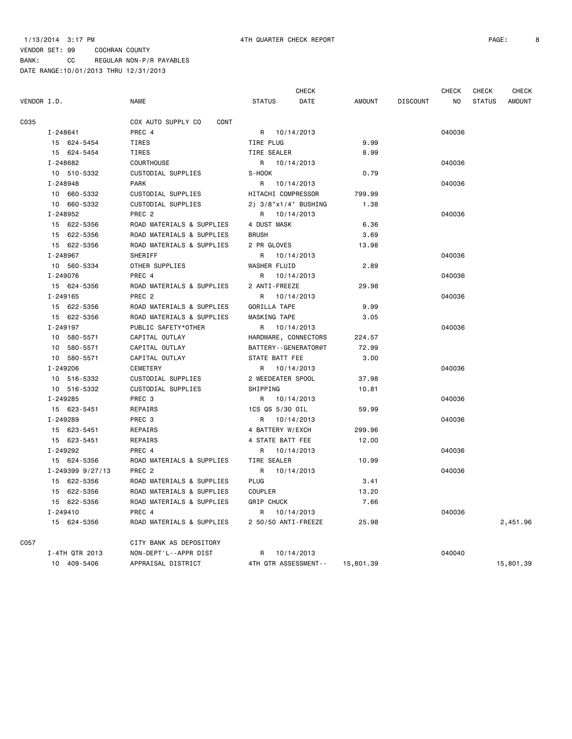1/13/2014 3:17 PM 4TH QUARTER CHECK REPORT

VENDOR SET: 99 COCHRAN COUNTY

BANK: CC REGULAR NON-P/R PAYABLES

DATE RANGE:10/01/2013 THRU 12/31/2013

| VENDOR I.D. | NAME | STATUS | CHECK DATE | AMOUNT | DISCOUNT | CHECK NO | CHECK STATUS | CHECK AMOUNT |
|---|---|---|---|---|---|---|---|---|
| C035 | COX AUTO SUPPLY CO CONT | | | | | | | |
| I-248641 | PREC 4 | R | 10/14/2013 | | | 040036 | | |
| 15 624-5454 | TIRES | TIRE PLUG | | 9.99 | | | | |
| 15 624-5454 | TIRES | TIRE SEALER | | 8.99 | | | | |
| I-248682 | COURTHOUSE | R | 10/14/2013 | | | 040036 | | |
| 10 510-5332 | CUSTODIAL SUPPLIES | S-HOOK | | 0.79 | | | | |
| I-248948 | PARK | R | 10/14/2013 | | | 040036 | | |
| 10 660-5332 | CUSTODIAL SUPPLIES | HITACHI COMPRESSOR | | 799.99 | | | | |
| 10 660-5332 | CUSTODIAL SUPPLIES | 2) 3/8"x1/4" BUSHING | | 1.38 | | | | |
| I-248952 | PREC 2 | R | 10/14/2013 | | | 040036 | | |
| 15 622-5356 | ROAD MATERIALS & SUPPLIES | 4 DUST MASK | | 6.36 | | | | |
| 15 622-5356 | ROAD MATERIALS & SUPPLIES | BRUSH | | 3.69 | | | | |
| 15 622-5356 | ROAD MATERIALS & SUPPLIES | 2 PR GLOVES | | 13.98 | | | | |
| I-248967 | SHERIFF | R | 10/14/2013 | | | 040036 | | |
| 10 560-5334 | OTHER SUPPLIES | WASHER FLUID | | 2.89 | | | | |
| I-249076 | PREC 4 | R | 10/14/2013 | | | 040036 | | |
| 15 624-5356 | ROAD MATERIALS & SUPPLIES | 2 ANTI-FREEZE | | 29.98 | | | | |
| I-249165 | PREC 2 | R | 10/14/2013 | | | 040036 | | |
| 15 622-5356 | ROAD MATERIALS & SUPPLIES | GORILLA TAPE | | 9.99 | | | | |
| 15 622-5356 | ROAD MATERIALS & SUPPLIES | MASKING TAPE | | 3.05 | | | | |
| I-249197 | PUBLIC SAFETY*OTHER | R | 10/14/2013 | | | 040036 | | |
| 10 580-5571 | CAPITAL OUTLAY | HARDWARE, CONNECTORS | | 224.57 | | | | |
| 10 580-5571 | CAPITAL OUTLAY | BATTERY--GENERATOR@T | | 72.99 | | | | |
| 10 580-5571 | CAPITAL OUTLAY | STATE BATT FEE | | 3.00 | | | | |
| I-249206 | CEMETERY | R | 10/14/2013 | | | 040036 | | |
| 10 516-5332 | CUSTODIAL SUPPLIES | 2 WEEDEATER SPOOL | | 37.98 | | | | |
| 10 516-5332 | CUSTODIAL SUPPLIES | SHIPPING | | 10.81 | | | | |
| I-249285 | PREC 3 | R | 10/14/2013 | | | 040036 | | |
| 15 623-5451 | REPAIRS | 1CS QS 5/30 OIL | | 59.99 | | | | |
| I-249289 | PREC 3 | R | 10/14/2013 | | | 040036 | | |
| 15 623-5451 | REPAIRS | 4 BATTERY W/EXCH | | 299.96 | | | | |
| 15 623-5451 | REPAIRS | 4 STATE BATT FEE | | 12.00 | | | | |
| I-249292 | PREC 4 | R | 10/14/2013 | | | 040036 | | |
| 15 624-5356 | ROAD MATERIALS & SUPPLIES | TIRE SEALER | | 10.99 | | | | |
| I-249399 9/27/13 | PREC 2 | R | 10/14/2013 | | | 040036 | | |
| 15 622-5356 | ROAD MATERIALS & SUPPLIES | PLUG | | 3.41 | | | | |
| 15 622-5356 | ROAD MATERIALS & SUPPLIES | COUPLER | | 13.20 | | | | |
| 15 622-5356 | ROAD MATERIALS & SUPPLIES | GRIP CHUCK | | 7.66 | | | | |
| I-249410 | PREC 4 | R | 10/14/2013 | | | 040036 | | |
| 15 624-5356 | ROAD MATERIALS & SUPPLIES | 2 50/50 ANTI-FREEZE | | 25.98 | | | | 2,451.96 |
| C057 | CITY BANK AS DEPOSITORY | | | | | | | |
| I-4TH QTR 2013 | NON-DEPT'L--APPR DIST | R | 10/14/2013 | | | 040040 | | |
| 10 409-5406 | APPRAISAL DISTRICT | 4TH QTR ASSESSMENT-- | | 15,801.39 | | | | 15,801.39 |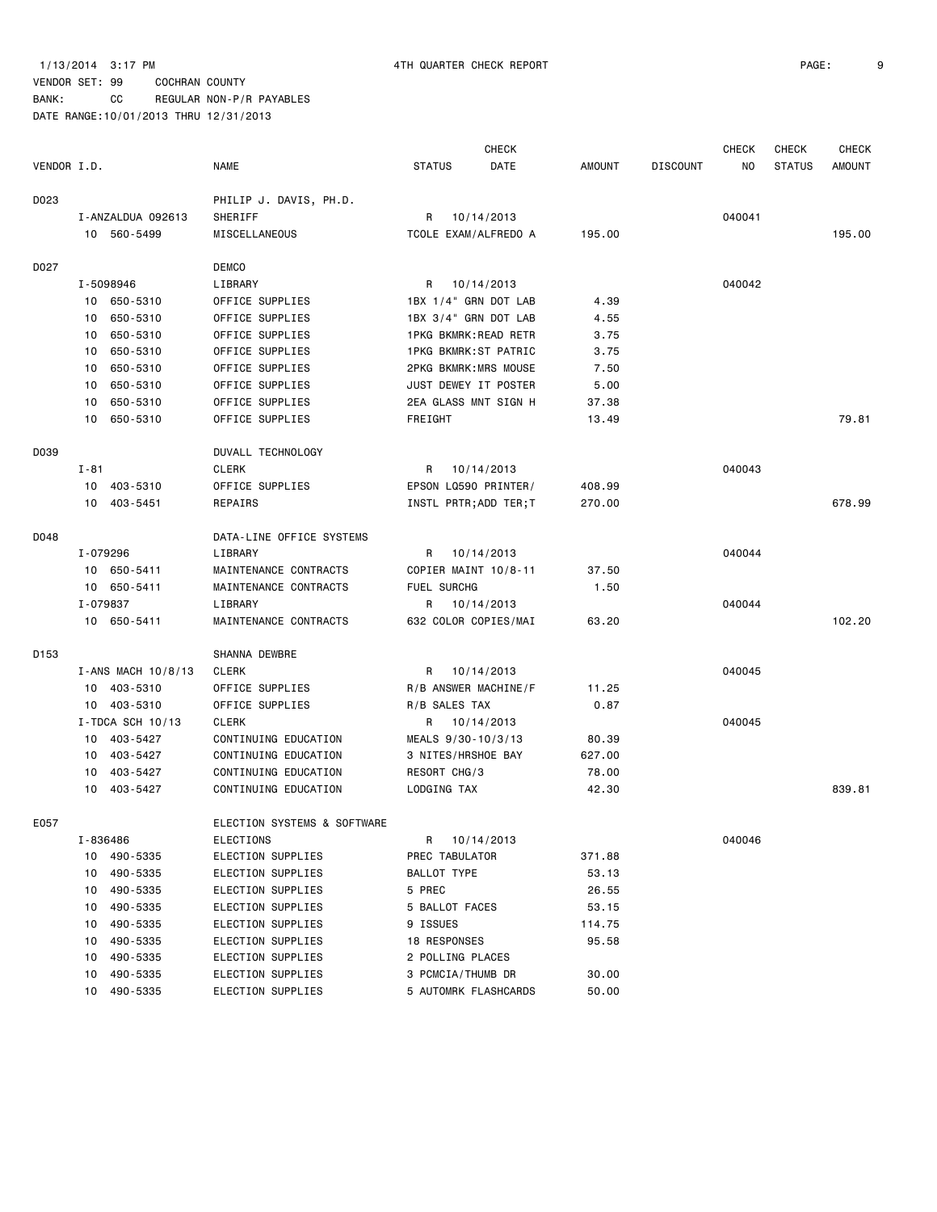1/13/2014 3:17 PM 4TH QUARTER CHECK REPORT

VENDOR SET: 99 COCHRAN COUNTY

BANK: CC REGULAR NON-P/R PAYABLES

DATE RANGE:10/01/2013 THRU 12/31/2013

| VENDOR I.D. | NAME | STATUS | CHECK DATE | AMOUNT | DISCOUNT | CHECK NO | CHECK STATUS | CHECK AMOUNT |
|---|---|---|---|---|---|---|---|---|
| D023 | PHILIP J. DAVIS, PH.D. | | | | | | | |
| I-ANZALDUA 092613 | SHERIFF | R | 10/14/2013 | | | 040041 | | |
| 10 560-5499 | MISCELLANEOUS | TCOLE EXAM/ALFREDO A | | 195.00 | | | | 195.00 |
| D027 | DEMCO | | | | | | | |
| I-5098946 | LIBRARY | R | 10/14/2013 | | | 040042 | | |
| 10 650-5310 | OFFICE SUPPLIES | 1BX 1/4" GRN DOT LAB | | 4.39 | | | | |
| 10 650-5310 | OFFICE SUPPLIES | 1BX 3/4" GRN DOT LAB | | 4.55 | | | | |
| 10 650-5310 | OFFICE SUPPLIES | 1PKG BKMRK:READ RETR | | 3.75 | | | | |
| 10 650-5310 | OFFICE SUPPLIES | 1PKG BKMRK:ST PATRIC | | 3.75 | | | | |
| 10 650-5310 | OFFICE SUPPLIES | 2PKG BKMRK:MRS MOUSE | | 7.50 | | | | |
| 10 650-5310 | OFFICE SUPPLIES | JUST DEWEY IT POSTER | | 5.00 | | | | |
| 10 650-5310 | OFFICE SUPPLIES | 2EA GLASS MNT SIGN H | | 37.38 | | | | |
| 10 650-5310 | OFFICE SUPPLIES | FREIGHT | | 13.49 | | | | 79.81 |
| D039 | DUVALL TECHNOLOGY | | | | | | | |
| I-81 | CLERK | R | 10/14/2013 | | | 040043 | | |
| 10 403-5310 | OFFICE SUPPLIES | EPSON LQ590 PRINTER/ | | 408.99 | | | | |
| 10 403-5451 | REPAIRS | INSTL PRTR;ADD TER;T | | 270.00 | | | | 678.99 |
| D048 | DATA-LINE OFFICE SYSTEMS | | | | | | | |
| I-079296 | LIBRARY | R | 10/14/2013 | | | 040044 | | |
| 10 650-5411 | MAINTENANCE CONTRACTS | COPIER MAINT 10/8-11 | | 37.50 | | | | |
| 10 650-5411 | MAINTENANCE CONTRACTS | FUEL SURCHG | | 1.50 | | | | |
| I-079837 | LIBRARY | R | 10/14/2013 | | | 040044 | | |
| 10 650-5411 | MAINTENANCE CONTRACTS | 632 COLOR COPIES/MAI | | 63.20 | | | | 102.20 |
| D153 | SHANNA DEWBRE | | | | | | | |
| I-ANS MACH 10/8/13 | CLERK | R | 10/14/2013 | | | 040045 | | |
| 10 403-5310 | OFFICE SUPPLIES | R/B ANSWER MACHINE/F | | 11.25 | | | | |
| 10 403-5310 | OFFICE SUPPLIES | R/B SALES TAX | | 0.87 | | | | |
| I-TDCA SCH 10/13 | CLERK | R | 10/14/2013 | | | 040045 | | |
| 10 403-5427 | CONTINUING EDUCATION | MEALS 9/30-10/3/13 | | 80.39 | | | | |
| 10 403-5427 | CONTINUING EDUCATION | 3 NITES/HRSHOE BAY | | 627.00 | | | | |
| 10 403-5427 | CONTINUING EDUCATION | RESORT CHG/3 | | 78.00 | | | | |
| 10 403-5427 | CONTINUING EDUCATION | LODGING TAX | | 42.30 | | | | 839.81 |
| E057 | ELECTION SYSTEMS & SOFTWARE | | | | | | | |
| I-836486 | ELECTIONS | R | 10/14/2013 | | | 040046 | | |
| 10 490-5335 | ELECTION SUPPLIES | PREC TABULATOR | | 371.88 | | | | |
| 10 490-5335 | ELECTION SUPPLIES | BALLOT TYPE | | 53.13 | | | | |
| 10 490-5335 | ELECTION SUPPLIES | 5 PREC | | 26.55 | | | | |
| 10 490-5335 | ELECTION SUPPLIES | 5 BALLOT FACES | | 53.15 | | | | |
| 10 490-5335 | ELECTION SUPPLIES | 9 ISSUES | | 114.75 | | | | |
| 10 490-5335 | ELECTION SUPPLIES | 18 RESPONSES | | 95.58 | | | | |
| 10 490-5335 | ELECTION SUPPLIES | 2 POLLING PLACES | | | | | | |
| 10 490-5335 | ELECTION SUPPLIES | 3 PCMCIA/THUMB DR | | 30.00 | | | | |
| 10 490-5335 | ELECTION SUPPLIES | 5 AUTOMRK FLASHCARDS | | 50.00 | | | | |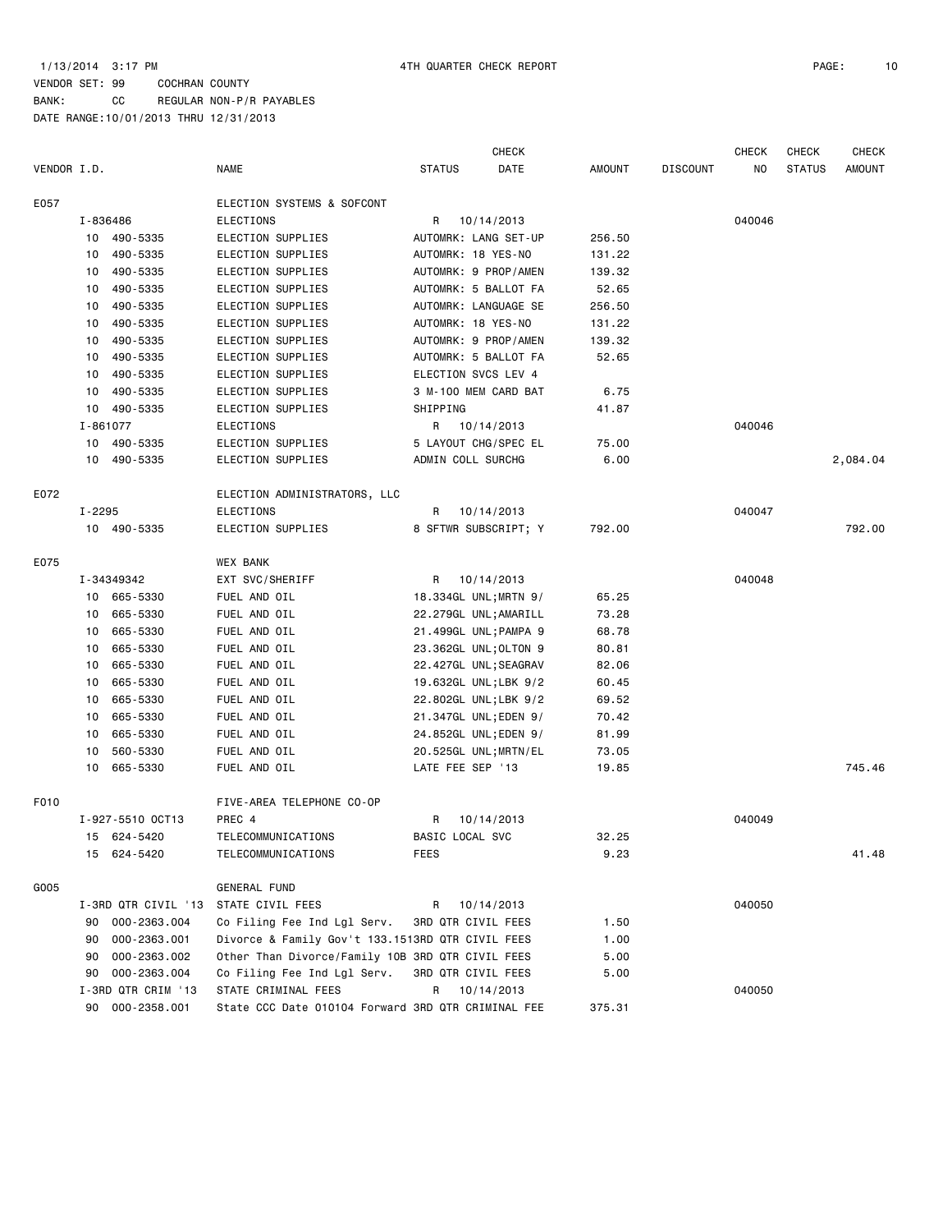1/13/2014 3:17 PM 4TH QUARTER CHECK REPORT

VENDOR SET: 99 COCHRAN COUNTY
BANK: CC REGULAR NON-P/R PAYABLES
DATE RANGE:10/01/2013 THRU 12/31/2013

| VENDOR I.D. | NAME | STATUS | CHECK DATE | AMOUNT | DISCOUNT | CHECK NO | CHECK STATUS | CHECK AMOUNT |
|---|---|---|---|---|---|---|---|---|
| E057 | ELECTION SYSTEMS & SOFCONT | | | | | | | |
| I-836486 | ELECTIONS | R | 10/14/2013 | | | 040046 | | |
| 10 490-5335 | ELECTION SUPPLIES | AUTOMRK: LANG SET-UP | | 256.50 | | | | |
| 10 490-5335 | ELECTION SUPPLIES | AUTOMRK: 18 YES-NO | | 131.22 | | | | |
| 10 490-5335 | ELECTION SUPPLIES | AUTOMRK: 9 PROP/AMEN | | 139.32 | | | | |
| 10 490-5335 | ELECTION SUPPLIES | AUTOMRK: 5 BALLOT FA | | 52.65 | | | | |
| 10 490-5335 | ELECTION SUPPLIES | AUTOMRK: LANGUAGE SE | | 256.50 | | | | |
| 10 490-5335 | ELECTION SUPPLIES | AUTOMRK: 18 YES-NO | | 131.22 | | | | |
| 10 490-5335 | ELECTION SUPPLIES | AUTOMRK: 9 PROP/AMEN | | 139.32 | | | | |
| 10 490-5335 | ELECTION SUPPLIES | AUTOMRK: 5 BALLOT FA | | 52.65 | | | | |
| 10 490-5335 | ELECTION SUPPLIES | ELECTION SVCS LEV 4 | | | | | | |
| 10 490-5335 | ELECTION SUPPLIES | 3 M-100 MEM CARD BAT | | 6.75 | | | | |
| 10 490-5335 | ELECTION SUPPLIES | SHIPPING | | 41.87 | | | | |
| I-861077 | ELECTIONS | R | 10/14/2013 | | | 040046 | | |
| 10 490-5335 | ELECTION SUPPLIES | 5 LAYOUT CHG/SPEC EL | | 75.00 | | | | |
| 10 490-5335 | ELECTION SUPPLIES | ADMIN COLL SURCHG | | 6.00 | | | | 2,084.04 |
| E072 | ELECTION ADMINISTRATORS, LLC | | | | | | | |
| I-2295 | ELECTIONS | R | 10/14/2013 | | | 040047 | | |
| 10 490-5335 | ELECTION SUPPLIES | 8 SFTWR SUBSCRIPT; Y | | 792.00 | | | | 792.00 |
| E075 | WEX BANK | | | | | | | |
| I-34349342 | EXT SVC/SHERIFF | R | 10/14/2013 | | | 040048 | | |
| 10 665-5330 | FUEL AND OIL | 18.334GL UNL;MRTN 9/ | | 65.25 | | | | |
| 10 665-5330 | FUEL AND OIL | 22.279GL UNL;AMARILL | | 73.28 | | | | |
| 10 665-5330 | FUEL AND OIL | 21.499GL UNL;PAMPA 9 | | 68.78 | | | | |
| 10 665-5330 | FUEL AND OIL | 23.362GL UNL;OLTON 9 | | 80.81 | | | | |
| 10 665-5330 | FUEL AND OIL | 22.427GL UNL;SEAGRAV | | 82.06 | | | | |
| 10 665-5330 | FUEL AND OIL | 19.632GL UNL;LBK 9/2 | | 60.45 | | | | |
| 10 665-5330 | FUEL AND OIL | 22.802GL UNL;LBK 9/2 | | 69.52 | | | | |
| 10 665-5330 | FUEL AND OIL | 21.347GL UNL;EDEN 9/ | | 70.42 | | | | |
| 10 665-5330 | FUEL AND OIL | 24.852GL UNL;EDEN 9/ | | 81.99 | | | | |
| 10 560-5330 | FUEL AND OIL | 20.525GL UNL;MRTN/EL | | 73.05 | | | | |
| 10 665-5330 | FUEL AND OIL | LATE FEE SEP '13 | | 19.85 | | | | 745.46 |
| F010 | FIVE-AREA TELEPHONE CO-OP | | | | | | | |
| I-927-5510 OCT13 | PREC 4 | R | 10/14/2013 | | | 040049 | | |
| 15 624-5420 | TELECOMMUNICATIONS | BASIC LOCAL SVC | | 32.25 | | | | |
| 15 624-5420 | TELECOMMUNICATIONS | FEES | | 9.23 | | | | 41.48 |
| G005 | GENERAL FUND | | | | | | | |
| I-3RD QTR CIVIL '13 | STATE CIVIL FEES | R | 10/14/2013 | | | 040050 | | |
| 90 000-2363.004 | Co Filing Fee Ind Lgl Serv. | 3RD QTR CIVIL FEES | | 1.50 | | | | |
| 90 000-2363.001 | Divorce & Family Gov't 133.151 | 3RD QTR CIVIL FEES | | 1.00 | | | | |
| 90 000-2363.002 | Other Than Divorce/Family 10B | 3RD QTR CIVIL FEES | | 5.00 | | | | |
| 90 000-2363.004 | Co Filing Fee Ind Lgl Serv. | 3RD QTR CIVIL FEES | | 5.00 | | | | |
| I-3RD QTR CRIM '13 | STATE CRIMINAL FEES | R | 10/14/2013 | | | 040050 | | |
| 90 000-2358.001 | State CCC Date 010104 Forward | 3RD QTR CRIMINAL FEE | | 375.31 | | | | |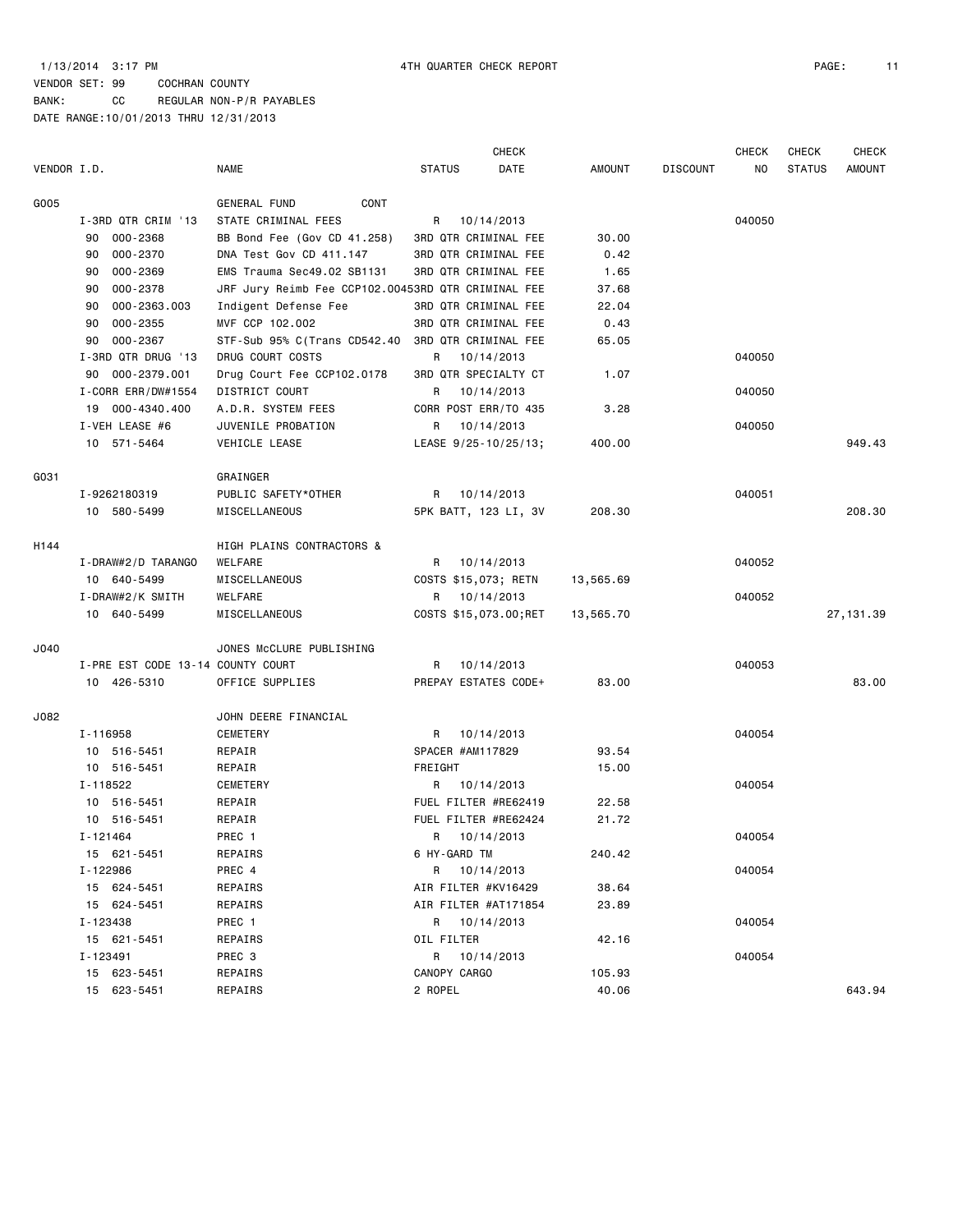1/13/2014 3:17 PM 4TH QUARTER CHECK REPORT

VENDOR SET: 99 COCHRAN COUNTY
BANK: CC REGULAR NON-P/R PAYABLES
DATE RANGE:10/01/2013 THRU 12/31/2013

| VENDOR I.D. | NAME | STATUS | CHECK DATE | AMOUNT | DISCOUNT | CHECK NO | CHECK STATUS | CHECK AMOUNT |
|---|---|---|---|---|---|---|---|---|
| G005 | GENERAL FUND CONT | | | | | | | |
| I-3RD QTR CRIM '13 | STATE CRIMINAL FEES | R | 10/14/2013 | | | 040050 | | |
| 90 000-2368 | BB Bond Fee (Gov CD 41.258) | 3RD QTR CRIMINAL FEE | | 30.00 | | | | |
| 90 000-2370 | DNA Test Gov CD 411.147 | 3RD QTR CRIMINAL FEE | | 0.42 | | | | |
| 90 000-2369 | EMS Trauma Sec49.02 SB1131 | 3RD QTR CRIMINAL FEE | | 1.65 | | | | |
| 90 000-2378 | JRF Jury Reimb Fee CCP102.0045 | 3RD QTR CRIMINAL FEE | | 37.68 | | | | |
| 90 000-2363.003 | Indigent Defense Fee | 3RD QTR CRIMINAL FEE | | 22.04 | | | | |
| 90 000-2355 | MVF CCP 102.002 | 3RD QTR CRIMINAL FEE | | 0.43 | | | | |
| 90 000-2367 | STF-Sub 95% C(Trans CD542.40 | 3RD QTR CRIMINAL FEE | | 65.05 | | | | |
| I-3RD QTR DRUG '13 | DRUG COURT COSTS | R | 10/14/2013 | | | 040050 | | |
| 90 000-2379.001 | Drug Court Fee CCP102.0178 | 3RD QTR SPECIALTY CT | | 1.07 | | | | |
| I-CORR ERR/DW#1554 | DISTRICT COURT | R | 10/14/2013 | | | 040050 | | |
| 19 000-4340.400 | A.D.R. SYSTEM FEES | CORR POST ERR/TO 435 | | 3.28 | | | | |
| I-VEH LEASE #6 | JUVENILE PROBATION | R | 10/14/2013 | | | 040050 | | |
| 10 571-5464 | VEHICLE LEASE | LEASE 9/25-10/25/13; | | 400.00 | | | | 949.43 |
| G031 | GRAINGER | | | | | | | |
| I-9262180319 | PUBLIC SAFETY*OTHER | R | 10/14/2013 | | | 040051 | | |
| 10 580-5499 | MISCELLANEOUS | 5PK BATT, 123 LI, 3V | | 208.30 | | | | 208.30 |
| H144 | HIGH PLAINS CONTRACTORS & | | | | | | | |
| I-DRAW#2/D TARANGO | WELFARE | R | 10/14/2013 | | | 040052 | | |
| 10 640-5499 | MISCELLANEOUS | COSTS $15,073; RETN | | 13,565.69 | | | | |
| I-DRAW#2/K SMITH | WELFARE | R | 10/14/2013 | | | 040052 | | |
| 10 640-5499 | MISCELLANEOUS | COSTS $15,073.00;RET | | 13,565.70 | | | | 27,131.39 |
| J040 | JONES McCLURE PUBLISHING | | | | | | | |
| I-PRE EST CODE 13-14 | COUNTY COURT | R | 10/14/2013 | | | 040053 | | |
| 10 426-5310 | OFFICE SUPPLIES | PREPAY ESTATES CODE+ | | 83.00 | | | | 83.00 |
| J082 | JOHN DEERE FINANCIAL | | | | | | | |
| I-116958 | CEMETERY | R | 10/14/2013 | | | 040054 | | |
| 10 516-5451 | REPAIR | SPACER #AM117829 | | 93.54 | | | | |
| 10 516-5451 | REPAIR | FREIGHT | | 15.00 | | | | |
| I-118522 | CEMETERY | R | 10/14/2013 | | | 040054 | | |
| 10 516-5451 | REPAIR | FUEL FILTER #RE62419 | | 22.58 | | | | |
| 10 516-5451 | REPAIR | FUEL FILTER #RE62424 | | 21.72 | | | | |
| I-121464 | PREC 1 | R | 10/14/2013 | | | 040054 | | |
| 15 621-5451 | REPAIRS | 6 HY-GARD TM | | 240.42 | | | | |
| I-122986 | PREC 4 | R | 10/14/2013 | | | 040054 | | |
| 15 624-5451 | REPAIRS | AIR FILTER #KV16429 | | 38.64 | | | | |
| 15 624-5451 | REPAIRS | AIR FILTER #AT171854 | | 23.89 | | | | |
| I-123438 | PREC 1 | R | 10/14/2013 | | | 040054 | | |
| 15 621-5451 | REPAIRS | OIL FILTER | | 42.16 | | | | |
| I-123491 | PREC 3 | R | 10/14/2013 | | | 040054 | | |
| 15 623-5451 | REPAIRS | CANOPY CARGO | | 105.93 | | | | |
| 15 623-5451 | REPAIRS | 2 ROPEL | | 40.06 | | | | 643.94 |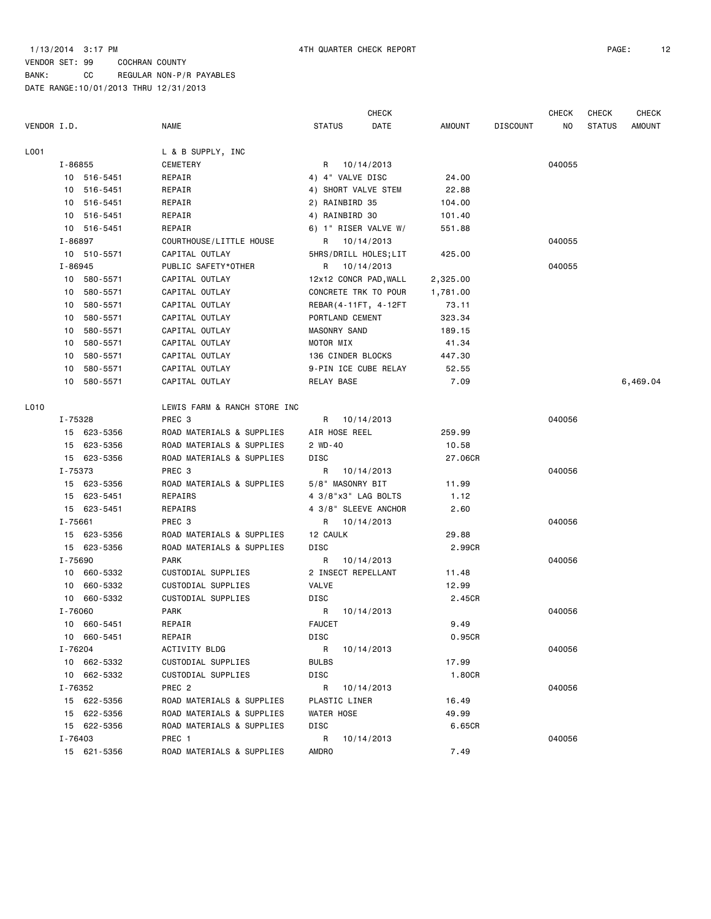1/13/2014 3:17 PM — 4TH QUARTER CHECK REPORT

VENDOR SET: 99 COCHRAN COUNTY
BANK: CC REGULAR NON-P/R PAYABLES
DATE RANGE:10/01/2013 THRU 12/31/2013

| VENDOR I.D. | NAME | STATUS | CHECK DATE | AMOUNT | DISCOUNT | CHECK NO | CHECK STATUS | CHECK AMOUNT |
|---|---|---|---|---|---|---|---|---|
| L001 | L & B SUPPLY, INC | | | | | | | |
| I-86855 | CEMETERY | R | 10/14/2013 | | | 040055 | | |
| 10 516-5451 | REPAIR | 4) 4" VALVE DISC | | 24.00 | | | | |
| 10 516-5451 | REPAIR | 4) SHORT VALVE STEM | | 22.88 | | | | |
| 10 516-5451 | REPAIR | 2) RAINBIRD 35 | | 104.00 | | | | |
| 10 516-5451 | REPAIR | 4) RAINBIRD 30 | | 101.40 | | | | |
| 10 516-5451 | REPAIR | 6) 1" RISER VALVE W/ | | 551.88 | | | | |
| I-86897 | COURTHOUSE/LITTLE HOUSE | R | 10/14/2013 | | | 040055 | | |
| 10 510-5571 | CAPITAL OUTLAY | 5HRS/DRILL HOLES;LIT | | 425.00 | | | | |
| I-86945 | PUBLIC SAFETY*OTHER | R | 10/14/2013 | | | 040055 | | |
| 10 580-5571 | CAPITAL OUTLAY | 12x12 CONCR PAD,WALL | | 2,325.00 | | | | |
| 10 580-5571 | CAPITAL OUTLAY | CONCRETE TRK TO POUR | | 1,781.00 | | | | |
| 10 580-5571 | CAPITAL OUTLAY | REBAR(4-11FT, 4-12FT | | 73.11 | | | | |
| 10 580-5571 | CAPITAL OUTLAY | PORTLAND CEMENT | | 323.34 | | | | |
| 10 580-5571 | CAPITAL OUTLAY | MASONRY SAND | | 189.15 | | | | |
| 10 580-5571 | CAPITAL OUTLAY | MOTOR MIX | | 41.34 | | | | |
| 10 580-5571 | CAPITAL OUTLAY | 136 CINDER BLOCKS | | 447.30 | | | | |
| 10 580-5571 | CAPITAL OUTLAY | 9-PIN ICE CUBE RELAY | | 52.55 | | | | |
| 10 580-5571 | CAPITAL OUTLAY | RELAY BASE | | 7.09 | | | | 6,469.04 |
| L010 | LEWIS FARM & RANCH STORE INC | | | | | | | |
| I-75328 | PREC 3 | R | 10/14/2013 | | | 040056 | | |
| 15 623-5356 | ROAD MATERIALS & SUPPLIES | AIR HOSE REEL | | 259.99 | | | | |
| 15 623-5356 | ROAD MATERIALS & SUPPLIES | 2 WD-40 | | 10.58 | | | | |
| 15 623-5356 | ROAD MATERIALS & SUPPLIES | DISC | | 27.06CR | | | | |
| I-75373 | PREC 3 | R | 10/14/2013 | | | 040056 | | |
| 15 623-5356 | ROAD MATERIALS & SUPPLIES | 5/8" MASONRY BIT | | 11.99 | | | | |
| 15 623-5451 | REPAIRS | 4 3/8"x3" LAG BOLTS | | 1.12 | | | | |
| 15 623-5451 | REPAIRS | 4 3/8" SLEEVE ANCHOR | | 2.60 | | | | |
| I-75661 | PREC 3 | R | 10/14/2013 | | | 040056 | | |
| 15 623-5356 | ROAD MATERIALS & SUPPLIES | 12 CAULK | | 29.88 | | | | |
| 15 623-5356 | ROAD MATERIALS & SUPPLIES | DISC | | 2.99CR | | | | |
| I-75690 | PARK | R | 10/14/2013 | | | 040056 | | |
| 10 660-5332 | CUSTODIAL SUPPLIES | 2 INSECT REPELLANT | | 11.48 | | | | |
| 10 660-5332 | CUSTODIAL SUPPLIES | VALVE | | 12.99 | | | | |
| 10 660-5332 | CUSTODIAL SUPPLIES | DISC | | 2.45CR | | | | |
| I-76060 | PARK | R | 10/14/2013 | | | 040056 | | |
| 10 660-5451 | REPAIR | FAUCET | | 9.49 | | | | |
| 10 660-5451 | REPAIR | DISC | | 0.95CR | | | | |
| I-76204 | ACTIVITY BLDG | R | 10/14/2013 | | | 040056 | | |
| 10 662-5332 | CUSTODIAL SUPPLIES | BULBS | | 17.99 | | | | |
| 10 662-5332 | CUSTODIAL SUPPLIES | DISC | | 1.80CR | | | | |
| I-76352 | PREC 2 | R | 10/14/2013 | | | 040056 | | |
| 15 622-5356 | ROAD MATERIALS & SUPPLIES | PLASTIC LINER | | 16.49 | | | | |
| 15 622-5356 | ROAD MATERIALS & SUPPLIES | WATER HOSE | | 49.99 | | | | |
| 15 622-5356 | ROAD MATERIALS & SUPPLIES | DISC | | 6.65CR | | | | |
| I-76403 | PREC 1 | R | 10/14/2013 | | | 040056 | | |
| 15 621-5356 | ROAD MATERIALS & SUPPLIES | AMDRO | | 7.49 | | | | |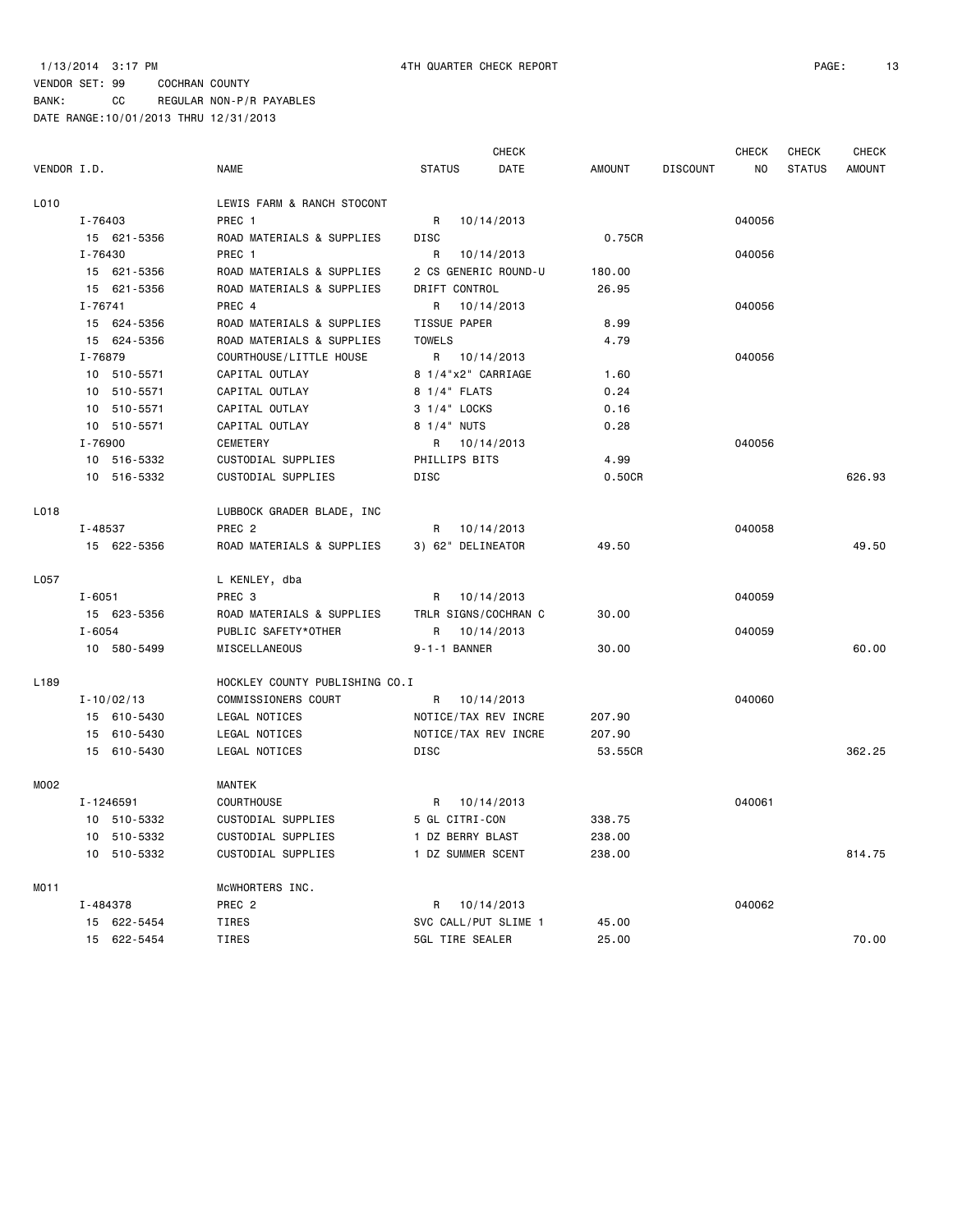1/13/2014 3:17 PM 4TH QUARTER CHECK REPORT

VENDOR SET: 99 COCHRAN COUNTY
BANK: CC REGULAR NON-P/R PAYABLES
DATE RANGE:10/01/2013 THRU 12/31/2013

| VENDOR I.D. | NAME | STATUS | CHECK DATE | AMOUNT | DISCOUNT | CHECK NO | CHECK STATUS | CHECK AMOUNT |
|---|---|---|---|---|---|---|---|---|
| L010 | LEWIS FARM & RANCH STOCONT | | | | | | | |
| I-76403 | PREC 1 | R | 10/14/2013 | | | 040056 | | |
| 15 621-5356 | ROAD MATERIALS & SUPPLIES | DISC | | 0.75CR | | | | |
| I-76430 | PREC 1 | R | 10/14/2013 | | | 040056 | | |
| 15 621-5356 | ROAD MATERIALS & SUPPLIES | 2 CS GENERIC ROUND-U | | 180.00 | | | | |
| 15 621-5356 | ROAD MATERIALS & SUPPLIES | DRIFT CONTROL | | 26.95 | | | | |
| I-76741 | PREC 4 | R | 10/14/2013 | | | 040056 | | |
| 15 624-5356 | ROAD MATERIALS & SUPPLIES | TISSUE PAPER | | 8.99 | | | | |
| 15 624-5356 | ROAD MATERIALS & SUPPLIES | TOWELS | | 4.79 | | | | |
| I-76879 | COURTHOUSE/LITTLE HOUSE | R | 10/14/2013 | | | 040056 | | |
| 10 510-5571 | CAPITAL OUTLAY | 8 1/4"x2" CARRIAGE | | 1.60 | | | | |
| 10 510-5571 | CAPITAL OUTLAY | 8 1/4" FLATS | | 0.24 | | | | |
| 10 510-5571 | CAPITAL OUTLAY | 3 1/4" LOCKS | | 0.16 | | | | |
| 10 510-5571 | CAPITAL OUTLAY | 8 1/4" NUTS | | 0.28 | | | | |
| I-76900 | CEMETERY | R | 10/14/2013 | | | 040056 | | |
| 10 516-5332 | CUSTODIAL SUPPLIES | PHILLIPS BITS | | 4.99 | | | | |
| 10 516-5332 | CUSTODIAL SUPPLIES | DISC | | 0.50CR | | | | 626.93 |
| L018 | LUBBOCK GRADER BLADE, INC | | | | | | | |
| I-48537 | PREC 2 | R | 10/14/2013 | | | 040058 | | |
| 15 622-5356 | ROAD MATERIALS & SUPPLIES | 3) 62" DELINEATOR | | 49.50 | | | | 49.50 |
| L057 | L KENLEY, dba | | | | | | | |
| I-6051 | PREC 3 | R | 10/14/2013 | | | 040059 | | |
| 15 623-5356 | ROAD MATERIALS & SUPPLIES | TRLR SIGNS/COCHRAN C | | 30.00 | | | | |
| I-6054 | PUBLIC SAFETY*OTHER | R | 10/14/2013 | | | 040059 | | |
| 10 580-5499 | MISCELLANEOUS | 9-1-1 BANNER | | 30.00 | | | | 60.00 |
| L189 | HOCKLEY COUNTY PUBLISHING CO.I | | | | | | | |
| I-10/02/13 | COMMISSIONERS COURT | R | 10/14/2013 | | | 040060 | | |
| 15 610-5430 | LEGAL NOTICES | NOTICE/TAX REV INCRE | | 207.90 | | | | |
| 15 610-5430 | LEGAL NOTICES | NOTICE/TAX REV INCRE | | 207.90 | | | | |
| 15 610-5430 | LEGAL NOTICES | DISC | | 53.55CR | | | | 362.25 |
| M002 | MANTEK | | | | | | | |
| I-1246591 | COURTHOUSE | R | 10/14/2013 | | | 040061 | | |
| 10 510-5332 | CUSTODIAL SUPPLIES | 5 GL CITRI-CON | | 338.75 | | | | |
| 10 510-5332 | CUSTODIAL SUPPLIES | 1 DZ BERRY BLAST | | 238.00 | | | | |
| 10 510-5332 | CUSTODIAL SUPPLIES | 1 DZ SUMMER SCENT | | 238.00 | | | | 814.75 |
| M011 | McWHORTERS INC. | | | | | | | |
| I-484378 | PREC 2 | R | 10/14/2013 | | | 040062 | | |
| 15 622-5454 | TIRES | SVC CALL/PUT SLIME 1 | | 45.00 | | | | |
| 15 622-5454 | TIRES | 5GL TIRE SEALER | | 25.00 | | | | 70.00 |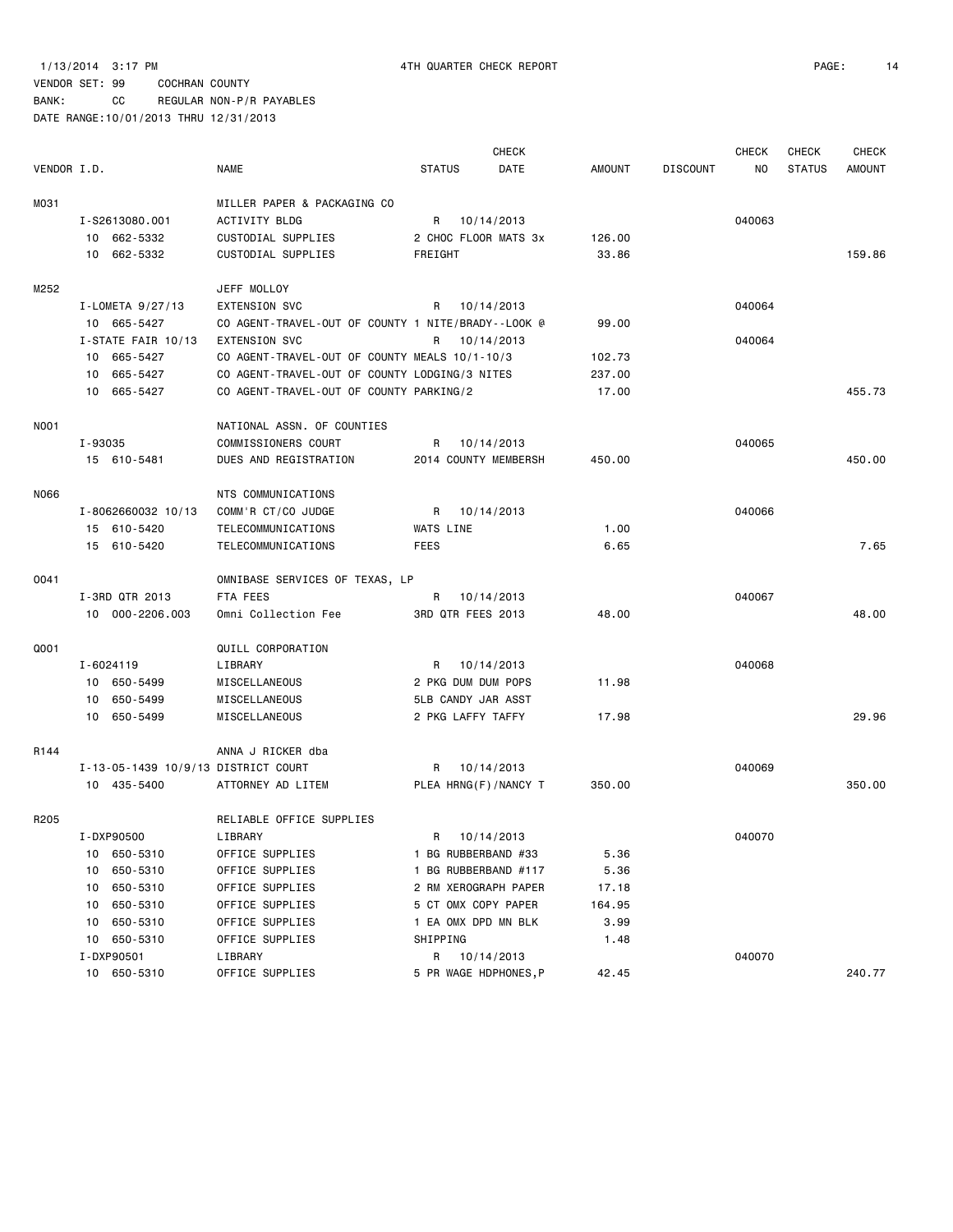1/13/2014 3:17 PM 4TH QUARTER CHECK REPORT

VENDOR SET: 99 COCHRAN COUNTY
BANK: CC REGULAR NON-P/R PAYABLES
DATE RANGE:10/01/2013 THRU 12/31/2013

| VENDOR I.D. | NAME | STATUS | CHECK DATE | AMOUNT | DISCOUNT | CHECK NO | CHECK STATUS | CHECK AMOUNT |
|---|---|---|---|---|---|---|---|---|
| M031 | MILLER PAPER & PACKAGING CO | | | | | | | |
| I-S2613080.001 | ACTIVITY BLDG | R | 10/14/2013 | | | 040063 | | |
| 10 662-5332 | CUSTODIAL SUPPLIES | 2 CHOC FLOOR MATS 3x | | 126.00 | | | | |
| 10 662-5332 | CUSTODIAL SUPPLIES | FREIGHT | | 33.86 | | | | 159.86 |
| M252 | JEFF MOLLOY | | | | | | | |
| I-LOMETA 9/27/13 | EXTENSION SVC | R | 10/14/2013 | | | 040064 | | |
| 10 665-5427 | CO AGENT-TRAVEL-OUT OF COUNTY 1 NITE/BRADY--LOOK @ | | | 99.00 | | | | |
| I-STATE FAIR 10/13 | EXTENSION SVC | R | 10/14/2013 | | | 040064 | | |
| 10 665-5427 | CO AGENT-TRAVEL-OUT OF COUNTY MEALS 10/1-10/3 | | | 102.73 | | | | |
| 10 665-5427 | CO AGENT-TRAVEL-OUT OF COUNTY LODGING/3 NITES | | | 237.00 | | | | |
| 10 665-5427 | CO AGENT-TRAVEL-OUT OF COUNTY PARKING/2 | | | 17.00 | | | | 455.73 |
| N001 | NATIONAL ASSN. OF COUNTIES | | | | | | | |
| I-93035 | COMMISSIONERS COURT | R | 10/14/2013 | | | 040065 | | |
| 15 610-5481 | DUES AND REGISTRATION | 2014 COUNTY MEMBERSH | | 450.00 | | | | 450.00 |
| N066 | NTS COMMUNICATIONS | | | | | | | |
| I-8062660032 10/13 | COMM'R CT/CO JUDGE | R | 10/14/2013 | | | 040066 | | |
| 15 610-5420 | TELECOMMUNICATIONS | WATS LINE | | 1.00 | | | | |
| 15 610-5420 | TELECOMMUNICATIONS | FEES | | 6.65 | | | | 7.65 |
| O041 | OMNIBASE SERVICES OF TEXAS, LP | | | | | | | |
| I-3RD QTR 2013 | FTA FEES | R | 10/14/2013 | | | 040067 | | |
| 10 000-2206.003 | Omni Collection Fee | 3RD QTR FEES 2013 | | 48.00 | | | | 48.00 |
| Q001 | QUILL CORPORATION | | | | | | | |
| I-6024119 | LIBRARY | R | 10/14/2013 | | | 040068 | | |
| 10 650-5499 | MISCELLANEOUS | 2 PKG DUM DUM POPS | | 11.98 | | | | |
| 10 650-5499 | MISCELLANEOUS | 5LB CANDY JAR ASST | | | | | | |
| 10 650-5499 | MISCELLANEOUS | 2 PKG LAFFY TAFFY | | 17.98 | | | | 29.96 |
| R144 | ANNA J RICKER dba | | | | | | | |
| I-13-05-1439 10/9/13 | DISTRICT COURT | R | 10/14/2013 | | | 040069 | | |
| 10 435-5400 | ATTORNEY AD LITEM | PLEA HRNG(F)/NANCY T | | 350.00 | | | | 350.00 |
| R205 | RELIABLE OFFICE SUPPLIES | | | | | | | |
| I-DXP90500 | LIBRARY | R | 10/14/2013 | | | 040070 | | |
| 10 650-5310 | OFFICE SUPPLIES | 1 BG RUBBERBAND #33 | | 5.36 | | | | |
| 10 650-5310 | OFFICE SUPPLIES | 1 BG RUBBERBAND #117 | | 5.36 | | | | |
| 10 650-5310 | OFFICE SUPPLIES | 2 RM XEROGRAPH PAPER | | 17.18 | | | | |
| 10 650-5310 | OFFICE SUPPLIES | 5 CT OMX COPY PAPER | | 164.95 | | | | |
| 10 650-5310 | OFFICE SUPPLIES | 1 EA OMX DPD MN BLK | | 3.99 | | | | |
| 10 650-5310 | OFFICE SUPPLIES | SHIPPING | | 1.48 | | | | |
| I-DXP90501 | LIBRARY | R | 10/14/2013 | | | 040070 | | |
| 10 650-5310 | OFFICE SUPPLIES | 5 PR WAGE HDPHONES,P | | 42.45 | | | | 240.77 |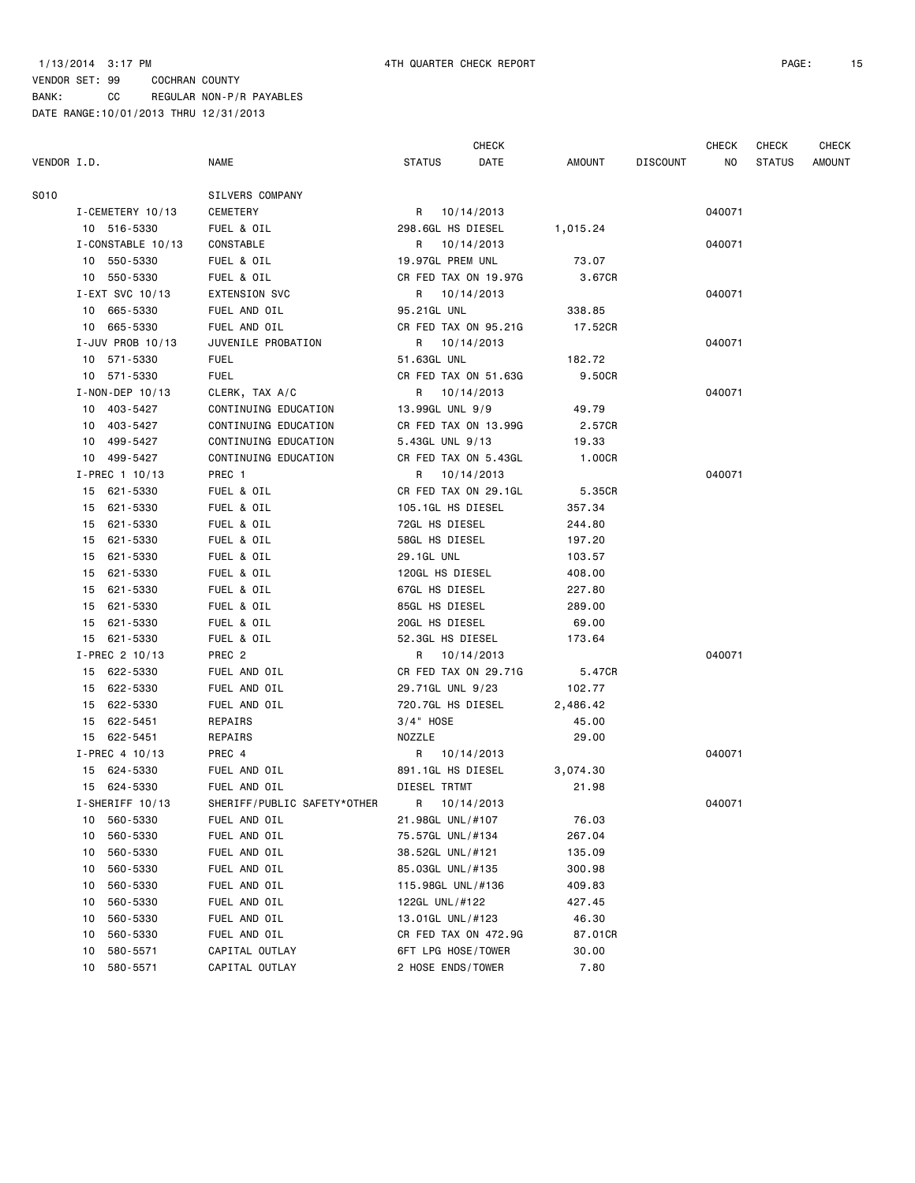VENDOR SET: 99    COCHRAN COUNTY
BANK:    CC    REGULAR NON-P/R PAYABLES
DATE RANGE:10/01/2013 THRU 12/31/2013

| VENDOR I.D. | NAME | STATUS | CHECK DATE | AMOUNT | DISCOUNT | CHECK NO | CHECK STATUS | CHECK AMOUNT |
|---|---|---|---|---|---|---|---|---|
| S010 | SILVERS COMPANY | | | | | | | |
| I-CEMETERY 10/13 | CEMETERY | R | 10/14/2013 | | | 040071 | | |
| 10 516-5330 | FUEL & OIL | 298.6GL HS DIESEL | | 1,015.24 | | | | |
| I-CONSTABLE 10/13 | CONSTABLE | R | 10/14/2013 | | | 040071 | | |
| 10 550-5330 | FUEL & OIL | 19.97GL PREM UNL | | 73.07 | | | | |
| 10 550-5330 | FUEL & OIL | CR FED TAX ON 19.97G | | 3.67CR | | | | |
| I-EXT SVC 10/13 | EXTENSION SVC | R | 10/14/2013 | | | 040071 | | |
| 10 665-5330 | FUEL AND OIL | 95.21GL UNL | | 338.85 | | | | |
| 10 665-5330 | FUEL AND OIL | CR FED TAX ON 95.21G | | 17.52CR | | | | |
| I-JUV PROB 10/13 | JUVENILE PROBATION | R | 10/14/2013 | | | 040071 | | |
| 10 571-5330 | FUEL | 51.63GL UNL | | 182.72 | | | | |
| 10 571-5330 | FUEL | CR FED TAX ON 51.63G | | 9.50CR | | | | |
| I-NON-DEP 10/13 | CLERK, TAX A/C | R | 10/14/2013 | | | 040071 | | |
| 10 403-5427 | CONTINUING EDUCATION | 13.99GL UNL 9/9 | | 49.79 | | | | |
| 10 403-5427 | CONTINUING EDUCATION | CR FED TAX ON 13.99G | | 2.57CR | | | | |
| 10 499-5427 | CONTINUING EDUCATION | 5.43GL UNL 9/13 | | 19.33 | | | | |
| 10 499-5427 | CONTINUING EDUCATION | CR FED TAX ON 5.43GL | | 1.00CR | | | | |
| I-PREC 1 10/13 | PREC 1 | R | 10/14/2013 | | | 040071 | | |
| 15 621-5330 | FUEL & OIL | CR FED TAX ON 29.1GL | | 5.35CR | | | | |
| 15 621-5330 | FUEL & OIL | 105.1GL HS DIESEL | | 357.34 | | | | |
| 15 621-5330 | FUEL & OIL | 72GL HS DIESEL | | 244.80 | | | | |
| 15 621-5330 | FUEL & OIL | 58GL HS DIESEL | | 197.20 | | | | |
| 15 621-5330 | FUEL & OIL | 29.1GL UNL | | 103.57 | | | | |
| 15 621-5330 | FUEL & OIL | 120GL HS DIESEL | | 408.00 | | | | |
| 15 621-5330 | FUEL & OIL | 67GL HS DIESEL | | 227.80 | | | | |
| 15 621-5330 | FUEL & OIL | 85GL HS DIESEL | | 289.00 | | | | |
| 15 621-5330 | FUEL & OIL | 20GL HS DIESEL | | 69.00 | | | | |
| 15 621-5330 | FUEL & OIL | 52.3GL HS DIESEL | | 173.64 | | | | |
| I-PREC 2 10/13 | PREC 2 | R | 10/14/2013 | | | 040071 | | |
| 15 622-5330 | FUEL AND OIL | CR FED TAX ON 29.71G | | 5.47CR | | | | |
| 15 622-5330 | FUEL AND OIL | 29.71GL UNL 9/23 | | 102.77 | | | | |
| 15 622-5330 | FUEL AND OIL | 720.7GL HS DIESEL | | 2,486.42 | | | | |
| 15 622-5451 | REPAIRS | 3/4" HOSE | | 45.00 | | | | |
| 15 622-5451 | REPAIRS | NOZZLE | | 29.00 | | | | |
| I-PREC 4 10/13 | PREC 4 | R | 10/14/2013 | | | 040071 | | |
| 15 624-5330 | FUEL AND OIL | 891.1GL HS DIESEL | | 3,074.30 | | | | |
| 15 624-5330 | FUEL AND OIL | DIESEL TRTMT | | 21.98 | | | | |
| I-SHERIFF 10/13 | SHERIFF/PUBLIC SAFETY*OTHER | R | 10/14/2013 | | | 040071 | | |
| 10 560-5330 | FUEL AND OIL | 21.98GL UNL/#107 | | 76.03 | | | | |
| 10 560-5330 | FUEL AND OIL | 75.57GL UNL/#134 | | 267.04 | | | | |
| 10 560-5330 | FUEL AND OIL | 38.52GL UNL/#121 | | 135.09 | | | | |
| 10 560-5330 | FUEL AND OIL | 85.03GL UNL/#135 | | 300.98 | | | | |
| 10 560-5330 | FUEL AND OIL | 115.98GL UNL/#136 | | 409.83 | | | | |
| 10 560-5330 | FUEL AND OIL | 122GL UNL/#122 | | 427.45 | | | | |
| 10 560-5330 | FUEL AND OIL | 13.01GL UNL/#123 | | 46.30 | | | | |
| 10 560-5330 | FUEL AND OIL | CR FED TAX ON 472.9G | | 87.01CR | | | | |
| 10 580-5571 | CAPITAL OUTLAY | 6FT LPG HOSE/TOWER | | 30.00 | | | | |
| 10 580-5571 | CAPITAL OUTLAY | 2 HOSE ENDS/TOWER | | 7.80 | | | | |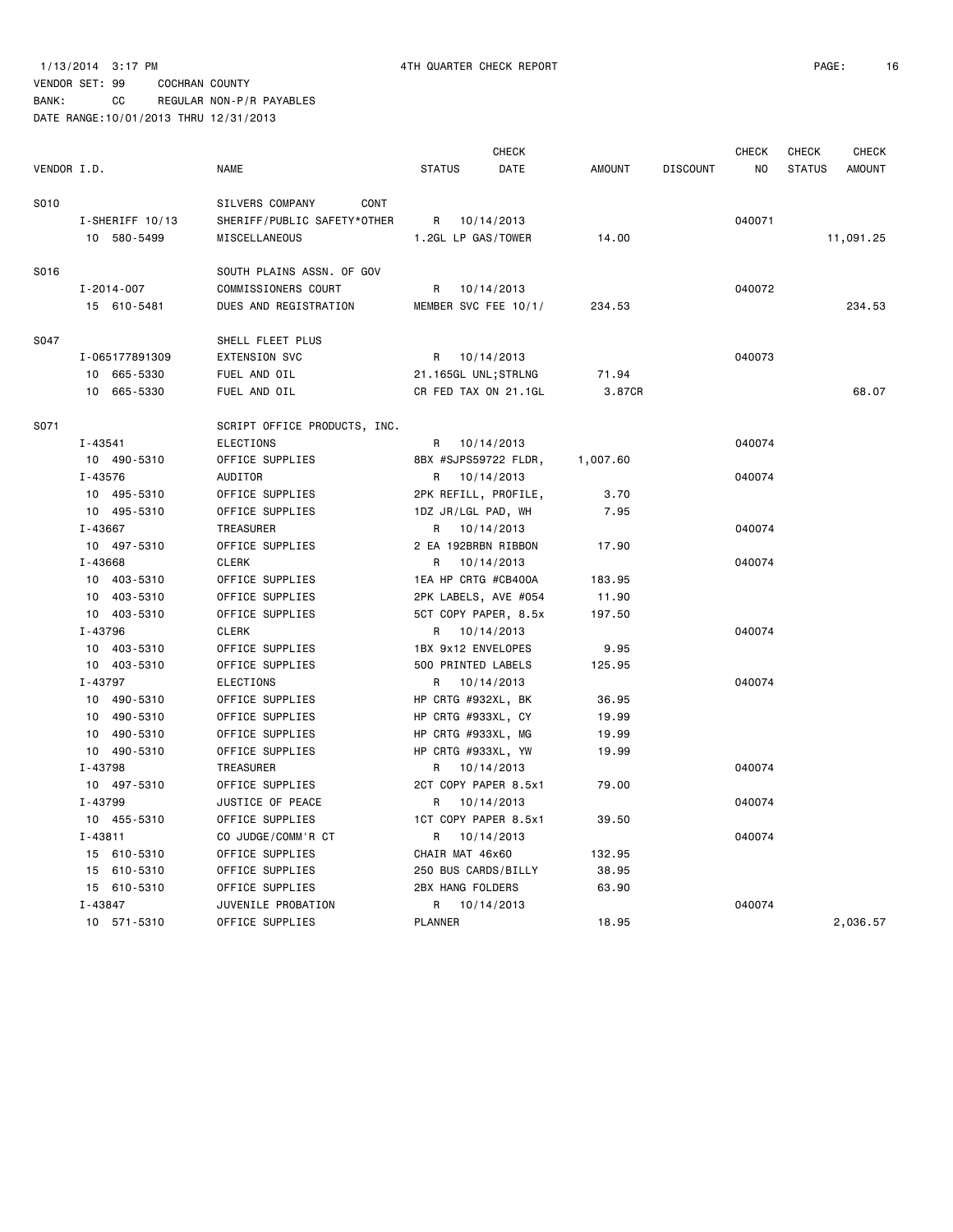1/13/2014 3:17 PM 4TH QUARTER CHECK REPORT

VENDOR SET: 99 COCHRAN COUNTY
BANK: CC REGULAR NON-P/R PAYABLES
DATE RANGE:10/01/2013 THRU 12/31/2013

| VENDOR I.D. | NAME | STATUS | CHECK DATE | AMOUNT | DISCOUNT | CHECK NO | CHECK STATUS | CHECK AMOUNT |
|---|---|---|---|---|---|---|---|---|
| S010 | SILVERS COMPANY CONT | | | | | | | |
| I-SHERIFF 10/13 | SHERIFF/PUBLIC SAFETY*OTHER | R | 10/14/2013 | | | 040071 | | |
| 10 580-5499 | MISCELLANEOUS | 1.2GL LP GAS/TOWER | | 14.00 | | | | 11,091.25 |
| S016 | SOUTH PLAINS ASSN. OF GOV | | | | | | | |
| I-2014-007 | COMMISSIONERS COURT | R | 10/14/2013 | | | 040072 | | |
| 15 610-5481 | DUES AND REGISTRATION | MEMBER SVC FEE 10/1/ | | 234.53 | | | | 234.53 |
| S047 | SHELL FLEET PLUS | | | | | | | |
| I-065177891309 | EXTENSION SVC | R | 10/14/2013 | | | 040073 | | |
| 10 665-5330 | FUEL AND OIL | 21.165GL UNL;STRLNG | | 71.94 | | | | |
| 10 665-5330 | FUEL AND OIL | CR FED TAX ON 21.1GL | | 3.87CR | | | | 68.07 |
| S071 | SCRIPT OFFICE PRODUCTS, INC. | | | | | | | |
| I-43541 | ELECTIONS | R | 10/14/2013 | | | 040074 | | |
| 10 490-5310 | OFFICE SUPPLIES | 8BX #SJPS59722 FLDR, | | 1,007.60 | | | | |
| I-43576 | AUDITOR | R | 10/14/2013 | | | 040074 | | |
| 10 495-5310 | OFFICE SUPPLIES | 2PK REFILL, PROFILE, | | 3.70 | | | | |
| 10 495-5310 | OFFICE SUPPLIES | 1DZ JR/LGL PAD, WH | | 7.95 | | | | |
| I-43667 | TREASURER | R | 10/14/2013 | | | 040074 | | |
| 10 497-5310 | OFFICE SUPPLIES | 2 EA 192BRBN RIBBON | | 17.90 | | | | |
| I-43668 | CLERK | R | 10/14/2013 | | | 040074 | | |
| 10 403-5310 | OFFICE SUPPLIES | 1EA HP CRTG #CB400A | | 183.95 | | | | |
| 10 403-5310 | OFFICE SUPPLIES | 2PK LABELS, AVE #054 | | 11.90 | | | | |
| 10 403-5310 | OFFICE SUPPLIES | 5CT COPY PAPER, 8.5x | | 197.50 | | | | |
| I-43796 | CLERK | R | 10/14/2013 | | | 040074 | | |
| 10 403-5310 | OFFICE SUPPLIES | 1BX 9x12 ENVELOPES | | 9.95 | | | | |
| 10 403-5310 | OFFICE SUPPLIES | 500 PRINTED LABELS | | 125.95 | | | | |
| I-43797 | ELECTIONS | R | 10/14/2013 | | | 040074 | | |
| 10 490-5310 | OFFICE SUPPLIES | HP CRTG #932XL, BK | | 36.95 | | | | |
| 10 490-5310 | OFFICE SUPPLIES | HP CRTG #933XL, CY | | 19.99 | | | | |
| 10 490-5310 | OFFICE SUPPLIES | HP CRTG #933XL, MG | | 19.99 | | | | |
| 10 490-5310 | OFFICE SUPPLIES | HP CRTG #933XL, YW | | 19.99 | | | | |
| I-43798 | TREASURER | R | 10/14/2013 | | | 040074 | | |
| 10 497-5310 | OFFICE SUPPLIES | 2CT COPY PAPER 8.5x1 | | 79.00 | | | | |
| I-43799 | JUSTICE OF PEACE | R | 10/14/2013 | | | 040074 | | |
| 10 455-5310 | OFFICE SUPPLIES | 1CT COPY PAPER 8.5x1 | | 39.50 | | | | |
| I-43811 | CO JUDGE/COMM'R CT | R | 10/14/2013 | | | 040074 | | |
| 15 610-5310 | OFFICE SUPPLIES | CHAIR MAT 46x60 | | 132.95 | | | | |
| 15 610-5310 | OFFICE SUPPLIES | 250 BUS CARDS/BILLY | | 38.95 | | | | |
| 15 610-5310 | OFFICE SUPPLIES | 2BX HANG FOLDERS | | 63.90 | | | | |
| I-43847 | JUVENILE PROBATION | R | 10/14/2013 | | | 040074 | | |
| 10 571-5310 | OFFICE SUPPLIES | PLANNER | | 18.95 | | | | 2,036.57 |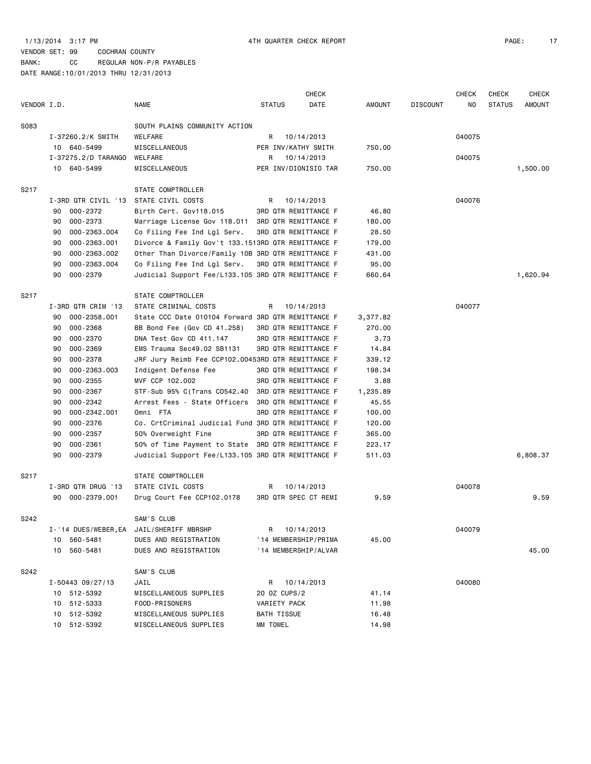1/13/2014 3:17 PM 4TH QUARTER CHECK REPORT

VENDOR SET: 99 COCHRAN COUNTY
BANK: CC REGULAR NON-P/R PAYABLES
DATE RANGE:10/01/2013 THRU 12/31/2013

| VENDOR I.D. | NAME | STATUS | CHECK DATE | AMOUNT | DISCOUNT | CHECK NO | CHECK STATUS | CHECK AMOUNT |
|---|---|---|---|---|---|---|---|---|
| S083 | SOUTH PLAINS COMMUNITY ACTION | | | | | | | |
| I-37260.2/K SMITH | WELFARE | R | 10/14/2013 | | | 040075 | | |
| 10 640-5499 | MISCELLANEOUS | PER INV/KATHY SMITH | | 750.00 | | | | |
| I-37275.2/D TARANGO | WELFARE | R | 10/14/2013 | | | 040075 | | |
| 10 640-5499 | MISCELLANEOUS | PER INV/DIONISIO TAR | | 750.00 | | | | 1,500.00 |
| S217 | STATE COMPTROLLER | | | | | | | |
| I-3RD QTR CIVIL '13 | STATE CIVIL COSTS | R | 10/14/2013 | | | 040076 | | |
| 90 000-2372 | Birth Cert. Gov118.015 | 3RD QTR REMITTANCE F | | 46.80 | | | | |
| 90 000-2373 | Marriage License Gov 118.011 | 3RD QTR REMITTANCE F | | 180.00 | | | | |
| 90 000-2363.004 | Co Filing Fee Ind Lgl Serv. | 3RD QTR REMITTANCE F | | 28.50 | | | | |
| 90 000-2363.001 | Divorce & Family Gov't 133.151 | 3RD QTR REMITTANCE F | | 179.00 | | | | |
| 90 000-2363.002 | Other Than Divorce/Family 10B | 3RD QTR REMITTANCE F | | 431.00 | | | | |
| 90 000-2363.004 | Co Filing Fee Ind Lgl Serv. | 3RD QTR REMITTANCE F | | 95.00 | | | | |
| 90 000-2379 | Judicial Support Fee/L133.105 | 3RD QTR REMITTANCE F | | 660.64 | | | | 1,620.94 |
| S217 | STATE COMPTROLLER | | | | | | | |
| I-3RD QTR CRIM '13 | STATE CRIMINAL COSTS | R | 10/14/2013 | | | 040077 | | |
| 90 000-2358.001 | State CCC Date 010104 Forward | 3RD QTR REMITTANCE F | | 3,377.82 | | | | |
| 90 000-2368 | BB Bond Fee (Gov CD 41.258) | 3RD QTR REMITTANCE F | | 270.00 | | | | |
| 90 000-2370 | DNA Test Gov CD 411.147 | 3RD QTR REMITTANCE F | | 3.73 | | | | |
| 90 000-2369 | EMS Trauma Sec49.02 SB1131 | 3RD QTR REMITTANCE F | | 14.84 | | | | |
| 90 000-2378 | JRF Jury Reimb Fee CCP102.0045 | 3RD QTR REMITTANCE F | | 339.12 | | | | |
| 90 000-2363.003 | Indigent Defense Fee | 3RD QTR REMITTANCE F | | 198.34 | | | | |
| 90 000-2355 | MVF CCP 102.002 | 3RD QTR REMITTANCE F | | 3.88 | | | | |
| 90 000-2367 | STF-Sub 95% C(Trans CD542.40 | 3RD QTR REMITTANCE F | | 1,235.89 | | | | |
| 90 000-2342 | Arrest Fees - State Officers | 3RD QTR REMITTANCE F | | 45.55 | | | | |
| 90 000-2342.001 | Omni FTA | 3RD QTR REMITTANCE F | | 100.00 | | | | |
| 90 000-2376 | Co. CrtCriminal Judicial Fund | 3RD QTR REMITTANCE F | | 120.00 | | | | |
| 90 000-2357 | 50% Overweight Fine | 3RD QTR REMITTANCE F | | 365.00 | | | | |
| 90 000-2361 | 50% of Time Payment to State | 3RD QTR REMITTANCE F | | 223.17 | | | | |
| 90 000-2379 | Judicial Support Fee/L133.105 | 3RD QTR REMITTANCE F | | 511.03 | | | | 6,808.37 |
| S217 | STATE COMPTROLLER | | | | | | | |
| I-3RD QTR DRUG '13 | STATE CIVIL COSTS | R | 10/14/2013 | | | 040078 | | |
| 90 000-2379.001 | Drug Court Fee CCP102.0178 | 3RD QTR SPEC CT REMI | | 9.59 | | | | 9.59 |
| S242 | SAM'S CLUB | | | | | | | |
| I-'14 DUES/WEBER,EA | JAIL/SHERIFF MBRSHP | R | 10/14/2013 | | | 040079 | | |
| 10 560-5481 | DUES AND REGISTRATION | '14 MEMBERSHIP/PRIMA | | 45.00 | | | | |
| 10 560-5481 | DUES AND REGISTRATION | '14 MEMBERSHIP/ALVAR | | | | | | 45.00 |
| S242 | SAM'S CLUB | | | | | | | |
| I-50443 09/27/13 | JAIL | R | 10/14/2013 | | | 040080 | | |
| 10 512-5392 | MISCELLANEOUS SUPPLIES | 20 OZ CUPS/2 | | 41.14 | | | | |
| 10 512-5333 | FOOD-PRISONERS | VARIETY PACK | | 11.98 | | | | |
| 10 512-5392 | MISCELLANEOUS SUPPLIES | BATH TISSUE | | 16.48 | | | | |
| 10 512-5392 | MISCELLANEOUS SUPPLIES | MM TOWEL | | 14.98 | | | | |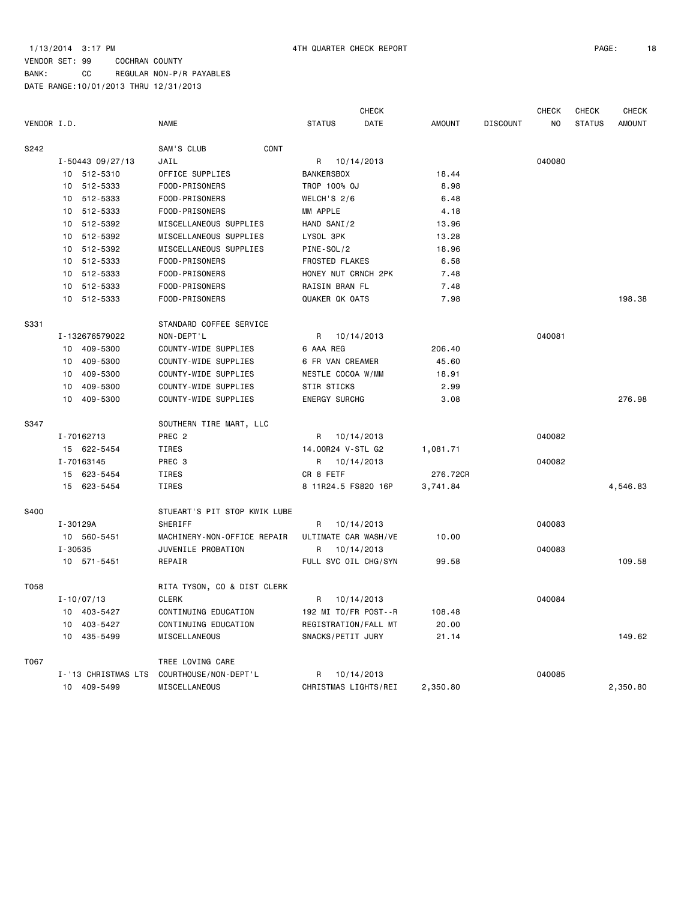1/13/2014 3:17 PM 4TH QUARTER CHECK REPORT

VENDOR SET: 99 COCHRAN COUNTY
BANK: CC REGULAR NON-P/R PAYABLES
DATE RANGE:10/01/2013 THRU 12/31/2013

| VENDOR I.D. | NAME | STATUS | CHECK DATE | AMOUNT | DISCOUNT | CHECK NO | CHECK STATUS | CHECK AMOUNT |
|---|---|---|---|---|---|---|---|---|
| S242 | SAM'S CLUB CONT | | | | | | | |
| I-50443 09/27/13 | JAIL | R | 10/14/2013 | | | 040080 | | |
| 10 512-5310 | OFFICE SUPPLIES | BANKERSBOX | | 18.44 | | | | |
| 10 512-5333 | FOOD-PRISONERS | TROP 100% OJ | | 8.98 | | | | |
| 10 512-5333 | FOOD-PRISONERS | WELCH'S 2/6 | | 6.48 | | | | |
| 10 512-5333 | FOOD-PRISONERS | MM APPLE | | 4.18 | | | | |
| 10 512-5392 | MISCELLANEOUS SUPPLIES | HAND SANI/2 | | 13.96 | | | | |
| 10 512-5392 | MISCELLANEOUS SUPPLIES | LYSOL 3PK | | 13.28 | | | | |
| 10 512-5392 | MISCELLANEOUS SUPPLIES | PINE-SOL/2 | | 18.96 | | | | |
| 10 512-5333 | FOOD-PRISONERS | FROSTED FLAKES | | 6.58 | | | | |
| 10 512-5333 | FOOD-PRISONERS | HONEY NUT CRNCH 2PK | | 7.48 | | | | |
| 10 512-5333 | FOOD-PRISONERS | RAISIN BRAN FL | | 7.48 | | | | |
| 10 512-5333 | FOOD-PRISONERS | QUAKER QK OATS | | 7.98 | | | | 198.38 |
| S331 | STANDARD COFFEE SERVICE | | | | | | | |
| I-132676579022 | NON-DEPT'L | R | 10/14/2013 | | | 040081 | | |
| 10 409-5300 | COUNTY-WIDE SUPPLIES | 6 AAA REG | | 206.40 | | | | |
| 10 409-5300 | COUNTY-WIDE SUPPLIES | 6 FR VAN CREAMER | | 45.60 | | | | |
| 10 409-5300 | COUNTY-WIDE SUPPLIES | NESTLE COCOA W/MM | | 18.91 | | | | |
| 10 409-5300 | COUNTY-WIDE SUPPLIES | STIR STICKS | | 2.99 | | | | |
| 10 409-5300 | COUNTY-WIDE SUPPLIES | ENERGY SURCHG | | 3.08 | | | | 276.98 |
| S347 | SOUTHERN TIRE MART, LLC | | | | | | | |
| I-70162713 | PREC 2 | R | 10/14/2013 | | | 040082 | | |
| 15 622-5454 | TIRES | 14.00R24 V-STL G2 | | 1,081.71 | | | | |
| I-70163145 | PREC 3 | R | 10/14/2013 | | | 040082 | | |
| 15 623-5454 | TIRES | CR 8 FETF | | 276.72CR | | | | |
| 15 623-5454 | TIRES | 8 11R24.5 FS820 16P | | 3,741.84 | | | | 4,546.83 |
| S400 | STUEART'S PIT STOP KWIK LUBE | | | | | | | |
| I-30129A | SHERIFF | R | 10/14/2013 | | | 040083 | | |
| 10 560-5451 | MACHINERY-NON-OFFICE REPAIR | ULTIMATE CAR WASH/VE | | 10.00 | | | | |
| I-30535 | JUVENILE PROBATION | R | 10/14/2013 | | | 040083 | | |
| 10 571-5451 | REPAIR | FULL SVC OIL CHG/SYN | | 99.58 | | | | 109.58 |
| T058 | RITA TYSON, CO & DIST CLERK | | | | | | | |
| I-10/07/13 | CLERK | R | 10/14/2013 | | | 040084 | | |
| 10 403-5427 | CONTINUING EDUCATION | 192 MI TO/FR POST--R | | 108.48 | | | | |
| 10 403-5427 | CONTINUING EDUCATION | REGISTRATION/FALL MT | | 20.00 | | | | |
| 10 435-5499 | MISCELLANEOUS | SNACKS/PETIT JURY | | 21.14 | | | | 149.62 |
| T067 | TREE LOVING CARE | | | | | | | |
| I-'13 CHRISTMAS LTS | COURTHOUSE/NON-DEPT'L | R | 10/14/2013 | | | 040085 | | |
| 10 409-5499 | MISCELLANEOUS | CHRISTMAS LIGHTS/REI | | 2,350.80 | | | | 2,350.80 |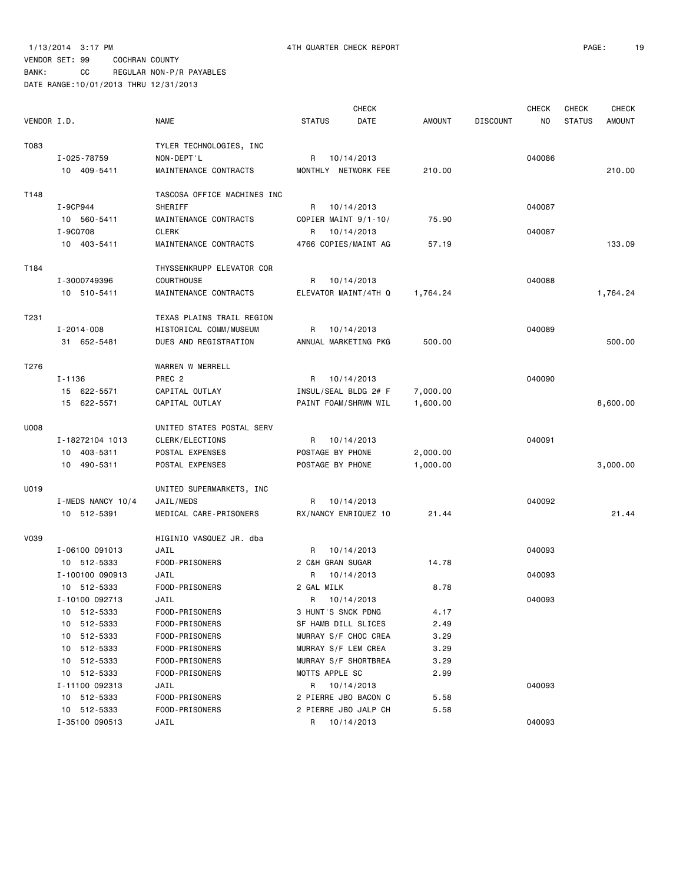1/13/2014 3:17 PM 4TH QUARTER CHECK REPORT

VENDOR SET: 99 COCHRAN COUNTY

BANK: CC REGULAR NON-P/R PAYABLES

DATE RANGE:10/01/2013 THRU 12/31/2013

| VENDOR I.D. | NAME | STATUS | CHECK DATE | AMOUNT | DISCOUNT | CHECK NO | CHECK STATUS | CHECK AMOUNT |
|---|---|---|---|---|---|---|---|---|
| T083 | TYLER TECHNOLOGIES, INC | | | | | | | |
| I-025-78759 | NON-DEPT'L | R | 10/14/2013 | | | 040086 | | |
| 10 409-5411 | MAINTENANCE CONTRACTS | MONTHLY NETWORK FEE | | 210.00 | | | | 210.00 |
| T148 | TASCOSA OFFICE MACHINES INC | | | | | | | |
| I-9CP944 | SHERIFF | R | 10/14/2013 | | | 040087 | | |
| 10 560-5411 | MAINTENANCE CONTRACTS | COPIER MAINT 9/1-10/ | | 75.90 | | | | |
| I-9CQ708 | CLERK | R | 10/14/2013 | | | 040087 | | |
| 10 403-5411 | MAINTENANCE CONTRACTS | 4766 COPIES/MAINT AG | | 57.19 | | | | 133.09 |
| T184 | THYSSENKRUPP ELEVATOR COR | | | | | | | |
| I-3000749396 | COURTHOUSE | R | 10/14/2013 | | | 040088 | | |
| 10 510-5411 | MAINTENANCE CONTRACTS | ELEVATOR MAINT/4TH Q | | 1,764.24 | | | | 1,764.24 |
| T231 | TEXAS PLAINS TRAIL REGION | | | | | | | |
| I-2014-008 | HISTORICAL COMM/MUSEUM | R | 10/14/2013 | | | 040089 | | |
| 31 652-5481 | DUES AND REGISTRATION | ANNUAL MARKETING PKG | | 500.00 | | | | 500.00 |
| T276 | WARREN W MERRELL | | | | | | | |
| I-1136 | PREC 2 | R | 10/14/2013 | | | 040090 | | |
| 15 622-5571 | CAPITAL OUTLAY | INSUL/SEAL BLDG 2# F | | 7,000.00 | | | | |
| 15 622-5571 | CAPITAL OUTLAY | PAINT FOAM/SHRWN WIL | | 1,600.00 | | | | 8,600.00 |
| U008 | UNITED STATES POSTAL SERV | | | | | | | |
| I-18272104 1013 | CLERK/ELECTIONS | R | 10/14/2013 | | | 040091 | | |
| 10 403-5311 | POSTAL EXPENSES | POSTAGE BY PHONE | | 2,000.00 | | | | |
| 10 490-5311 | POSTAL EXPENSES | POSTAGE BY PHONE | | 1,000.00 | | | | 3,000.00 |
| U019 | UNITED SUPERMARKETS, INC | | | | | | | |
| I-MEDS NANCY 10/4 | JAIL/MEDS | R | 10/14/2013 | | | 040092 | | |
| 10 512-5391 | MEDICAL CARE-PRISONERS | RX/NANCY ENRIQUEZ 10 | | 21.44 | | | | 21.44 |
| V039 | HIGINIO VASQUEZ JR. dba | | | | | | | |
| I-06100 091013 | JAIL | R | 10/14/2013 | | | 040093 | | |
| 10 512-5333 | FOOD-PRISONERS | 2 C&H GRAN SUGAR | | 14.78 | | | | |
| I-100100 090913 | JAIL | R | 10/14/2013 | | | 040093 | | |
| 10 512-5333 | FOOD-PRISONERS | 2 GAL MILK | | 8.78 | | | | |
| I-10100 092713 | JAIL | R | 10/14/2013 | | | 040093 | | |
| 10 512-5333 | FOOD-PRISONERS | 3 HUNT'S SNCK PDNG | | 4.17 | | | | |
| 10 512-5333 | FOOD-PRISONERS | SF HAMB DILL SLICES | | 2.49 | | | | |
| 10 512-5333 | FOOD-PRISONERS | MURRAY S/F CHOC CREA | | 3.29 | | | | |
| 10 512-5333 | FOOD-PRISONERS | MURRAY S/F LEM CREA | | 3.29 | | | | |
| 10 512-5333 | FOOD-PRISONERS | MURRAY S/F SHORTBREA | | 3.29 | | | | |
| 10 512-5333 | FOOD-PRISONERS | MOTTS APPLE SC | | 2.99 | | | | |
| I-11100 092313 | JAIL | R | 10/14/2013 | | | 040093 | | |
| 10 512-5333 | FOOD-PRISONERS | 2 PIERRE JBO BACON C | | 5.58 | | | | |
| 10 512-5333 | FOOD-PRISONERS | 2 PIERRE JBO JALP CH | | 5.58 | | | | |
| I-35100 090513 | JAIL | R | 10/14/2013 | | | 040093 | | |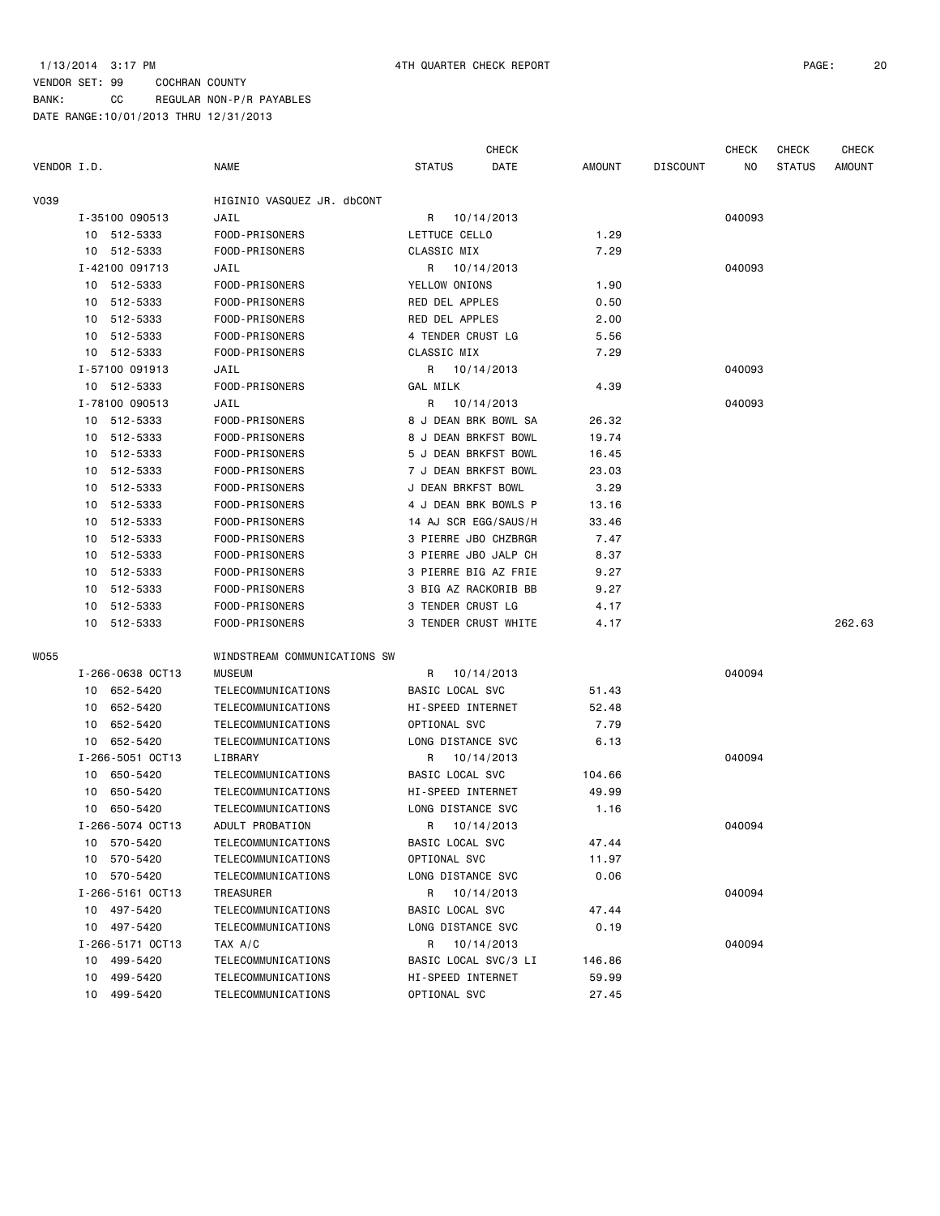1/13/2014 3:17 PM 4TH QUARTER CHECK REPORT

VENDOR SET: 99 COCHRAN COUNTY
BANK: CC REGULAR NON-P/R PAYABLES
DATE RANGE:10/01/2013 THRU 12/31/2013

| VENDOR I.D. | NAME | STATUS | CHECK DATE | AMOUNT | DISCOUNT | CHECK NO | CHECK STATUS | CHECK AMOUNT |
|---|---|---|---|---|---|---|---|---|
| V039 | HIGINIO VASQUEZ JR. dbCONT | | | | | | | |
| I-35100 090513 | JAIL | R | 10/14/2013 | | | 040093 | | |
| 10 512-5333 | FOOD-PRISONERS | LETTUCE CELLO | | 1.29 | | | | |
| 10 512-5333 | FOOD-PRISONERS | CLASSIC MIX | | 7.29 | | | | |
| I-42100 091713 | JAIL | R | 10/14/2013 | | | 040093 | | |
| 10 512-5333 | FOOD-PRISONERS | YELLOW ONIONS | | 1.90 | | | | |
| 10 512-5333 | FOOD-PRISONERS | RED DEL APPLES | | 0.50 | | | | |
| 10 512-5333 | FOOD-PRISONERS | RED DEL APPLES | | 2.00 | | | | |
| 10 512-5333 | FOOD-PRISONERS | 4 TENDER CRUST LG | | 5.56 | | | | |
| 10 512-5333 | FOOD-PRISONERS | CLASSIC MIX | | 7.29 | | | | |
| I-57100 091913 | JAIL | R | 10/14/2013 | | | 040093 | | |
| 10 512-5333 | FOOD-PRISONERS | GAL MILK | | 4.39 | | | | |
| I-78100 090513 | JAIL | R | 10/14/2013 | | | 040093 | | |
| 10 512-5333 | FOOD-PRISONERS | 8 J DEAN BRK BOWL SA | | 26.32 | | | | |
| 10 512-5333 | FOOD-PRISONERS | 8 J DEAN BRKFST BOWL | | 19.74 | | | | |
| 10 512-5333 | FOOD-PRISONERS | 5 J DEAN BRKFST BOWL | | 16.45 | | | | |
| 10 512-5333 | FOOD-PRISONERS | 7 J DEAN BRKFST BOWL | | 23.03 | | | | |
| 10 512-5333 | FOOD-PRISONERS | J DEAN BRKFST BOWL | | 3.29 | | | | |
| 10 512-5333 | FOOD-PRISONERS | 4 J DEAN BRK BOWLS P | | 13.16 | | | | |
| 10 512-5333 | FOOD-PRISONERS | 14 AJ SCR EGG/SAUS/H | | 33.46 | | | | |
| 10 512-5333 | FOOD-PRISONERS | 3 PIERRE JBO CHZBRGR | | 7.47 | | | | |
| 10 512-5333 | FOOD-PRISONERS | 3 PIERRE JBO JALP CH | | 8.37 | | | | |
| 10 512-5333 | FOOD-PRISONERS | 3 PIERRE BIG AZ FRIE | | 9.27 | | | | |
| 10 512-5333 | FOOD-PRISONERS | 3 BIG AZ RACKORIB BB | | 9.27 | | | | |
| 10 512-5333 | FOOD-PRISONERS | 3 TENDER CRUST LG | | 4.17 | | | | |
| 10 512-5333 | FOOD-PRISONERS | 3 TENDER CRUST WHITE | | 4.17 | | | | 262.63 |
| W055 | WINDSTREAM COMMUNICATIONS SW | | | | | | | |
| I-266-0638 OCT13 | MUSEUM | R | 10/14/2013 | | | 040094 | | |
| 10 652-5420 | TELECOMMUNICATIONS | BASIC LOCAL SVC | | 51.43 | | | | |
| 10 652-5420 | TELECOMMUNICATIONS | HI-SPEED INTERNET | | 52.48 | | | | |
| 10 652-5420 | TELECOMMUNICATIONS | OPTIONAL SVC | | 7.79 | | | | |
| 10 652-5420 | TELECOMMUNICATIONS | LONG DISTANCE SVC | | 6.13 | | | | |
| I-266-5051 OCT13 | LIBRARY | R | 10/14/2013 | | | 040094 | | |
| 10 650-5420 | TELECOMMUNICATIONS | BASIC LOCAL SVC | | 104.66 | | | | |
| 10 650-5420 | TELECOMMUNICATIONS | HI-SPEED INTERNET | | 49.99 | | | | |
| 10 650-5420 | TELECOMMUNICATIONS | LONG DISTANCE SVC | | 1.16 | | | | |
| I-266-5074 OCT13 | ADULT PROBATION | R | 10/14/2013 | | | 040094 | | |
| 10 570-5420 | TELECOMMUNICATIONS | BASIC LOCAL SVC | | 47.44 | | | | |
| 10 570-5420 | TELECOMMUNICATIONS | OPTIONAL SVC | | 11.97 | | | | |
| 10 570-5420 | TELECOMMUNICATIONS | LONG DISTANCE SVC | | 0.06 | | | | |
| I-266-5161 OCT13 | TREASURER | R | 10/14/2013 | | | 040094 | | |
| 10 497-5420 | TELECOMMUNICATIONS | BASIC LOCAL SVC | | 47.44 | | | | |
| 10 497-5420 | TELECOMMUNICATIONS | LONG DISTANCE SVC | | 0.19 | | | | |
| I-266-5171 OCT13 | TAX A/C | R | 10/14/2013 | | | 040094 | | |
| 10 499-5420 | TELECOMMUNICATIONS | BASIC LOCAL SVC/3 LI | | 146.86 | | | | |
| 10 499-5420 | TELECOMMUNICATIONS | HI-SPEED INTERNET | | 59.99 | | | | |
| 10 499-5420 | TELECOMMUNICATIONS | OPTIONAL SVC | | 27.45 | | | | |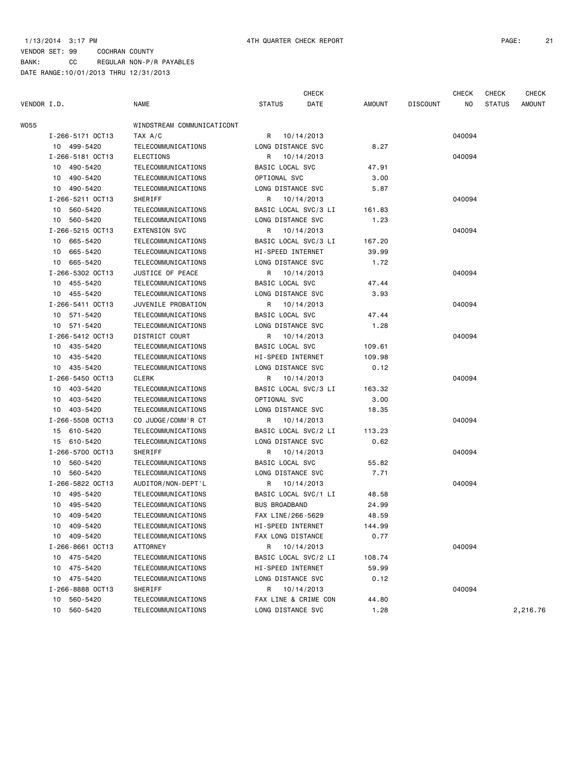1/13/2014 3:17 PM 4TH QUARTER CHECK REPORT

VENDOR SET: 99 COCHRAN COUNTY
BANK: CC REGULAR NON-P/R PAYABLES
DATE RANGE:10/01/2013 THRU 12/31/2013

| VENDOR I.D. | NAME | STATUS | CHECK DATE | AMOUNT | DISCOUNT | CHECK NO | CHECK STATUS | CHECK AMOUNT |
|---|---|---|---|---|---|---|---|---|
| W055 | WINDSTREAM COMMUNICATICONT | | | | | | | |
| I-266-5171 OCT13 | TAX A/C | R | 10/14/2013 | | | 040094 | | |
| 10 499-5420 | TELECOMMUNICATIONS | LONG DISTANCE SVC | | 8.27 | | | | |
| I-266-5181 OCT13 | ELECTIONS | R | 10/14/2013 | | | 040094 | | |
| 10 490-5420 | TELECOMMUNICATIONS | BASIC LOCAL SVC | | 47.91 | | | | |
| 10 490-5420 | TELECOMMUNICATIONS | OPTIONAL SVC | | 3.00 | | | | |
| 10 490-5420 | TELECOMMUNICATIONS | LONG DISTANCE SVC | | 5.87 | | | | |
| I-266-5211 OCT13 | SHERIFF | R | 10/14/2013 | | | 040094 | | |
| 10 560-5420 | TELECOMMUNICATIONS | BASIC LOCAL SVC/3 LI | | 161.83 | | | | |
| 10 560-5420 | TELECOMMUNICATIONS | LONG DISTANCE SVC | | 1.23 | | | | |
| I-266-5215 OCT13 | EXTENSION SVC | R | 10/14/2013 | | | 040094 | | |
| 10 665-5420 | TELECOMMUNICATIONS | BASIC LOCAL SVC/3 LI | | 167.20 | | | | |
| 10 665-5420 | TELECOMMUNICATIONS | HI-SPEED INTERNET | | 39.99 | | | | |
| 10 665-5420 | TELECOMMUNICATIONS | LONG DISTANCE SVC | | 1.72 | | | | |
| I-266-5302 OCT13 | JUSTICE OF PEACE | R | 10/14/2013 | | | 040094 | | |
| 10 455-5420 | TELECOMMUNICATIONS | BASIC LOCAL SVC | | 47.44 | | | | |
| 10 455-5420 | TELECOMMUNICATIONS | LONG DISTANCE SVC | | 3.93 | | | | |
| I-266-5411 OCT13 | JUVENILE PROBATION | R | 10/14/2013 | | | 040094 | | |
| 10 571-5420 | TELECOMMUNICATIONS | BASIC LOCAL SVC | | 47.44 | | | | |
| 10 571-5420 | TELECOMMUNICATIONS | LONG DISTANCE SVC | | 1.28 | | | | |
| I-266-5412 OCT13 | DISTRICT COURT | R | 10/14/2013 | | | 040094 | | |
| 10 435-5420 | TELECOMMUNICATIONS | BASIC LOCAL SVC | | 109.61 | | | | |
| 10 435-5420 | TELECOMMUNICATIONS | HI-SPEED INTERNET | | 109.98 | | | | |
| 10 435-5420 | TELECOMMUNICATIONS | LONG DISTANCE SVC | | 0.12 | | | | |
| I-266-5450 OCT13 | CLERK | R | 10/14/2013 | | | 040094 | | |
| 10 403-5420 | TELECOMMUNICATIONS | BASIC LOCAL SVC/3 LI | | 163.32 | | | | |
| 10 403-5420 | TELECOMMUNICATIONS | OPTIONAL SVC | | 3.00 | | | | |
| 10 403-5420 | TELECOMMUNICATIONS | LONG DISTANCE SVC | | 18.35 | | | | |
| I-266-5508 OCT13 | CO JUDGE/COMM'R CT | R | 10/14/2013 | | | 040094 | | |
| 15 610-5420 | TELECOMMUNICATIONS | BASIC LOCAL SVC/2 LI | | 113.23 | | | | |
| 15 610-5420 | TELECOMMUNICATIONS | LONG DISTANCE SVC | | 0.62 | | | | |
| I-266-5700 OCT13 | SHERIFF | R | 10/14/2013 | | | 040094 | | |
| 10 560-5420 | TELECOMMUNICATIONS | BASIC LOCAL SVC | | 55.82 | | | | |
| 10 560-5420 | TELECOMMUNICATIONS | LONG DISTANCE SVC | | 7.71 | | | | |
| I-266-5822 OCT13 | AUDITOR/NON-DEPT'L | R | 10/14/2013 | | | 040094 | | |
| 10 495-5420 | TELECOMMUNICATIONS | BASIC LOCAL SVC/1 LI | | 48.58 | | | | |
| 10 495-5420 | TELECOMMUNICATIONS | BUS BROADBAND | | 24.99 | | | | |
| 10 409-5420 | TELECOMMUNICATIONS | FAX LINE/266-5629 | | 48.59 | | | | |
| 10 409-5420 | TELECOMMUNICATIONS | HI-SPEED INTERNET | | 144.99 | | | | |
| 10 409-5420 | TELECOMMUNICATIONS | FAX LONG DISTANCE | | 0.77 | | | | |
| I-266-8661 OCT13 | ATTORNEY | R | 10/14/2013 | | | 040094 | | |
| 10 475-5420 | TELECOMMUNICATIONS | BASIC LOCAL SVC/2 LI | | 108.74 | | | | |
| 10 475-5420 | TELECOMMUNICATIONS | HI-SPEED INTERNET | | 59.99 | | | | |
| 10 475-5420 | TELECOMMUNICATIONS | LONG DISTANCE SVC | | 0.12 | | | | |
| I-266-8888 OCT13 | SHERIFF | R | 10/14/2013 | | | 040094 | | |
| 10 560-5420 | TELECOMMUNICATIONS | FAX LINE & CRIME CON | | 44.80 | | | | |
| 10 560-5420 | TELECOMMUNICATIONS | LONG DISTANCE SVC | | 1.28 | | | | 2,216.76 |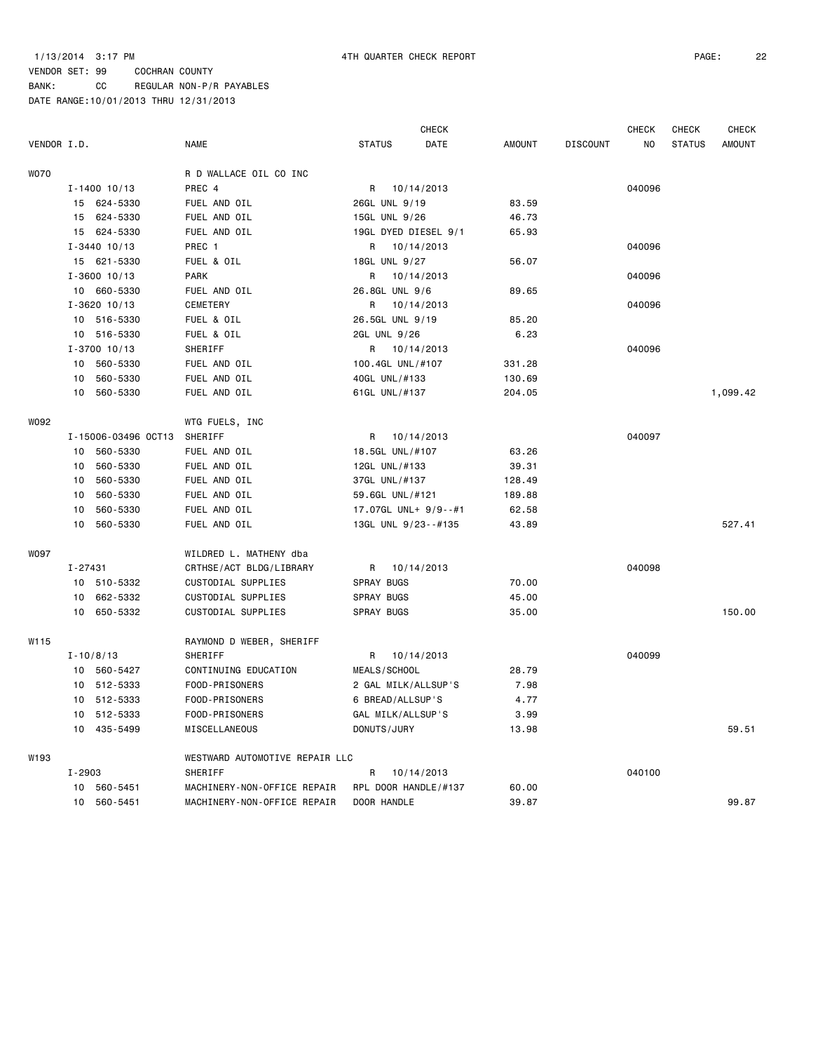1/13/2014 3:17 PM 4TH QUARTER CHECK REPORT

VENDOR SET: 99 COCHRAN COUNTY
BANK: CC REGULAR NON-P/R PAYABLES
DATE RANGE:10/01/2013 THRU 12/31/2013

| VENDOR I.D. | NAME | STATUS | CHECK DATE | AMOUNT | DISCOUNT | CHECK NO | CHECK STATUS | CHECK AMOUNT |
|---|---|---|---|---|---|---|---|---|
| W070 | R D WALLACE OIL CO INC | | | | | | | |
| I-1400 10/13 | PREC 4 | R | 10/14/2013 | | | 040096 | | |
| 15 624-5330 | FUEL AND OIL | 26GL UNL 9/19 | | 83.59 | | | | |
| 15 624-5330 | FUEL AND OIL | 15GL UNL 9/26 | | 46.73 | | | | |
| 15 624-5330 | FUEL AND OIL | 19GL DYED DIESEL 9/1 | | 65.93 | | | | |
| I-3440 10/13 | PREC 1 | R | 10/14/2013 | | | 040096 | | |
| 15 621-5330 | FUEL & OIL | 18GL UNL 9/27 | | 56.07 | | | | |
| I-3600 10/13 | PARK | R | 10/14/2013 | | | 040096 | | |
| 10 660-5330 | FUEL AND OIL | 26.8GL UNL 9/6 | | 89.65 | | | | |
| I-3620 10/13 | CEMETERY | R | 10/14/2013 | | | 040096 | | |
| 10 516-5330 | FUEL & OIL | 26.5GL UNL 9/19 | | 85.20 | | | | |
| 10 516-5330 | FUEL & OIL | 2GL UNL 9/26 | | 6.23 | | | | |
| I-3700 10/13 | SHERIFF | R | 10/14/2013 | | | 040096 | | |
| 10 560-5330 | FUEL AND OIL | 100.4GL UNL/#107 | | 331.28 | | | | |
| 10 560-5330 | FUEL AND OIL | 40GL UNL/#133 | | 130.69 | | | | |
| 10 560-5330 | FUEL AND OIL | 61GL UNL/#137 | | 204.05 | | | | 1,099.42 |
| W092 | WTG FUELS, INC | | | | | | | |
| I-15006-03496 OCT13 | SHERIFF | R | 10/14/2013 | | | 040097 | | |
| 10 560-5330 | FUEL AND OIL | 18.5GL UNL/#107 | | 63.26 | | | | |
| 10 560-5330 | FUEL AND OIL | 12GL UNL/#133 | | 39.31 | | | | |
| 10 560-5330 | FUEL AND OIL | 37GL UNL/#137 | | 128.49 | | | | |
| 10 560-5330 | FUEL AND OIL | 59.6GL UNL/#121 | | 189.88 | | | | |
| 10 560-5330 | FUEL AND OIL | 17.07GL UNL+ 9/9--#1 | | 62.58 | | | | |
| 10 560-5330 | FUEL AND OIL | 13GL UNL 9/23--#135 | | 43.89 | | | | 527.41 |
| W097 | WILDRED L. MATHENY dba | | | | | | | |
| I-27431 | CRTHSE/ACT BLDG/LIBRARY | R | 10/14/2013 | | | 040098 | | |
| 10 510-5332 | CUSTODIAL SUPPLIES | SPRAY BUGS | | 70.00 | | | | |
| 10 662-5332 | CUSTODIAL SUPPLIES | SPRAY BUGS | | 45.00 | | | | |
| 10 650-5332 | CUSTODIAL SUPPLIES | SPRAY BUGS | | 35.00 | | | | 150.00 |
| W115 | RAYMOND D WEBER, SHERIFF | | | | | | | |
| I-10/8/13 | SHERIFF | R | 10/14/2013 | | | 040099 | | |
| 10 560-5427 | CONTINUING EDUCATION | MEALS/SCHOOL | | 28.79 | | | | |
| 10 512-5333 | FOOD-PRISONERS | 2 GAL MILK/ALLSUP'S | | 7.98 | | | | |
| 10 512-5333 | FOOD-PRISONERS | 6 BREAD/ALLSUP'S | | 4.77 | | | | |
| 10 512-5333 | FOOD-PRISONERS | GAL MILK/ALLSUP'S | | 3.99 | | | | |
| 10 435-5499 | MISCELLANEOUS | DONUTS/JURY | | 13.98 | | | | 59.51 |
| W193 | WESTWARD AUTOMOTIVE REPAIR LLC | | | | | | | |
| I-2903 | SHERIFF | R | 10/14/2013 | | | 040100 | | |
| 10 560-5451 | MACHINERY-NON-OFFICE REPAIR | RPL DOOR HANDLE/#137 | | 60.00 | | | | |
| 10 560-5451 | MACHINERY-NON-OFFICE REPAIR | DOOR HANDLE | | 39.87 | | | | 99.87 |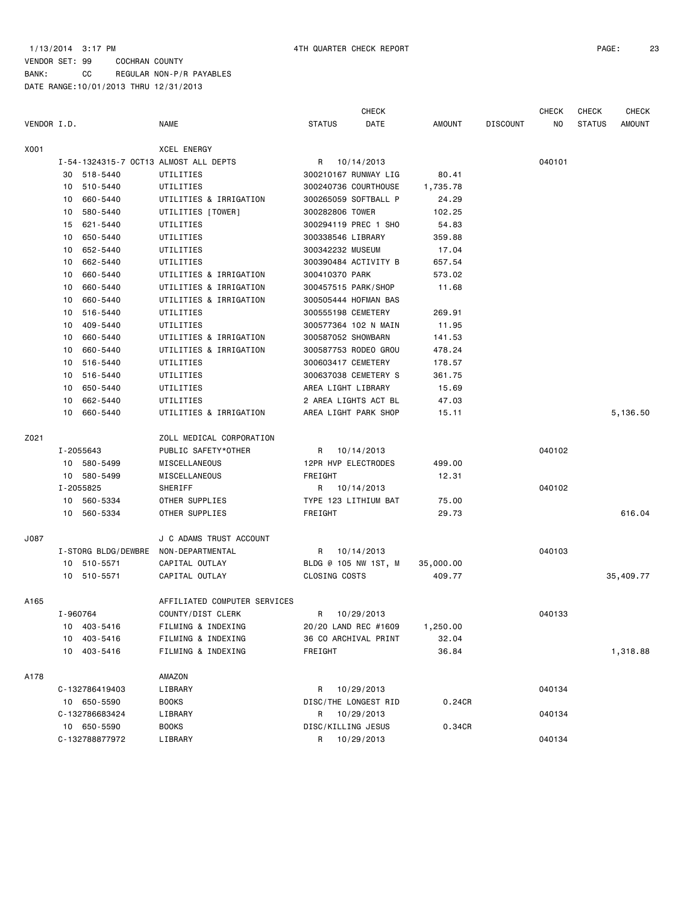1/13/2014 3:17 PM 4TH QUARTER CHECK REPORT

VENDOR SET: 99 COCHRAN COUNTY
BANK: CC REGULAR NON-P/R PAYABLES
DATE RANGE:10/01/2013 THRU 12/31/2013

| VENDOR I.D. | NAME | STATUS | CHECK DATE | AMOUNT | DISCOUNT | CHECK NO | CHECK STATUS | CHECK AMOUNT |
|---|---|---|---|---|---|---|---|---|
| X001 | XCEL ENERGY | | | | | | | |
| I-54-1324315-7 OCT13 | ALMOST ALL DEPTS | R | 10/14/2013 | | | 040101 | | |
| 30 518-5440 | UTILITIES | 300210167 RUNWAY LIG | | 80.41 | | | | |
| 10 510-5440 | UTILITIES | 300240736 COURTHOUSE | | 1,735.78 | | | | |
| 10 660-5440 | UTILITIES & IRRIGATION | 300265059 SOFTBALL P | | 24.29 | | | | |
| 10 580-5440 | UTILITIES [TOWER] | 300282806 TOWER | | 102.25 | | | | |
| 15 621-5440 | UTILITIES | 300294119 PREC 1 SHO | | 54.83 | | | | |
| 10 650-5440 | UTILITIES | 300338546 LIBRARY | | 359.88 | | | | |
| 10 652-5440 | UTILITIES | 300342232 MUSEUM | | 17.04 | | | | |
| 10 662-5440 | UTILITIES | 300390484 ACTIVITY B | | 657.54 | | | | |
| 10 660-5440 | UTILITIES & IRRIGATION | 300410370 PARK | | 573.02 | | | | |
| 10 660-5440 | UTILITIES & IRRIGATION | 300457515 PARK/SHOP | | 11.68 | | | | |
| 10 660-5440 | UTILITIES & IRRIGATION | 300505444 HOFMAN BAS | | | | | | |
| 10 516-5440 | UTILITIES | 300555198 CEMETERY | | 269.91 | | | | |
| 10 409-5440 | UTILITIES | 300577364 102 N MAIN | | 11.95 | | | | |
| 10 660-5440 | UTILITIES & IRRIGATION | 300587052 SHOWBARN | | 141.53 | | | | |
| 10 660-5440 | UTILITIES & IRRIGATION | 300587753 RODEO GROU | | 478.24 | | | | |
| 10 516-5440 | UTILITIES | 300603417 CEMETERY | | 178.57 | | | | |
| 10 516-5440 | UTILITIES | 300637038 CEMETERY S | | 361.75 | | | | |
| 10 650-5440 | UTILITIES | AREA LIGHT LIBRARY | | 15.69 | | | | |
| 10 662-5440 | UTILITIES | 2 AREA LIGHTS ACT BL | | 47.03 | | | | |
| 10 660-5440 | UTILITIES & IRRIGATION | AREA LIGHT PARK SHOP | | 15.11 | | | | 5,136.50 |
| Z021 | ZOLL MEDICAL CORPORATION | | | | | | | |
| I-2055643 | PUBLIC SAFETY*OTHER | R | 10/14/2013 | | | 040102 | | |
| 10 580-5499 | MISCELLANEOUS | 12PR HVP ELECTRODES | | 499.00 | | | | |
| 10 580-5499 | MISCELLANEOUS | FREIGHT | | 12.31 | | | | |
| I-2055825 | SHERIFF | R | 10/14/2013 | | | 040102 | | |
| 10 560-5334 | OTHER SUPPLIES | TYPE 123 LITHIUM BAT | | 75.00 | | | | |
| 10 560-5334 | OTHER SUPPLIES | FREIGHT | | 29.73 | | | | 616.04 |
| J087 | J C ADAMS TRUST ACCOUNT | | | | | | | |
| I-STORG BLDG/DEWBRE | NON-DEPARTMENTAL | R | 10/14/2013 | | | 040103 | | |
| 10 510-5571 | CAPITAL OUTLAY | BLDG @ 105 NW 1ST, M | | 35,000.00 | | | | |
| 10 510-5571 | CAPITAL OUTLAY | CLOSING COSTS | | 409.77 | | | | 35,409.77 |
| A165 | AFFILIATED COMPUTER SERVICES | | | | | | | |
| I-960764 | COUNTY/DIST CLERK | R | 10/29/2013 | | | 040133 | | |
| 10 403-5416 | FILMING & INDEXING | 20/20 LAND REC #1609 | | 1,250.00 | | | | |
| 10 403-5416 | FILMING & INDEXING | 36 CO ARCHIVAL PRINT | | 32.04 | | | | |
| 10 403-5416 | FILMING & INDEXING | FREIGHT | | 36.84 | | | | 1,318.88 |
| A178 | AMAZON | | | | | | | |
| C-132786419403 | LIBRARY | R | 10/29/2013 | | | 040134 | | |
| 10 650-5590 | BOOKS | DISC/THE LONGEST RID | | 0.24CR | | | | |
| C-132786683424 | LIBRARY | R | 10/29/2013 | | | 040134 | | |
| 10 650-5590 | BOOKS | DISC/KILLING JESUS | | 0.34CR | | | | |
| C-132788877972 | LIBRARY | R | 10/29/2013 | | | 040134 | | |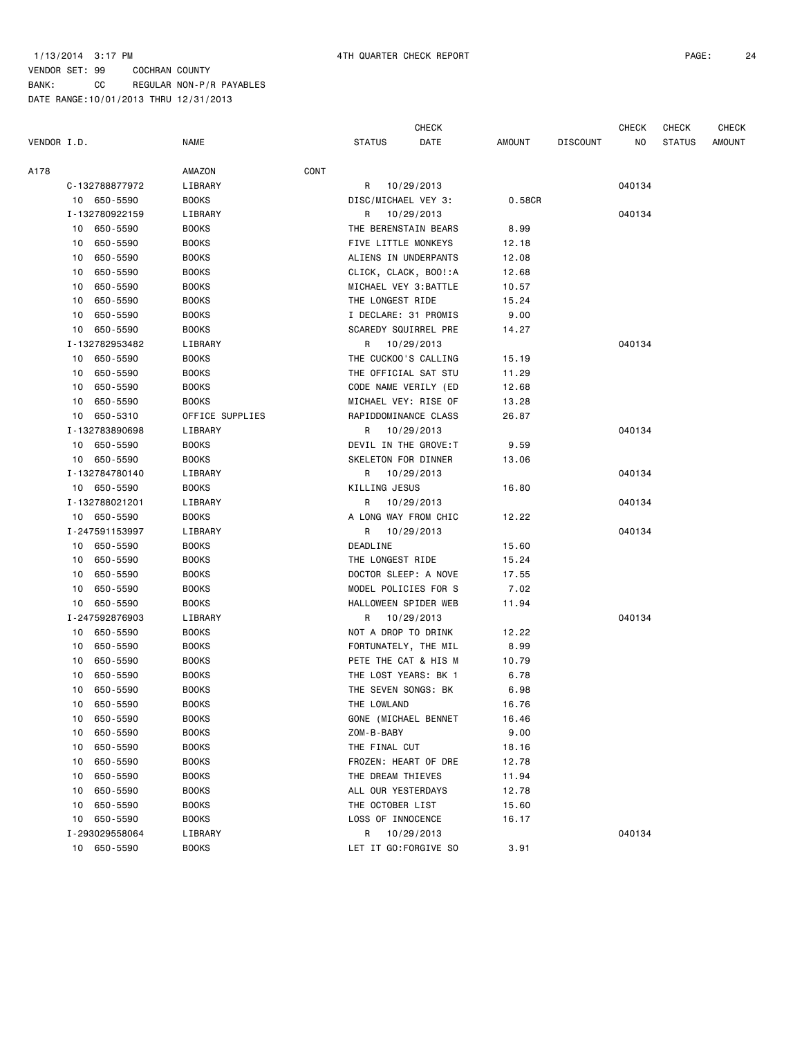1/13/2014 3:17 PM 4TH QUARTER CHECK REPORT

VENDOR SET: 99 COCHRAN COUNTY
BANK: CC REGULAR NON-P/R PAYABLES
DATE RANGE:10/01/2013 THRU 12/31/2013

| VENDOR I.D. | NAME | STATUS | CHECK DATE | AMOUNT | DISCOUNT | CHECK NO | CHECK STATUS | CHECK AMOUNT |
|---|---|---|---|---|---|---|---|---|
| A178 | AMAZON CONT | | | | | | | |
| C-132788877972 | LIBRARY | R | 10/29/2013 | | | 040134 | | |
| 10 650-5590 | BOOKS | DISC/MICHAEL VEY 3: | | 0.58CR | | | | |
| I-132780922159 | LIBRARY | R | 10/29/2013 | | | 040134 | | |
| 10 650-5590 | BOOKS | THE BERENSTAIN BEARS | | 8.99 | | | | |
| 10 650-5590 | BOOKS | FIVE LITTLE MONKEYS | | 12.18 | | | | |
| 10 650-5590 | BOOKS | ALIENS IN UNDERPANTS | | 12.08 | | | | |
| 10 650-5590 | BOOKS | CLICK, CLACK, BOO!:A | | 12.68 | | | | |
| 10 650-5590 | BOOKS | MICHAEL VEY 3:BATTLE | | 10.57 | | | | |
| 10 650-5590 | BOOKS | THE LONGEST RIDE | | 15.24 | | | | |
| 10 650-5590 | BOOKS | I DECLARE: 31 PROMIS | | 9.00 | | | | |
| 10 650-5590 | BOOKS | SCAREDY SQUIRREL PRE | | 14.27 | | | | |
| I-132782953482 | LIBRARY | R | 10/29/2013 | | | 040134 | | |
| 10 650-5590 | BOOKS | THE CUCKOO'S CALLING | | 15.19 | | | | |
| 10 650-5590 | BOOKS | THE OFFICIAL SAT STU | | 11.29 | | | | |
| 10 650-5590 | BOOKS | CODE NAME VERILY (ED | | 12.68 | | | | |
| 10 650-5590 | BOOKS | MICHAEL VEY: RISE OF | | 13.28 | | | | |
| 10 650-5310 | OFFICE SUPPLIES | RAPIDDOMINANCE CLASS | | 26.87 | | | | |
| I-132783890698 | LIBRARY | R | 10/29/2013 | | | 040134 | | |
| 10 650-5590 | BOOKS | DEVIL IN THE GROVE:T | | 9.59 | | | | |
| 10 650-5590 | BOOKS | SKELETON FOR DINNER | | 13.06 | | | | |
| I-132784780140 | LIBRARY | R | 10/29/2013 | | | 040134 | | |
| 10 650-5590 | BOOKS | KILLING JESUS | | 16.80 | | | | |
| I-132788021201 | LIBRARY | R | 10/29/2013 | | | 040134 | | |
| 10 650-5590 | BOOKS | A LONG WAY FROM CHIC | | 12.22 | | | | |
| I-247591153997 | LIBRARY | R | 10/29/2013 | | | 040134 | | |
| 10 650-5590 | BOOKS | DEADLINE | | 15.60 | | | | |
| 10 650-5590 | BOOKS | THE LONGEST RIDE | | 15.24 | | | | |
| 10 650-5590 | BOOKS | DOCTOR SLEEP: A NOVE | | 17.55 | | | | |
| 10 650-5590 | BOOKS | MODEL POLICIES FOR S | | 7.02 | | | | |
| 10 650-5590 | BOOKS | HALLOWEEN SPIDER WEB | | 11.94 | | | | |
| I-247592876903 | LIBRARY | R | 10/29/2013 | | | 040134 | | |
| 10 650-5590 | BOOKS | NOT A DROP TO DRINK | | 12.22 | | | | |
| 10 650-5590 | BOOKS | FORTUNATELY, THE MIL | | 8.99 | | | | |
| 10 650-5590 | BOOKS | PETE THE CAT & HIS M | | 10.79 | | | | |
| 10 650-5590 | BOOKS | THE LOST YEARS: BK 1 | | 6.78 | | | | |
| 10 650-5590 | BOOKS | THE SEVEN SONGS: BK | | 6.98 | | | | |
| 10 650-5590 | BOOKS | THE LOWLAND | | 16.76 | | | | |
| 10 650-5590 | BOOKS | GONE (MICHAEL BENNET | | 16.46 | | | | |
| 10 650-5590 | BOOKS | ZOM-B-BABY | | 9.00 | | | | |
| 10 650-5590 | BOOKS | THE FINAL CUT | | 18.16 | | | | |
| 10 650-5590 | BOOKS | FROZEN: HEART OF DRE | | 12.78 | | | | |
| 10 650-5590 | BOOKS | THE DREAM THIEVES | | 11.94 | | | | |
| 10 650-5590 | BOOKS | ALL OUR YESTERDAYS | | 12.78 | | | | |
| 10 650-5590 | BOOKS | THE OCTOBER LIST | | 15.60 | | | | |
| 10 650-5590 | BOOKS | LOSS OF INNOCENCE | | 16.17 | | | | |
| I-293029558064 | LIBRARY | R | 10/29/2013 | | | 040134 | | |
| 10 650-5590 | BOOKS | LET IT GO:FORGIVE SO | | 3.91 | | | | |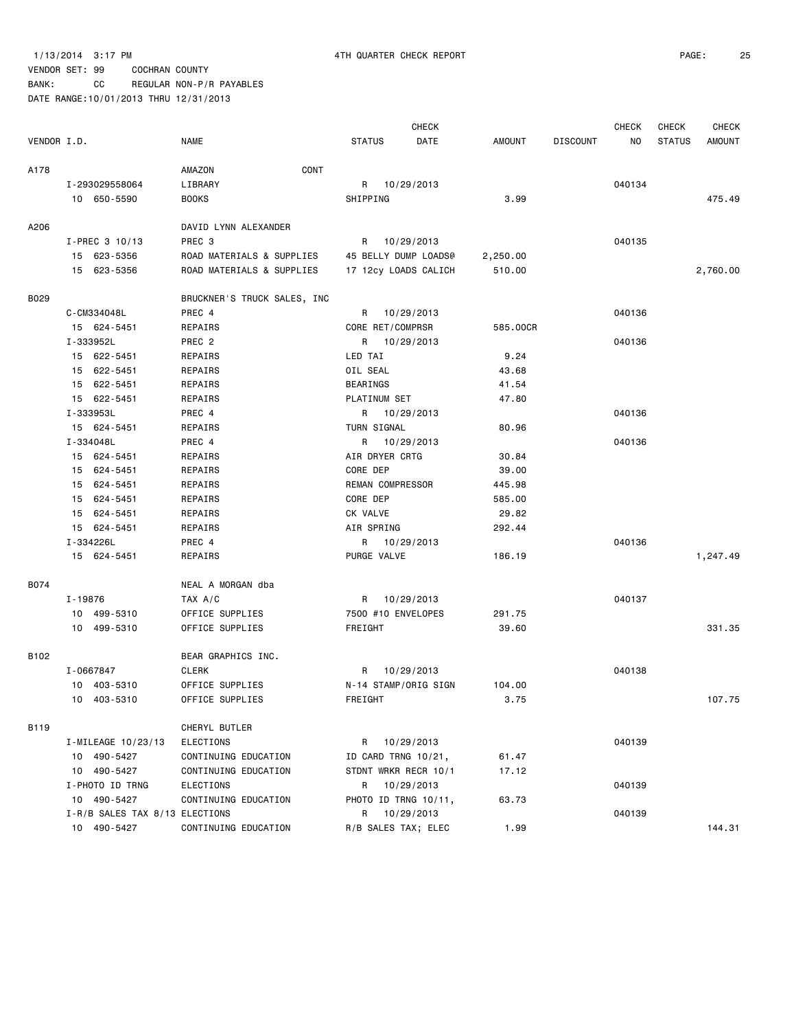1/13/2014 3:17 PM 4TH QUARTER CHECK REPORT

VENDOR SET: 99 COCHRAN COUNTY
BANK: CC REGULAR NON-P/R PAYABLES
DATE RANGE:10/01/2013 THRU 12/31/2013

| VENDOR I.D. | NAME | STATUS | CHECK DATE | AMOUNT | DISCOUNT | CHECK NO | CHECK STATUS | CHECK AMOUNT |
|---|---|---|---|---|---|---|---|---|
| A178 | AMAZON CONT | | | | | | | |
| I-293029558064 | LIBRARY | R | 10/29/2013 | | | 040134 | | |
| 10 650-5590 | BOOKS | SHIPPING | | 3.99 | | | | 475.49 |
| A206 | DAVID LYNN ALEXANDER | | | | | | | |
| I-PREC 3 10/13 | PREC 3 | R | 10/29/2013 | | | 040135 | | |
| 15 623-5356 | ROAD MATERIALS & SUPPLIES | 45 BELLY DUMP LOADS@ | | 2,250.00 | | | | |
| 15 623-5356 | ROAD MATERIALS & SUPPLIES | 17 12cy LOADS CALICH | | 510.00 | | | | 2,760.00 |
| B029 | BRUCKNER'S TRUCK SALES, INC | | | | | | | |
| C-CM334048L | PREC 4 | R | 10/29/2013 | | | 040136 | | |
| 15 624-5451 | REPAIRS | CORE RET/COMPRSR | | 585.00CR | | | | |
| I-333952L | PREC 2 | R | 10/29/2013 | | | 040136 | | |
| 15 622-5451 | REPAIRS | LED TAI | | 9.24 | | | | |
| 15 622-5451 | REPAIRS | OIL SEAL | | 43.68 | | | | |
| 15 622-5451 | REPAIRS | BEARINGS | | 41.54 | | | | |
| 15 622-5451 | REPAIRS | PLATINUM SET | | 47.80 | | | | |
| I-333953L | PREC 4 | R | 10/29/2013 | | | 040136 | | |
| 15 624-5451 | REPAIRS | TURN SIGNAL | | 80.96 | | | | |
| I-334048L | PREC 4 | R | 10/29/2013 | | | 040136 | | |
| 15 624-5451 | REPAIRS | AIR DRYER CRTG | | 30.84 | | | | |
| 15 624-5451 | REPAIRS | CORE DEP | | 39.00 | | | | |
| 15 624-5451 | REPAIRS | REMAN COMPRESSOR | | 445.98 | | | | |
| 15 624-5451 | REPAIRS | CORE DEP | | 585.00 | | | | |
| 15 624-5451 | REPAIRS | CK VALVE | | 29.82 | | | | |
| 15 624-5451 | REPAIRS | AIR SPRING | | 292.44 | | | | |
| I-334226L | PREC 4 | R | 10/29/2013 | | | 040136 | | |
| 15 624-5451 | REPAIRS | PURGE VALVE | | 186.19 | | | | 1,247.49 |
| B074 | NEAL A MORGAN dba | | | | | | | |
| I-19876 | TAX A/C | R | 10/29/2013 | | | 040137 | | |
| 10 499-5310 | OFFICE SUPPLIES | 7500 #10 ENVELOPES | | 291.75 | | | | |
| 10 499-5310 | OFFICE SUPPLIES | FREIGHT | | 39.60 | | | | 331.35 |
| B102 | BEAR GRAPHICS INC. | | | | | | | |
| I-0667847 | CLERK | R | 10/29/2013 | | | 040138 | | |
| 10 403-5310 | OFFICE SUPPLIES | N-14 STAMP/ORIG SIGN | | 104.00 | | | | |
| 10 403-5310 | OFFICE SUPPLIES | FREIGHT | | 3.75 | | | | 107.75 |
| B119 | CHERYL BUTLER | | | | | | | |
| I-MILEAGE 10/23/13 | ELECTIONS | R | 10/29/2013 | | | 040139 | | |
| 10 490-5427 | CONTINUING EDUCATION | ID CARD TRNG 10/21, | | 61.47 | | | | |
| 10 490-5427 | CONTINUING EDUCATION | STDNT WRKR RECR 10/1 | | 17.12 | | | | |
| I-PHOTO ID TRNG | ELECTIONS | R | 10/29/2013 | | | 040139 | | |
| 10 490-5427 | CONTINUING EDUCATION | PHOTO ID TRNG 10/11, | | 63.73 | | | | |
| I-R/B SALES TAX 8/13 | ELECTIONS | R | 10/29/2013 | | | 040139 | | |
| 10 490-5427 | CONTINUING EDUCATION | R/B SALES TAX; ELEC | | 1.99 | | | | 144.31 |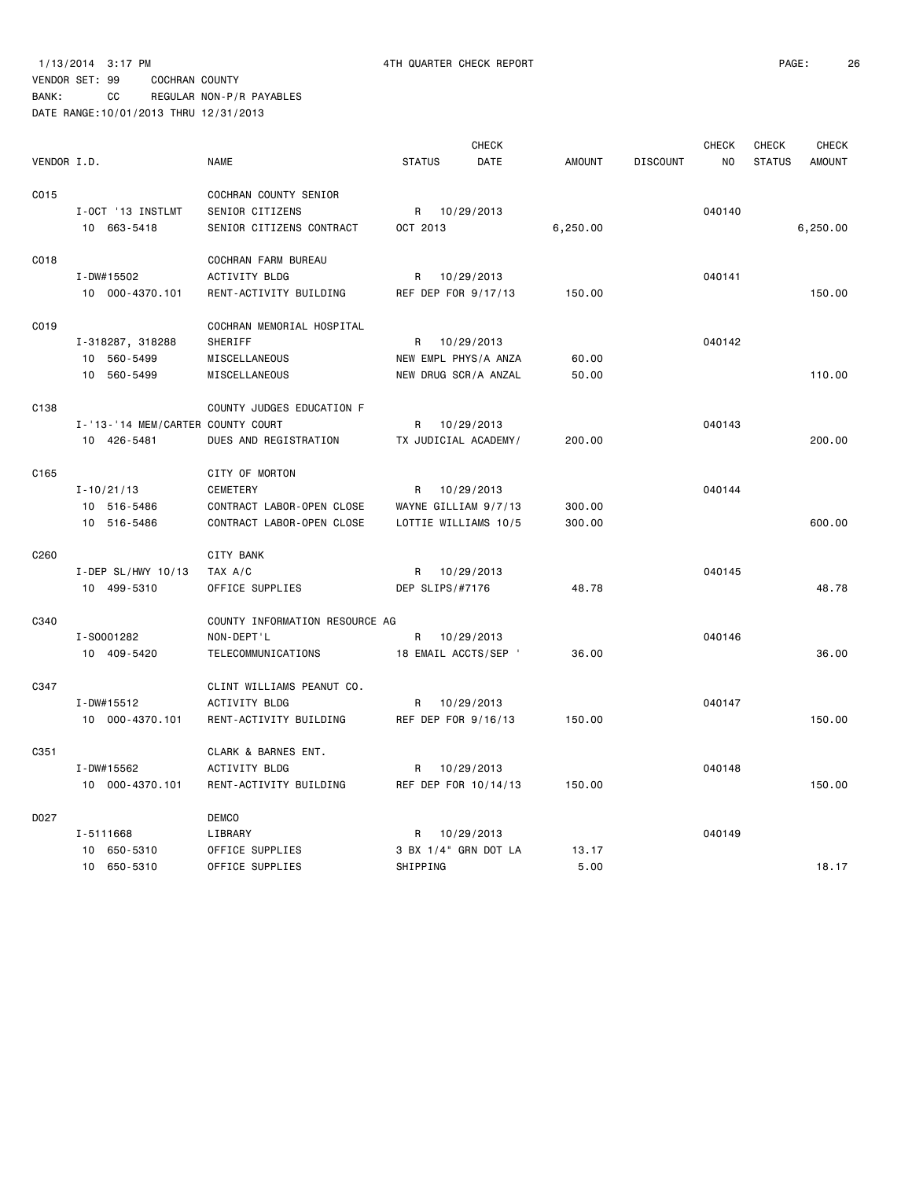1/13/2014 3:17 PM 4TH QUARTER CHECK REPORT

VENDOR SET: 99 COCHRAN COUNTY
BANK: CC REGULAR NON-P/R PAYABLES
DATE RANGE:10/01/2013 THRU 12/31/2013

| VENDOR I.D. | NAME | STATUS | CHECK DATE | AMOUNT | DISCOUNT | CHECK NO | CHECK STATUS | CHECK AMOUNT |
|---|---|---|---|---|---|---|---|---|
| C015 | COCHRAN COUNTY SENIOR | | | | | | | |
| I-OCT '13 INSTLMT | SENIOR CITIZENS | R | 10/29/2013 | | | 040140 | | |
| 10 663-5418 | SENIOR CITIZENS CONTRACT | OCT 2013 | | 6,250.00 | | | | 6,250.00 |
| C018 | COCHRAN FARM BUREAU | | | | | | | |
| I-DW#15502 | ACTIVITY BLDG | R | 10/29/2013 | | | 040141 | | |
| 10 000-4370.101 | RENT-ACTIVITY BUILDING | REF DEP FOR 9/17/13 | | 150.00 | | | | 150.00 |
| C019 | COCHRAN MEMORIAL HOSPITAL | | | | | | | |
| I-318287, 318288 | SHERIFF | R | 10/29/2013 | | | 040142 | | |
| 10 560-5499 | MISCELLANEOUS | NEW EMPL PHYS/A ANZA | | 60.00 | | | | |
| 10 560-5499 | MISCELLANEOUS | NEW DRUG SCR/A ANZAL | | 50.00 | | | | 110.00 |
| C138 | COUNTY JUDGES EDUCATION F | | | | | | | |
| I-'13-'14 MEM/CARTER | COUNTY COURT | R | 10/29/2013 | | | 040143 | | |
| 10 426-5481 | DUES AND REGISTRATION | TX JUDICIAL ACADEMY/ | | 200.00 | | | | 200.00 |
| C165 | CITY OF MORTON | | | | | | | |
| I-10/21/13 | CEMETERY | R | 10/29/2013 | | | 040144 | | |
| 10 516-5486 | CONTRACT LABOR-OPEN CLOSE | WAYNE GILLIAM 9/7/13 | | 300.00 | | | | |
| 10 516-5486 | CONTRACT LABOR-OPEN CLOSE | LOTTIE WILLIAMS 10/5 | | 300.00 | | | | 600.00 |
| C260 | CITY BANK | | | | | | | |
| I-DEP SL/HWY 10/13 | TAX A/C | R | 10/29/2013 | | | 040145 | | |
| 10 499-5310 | OFFICE SUPPLIES | DEP SLIPS/#7176 | | 48.78 | | | | 48.78 |
| C340 | COUNTY INFORMATION RESOURCE AG | | | | | | | |
| I-S0001282 | NON-DEPT'L | R | 10/29/2013 | | | 040146 | | |
| 10 409-5420 | TELECOMMUNICATIONS | 18 EMAIL ACCTS/SEP ' | | 36.00 | | | | 36.00 |
| C347 | CLINT WILLIAMS PEANUT CO. | | | | | | | |
| I-DW#15512 | ACTIVITY BLDG | R | 10/29/2013 | | | 040147 | | |
| 10 000-4370.101 | RENT-ACTIVITY BUILDING | REF DEP FOR 9/16/13 | | 150.00 | | | | 150.00 |
| C351 | CLARK & BARNES ENT. | | | | | | | |
| I-DW#15562 | ACTIVITY BLDG | R | 10/29/2013 | | | 040148 | | |
| 10 000-4370.101 | RENT-ACTIVITY BUILDING | REF DEP FOR 10/14/13 | | 150.00 | | | | 150.00 |
| D027 | DEMCO | | | | | | | |
| I-5111668 | LIBRARY | R | 10/29/2013 | | | 040149 | | |
| 10 650-5310 | OFFICE SUPPLIES | 3 BX 1/4" GRN DOT LA | | 13.17 | | | | |
| 10 650-5310 | OFFICE SUPPLIES | SHIPPING | | 5.00 | | | | 18.17 |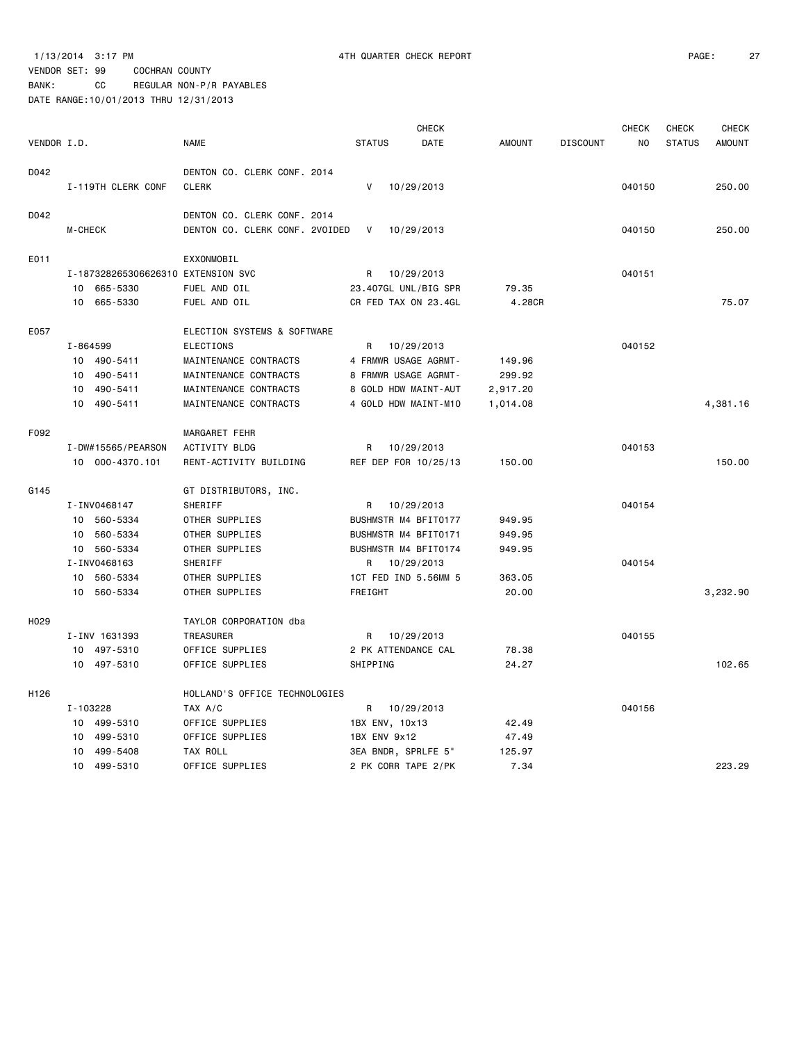1/13/2014 3:17 PM 4TH QUARTER CHECK REPORT

VENDOR SET: 99 COCHRAN COUNTY
BANK: CC REGULAR NON-P/R PAYABLES
DATE RANGE:10/01/2013 THRU 12/31/2013

| VENDOR I.D. | NAME | STATUS | CHECK DATE | AMOUNT | DISCOUNT | CHECK NO | CHECK STATUS | CHECK AMOUNT |
|---|---|---|---|---|---|---|---|---|
| D042 | DENTON CO. CLERK CONF. 2014 | | | | | | | |
| I-119TH CLERK CONF | CLERK | V | 10/29/2013 | | | 040150 | | 250.00 |
| D042 | DENTON CO. CLERK CONF. 2014 | | | | | | | |
| M-CHECK | DENTON CO. CLERK CONF. 2VOIDED | V | 10/29/2013 | | | 040150 | | 250.00 |
| E011 | EXXONMOBIL | | | | | | | |
| I-187328265306626310 | EXTENSION SVC | R | 10/29/2013 | | | 040151 | | |
| 10 665-5330 | FUEL AND OIL | 23.407GL UNL/BIG SPR | | 79.35 | | | | |
| 10 665-5330 | FUEL AND OIL | CR FED TAX ON 23.4GL | | 4.28CR | | | | 75.07 |
| E057 | ELECTION SYSTEMS & SOFTWARE | | | | | | | |
| I-864599 | ELECTIONS | R | 10/29/2013 | | | 040152 | | |
| 10 490-5411 | MAINTENANCE CONTRACTS | 4 FRMWR USAGE AGRMT- | | 149.96 | | | | |
| 10 490-5411 | MAINTENANCE CONTRACTS | 8 FRMWR USAGE AGRMT- | | 299.92 | | | | |
| 10 490-5411 | MAINTENANCE CONTRACTS | 8 GOLD HDW MAINT-AUT | | 2,917.20 | | | | |
| 10 490-5411 | MAINTENANCE CONTRACTS | 4 GOLD HDW MAINT-M10 | | 1,014.08 | | | | 4,381.16 |
| F092 | MARGARET FEHR | | | | | | | |
| I-DW#15565/PEARSON | ACTIVITY BLDG | R | 10/29/2013 | | | 040153 | | |
| 10 000-4370.101 | RENT-ACTIVITY BUILDING | REF DEP FOR 10/25/13 | | 150.00 | | | | 150.00 |
| G145 | GT DISTRIBUTORS, INC. | | | | | | | |
| I-INV0468147 | SHERIFF | R | 10/29/2013 | | | 040154 | | |
| 10 560-5334 | OTHER SUPPLIES | BUSHMSTR M4 BFIT0177 | | 949.95 | | | | |
| 10 560-5334 | OTHER SUPPLIES | BUSHMSTR M4 BFIT0171 | | 949.95 | | | | |
| 10 560-5334 | OTHER SUPPLIES | BUSHMSTR M4 BFIT0174 | | 949.95 | | | | |
| I-INV0468163 | SHERIFF | R | 10/29/2013 | | | 040154 | | |
| 10 560-5334 | OTHER SUPPLIES | 1CT FED IND 5.56MM 5 | | 363.05 | | | | |
| 10 560-5334 | OTHER SUPPLIES | FREIGHT | | 20.00 | | | | 3,232.90 |
| H029 | TAYLOR CORPORATION dba | | | | | | | |
| I-INV 1631393 | TREASURER | R | 10/29/2013 | | | 040155 | | |
| 10 497-5310 | OFFICE SUPPLIES | 2 PK ATTENDANCE CAL | | 78.38 | | | | |
| 10 497-5310 | OFFICE SUPPLIES | SHIPPING | | 24.27 | | | | 102.65 |
| H126 | HOLLAND'S OFFICE TECHNOLOGIES | | | | | | | |
| I-103228 | TAX A/C | R | 10/29/2013 | | | 040156 | | |
| 10 499-5310 | OFFICE SUPPLIES | 1BX ENV, 10x13 | | 42.49 | | | | |
| 10 499-5310 | OFFICE SUPPLIES | 1BX ENV 9x12 | | 47.49 | | | | |
| 10 499-5408 | TAX ROLL | 3EA BNDR, SPRLFE 5" | | 125.97 | | | | |
| 10 499-5310 | OFFICE SUPPLIES | 2 PK CORR TAPE 2/PK | | 7.34 | | | | 223.29 |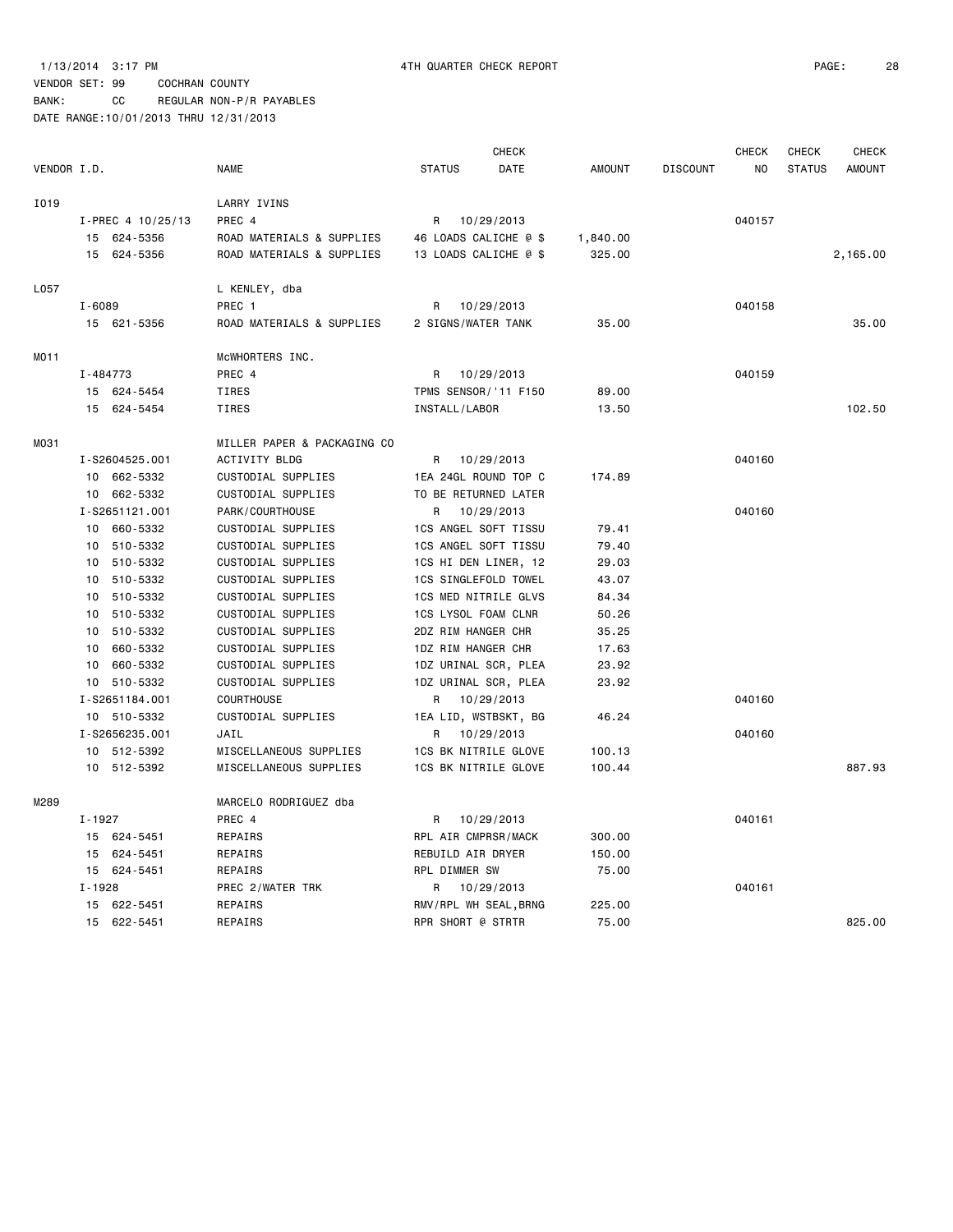1/13/2014 3:17 PM 4TH QUARTER CHECK REPORT

VENDOR SET: 99 COCHRAN COUNTY

BANK: CC REGULAR NON-P/R PAYABLES

DATE RANGE:10/01/2013 THRU 12/31/2013

| VENDOR I.D. | NAME | STATUS | CHECK DATE | AMOUNT | DISCOUNT | CHECK NO | CHECK STATUS | CHECK AMOUNT |
|---|---|---|---|---|---|---|---|---|
| I019 | LARRY IVINS | | | | | | | |
| I-PREC 4 10/25/13 | PREC 4 | R | 10/29/2013 | | | 040157 | | |
| 15 624-5356 | ROAD MATERIALS & SUPPLIES | 46 LOADS CALICHE @ $ | | 1,840.00 | | | | |
| 15 624-5356 | ROAD MATERIALS & SUPPLIES | 13 LOADS CALICHE @ $ | | 325.00 | | | | 2,165.00 |
| L057 | L KENLEY, dba | | | | | | | |
| I-6089 | PREC 1 | R | 10/29/2013 | | | 040158 | | |
| 15 621-5356 | ROAD MATERIALS & SUPPLIES | 2 SIGNS/WATER TANK | | 35.00 | | | | 35.00 |
| M011 | McWHORTERS INC. | | | | | | | |
| I-484773 | PREC 4 | R | 10/29/2013 | | | 040159 | | |
| 15 624-5454 | TIRES | TPMS SENSOR/'11 F150 | | 89.00 | | | | |
| 15 624-5454 | TIRES | INSTALL/LABOR | | 13.50 | | | | 102.50 |
| M031 | MILLER PAPER & PACKAGING CO | | | | | | | |
| I-S2604525.001 | ACTIVITY BLDG | R | 10/29/2013 | | | 040160 | | |
| 10 662-5332 | CUSTODIAL SUPPLIES | 1EA 24GL ROUND TOP C | | 174.89 | | | | |
| 10 662-5332 | CUSTODIAL SUPPLIES | TO BE RETURNED LATER | | | | | | |
| I-S2651121.001 | PARK/COURTHOUSE | R | 10/29/2013 | | | 040160 | | |
| 10 660-5332 | CUSTODIAL SUPPLIES | 1CS ANGEL SOFT TISSU | | 79.41 | | | | |
| 10 510-5332 | CUSTODIAL SUPPLIES | 1CS ANGEL SOFT TISSU | | 79.40 | | | | |
| 10 510-5332 | CUSTODIAL SUPPLIES | 1CS HI DEN LINER, 12 | | 29.03 | | | | |
| 10 510-5332 | CUSTODIAL SUPPLIES | 1CS SINGLEFOLD TOWEL | | 43.07 | | | | |
| 10 510-5332 | CUSTODIAL SUPPLIES | 1CS MED NITRILE GLVS | | 84.34 | | | | |
| 10 510-5332 | CUSTODIAL SUPPLIES | 1CS LYSOL FOAM CLNR | | 50.26 | | | | |
| 10 510-5332 | CUSTODIAL SUPPLIES | 2DZ RIM HANGER CHR | | 35.25 | | | | |
| 10 660-5332 | CUSTODIAL SUPPLIES | 1DZ RIM HANGER CHR | | 17.63 | | | | |
| 10 660-5332 | CUSTODIAL SUPPLIES | 1DZ URINAL SCR, PLEA | | 23.92 | | | | |
| 10 510-5332 | CUSTODIAL SUPPLIES | 1DZ URINAL SCR, PLEA | | 23.92 | | | | |
| I-S2651184.001 | COURTHOUSE | R | 10/29/2013 | | | 040160 | | |
| 10 510-5332 | CUSTODIAL SUPPLIES | 1EA LID, WSTBSKT, BG | | 46.24 | | | | |
| I-S2656235.001 | JAIL | R | 10/29/2013 | | | 040160 | | |
| 10 512-5392 | MISCELLANEOUS SUPPLIES | 1CS BK NITRILE GLOVE | | 100.13 | | | | |
| 10 512-5392 | MISCELLANEOUS SUPPLIES | 1CS BK NITRILE GLOVE | | 100.44 | | | | 887.93 |
| M289 | MARCELO RODRIGUEZ dba | | | | | | | |
| I-1927 | PREC 4 | R | 10/29/2013 | | | 040161 | | |
| 15 624-5451 | REPAIRS | RPL AIR CMPRSR/MACK | | 300.00 | | | | |
| 15 624-5451 | REPAIRS | REBUILD AIR DRYER | | 150.00 | | | | |
| 15 624-5451 | REPAIRS | RPL DIMMER SW | | 75.00 | | | | |
| I-1928 | PREC 2/WATER TRK | R | 10/29/2013 | | | 040161 | | |
| 15 622-5451 | REPAIRS | RMV/RPL WH SEAL,BRNG | | 225.00 | | | | |
| 15 622-5451 | REPAIRS | RPR SHORT @ STRTR | | 75.00 | | | | 825.00 |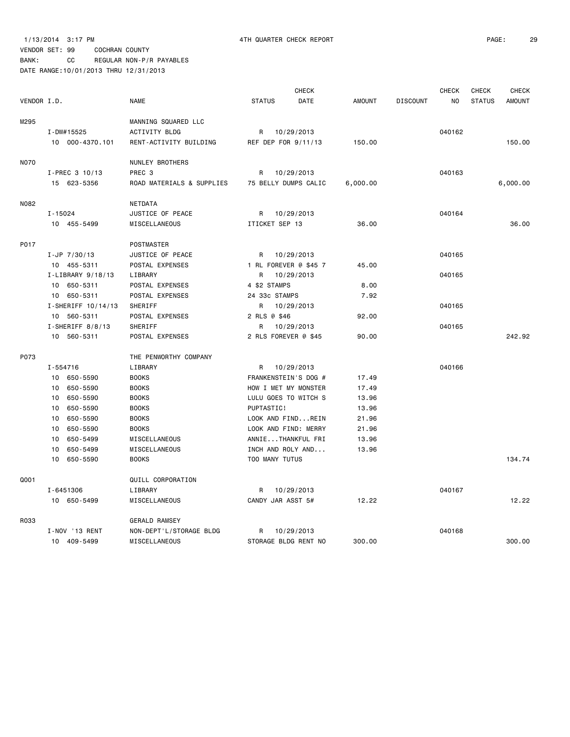1/13/2014 3:17 PM 4TH QUARTER CHECK REPORT

VENDOR SET: 99 COCHRAN COUNTY
BANK: CC REGULAR NON-P/R PAYABLES
DATE RANGE:10/01/2013 THRU 12/31/2013

| VENDOR I.D. | NAME | STATUS | CHECK DATE | AMOUNT | DISCOUNT | CHECK NO | CHECK STATUS | CHECK AMOUNT |
|---|---|---|---|---|---|---|---|---|
| M295 | MANNING SQUARED LLC | | | | | | | |
| I-DW#15525 | ACTIVITY BLDG | R | 10/29/2013 | | | 040162 | | |
| 10 000-4370.101 | RENT-ACTIVITY BUILDING | REF DEP FOR 9/11/13 | | 150.00 | | | | 150.00 |
| N070 | NUNLEY BROTHERS | | | | | | | |
| I-PREC 3 10/13 | PREC 3 | R | 10/29/2013 | | | 040163 | | |
| 15 623-5356 | ROAD MATERIALS & SUPPLIES | 75 BELLY DUMPS CALIC | | 6,000.00 | | | | 6,000.00 |
| N082 | NETDATA | | | | | | | |
| I-15024 | JUSTICE OF PEACE | R | 10/29/2013 | | | 040164 | | |
| 10 455-5499 | MISCELLANEOUS | ITICKET SEP 13 | | 36.00 | | | | 36.00 |
| P017 | POSTMASTER | | | | | | | |
| I-JP 7/30/13 | JUSTICE OF PEACE | R | 10/29/2013 | | | 040165 | | |
| 10 455-5311 | POSTAL EXPENSES | 1 RL FOREVER @ $45 7 | | 45.00 | | | | |
| I-LIBRARY 9/18/13 | LIBRARY | R | 10/29/2013 | | | 040165 | | |
| 10 650-5311 | POSTAL EXPENSES | 4 $2 STAMPS | | 8.00 | | | | |
| 10 650-5311 | POSTAL EXPENSES | 24 33c STAMPS | | 7.92 | | | | |
| I-SHERIFF 10/14/13 | SHERIFF | R | 10/29/2013 | | | 040165 | | |
| 10 560-5311 | POSTAL EXPENSES | 2 RLS @ $46 | | 92.00 | | | | |
| I-SHERIFF 8/8/13 | SHERIFF | R | 10/29/2013 | | | 040165 | | |
| 10 560-5311 | POSTAL EXPENSES | 2 RLS FOREVER @ $45 | | 90.00 | | | | 242.92 |
| P073 | THE PENWORTHY COMPANY | | | | | | | |
| I-554716 | LIBRARY | R | 10/29/2013 | | | 040166 | | |
| 10 650-5590 | BOOKS | FRANKENSTEIN'S DOG # | | 17.49 | | | | |
| 10 650-5590 | BOOKS | HOW I MET MY MONSTER | | 17.49 | | | | |
| 10 650-5590 | BOOKS | LULU GOES TO WITCH S | | 13.96 | | | | |
| 10 650-5590 | BOOKS | PUPTASTIC! | | 13.96 | | | | |
| 10 650-5590 | BOOKS | LOOK AND FIND...REIN | | 21.96 | | | | |
| 10 650-5590 | BOOKS | LOOK AND FIND: MERRY | | 21.96 | | | | |
| 10 650-5499 | MISCELLANEOUS | ANNIE...THANKFUL FRI | | 13.96 | | | | |
| 10 650-5499 | MISCELLANEOUS | INCH AND ROLY AND... | | 13.96 | | | | |
| 10 650-5590 | BOOKS | TOO MANY TUTUS | | | | | | 134.74 |
| Q001 | QUILL CORPORATION | | | | | | | |
| I-6451306 | LIBRARY | R | 10/29/2013 | | | 040167 | | |
| 10 650-5499 | MISCELLANEOUS | CANDY JAR ASST 5# | | 12.22 | | | | 12.22 |
| R033 | GERALD RAMSEY | | | | | | | |
| I-NOV '13 RENT | NON-DEPT'L/STORAGE BLDG | R | 10/29/2013 | | | 040168 | | |
| 10 409-5499 | MISCELLANEOUS | STORAGE BLDG RENT NO | | 300.00 | | | | 300.00 |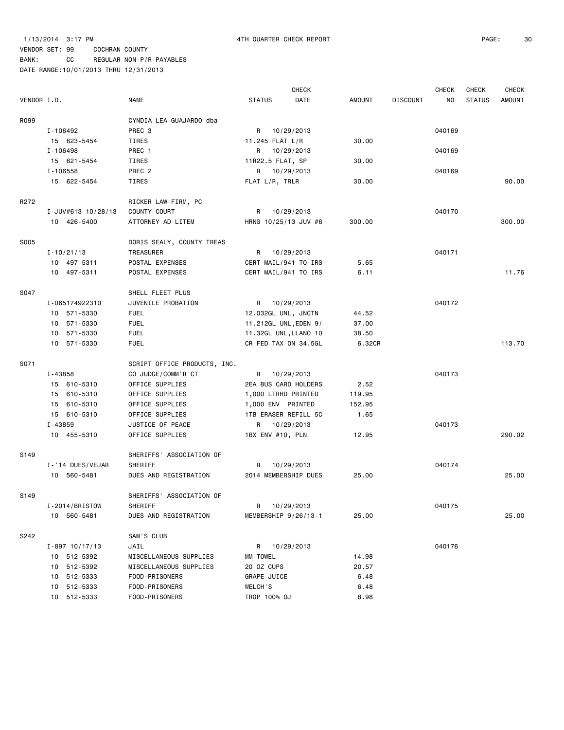1/13/2014 3:17 PM 4TH QUARTER CHECK REPORT

VENDOR SET: 99 COCHRAN COUNTY

BANK: CC REGULAR NON-P/R PAYABLES

DATE RANGE:10/01/2013 THRU 12/31/2013

| VENDOR I.D. | NAME | STATUS | CHECK DATE | AMOUNT | DISCOUNT | CHECK NO | CHECK STATUS | CHECK AMOUNT |
|---|---|---|---|---|---|---|---|---|
| R099 | CYNDIA LEA GUAJARDO dba | | | | | | | |
| I-106492 | PREC 3 | R | 10/29/2013 | | | 040169 | | |
| 15 623-5454 | TIRES | 11.245 FLAT L/R | | 30.00 | | | | |
| I-106498 | PREC 1 | R | 10/29/2013 | | | 040169 | | |
| 15 621-5454 | TIRES | 11R22.5 FLAT, SP | | 30.00 | | | | |
| I-106558 | PREC 2 | R | 10/29/2013 | | | 040169 | | |
| 15 622-5454 | TIRES | FLAT L/R, TRLR | | 30.00 | | | | 90.00 |
| R272 | RICKER LAW FIRM, PC | | | | | | | |
| I-JUV#613 10/28/13 | COUNTY COURT | R | 10/29/2013 | | | 040170 | | |
| 10 426-5400 | ATTORNEY AD LITEM | HRNG 10/25/13 JUV #6 | | 300.00 | | | | 300.00 |
| S005 | DORIS SEALY, COUNTY TREAS | | | | | | | |
| I-10/21/13 | TREASURER | R | 10/29/2013 | | | 040171 | | |
| 10 497-5311 | POSTAL EXPENSES | CERT MAIL/941 TO IRS | | 5.65 | | | | |
| 10 497-5311 | POSTAL EXPENSES | CERT MAIL/941 TO IRS | | 6.11 | | | | 11.76 |
| S047 | SHELL FLEET PLUS | | | | | | | |
| I-065174922310 | JUVENILE PROBATION | R | 10/29/2013 | | | 040172 | | |
| 10 571-5330 | FUEL | 12.032GL UNL, JNCTN | | 44.52 | | | | |
| 10 571-5330 | FUEL | 11.212GL UNL,EDEN 9/ | | 37.00 | | | | |
| 10 571-5330 | FUEL | 11.32GL UNL,LLANO 10 | | 38.50 | | | | |
| 10 571-5330 | FUEL | CR FED TAX ON 34.5GL | | 6.32CR | | | | 113.70 |
| S071 | SCRIPT OFFICE PRODUCTS, INC. | | | | | | | |
| I-43858 | CO JUDGE/COMM'R CT | R | 10/29/2013 | | | 040173 | | |
| 15 610-5310 | OFFICE SUPPLIES | 2EA BUS CARD HOLDERS | | 2.52 | | | | |
| 15 610-5310 | OFFICE SUPPLIES | 1,000 LTRHD PRINTED | | 119.95 | | | | |
| 15 610-5310 | OFFICE SUPPLIES | 1,000 ENV PRINTED | | 152.95 | | | | |
| 15 610-5310 | OFFICE SUPPLIES | 1TB ERASER REFILL 5C | | 1.65 | | | | |
| I-43859 | JUSTICE OF PEACE | R | 10/29/2013 | | | 040173 | | |
| 10 455-5310 | OFFICE SUPPLIES | 1BX ENV #10, PLN | | 12.95 | | | | 290.02 |
| S149 | SHERIFFS' ASSOCIATION OF | | | | | | | |
| I-'14 DUES/VEJAR | SHERIFF | R | 10/29/2013 | | | 040174 | | |
| 10 560-5481 | DUES AND REGISTRATION | 2014 MEMBERSHIP DUES | | 25.00 | | | | 25.00 |
| S149 | SHERIFFS' ASSOCIATION OF | | | | | | | |
| I-2014/BRISTOW | SHERIFF | R | 10/29/2013 | | | 040175 | | |
| 10 560-5481 | DUES AND REGISTRATION | MEMBERSHIP 9/26/13-1 | | 25.00 | | | | 25.00 |
| S242 | SAM'S CLUB | | | | | | | |
| I-897 10/17/13 | JAIL | R | 10/29/2013 | | | 040176 | | |
| 10 512-5392 | MISCELLANEOUS SUPPLIES | MM TOWEL | | 14.98 | | | | |
| 10 512-5392 | MISCELLANEOUS SUPPLIES | 20 OZ CUPS | | 20.57 | | | | |
| 10 512-5333 | FOOD-PRISONERS | GRAPE JUICE | | 6.48 | | | | |
| 10 512-5333 | FOOD-PRISONERS | WELCH'S | | 6.48 | | | | |
| 10 512-5333 | FOOD-PRISONERS | TROP 100% OJ | | 8.98 | | | | |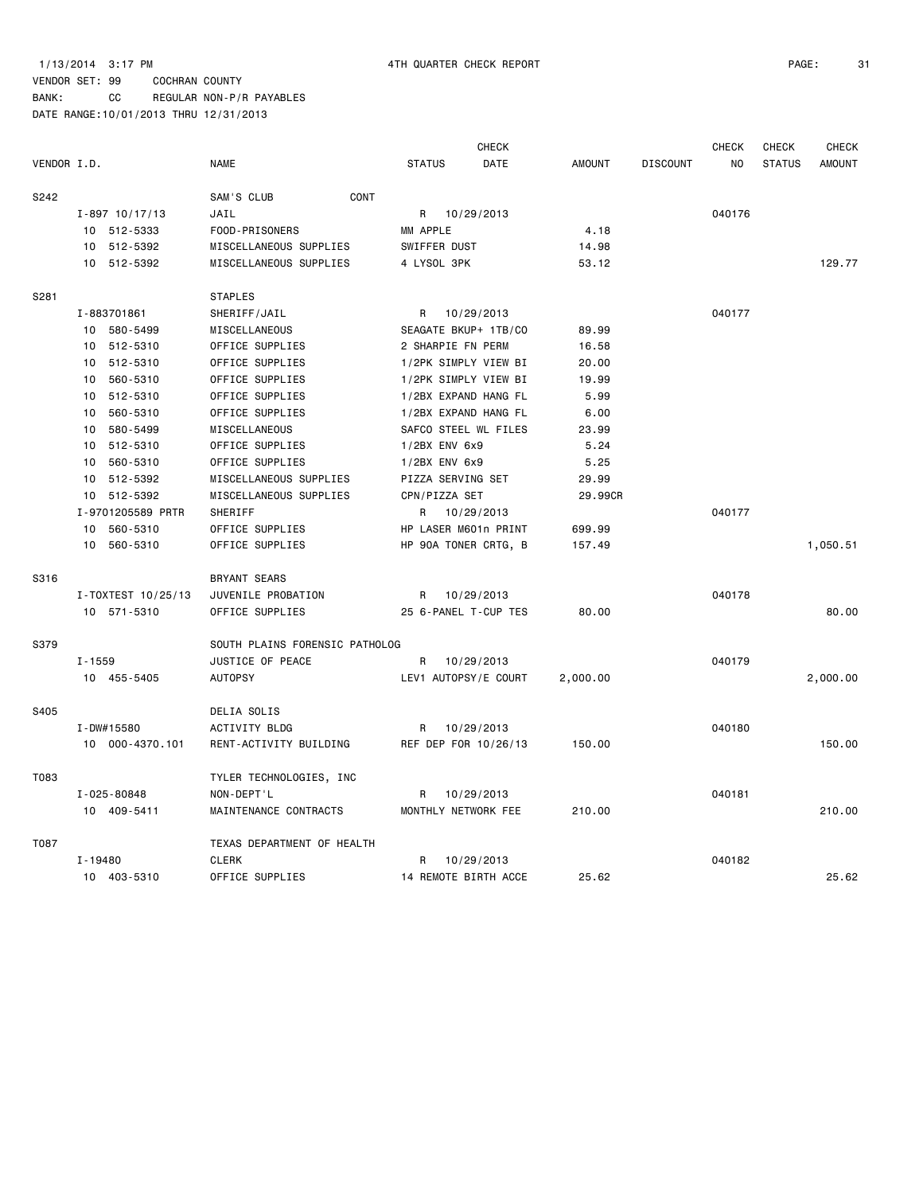1/13/2014 3:17 PM 4TH QUARTER CHECK REPORT

VENDOR SET: 99 COCHRAN COUNTY
BANK: CC REGULAR NON-P/R PAYABLES
DATE RANGE:10/01/2013 THRU 12/31/2013

| VENDOR I.D. | NAME | STATUS | CHECK DATE | AMOUNT | DISCOUNT | CHECK NO | CHECK STATUS | CHECK AMOUNT |
|---|---|---|---|---|---|---|---|---|
| S242 | SAM'S CLUB CONT | | | | | | | |
| I-897 10/17/13 | JAIL | R | 10/29/2013 | | | 040176 | | |
| 10 512-5333 | FOOD-PRISONERS | MM APPLE | | 4.18 | | | | |
| 10 512-5392 | MISCELLANEOUS SUPPLIES | SWIFFER DUST | | 14.98 | | | | |
| 10 512-5392 | MISCELLANEOUS SUPPLIES | 4 LYSOL 3PK | | 53.12 | | | | 129.77 |
| S281 | STAPLES | | | | | | | |
| I-883701861 | SHERIFF/JAIL | R | 10/29/2013 | | | 040177 | | |
| 10 580-5499 | MISCELLANEOUS | SEAGATE BKUP+ 1TB/CO | | 89.99 | | | | |
| 10 512-5310 | OFFICE SUPPLIES | 2 SHARPIE FN PERM | | 16.58 | | | | |
| 10 512-5310 | OFFICE SUPPLIES | 1/2PK SIMPLY VIEW BI | | 20.00 | | | | |
| 10 560-5310 | OFFICE SUPPLIES | 1/2PK SIMPLY VIEW BI | | 19.99 | | | | |
| 10 512-5310 | OFFICE SUPPLIES | 1/2BX EXPAND HANG FL | | 5.99 | | | | |
| 10 560-5310 | OFFICE SUPPLIES | 1/2BX EXPAND HANG FL | | 6.00 | | | | |
| 10 580-5499 | MISCELLANEOUS | SAFCO STEEL WL FILES | | 23.99 | | | | |
| 10 512-5310 | OFFICE SUPPLIES | 1/2BX ENV 6x9 | | 5.24 | | | | |
| 10 560-5310 | OFFICE SUPPLIES | 1/2BX ENV 6x9 | | 5.25 | | | | |
| 10 512-5392 | MISCELLANEOUS SUPPLIES | PIZZA SERVING SET | | 29.99 | | | | |
| 10 512-5392 | MISCELLANEOUS SUPPLIES | CPN/PIZZA SET | | 29.99CR | | | | |
| I-9701205589 PRTR | SHERIFF | R | 10/29/2013 | | | 040177 | | |
| 10 560-5310 | OFFICE SUPPLIES | HP LASER M601n PRINT | | 699.99 | | | | |
| 10 560-5310 | OFFICE SUPPLIES | HP 90A TONER CRTG, B | | 157.49 | | | | 1,050.51 |
| S316 | BRYANT SEARS | | | | | | | |
| I-TOXTEST 10/25/13 | JUVENILE PROBATION | R | 10/29/2013 | | | 040178 | | |
| 10 571-5310 | OFFICE SUPPLIES | 25 6-PANEL T-CUP TES | | 80.00 | | | | 80.00 |
| S379 | SOUTH PLAINS FORENSIC PATHOLOG | | | | | | | |
| I-1559 | JUSTICE OF PEACE | R | 10/29/2013 | | | 040179 | | |
| 10 455-5405 | AUTOPSY | LEV1 AUTOPSY/E COURT | | 2,000.00 | | | | 2,000.00 |
| S405 | DELIA SOLIS | | | | | | | |
| I-DW#15580 | ACTIVITY BLDG | R | 10/29/2013 | | | 040180 | | |
| 10 000-4370.101 | RENT-ACTIVITY BUILDING | REF DEP FOR 10/26/13 | | 150.00 | | | | 150.00 |
| T083 | TYLER TECHNOLOGIES, INC | | | | | | | |
| I-025-80848 | NON-DEPT'L | R | 10/29/2013 | | | 040181 | | |
| 10 409-5411 | MAINTENANCE CONTRACTS | MONTHLY NETWORK FEE | | 210.00 | | | | 210.00 |
| T087 | TEXAS DEPARTMENT OF HEALTH | | | | | | | |
| I-19480 | CLERK | R | 10/29/2013 | | | 040182 | | |
| 10 403-5310 | OFFICE SUPPLIES | 14 REMOTE BIRTH ACCE | | 25.62 | | | | 25.62 |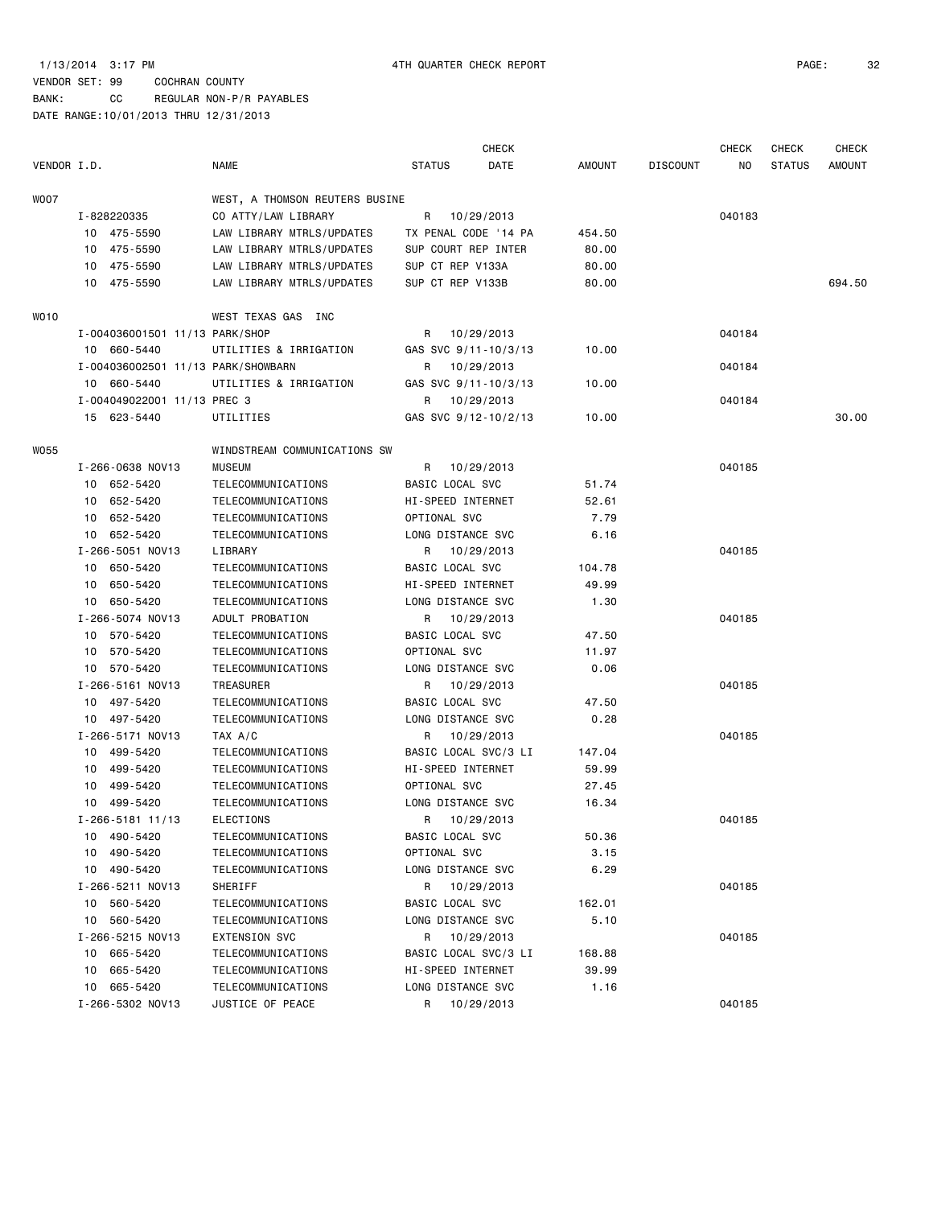1/13/2014 3:17 PM 4TH QUARTER CHECK REPORT

VENDOR SET: 99 COCHRAN COUNTY

BANK: CC REGULAR NON-P/R PAYABLES

DATE RANGE:10/01/2013 THRU 12/31/2013

| VENDOR I.D. | NAME | STATUS | CHECK DATE | AMOUNT | DISCOUNT | CHECK NO | CHECK STATUS | CHECK AMOUNT |
|---|---|---|---|---|---|---|---|---|
| W007 | WEST, A THOMSON REUTERS BUSINE | | | | | | | |
| I-828220335 | CO ATTY/LAW LIBRARY | R | 10/29/2013 | | | 040183 | | |
| 10 475-5590 | LAW LIBRARY MTRLS/UPDATES | TX PENAL CODE '14 PA | | 454.50 | | | | |
| 10 475-5590 | LAW LIBRARY MTRLS/UPDATES | SUP COURT REP INTER | | 80.00 | | | | |
| 10 475-5590 | LAW LIBRARY MTRLS/UPDATES | SUP CT REP V133A | | 80.00 | | | | |
| 10 475-5590 | LAW LIBRARY MTRLS/UPDATES | SUP CT REP V133B | | 80.00 | | | | 694.50 |
| W010 | WEST TEXAS GAS INC | | | | | | | |
| I-004036001501 11/13 PARK/SHOP | | R | 10/29/2013 | | | 040184 | | |
| 10 660-5440 | UTILITIES & IRRIGATION | GAS SVC 9/11-10/3/13 | | 10.00 | | | | |
| I-004036002501 11/13 PARK/SHOWBARN | | R | 10/29/2013 | | | 040184 | | |
| 10 660-5440 | UTILITIES & IRRIGATION | GAS SVC 9/11-10/3/13 | | 10.00 | | | | |
| I-004049022001 11/13 PREC 3 | | R | 10/29/2013 | | | 040184 | | |
| 15 623-5440 | UTILITIES | GAS SVC 9/12-10/2/13 | | 10.00 | | | | 30.00 |
| W055 | WINDSTREAM COMMUNICATIONS SW | | | | | | | |
| I-266-0638 NOV13 | MUSEUM | R | 10/29/2013 | | | 040185 | | |
| 10 652-5420 | TELECOMMUNICATIONS | BASIC LOCAL SVC | | 51.74 | | | | |
| 10 652-5420 | TELECOMMUNICATIONS | HI-SPEED INTERNET | | 52.61 | | | | |
| 10 652-5420 | TELECOMMUNICATIONS | OPTIONAL SVC | | 7.79 | | | | |
| 10 652-5420 | TELECOMMUNICATIONS | LONG DISTANCE SVC | | 6.16 | | | | |
| I-266-5051 NOV13 | LIBRARY | R | 10/29/2013 | | | 040185 | | |
| 10 650-5420 | TELECOMMUNICATIONS | BASIC LOCAL SVC | | 104.78 | | | | |
| 10 650-5420 | TELECOMMUNICATIONS | HI-SPEED INTERNET | | 49.99 | | | | |
| 10 650-5420 | TELECOMMUNICATIONS | LONG DISTANCE SVC | | 1.30 | | | | |
| I-266-5074 NOV13 | ADULT PROBATION | R | 10/29/2013 | | | 040185 | | |
| 10 570-5420 | TELECOMMUNICATIONS | BASIC LOCAL SVC | | 47.50 | | | | |
| 10 570-5420 | TELECOMMUNICATIONS | OPTIONAL SVC | | 11.97 | | | | |
| 10 570-5420 | TELECOMMUNICATIONS | LONG DISTANCE SVC | | 0.06 | | | | |
| I-266-5161 NOV13 | TREASURER | R | 10/29/2013 | | | 040185 | | |
| 10 497-5420 | TELECOMMUNICATIONS | BASIC LOCAL SVC | | 47.50 | | | | |
| 10 497-5420 | TELECOMMUNICATIONS | LONG DISTANCE SVC | | 0.28 | | | | |
| I-266-5171 NOV13 | TAX A/C | R | 10/29/2013 | | | 040185 | | |
| 10 499-5420 | TELECOMMUNICATIONS | BASIC LOCAL SVC/3 LI | | 147.04 | | | | |
| 10 499-5420 | TELECOMMUNICATIONS | HI-SPEED INTERNET | | 59.99 | | | | |
| 10 499-5420 | TELECOMMUNICATIONS | OPTIONAL SVC | | 27.45 | | | | |
| 10 499-5420 | TELECOMMUNICATIONS | LONG DISTANCE SVC | | 16.34 | | | | |
| I-266-5181 11/13 | ELECTIONS | R | 10/29/2013 | | | 040185 | | |
| 10 490-5420 | TELECOMMUNICATIONS | BASIC LOCAL SVC | | 50.36 | | | | |
| 10 490-5420 | TELECOMMUNICATIONS | OPTIONAL SVC | | 3.15 | | | | |
| 10 490-5420 | TELECOMMUNICATIONS | LONG DISTANCE SVC | | 6.29 | | | | |
| I-266-5211 NOV13 | SHERIFF | R | 10/29/2013 | | | 040185 | | |
| 10 560-5420 | TELECOMMUNICATIONS | BASIC LOCAL SVC | | 162.01 | | | | |
| 10 560-5420 | TELECOMMUNICATIONS | LONG DISTANCE SVC | | 5.10 | | | | |
| I-266-5215 NOV13 | EXTENSION SVC | R | 10/29/2013 | | | 040185 | | |
| 10 665-5420 | TELECOMMUNICATIONS | BASIC LOCAL SVC/3 LI | | 168.88 | | | | |
| 10 665-5420 | TELECOMMUNICATIONS | HI-SPEED INTERNET | | 39.99 | | | | |
| 10 665-5420 | TELECOMMUNICATIONS | LONG DISTANCE SVC | | 1.16 | | | | |
| I-266-5302 NOV13 | JUSTICE OF PEACE | R | 10/29/2013 | | | 040185 | | |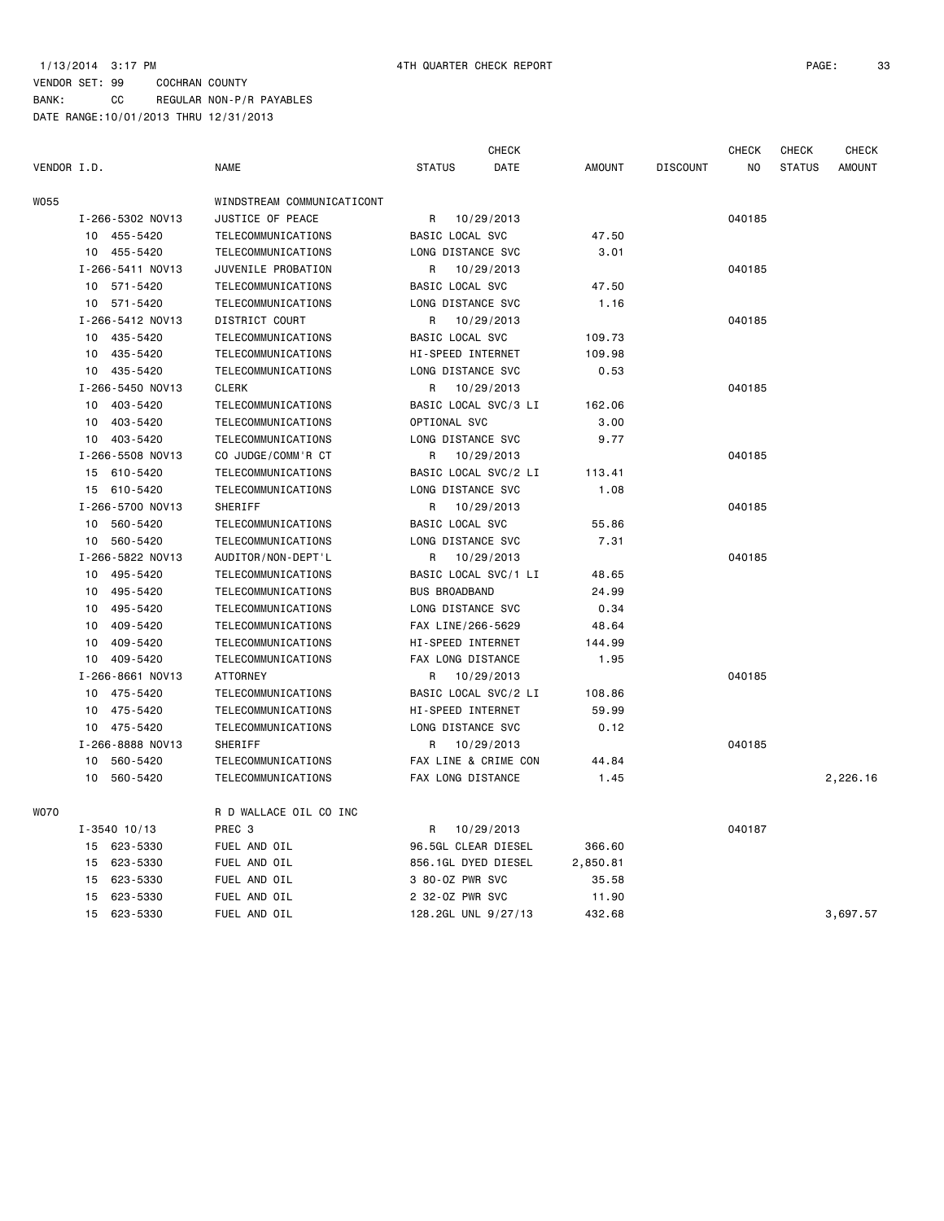1/13/2014 3:17 PM 4TH QUARTER CHECK REPORT

VENDOR SET: 99 COCHRAN COUNTY
BANK: CC REGULAR NON-P/R PAYABLES
DATE RANGE:10/01/2013 THRU 12/31/2013

| VENDOR I.D. | NAME | STATUS | CHECK DATE | AMOUNT | DISCOUNT | CHECK NO | CHECK STATUS | CHECK AMOUNT |
|---|---|---|---|---|---|---|---|---|
| W055 | WINDSTREAM COMMUNICATICONT | | | | | | | |
| I-266-5302 NOV13 | JUSTICE OF PEACE | R | 10/29/2013 | | | 040185 | | |
| 10 455-5420 | TELECOMMUNICATIONS | BASIC LOCAL SVC | | 47.50 | | | | |
| 10 455-5420 | TELECOMMUNICATIONS | LONG DISTANCE SVC | | 3.01 | | | | |
| I-266-5411 NOV13 | JUVENILE PROBATION | R | 10/29/2013 | | | 040185 | | |
| 10 571-5420 | TELECOMMUNICATIONS | BASIC LOCAL SVC | | 47.50 | | | | |
| 10 571-5420 | TELECOMMUNICATIONS | LONG DISTANCE SVC | | 1.16 | | | | |
| I-266-5412 NOV13 | DISTRICT COURT | R | 10/29/2013 | | | 040185 | | |
| 10 435-5420 | TELECOMMUNICATIONS | BASIC LOCAL SVC | | 109.73 | | | | |
| 10 435-5420 | TELECOMMUNICATIONS | HI-SPEED INTERNET | | 109.98 | | | | |
| 10 435-5420 | TELECOMMUNICATIONS | LONG DISTANCE SVC | | 0.53 | | | | |
| I-266-5450 NOV13 | CLERK | R | 10/29/2013 | | | 040185 | | |
| 10 403-5420 | TELECOMMUNICATIONS | BASIC LOCAL SVC/3 LI | | 162.06 | | | | |
| 10 403-5420 | TELECOMMUNICATIONS | OPTIONAL SVC | | 3.00 | | | | |
| 10 403-5420 | TELECOMMUNICATIONS | LONG DISTANCE SVC | | 9.77 | | | | |
| I-266-5508 NOV13 | CO JUDGE/COMM'R CT | R | 10/29/2013 | | | 040185 | | |
| 15 610-5420 | TELECOMMUNICATIONS | BASIC LOCAL SVC/2 LI | | 113.41 | | | | |
| 15 610-5420 | TELECOMMUNICATIONS | LONG DISTANCE SVC | | 1.08 | | | | |
| I-266-5700 NOV13 | SHERIFF | R | 10/29/2013 | | | 040185 | | |
| 10 560-5420 | TELECOMMUNICATIONS | BASIC LOCAL SVC | | 55.86 | | | | |
| 10 560-5420 | TELECOMMUNICATIONS | LONG DISTANCE SVC | | 7.31 | | | | |
| I-266-5822 NOV13 | AUDITOR/NON-DEPT'L | R | 10/29/2013 | | | 040185 | | |
| 10 495-5420 | TELECOMMUNICATIONS | BASIC LOCAL SVC/1 LI | | 48.65 | | | | |
| 10 495-5420 | TELECOMMUNICATIONS | BUS BROADBAND | | 24.99 | | | | |
| 10 495-5420 | TELECOMMUNICATIONS | LONG DISTANCE SVC | | 0.34 | | | | |
| 10 409-5420 | TELECOMMUNICATIONS | FAX LINE/266-5629 | | 48.64 | | | | |
| 10 409-5420 | TELECOMMUNICATIONS | HI-SPEED INTERNET | | 144.99 | | | | |
| 10 409-5420 | TELECOMMUNICATIONS | FAX LONG DISTANCE | | 1.95 | | | | |
| I-266-8661 NOV13 | ATTORNEY | R | 10/29/2013 | | | 040185 | | |
| 10 475-5420 | TELECOMMUNICATIONS | BASIC LOCAL SVC/2 LI | | 108.86 | | | | |
| 10 475-5420 | TELECOMMUNICATIONS | HI-SPEED INTERNET | | 59.99 | | | | |
| 10 475-5420 | TELECOMMUNICATIONS | LONG DISTANCE SVC | | 0.12 | | | | |
| I-266-8888 NOV13 | SHERIFF | R | 10/29/2013 | | | 040185 | | |
| 10 560-5420 | TELECOMMUNICATIONS | FAX LINE & CRIME CON | | 44.84 | | | | |
| 10 560-5420 | TELECOMMUNICATIONS | FAX LONG DISTANCE | | 1.45 | | | | 2,226.16 |
| W070 | R D WALLACE OIL CO INC | | | | | | | |
| I-3540 10/13 | PREC 3 | R | 10/29/2013 | | | 040187 | | |
| 15 623-5330 | FUEL AND OIL | 96.5GL CLEAR DIESEL | | 366.60 | | | | |
| 15 623-5330 | FUEL AND OIL | 856.1GL DYED DIESEL | | 2,850.81 | | | | |
| 15 623-5330 | FUEL AND OIL | 3 80-OZ PWR SVC | | 35.58 | | | | |
| 15 623-5330 | FUEL AND OIL | 2 32-OZ PWR SVC | | 11.90 | | | | |
| 15 623-5330 | FUEL AND OIL | 128.2GL UNL 9/27/13 | | 432.68 | | | | 3,697.57 |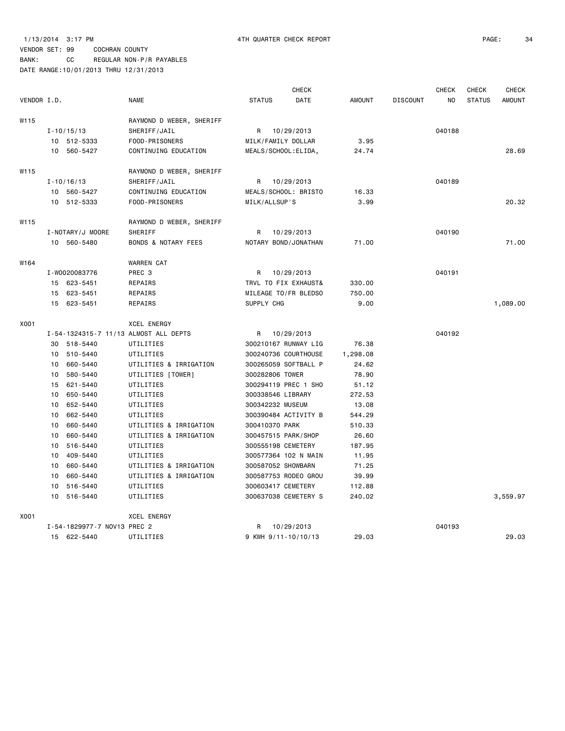1/13/2014 3:17 PM 4TH QUARTER CHECK REPORT

VENDOR SET: 99 COCHRAN COUNTY

BANK: CC REGULAR NON-P/R PAYABLES

DATE RANGE:10/01/2013 THRU 12/31/2013

| VENDOR I.D. | NAME | STATUS | CHECK DATE | AMOUNT | DISCOUNT | CHECK NO | CHECK STATUS | CHECK AMOUNT |
|---|---|---|---|---|---|---|---|---|
| W115 | RAYMOND D WEBER, SHERIFF | | | | | | | |
| I-10/15/13 | SHERIFF/JAIL | R | 10/29/2013 | | | 040188 | | |
| 10 512-5333 | FOOD-PRISONERS | MILK/FAMILY DOLLAR | | 3.95 | | | | |
| 10 560-5427 | CONTINUING EDUCATION | MEALS/SCHOOL:ELIDA, | | 24.74 | | | | 28.69 |
| W115 | RAYMOND D WEBER, SHERIFF | | | | | | | |
| I-10/16/13 | SHERIFF/JAIL | R | 10/29/2013 | | | 040189 | | |
| 10 560-5427 | CONTINUING EDUCATION | MEALS/SCHOOL: BRISTO | | 16.33 | | | | |
| 10 512-5333 | FOOD-PRISONERS | MILK/ALLSUP'S | | 3.99 | | | | 20.32 |
| W115 | RAYMOND D WEBER, SHERIFF | | | | | | | |
| I-NOTARY/J MOORE | SHERIFF | R | 10/29/2013 | | | 040190 | | |
| 10 560-5480 | BONDS & NOTARY FEES | NOTARY BOND/JONATHAN | | 71.00 | | | | 71.00 |
| W164 | WARREN CAT | | | | | | | |
| I-W0020083776 | PREC 3 | R | 10/29/2013 | | | 040191 | | |
| 15 623-5451 | REPAIRS | TRVL TO FIX EXHAUST& | | 330.00 | | | | |
| 15 623-5451 | REPAIRS | MILEAGE TO/FR BLEDSO | | 750.00 | | | | |
| 15 623-5451 | REPAIRS | SUPPLY CHG | | 9.00 | | | | 1,089.00 |
| X001 | XCEL ENERGY | | | | | | | |
| I-54-1324315-7 11/13 | ALMOST ALL DEPTS | R | 10/29/2013 | | | 040192 | | |
| 30 518-5440 | UTILITIES | 300210167 RUNWAY LIG | | 76.38 | | | | |
| 10 510-5440 | UTILITIES | 300240736 COURTHOUSE | | 1,298.08 | | | | |
| 10 660-5440 | UTILITIES & IRRIGATION | 300265059 SOFTBALL P | | 24.62 | | | | |
| 10 580-5440 | UTILITIES [TOWER] | 300282806 TOWER | | 78.90 | | | | |
| 15 621-5440 | UTILITIES | 300294119 PREC 1 SHO | | 51.12 | | | | |
| 10 650-5440 | UTILITIES | 300338546 LIBRARY | | 272.53 | | | | |
| 10 652-5440 | UTILITIES | 300342232 MUSEUM | | 13.08 | | | | |
| 10 662-5440 | UTILITIES | 300390484 ACTIVITY B | | 544.29 | | | | |
| 10 660-5440 | UTILITIES & IRRIGATION | 300410370 PARK | | 510.33 | | | | |
| 10 660-5440 | UTILITIES & IRRIGATION | 300457515 PARK/SHOP | | 26.60 | | | | |
| 10 516-5440 | UTILITIES | 300555198 CEMETERY | | 187.95 | | | | |
| 10 409-5440 | UTILITIES | 300577364 102 N MAIN | | 11.95 | | | | |
| 10 660-5440 | UTILITIES & IRRIGATION | 300587052 SHOWBARN | | 71.25 | | | | |
| 10 660-5440 | UTILITIES & IRRIGATION | 300587753 RODEO GROU | | 39.99 | | | | |
| 10 516-5440 | UTILITIES | 300603417 CEMETERY | | 112.88 | | | | |
| 10 516-5440 | UTILITIES | 300637038 CEMETERY S | | 240.02 | | | | 3,559.97 |
| X001 | XCEL ENERGY | | | | | | | |
| I-54-1829977-7 NOV13 | PREC 2 | R | 10/29/2013 | | | 040193 | | |
| 15 622-5440 | UTILITIES | 9 KWH 9/11-10/10/13 | | 29.03 | | | | 29.03 |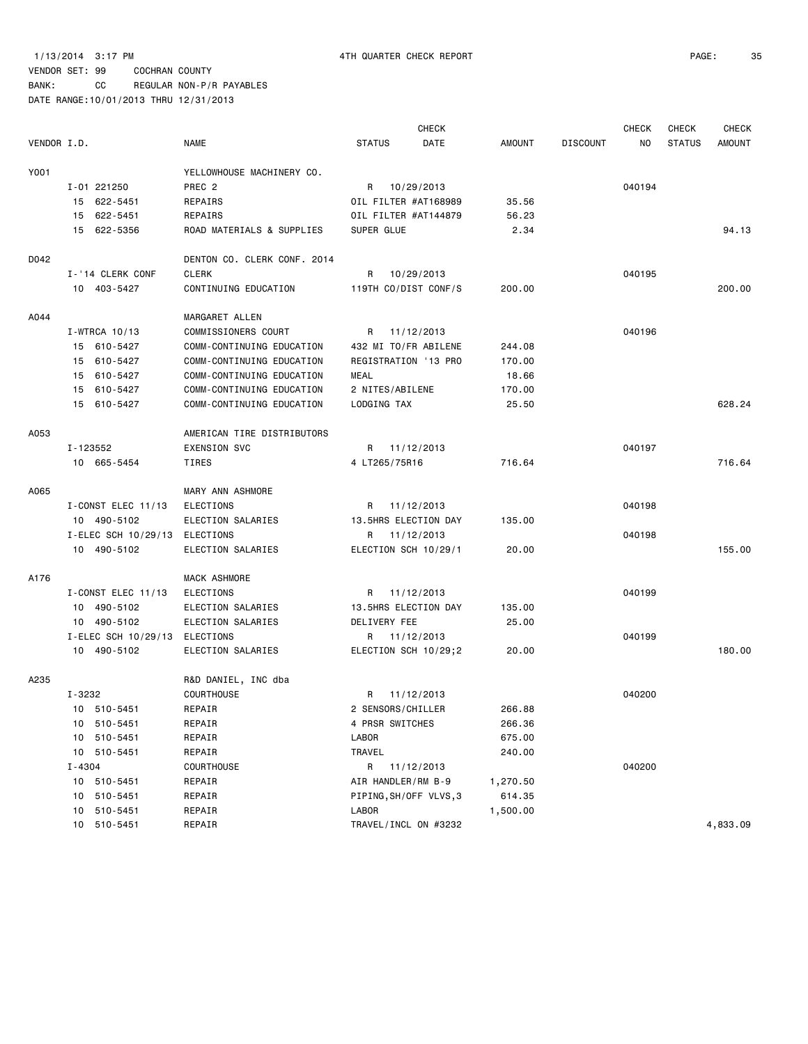1/13/2014 3:17 PM 4TH QUARTER CHECK REPORT

VENDOR SET: 99 COCHRAN COUNTY

BANK: CC REGULAR NON-P/R PAYABLES

DATE RANGE:10/01/2013 THRU 12/31/2013

| VENDOR I.D. | NAME | STATUS | CHECK DATE | AMOUNT | DISCOUNT | CHECK NO | CHECK STATUS | CHECK AMOUNT |
|---|---|---|---|---|---|---|---|---|
| Y001 | YELLOWHOUSE MACHINERY CO. | | | | | | | |
| I-01 221250 | PREC 2 | R | 10/29/2013 | | | 040194 | | |
| 15 622-5451 | REPAIRS | OIL FILTER #AT168989 | | 35.56 | | | | |
| 15 622-5451 | REPAIRS | OIL FILTER #AT144879 | | 56.23 | | | | |
| 15 622-5356 | ROAD MATERIALS & SUPPLIES | SUPER GLUE | | 2.34 | | | | 94.13 |
| D042 | DENTON CO. CLERK CONF. 2014 | | | | | | | |
| I-'14 CLERK CONF | CLERK | R | 10/29/2013 | | | 040195 | | |
| 10 403-5427 | CONTINUING EDUCATION | 119TH CO/DIST CONF/S | | 200.00 | | | | 200.00 |
| A044 | MARGARET ALLEN | | | | | | | |
| I-WTRCA 10/13 | COMMISSIONERS COURT | R | 11/12/2013 | | | 040196 | | |
| 15 610-5427 | COMM-CONTINUING EDUCATION | 432 MI TO/FR ABILENE | | 244.08 | | | | |
| 15 610-5427 | COMM-CONTINUING EDUCATION | REGISTRATION '13 PRO | | 170.00 | | | | |
| 15 610-5427 | COMM-CONTINUING EDUCATION | MEAL | | 18.66 | | | | |
| 15 610-5427 | COMM-CONTINUING EDUCATION | 2 NITES/ABILENE | | 170.00 | | | | |
| 15 610-5427 | COMM-CONTINUING EDUCATION | LODGING TAX | | 25.50 | | | | 628.24 |
| A053 | AMERICAN TIRE DISTRIBUTORS | | | | | | | |
| I-123552 | EXENSION SVC | R | 11/12/2013 | | | 040197 | | |
| 10 665-5454 | TIRES | 4 LT265/75R16 | | 716.64 | | | | 716.64 |
| A065 | MARY ANN ASHMORE | | | | | | | |
| I-CONST ELEC 11/13 | ELECTIONS | R | 11/12/2013 | | | 040198 | | |
| 10 490-5102 | ELECTION SALARIES | 13.5HRS ELECTION DAY | | 135.00 | | | | |
| I-ELEC SCH 10/29/13 | ELECTIONS | R | 11/12/2013 | | | 040198 | | |
| 10 490-5102 | ELECTION SALARIES | ELECTION SCH 10/29/1 | | 20.00 | | | | 155.00 |
| A176 | MACK ASHMORE | | | | | | | |
| I-CONST ELEC 11/13 | ELECTIONS | R | 11/12/2013 | | | 040199 | | |
| 10 490-5102 | ELECTION SALARIES | 13.5HRS ELECTION DAY | | 135.00 | | | | |
| 10 490-5102 | ELECTION SALARIES | DELIVERY FEE | | 25.00 | | | | |
| I-ELEC SCH 10/29/13 | ELECTIONS | R | 11/12/2013 | | | 040199 | | |
| 10 490-5102 | ELECTION SALARIES | ELECTION SCH 10/29;2 | | 20.00 | | | | 180.00 |
| A235 | R&D DANIEL, INC dba | | | | | | | |
| I-3232 | COURTHOUSE | R | 11/12/2013 | | | 040200 | | |
| 10 510-5451 | REPAIR | 2 SENSORS/CHILLER | | 266.88 | | | | |
| 10 510-5451 | REPAIR | 4 PRSR SWITCHES | | 266.36 | | | | |
| 10 510-5451 | REPAIR | LABOR | | 675.00 | | | | |
| 10 510-5451 | REPAIR | TRAVEL | | 240.00 | | | | |
| I-4304 | COURTHOUSE | R | 11/12/2013 | | | 040200 | | |
| 10 510-5451 | REPAIR | AIR HANDLER/RM B-9 | | 1,270.50 | | | | |
| 10 510-5451 | REPAIR | PIPING,SH/OFF VLVS,3 | | 614.35 | | | | |
| 10 510-5451 | REPAIR | LABOR | | 1,500.00 | | | | |
| 10 510-5451 | REPAIR | TRAVEL/INCL ON #3232 | | | | | | 4,833.09 |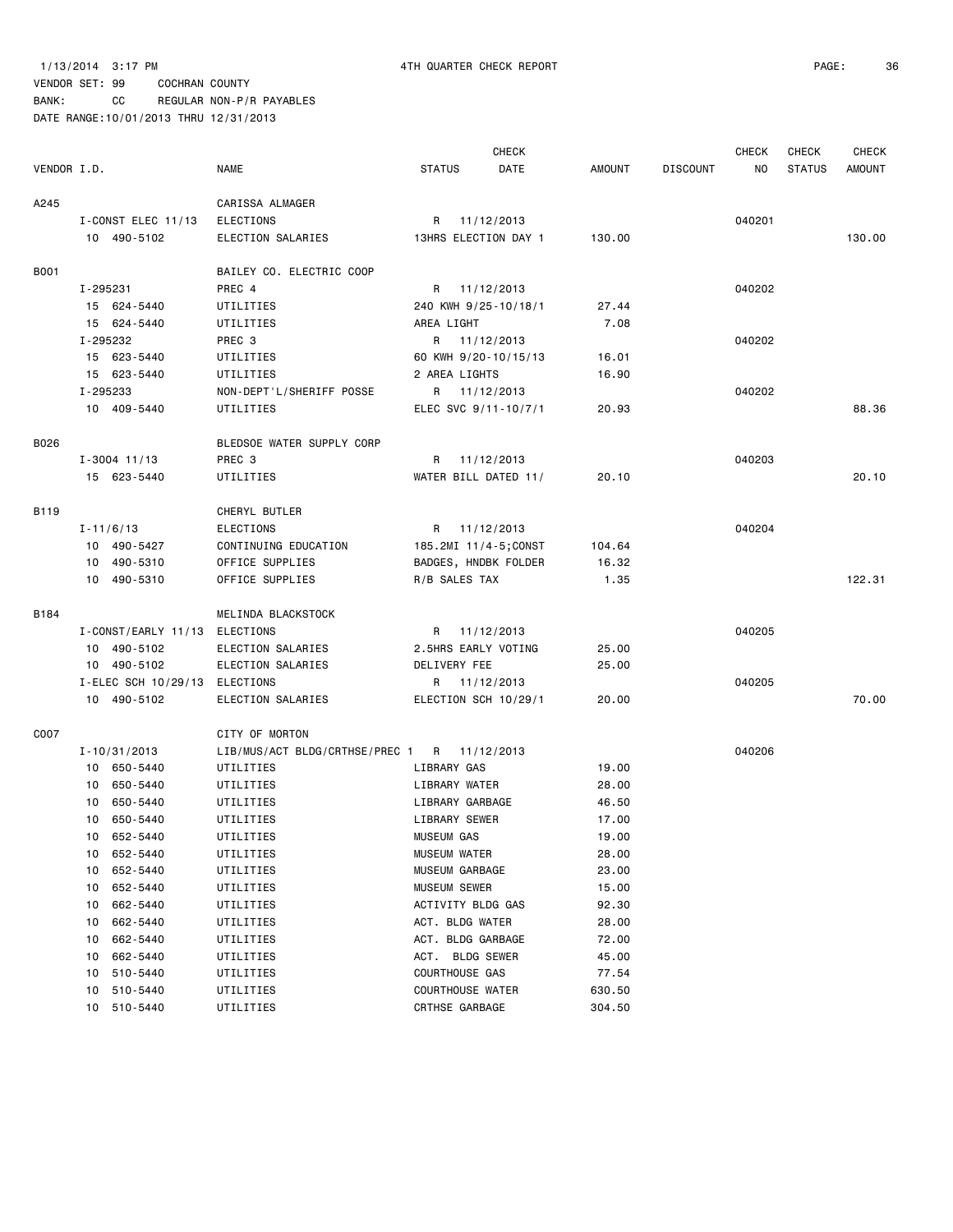1/13/2014 3:17 PM 4TH QUARTER CHECK REPORT

VENDOR SET: 99 COCHRAN COUNTY

BANK: CC REGULAR NON-P/R PAYABLES

DATE RANGE:10/01/2013 THRU 12/31/2013

| VENDOR I.D. | NAME | STATUS | CHECK DATE | AMOUNT | DISCOUNT | CHECK NO | CHECK STATUS | CHECK AMOUNT |
|---|---|---|---|---|---|---|---|---|
| A245 | CARISSA ALMAGER | | | | | | | |
| I-CONST ELEC 11/13 | ELECTIONS | R | 11/12/2013 | | | 040201 | | |
| 10 490-5102 | ELECTION SALARIES | 13HRS ELECTION DAY 1 | | 130.00 | | | | 130.00 |
| B001 | BAILEY CO. ELECTRIC COOP | | | | | | | |
| I-295231 | PREC 4 | R | 11/12/2013 | | | 040202 | | |
| 15 624-5440 | UTILITIES | 240 KWH 9/25-10/18/1 | | 27.44 | | | | |
| 15 624-5440 | UTILITIES | AREA LIGHT | | 7.08 | | | | |
| I-295232 | PREC 3 | R | 11/12/2013 | | | 040202 | | |
| 15 623-5440 | UTILITIES | 60 KWH 9/20-10/15/13 | | 16.01 | | | | |
| 15 623-5440 | UTILITIES | 2 AREA LIGHTS | | 16.90 | | | | |
| I-295233 | NON-DEPT'L/SHERIFF POSSE | R | 11/12/2013 | | | 040202 | | |
| 10 409-5440 | UTILITIES | ELEC SVC 9/11-10/7/1 | | 20.93 | | | | 88.36 |
| B026 | BLEDSOE WATER SUPPLY CORP | | | | | | | |
| I-3004 11/13 | PREC 3 | R | 11/12/2013 | | | 040203 | | |
| 15 623-5440 | UTILITIES | WATER BILL DATED 11/ | | 20.10 | | | | 20.10 |
| B119 | CHERYL BUTLER | | | | | | | |
| I-11/6/13 | ELECTIONS | R | 11/12/2013 | | | 040204 | | |
| 10 490-5427 | CONTINUING EDUCATION | 185.2MI 11/4-5;CONST | | 104.64 | | | | |
| 10 490-5310 | OFFICE SUPPLIES | BADGES, HNDBK FOLDER | | 16.32 | | | | |
| 10 490-5310 | OFFICE SUPPLIES | R/B SALES TAX | | 1.35 | | | | 122.31 |
| B184 | MELINDA BLACKSTOCK | | | | | | | |
| I-CONST/EARLY 11/13 | ELECTIONS | R | 11/12/2013 | | | 040205 | | |
| 10 490-5102 | ELECTION SALARIES | 2.5HRS EARLY VOTING | | 25.00 | | | | |
| 10 490-5102 | ELECTION SALARIES | DELIVERY FEE | | 25.00 | | | | |
| I-ELEC SCH 10/29/13 | ELECTIONS | R | 11/12/2013 | | | 040205 | | |
| 10 490-5102 | ELECTION SALARIES | ELECTION SCH 10/29/1 | | 20.00 | | | | 70.00 |
| C007 | CITY OF MORTON | | | | | | | |
| I-10/31/2013 | LIB/MUS/ACT BLDG/CRTHSE/PREC 1 | R | 11/12/2013 | | | 040206 | | |
| 10 650-5440 | UTILITIES | LIBRARY GAS | | 19.00 | | | | |
| 10 650-5440 | UTILITIES | LIBRARY WATER | | 28.00 | | | | |
| 10 650-5440 | UTILITIES | LIBRARY GARBAGE | | 46.50 | | | | |
| 10 650-5440 | UTILITIES | LIBRARY SEWER | | 17.00 | | | | |
| 10 652-5440 | UTILITIES | MUSEUM GAS | | 19.00 | | | | |
| 10 652-5440 | UTILITIES | MUSEUM WATER | | 28.00 | | | | |
| 10 652-5440 | UTILITIES | MUSEUM GARBAGE | | 23.00 | | | | |
| 10 652-5440 | UTILITIES | MUSEUM SEWER | | 15.00 | | | | |
| 10 662-5440 | UTILITIES | ACTIVITY BLDG GAS | | 92.30 | | | | |
| 10 662-5440 | UTILITIES | ACT. BLDG WATER | | 28.00 | | | | |
| 10 662-5440 | UTILITIES | ACT. BLDG GARBAGE | | 72.00 | | | | |
| 10 662-5440 | UTILITIES | ACT. BLDG SEWER | | 45.00 | | | | |
| 10 510-5440 | UTILITIES | COURTHOUSE GAS | | 77.54 | | | | |
| 10 510-5440 | UTILITIES | COURTHOUSE WATER | | 630.50 | | | | |
| 10 510-5440 | UTILITIES | CRTHSE GARBAGE | | 304.50 | | | | |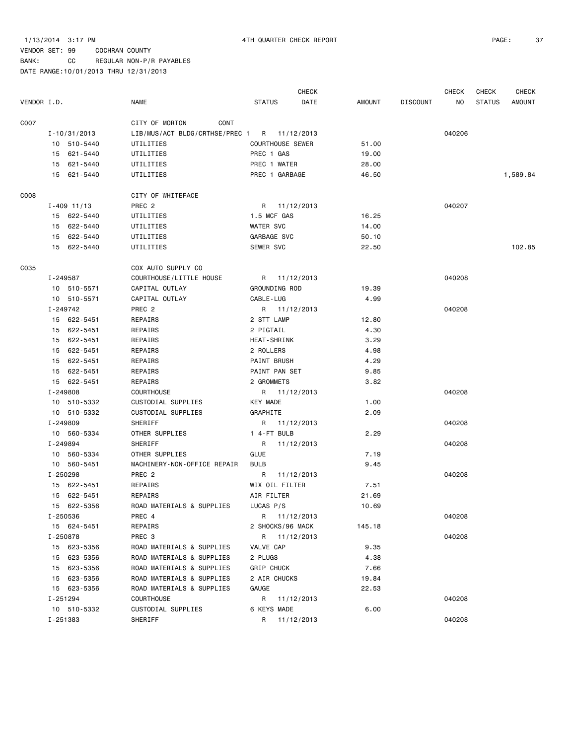1/13/2014 3:17 PM 4TH QUARTER CHECK REPORT

VENDOR SET: 99 COCHRAN COUNTY

BANK: CC REGULAR NON-P/R PAYABLES

DATE RANGE:10/01/2013 THRU 12/31/2013

| VENDOR I.D. | NAME | STATUS | CHECK DATE | AMOUNT | DISCOUNT | CHECK NO | CHECK STATUS | CHECK AMOUNT |
|---|---|---|---|---|---|---|---|---|
| C007 | CITY OF MORTON CONT | | | | | | | |
| I-10/31/2013 | LIB/MUS/ACT BLDG/CRTHSE/PREC 1 | R | 11/12/2013 | | | 040206 | | |
| 10 510-5440 | UTILITIES | COURTHOUSE SEWER | | 51.00 | | | | |
| 15 621-5440 | UTILITIES | PREC 1 GAS | | 19.00 | | | | |
| 15 621-5440 | UTILITIES | PREC 1 WATER | | 28.00 | | | | |
| 15 621-5440 | UTILITIES | PREC 1 GARBAGE | | 46.50 | | | | 1,589.84 |
| C008 | CITY OF WHITEFACE | | | | | | | |
| I-409 11/13 | PREC 2 | R | 11/12/2013 | | | 040207 | | |
| 15 622-5440 | UTILITIES | 1.5 MCF GAS | | 16.25 | | | | |
| 15 622-5440 | UTILITIES | WATER SVC | | 14.00 | | | | |
| 15 622-5440 | UTILITIES | GARBAGE SVC | | 50.10 | | | | |
| 15 622-5440 | UTILITIES | SEWER SVC | | 22.50 | | | | 102.85 |
| C035 | COX AUTO SUPPLY CO | | | | | | | |
| I-249587 | COURTHOUSE/LITTLE HOUSE | R | 11/12/2013 | | | 040208 | | |
| 10 510-5571 | CAPITAL OUTLAY | GROUNDING ROD | | 19.39 | | | | |
| 10 510-5571 | CAPITAL OUTLAY | CABLE-LUG | | 4.99 | | | | |
| I-249742 | PREC 2 | R | 11/12/2013 | | | 040208 | | |
| 15 622-5451 | REPAIRS | 2 STT LAMP | | 12.80 | | | | |
| 15 622-5451 | REPAIRS | 2 PIGTAIL | | 4.30 | | | | |
| 15 622-5451 | REPAIRS | HEAT-SHRINK | | 3.29 | | | | |
| 15 622-5451 | REPAIRS | 2 ROLLERS | | 4.98 | | | | |
| 15 622-5451 | REPAIRS | PAINT BRUSH | | 4.29 | | | | |
| 15 622-5451 | REPAIRS | PAINT PAN SET | | 9.85 | | | | |
| 15 622-5451 | REPAIRS | 2 GROMMETS | | 3.82 | | | | |
| I-249808 | COURTHOUSE | R | 11/12/2013 | | | 040208 | | |
| 10 510-5332 | CUSTODIAL SUPPLIES | KEY MADE | | 1.00 | | | | |
| 10 510-5332 | CUSTODIAL SUPPLIES | GRAPHITE | | 2.09 | | | | |
| I-249809 | SHERIFF | R | 11/12/2013 | | | 040208 | | |
| 10 560-5334 | OTHER SUPPLIES | 1 4-FT BULB | | 2.29 | | | | |
| I-249894 | SHERIFF | R | 11/12/2013 | | | 040208 | | |
| 10 560-5334 | OTHER SUPPLIES | GLUE | | 7.19 | | | | |
| 10 560-5451 | MACHINERY-NON-OFFICE REPAIR | BULB | | 9.45 | | | | |
| I-250298 | PREC 2 | R | 11/12/2013 | | | 040208 | | |
| 15 622-5451 | REPAIRS | WIX OIL FILTER | | 7.51 | | | | |
| 15 622-5451 | REPAIRS | AIR FILTER | | 21.69 | | | | |
| 15 622-5356 | ROAD MATERIALS & SUPPLIES | LUCAS P/S | | 10.69 | | | | |
| I-250536 | PREC 4 | R | 11/12/2013 | | | 040208 | | |
| 15 624-5451 | REPAIRS | 2 SHOCKS/96 MACK | | 145.18 | | | | |
| I-250878 | PREC 3 | R | 11/12/2013 | | | 040208 | | |
| 15 623-5356 | ROAD MATERIALS & SUPPLIES | VALVE CAP | | 9.35 | | | | |
| 15 623-5356 | ROAD MATERIALS & SUPPLIES | 2 PLUGS | | 4.38 | | | | |
| 15 623-5356 | ROAD MATERIALS & SUPPLIES | GRIP CHUCK | | 7.66 | | | | |
| 15 623-5356 | ROAD MATERIALS & SUPPLIES | 2 AIR CHUCKS | | 19.84 | | | | |
| 15 623-5356 | ROAD MATERIALS & SUPPLIES | GAUGE | | 22.53 | | | | |
| I-251294 | COURTHOUSE | R | 11/12/2013 | | | 040208 | | |
| 10 510-5332 | CUSTODIAL SUPPLIES | 6 KEYS MADE | | 6.00 | | | | |
| I-251383 | SHERIFF | R | 11/12/2013 | | | 040208 | | |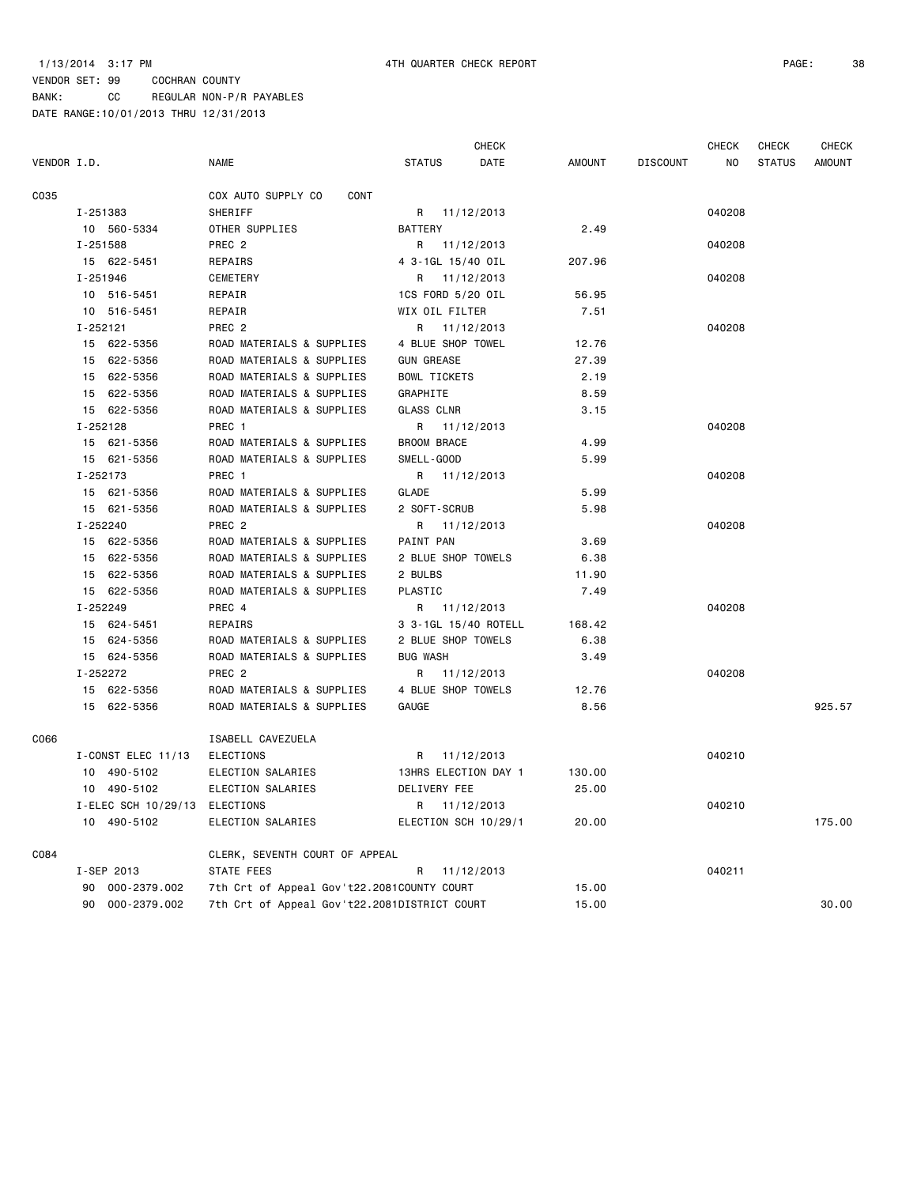1/13/2014 3:17 PM 4TH QUARTER CHECK REPORT

VENDOR SET: 99 COCHRAN COUNTY
BANK: CC REGULAR NON-P/R PAYABLES
DATE RANGE:10/01/2013 THRU 12/31/2013

| VENDOR I.D. | NAME | STATUS | CHECK DATE | AMOUNT | DISCOUNT | CHECK NO | CHECK STATUS | CHECK AMOUNT |
|---|---|---|---|---|---|---|---|---|
| C035 | COX AUTO SUPPLY CO CONT | | | | | | | |
| I-251383 | SHERIFF | R | 11/12/2013 | | | 040208 | | |
| 10 560-5334 | OTHER SUPPLIES | BATTERY | | 2.49 | | | | |
| I-251588 | PREC 2 | R | 11/12/2013 | | | 040208 | | |
| 15 622-5451 | REPAIRS | 4 3-1GL 15/40 OIL | | 207.96 | | | | |
| I-251946 | CEMETERY | R | 11/12/2013 | | | 040208 | | |
| 10 516-5451 | REPAIR | 1CS FORD 5/20 OIL | | 56.95 | | | | |
| 10 516-5451 | REPAIR | WIX OIL FILTER | | 7.51 | | | | |
| I-252121 | PREC 2 | R | 11/12/2013 | | | 040208 | | |
| 15 622-5356 | ROAD MATERIALS & SUPPLIES | 4 BLUE SHOP TOWEL | | 12.76 | | | | |
| 15 622-5356 | ROAD MATERIALS & SUPPLIES | GUN GREASE | | 27.39 | | | | |
| 15 622-5356 | ROAD MATERIALS & SUPPLIES | BOWL TICKETS | | 2.19 | | | | |
| 15 622-5356 | ROAD MATERIALS & SUPPLIES | GRAPHITE | | 8.59 | | | | |
| 15 622-5356 | ROAD MATERIALS & SUPPLIES | GLASS CLNR | | 3.15 | | | | |
| I-252128 | PREC 1 | R | 11/12/2013 | | | 040208 | | |
| 15 621-5356 | ROAD MATERIALS & SUPPLIES | BROOM BRACE | | 4.99 | | | | |
| 15 621-5356 | ROAD MATERIALS & SUPPLIES | SMELL-GOOD | | 5.99 | | | | |
| I-252173 | PREC 1 | R | 11/12/2013 | | | 040208 | | |
| 15 621-5356 | ROAD MATERIALS & SUPPLIES | GLADE | | 5.99 | | | | |
| 15 621-5356 | ROAD MATERIALS & SUPPLIES | 2 SOFT-SCRUB | | 5.98 | | | | |
| I-252240 | PREC 2 | R | 11/12/2013 | | | 040208 | | |
| 15 622-5356 | ROAD MATERIALS & SUPPLIES | PAINT PAN | | 3.69 | | | | |
| 15 622-5356 | ROAD MATERIALS & SUPPLIES | 2 BLUE SHOP TOWELS | | 6.38 | | | | |
| 15 622-5356 | ROAD MATERIALS & SUPPLIES | 2 BULBS | | 11.90 | | | | |
| 15 622-5356 | ROAD MATERIALS & SUPPLIES | PLASTIC | | 7.49 | | | | |
| I-252249 | PREC 4 | R | 11/12/2013 | | | 040208 | | |
| 15 624-5451 | REPAIRS | 3 3-1GL 15/40 ROTELL | | 168.42 | | | | |
| 15 624-5356 | ROAD MATERIALS & SUPPLIES | 2 BLUE SHOP TOWELS | | 6.38 | | | | |
| 15 624-5356 | ROAD MATERIALS & SUPPLIES | BUG WASH | | 3.49 | | | | |
| I-252272 | PREC 2 | R | 11/12/2013 | | | 040208 | | |
| 15 622-5356 | ROAD MATERIALS & SUPPLIES | 4 BLUE SHOP TOWELS | | 12.76 | | | | |
| 15 622-5356 | ROAD MATERIALS & SUPPLIES | GAUGE | | 8.56 | | | | 925.57 |
| C066 | ISABELL CAVEZUELA | | | | | | | |
| I-CONST ELEC 11/13 | ELECTIONS | R | 11/12/2013 | | | 040210 | | |
| 10 490-5102 | ELECTION SALARIES | 13HRS ELECTION DAY 1 | | 130.00 | | | | |
| 10 490-5102 | ELECTION SALARIES | DELIVERY FEE | | 25.00 | | | | |
| I-ELEC SCH 10/29/13 | ELECTIONS | R | 11/12/2013 | | | 040210 | | |
| 10 490-5102 | ELECTION SALARIES | ELECTION SCH 10/29/1 | | 20.00 | | | | 175.00 |
| C084 | CLERK, SEVENTH COURT OF APPEAL | | | | | | | |
| I-SEP 2013 | STATE FEES | R | 11/12/2013 | | | 040211 | | |
| 90 000-2379.002 | 7th Crt of Appeal Gov't22.2081 | COUNTY COURT | | 15.00 | | | | |
| 90 000-2379.002 | 7th Crt of Appeal Gov't22.2081 | DISTRICT COURT | | 15.00 | | | | 30.00 |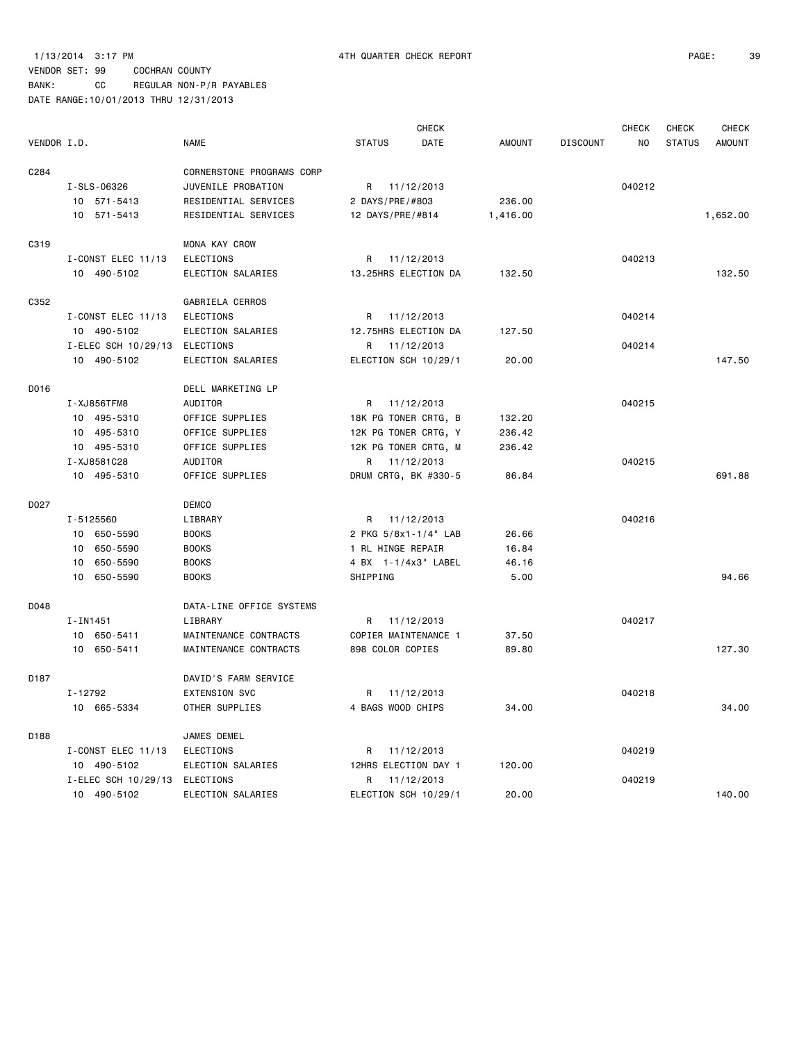1/13/2014 3:17 PM 4TH QUARTER CHECK REPORT

VENDOR SET: 99 COCHRAN COUNTY

BANK: CC REGULAR NON-P/R PAYABLES

DATE RANGE:10/01/2013 THRU 12/31/2013

| VENDOR I.D. | NAME | STATUS | CHECK DATE | AMOUNT | DISCOUNT | CHECK NO | CHECK STATUS | CHECK AMOUNT |
|---|---|---|---|---|---|---|---|---|
| C284 | CORNERSTONE PROGRAMS CORP | | | | | | | |
| I-SLS-06326 | JUVENILE PROBATION | R | 11/12/2013 | | | 040212 | | |
| 10 571-5413 | RESIDENTIAL SERVICES | 2 DAYS/PRE/#803 | | 236.00 | | | | |
| 10 571-5413 | RESIDENTIAL SERVICES | 12 DAYS/PRE/#814 | | 1,416.00 | | | | 1,652.00 |
| C319 | MONA KAY CROW | | | | | | | |
| I-CONST ELEC 11/13 | ELECTIONS | R | 11/12/2013 | | | 040213 | | |
| 10 490-5102 | ELECTION SALARIES | 13.25HRS ELECTION DA | | 132.50 | | | | 132.50 |
| C352 | GABRIELA CERROS | | | | | | | |
| I-CONST ELEC 11/13 | ELECTIONS | R | 11/12/2013 | | | 040214 | | |
| 10 490-5102 | ELECTION SALARIES | 12.75HRS ELECTION DA | | 127.50 | | | | |
| I-ELEC SCH 10/29/13 | ELECTIONS | R | 11/12/2013 | | | 040214 | | |
| 10 490-5102 | ELECTION SALARIES | ELECTION SCH 10/29/1 | | 20.00 | | | | 147.50 |
| D016 | DELL MARKETING LP | | | | | | | |
| I-XJ856TFM8 | AUDITOR | R | 11/12/2013 | | | 040215 | | |
| 10 495-5310 | OFFICE SUPPLIES | 18K PG TONER CRTG, B | | 132.20 | | | | |
| 10 495-5310 | OFFICE SUPPLIES | 12K PG TONER CRTG, Y | | 236.42 | | | | |
| 10 495-5310 | OFFICE SUPPLIES | 12K PG TONER CRTG, M | | 236.42 | | | | |
| I-XJ8581C28 | AUDITOR | R | 11/12/2013 | | | 040215 | | |
| 10 495-5310 | OFFICE SUPPLIES | DRUM CRTG, BK #330-5 | | 86.84 | | | | 691.88 |
| D027 | DEMCO | | | | | | | |
| I-5125560 | LIBRARY | R | 11/12/2013 | | | 040216 | | |
| 10 650-5590 | BOOKS | 2 PKG 5/8x1-1/4" LAB | | 26.66 | | | | |
| 10 650-5590 | BOOKS | 1 RL HINGE REPAIR | | 16.84 | | | | |
| 10 650-5590 | BOOKS | 4 BX 1-1/4x3" LABEL | | 46.16 | | | | |
| 10 650-5590 | BOOKS | SHIPPING | | 5.00 | | | | 94.66 |
| D048 | DATA-LINE OFFICE SYSTEMS | | | | | | | |
| I-IN1451 | LIBRARY | R | 11/12/2013 | | | 040217 | | |
| 10 650-5411 | MAINTENANCE CONTRACTS | COPIER MAINTENANCE 1 | | 37.50 | | | | |
| 10 650-5411 | MAINTENANCE CONTRACTS | 898 COLOR COPIES | | 89.80 | | | | 127.30 |
| D187 | DAVID'S FARM SERVICE | | | | | | | |
| I-12792 | EXTENSION SVC | R | 11/12/2013 | | | 040218 | | |
| 10 665-5334 | OTHER SUPPLIES | 4 BAGS WOOD CHIPS | | 34.00 | | | | 34.00 |
| D188 | JAMES DEMEL | | | | | | | |
| I-CONST ELEC 11/13 | ELECTIONS | R | 11/12/2013 | | | 040219 | | |
| 10 490-5102 | ELECTION SALARIES | 12HRS ELECTION DAY 1 | | 120.00 | | | | |
| I-ELEC SCH 10/29/13 | ELECTIONS | R | 11/12/2013 | | | 040219 | | |
| 10 490-5102 | ELECTION SALARIES | ELECTION SCH 10/29/1 | | 20.00 | | | | 140.00 |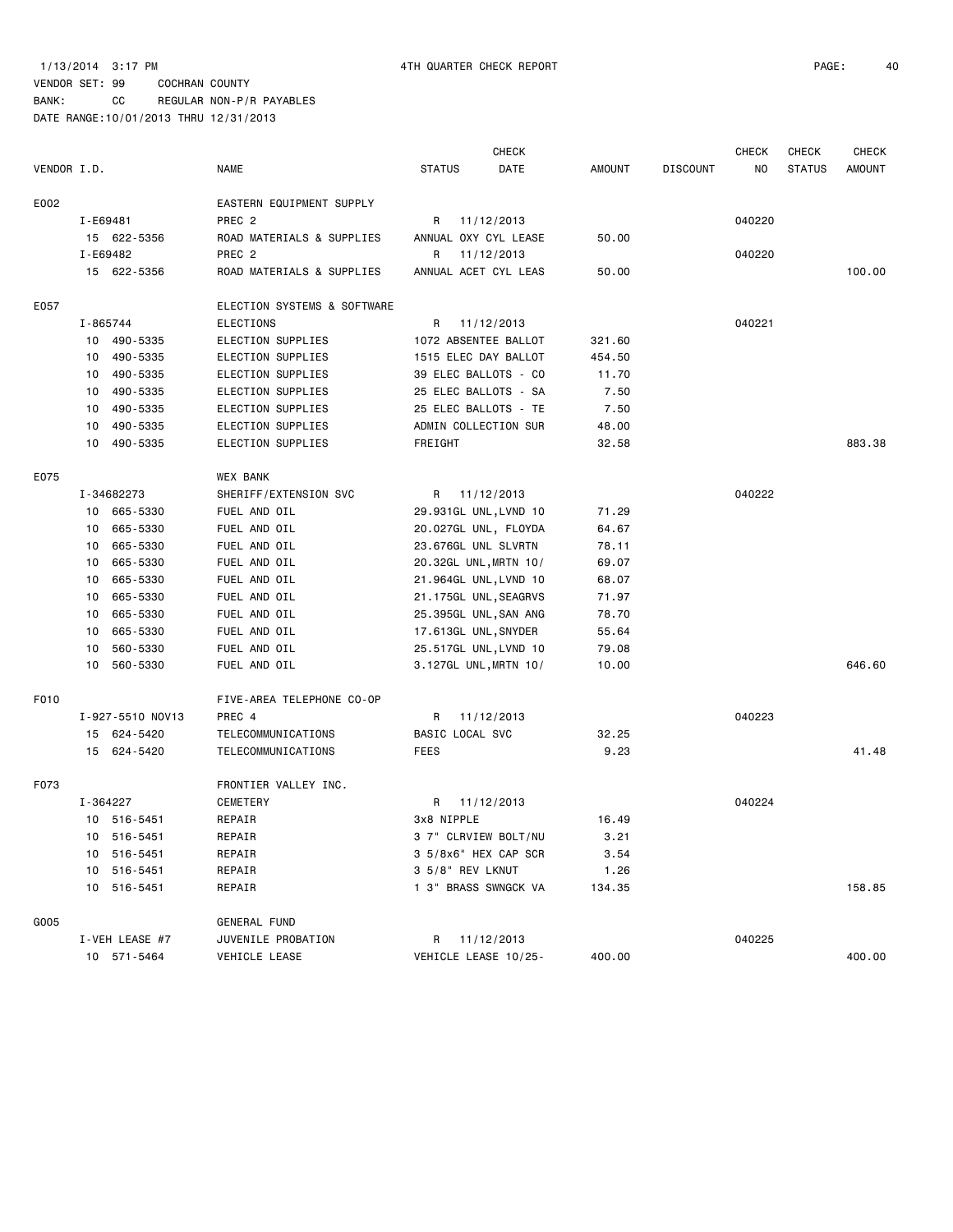1/13/2014 3:17 PM 4TH QUARTER CHECK REPORT

VENDOR SET: 99 COCHRAN COUNTY
BANK: CC REGULAR NON-P/R PAYABLES
DATE RANGE:10/01/2013 THRU 12/31/2013

| VENDOR I.D. | NAME | STATUS | CHECK DATE | AMOUNT | DISCOUNT | CHECK NO | CHECK STATUS | CHECK AMOUNT |
|---|---|---|---|---|---|---|---|---|
| E002 | EASTERN EQUIPMENT SUPPLY | | | | | | | |
| I-E69481 | PREC 2 | R | 11/12/2013 | | | 040220 | | |
| 15 622-5356 | ROAD MATERIALS & SUPPLIES | ANNUAL OXY CYL LEASE | | 50.00 | | | | |
| I-E69482 | PREC 2 | R | 11/12/2013 | | | 040220 | | |
| 15 622-5356 | ROAD MATERIALS & SUPPLIES | ANNUAL ACET CYL LEAS | | 50.00 | | | | 100.00 |
| E057 | ELECTION SYSTEMS & SOFTWARE | | | | | | | |
| I-865744 | ELECTIONS | R | 11/12/2013 | | | 040221 | | |
| 10 490-5335 | ELECTION SUPPLIES | 1072 ABSENTEE BALLOT | | 321.60 | | | | |
| 10 490-5335 | ELECTION SUPPLIES | 1515 ELEC DAY BALLOT | | 454.50 | | | | |
| 10 490-5335 | ELECTION SUPPLIES | 39 ELEC BALLOTS - CO | | 11.70 | | | | |
| 10 490-5335 | ELECTION SUPPLIES | 25 ELEC BALLOTS - SA | | 7.50 | | | | |
| 10 490-5335 | ELECTION SUPPLIES | 25 ELEC BALLOTS - TE | | 7.50 | | | | |
| 10 490-5335 | ELECTION SUPPLIES | ADMIN COLLECTION SUR | | 48.00 | | | | |
| 10 490-5335 | ELECTION SUPPLIES | FREIGHT | | 32.58 | | | | 883.38 |
| E075 | WEX BANK | | | | | | | |
| I-34682273 | SHERIFF/EXTENSION SVC | R | 11/12/2013 | | | 040222 | | |
| 10 665-5330 | FUEL AND OIL | 29.931GL UNL,LVND 10 | | 71.29 | | | | |
| 10 665-5330 | FUEL AND OIL | 20.027GL UNL, FLOYDA | | 64.67 | | | | |
| 10 665-5330 | FUEL AND OIL | 23.676GL UNL SLVRTN | | 78.11 | | | | |
| 10 665-5330 | FUEL AND OIL | 20.32GL UNL,MRTN 10/ | | 69.07 | | | | |
| 10 665-5330 | FUEL AND OIL | 21.964GL UNL,LVND 10 | | 68.07 | | | | |
| 10 665-5330 | FUEL AND OIL | 21.175GL UNL,SEAGRVS | | 71.97 | | | | |
| 10 665-5330 | FUEL AND OIL | 25.395GL UNL,SAN ANG | | 78.70 | | | | |
| 10 665-5330 | FUEL AND OIL | 17.613GL UNL,SNYDER | | 55.64 | | | | |
| 10 560-5330 | FUEL AND OIL | 25.517GL UNL,LVND 10 | | 79.08 | | | | |
| 10 560-5330 | FUEL AND OIL | 3.127GL UNL,MRTN 10/ | | 10.00 | | | | 646.60 |
| F010 | FIVE-AREA TELEPHONE CO-OP | | | | | | | |
| I-927-5510 NOV13 | PREC 4 | R | 11/12/2013 | | | 040223 | | |
| 15 624-5420 | TELECOMMUNICATIONS | BASIC LOCAL SVC | | 32.25 | | | | |
| 15 624-5420 | TELECOMMUNICATIONS | FEES | | 9.23 | | | | 41.48 |
| F073 | FRONTIER VALLEY INC. | | | | | | | |
| I-364227 | CEMETERY | R | 11/12/2013 | | | 040224 | | |
| 10 516-5451 | REPAIR | 3x8 NIPPLE | | 16.49 | | | | |
| 10 516-5451 | REPAIR | 3 7" CLRVIEW BOLT/NU | | 3.21 | | | | |
| 10 516-5451 | REPAIR | 3 5/8x6" HEX CAP SCR | | 3.54 | | | | |
| 10 516-5451 | REPAIR | 3 5/8" REV LKNUT | | 1.26 | | | | |
| 10 516-5451 | REPAIR | 1 3" BRASS SWNGCK VA | | 134.35 | | | | 158.85 |
| G005 | GENERAL FUND | | | | | | | |
| I-VEH LEASE #7 | JUVENILE PROBATION | R | 11/12/2013 | | | 040225 | | |
| 10 571-5464 | VEHICLE LEASE | VEHICLE LEASE 10/25- | | 400.00 | | | | 400.00 |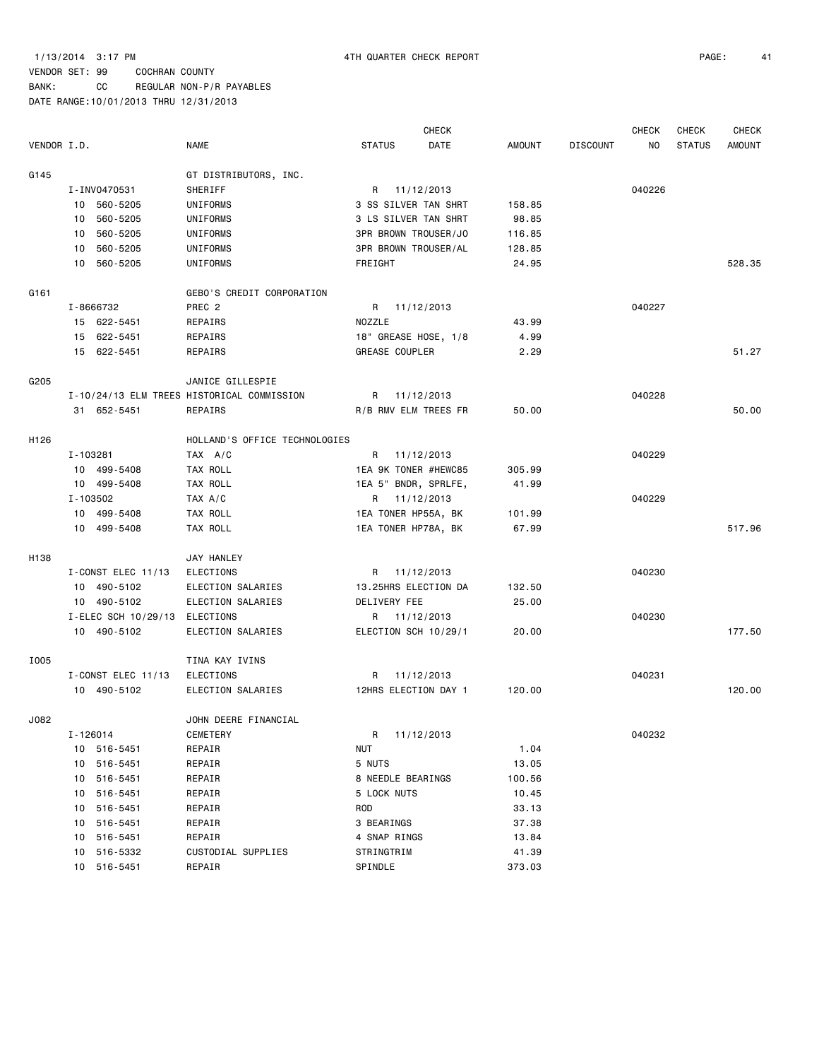1/13/2014 3:17 PM 4TH QUARTER CHECK REPORT

VENDOR SET: 99 COCHRAN COUNTY

BANK: CC REGULAR NON-P/R PAYABLES

DATE RANGE:10/01/2013 THRU 12/31/2013

| VENDOR I.D. | NAME | STATUS | CHECK DATE | AMOUNT | DISCOUNT | CHECK NO | CHECK STATUS | CHECK AMOUNT |
|---|---|---|---|---|---|---|---|---|
| G145 | GT DISTRIBUTORS, INC. | | | | | | | |
| I-INV0470531 | SHERIFF | R | 11/12/2013 | | | 040226 | | |
| 10 560-5205 | UNIFORMS | 3 SS SILVER TAN SHRT | | 158.85 | | | | |
| 10 560-5205 | UNIFORMS | 3 LS SILVER TAN SHRT | | 98.85 | | | | |
| 10 560-5205 | UNIFORMS | 3PR BROWN TROUSER/JO | | 116.85 | | | | |
| 10 560-5205 | UNIFORMS | 3PR BROWN TROUSER/AL | | 128.85 | | | | |
| 10 560-5205 | UNIFORMS | FREIGHT | | 24.95 | | | | 528.35 |
| G161 | GEBO'S CREDIT CORPORATION | | | | | | | |
| I-8666732 | PREC 2 | R | 11/12/2013 | | | 040227 | | |
| 15 622-5451 | REPAIRS | NOZZLE | | 43.99 | | | | |
| 15 622-5451 | REPAIRS | 18" GREASE HOSE, 1/8 | | 4.99 | | | | |
| 15 622-5451 | REPAIRS | GREASE COUPLER | | 2.29 | | | | 51.27 |
| G205 | JANICE GILLESPIE | | | | | | | |
| I-10/24/13 ELM TREES | HISTORICAL COMMISSION | R | 11/12/2013 | | | 040228 | | |
| 31 652-5451 | REPAIRS | R/B RMV ELM TREES FR | | 50.00 | | | | 50.00 |
| H126 | HOLLAND'S OFFICE TECHNOLOGIES | | | | | | | |
| I-103281 | TAX A/C | R | 11/12/2013 | | | 040229 | | |
| 10 499-5408 | TAX ROLL | 1EA 9K TONER #HEWC85 | | 305.99 | | | | |
| 10 499-5408 | TAX ROLL | 1EA 5" BNDR, SPRLFE, | | 41.99 | | | | |
| I-103502 | TAX A/C | R | 11/12/2013 | | | 040229 | | |
| 10 499-5408 | TAX ROLL | 1EA TONER HP55A, BK | | 101.99 | | | | |
| 10 499-5408 | TAX ROLL | 1EA TONER HP78A, BK | | 67.99 | | | | 517.96 |
| H138 | JAY HANLEY | | | | | | | |
| I-CONST ELEC 11/13 | ELECTIONS | R | 11/12/2013 | | | 040230 | | |
| 10 490-5102 | ELECTION SALARIES | 13.25HRS ELECTION DA | | 132.50 | | | | |
| 10 490-5102 | ELECTION SALARIES | DELIVERY FEE | | 25.00 | | | | |
| I-ELEC SCH 10/29/13 | ELECTIONS | R | 11/12/2013 | | | 040230 | | |
| 10 490-5102 | ELECTION SALARIES | ELECTION SCH 10/29/1 | | 20.00 | | | | 177.50 |
| I005 | TINA KAY IVINS | | | | | | | |
| I-CONST ELEC 11/13 | ELECTIONS | R | 11/12/2013 | | | 040231 | | |
| 10 490-5102 | ELECTION SALARIES | 12HRS ELECTION DAY 1 | | 120.00 | | | | 120.00 |
| J082 | JOHN DEERE FINANCIAL | | | | | | | |
| I-126014 | CEMETERY | R | 11/12/2013 | | | 040232 | | |
| 10 516-5451 | REPAIR | NUT | | 1.04 | | | | |
| 10 516-5451 | REPAIR | 5 NUTS | | 13.05 | | | | |
| 10 516-5451 | REPAIR | 8 NEEDLE BEARINGS | | 100.56 | | | | |
| 10 516-5451 | REPAIR | 5 LOCK NUTS | | 10.45 | | | | |
| 10 516-5451 | REPAIR | ROD | | 33.13 | | | | |
| 10 516-5451 | REPAIR | 3 BEARINGS | | 37.38 | | | | |
| 10 516-5451 | REPAIR | 4 SNAP RINGS | | 13.84 | | | | |
| 10 516-5332 | CUSTODIAL SUPPLIES | STRINGTRIM | | 41.39 | | | | |
| 10 516-5451 | REPAIR | SPINDLE | | 373.03 | | | | |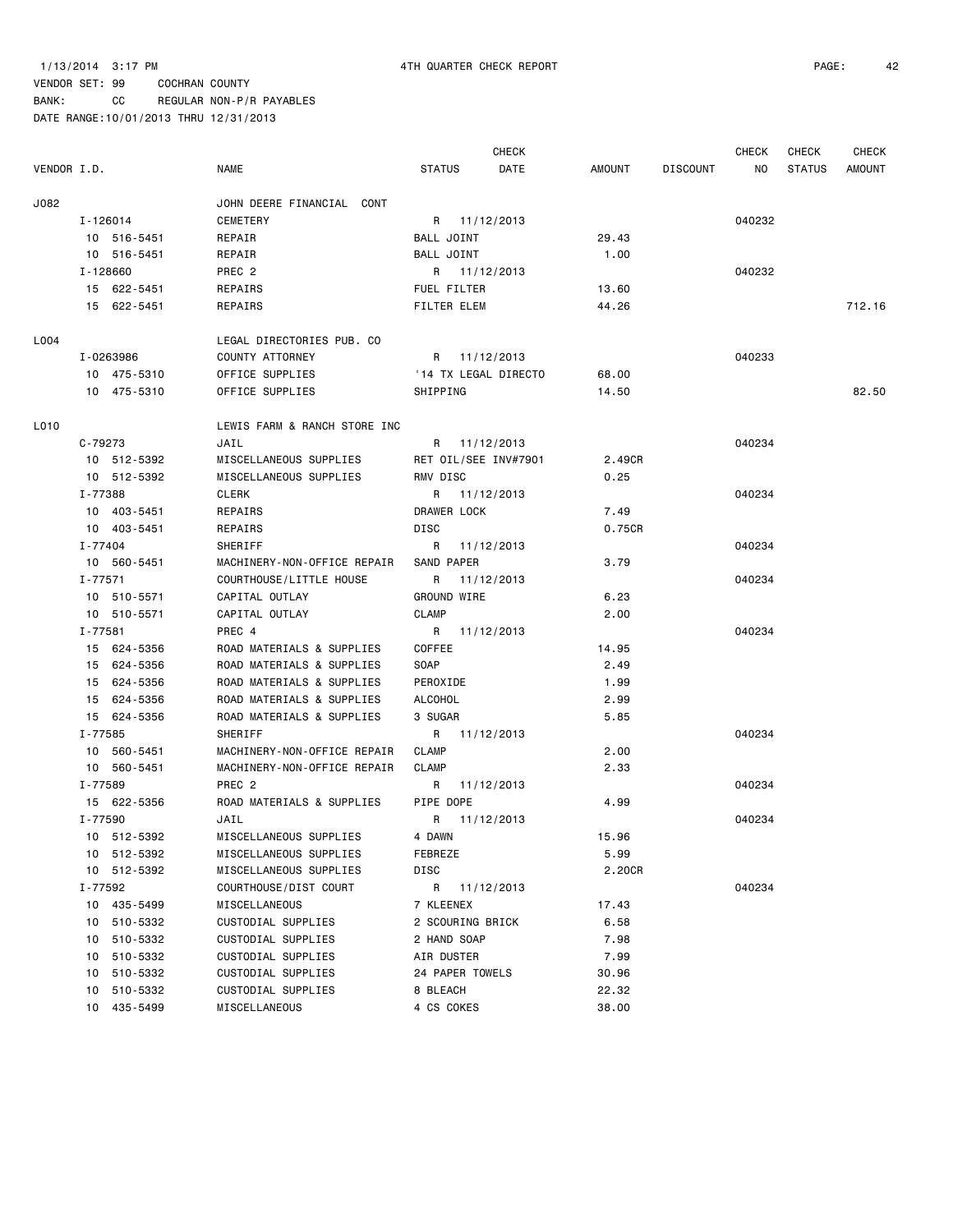1/13/2014 3:17 PM 4TH QUARTER CHECK REPORT

VENDOR SET: 99 COCHRAN COUNTY

BANK: CC REGULAR NON-P/R PAYABLES

DATE RANGE:10/01/2013 THRU 12/31/2013

| VENDOR I.D. | NAME | STATUS | CHECK DATE | AMOUNT | DISCOUNT | CHECK NO | CHECK STATUS | CHECK AMOUNT |
|---|---|---|---|---|---|---|---|---|
| J082 | JOHN DEERE FINANCIAL CONT | | | | | | | |
| I-126014 | CEMETERY | R | 11/12/2013 | | | 040232 | | |
| 10 516-5451 | REPAIR | BALL JOINT | | 29.43 | | | | |
| 10 516-5451 | REPAIR | BALL JOINT | | 1.00 | | | | |
| I-128660 | PREC 2 | R | 11/12/2013 | | | 040232 | | |
| 15 622-5451 | REPAIRS | FUEL FILTER | | 13.60 | | | | |
| 15 622-5451 | REPAIRS | FILTER ELEM | | 44.26 | | | | 712.16 |
| L004 | LEGAL DIRECTORIES PUB. CO | | | | | | | |
| I-0263986 | COUNTY ATTORNEY | R | 11/12/2013 | | | 040233 | | |
| 10 475-5310 | OFFICE SUPPLIES | '14 TX LEGAL DIRECTO | | 68.00 | | | | |
| 10 475-5310 | OFFICE SUPPLIES | SHIPPING | | 14.50 | | | | 82.50 |
| L010 | LEWIS FARM & RANCH STORE INC | | | | | | | |
| C-79273 | JAIL | R | 11/12/2013 | | | 040234 | | |
| 10 512-5392 | MISCELLANEOUS SUPPLIES | RET OIL/SEE INV#7901 | | 2.49CR | | | | |
| 10 512-5392 | MISCELLANEOUS SUPPLIES | RMV DISC | | 0.25 | | | | |
| I-77388 | CLERK | R | 11/12/2013 | | | 040234 | | |
| 10 403-5451 | REPAIRS | DRAWER LOCK | | 7.49 | | | | |
| 10 403-5451 | REPAIRS | DISC | | 0.75CR | | | | |
| I-77404 | SHERIFF | R | 11/12/2013 | | | 040234 | | |
| 10 560-5451 | MACHINERY-NON-OFFICE REPAIR | SAND PAPER | | 3.79 | | | | |
| I-77571 | COURTHOUSE/LITTLE HOUSE | R | 11/12/2013 | | | 040234 | | |
| 10 510-5571 | CAPITAL OUTLAY | GROUND WIRE | | 6.23 | | | | |
| 10 510-5571 | CAPITAL OUTLAY | CLAMP | | 2.00 | | | | |
| I-77581 | PREC 4 | R | 11/12/2013 | | | 040234 | | |
| 15 624-5356 | ROAD MATERIALS & SUPPLIES | COFFEE | | 14.95 | | | | |
| 15 624-5356 | ROAD MATERIALS & SUPPLIES | SOAP | | 2.49 | | | | |
| 15 624-5356 | ROAD MATERIALS & SUPPLIES | PEROXIDE | | 1.99 | | | | |
| 15 624-5356 | ROAD MATERIALS & SUPPLIES | ALCOHOL | | 2.99 | | | | |
| 15 624-5356 | ROAD MATERIALS & SUPPLIES | 3 SUGAR | | 5.85 | | | | |
| I-77585 | SHERIFF | R | 11/12/2013 | | | 040234 | | |
| 10 560-5451 | MACHINERY-NON-OFFICE REPAIR | CLAMP | | 2.00 | | | | |
| 10 560-5451 | MACHINERY-NON-OFFICE REPAIR | CLAMP | | 2.33 | | | | |
| I-77589 | PREC 2 | R | 11/12/2013 | | | 040234 | | |
| 15 622-5356 | ROAD MATERIALS & SUPPLIES | PIPE DOPE | | 4.99 | | | | |
| I-77590 | JAIL | R | 11/12/2013 | | | 040234 | | |
| 10 512-5392 | MISCELLANEOUS SUPPLIES | 4 DAWN | | 15.96 | | | | |
| 10 512-5392 | MISCELLANEOUS SUPPLIES | FEBREZE | | 5.99 | | | | |
| 10 512-5392 | MISCELLANEOUS SUPPLIES | DISC | | 2.20CR | | | | |
| I-77592 | COURTHOUSE/DIST COURT | R | 11/12/2013 | | | 040234 | | |
| 10 435-5499 | MISCELLANEOUS | 7 KLEENEX | | 17.43 | | | | |
| 10 510-5332 | CUSTODIAL SUPPLIES | 2 SCOURING BRICK | | 6.58 | | | | |
| 10 510-5332 | CUSTODIAL SUPPLIES | 2 HAND SOAP | | 7.98 | | | | |
| 10 510-5332 | CUSTODIAL SUPPLIES | AIR DUSTER | | 7.99 | | | | |
| 10 510-5332 | CUSTODIAL SUPPLIES | 24 PAPER TOWELS | | 30.96 | | | | |
| 10 510-5332 | CUSTODIAL SUPPLIES | 8 BLEACH | | 22.32 | | | | |
| 10 435-5499 | MISCELLANEOUS | 4 CS COKES | | 38.00 | | | | |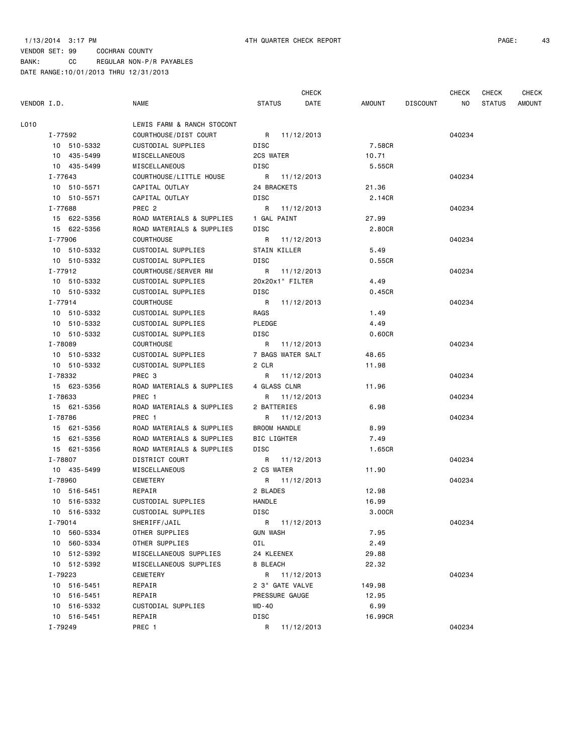1/13/2014 3:17 PM 4TH QUARTER CHECK REPORT

VENDOR SET: 99 COCHRAN COUNTY

BANK: CC REGULAR NON-P/R PAYABLES

DATE RANGE:10/01/2013 THRU 12/31/2013

| VENDOR I.D. | NAME | STATUS | CHECK DATE | AMOUNT | DISCOUNT | CHECK NO | CHECK STATUS | CHECK AMOUNT |
|---|---|---|---|---|---|---|---|---|
| L010 | LEWIS FARM & RANCH STOCONT | | | | | | | |
| I-77592 | COURTHOUSE/DIST COURT | R | 11/12/2013 | | | 040234 | | |
| 10 510-5332 | CUSTODIAL SUPPLIES | DISC | | 7.58CR | | | | |
| 10 435-5499 | MISCELLANEOUS | 2CS WATER | | 10.71 | | | | |
| 10 435-5499 | MISCELLANEOUS | DISC | | 5.55CR | | | | |
| I-77643 | COURTHOUSE/LITTLE HOUSE | R | 11/12/2013 | | | 040234 | | |
| 10 510-5571 | CAPITAL OUTLAY | 24 BRACKETS | | 21.36 | | | | |
| 10 510-5571 | CAPITAL OUTLAY | DISC | | 2.14CR | | | | |
| I-77688 | PREC 2 | R | 11/12/2013 | | | 040234 | | |
| 15 622-5356 | ROAD MATERIALS & SUPPLIES | 1 GAL PAINT | | 27.99 | | | | |
| 15 622-5356 | ROAD MATERIALS & SUPPLIES | DISC | | 2.80CR | | | | |
| I-77906 | COURTHOUSE | R | 11/12/2013 | | | 040234 | | |
| 10 510-5332 | CUSTODIAL SUPPLIES | STAIN KILLER | | 5.49 | | | | |
| 10 510-5332 | CUSTODIAL SUPPLIES | DISC | | 0.55CR | | | | |
| I-77912 | COURTHOUSE/SERVER RM | R | 11/12/2013 | | | 040234 | | |
| 10 510-5332 | CUSTODIAL SUPPLIES | 20x20x1" FILTER | | 4.49 | | | | |
| 10 510-5332 | CUSTODIAL SUPPLIES | DISC | | 0.45CR | | | | |
| I-77914 | COURTHOUSE | R | 11/12/2013 | | | 040234 | | |
| 10 510-5332 | CUSTODIAL SUPPLIES | RAGS | | 1.49 | | | | |
| 10 510-5332 | CUSTODIAL SUPPLIES | PLEDGE | | 4.49 | | | | |
| 10 510-5332 | CUSTODIAL SUPPLIES | DISC | | 0.60CR | | | | |
| I-78089 | COURTHOUSE | R | 11/12/2013 | | | 040234 | | |
| 10 510-5332 | CUSTODIAL SUPPLIES | 7 BAGS WATER SALT | | 48.65 | | | | |
| 10 510-5332 | CUSTODIAL SUPPLIES | 2 CLR | | 11.98 | | | | |
| I-78332 | PREC 3 | R | 11/12/2013 | | | 040234 | | |
| 15 623-5356 | ROAD MATERIALS & SUPPLIES | 4 GLASS CLNR | | 11.96 | | | | |
| I-78633 | PREC 1 | R | 11/12/2013 | | | 040234 | | |
| 15 621-5356 | ROAD MATERIALS & SUPPLIES | 2 BATTERIES | | 6.98 | | | | |
| I-78786 | PREC 1 | R | 11/12/2013 | | | 040234 | | |
| 15 621-5356 | ROAD MATERIALS & SUPPLIES | BROOM HANDLE | | 8.99 | | | | |
| 15 621-5356 | ROAD MATERIALS & SUPPLIES | BIC LIGHTER | | 7.49 | | | | |
| 15 621-5356 | ROAD MATERIALS & SUPPLIES | DISC | | 1.65CR | | | | |
| I-78807 | DISTRICT COURT | R | 11/12/2013 | | | 040234 | | |
| 10 435-5499 | MISCELLANEOUS | 2 CS WATER | | 11.90 | | | | |
| I-78960 | CEMETERY | R | 11/12/2013 | | | 040234 | | |
| 10 516-5451 | REPAIR | 2 BLADES | | 12.98 | | | | |
| 10 516-5332 | CUSTODIAL SUPPLIES | HANDLE | | 16.99 | | | | |
| 10 516-5332 | CUSTODIAL SUPPLIES | DISC | | 3.00CR | | | | |
| I-79014 | SHERIFF/JAIL | R | 11/12/2013 | | | 040234 | | |
| 10 560-5334 | OTHER SUPPLIES | GUN WASH | | 7.95 | | | | |
| 10 560-5334 | OTHER SUPPLIES | OIL | | 2.49 | | | | |
| 10 512-5392 | MISCELLANEOUS SUPPLIES | 24 KLEENEX | | 29.88 | | | | |
| 10 512-5392 | MISCELLANEOUS SUPPLIES | 8 BLEACH | | 22.32 | | | | |
| I-79223 | CEMETERY | R | 11/12/2013 | | | 040234 | | |
| 10 516-5451 | REPAIR | 2 3" GATE VALVE | | 149.98 | | | | |
| 10 516-5451 | REPAIR | PRESSURE GAUGE | | 12.95 | | | | |
| 10 516-5332 | CUSTODIAL SUPPLIES | WD-40 | | 6.99 | | | | |
| 10 516-5451 | REPAIR | DISC | | 16.99CR | | | | |
| I-79249 | PREC 1 | R | 11/12/2013 | | | 040234 | | |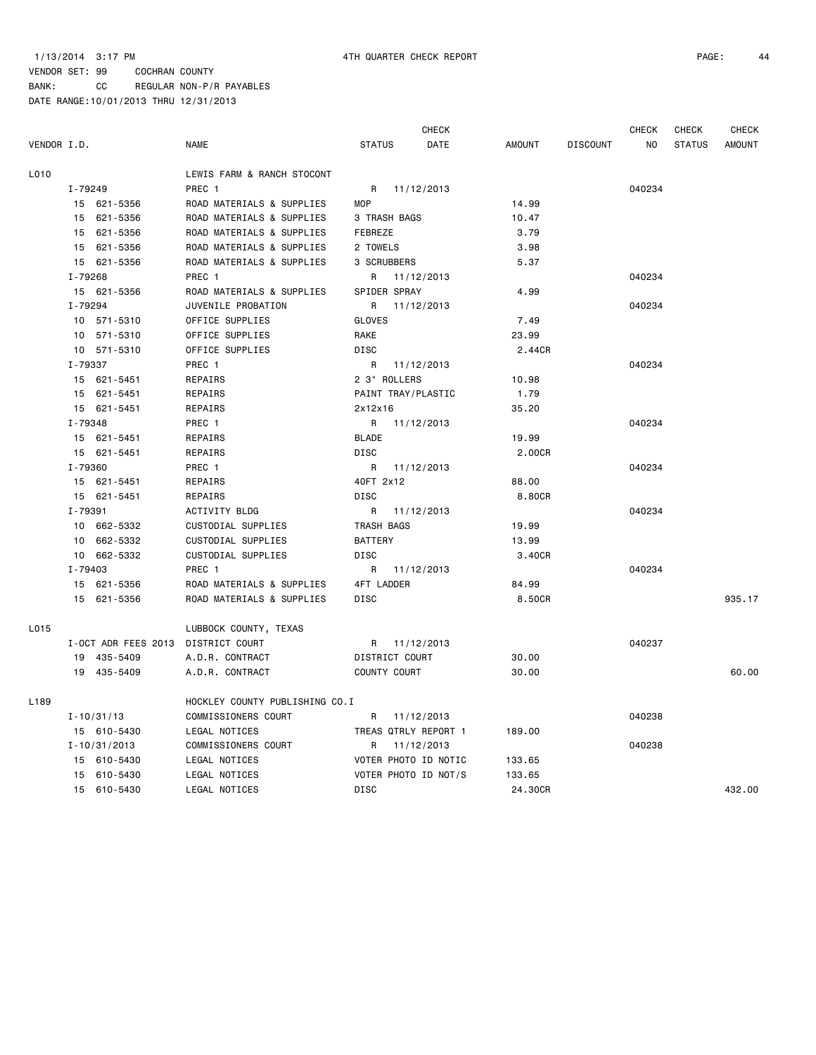1/13/2014 3:17 PM 4TH QUARTER CHECK REPORT

VENDOR SET: 99 COCHRAN COUNTY
BANK: CC REGULAR NON-P/R PAYABLES
DATE RANGE:10/01/2013 THRU 12/31/2013

| VENDOR I.D. | NAME | STATUS | CHECK DATE | AMOUNT | DISCOUNT | CHECK NO | CHECK STATUS | CHECK AMOUNT |
|---|---|---|---|---|---|---|---|---|
| L010 | LEWIS FARM & RANCH STOCONT | | | | | | | |
| I-79249 | PREC 1 | R | 11/12/2013 | | | 040234 | | |
| 15 621-5356 | ROAD MATERIALS & SUPPLIES | MOP | | 14.99 | | | | |
| 15 621-5356 | ROAD MATERIALS & SUPPLIES | 3 TRASH BAGS | | 10.47 | | | | |
| 15 621-5356 | ROAD MATERIALS & SUPPLIES | FEBREZE | | 3.79 | | | | |
| 15 621-5356 | ROAD MATERIALS & SUPPLIES | 2 TOWELS | | 3.98 | | | | |
| 15 621-5356 | ROAD MATERIALS & SUPPLIES | 3 SCRUBBERS | | 5.37 | | | | |
| I-79268 | PREC 1 | R | 11/12/2013 | | | 040234 | | |
| 15 621-5356 | ROAD MATERIALS & SUPPLIES | SPIDER SPRAY | | 4.99 | | | | |
| I-79294 | JUVENILE PROBATION | R | 11/12/2013 | | | 040234 | | |
| 10 571-5310 | OFFICE SUPPLIES | GLOVES | | 7.49 | | | | |
| 10 571-5310 | OFFICE SUPPLIES | RAKE | | 23.99 | | | | |
| 10 571-5310 | OFFICE SUPPLIES | DISC | | 2.44CR | | | | |
| I-79337 | PREC 1 | R | 11/12/2013 | | | 040234 | | |
| 15 621-5451 | REPAIRS | 2 3" ROLLERS | | 10.98 | | | | |
| 15 621-5451 | REPAIRS | PAINT TRAY/PLASTIC | | 1.79 | | | | |
| 15 621-5451 | REPAIRS | 2x12x16 | | 35.20 | | | | |
| I-79348 | PREC 1 | R | 11/12/2013 | | | 040234 | | |
| 15 621-5451 | REPAIRS | BLADE | | 19.99 | | | | |
| 15 621-5451 | REPAIRS | DISC | | 2.00CR | | | | |
| I-79360 | PREC 1 | R | 11/12/2013 | | | 040234 | | |
| 15 621-5451 | REPAIRS | 40FT 2x12 | | 88.00 | | | | |
| 15 621-5451 | REPAIRS | DISC | | 8.80CR | | | | |
| I-79391 | ACTIVITY BLDG | R | 11/12/2013 | | | 040234 | | |
| 10 662-5332 | CUSTODIAL SUPPLIES | TRASH BAGS | | 19.99 | | | | |
| 10 662-5332 | CUSTODIAL SUPPLIES | BATTERY | | 13.99 | | | | |
| 10 662-5332 | CUSTODIAL SUPPLIES | DISC | | 3.40CR | | | | |
| I-79403 | PREC 1 | R | 11/12/2013 | | | 040234 | | |
| 15 621-5356 | ROAD MATERIALS & SUPPLIES | 4FT LADDER | | 84.99 | | | | |
| 15 621-5356 | ROAD MATERIALS & SUPPLIES | DISC | | 8.50CR | | | | 935.17 |
| L015 | LUBBOCK COUNTY, TEXAS | | | | | | | |
| I-OCT ADR FEES 2013 | DISTRICT COURT | R | 11/12/2013 | | | 040237 | | |
| 19 435-5409 | A.D.R. CONTRACT | DISTRICT COURT | | 30.00 | | | | |
| 19 435-5409 | A.D.R. CONTRACT | COUNTY COURT | | 30.00 | | | | 60.00 |
| L189 | HOCKLEY COUNTY PUBLISHING CO.I | | | | | | | |
| I-10/31/13 | COMMISSIONERS COURT | R | 11/12/2013 | | | 040238 | | |
| 15 610-5430 | LEGAL NOTICES | TREAS QTRLY REPORT 1 | | 189.00 | | | | |
| I-10/31/2013 | COMMISSIONERS COURT | R | 11/12/2013 | | | 040238 | | |
| 15 610-5430 | LEGAL NOTICES | VOTER PHOTO ID NOTIC | | 133.65 | | | | |
| 15 610-5430 | LEGAL NOTICES | VOTER PHOTO ID NOT/S | | 133.65 | | | | |
| 15 610-5430 | LEGAL NOTICES | DISC | | 24.30CR | | | | 432.00 |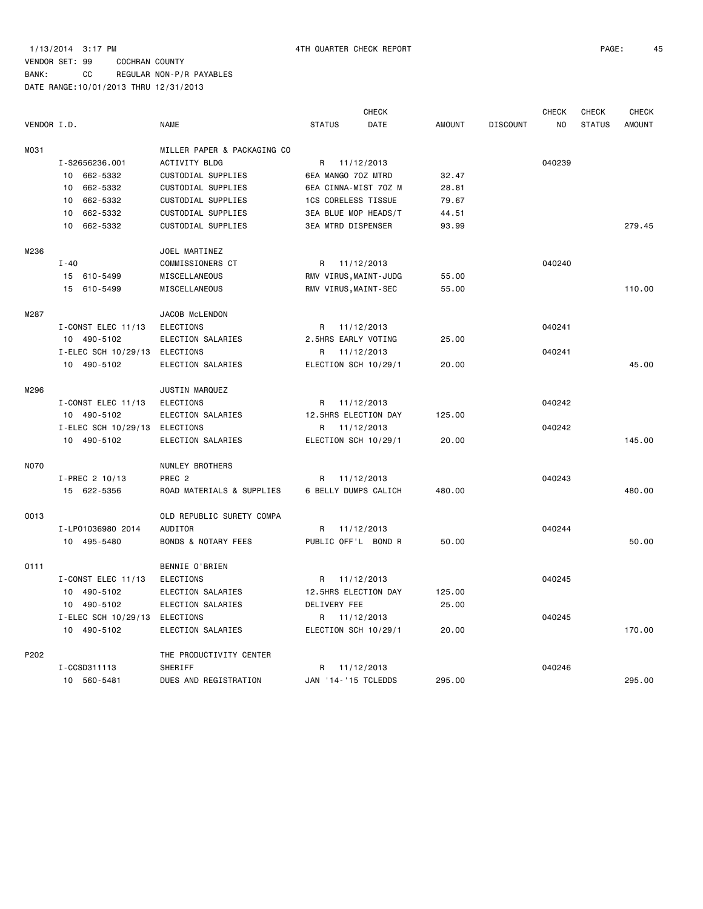1/13/2014 3:17 PM 4TH QUARTER CHECK REPORT

VENDOR SET: 99 COCHRAN COUNTY
BANK: CC REGULAR NON-P/R PAYABLES
DATE RANGE:10/01/2013 THRU 12/31/2013

| VENDOR I.D. | NAME | STATUS | CHECK DATE | AMOUNT | DISCOUNT | CHECK NO | CHECK STATUS | CHECK AMOUNT |
|---|---|---|---|---|---|---|---|---|
| M031 | MILLER PAPER & PACKAGING CO | | | | | | | |
| I-S2656236.001 | ACTIVITY BLDG | R | 11/12/2013 | | | 040239 | | |
| 10 662-5332 | CUSTODIAL SUPPLIES | 6EA MANGO 7OZ MTRD | | 32.47 | | | | |
| 10 662-5332 | CUSTODIAL SUPPLIES | 6EA CINNA-MIST 7OZ M | | 28.81 | | | | |
| 10 662-5332 | CUSTODIAL SUPPLIES | 1CS CORELESS TISSUE | | 79.67 | | | | |
| 10 662-5332 | CUSTODIAL SUPPLIES | 3EA BLUE MOP HEADS/T | | 44.51 | | | | |
| 10 662-5332 | CUSTODIAL SUPPLIES | 3EA MTRD DISPENSER | | 93.99 | | | | 279.45 |
| M236 | JOEL MARTINEZ | | | | | | | |
| I-40 | COMMISSIONERS CT | R | 11/12/2013 | | | 040240 | | |
| 15 610-5499 | MISCELLANEOUS | RMV VIRUS,MAINT-JUDG | | 55.00 | | | | |
| 15 610-5499 | MISCELLANEOUS | RMV VIRUS,MAINT-SEC | | 55.00 | | | | 110.00 |
| M287 | JACOB McLENDON | | | | | | | |
| I-CONST ELEC 11/13 | ELECTIONS | R | 11/12/2013 | | | 040241 | | |
| 10 490-5102 | ELECTION SALARIES | 2.5HRS EARLY VOTING | | 25.00 | | | | |
| I-ELEC SCH 10/29/13 | ELECTIONS | R | 11/12/2013 | | | 040241 | | |
| 10 490-5102 | ELECTION SALARIES | ELECTION SCH 10/29/1 | | 20.00 | | | | 45.00 |
| M296 | JUSTIN MARQUEZ | | | | | | | |
| I-CONST ELEC 11/13 | ELECTIONS | R | 11/12/2013 | | | 040242 | | |
| 10 490-5102 | ELECTION SALARIES | 12.5HRS ELECTION DAY | | 125.00 | | | | |
| I-ELEC SCH 10/29/13 | ELECTIONS | R | 11/12/2013 | | | 040242 | | |
| 10 490-5102 | ELECTION SALARIES | ELECTION SCH 10/29/1 | | 20.00 | | | | 145.00 |
| N070 | NUNLEY BROTHERS | | | | | | | |
| I-PREC 2 10/13 | PREC 2 | R | 11/12/2013 | | | 040243 | | |
| 15 622-5356 | ROAD MATERIALS & SUPPLIES | 6 BELLY DUMPS CALICH | | 480.00 | | | | 480.00 |
| O013 | OLD REPUBLIC SURETY COMPA | | | | | | | |
| I-LPO1036980 2014 | AUDITOR | R | 11/12/2013 | | | 040244 | | |
| 10 495-5480 | BONDS & NOTARY FEES | PUBLIC OFF'L BOND R | | 50.00 | | | | 50.00 |
| O111 | BENNIE O'BRIEN | | | | | | | |
| I-CONST ELEC 11/13 | ELECTIONS | R | 11/12/2013 | | | 040245 | | |
| 10 490-5102 | ELECTION SALARIES | 12.5HRS ELECTION DAY | | 125.00 | | | | |
| 10 490-5102 | ELECTION SALARIES | DELIVERY FEE | | 25.00 | | | | |
| I-ELEC SCH 10/29/13 | ELECTIONS | R | 11/12/2013 | | | 040245 | | |
| 10 490-5102 | ELECTION SALARIES | ELECTION SCH 10/29/1 | | 20.00 | | | | 170.00 |
| P202 | THE PRODUCTIVITY CENTER | | | | | | | |
| I-CCSD311113 | SHERIFF | R | 11/12/2013 | | | 040246 | | |
| 10 560-5481 | DUES AND REGISTRATION | JAN '14-'15 TCLEDDS | | 295.00 | | | | 295.00 |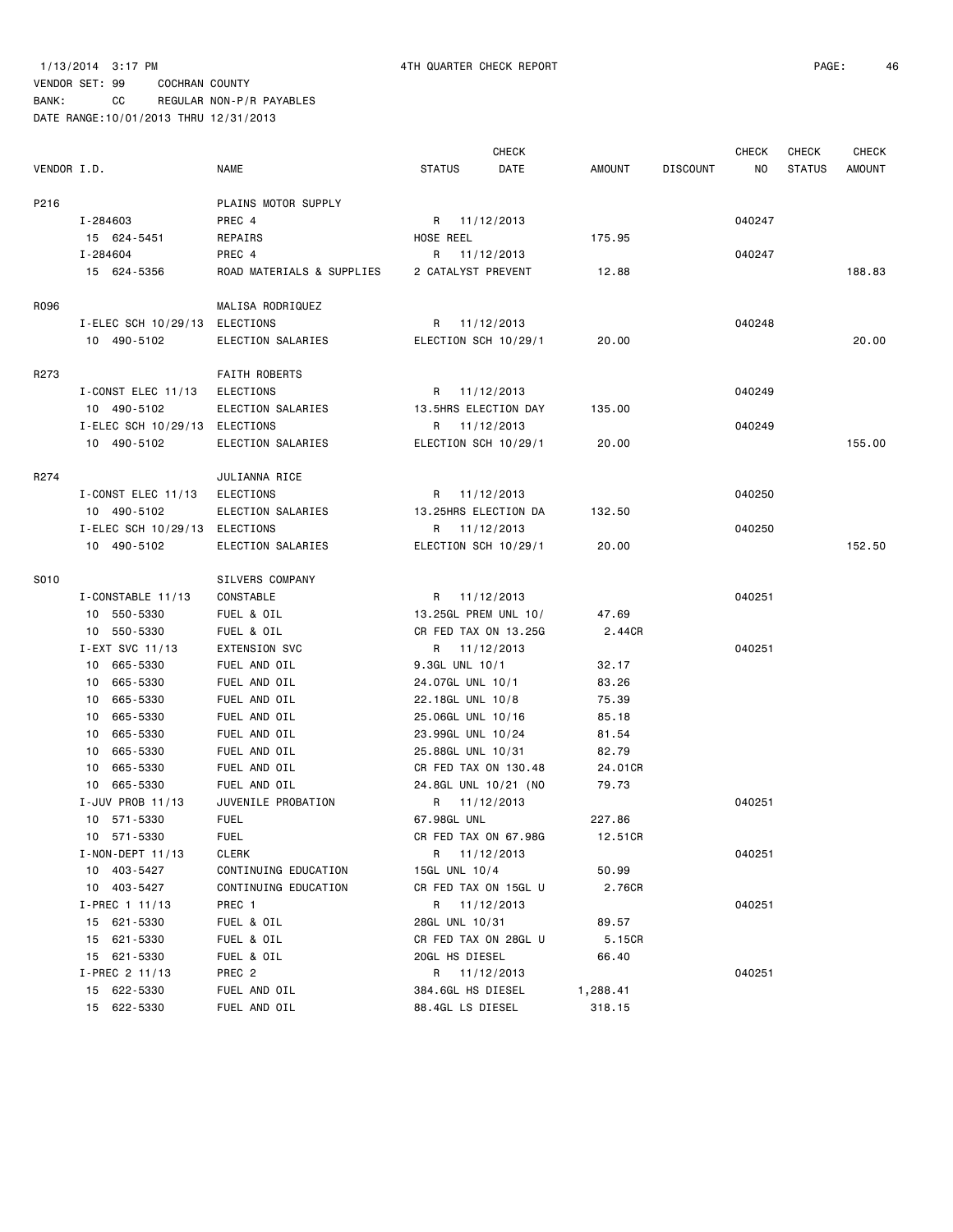1/13/2014 3:17 PM 4TH QUARTER CHECK REPORT

VENDOR SET: 99 COCHRAN COUNTY
BANK: CC REGULAR NON-P/R PAYABLES
DATE RANGE:10/01/2013 THRU 12/31/2013

| VENDOR I.D. | NAME | STATUS | CHECK DATE | AMOUNT | DISCOUNT | CHECK NO | CHECK STATUS | CHECK AMOUNT |
|---|---|---|---|---|---|---|---|---|
| P216 | PLAINS MOTOR SUPPLY | | | | | | | |
| I-284603 | PREC 4 | R | 11/12/2013 | | | 040247 | | |
| 15 624-5451 | REPAIRS | HOSE REEL | | 175.95 | | | | |
| I-284604 | PREC 4 | R | 11/12/2013 | | | 040247 | | |
| 15 624-5356 | ROAD MATERIALS & SUPPLIES | 2 CATALYST PREVENT | | 12.88 | | | | 188.83 |
| R096 | MALISA RODRIQUEZ | | | | | | | |
| I-ELEC SCH 10/29/13 | ELECTIONS | R | 11/12/2013 | | | 040248 | | |
| 10 490-5102 | ELECTION SALARIES | ELECTION SCH 10/29/1 | | 20.00 | | | | 20.00 |
| R273 | FAITH ROBERTS | | | | | | | |
| I-CONST ELEC 11/13 | ELECTIONS | R | 11/12/2013 | | | 040249 | | |
| 10 490-5102 | ELECTION SALARIES | 13.5HRS ELECTION DAY | | 135.00 | | | | |
| I-ELEC SCH 10/29/13 | ELECTIONS | R | 11/12/2013 | | | 040249 | | |
| 10 490-5102 | ELECTION SALARIES | ELECTION SCH 10/29/1 | | 20.00 | | | | 155.00 |
| R274 | JULIANNA RICE | | | | | | | |
| I-CONST ELEC 11/13 | ELECTIONS | R | 11/12/2013 | | | 040250 | | |
| 10 490-5102 | ELECTION SALARIES | 13.25HRS ELECTION DA | | 132.50 | | | | |
| I-ELEC SCH 10/29/13 | ELECTIONS | R | 11/12/2013 | | | 040250 | | |
| 10 490-5102 | ELECTION SALARIES | ELECTION SCH 10/29/1 | | 20.00 | | | | 152.50 |
| S010 | SILVERS COMPANY | | | | | | | |
| I-CONSTABLE 11/13 | CONSTABLE | R | 11/12/2013 | | | 040251 | | |
| 10 550-5330 | FUEL & OIL | 13.25GL PREM UNL 10/ | | 47.69 | | | | |
| 10 550-5330 | FUEL & OIL | CR FED TAX ON 13.25G | | 2.44CR | | | | |
| I-EXT SVC 11/13 | EXTENSION SVC | R | 11/12/2013 | | | 040251 | | |
| 10 665-5330 | FUEL AND OIL | 9.3GL UNL 10/1 | | 32.17 | | | | |
| 10 665-5330 | FUEL AND OIL | 24.07GL UNL 10/1 | | 83.26 | | | | |
| 10 665-5330 | FUEL AND OIL | 22.18GL UNL 10/8 | | 75.39 | | | | |
| 10 665-5330 | FUEL AND OIL | 25.06GL UNL 10/16 | | 85.18 | | | | |
| 10 665-5330 | FUEL AND OIL | 23.99GL UNL 10/24 | | 81.54 | | | | |
| 10 665-5330 | FUEL AND OIL | 25.88GL UNL 10/31 | | 82.79 | | | | |
| 10 665-5330 | FUEL AND OIL | CR FED TAX ON 130.48 | | 24.01CR | | | | |
| 10 665-5330 | FUEL AND OIL | 24.8GL UNL 10/21 (NO | | 79.73 | | | | |
| I-JUV PROB 11/13 | JUVENILE PROBATION | R | 11/12/2013 | | | 040251 | | |
| 10 571-5330 | FUEL | 67.98GL UNL | | 227.86 | | | | |
| 10 571-5330 | FUEL | CR FED TAX ON 67.98G | | 12.51CR | | | | |
| I-NON-DEPT 11/13 | CLERK | R | 11/12/2013 | | | 040251 | | |
| 10 403-5427 | CONTINUING EDUCATION | 15GL UNL 10/4 | | 50.99 | | | | |
| 10 403-5427 | CONTINUING EDUCATION | CR FED TAX ON 15GL U | | 2.76CR | | | | |
| I-PREC 1 11/13 | PREC 1 | R | 11/12/2013 | | | 040251 | | |
| 15 621-5330 | FUEL & OIL | 28GL UNL 10/31 | | 89.57 | | | | |
| 15 621-5330 | FUEL & OIL | CR FED TAX ON 28GL U | | 5.15CR | | | | |
| 15 621-5330 | FUEL & OIL | 20GL HS DIESEL | | 66.40 | | | | |
| I-PREC 2 11/13 | PREC 2 | R | 11/12/2013 | | | 040251 | | |
| 15 622-5330 | FUEL AND OIL | 384.6GL HS DIESEL | | 1,288.41 | | | | |
| 15 622-5330 | FUEL AND OIL | 88.4GL LS DIESEL | | 318.15 | | | | |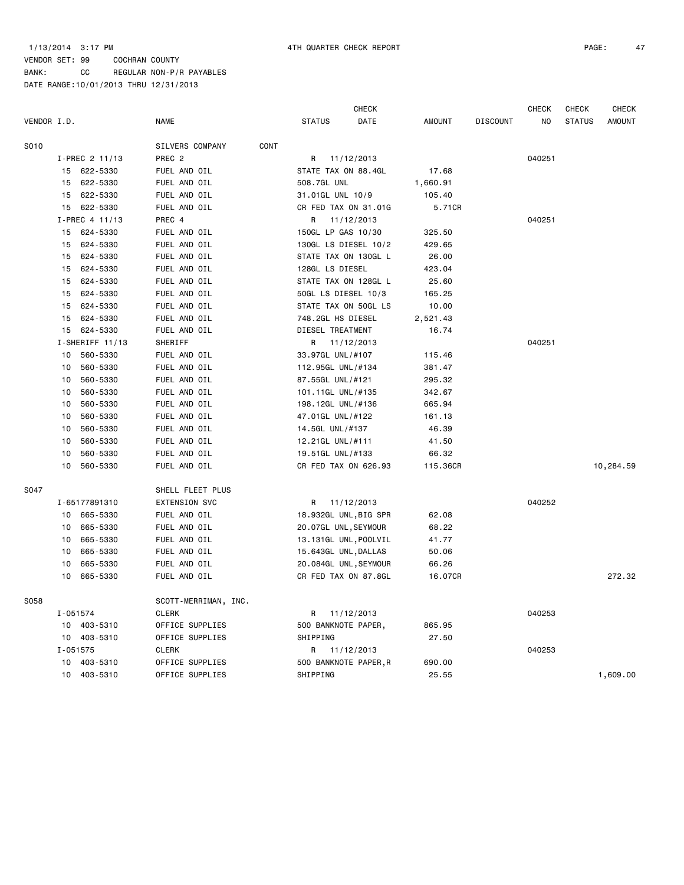VENDOR SET: 99 COCHRAN COUNTY
BANK: CC REGULAR NON-P/R PAYABLES
DATE RANGE:10/01/2013 THRU 12/31/2013

| VENDOR I.D. | NAME | STATUS | CHECK DATE | AMOUNT | DISCOUNT | CHECK NO | CHECK STATUS | CHECK AMOUNT |
|---|---|---|---|---|---|---|---|---|
| S010 | SILVERS COMPANY CONT | | | | | | | |
| I-PREC 2 11/13 | PREC 2 | R | 11/12/2013 | | | 040251 | | |
| 15 622-5330 | FUEL AND OIL | STATE TAX ON 88.4GL | | 17.68 | | | | |
| 15 622-5330 | FUEL AND OIL | 508.7GL UNL | | 1,660.91 | | | | |
| 15 622-5330 | FUEL AND OIL | 31.01GL UNL 10/9 | | 105.40 | | | | |
| 15 622-5330 | FUEL AND OIL | CR FED TAX ON 31.01G | | 5.71CR | | | | |
| I-PREC 4 11/13 | PREC 4 | R | 11/12/2013 | | | 040251 | | |
| 15 624-5330 | FUEL AND OIL | 150GL LP GAS 10/30 | | 325.50 | | | | |
| 15 624-5330 | FUEL AND OIL | 130GL LS DIESEL 10/2 | | 429.65 | | | | |
| 15 624-5330 | FUEL AND OIL | STATE TAX ON 130GL L | | 26.00 | | | | |
| 15 624-5330 | FUEL AND OIL | 128GL LS DIESEL | | 423.04 | | | | |
| 15 624-5330 | FUEL AND OIL | STATE TAX ON 128GL L | | 25.60 | | | | |
| 15 624-5330 | FUEL AND OIL | 50GL LS DIESEL 10/3 | | 165.25 | | | | |
| 15 624-5330 | FUEL AND OIL | STATE TAX ON 50GL LS | | 10.00 | | | | |
| 15 624-5330 | FUEL AND OIL | 748.2GL HS DIESEL | | 2,521.43 | | | | |
| 15 624-5330 | FUEL AND OIL | DIESEL TREATMENT | | 16.74 | | | | |
| I-SHERIFF 11/13 | SHERIFF | R | 11/12/2013 | | | 040251 | | |
| 10 560-5330 | FUEL AND OIL | 33.97GL UNL/#107 | | 115.46 | | | | |
| 10 560-5330 | FUEL AND OIL | 112.95GL UNL/#134 | | 381.47 | | | | |
| 10 560-5330 | FUEL AND OIL | 87.55GL UNL/#121 | | 295.32 | | | | |
| 10 560-5330 | FUEL AND OIL | 101.11GL UNL/#135 | | 342.67 | | | | |
| 10 560-5330 | FUEL AND OIL | 198.12GL UNL/#136 | | 665.94 | | | | |
| 10 560-5330 | FUEL AND OIL | 47.01GL UNL/#122 | | 161.13 | | | | |
| 10 560-5330 | FUEL AND OIL | 14.5GL UNL/#137 | | 46.39 | | | | |
| 10 560-5330 | FUEL AND OIL | 12.21GL UNL/#111 | | 41.50 | | | | |
| 10 560-5330 | FUEL AND OIL | 19.51GL UNL/#133 | | 66.32 | | | | |
| 10 560-5330 | FUEL AND OIL | CR FED TAX ON 626.93 | | 115.36CR | | | | 10,284.59 |
| S047 | SHELL FLEET PLUS | | | | | | | |
| I-65177891310 | EXTENSION SVC | R | 11/12/2013 | | | 040252 | | |
| 10 665-5330 | FUEL AND OIL | 18.932GL UNL,BIG SPR | | 62.08 | | | | |
| 10 665-5330 | FUEL AND OIL | 20.07GL UNL,SEYMOUR | | 68.22 | | | | |
| 10 665-5330 | FUEL AND OIL | 13.131GL UNL,POOLVIL | | 41.77 | | | | |
| 10 665-5330 | FUEL AND OIL | 15.643GL UNL,DALLAS | | 50.06 | | | | |
| 10 665-5330 | FUEL AND OIL | 20.084GL UNL,SEYMOUR | | 66.26 | | | | |
| 10 665-5330 | FUEL AND OIL | CR FED TAX ON 87.8GL | | 16.07CR | | | | 272.32 |
| S058 | SCOTT-MERRIMAN, INC. | | | | | | | |
| I-051574 | CLERK | R | 11/12/2013 | | | 040253 | | |
| 10 403-5310 | OFFICE SUPPLIES | 500 BANKNOTE PAPER, | | 865.95 | | | | |
| 10 403-5310 | OFFICE SUPPLIES | SHIPPING | | 27.50 | | | | |
| I-051575 | CLERK | R | 11/12/2013 | | | 040253 | | |
| 10 403-5310 | OFFICE SUPPLIES | 500 BANKNOTE PAPER,R | | 690.00 | | | | |
| 10 403-5310 | OFFICE SUPPLIES | SHIPPING | | 25.55 | | | | 1,609.00 |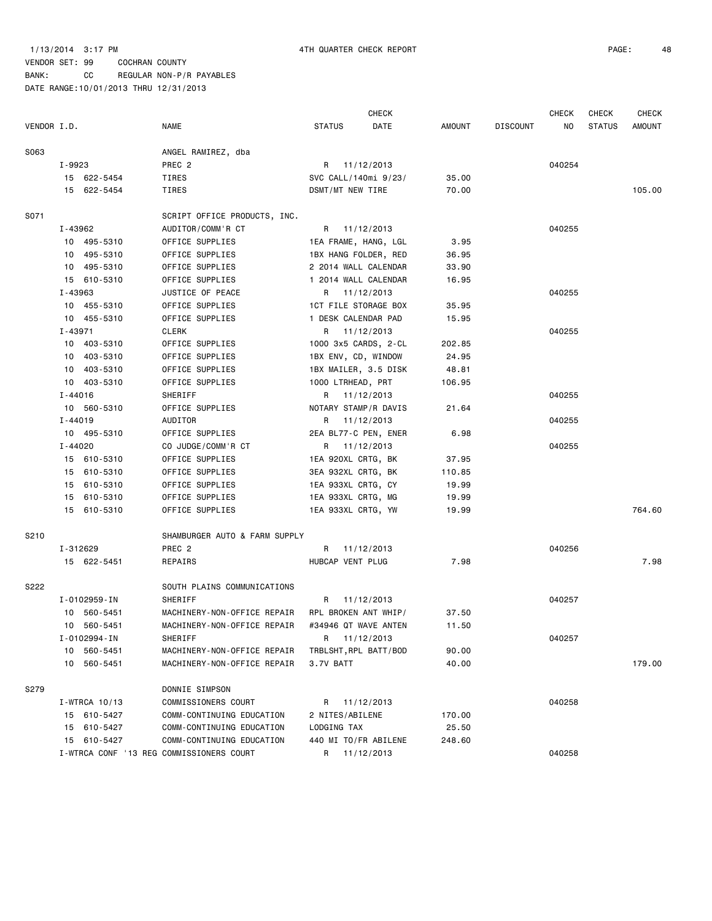1/13/2014 3:17 PM 4TH QUARTER CHECK REPORT

VENDOR SET: 99 COCHRAN COUNTY

BANK: CC REGULAR NON-P/R PAYABLES

DATE RANGE:10/01/2013 THRU 12/31/2013

| VENDOR I.D. | NAME | STATUS | CHECK DATE | AMOUNT | DISCOUNT | CHECK NO | CHECK STATUS | CHECK AMOUNT |
|---|---|---|---|---|---|---|---|---|
| S063 | ANGEL RAMIREZ, dba | | | | | | | |
| I-9923 | PREC 2 | R | 11/12/2013 | | | 040254 | | |
| 15 622-5454 | TIRES | SVC CALL/140mi 9/23/ | | 35.00 | | | | |
| 15 622-5454 | TIRES | DSMT/MT NEW TIRE | | 70.00 | | | | 105.00 |
| S071 | SCRIPT OFFICE PRODUCTS, INC. | | | | | | | |
| I-43962 | AUDITOR/COMM'R CT | R | 11/12/2013 | | | 040255 | | |
| 10 495-5310 | OFFICE SUPPLIES | 1EA FRAME, HANG, LGL | | 3.95 | | | | |
| 10 495-5310 | OFFICE SUPPLIES | 1BX HANG FOLDER, RED | | 36.95 | | | | |
| 10 495-5310 | OFFICE SUPPLIES | 2 2014 WALL CALENDAR | | 33.90 | | | | |
| 15 610-5310 | OFFICE SUPPLIES | 1 2014 WALL CALENDAR | | 16.95 | | | | |
| I-43963 | JUSTICE OF PEACE | R | 11/12/2013 | | | 040255 | | |
| 10 455-5310 | OFFICE SUPPLIES | 1CT FILE STORAGE BOX | | 35.95 | | | | |
| 10 455-5310 | OFFICE SUPPLIES | 1 DESK CALENDAR PAD | | 15.95 | | | | |
| I-43971 | CLERK | R | 11/12/2013 | | | 040255 | | |
| 10 403-5310 | OFFICE SUPPLIES | 1000 3x5 CARDS, 2-CL | | 202.85 | | | | |
| 10 403-5310 | OFFICE SUPPLIES | 1BX ENV, CD, WINDOW | | 24.95 | | | | |
| 10 403-5310 | OFFICE SUPPLIES | 1BX MAILER, 3.5 DISK | | 48.81 | | | | |
| 10 403-5310 | OFFICE SUPPLIES | 1000 LTRHEAD, PRT | | 106.95 | | | | |
| I-44016 | SHERIFF | R | 11/12/2013 | | | 040255 | | |
| 10 560-5310 | OFFICE SUPPLIES | NOTARY STAMP/R DAVIS | | 21.64 | | | | |
| I-44019 | AUDITOR | R | 11/12/2013 | | | 040255 | | |
| 10 495-5310 | OFFICE SUPPLIES | 2EA BL77-C PEN, ENER | | 6.98 | | | | |
| I-44020 | CO JUDGE/COMM'R CT | R | 11/12/2013 | | | 040255 | | |
| 15 610-5310 | OFFICE SUPPLIES | 1EA 920XL CRTG, BK | | 37.95 | | | | |
| 15 610-5310 | OFFICE SUPPLIES | 3EA 932XL CRTG, BK | | 110.85 | | | | |
| 15 610-5310 | OFFICE SUPPLIES | 1EA 933XL CRTG, CY | | 19.99 | | | | |
| 15 610-5310 | OFFICE SUPPLIES | 1EA 933XL CRTG, MG | | 19.99 | | | | |
| 15 610-5310 | OFFICE SUPPLIES | 1EA 933XL CRTG, YW | | 19.99 | | | | 764.60 |
| S210 | SHAMBURGER AUTO & FARM SUPPLY | | | | | | | |
| I-312629 | PREC 2 | R | 11/12/2013 | | | 040256 | | |
| 15 622-5451 | REPAIRS | HUBCAP VENT PLUG | | 7.98 | | | | 7.98 |
| S222 | SOUTH PLAINS COMMUNICATIONS | | | | | | | |
| I-0102959-IN | SHERIFF | R | 11/12/2013 | | | 040257 | | |
| 10 560-5451 | MACHINERY-NON-OFFICE REPAIR | RPL BROKEN ANT WHIP/ | | 37.50 | | | | |
| 10 560-5451 | MACHINERY-NON-OFFICE REPAIR | #34946 QT WAVE ANTEN | | 11.50 | | | | |
| I-0102994-IN | SHERIFF | R | 11/12/2013 | | | 040257 | | |
| 10 560-5451 | MACHINERY-NON-OFFICE REPAIR | TRBLSHT,RPL BATT/BOD | | 90.00 | | | | |
| 10 560-5451 | MACHINERY-NON-OFFICE REPAIR | 3.7V BATT | | 40.00 | | | | 179.00 |
| S279 | DONNIE SIMPSON | | | | | | | |
| I-WTRCA 10/13 | COMMISSIONERS COURT | R | 11/12/2013 | | | 040258 | | |
| 15 610-5427 | COMM-CONTINUING EDUCATION | 2 NITES/ABILENE | | 170.00 | | | | |
| 15 610-5427 | COMM-CONTINUING EDUCATION | LODGING TAX | | 25.50 | | | | |
| 15 610-5427 | COMM-CONTINUING EDUCATION | 440 MI TO/FR ABILENE | | 248.60 | | | | |
| I-WTRCA CONF '13 REG | COMMISSIONERS COURT | R | 11/12/2013 | | | 040258 | | |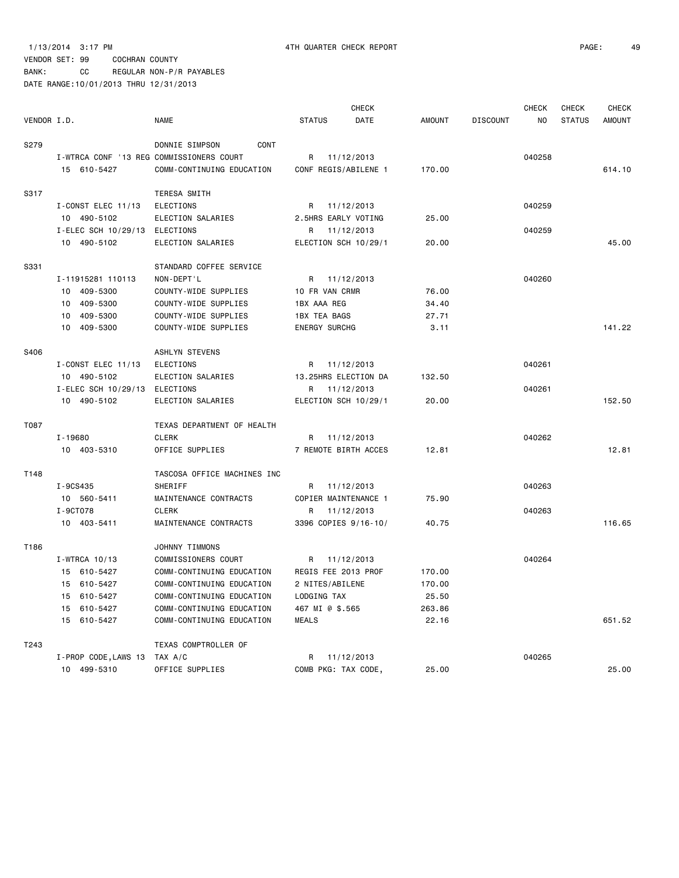1/13/2014 3:17 PM 4TH QUARTER CHECK REPORT

VENDOR SET: 99 COCHRAN COUNTY

BANK: CC REGULAR NON-P/R PAYABLES

DATE RANGE:10/01/2013 THRU 12/31/2013

| VENDOR I.D. | NAME | STATUS | CHECK DATE | AMOUNT | DISCOUNT | CHECK NO | CHECK STATUS | CHECK AMOUNT |
|---|---|---|---|---|---|---|---|---|
| S279 | DONNIE SIMPSON CONT | | | | | | | |
| I-WTRCA CONF '13 REG | COMMISSIONERS COURT | R | 11/12/2013 | | | 040258 | | |
| 15 610-5427 | COMM-CONTINUING EDUCATION | CONF REGIS/ABILENE 1 | | 170.00 | | | | 614.10 |
| S317 | TERESA SMITH | | | | | | | |
| I-CONST ELEC 11/13 | ELECTIONS | R | 11/12/2013 | | | 040259 | | |
| 10 490-5102 | ELECTION SALARIES | 2.5HRS EARLY VOTING | | 25.00 | | | | |
| I-ELEC SCH 10/29/13 | ELECTIONS | R | 11/12/2013 | | | 040259 | | |
| 10 490-5102 | ELECTION SALARIES | ELECTION SCH 10/29/1 | | 20.00 | | | | 45.00 |
| S331 | STANDARD COFFEE SERVICE | | | | | | | |
| I-11915281 110113 | NON-DEPT'L | R | 11/12/2013 | | | 040260 | | |
| 10 409-5300 | COUNTY-WIDE SUPPLIES | 10 FR VAN CRMR | | 76.00 | | | | |
| 10 409-5300 | COUNTY-WIDE SUPPLIES | 1BX AAA REG | | 34.40 | | | | |
| 10 409-5300 | COUNTY-WIDE SUPPLIES | 1BX TEA BAGS | | 27.71 | | | | |
| 10 409-5300 | COUNTY-WIDE SUPPLIES | ENERGY SURCHG | | 3.11 | | | | 141.22 |
| S406 | ASHLYN STEVENS | | | | | | | |
| I-CONST ELEC 11/13 | ELECTIONS | R | 11/12/2013 | | | 040261 | | |
| 10 490-5102 | ELECTION SALARIES | 13.25HRS ELECTION DA | | 132.50 | | | | |
| I-ELEC SCH 10/29/13 | ELECTIONS | R | 11/12/2013 | | | 040261 | | |
| 10 490-5102 | ELECTION SALARIES | ELECTION SCH 10/29/1 | | 20.00 | | | | 152.50 |
| T087 | TEXAS DEPARTMENT OF HEALTH | | | | | | | |
| I-19680 | CLERK | R | 11/12/2013 | | | 040262 | | |
| 10 403-5310 | OFFICE SUPPLIES | 7 REMOTE BIRTH ACCES | | 12.81 | | | | 12.81 |
| T148 | TASCOSA OFFICE MACHINES INC | | | | | | | |
| I-9CS435 | SHERIFF | R | 11/12/2013 | | | 040263 | | |
| 10 560-5411 | MAINTENANCE CONTRACTS | COPIER MAINTENANCE 1 | | 75.90 | | | | |
| I-9CT078 | CLERK | R | 11/12/2013 | | | 040263 | | |
| 10 403-5411 | MAINTENANCE CONTRACTS | 3396 COPIES 9/16-10/ | | 40.75 | | | | 116.65 |
| T186 | JOHNNY TIMMONS | | | | | | | |
| I-WTRCA 10/13 | COMMISSIONERS COURT | R | 11/12/2013 | | | 040264 | | |
| 15 610-5427 | COMM-CONTINUING EDUCATION | REGIS FEE 2013 PROF | | 170.00 | | | | |
| 15 610-5427 | COMM-CONTINUING EDUCATION | 2 NITES/ABILENE | | 170.00 | | | | |
| 15 610-5427 | COMM-CONTINUING EDUCATION | LODGING TAX | | 25.50 | | | | |
| 15 610-5427 | COMM-CONTINUING EDUCATION | 467 MI @ $.565 | | 263.86 | | | | |
| 15 610-5427 | COMM-CONTINUING EDUCATION | MEALS | | 22.16 | | | | 651.52 |
| T243 | TEXAS COMPTROLLER OF | | | | | | | |
| I-PROP CODE,LAWS 13 | TAX A/C | R | 11/12/2013 | | | 040265 | | |
| 10 499-5310 | OFFICE SUPPLIES | COMB PKG: TAX CODE, | | 25.00 | | | | 25.00 |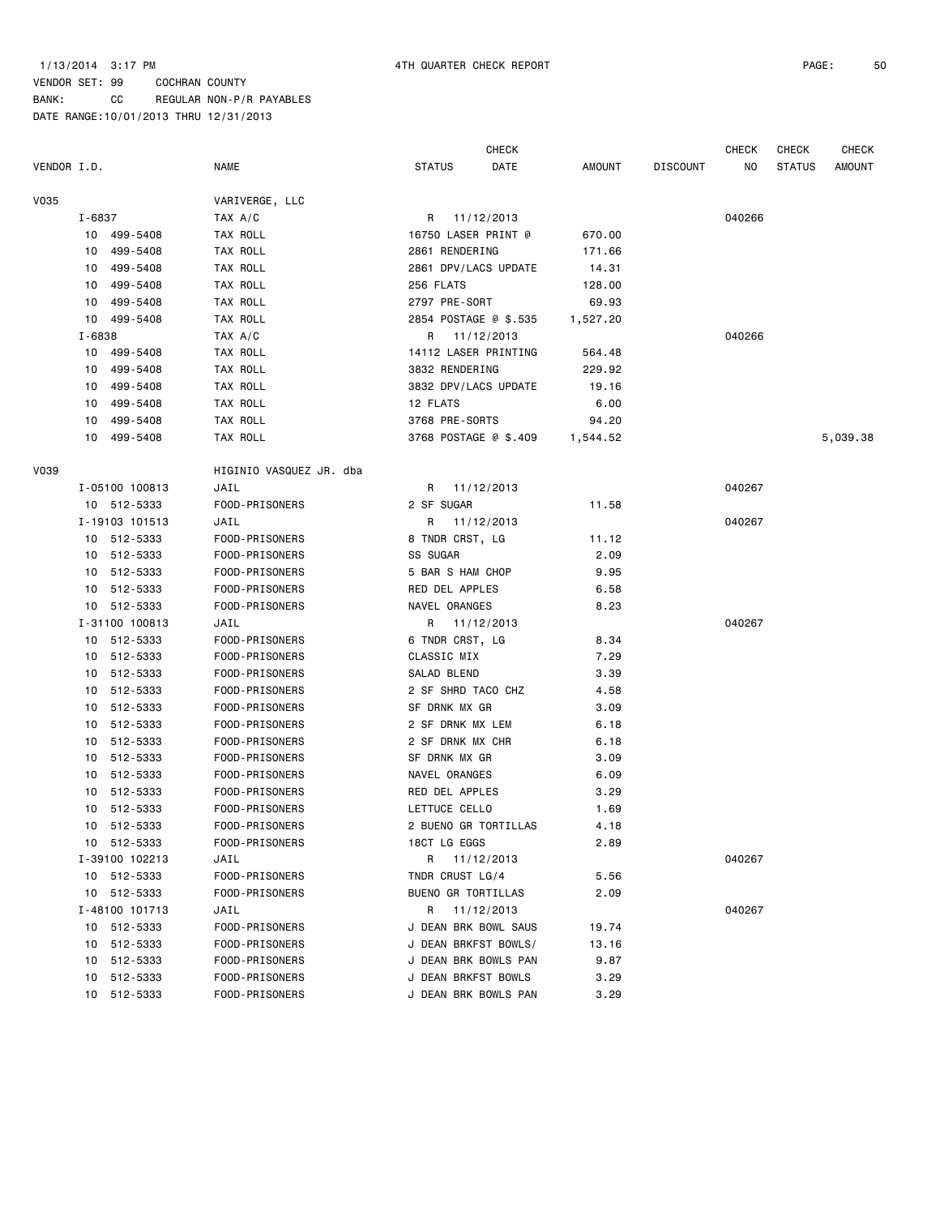1/13/2014 3:17 PM 4TH QUARTER CHECK REPORT

VENDOR SET: 99 COCHRAN COUNTY
BANK: CC REGULAR NON-P/R PAYABLES
DATE RANGE:10/01/2013 THRU 12/31/2013

| VENDOR I.D. | NAME | STATUS | CHECK DATE | AMOUNT | DISCOUNT | CHECK NO | CHECK STATUS | CHECK AMOUNT |
|---|---|---|---|---|---|---|---|---|
| V035 | VARIVERGE, LLC | | | | | | | |
| I-6837 | TAX A/C | R | 11/12/2013 | | | 040266 | | |
| 10 499-5408 | TAX ROLL | 16750 LASER PRINT @ | | 670.00 | | | | |
| 10 499-5408 | TAX ROLL | 2861 RENDERING | | 171.66 | | | | |
| 10 499-5408 | TAX ROLL | 2861 DPV/LACS UPDATE | | 14.31 | | | | |
| 10 499-5408 | TAX ROLL | 256 FLATS | | 128.00 | | | | |
| 10 499-5408 | TAX ROLL | 2797 PRE-SORT | | 69.93 | | | | |
| 10 499-5408 | TAX ROLL | 2854 POSTAGE @ $.535 | | 1,527.20 | | | | |
| I-6838 | TAX A/C | R | 11/12/2013 | | | 040266 | | |
| 10 499-5408 | TAX ROLL | 14112 LASER PRINTING | | 564.48 | | | | |
| 10 499-5408 | TAX ROLL | 3832 RENDERING | | 229.92 | | | | |
| 10 499-5408 | TAX ROLL | 3832 DPV/LACS UPDATE | | 19.16 | | | | |
| 10 499-5408 | TAX ROLL | 12 FLATS | | 6.00 | | | | |
| 10 499-5408 | TAX ROLL | 3768 PRE-SORTS | | 94.20 | | | | |
| 10 499-5408 | TAX ROLL | 3768 POSTAGE @ $.409 | | 1,544.52 | | | | 5,039.38 |
| V039 | HIGINIO VASQUEZ JR. dba | | | | | | | |
| I-05100 100813 | JAIL | R | 11/12/2013 | | | 040267 | | |
| 10 512-5333 | FOOD-PRISONERS | 2 SF SUGAR | | 11.58 | | | | |
| I-19103 101513 | JAIL | R | 11/12/2013 | | | 040267 | | |
| 10 512-5333 | FOOD-PRISONERS | 8 TNDR CRST, LG | | 11.12 | | | | |
| 10 512-5333 | FOOD-PRISONERS | SS SUGAR | | 2.09 | | | | |
| 10 512-5333 | FOOD-PRISONERS | 5 BAR S HAM CHOP | | 9.95 | | | | |
| 10 512-5333 | FOOD-PRISONERS | RED DEL APPLES | | 6.58 | | | | |
| 10 512-5333 | FOOD-PRISONERS | NAVEL ORANGES | | 8.23 | | | | |
| I-31100 100813 | JAIL | R | 11/12/2013 | | | 040267 | | |
| 10 512-5333 | FOOD-PRISONERS | 6 TNDR CRST, LG | | 8.34 | | | | |
| 10 512-5333 | FOOD-PRISONERS | CLASSIC MIX | | 7.29 | | | | |
| 10 512-5333 | FOOD-PRISONERS | SALAD BLEND | | 3.39 | | | | |
| 10 512-5333 | FOOD-PRISONERS | 2 SF SHRD TACO CHZ | | 4.58 | | | | |
| 10 512-5333 | FOOD-PRISONERS | SF DRNK MX GR | | 3.09 | | | | |
| 10 512-5333 | FOOD-PRISONERS | 2 SF DRNK MX LEM | | 6.18 | | | | |
| 10 512-5333 | FOOD-PRISONERS | 2 SF DRNK MX CHR | | 6.18 | | | | |
| 10 512-5333 | FOOD-PRISONERS | SF DRNK MX GR | | 3.09 | | | | |
| 10 512-5333 | FOOD-PRISONERS | NAVEL ORANGES | | 6.09 | | | | |
| 10 512-5333 | FOOD-PRISONERS | RED DEL APPLES | | 3.29 | | | | |
| 10 512-5333 | FOOD-PRISONERS | LETTUCE CELLO | | 1.69 | | | | |
| 10 512-5333 | FOOD-PRISONERS | 2 BUENO GR TORTILLAS | | 4.18 | | | | |
| 10 512-5333 | FOOD-PRISONERS | 18CT LG EGGS | | 2.89 | | | | |
| I-39100 102213 | JAIL | R | 11/12/2013 | | | 040267 | | |
| 10 512-5333 | FOOD-PRISONERS | TNDR CRUST LG/4 | | 5.56 | | | | |
| 10 512-5333 | FOOD-PRISONERS | BUENO GR TORTILLAS | | 2.09 | | | | |
| I-48100 101713 | JAIL | R | 11/12/2013 | | | 040267 | | |
| 10 512-5333 | FOOD-PRISONERS | J DEAN BRK BOWL SAUS | | 19.74 | | | | |
| 10 512-5333 | FOOD-PRISONERS | J DEAN BRKFST BOWLS/ | | 13.16 | | | | |
| 10 512-5333 | FOOD-PRISONERS | J DEAN BRK BOWLS PAN | | 9.87 | | | | |
| 10 512-5333 | FOOD-PRISONERS | J DEAN BRKFST BOWLS | | 3.29 | | | | |
| 10 512-5333 | FOOD-PRISONERS | J DEAN BRK BOWLS PAN | | 3.29 | | | | |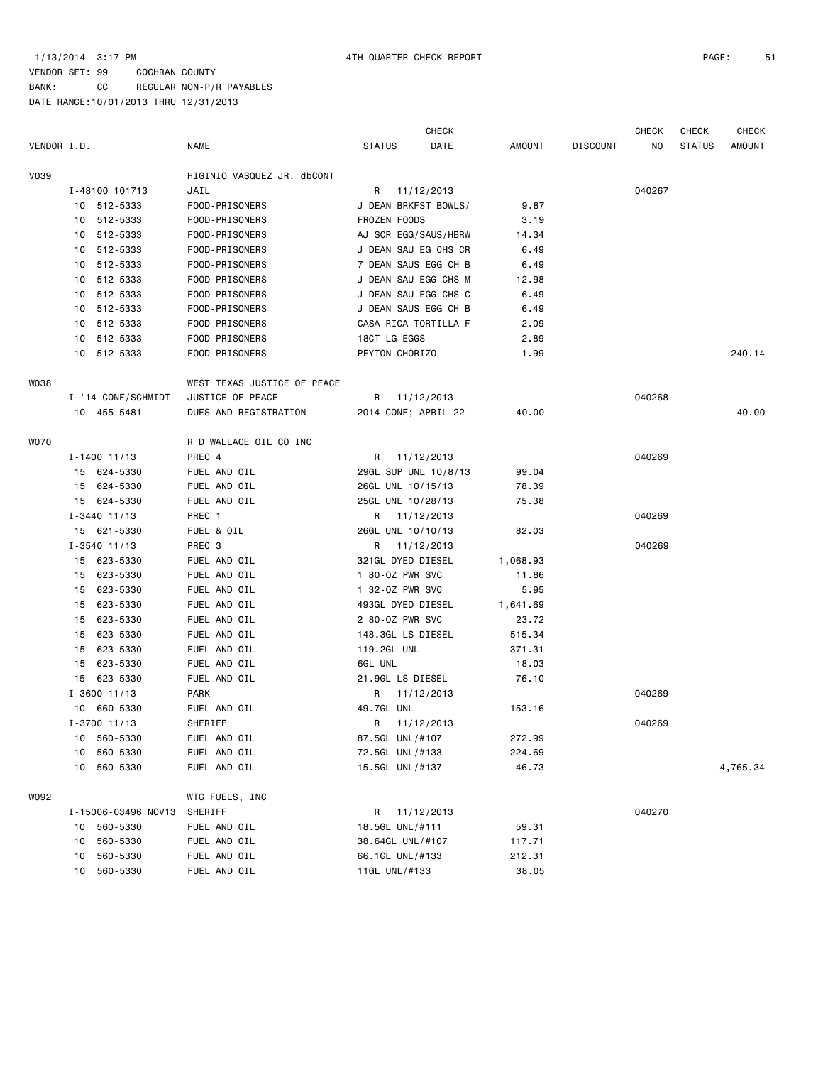1/13/2014 3:17 PM 4TH QUARTER CHECK REPORT

VENDOR SET: 99 COCHRAN COUNTY
BANK: CC REGULAR NON-P/R PAYABLES
DATE RANGE:10/01/2013 THRU 12/31/2013

| VENDOR I.D. | NAME | STATUS | CHECK DATE | AMOUNT | DISCOUNT | CHECK NO | CHECK STATUS | CHECK AMOUNT |
|---|---|---|---|---|---|---|---|---|
| V039 | HIGINIO VASQUEZ JR. dbCONT | | | | | | | |
| I-48100 101713 | JAIL | R | 11/12/2013 | | | 040267 | | |
| 10 512-5333 | FOOD-PRISONERS | J DEAN BRKFST BOWLS/ | | 9.87 | | | | |
| 10 512-5333 | FOOD-PRISONERS | FROZEN FOODS | | 3.19 | | | | |
| 10 512-5333 | FOOD-PRISONERS | AJ SCR EGG/SAUS/HBRW | | 14.34 | | | | |
| 10 512-5333 | FOOD-PRISONERS | J DEAN SAU EG CHS CR | | 6.49 | | | | |
| 10 512-5333 | FOOD-PRISONERS | 7 DEAN SAUS EGG CH B | | 6.49 | | | | |
| 10 512-5333 | FOOD-PRISONERS | J DEAN SAU EGG CHS M | | 12.98 | | | | |
| 10 512-5333 | FOOD-PRISONERS | J DEAN SAU EGG CHS C | | 6.49 | | | | |
| 10 512-5333 | FOOD-PRISONERS | J DEAN SAUS EGG CH B | | 6.49 | | | | |
| 10 512-5333 | FOOD-PRISONERS | CASA RICA TORTILLA F | | 2.09 | | | | |
| 10 512-5333 | FOOD-PRISONERS | 18CT LG EGGS | | 2.89 | | | | |
| 10 512-5333 | FOOD-PRISONERS | PEYTON CHORIZO | | 1.99 | | | | 240.14 |
| W038 | WEST TEXAS JUSTICE OF PEACE | | | | | | | |
| I-'14 CONF/SCHMIDT | JUSTICE OF PEACE | R | 11/12/2013 | | | 040268 | | |
| 10 455-5481 | DUES AND REGISTRATION | 2014 CONF; APRIL 22- | | 40.00 | | | | 40.00 |
| W070 | R D WALLACE OIL CO INC | | | | | | | |
| I-1400 11/13 | PREC 4 | R | 11/12/2013 | | | 040269 | | |
| 15 624-5330 | FUEL AND OIL | 29GL SUP UNL 10/8/13 | | 99.04 | | | | |
| 15 624-5330 | FUEL AND OIL | 26GL UNL 10/15/13 | | 78.39 | | | | |
| 15 624-5330 | FUEL AND OIL | 25GL UNL 10/28/13 | | 75.38 | | | | |
| I-3440 11/13 | PREC 1 | R | 11/12/2013 | | | 040269 | | |
| 15 621-5330 | FUEL & OIL | 26GL UNL 10/10/13 | | 82.03 | | | | |
| I-3540 11/13 | PREC 3 | R | 11/12/2013 | | | 040269 | | |
| 15 623-5330 | FUEL AND OIL | 321GL DYED DIESEL | | 1,068.93 | | | | |
| 15 623-5330 | FUEL AND OIL | 1 80-OZ PWR SVC | | 11.86 | | | | |
| 15 623-5330 | FUEL AND OIL | 1 32-OZ PWR SVC | | 5.95 | | | | |
| 15 623-5330 | FUEL AND OIL | 493GL DYED DIESEL | | 1,641.69 | | | | |
| 15 623-5330 | FUEL AND OIL | 2 80-OZ PWR SVC | | 23.72 | | | | |
| 15 623-5330 | FUEL AND OIL | 148.3GL LS DIESEL | | 515.34 | | | | |
| 15 623-5330 | FUEL AND OIL | 119.2GL UNL | | 371.31 | | | | |
| 15 623-5330 | FUEL AND OIL | 6GL UNL | | 18.03 | | | | |
| 15 623-5330 | FUEL AND OIL | 21.9GL LS DIESEL | | 76.10 | | | | |
| I-3600 11/13 | PARK | R | 11/12/2013 | | | 040269 | | |
| 10 660-5330 | FUEL AND OIL | 49.7GL UNL | | 153.16 | | | | |
| I-3700 11/13 | SHERIFF | R | 11/12/2013 | | | 040269 | | |
| 10 560-5330 | FUEL AND OIL | 87.5GL UNL/#107 | | 272.99 | | | | |
| 10 560-5330 | FUEL AND OIL | 72.5GL UNL/#133 | | 224.69 | | | | |
| 10 560-5330 | FUEL AND OIL | 15.5GL UNL/#137 | | 46.73 | | | | 4,765.34 |
| W092 | WTG FUELS, INC | | | | | | | |
| I-15006-03496 NOV13 | SHERIFF | R | 11/12/2013 | | | 040270 | | |
| 10 560-5330 | FUEL AND OIL | 18.5GL UNL/#111 | | 59.31 | | | | |
| 10 560-5330 | FUEL AND OIL | 38.64GL UNL/#107 | | 117.71 | | | | |
| 10 560-5330 | FUEL AND OIL | 66.1GL UNL/#133 | | 212.31 | | | | |
| 10 560-5330 | FUEL AND OIL | 11GL UNL/#133 | | 38.05 | | | | |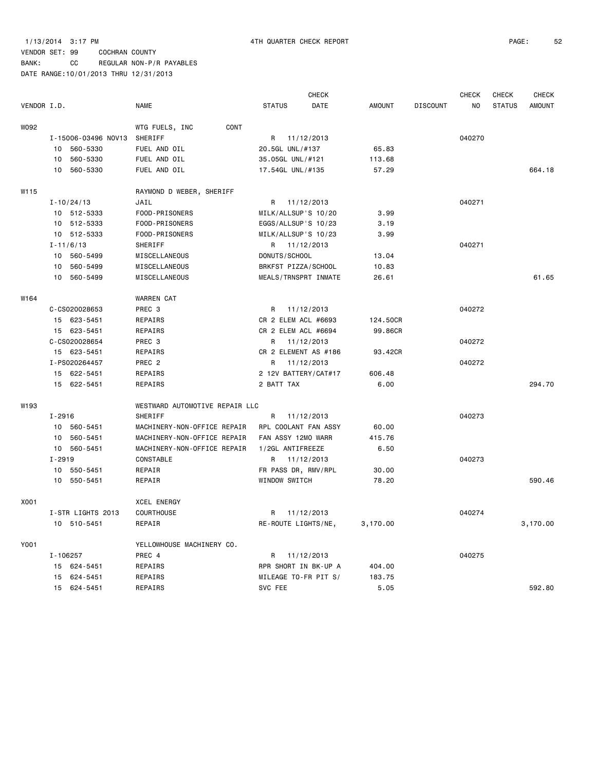1/13/2014 3:17 PM 4TH QUARTER CHECK REPORT

VENDOR SET: 99 COCHRAN COUNTY
BANK: CC REGULAR NON-P/R PAYABLES
DATE RANGE:10/01/2013 THRU 12/31/2013

| VENDOR I.D. | NAME | STATUS | CHECK DATE | AMOUNT | DISCOUNT | CHECK NO | CHECK STATUS | CHECK AMOUNT |
|---|---|---|---|---|---|---|---|---|
| W092 | WTG FUELS, INC CONT | | | | | | | |
| I-15006-03496 NOV13 | SHERIFF | R | 11/12/2013 | | | 040270 | | |
| 10 560-5330 | FUEL AND OIL | 20.5GL UNL/#137 | | 65.83 | | | | |
| 10 560-5330 | FUEL AND OIL | 35.05GL UNL/#121 | | 113.68 | | | | |
| 10 560-5330 | FUEL AND OIL | 17.54GL UNL/#135 | | 57.29 | | | | 664.18 |
| W115 | RAYMOND D WEBER, SHERIFF | | | | | | | |
| I-10/24/13 | JAIL | R | 11/12/2013 | | | 040271 | | |
| 10 512-5333 | FOOD-PRISONERS | MILK/ALLSUP'S 10/20 | | 3.99 | | | | |
| 10 512-5333 | FOOD-PRISONERS | EGGS/ALLSUP'S 10/23 | | 3.19 | | | | |
| 10 512-5333 | FOOD-PRISONERS | MILK/ALLSUP'S 10/23 | | 3.99 | | | | |
| I-11/6/13 | SHERIFF | R | 11/12/2013 | | | 040271 | | |
| 10 560-5499 | MISCELLANEOUS | DONUTS/SCHOOL | | 13.04 | | | | |
| 10 560-5499 | MISCELLANEOUS | BRKFST PIZZA/SCHOOL | | 10.83 | | | | |
| 10 560-5499 | MISCELLANEOUS | MEALS/TRNSPRT INMATE | | 26.61 | | | | 61.65 |
| W164 | WARREN CAT | | | | | | | |
| C-CS020028653 | PREC 3 | R | 11/12/2013 | | | 040272 | | |
| 15 623-5451 | REPAIRS | CR 2 ELEM ACL #6693 | | 124.50CR | | | | |
| 15 623-5451 | REPAIRS | CR 2 ELEM ACL #6694 | | 99.86CR | | | | |
| C-CS020028654 | PREC 3 | R | 11/12/2013 | | | 040272 | | |
| 15 623-5451 | REPAIRS | CR 2 ELEMENT AS #186 | | 93.42CR | | | | |
| I-PS020264457 | PREC 2 | R | 11/12/2013 | | | 040272 | | |
| 15 622-5451 | REPAIRS | 2 12V BATTERY/CAT#17 | | 606.48 | | | | |
| 15 622-5451 | REPAIRS | 2 BATT TAX | | 6.00 | | | | 294.70 |
| W193 | WESTWARD AUTOMOTIVE REPAIR LLC | | | | | | | |
| I-2916 | SHERIFF | R | 11/12/2013 | | | 040273 | | |
| 10 560-5451 | MACHINERY-NON-OFFICE REPAIR | RPL COOLANT FAN ASSY | | 60.00 | | | | |
| 10 560-5451 | MACHINERY-NON-OFFICE REPAIR | FAN ASSY 12MO WARR | | 415.76 | | | | |
| 10 560-5451 | MACHINERY-NON-OFFICE REPAIR | 1/2GL ANTIFREEZE | | 6.50 | | | | |
| I-2919 | CONSTABLE | R | 11/12/2013 | | | 040273 | | |
| 10 550-5451 | REPAIR | FR PASS DR, RMV/RPL | | 30.00 | | | | |
| 10 550-5451 | REPAIR | WINDOW SWITCH | | 78.20 | | | | 590.46 |
| X001 | XCEL ENERGY | | | | | | | |
| I-STR LIGHTS 2013 | COURTHOUSE | R | 11/12/2013 | | | 040274 | | |
| 10 510-5451 | REPAIR | RE-ROUTE LIGHTS/NE, | | 3,170.00 | | | | 3,170.00 |
| Y001 | YELLOWHOUSE MACHINERY CO. | | | | | | | |
| I-106257 | PREC 4 | R | 11/12/2013 | | | 040275 | | |
| 15 624-5451 | REPAIRS | RPR SHORT IN BK-UP A | | 404.00 | | | | |
| 15 624-5451 | REPAIRS | MILEAGE TO-FR PIT S/ | | 183.75 | | | | |
| 15 624-5451 | REPAIRS | SVC FEE | | 5.05 | | | | 592.80 |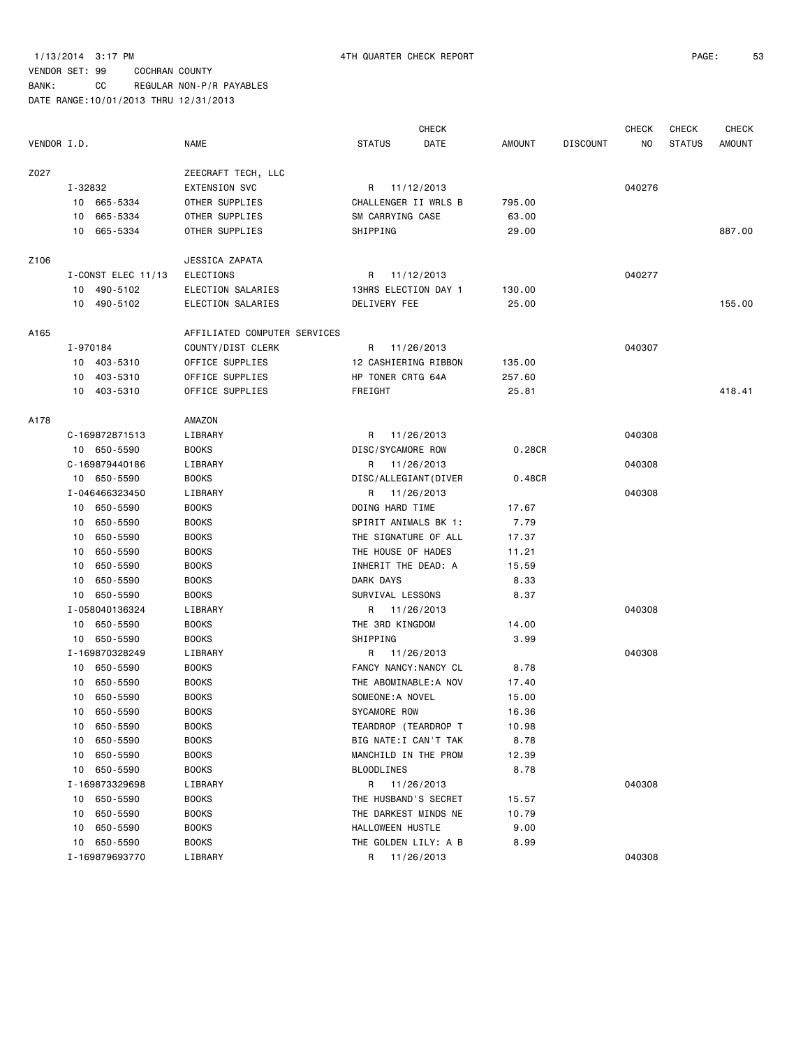1/13/2014 3:17 PM 4TH QUARTER CHECK REPORT

VENDOR SET: 99 COCHRAN COUNTY

BANK: CC REGULAR NON-P/R PAYABLES

DATE RANGE:10/01/2013 THRU 12/31/2013

| VENDOR I.D. | NAME | STATUS | CHECK DATE | AMOUNT | DISCOUNT | CHECK NO | CHECK STATUS | CHECK AMOUNT |
|---|---|---|---|---|---|---|---|---|
| Z027 | ZEECRAFT TECH, LLC | | | | | | | |
| I-32832 | EXTENSION SVC | R | 11/12/2013 | | | 040276 | | |
| 10 665-5334 | OTHER SUPPLIES | CHALLENGER II WRLS B | | 795.00 | | | | |
| 10 665-5334 | OTHER SUPPLIES | SM CARRYING CASE | | 63.00 | | | | |
| 10 665-5334 | OTHER SUPPLIES | SHIPPING | | 29.00 | | | | 887.00 |
| Z106 | JESSICA ZAPATA | | | | | | | |
| I-CONST ELEC 11/13 | ELECTIONS | R | 11/12/2013 | | | 040277 | | |
| 10 490-5102 | ELECTION SALARIES | 13HRS ELECTION DAY 1 | | 130.00 | | | | |
| 10 490-5102 | ELECTION SALARIES | DELIVERY FEE | | 25.00 | | | | 155.00 |
| A165 | AFFILIATED COMPUTER SERVICES | | | | | | | |
| I-970184 | COUNTY/DIST CLERK | R | 11/26/2013 | | | 040307 | | |
| 10 403-5310 | OFFICE SUPPLIES | 12 CASHIERING RIBBON | | 135.00 | | | | |
| 10 403-5310 | OFFICE SUPPLIES | HP TONER CRTG 64A | | 257.60 | | | | |
| 10 403-5310 | OFFICE SUPPLIES | FREIGHT | | 25.81 | | | | 418.41 |
| A178 | AMAZON | | | | | | | |
| C-169872871513 | LIBRARY | R | 11/26/2013 | | | 040308 | | |
| 10 650-5590 | BOOKS | DISC/SYCAMORE ROW | | 0.28CR | | | | |
| C-169879440186 | LIBRARY | R | 11/26/2013 | | | 040308 | | |
| 10 650-5590 | BOOKS | DISC/ALLEGIANT(DIVER | | 0.48CR | | | | |
| I-046466323450 | LIBRARY | R | 11/26/2013 | | | 040308 | | |
| 10 650-5590 | BOOKS | DOING HARD TIME | | 17.67 | | | | |
| 10 650-5590 | BOOKS | SPIRIT ANIMALS BK 1: | | 7.79 | | | | |
| 10 650-5590 | BOOKS | THE SIGNATURE OF ALL | | 17.37 | | | | |
| 10 650-5590 | BOOKS | THE HOUSE OF HADES | | 11.21 | | | | |
| 10 650-5590 | BOOKS | INHERIT THE DEAD: A | | 15.59 | | | | |
| 10 650-5590 | BOOKS | DARK DAYS | | 8.33 | | | | |
| 10 650-5590 | BOOKS | SURVIVAL LESSONS | | 8.37 | | | | |
| I-058040136324 | LIBRARY | R | 11/26/2013 | | | 040308 | | |
| 10 650-5590 | BOOKS | THE 3RD KINGDOM | | 14.00 | | | | |
| 10 650-5590 | BOOKS | SHIPPING | | 3.99 | | | | |
| I-169870328249 | LIBRARY | R | 11/26/2013 | | | 040308 | | |
| 10 650-5590 | BOOKS | FANCY NANCY:NANCY CL | | 8.78 | | | | |
| 10 650-5590 | BOOKS | THE ABOMINABLE:A NOV | | 17.40 | | | | |
| 10 650-5590 | BOOKS | SOMEONE:A NOVEL | | 15.00 | | | | |
| 10 650-5590 | BOOKS | SYCAMORE ROW | | 16.36 | | | | |
| 10 650-5590 | BOOKS | TEARDROP (TEARDROP T | | 10.98 | | | | |
| 10 650-5590 | BOOKS | BIG NATE:I CAN'T TAK | | 8.78 | | | | |
| 10 650-5590 | BOOKS | MANCHILD IN THE PROM | | 12.39 | | | | |
| 10 650-5590 | BOOKS | BLOODLINES | | 8.78 | | | | |
| I-169873329698 | LIBRARY | R | 11/26/2013 | | | 040308 | | |
| 10 650-5590 | BOOKS | THE HUSBAND'S SECRET | | 15.57 | | | | |
| 10 650-5590 | BOOKS | THE DARKEST MINDS NE | | 10.79 | | | | |
| 10 650-5590 | BOOKS | HALLOWEEN HUSTLE | | 9.00 | | | | |
| 10 650-5590 | BOOKS | THE GOLDEN LILY: A B | | 8.99 | | | | |
| I-169879693770 | LIBRARY | R | 11/26/2013 | | | 040308 | | |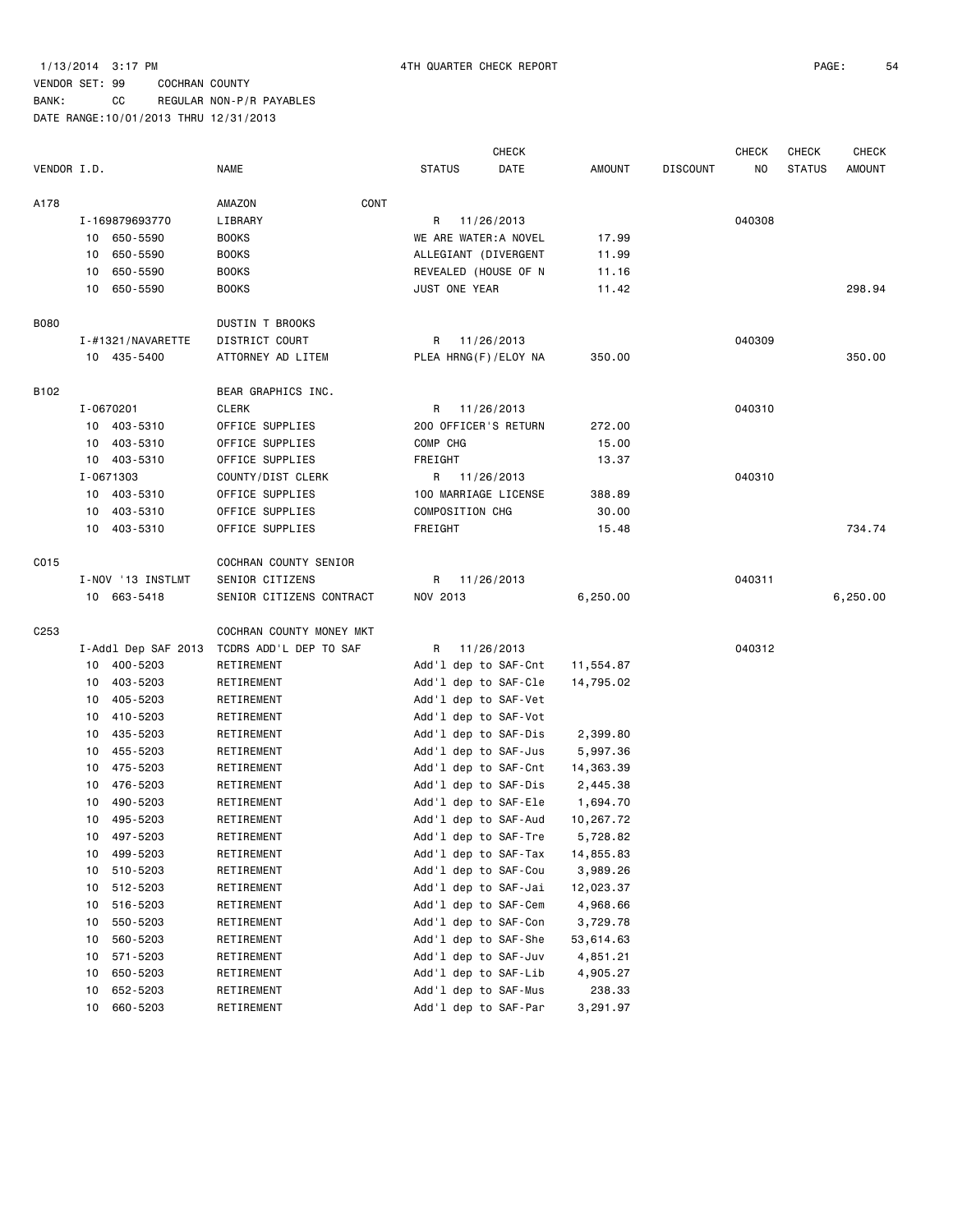1/13/2014 3:17 PM 4TH QUARTER CHECK REPORT

VENDOR SET: 99 COCHRAN COUNTY
BANK: CC REGULAR NON-P/R PAYABLES
DATE RANGE:10/01/2013 THRU 12/31/2013

| VENDOR I.D. | NAME | STATUS | CHECK DATE | AMOUNT | DISCOUNT | CHECK NO | CHECK STATUS | CHECK AMOUNT |
|---|---|---|---|---|---|---|---|---|
| A178 | AMAZON CONT | | | | | | | |
| I-169879693770 | LIBRARY | R | 11/26/2013 | | | 040308 | | |
| 10 650-5590 | BOOKS | WE ARE WATER:A NOVEL | | 17.99 | | | | |
| 10 650-5590 | BOOKS | ALLEGIANT (DIVERGENT | | 11.99 | | | | |
| 10 650-5590 | BOOKS | REVEALED (HOUSE OF N | | 11.16 | | | | |
| 10 650-5590 | BOOKS | JUST ONE YEAR | | 11.42 | | | | 298.94 |
| B080 | DUSTIN T BROOKS | | | | | | | |
| I-#1321/NAVARETTE | DISTRICT COURT | R | 11/26/2013 | | | 040309 | | |
| 10 435-5400 | ATTORNEY AD LITEM | PLEA HRNG(F)/ELOY NA | | 350.00 | | | | 350.00 |
| B102 | BEAR GRAPHICS INC. | | | | | | | |
| I-0670201 | CLERK | R | 11/26/2013 | | | 040310 | | |
| 10 403-5310 | OFFICE SUPPLIES | 200 OFFICER'S RETURN | | 272.00 | | | | |
| 10 403-5310 | OFFICE SUPPLIES | COMP CHG | | 15.00 | | | | |
| 10 403-5310 | OFFICE SUPPLIES | FREIGHT | | 13.37 | | | | |
| I-0671303 | COUNTY/DIST CLERK | R | 11/26/2013 | | | 040310 | | |
| 10 403-5310 | OFFICE SUPPLIES | 100 MARRIAGE LICENSE | | 388.89 | | | | |
| 10 403-5310 | OFFICE SUPPLIES | COMPOSITION CHG | | 30.00 | | | | |
| 10 403-5310 | OFFICE SUPPLIES | FREIGHT | | 15.48 | | | | 734.74 |
| C015 | COCHRAN COUNTY SENIOR | | | | | | | |
| I-NOV '13 INSTLMT | SENIOR CITIZENS | R | 11/26/2013 | | | 040311 | | |
| 10 663-5418 | SENIOR CITIZENS CONTRACT | NOV 2013 | | 6,250.00 | | | | 6,250.00 |
| C253 | COCHRAN COUNTY MONEY MKT | | | | | | | |
| I-Addl Dep SAF 2013 | TCDRS ADD'L DEP TO SAF | R | 11/26/2013 | | | 040312 | | |
| 10 400-5203 | RETIREMENT | Add'l dep to SAF-Cnt | | 11,554.87 | | | | |
| 10 403-5203 | RETIREMENT | Add'l dep to SAF-Cle | | 14,795.02 | | | | |
| 10 405-5203 | RETIREMENT | Add'l dep to SAF-Vet | | | | | | |
| 10 410-5203 | RETIREMENT | Add'l dep to SAF-Vot | | | | | | |
| 10 435-5203 | RETIREMENT | Add'l dep to SAF-Dis | | 2,399.80 | | | | |
| 10 455-5203 | RETIREMENT | Add'l dep to SAF-Jus | | 5,997.36 | | | | |
| 10 475-5203 | RETIREMENT | Add'l dep to SAF-Cnt | | 14,363.39 | | | | |
| 10 476-5203 | RETIREMENT | Add'l dep to SAF-Dis | | 2,445.38 | | | | |
| 10 490-5203 | RETIREMENT | Add'l dep to SAF-Ele | | 1,694.70 | | | | |
| 10 495-5203 | RETIREMENT | Add'l dep to SAF-Aud | | 10,267.72 | | | | |
| 10 497-5203 | RETIREMENT | Add'l dep to SAF-Tre | | 5,728.82 | | | | |
| 10 499-5203 | RETIREMENT | Add'l dep to SAF-Tax | | 14,855.83 | | | | |
| 10 510-5203 | RETIREMENT | Add'l dep to SAF-Cou | | 3,989.26 | | | | |
| 10 512-5203 | RETIREMENT | Add'l dep to SAF-Jai | | 12,023.37 | | | | |
| 10 516-5203 | RETIREMENT | Add'l dep to SAF-Cem | | 4,968.66 | | | | |
| 10 550-5203 | RETIREMENT | Add'l dep to SAF-Con | | 3,729.78 | | | | |
| 10 560-5203 | RETIREMENT | Add'l dep to SAF-She | | 53,614.63 | | | | |
| 10 571-5203 | RETIREMENT | Add'l dep to SAF-Juv | | 4,851.21 | | | | |
| 10 650-5203 | RETIREMENT | Add'l dep to SAF-Lib | | 4,905.27 | | | | |
| 10 652-5203 | RETIREMENT | Add'l dep to SAF-Mus | | 238.33 | | | | |
| 10 660-5203 | RETIREMENT | Add'l dep to SAF-Par | | 3,291.97 | | | | |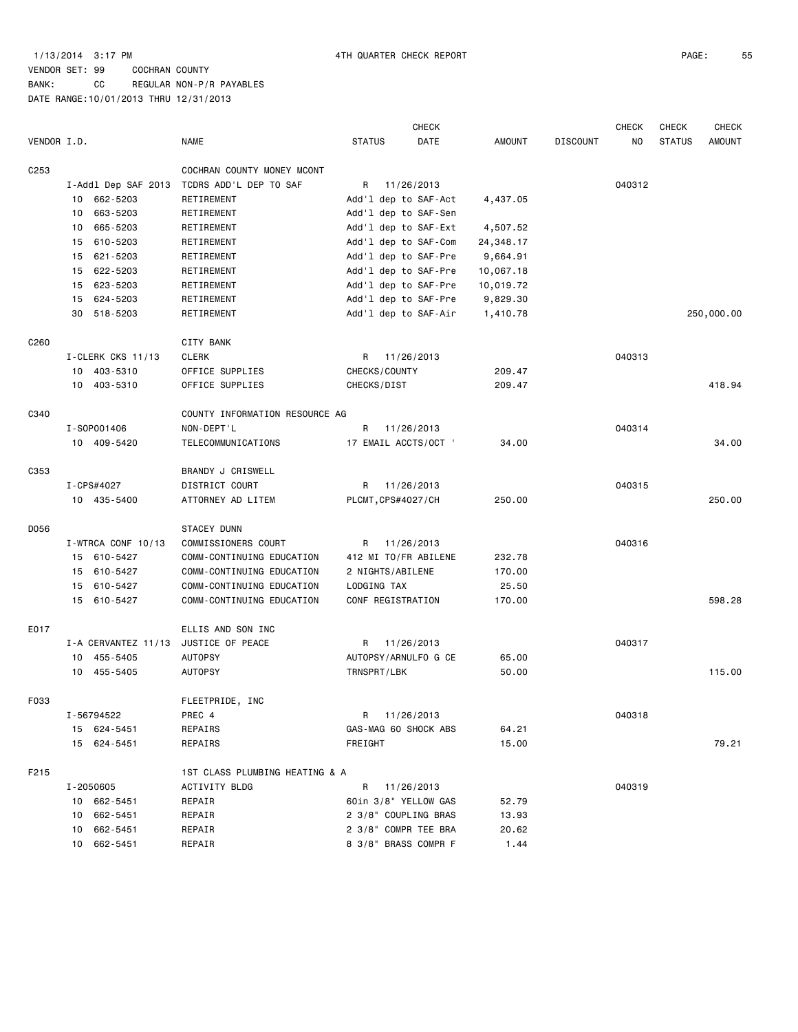1/13/2014 3:17 PM 4TH QUARTER CHECK REPORT

VENDOR SET: 99 COCHRAN COUNTY

BANK: CC REGULAR NON-P/R PAYABLES

DATE RANGE:10/01/2013 THRU 12/31/2013

| VENDOR I.D. | NAME | STATUS | CHECK DATE | AMOUNT | DISCOUNT | CHECK NO | CHECK STATUS | CHECK AMOUNT |
|---|---|---|---|---|---|---|---|---|
| C253 | COCHRAN COUNTY MONEY MCONT | | | | | | | |
| I-Addl Dep SAF 2013 | TCDRS ADD'L DEP TO SAF | R | 11/26/2013 | | | 040312 | | |
| 10 662-5203 | RETIREMENT | Add'l dep to SAF-Act | | 4,437.05 | | | | |
| 10 663-5203 | RETIREMENT | Add'l dep to SAF-Sen | | | | | | |
| 10 665-5203 | RETIREMENT | Add'l dep to SAF-Ext | | 4,507.52 | | | | |
| 15 610-5203 | RETIREMENT | Add'l dep to SAF-Com | | 24,348.17 | | | | |
| 15 621-5203 | RETIREMENT | Add'l dep to SAF-Pre | | 9,664.91 | | | | |
| 15 622-5203 | RETIREMENT | Add'l dep to SAF-Pre | | 10,067.18 | | | | |
| 15 623-5203 | RETIREMENT | Add'l dep to SAF-Pre | | 10,019.72 | | | | |
| 15 624-5203 | RETIREMENT | Add'l dep to SAF-Pre | | 9,829.30 | | | | |
| 30 518-5203 | RETIREMENT | Add'l dep to SAF-Air | | 1,410.78 | | | | 250,000.00 |
| C260 | CITY BANK | | | | | | | |
| I-CLERK CKS 11/13 | CLERK | R | 11/26/2013 | | | 040313 | | |
| 10 403-5310 | OFFICE SUPPLIES | CHECKS/COUNTY | | 209.47 | | | | |
| 10 403-5310 | OFFICE SUPPLIES | CHECKS/DIST | | 209.47 | | | | 418.94 |
| C340 | COUNTY INFORMATION RESOURCE AG | | | | | | | |
| I-SOP001406 | NON-DEPT'L | R | 11/26/2013 | | | 040314 | | |
| 10 409-5420 | TELECOMMUNICATIONS | 17 EMAIL ACCTS/OCT ' | | 34.00 | | | | 34.00 |
| C353 | BRANDY J CRISWELL | | | | | | | |
| I-CPS#4027 | DISTRICT COURT | R | 11/26/2013 | | | 040315 | | |
| 10 435-5400 | ATTORNEY AD LITEM | PLCMT,CPS#4027/CH | | 250.00 | | | | 250.00 |
| D056 | STACEY DUNN | | | | | | | |
| I-WTRCA CONF 10/13 | COMMISSIONERS COURT | R | 11/26/2013 | | | 040316 | | |
| 15 610-5427 | COMM-CONTINUING EDUCATION | 412 MI TO/FR ABILENE | | 232.78 | | | | |
| 15 610-5427 | COMM-CONTINUING EDUCATION | 2 NIGHTS/ABILENE | | 170.00 | | | | |
| 15 610-5427 | COMM-CONTINUING EDUCATION | LODGING TAX | | 25.50 | | | | |
| 15 610-5427 | COMM-CONTINUING EDUCATION | CONF REGISTRATION | | 170.00 | | | | 598.28 |
| E017 | ELLIS AND SON INC | | | | | | | |
| I-A CERVANTEZ 11/13 | JUSTICE OF PEACE | R | 11/26/2013 | | | 040317 | | |
| 10 455-5405 | AUTOPSY | AUTOPSY/ARNULFO G CE | | 65.00 | | | | |
| 10 455-5405 | AUTOPSY | TRNSPRT/LBK | | 50.00 | | | | 115.00 |
| F033 | FLEETPRIDE, INC | | | | | | | |
| I-56794522 | PREC 4 | R | 11/26/2013 | | | 040318 | | |
| 15 624-5451 | REPAIRS | GAS-MAG 60 SHOCK ABS | | 64.21 | | | | |
| 15 624-5451 | REPAIRS | FREIGHT | | 15.00 | | | | 79.21 |
| F215 | 1ST CLASS PLUMBING HEATING & A | | | | | | | |
| I-2050605 | ACTIVITY BLDG | R | 11/26/2013 | | | 040319 | | |
| 10 662-5451 | REPAIR | 60in 3/8" YELLOW GAS | | 52.79 | | | | |
| 10 662-5451 | REPAIR | 2 3/8" COUPLING BRAS | | 13.93 | | | | |
| 10 662-5451 | REPAIR | 2 3/8" COMPR TEE BRA | | 20.62 | | | | |
| 10 662-5451 | REPAIR | 8 3/8" BRASS COMPR F | | 1.44 | | | | |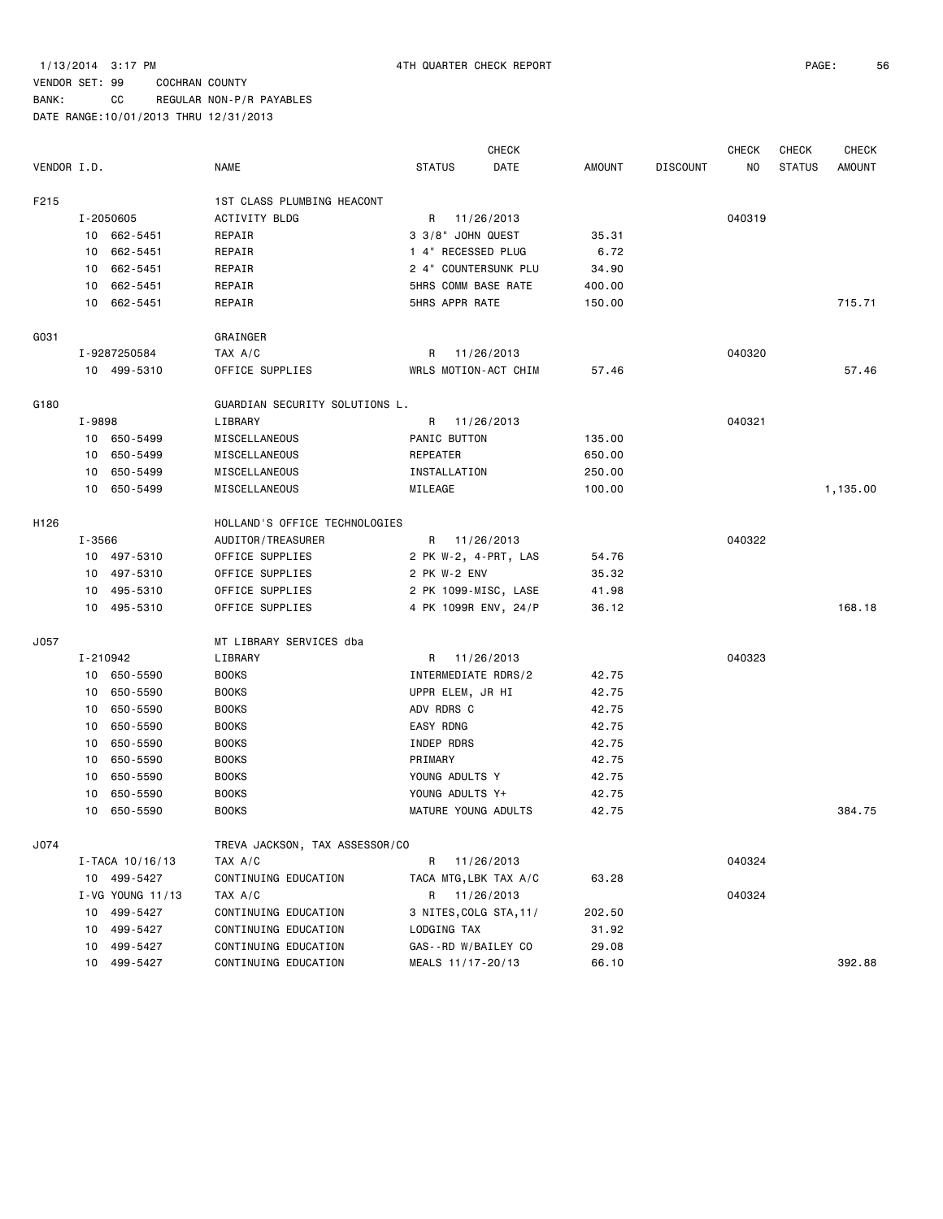1/13/2014 3:17 PM 4TH QUARTER CHECK REPORT

VENDOR SET: 99 COCHRAN COUNTY

BANK: CC REGULAR NON-P/R PAYABLES

DATE RANGE:10/01/2013 THRU 12/31/2013

| VENDOR I.D. | NAME | STATUS | CHECK DATE | AMOUNT | DISCOUNT | CHECK NO | CHECK STATUS | CHECK AMOUNT |
|---|---|---|---|---|---|---|---|---|
| F215 | 1ST CLASS PLUMBING HEACONT | | | | | | | |
| I-2050605 | ACTIVITY BLDG | R | 11/26/2013 | | | 040319 | | |
| 10 662-5451 | REPAIR | 3 3/8" JOHN QUEST | | 35.31 | | | | |
| 10 662-5451 | REPAIR | 1 4" RECESSED PLUG | | 6.72 | | | | |
| 10 662-5451 | REPAIR | 2 4" COUNTERSUNK PLU | | 34.90 | | | | |
| 10 662-5451 | REPAIR | 5HRS COMM BASE RATE | | 400.00 | | | | |
| 10 662-5451 | REPAIR | 5HRS APPR RATE | | 150.00 | | | | 715.71 |
| G031 | GRAINGER | | | | | | | |
| I-9287250584 | TAX A/C | R | 11/26/2013 | | | 040320 | | |
| 10 499-5310 | OFFICE SUPPLIES | WRLS MOTION-ACT CHIM | | 57.46 | | | | 57.46 |
| G180 | GUARDIAN SECURITY SOLUTIONS L. | | | | | | | |
| I-9898 | LIBRARY | R | 11/26/2013 | | | 040321 | | |
| 10 650-5499 | MISCELLANEOUS | PANIC BUTTON | | 135.00 | | | | |
| 10 650-5499 | MISCELLANEOUS | REPEATER | | 650.00 | | | | |
| 10 650-5499 | MISCELLANEOUS | INSTALLATION | | 250.00 | | | | |
| 10 650-5499 | MISCELLANEOUS | MILEAGE | | 100.00 | | | | 1,135.00 |
| H126 | HOLLAND'S OFFICE TECHNOLOGIES | | | | | | | |
| I-3566 | AUDITOR/TREASURER | R | 11/26/2013 | | | 040322 | | |
| 10 497-5310 | OFFICE SUPPLIES | 2 PK W-2, 4-PRT, LAS | | 54.76 | | | | |
| 10 497-5310 | OFFICE SUPPLIES | 2 PK W-2 ENV | | 35.32 | | | | |
| 10 495-5310 | OFFICE SUPPLIES | 2 PK 1099-MISC, LASE | | 41.98 | | | | |
| 10 495-5310 | OFFICE SUPPLIES | 4 PK 1099R ENV, 24/P | | 36.12 | | | | 168.18 |
| J057 | MT LIBRARY SERVICES dba | | | | | | | |
| I-210942 | LIBRARY | R | 11/26/2013 | | | 040323 | | |
| 10 650-5590 | BOOKS | INTERMEDIATE RDRS/2 | | 42.75 | | | | |
| 10 650-5590 | BOOKS | UPPR ELEM, JR HI | | 42.75 | | | | |
| 10 650-5590 | BOOKS | ADV RDRS C | | 42.75 | | | | |
| 10 650-5590 | BOOKS | EASY RDNG | | 42.75 | | | | |
| 10 650-5590 | BOOKS | INDEP RDRS | | 42.75 | | | | |
| 10 650-5590 | BOOKS | PRIMARY | | 42.75 | | | | |
| 10 650-5590 | BOOKS | YOUNG ADULTS Y | | 42.75 | | | | |
| 10 650-5590 | BOOKS | YOUNG ADULTS Y+ | | 42.75 | | | | |
| 10 650-5590 | BOOKS | MATURE YOUNG ADULTS | | 42.75 | | | | 384.75 |
| J074 | TREVA JACKSON, TAX ASSESSOR/CO | | | | | | | |
| I-TACA 10/16/13 | TAX A/C | R | 11/26/2013 | | | 040324 | | |
| 10 499-5427 | CONTINUING EDUCATION | TACA MTG,LBK TAX A/C | | 63.28 | | | | |
| I-VG YOUNG 11/13 | TAX A/C | R | 11/26/2013 | | | 040324 | | |
| 10 499-5427 | CONTINUING EDUCATION | 3 NITES,COLG STA,11/ | | 202.50 | | | | |
| 10 499-5427 | CONTINUING EDUCATION | LODGING TAX | | 31.92 | | | | |
| 10 499-5427 | CONTINUING EDUCATION | GAS--RD W/BAILEY CO | | 29.08 | | | | |
| 10 499-5427 | CONTINUING EDUCATION | MEALS 11/17-20/13 | | 66.10 | | | | 392.88 |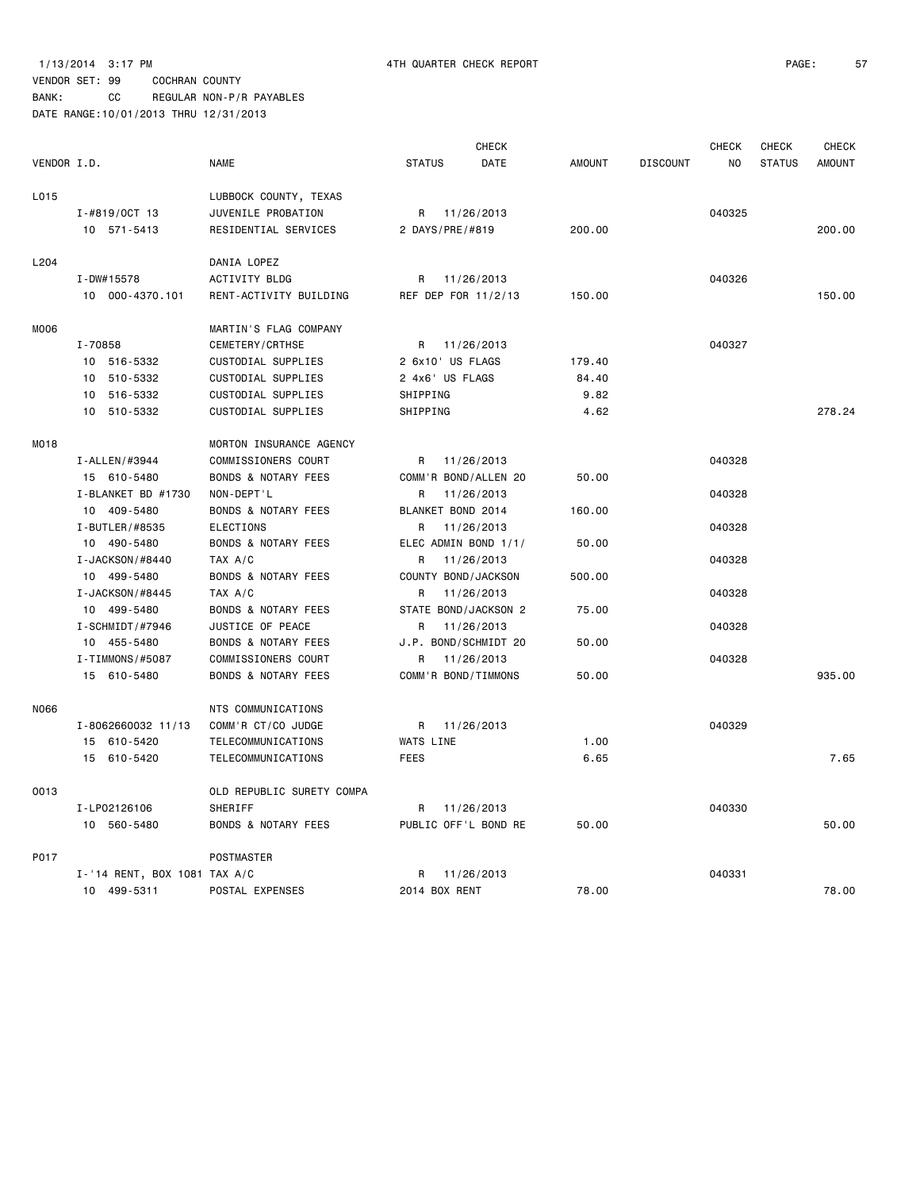1/13/2014 3:17 PM 4TH QUARTER CHECK REPORT

VENDOR SET: 99 COCHRAN COUNTY
BANK: CC REGULAR NON-P/R PAYABLES
DATE RANGE:10/01/2013 THRU 12/31/2013

| VENDOR I.D. | NAME | STATUS | CHECK DATE | AMOUNT | DISCOUNT | CHECK NO | CHECK STATUS | CHECK AMOUNT |
|---|---|---|---|---|---|---|---|---|
| L015 | LUBBOCK COUNTY, TEXAS | | | | | | | |
| I-#819/OCT 13 | JUVENILE PROBATION | R | 11/26/2013 | | | 040325 | | |
| 10 571-5413 | RESIDENTIAL SERVICES | 2 DAYS/PRE/#819 | | 200.00 | | | | 200.00 |
| L204 | DANIA LOPEZ | | | | | | | |
| I-DW#15578 | ACTIVITY BLDG | R | 11/26/2013 | | | 040326 | | |
| 10 000-4370.101 | RENT-ACTIVITY BUILDING | REF DEP FOR 11/2/13 | | 150.00 | | | | 150.00 |
| M006 | MARTIN'S FLAG COMPANY | | | | | | | |
| I-70858 | CEMETERY/CRTHSE | R | 11/26/2013 | | | 040327 | | |
| 10 516-5332 | CUSTODIAL SUPPLIES | 2 6x10' US FLAGS | | 179.40 | | | | |
| 10 510-5332 | CUSTODIAL SUPPLIES | 2 4x6' US FLAGS | | 84.40 | | | | |
| 10 516-5332 | CUSTODIAL SUPPLIES | SHIPPING | | 9.82 | | | | |
| 10 510-5332 | CUSTODIAL SUPPLIES | SHIPPING | | 4.62 | | | | 278.24 |
| M018 | MORTON INSURANCE AGENCY | | | | | | | |
| I-ALLEN/#3944 | COMMISSIONERS COURT | R | 11/26/2013 | | | 040328 | | |
| 15 610-5480 | BONDS & NOTARY FEES | COMM'R BOND/ALLEN 20 | | 50.00 | | | | |
| I-BLANKET BD #1730 | NON-DEPT'L | R | 11/26/2013 | | | 040328 | | |
| 10 409-5480 | BONDS & NOTARY FEES | BLANKET BOND 2014 | | 160.00 | | | | |
| I-BUTLER/#8535 | ELECTIONS | R | 11/26/2013 | | | 040328 | | |
| 10 490-5480 | BONDS & NOTARY FEES | ELEC ADMIN BOND 1/1/ | | 50.00 | | | | |
| I-JACKSON/#8440 | TAX A/C | R | 11/26/2013 | | | 040328 | | |
| 10 499-5480 | BONDS & NOTARY FEES | COUNTY BOND/JACKSON | | 500.00 | | | | |
| I-JACKSON/#8445 | TAX A/C | R | 11/26/2013 | | | 040328 | | |
| 10 499-5480 | BONDS & NOTARY FEES | STATE BOND/JACKSON 2 | | 75.00 | | | | |
| I-SCHMIDT/#7946 | JUSTICE OF PEACE | R | 11/26/2013 | | | 040328 | | |
| 10 455-5480 | BONDS & NOTARY FEES | J.P. BOND/SCHMIDT 20 | | 50.00 | | | | |
| I-TIMMONS/#5087 | COMMISSIONERS COURT | R | 11/26/2013 | | | 040328 | | |
| 15 610-5480 | BONDS & NOTARY FEES | COMM'R BOND/TIMMONS | | 50.00 | | | | 935.00 |
| N066 | NTS COMMUNICATIONS | | | | | | | |
| I-8062660032 11/13 | COMM'R CT/CO JUDGE | R | 11/26/2013 | | | 040329 | | |
| 15 610-5420 | TELECOMMUNICATIONS | WATS LINE | | 1.00 | | | | |
| 15 610-5420 | TELECOMMUNICATIONS | FEES | | 6.65 | | | | 7.65 |
| O013 | OLD REPUBLIC SURETY COMPA | | | | | | | |
| I-LP02126106 | SHERIFF | R | 11/26/2013 | | | 040330 | | |
| 10 560-5480 | BONDS & NOTARY FEES | PUBLIC OFF'L BOND RE | | 50.00 | | | | 50.00 |
| P017 | POSTMASTER | | | | | | | |
| I-'14 RENT, BOX 1081 | TAX A/C | R | 11/26/2013 | | | 040331 | | |
| 10 499-5311 | POSTAL EXPENSES | 2014 BOX RENT | | 78.00 | | | | 78.00 |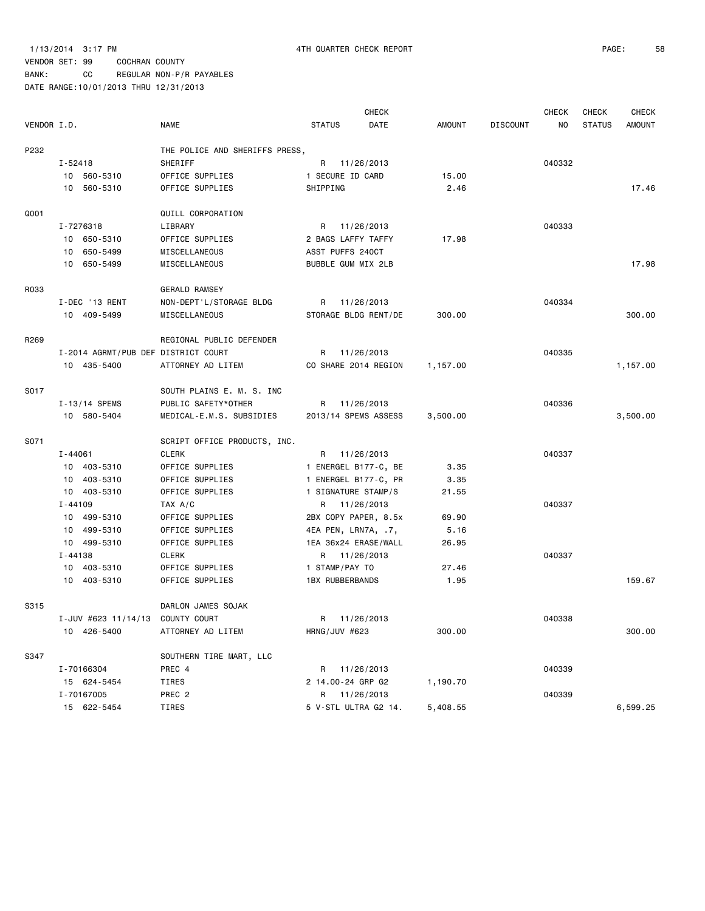1/13/2014 3:17 PM 4TH QUARTER CHECK REPORT

VENDOR SET: 99 COCHRAN COUNTY

BANK: CC REGULAR NON-P/R PAYABLES

DATE RANGE:10/01/2013 THRU 12/31/2013

| VENDOR I.D. | NAME | STATUS | CHECK DATE | AMOUNT | DISCOUNT | CHECK NO | CHECK STATUS | CHECK AMOUNT |
|---|---|---|---|---|---|---|---|---|
| P232 | THE POLICE AND SHERIFFS PRESS, | | | | | | | |
| I-52418 | SHERIFF | R | 11/26/2013 | | | 040332 | | |
| 10 560-5310 | OFFICE SUPPLIES | 1 SECURE ID CARD | | 15.00 | | | | |
| 10 560-5310 | OFFICE SUPPLIES | SHIPPING | | 2.46 | | | | 17.46 |
| Q001 | QUILL CORPORATION | | | | | | | |
| I-7276318 | LIBRARY | R | 11/26/2013 | | | 040333 | | |
| 10 650-5310 | OFFICE SUPPLIES | 2 BAGS LAFFY TAFFY | | 17.98 | | | | |
| 10 650-5499 | MISCELLANEOUS | ASST PUFFS 240CT | | | | | | |
| 10 650-5499 | MISCELLANEOUS | BUBBLE GUM MIX 2LB | | | | | | 17.98 |
| R033 | GERALD RAMSEY | | | | | | | |
| I-DEC '13 RENT | NON-DEPT'L/STORAGE BLDG | R | 11/26/2013 | | | 040334 | | |
| 10 409-5499 | MISCELLANEOUS | STORAGE BLDG RENT/DE | | 300.00 | | | | 300.00 |
| R269 | REGIONAL PUBLIC DEFENDER | | | | | | | |
| I-2014 AGRMT/PUB DEF | DISTRICT COURT | R | 11/26/2013 | | | 040335 | | |
| 10 435-5400 | ATTORNEY AD LITEM | CO SHARE 2014 REGION | | 1,157.00 | | | | 1,157.00 |
| S017 | SOUTH PLAINS E. M. S. INC | | | | | | | |
| I-13/14 SPEMS | PUBLIC SAFETY*OTHER | R | 11/26/2013 | | | 040336 | | |
| 10 580-5404 | MEDICAL-E.M.S. SUBSIDIES | 2013/14 SPEMS ASSESS | | 3,500.00 | | | | 3,500.00 |
| S071 | SCRIPT OFFICE PRODUCTS, INC. | | | | | | | |
| I-44061 | CLERK | R | 11/26/2013 | | | 040337 | | |
| 10 403-5310 | OFFICE SUPPLIES | 1 ENERGEL B177-C, BE | | 3.35 | | | | |
| 10 403-5310 | OFFICE SUPPLIES | 1 ENERGEL B177-C, PR | | 3.35 | | | | |
| 10 403-5310 | OFFICE SUPPLIES | 1 SIGNATURE STAMP/S | | 21.55 | | | | |
| I-44109 | TAX A/C | R | 11/26/2013 | | | 040337 | | |
| 10 499-5310 | OFFICE SUPPLIES | 2BX COPY PAPER, 8.5x | | 69.90 | | | | |
| 10 499-5310 | OFFICE SUPPLIES | 4EA PEN, LRN7A, .7, | | 5.16 | | | | |
| 10 499-5310 | OFFICE SUPPLIES | 1EA 36x24 ERASE/WALL | | 26.95 | | | | |
| I-44138 | CLERK | R | 11/26/2013 | | | 040337 | | |
| 10 403-5310 | OFFICE SUPPLIES | 1 STAMP/PAY TO | | 27.46 | | | | |
| 10 403-5310 | OFFICE SUPPLIES | 1BX RUBBERBANDS | | 1.95 | | | | 159.67 |
| S315 | DARLON JAMES SOJAK | | | | | | | |
| I-JUV #623 11/14/13 | COUNTY COURT | R | 11/26/2013 | | | 040338 | | |
| 10 426-5400 | ATTORNEY AD LITEM | HRNG/JUV #623 | | 300.00 | | | | 300.00 |
| S347 | SOUTHERN TIRE MART, LLC | | | | | | | |
| I-70166304 | PREC 4 | R | 11/26/2013 | | | 040339 | | |
| 15 624-5454 | TIRES | 2 14.00-24 GRP G2 | | 1,190.70 | | | | |
| I-70167005 | PREC 2 | R | 11/26/2013 | | | 040339 | | |
| 15 622-5454 | TIRES | 5 V-STL ULTRA G2 14. | | 5,408.55 | | | | 6,599.25 |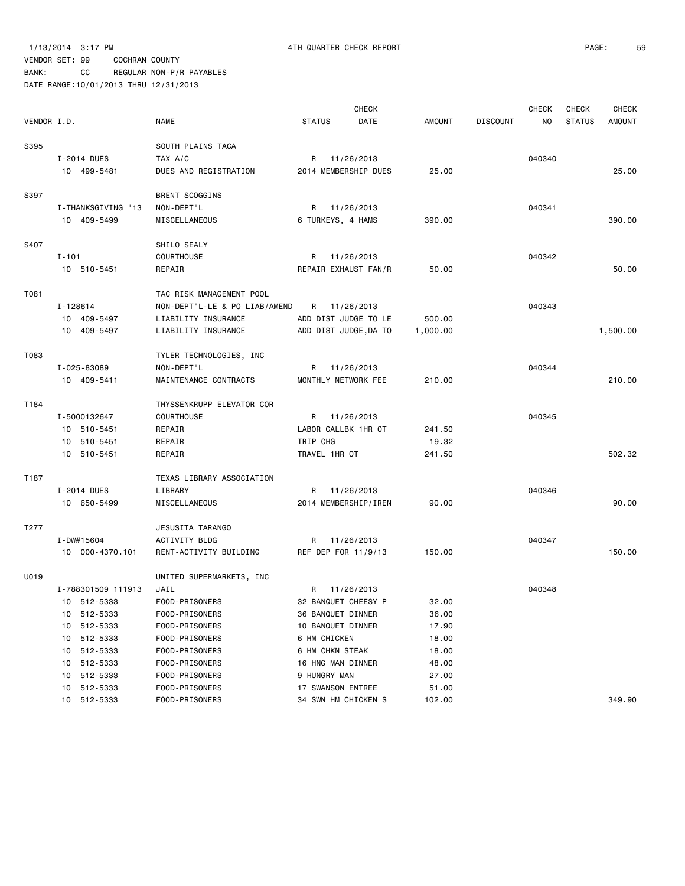1/13/2014 3:17 PM 4TH QUARTER CHECK REPORT

VENDOR SET: 99 COCHRAN COUNTY

BANK: CC REGULAR NON-P/R PAYABLES

DATE RANGE:10/01/2013 THRU 12/31/2013

| VENDOR I.D. | NAME | STATUS | CHECK DATE | AMOUNT | DISCOUNT | CHECK NO | CHECK STATUS | CHECK AMOUNT |
|---|---|---|---|---|---|---|---|---|
| S395 | SOUTH PLAINS TACA | | | | | | | |
| I-2014 DUES | TAX A/C | R | 11/26/2013 | | | 040340 | | |
| 10 499-5481 | DUES AND REGISTRATION | 2014 MEMBERSHIP DUES | | 25.00 | | | | 25.00 |
| S397 | BRENT SCOGGINS | | | | | | | |
| I-THANKSGIVING '13 | NON-DEPT'L | R | 11/26/2013 | | | 040341 | | |
| 10 409-5499 | MISCELLANEOUS | 6 TURKEYS, 4 HAMS | | 390.00 | | | | 390.00 |
| S407 | SHILO SEALY | | | | | | | |
| I-101 | COURTHOUSE | R | 11/26/2013 | | | 040342 | | |
| 10 510-5451 | REPAIR | REPAIR EXHAUST FAN/R | | 50.00 | | | | 50.00 |
| T081 | TAC RISK MANAGEMENT POOL | | | | | | | |
| I-128614 | NON-DEPT'L-LE & PO LIAB/AMEND | R | 11/26/2013 | | | 040343 | | |
| 10 409-5497 | LIABILITY INSURANCE | ADD DIST JUDGE TO LE | | 500.00 | | | | |
| 10 409-5497 | LIABILITY INSURANCE | ADD DIST JUDGE,DA TO | | 1,000.00 | | | | 1,500.00 |
| T083 | TYLER TECHNOLOGIES, INC | | | | | | | |
| I-025-83089 | NON-DEPT'L | R | 11/26/2013 | | | 040344 | | |
| 10 409-5411 | MAINTENANCE CONTRACTS | MONTHLY NETWORK FEE | | 210.00 | | | | 210.00 |
| T184 | THYSSENKRUPP ELEVATOR COR | | | | | | | |
| I-5000132647 | COURTHOUSE | R | 11/26/2013 | | | 040345 | | |
| 10 510-5451 | REPAIR | LABOR CALLBK 1HR OT | | 241.50 | | | | |
| 10 510-5451 | REPAIR | TRIP CHG | | 19.32 | | | | |
| 10 510-5451 | REPAIR | TRAVEL 1HR OT | | 241.50 | | | | 502.32 |
| T187 | TEXAS LIBRARY ASSOCIATION | | | | | | | |
| I-2014 DUES | LIBRARY | R | 11/26/2013 | | | 040346 | | |
| 10 650-5499 | MISCELLANEOUS | 2014 MEMBERSHIP/IREN | | 90.00 | | | | 90.00 |
| T277 | JESUSITA TARANGO | | | | | | | |
| I-DW#15604 | ACTIVITY BLDG | R | 11/26/2013 | | | 040347 | | |
| 10 000-4370.101 | RENT-ACTIVITY BUILDING | REF DEP FOR 11/9/13 | | 150.00 | | | | 150.00 |
| U019 | UNITED SUPERMARKETS, INC | | | | | | | |
| I-788301509 111913 | JAIL | R | 11/26/2013 | | | 040348 | | |
| 10 512-5333 | FOOD-PRISONERS | 32 BANQUET CHEESY P | | 32.00 | | | | |
| 10 512-5333 | FOOD-PRISONERS | 36 BANQUET DINNER | | 36.00 | | | | |
| 10 512-5333 | FOOD-PRISONERS | 10 BANQUET DINNER | | 17.90 | | | | |
| 10 512-5333 | FOOD-PRISONERS | 6 HM CHICKEN | | 18.00 | | | | |
| 10 512-5333 | FOOD-PRISONERS | 6 HM CHKN STEAK | | 18.00 | | | | |
| 10 512-5333 | FOOD-PRISONERS | 16 HNG MAN DINNER | | 48.00 | | | | |
| 10 512-5333 | FOOD-PRISONERS | 9 HUNGRY MAN | | 27.00 | | | | |
| 10 512-5333 | FOOD-PRISONERS | 17 SWANSON ENTREE | | 51.00 | | | | |
| 10 512-5333 | FOOD-PRISONERS | 34 SWN HM CHICKEN S | | 102.00 | | | | 349.90 |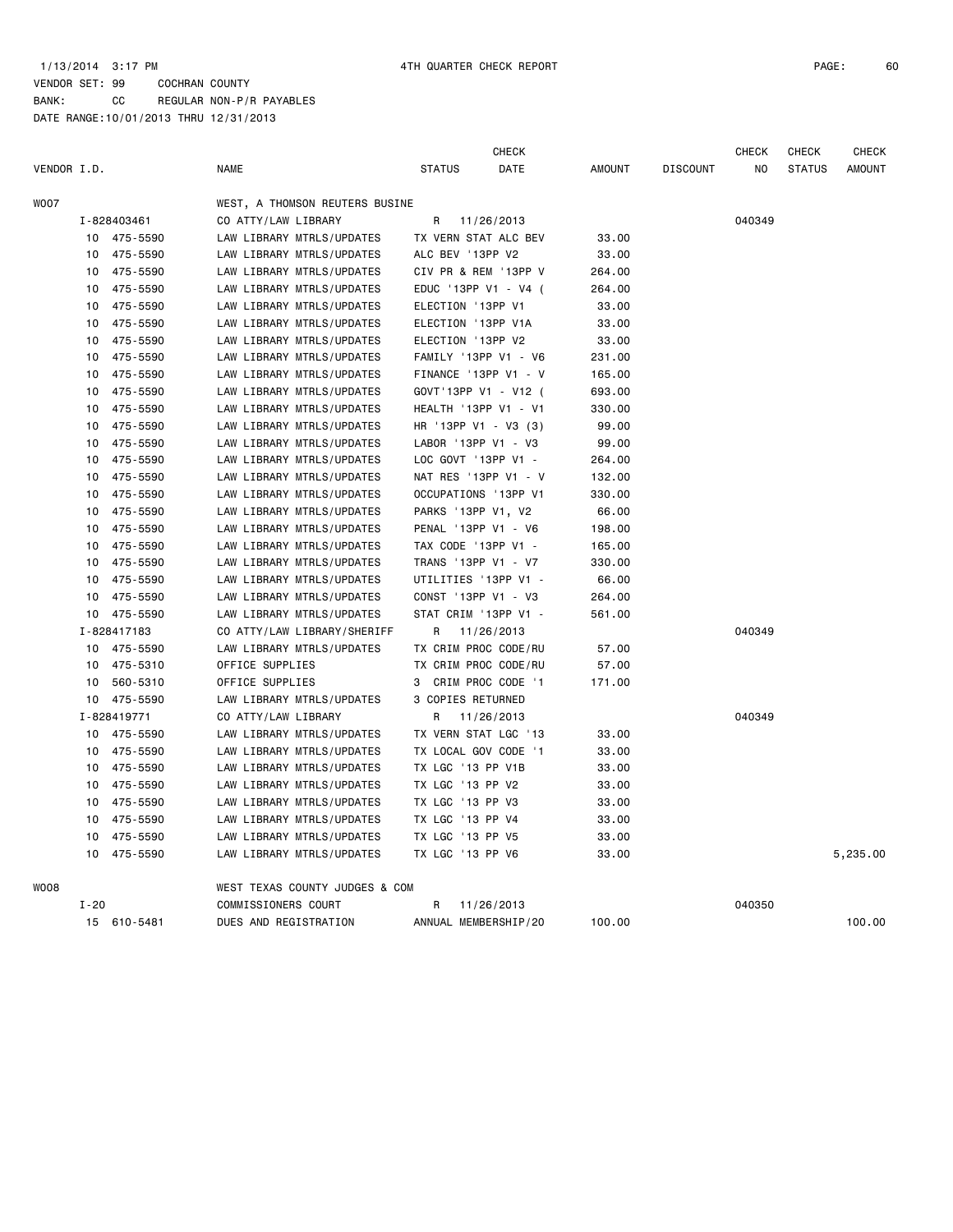1/13/2014 3:17 PM 4TH QUARTER CHECK REPORT

VENDOR SET: 99 COCHRAN COUNTY
BANK: CC REGULAR NON-P/R PAYABLES
DATE RANGE:10/01/2013 THRU 12/31/2013

| VENDOR I.D. | NAME | STATUS | CHECK DATE | AMOUNT | DISCOUNT | CHECK NO | CHECK STATUS | CHECK AMOUNT |
|---|---|---|---|---|---|---|---|---|
| W007 | WEST, A THOMSON REUTERS BUSINE | | | | | | | |
| I-828403461 | CO ATTY/LAW LIBRARY | R | 11/26/2013 | | | 040349 | | |
| 10 475-5590 | LAW LIBRARY MTRLS/UPDATES | TX VERN STAT ALC BEV | | 33.00 | | | | |
| 10 475-5590 | LAW LIBRARY MTRLS/UPDATES | ALC BEV '13PP V2 | | 33.00 | | | | |
| 10 475-5590 | LAW LIBRARY MTRLS/UPDATES | CIV PR & REM '13PP V | | 264.00 | | | | |
| 10 475-5590 | LAW LIBRARY MTRLS/UPDATES | EDUC '13PP V1 - V4 ( | | 264.00 | | | | |
| 10 475-5590 | LAW LIBRARY MTRLS/UPDATES | ELECTION '13PP V1 | | 33.00 | | | | |
| 10 475-5590 | LAW LIBRARY MTRLS/UPDATES | ELECTION '13PP V1A | | 33.00 | | | | |
| 10 475-5590 | LAW LIBRARY MTRLS/UPDATES | ELECTION '13PP V2 | | 33.00 | | | | |
| 10 475-5590 | LAW LIBRARY MTRLS/UPDATES | FAMILY '13PP V1 - V6 | | 231.00 | | | | |
| 10 475-5590 | LAW LIBRARY MTRLS/UPDATES | FINANCE '13PP V1 - V | | 165.00 | | | | |
| 10 475-5590 | LAW LIBRARY MTRLS/UPDATES | GOVT'13PP V1 - V12 ( | | 693.00 | | | | |
| 10 475-5590 | LAW LIBRARY MTRLS/UPDATES | HEALTH '13PP V1 - V1 | | 330.00 | | | | |
| 10 475-5590 | LAW LIBRARY MTRLS/UPDATES | HR '13PP V1 - V3 (3) | | 99.00 | | | | |
| 10 475-5590 | LAW LIBRARY MTRLS/UPDATES | LABOR '13PP V1 - V3 | | 99.00 | | | | |
| 10 475-5590 | LAW LIBRARY MTRLS/UPDATES | LOC GOVT '13PP V1 - | | 264.00 | | | | |
| 10 475-5590 | LAW LIBRARY MTRLS/UPDATES | NAT RES '13PP V1 - V | | 132.00 | | | | |
| 10 475-5590 | LAW LIBRARY MTRLS/UPDATES | OCCUPATIONS '13PP V1 | | 330.00 | | | | |
| 10 475-5590 | LAW LIBRARY MTRLS/UPDATES | PARKS '13PP V1, V2 | | 66.00 | | | | |
| 10 475-5590 | LAW LIBRARY MTRLS/UPDATES | PENAL '13PP V1 - V6 | | 198.00 | | | | |
| 10 475-5590 | LAW LIBRARY MTRLS/UPDATES | TAX CODE '13PP V1 - | | 165.00 | | | | |
| 10 475-5590 | LAW LIBRARY MTRLS/UPDATES | TRANS '13PP V1 - V7 | | 330.00 | | | | |
| 10 475-5590 | LAW LIBRARY MTRLS/UPDATES | UTILITIES '13PP V1 - | | 66.00 | | | | |
| 10 475-5590 | LAW LIBRARY MTRLS/UPDATES | CONST '13PP V1 - V3 | | 264.00 | | | | |
| 10 475-5590 | LAW LIBRARY MTRLS/UPDATES | STAT CRIM '13PP V1 - | | 561.00 | | | | |
| I-828417183 | CO ATTY/LAW LIBRARY/SHERIFF | R | 11/26/2013 | | | 040349 | | |
| 10 475-5590 | LAW LIBRARY MTRLS/UPDATES | TX CRIM PROC CODE/RU | | 57.00 | | | | |
| 10 475-5310 | OFFICE SUPPLIES | TX CRIM PROC CODE/RU | | 57.00 | | | | |
| 10 560-5310 | OFFICE SUPPLIES | 3 CRIM PROC CODE '1 | | 171.00 | | | | |
| 10 475-5590 | LAW LIBRARY MTRLS/UPDATES | 3 COPIES RETURNED | | | | | | |
| I-828419771 | CO ATTY/LAW LIBRARY | R | 11/26/2013 | | | 040349 | | |
| 10 475-5590 | LAW LIBRARY MTRLS/UPDATES | TX VERN STAT LGC '13 | | 33.00 | | | | |
| 10 475-5590 | LAW LIBRARY MTRLS/UPDATES | TX LOCAL GOV CODE '1 | | 33.00 | | | | |
| 10 475-5590 | LAW LIBRARY MTRLS/UPDATES | TX LGC '13 PP V1B | | 33.00 | | | | |
| 10 475-5590 | LAW LIBRARY MTRLS/UPDATES | TX LGC '13 PP V2 | | 33.00 | | | | |
| 10 475-5590 | LAW LIBRARY MTRLS/UPDATES | TX LGC '13 PP V3 | | 33.00 | | | | |
| 10 475-5590 | LAW LIBRARY MTRLS/UPDATES | TX LGC '13 PP V4 | | 33.00 | | | | |
| 10 475-5590 | LAW LIBRARY MTRLS/UPDATES | TX LGC '13 PP V5 | | 33.00 | | | | |
| 10 475-5590 | LAW LIBRARY MTRLS/UPDATES | TX LGC '13 PP V6 | | 33.00 | | | | 5,235.00 |
| W008 | WEST TEXAS COUNTY JUDGES & COM | | | | | | | |
| I-20 | COMMISSIONERS COURT | R | 11/26/2013 | | | 040350 | | |
| 15 610-5481 | DUES AND REGISTRATION | ANNUAL MEMBERSHIP/20 | | 100.00 | | | | 100.00 |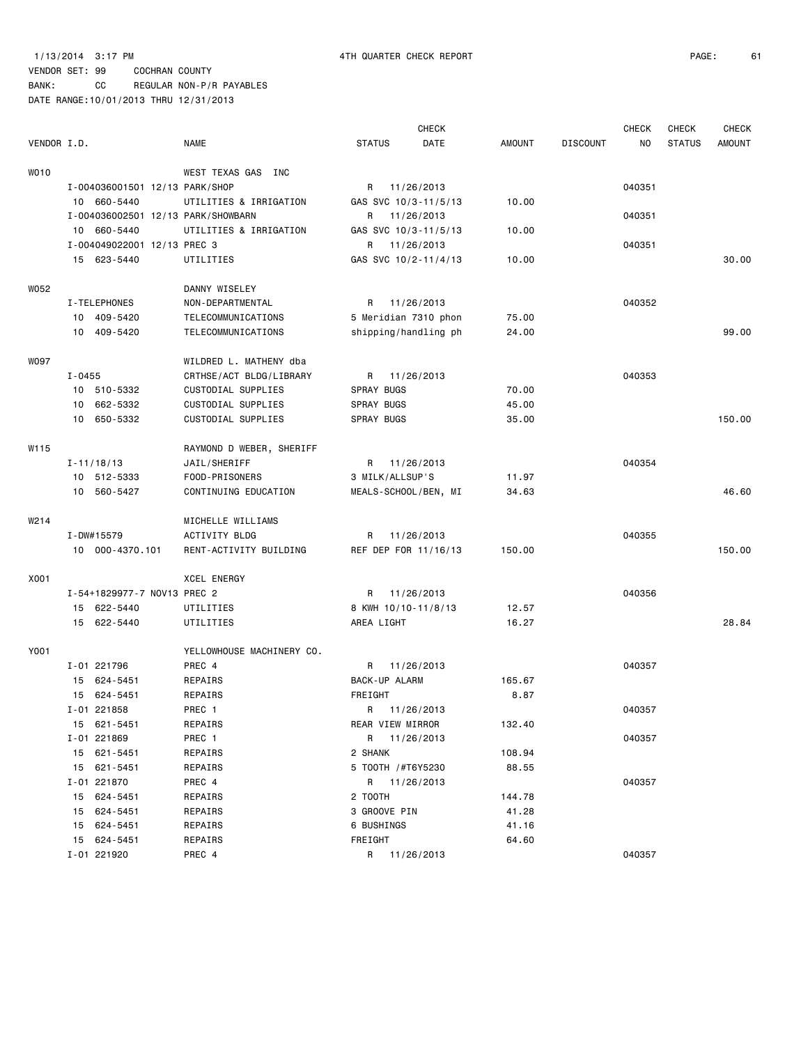1/13/2014 3:17 PM 4TH QUARTER CHECK REPORT

VENDOR SET: 99 COCHRAN COUNTY
BANK: CC REGULAR NON-P/R PAYABLES
DATE RANGE:10/01/2013 THRU 12/31/2013

| VENDOR I.D. | NAME | STATUS | CHECK DATE | AMOUNT | DISCOUNT | CHECK NO | CHECK STATUS | CHECK AMOUNT |
|---|---|---|---|---|---|---|---|---|
| W010 | WEST TEXAS GAS INC | | | | | | | |
| I-004036001501 12/13 PARK/SHOP | | R | 11/26/2013 | | | 040351 | | |
| 10 660-5440 | UTILITIES & IRRIGATION | GAS SVC 10/3-11/5/13 | | 10.00 | | | | |
| I-004036002501 12/13 PARK/SHOWBARN | | R | 11/26/2013 | | | 040351 | | |
| 10 660-5440 | UTILITIES & IRRIGATION | GAS SVC 10/3-11/5/13 | | 10.00 | | | | |
| I-004049022001 12/13 PREC 3 | | R | 11/26/2013 | | | 040351 | | |
| 15 623-5440 | UTILITIES | GAS SVC 10/2-11/4/13 | | 10.00 | | | | 30.00 |
| W052 | DANNY WISELEY | | | | | | | |
| I-TELEPHONES | NON-DEPARTMENTAL | R | 11/26/2013 | | | 040352 | | |
| 10 409-5420 | TELECOMMUNICATIONS | 5 Meridian 7310 phon | | 75.00 | | | | |
| 10 409-5420 | TELECOMMUNICATIONS | shipping/handling ph | | 24.00 | | | | 99.00 |
| W097 | WILDRED L. MATHENY dba | | | | | | | |
| I-0455 | CRTHSE/ACT BLDG/LIBRARY | R | 11/26/2013 | | | 040353 | | |
| 10 510-5332 | CUSTODIAL SUPPLIES | SPRAY BUGS | | 70.00 | | | | |
| 10 662-5332 | CUSTODIAL SUPPLIES | SPRAY BUGS | | 45.00 | | | | |
| 10 650-5332 | CUSTODIAL SUPPLIES | SPRAY BUGS | | 35.00 | | | | 150.00 |
| W115 | RAYMOND D WEBER, SHERIFF | | | | | | | |
| I-11/18/13 | JAIL/SHERIFF | R | 11/26/2013 | | | 040354 | | |
| 10 512-5333 | FOOD-PRISONERS | 3 MILK/ALLSUP'S | | 11.97 | | | | |
| 10 560-5427 | CONTINUING EDUCATION | MEALS-SCHOOL/BEN, MI | | 34.63 | | | | 46.60 |
| W214 | MICHELLE WILLIAMS | | | | | | | |
| I-DW#15579 | ACTIVITY BLDG | R | 11/26/2013 | | | 040355 | | |
| 10 000-4370.101 | RENT-ACTIVITY BUILDING | REF DEP FOR 11/16/13 | | 150.00 | | | | 150.00 |
| X001 | XCEL ENERGY | | | | | | | |
| I-54+1829977-7 NOV13 PREC 2 | | R | 11/26/2013 | | | 040356 | | |
| 15 622-5440 | UTILITIES | 8 KWH 10/10-11/8/13 | | 12.57 | | | | |
| 15 622-5440 | UTILITIES | AREA LIGHT | | 16.27 | | | | 28.84 |
| Y001 | YELLOWHOUSE MACHINERY CO. | | | | | | | |
| I-01 221796 | PREC 4 | R | 11/26/2013 | | | 040357 | | |
| 15 624-5451 | REPAIRS | BACK-UP ALARM | | 165.67 | | | | |
| 15 624-5451 | REPAIRS | FREIGHT | | 8.87 | | | | |
| I-01 221858 | PREC 1 | R | 11/26/2013 | | | 040357 | | |
| 15 621-5451 | REPAIRS | REAR VIEW MIRROR | | 132.40 | | | | |
| I-01 221869 | PREC 1 | R | 11/26/2013 | | | 040357 | | |
| 15 621-5451 | REPAIRS | 2 SHANK | | 108.94 | | | | |
| 15 621-5451 | REPAIRS | 5 TOOTH /#T6Y5230 | | 88.55 | | | | |
| I-01 221870 | PREC 4 | R | 11/26/2013 | | | 040357 | | |
| 15 624-5451 | REPAIRS | 2 TOOTH | | 144.78 | | | | |
| 15 624-5451 | REPAIRS | 3 GROOVE PIN | | 41.28 | | | | |
| 15 624-5451 | REPAIRS | 6 BUSHINGS | | 41.16 | | | | |
| 15 624-5451 | REPAIRS | FREIGHT | | 64.60 | | | | |
| I-01 221920 | PREC 4 | R | 11/26/2013 | | | 040357 | | |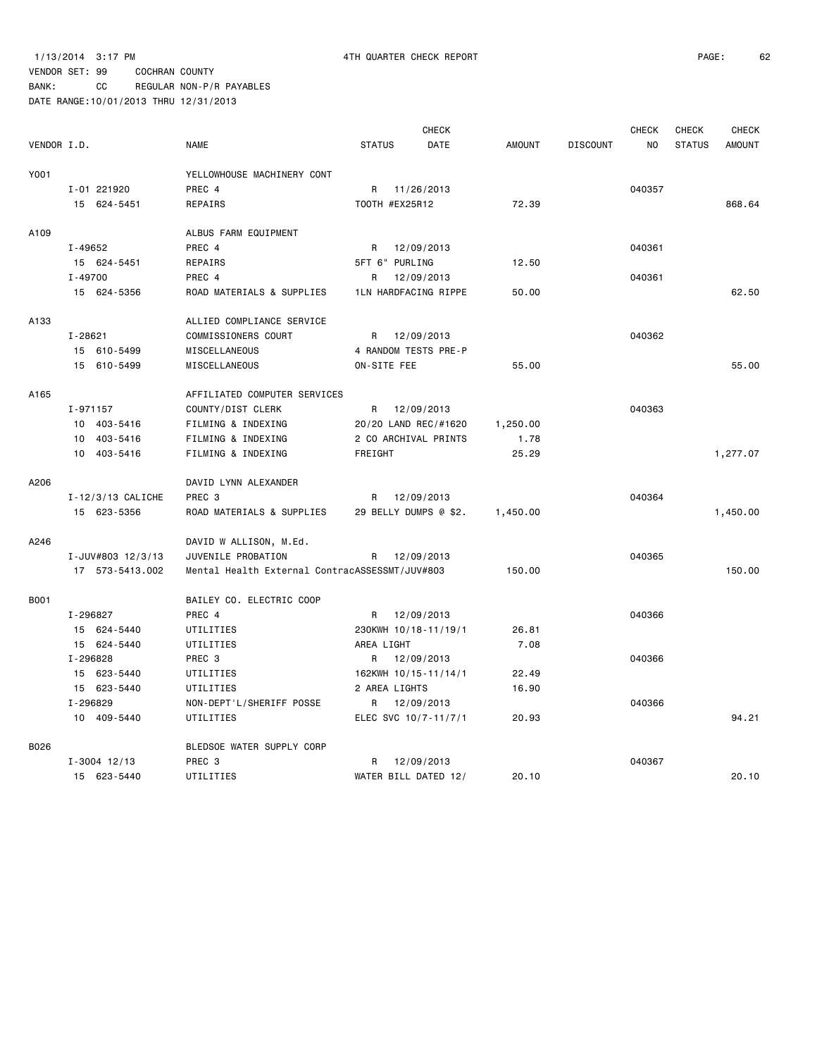1/13/2014 3:17 PM 4TH QUARTER CHECK REPORT

VENDOR SET: 99 COCHRAN COUNTY

BANK: CC REGULAR NON-P/R PAYABLES

DATE RANGE:10/01/2013 THRU 12/31/2013

| VENDOR I.D. | NAME | STATUS | CHECK DATE | AMOUNT | DISCOUNT | CHECK NO | CHECK STATUS | CHECK AMOUNT |
|---|---|---|---|---|---|---|---|---|
| Y001 | YELLOWHOUSE MACHINERY CONT | | | | | | | |
| I-01 221920 | PREC 4 | R | 11/26/2013 | | | 040357 | | |
| 15 624-5451 | REPAIRS | TOOTH #EX25R12 | | 72.39 | | | | 868.64 |
| A109 | ALBUS FARM EQUIPMENT | | | | | | | |
| I-49652 | PREC 4 | R | 12/09/2013 | | | 040361 | | |
| 15 624-5451 | REPAIRS | 5FT 6" PURLING | | 12.50 | | | | |
| I-49700 | PREC 4 | R | 12/09/2013 | | | 040361 | | |
| 15 624-5356 | ROAD MATERIALS & SUPPLIES | 1LN HARDFACING RIPPE | | 50.00 | | | | 62.50 |
| A133 | ALLIED COMPLIANCE SERVICE | | | | | | | |
| I-28621 | COMMISSIONERS COURT | R | 12/09/2013 | | | 040362 | | |
| 15 610-5499 | MISCELLANEOUS | 4 RANDOM TESTS PRE-P | | | | | | |
| 15 610-5499 | MISCELLANEOUS | ON-SITE FEE | | 55.00 | | | | 55.00 |
| A165 | AFFILIATED COMPUTER SERVICES | | | | | | | |
| I-971157 | COUNTY/DIST CLERK | R | 12/09/2013 | | | 040363 | | |
| 10 403-5416 | FILMING & INDEXING | 20/20 LAND REC/#1620 | | 1,250.00 | | | | |
| 10 403-5416 | FILMING & INDEXING | 2 CO ARCHIVAL PRINTS | | 1.78 | | | | |
| 10 403-5416 | FILMING & INDEXING | FREIGHT | | 25.29 | | | | 1,277.07 |
| A206 | DAVID LYNN ALEXANDER | | | | | | | |
| I-12/3/13 CALICHE | PREC 3 | R | 12/09/2013 | | | 040364 | | |
| 15 623-5356 | ROAD MATERIALS & SUPPLIES | 29 BELLY DUMPS @ $2. | | 1,450.00 | | | | 1,450.00 |
| A246 | DAVID W ALLISON, M.Ed. | | | | | | | |
| I-JUV#803 12/3/13 | JUVENILE PROBATION | R | 12/09/2013 | | | 040365 | | |
| 17 573-5413.002 | Mental Health External Contrac | ASSESSMT/JUV#803 | | 150.00 | | | | 150.00 |
| B001 | BAILEY CO. ELECTRIC COOP | | | | | | | |
| I-296827 | PREC 4 | R | 12/09/2013 | | | 040366 | | |
| 15 624-5440 | UTILITIES | 230KWH 10/18-11/19/1 | | 26.81 | | | | |
| 15 624-5440 | UTILITIES | AREA LIGHT | | 7.08 | | | | |
| I-296828 | PREC 3 | R | 12/09/2013 | | | 040366 | | |
| 15 623-5440 | UTILITIES | 162KWH 10/15-11/14/1 | | 22.49 | | | | |
| 15 623-5440 | UTILITIES | 2 AREA LIGHTS | | 16.90 | | | | |
| I-296829 | NON-DEPT'L/SHERIFF POSSE | R | 12/09/2013 | | | 040366 | | |
| 10 409-5440 | UTILITIES | ELEC SVC 10/7-11/7/1 | | 20.93 | | | | 94.21 |
| B026 | BLEDSOE WATER SUPPLY CORP | | | | | | | |
| I-3004 12/13 | PREC 3 | R | 12/09/2013 | | | 040367 | | |
| 15 623-5440 | UTILITIES | WATER BILL DATED 12/ | | 20.10 | | | | 20.10 |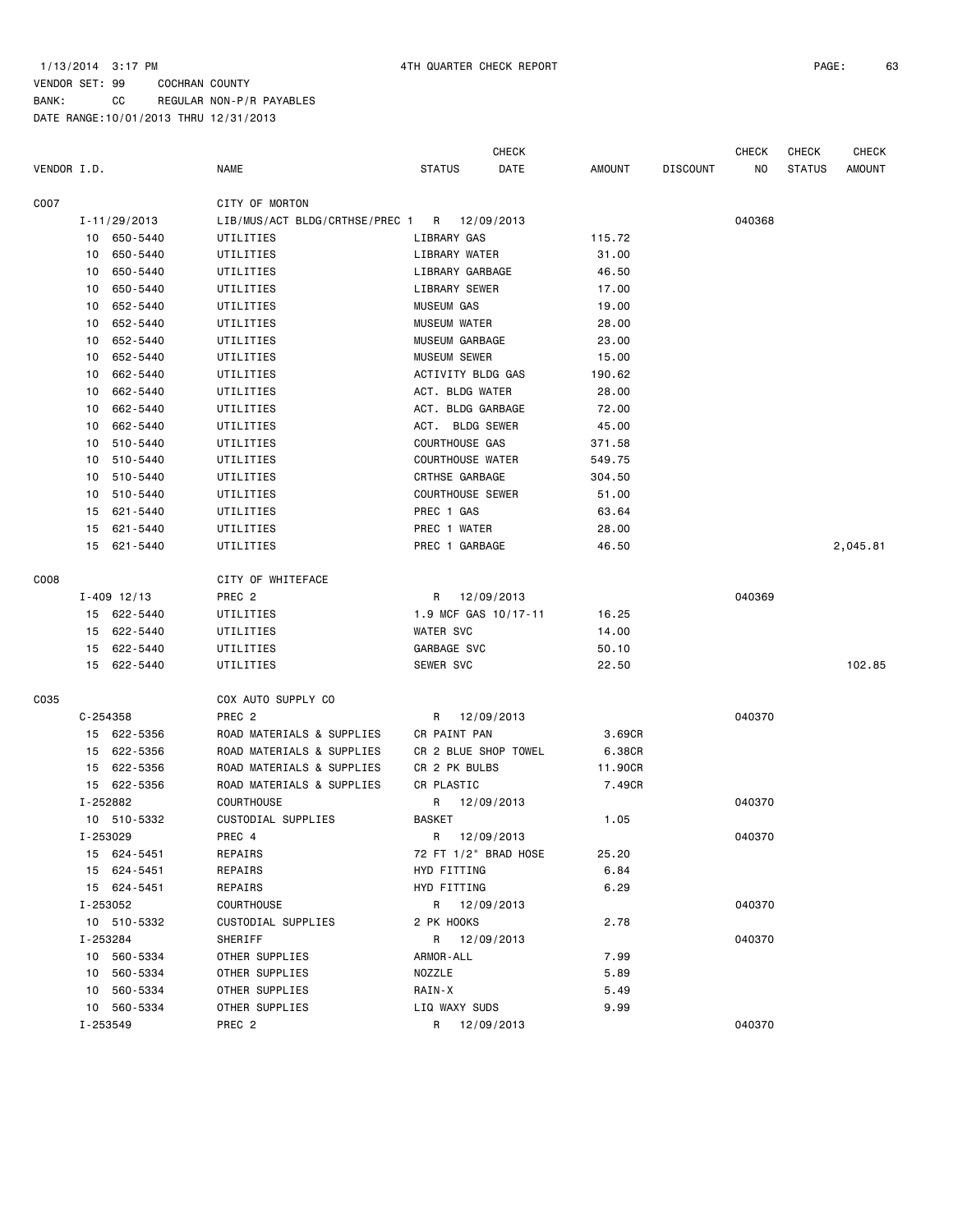1/13/2014 3:17 PM 4TH QUARTER CHECK REPORT

VENDOR SET: 99 COCHRAN COUNTY
BANK: CC REGULAR NON-P/R PAYABLES
DATE RANGE:10/01/2013 THRU 12/31/2013

| VENDOR I.D. | NAME | STATUS | CHECK DATE | AMOUNT | DISCOUNT | CHECK NO | CHECK STATUS | CHECK AMOUNT |
|---|---|---|---|---|---|---|---|---|
| C007 | CITY OF MORTON | | | | | | | |
| I-11/29/2013 | LIB/MUS/ACT BLDG/CRTHSE/PREC 1 | R | 12/09/2013 | | | 040368 | | |
| 10 650-5440 | UTILITIES | LIBRARY GAS | | 115.72 | | | | |
| 10 650-5440 | UTILITIES | LIBRARY WATER | | 31.00 | | | | |
| 10 650-5440 | UTILITIES | LIBRARY GARBAGE | | 46.50 | | | | |
| 10 650-5440 | UTILITIES | LIBRARY SEWER | | 17.00 | | | | |
| 10 652-5440 | UTILITIES | MUSEUM GAS | | 19.00 | | | | |
| 10 652-5440 | UTILITIES | MUSEUM WATER | | 28.00 | | | | |
| 10 652-5440 | UTILITIES | MUSEUM GARBAGE | | 23.00 | | | | |
| 10 652-5440 | UTILITIES | MUSEUM SEWER | | 15.00 | | | | |
| 10 662-5440 | UTILITIES | ACTIVITY BLDG GAS | | 190.62 | | | | |
| 10 662-5440 | UTILITIES | ACT. BLDG WATER | | 28.00 | | | | |
| 10 662-5440 | UTILITIES | ACT. BLDG GARBAGE | | 72.00 | | | | |
| 10 662-5440 | UTILITIES | ACT. BLDG SEWER | | 45.00 | | | | |
| 10 510-5440 | UTILITIES | COURTHOUSE GAS | | 371.58 | | | | |
| 10 510-5440 | UTILITIES | COURTHOUSE WATER | | 549.75 | | | | |
| 10 510-5440 | UTILITIES | CRTHSE GARBAGE | | 304.50 | | | | |
| 10 510-5440 | UTILITIES | COURTHOUSE SEWER | | 51.00 | | | | |
| 15 621-5440 | UTILITIES | PREC 1 GAS | | 63.64 | | | | |
| 15 621-5440 | UTILITIES | PREC 1 WATER | | 28.00 | | | | |
| 15 621-5440 | UTILITIES | PREC 1 GARBAGE | | 46.50 | | | | 2,045.81 |
| C008 | CITY OF WHITEFACE | | | | | | | |
| I-409 12/13 | PREC 2 | R | 12/09/2013 | | | 040369 | | |
| 15 622-5440 | UTILITIES | 1.9 MCF GAS 10/17-11 | | 16.25 | | | | |
| 15 622-5440 | UTILITIES | WATER SVC | | 14.00 | | | | |
| 15 622-5440 | UTILITIES | GARBAGE SVC | | 50.10 | | | | |
| 15 622-5440 | UTILITIES | SEWER SVC | | 22.50 | | | | 102.85 |
| C035 | COX AUTO SUPPLY CO | | | | | | | |
| C-254358 | PREC 2 | R | 12/09/2013 | | | 040370 | | |
| 15 622-5356 | ROAD MATERIALS & SUPPLIES | CR PAINT PAN | | 3.69CR | | | | |
| 15 622-5356 | ROAD MATERIALS & SUPPLIES | CR 2 BLUE SHOP TOWEL | | 6.38CR | | | | |
| 15 622-5356 | ROAD MATERIALS & SUPPLIES | CR 2 PK BULBS | | 11.90CR | | | | |
| 15 622-5356 | ROAD MATERIALS & SUPPLIES | CR PLASTIC | | 7.49CR | | | | |
| I-252882 | COURTHOUSE | R | 12/09/2013 | | | 040370 | | |
| 10 510-5332 | CUSTODIAL SUPPLIES | BASKET | | 1.05 | | | | |
| I-253029 | PREC 4 | R | 12/09/2013 | | | 040370 | | |
| 15 624-5451 | REPAIRS | 72 FT 1/2" BRAD HOSE | | 25.20 | | | | |
| 15 624-5451 | REPAIRS | HYD FITTING | | 6.84 | | | | |
| 15 624-5451 | REPAIRS | HYD FITTING | | 6.29 | | | | |
| I-253052 | COURTHOUSE | R | 12/09/2013 | | | 040370 | | |
| 10 510-5332 | CUSTODIAL SUPPLIES | 2 PK HOOKS | | 2.78 | | | | |
| I-253284 | SHERIFF | R | 12/09/2013 | | | 040370 | | |
| 10 560-5334 | OTHER SUPPLIES | ARMOR-ALL | | 7.99 | | | | |
| 10 560-5334 | OTHER SUPPLIES | NOZZLE | | 5.89 | | | | |
| 10 560-5334 | OTHER SUPPLIES | RAIN-X | | 5.49 | | | | |
| 10 560-5334 | OTHER SUPPLIES | LIQ WAXY SUDS | | 9.99 | | | | |
| I-253549 | PREC 2 | R | 12/09/2013 | | | 040370 | | |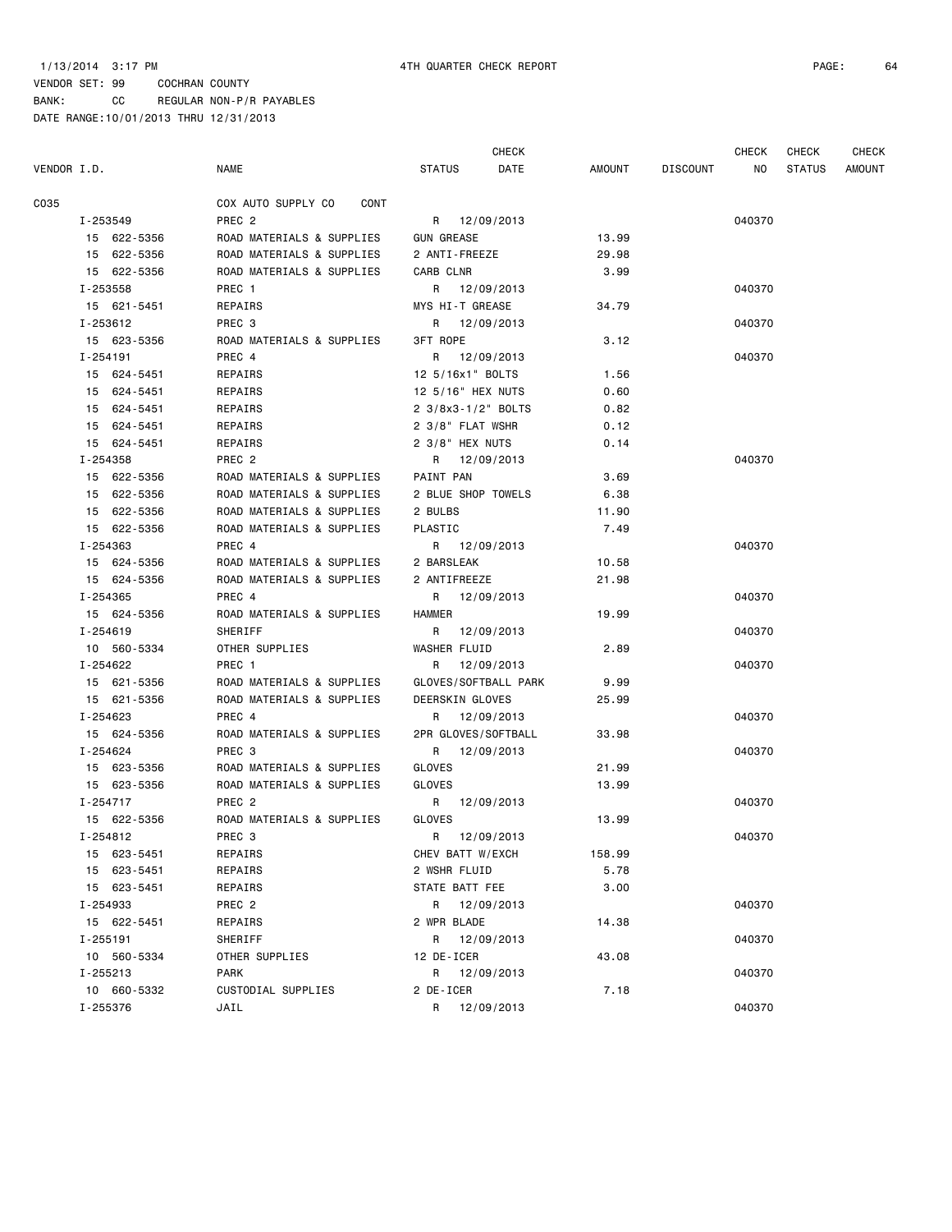1/13/2014 3:17 PM 4TH QUARTER CHECK REPORT

VENDOR SET: 99 COCHRAN COUNTY

BANK: CC REGULAR NON-P/R PAYABLES

DATE RANGE:10/01/2013 THRU 12/31/2013

| VENDOR I.D. | NAME | STATUS | CHECK DATE | AMOUNT | DISCOUNT | CHECK NO | CHECK STATUS | CHECK AMOUNT |
|---|---|---|---|---|---|---|---|---|
| C035 | COX AUTO SUPPLY CO CONT | | | | | | | |
| I-253549 | PREC 2 | R | 12/09/2013 | | | 040370 | | |
| 15 622-5356 | ROAD MATERIALS & SUPPLIES | GUN GREASE | | 13.99 | | | | |
| 15 622-5356 | ROAD MATERIALS & SUPPLIES | 2 ANTI-FREEZE | | 29.98 | | | | |
| 15 622-5356 | ROAD MATERIALS & SUPPLIES | CARB CLNR | | 3.99 | | | | |
| I-253558 | PREC 1 | R | 12/09/2013 | | | 040370 | | |
| 15 621-5451 | REPAIRS | MYS HI-T GREASE | | 34.79 | | | | |
| I-253612 | PREC 3 | R | 12/09/2013 | | | 040370 | | |
| 15 623-5356 | ROAD MATERIALS & SUPPLIES | 3FT ROPE | | 3.12 | | | | |
| I-254191 | PREC 4 | R | 12/09/2013 | | | 040370 | | |
| 15 624-5451 | REPAIRS | 12 5/16x1" BOLTS | | 1.56 | | | | |
| 15 624-5451 | REPAIRS | 12 5/16" HEX NUTS | | 0.60 | | | | |
| 15 624-5451 | REPAIRS | 2 3/8x3-1/2" BOLTS | | 0.82 | | | | |
| 15 624-5451 | REPAIRS | 2 3/8" FLAT WSHR | | 0.12 | | | | |
| 15 624-5451 | REPAIRS | 2 3/8" HEX NUTS | | 0.14 | | | | |
| I-254358 | PREC 2 | R | 12/09/2013 | | | 040370 | | |
| 15 622-5356 | ROAD MATERIALS & SUPPLIES | PAINT PAN | | 3.69 | | | | |
| 15 622-5356 | ROAD MATERIALS & SUPPLIES | 2 BLUE SHOP TOWELS | | 6.38 | | | | |
| 15 622-5356 | ROAD MATERIALS & SUPPLIES | 2 BULBS | | 11.90 | | | | |
| 15 622-5356 | ROAD MATERIALS & SUPPLIES | PLASTIC | | 7.49 | | | | |
| I-254363 | PREC 4 | R | 12/09/2013 | | | 040370 | | |
| 15 624-5356 | ROAD MATERIALS & SUPPLIES | 2 BARSLEAK | | 10.58 | | | | |
| 15 624-5356 | ROAD MATERIALS & SUPPLIES | 2 ANTIFREEZE | | 21.98 | | | | |
| I-254365 | PREC 4 | R | 12/09/2013 | | | 040370 | | |
| 15 624-5356 | ROAD MATERIALS & SUPPLIES | HAMMER | | 19.99 | | | | |
| I-254619 | SHERIFF | R | 12/09/2013 | | | 040370 | | |
| 10 560-5334 | OTHER SUPPLIES | WASHER FLUID | | 2.89 | | | | |
| I-254622 | PREC 1 | R | 12/09/2013 | | | 040370 | | |
| 15 621-5356 | ROAD MATERIALS & SUPPLIES | GLOVES/SOFTBALL PARK | | 9.99 | | | | |
| 15 621-5356 | ROAD MATERIALS & SUPPLIES | DEERSKIN GLOVES | | 25.99 | | | | |
| I-254623 | PREC 4 | R | 12/09/2013 | | | 040370 | | |
| 15 624-5356 | ROAD MATERIALS & SUPPLIES | 2PR GLOVES/SOFTBALL | | 33.98 | | | | |
| I-254624 | PREC 3 | R | 12/09/2013 | | | 040370 | | |
| 15 623-5356 | ROAD MATERIALS & SUPPLIES | GLOVES | | 21.99 | | | | |
| 15 623-5356 | ROAD MATERIALS & SUPPLIES | GLOVES | | 13.99 | | | | |
| I-254717 | PREC 2 | R | 12/09/2013 | | | 040370 | | |
| 15 622-5356 | ROAD MATERIALS & SUPPLIES | GLOVES | | 13.99 | | | | |
| I-254812 | PREC 3 | R | 12/09/2013 | | | 040370 | | |
| 15 623-5451 | REPAIRS | CHEV BATT W/EXCH | | 158.99 | | | | |
| 15 623-5451 | REPAIRS | 2 WSHR FLUID | | 5.78 | | | | |
| 15 623-5451 | REPAIRS | STATE BATT FEE | | 3.00 | | | | |
| I-254933 | PREC 2 | R | 12/09/2013 | | | 040370 | | |
| 15 622-5451 | REPAIRS | 2 WPR BLADE | | 14.38 | | | | |
| I-255191 | SHERIFF | R | 12/09/2013 | | | 040370 | | |
| 10 560-5334 | OTHER SUPPLIES | 12 DE-ICER | | 43.08 | | | | |
| I-255213 | PARK | R | 12/09/2013 | | | 040370 | | |
| 10 660-5332 | CUSTODIAL SUPPLIES | 2 DE-ICER | | 7.18 | | | | |
| I-255376 | JAIL | R | 12/09/2013 | | | 040370 | | |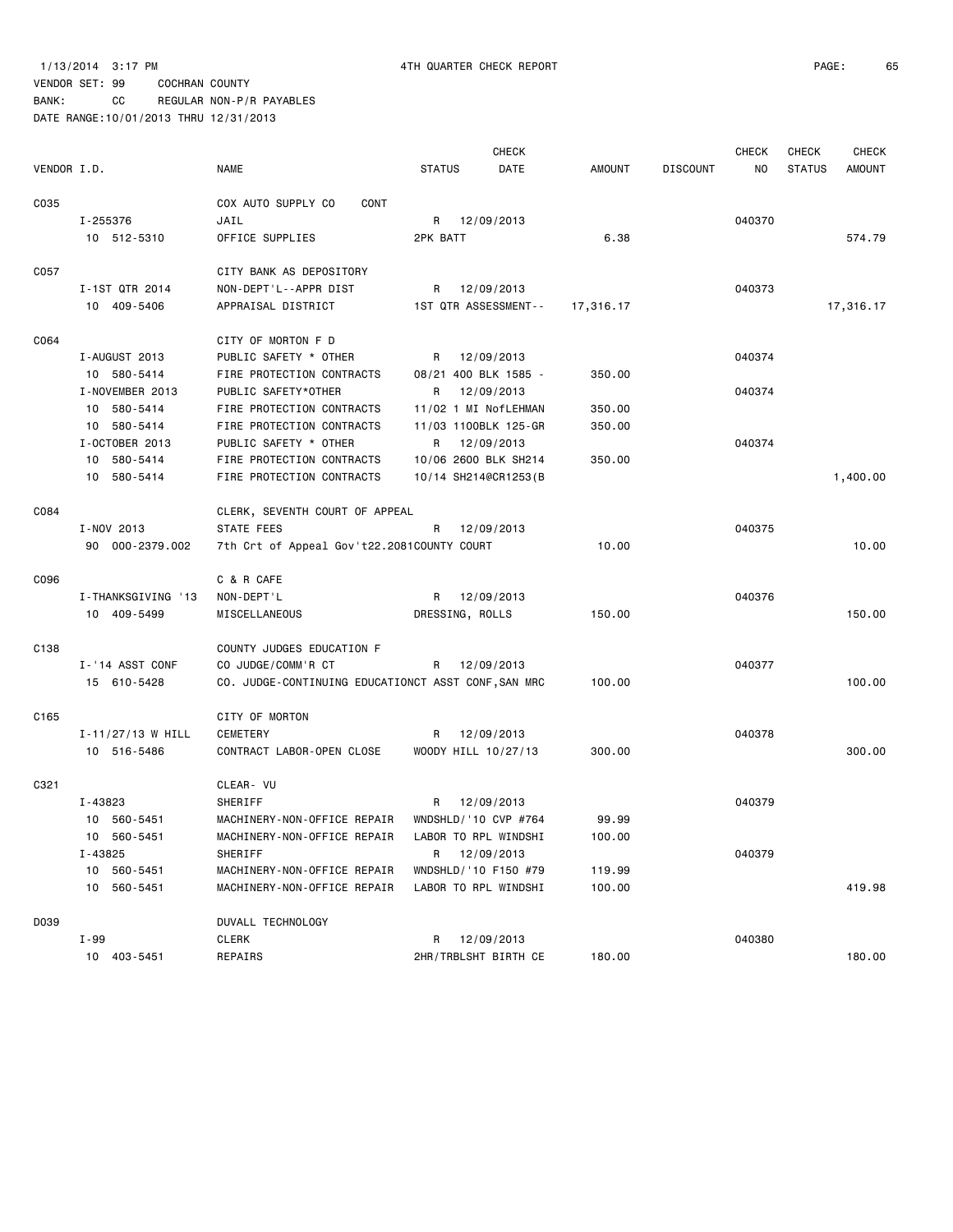1/13/2014 3:17 PM 4TH QUARTER CHECK REPORT

VENDOR SET: 99 COCHRAN COUNTY
BANK: CC REGULAR NON-P/R PAYABLES
DATE RANGE:10/01/2013 THRU 12/31/2013

| VENDOR I.D. | NAME | STATUS | CHECK DATE | AMOUNT | DISCOUNT | CHECK NO | CHECK STATUS | CHECK AMOUNT |
|---|---|---|---|---|---|---|---|---|
| C035 | COX AUTO SUPPLY CO CONT | | | | | | | |
| I-255376 | JAIL | R | 12/09/2013 | | | 040370 | | |
| 10 512-5310 | OFFICE SUPPLIES | 2PK BATT | | 6.38 | | | | 574.79 |
| C057 | CITY BANK AS DEPOSITORY | | | | | | | |
| I-1ST QTR 2014 | NON-DEPT'L--APPR DIST | R | 12/09/2013 | | | 040373 | | |
| 10 409-5406 | APPRAISAL DISTRICT | 1ST QTR ASSESSMENT-- | | 17,316.17 | | | | 17,316.17 |
| C064 | CITY OF MORTON F D | | | | | | | |
| I-AUGUST 2013 | PUBLIC SAFETY * OTHER | R | 12/09/2013 | | | 040374 | | |
| 10 580-5414 | FIRE PROTECTION CONTRACTS | 08/21 400 BLK 1585 - | | 350.00 | | | | |
| I-NOVEMBER 2013 | PUBLIC SAFETY*OTHER | R | 12/09/2013 | | | 040374 | | |
| 10 580-5414 | FIRE PROTECTION CONTRACTS | 11/02 1 MI NofLEHMAN | | 350.00 | | | | |
| 10 580-5414 | FIRE PROTECTION CONTRACTS | 11/03 1100BLK 125-GR | | 350.00 | | | | |
| I-OCTOBER 2013 | PUBLIC SAFETY * OTHER | R | 12/09/2013 | | | 040374 | | |
| 10 580-5414 | FIRE PROTECTION CONTRACTS | 10/06 2600 BLK SH214 | | 350.00 | | | | |
| 10 580-5414 | FIRE PROTECTION CONTRACTS | 10/14 SH214@CR1253(B | | | | | | 1,400.00 |
| C084 | CLERK, SEVENTH COURT OF APPEAL | | | | | | | |
| I-NOV 2013 | STATE FEES | R | 12/09/2013 | | | 040375 | | |
| 90 000-2379.002 | 7th Crt of Appeal Gov't22.2081COUNTY COURT | | | 10.00 | | | | 10.00 |
| C096 | C & R CAFE | | | | | | | |
| I-THANKSGIVING '13 | NON-DEPT'L | R | 12/09/2013 | | | 040376 | | |
| 10 409-5499 | MISCELLANEOUS | DRESSING, ROLLS | | 150.00 | | | | 150.00 |
| C138 | COUNTY JUDGES EDUCATION F | | | | | | | |
| I-'14 ASST CONF | CO JUDGE/COMM'R CT | R | 12/09/2013 | | | 040377 | | |
| 15 610-5428 | CO. JUDGE-CONTINUING EDUCATIONCT ASST CONF,SAN MRC | | | 100.00 | | | | 100.00 |
| C165 | CITY OF MORTON | | | | | | | |
| I-11/27/13 W HILL | CEMETERY | R | 12/09/2013 | | | 040378 | | |
| 10 516-5486 | CONTRACT LABOR-OPEN CLOSE | WOODY HILL 10/27/13 | | 300.00 | | | | 300.00 |
| C321 | CLEAR- VU | | | | | | | |
| I-43823 | SHERIFF | R | 12/09/2013 | | | 040379 | | |
| 10 560-5451 | MACHINERY-NON-OFFICE REPAIR | WNDSHLD/'10 CVP #764 | | 99.99 | | | | |
| 10 560-5451 | MACHINERY-NON-OFFICE REPAIR | LABOR TO RPL WINDSHI | | 100.00 | | | | |
| I-43825 | SHERIFF | R | 12/09/2013 | | | 040379 | | |
| 10 560-5451 | MACHINERY-NON-OFFICE REPAIR | WNDSHLD/'10 F150 #79 | | 119.99 | | | | |
| 10 560-5451 | MACHINERY-NON-OFFICE REPAIR | LABOR TO RPL WINDSHI | | 100.00 | | | | 419.98 |
| D039 | DUVALL TECHNOLOGY | | | | | | | |
| I-99 | CLERK | R | 12/09/2013 | | | 040380 | | |
| 10 403-5451 | REPAIRS | 2HR/TRBLSHT BIRTH CE | | 180.00 | | | | 180.00 |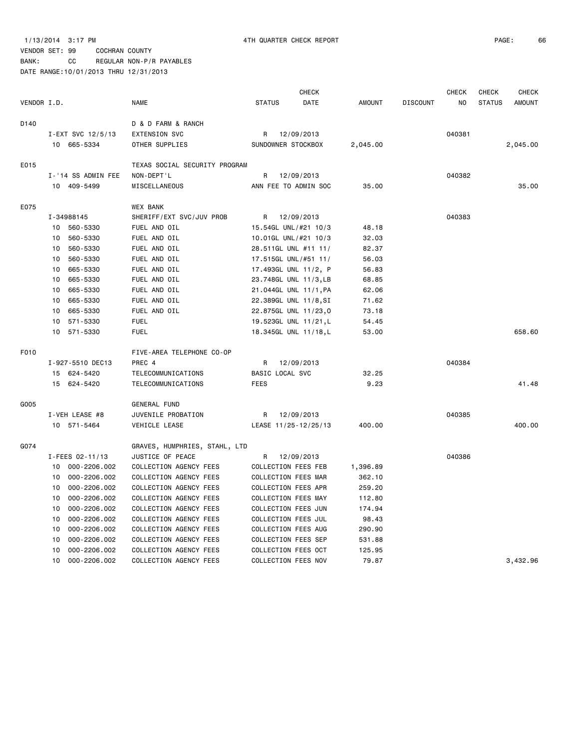1/13/2014 3:17 PM 4TH QUARTER CHECK REPORT

VENDOR SET: 99 COCHRAN COUNTY

BANK: CC REGULAR NON-P/R PAYABLES

DATE RANGE:10/01/2013 THRU 12/31/2013

| VENDOR I.D. | NAME | STATUS | CHECK DATE | AMOUNT | DISCOUNT | CHECK NO | CHECK STATUS | CHECK AMOUNT |
|---|---|---|---|---|---|---|---|---|
| D140 | D & D FARM & RANCH | | | | | | | |
| I-EXT SVC 12/5/13 | EXTENSION SVC | R | 12/09/2013 | | | 040381 | | |
| 10 665-5334 | OTHER SUPPLIES | SUNDOWNER STOCKBOX | | 2,045.00 | | | | 2,045.00 |
| E015 | TEXAS SOCIAL SECURITY PROGRAM | | | | | | | |
| I-'14 SS ADMIN FEE | NON-DEPT'L | R | 12/09/2013 | | | 040382 | | |
| 10 409-5499 | MISCELLANEOUS | ANN FEE TO ADMIN SOC | | 35.00 | | | | 35.00 |
| E075 | WEX BANK | | | | | | | |
| I-34988145 | SHERIFF/EXT SVC/JUV PROB | R | 12/09/2013 | | | 040383 | | |
| 10 560-5330 | FUEL AND OIL | 15.54GL UNL/#21 10/3 | | 48.18 | | | | |
| 10 560-5330 | FUEL AND OIL | 10.01GL UNL/#21 10/3 | | 32.03 | | | | |
| 10 560-5330 | FUEL AND OIL | 28.511GL UNL #11 11/ | | 82.37 | | | | |
| 10 560-5330 | FUEL AND OIL | 17.515GL UNL/#51 11/ | | 56.03 | | | | |
| 10 665-5330 | FUEL AND OIL | 17.493GL UNL 11/2, P | | 56.83 | | | | |
| 10 665-5330 | FUEL AND OIL | 23.748GL UNL 11/3,LB | | 68.85 | | | | |
| 10 665-5330 | FUEL AND OIL | 21.044GL UNL 11/1,PA | | 62.06 | | | | |
| 10 665-5330 | FUEL AND OIL | 22.389GL UNL 11/8,SI | | 71.62 | | | | |
| 10 665-5330 | FUEL AND OIL | 22.875GL UNL 11/23,O | | 73.18 | | | | |
| 10 571-5330 | FUEL | 19.523GL UNL 11/21,L | | 54.45 | | | | |
| 10 571-5330 | FUEL | 18.345GL UNL 11/18,L | | 53.00 | | | | 658.60 |
| F010 | FIVE-AREA TELEPHONE CO-OP | | | | | | | |
| I-927-5510 DEC13 | PREC 4 | R | 12/09/2013 | | | 040384 | | |
| 15 624-5420 | TELECOMMUNICATIONS | BASIC LOCAL SVC | | 32.25 | | | | |
| 15 624-5420 | TELECOMMUNICATIONS | FEES | | 9.23 | | | | 41.48 |
| G005 | GENERAL FUND | | | | | | | |
| I-VEH LEASE #8 | JUVENILE PROBATION | R | 12/09/2013 | | | 040385 | | |
| 10 571-5464 | VEHICLE LEASE | LEASE 11/25-12/25/13 | | 400.00 | | | | 400.00 |
| G074 | GRAVES, HUMPHRIES, STAHL, LTD | | | | | | | |
| I-FEES 02-11/13 | JUSTICE OF PEACE | R | 12/09/2013 | | | 040386 | | |
| 10 000-2206.002 | COLLECTION AGENCY FEES | COLLECTION FEES FEB | | 1,396.89 | | | | |
| 10 000-2206.002 | COLLECTION AGENCY FEES | COLLECTION FEES MAR | | 362.10 | | | | |
| 10 000-2206.002 | COLLECTION AGENCY FEES | COLLECTION FEES APR | | 259.20 | | | | |
| 10 000-2206.002 | COLLECTION AGENCY FEES | COLLECTION FEES MAY | | 112.80 | | | | |
| 10 000-2206.002 | COLLECTION AGENCY FEES | COLLECTION FEES JUN | | 174.94 | | | | |
| 10 000-2206.002 | COLLECTION AGENCY FEES | COLLECTION FEES JUL | | 98.43 | | | | |
| 10 000-2206.002 | COLLECTION AGENCY FEES | COLLECTION FEES AUG | | 290.90 | | | | |
| 10 000-2206.002 | COLLECTION AGENCY FEES | COLLECTION FEES SEP | | 531.88 | | | | |
| 10 000-2206.002 | COLLECTION AGENCY FEES | COLLECTION FEES OCT | | 125.95 | | | | |
| 10 000-2206.002 | COLLECTION AGENCY FEES | COLLECTION FEES NOV | | 79.87 | | | | 3,432.96 |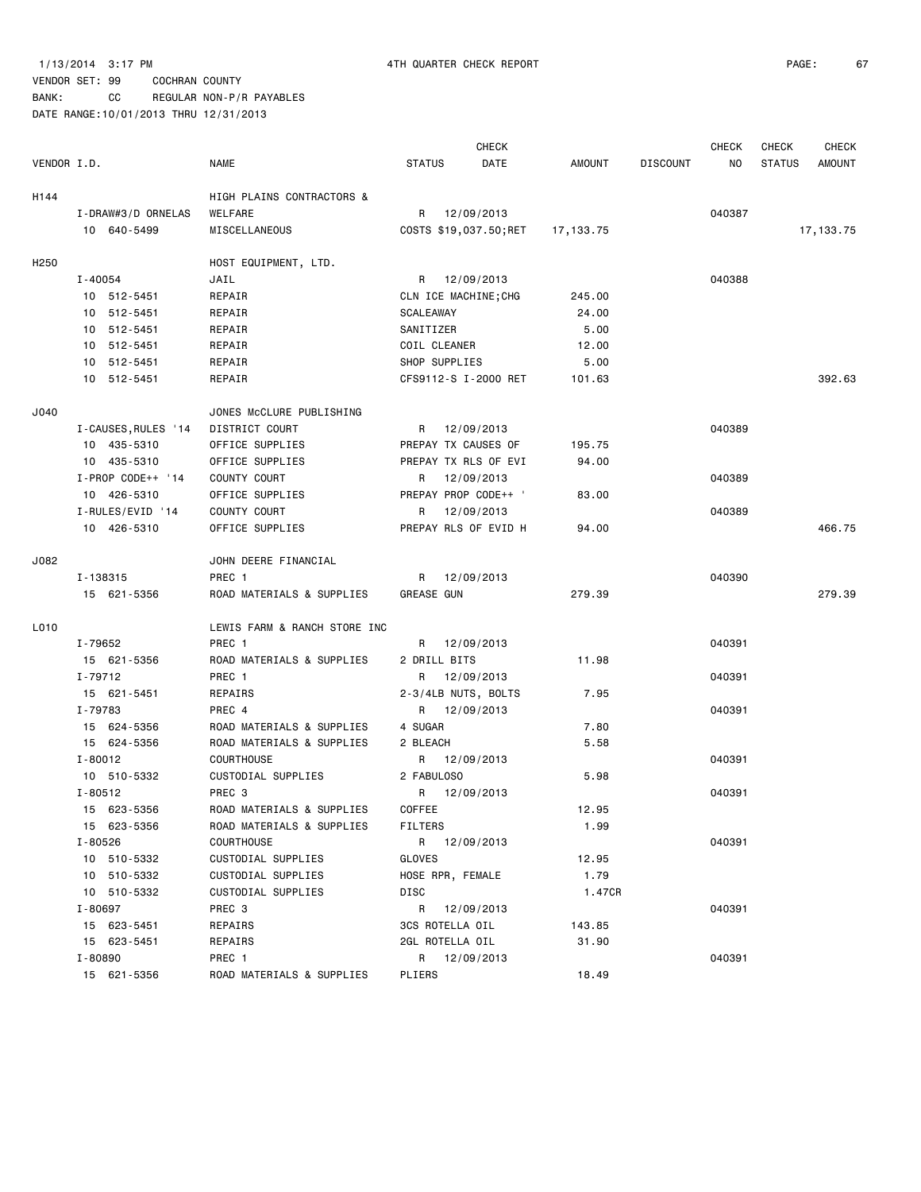1/13/2014 3:17 PM 4TH QUARTER CHECK REPORT

VENDOR SET: 99 COCHRAN COUNTY
BANK: CC REGULAR NON-P/R PAYABLES
DATE RANGE:10/01/2013 THRU 12/31/2013

| VENDOR I.D. | NAME | STATUS CHECK DATE | AMOUNT | DISCOUNT | CHECK NO | CHECK STATUS | CHECK AMOUNT |
|---|---|---|---|---|---|---|---|
| H144 | HIGH PLAINS CONTRACTORS & | | | | | | |
| I-DRAW#3/D ORNELAS | WELFARE | R 12/09/2013 | | | 040387 | | |
| 10 640-5499 | MISCELLANEOUS | COSTS $19,037.50;RET | 17,133.75 | | | | 17,133.75 |
| H250 | HOST EQUIPMENT, LTD. | | | | | | |
| I-40054 | JAIL | R 12/09/2013 | | | 040388 | | |
| 10 512-5451 | REPAIR | CLN ICE MACHINE;CHG | 245.00 | | | | |
| 10 512-5451 | REPAIR | SCALEAWAY | 24.00 | | | | |
| 10 512-5451 | REPAIR | SANITIZER | 5.00 | | | | |
| 10 512-5451 | REPAIR | COIL CLEANER | 12.00 | | | | |
| 10 512-5451 | REPAIR | SHOP SUPPLIES | 5.00 | | | | |
| 10 512-5451 | REPAIR | CFS9112-S I-2000 RET | 101.63 | | | | 392.63 |
| J040 | JONES McCLURE PUBLISHING | | | | | | |
| I-CAUSES,RULES '14 | DISTRICT COURT | R 12/09/2013 | | | 040389 | | |
| 10 435-5310 | OFFICE SUPPLIES | PREPAY TX CAUSES OF | 195.75 | | | | |
| 10 435-5310 | OFFICE SUPPLIES | PREPAY TX RLS OF EVI | 94.00 | | | | |
| I-PROP CODE++ '14 | COUNTY COURT | R 12/09/2013 | | | 040389 | | |
| 10 426-5310 | OFFICE SUPPLIES | PREPAY PROP CODE++ ' | 83.00 | | | | |
| I-RULES/EVID '14 | COUNTY COURT | R 12/09/2013 | | | 040389 | | |
| 10 426-5310 | OFFICE SUPPLIES | PREPAY RLS OF EVID H | 94.00 | | | | 466.75 |
| J082 | JOHN DEERE FINANCIAL | | | | | | |
| I-138315 | PREC 1 | R 12/09/2013 | | | 040390 | | |
| 15 621-5356 | ROAD MATERIALS & SUPPLIES | GREASE GUN | 279.39 | | | | 279.39 |
| L010 | LEWIS FARM & RANCH STORE INC | | | | | | |
| I-79652 | PREC 1 | R 12/09/2013 | | | 040391 | | |
| 15 621-5356 | ROAD MATERIALS & SUPPLIES | 2 DRILL BITS | 11.98 | | | | |
| I-79712 | PREC 1 | R 12/09/2013 | | | 040391 | | |
| 15 621-5451 | REPAIRS | 2-3/4LB NUTS, BOLTS | 7.95 | | | | |
| I-79783 | PREC 4 | R 12/09/2013 | | | 040391 | | |
| 15 624-5356 | ROAD MATERIALS & SUPPLIES | 4 SUGAR | 7.80 | | | | |
| 15 624-5356 | ROAD MATERIALS & SUPPLIES | 2 BLEACH | 5.58 | | | | |
| I-80012 | COURTHOUSE | R 12/09/2013 | | | 040391 | | |
| 10 510-5332 | CUSTODIAL SUPPLIES | 2 FABULOSO | 5.98 | | | | |
| I-80512 | PREC 3 | R 12/09/2013 | | | 040391 | | |
| 15 623-5356 | ROAD MATERIALS & SUPPLIES | COFFEE | 12.95 | | | | |
| 15 623-5356 | ROAD MATERIALS & SUPPLIES | FILTERS | 1.99 | | | | |
| I-80526 | COURTHOUSE | R 12/09/2013 | | | 040391 | | |
| 10 510-5332 | CUSTODIAL SUPPLIES | GLOVES | 12.95 | | | | |
| 10 510-5332 | CUSTODIAL SUPPLIES | HOSE RPR, FEMALE | 1.79 | | | | |
| 10 510-5332 | CUSTODIAL SUPPLIES | DISC | 1.47CR | | | | |
| I-80697 | PREC 3 | R 12/09/2013 | | | 040391 | | |
| 15 623-5451 | REPAIRS | 3CS ROTELLA OIL | 143.85 | | | | |
| 15 623-5451 | REPAIRS | 2GL ROTELLA OIL | 31.90 | | | | |
| I-80890 | PREC 1 | R 12/09/2013 | | | 040391 | | |
| 15 621-5356 | ROAD MATERIALS & SUPPLIES | PLIERS | 18.49 | | | | |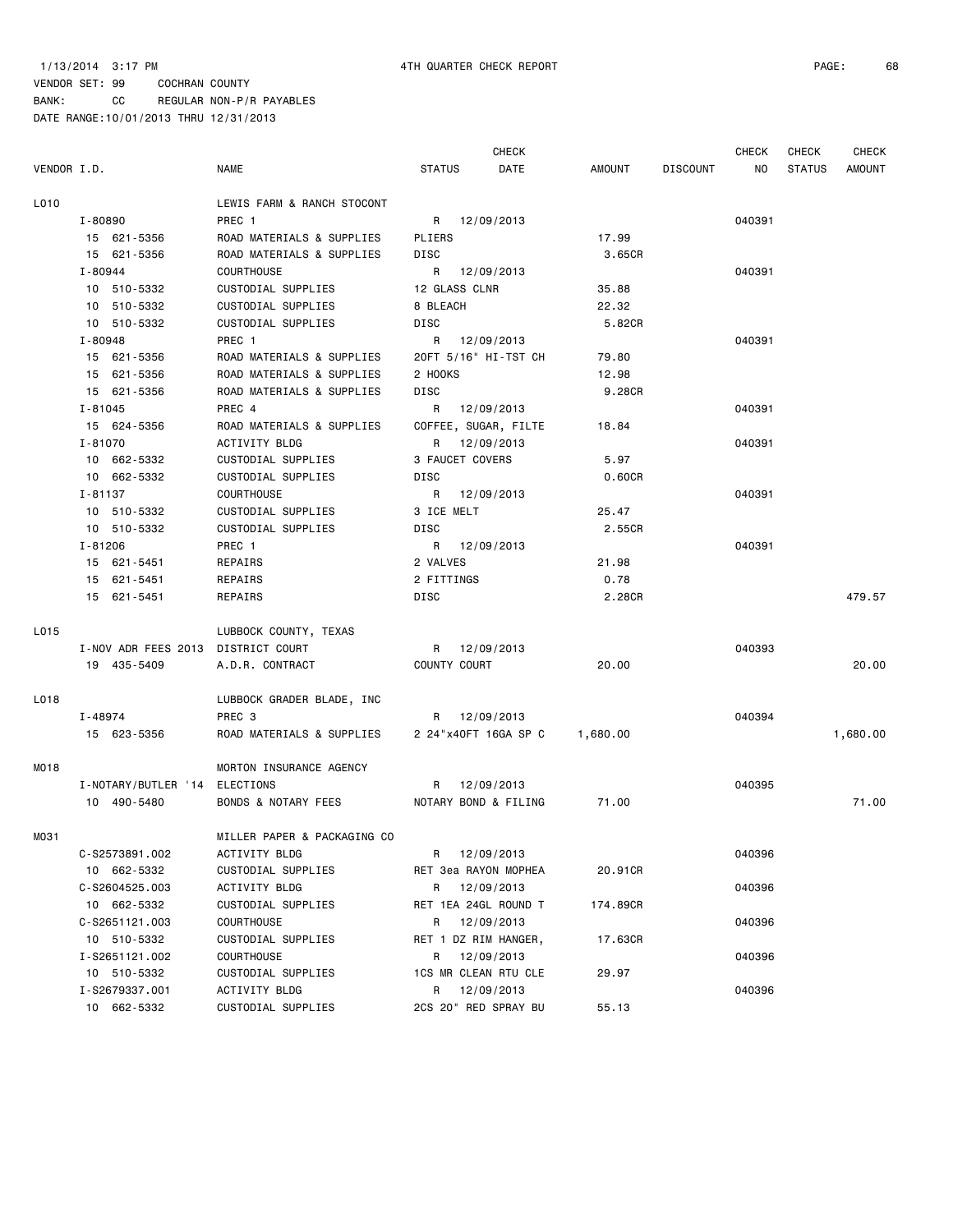1/13/2014 3:17 PM 4TH QUARTER CHECK REPORT

VENDOR SET: 99 COCHRAN COUNTY
BANK: CC REGULAR NON-P/R PAYABLES
DATE RANGE:10/01/2013 THRU 12/31/2013

| VENDOR I.D. | NAME | STATUS | CHECK DATE | AMOUNT | DISCOUNT | CHECK NO | CHECK STATUS | CHECK AMOUNT |
|---|---|---|---|---|---|---|---|---|
| L010 | LEWIS FARM & RANCH STOCONT | | | | | | | |
| I-80890 | PREC 1 | R | 12/09/2013 | | | 040391 | | |
| 15 621-5356 | ROAD MATERIALS & SUPPLIES | PLIERS | | 17.99 | | | | |
| 15 621-5356 | ROAD MATERIALS & SUPPLIES | DISC | | 3.65CR | | | | |
| I-80944 | COURTHOUSE | R | 12/09/2013 | | | 040391 | | |
| 10 510-5332 | CUSTODIAL SUPPLIES | 12 GLASS CLNR | | 35.88 | | | | |
| 10 510-5332 | CUSTODIAL SUPPLIES | 8 BLEACH | | 22.32 | | | | |
| 10 510-5332 | CUSTODIAL SUPPLIES | DISC | | 5.82CR | | | | |
| I-80948 | PREC 1 | R | 12/09/2013 | | | 040391 | | |
| 15 621-5356 | ROAD MATERIALS & SUPPLIES | 20FT 5/16" HI-TST CH | | 79.80 | | | | |
| 15 621-5356 | ROAD MATERIALS & SUPPLIES | 2 HOOKS | | 12.98 | | | | |
| 15 621-5356 | ROAD MATERIALS & SUPPLIES | DISC | | 9.28CR | | | | |
| I-81045 | PREC 4 | R | 12/09/2013 | | | 040391 | | |
| 15 624-5356 | ROAD MATERIALS & SUPPLIES | COFFEE, SUGAR, FILTE | | 18.84 | | | | |
| I-81070 | ACTIVITY BLDG | R | 12/09/2013 | | | 040391 | | |
| 10 662-5332 | CUSTODIAL SUPPLIES | 3 FAUCET COVERS | | 5.97 | | | | |
| 10 662-5332 | CUSTODIAL SUPPLIES | DISC | | 0.60CR | | | | |
| I-81137 | COURTHOUSE | R | 12/09/2013 | | | 040391 | | |
| 10 510-5332 | CUSTODIAL SUPPLIES | 3 ICE MELT | | 25.47 | | | | |
| 10 510-5332 | CUSTODIAL SUPPLIES | DISC | | 2.55CR | | | | |
| I-81206 | PREC 1 | R | 12/09/2013 | | | 040391 | | |
| 15 621-5451 | REPAIRS | 2 VALVES | | 21.98 | | | | |
| 15 621-5451 | REPAIRS | 2 FITTINGS | | 0.78 | | | | |
| 15 621-5451 | REPAIRS | DISC | | 2.28CR | | | | 479.57 |
| L015 | LUBBOCK COUNTY, TEXAS | | | | | | | |
| I-NOV ADR FEES 2013 | DISTRICT COURT | R | 12/09/2013 | | | 040393 | | |
| 19 435-5409 | A.D.R. CONTRACT | COUNTY COURT | | 20.00 | | | | 20.00 |
| L018 | LUBBOCK GRADER BLADE, INC | | | | | | | |
| I-48974 | PREC 3 | R | 12/09/2013 | | | 040394 | | |
| 15 623-5356 | ROAD MATERIALS & SUPPLIES | 2 24"x40FT 16GA SP C | | 1,680.00 | | | | 1,680.00 |
| M018 | MORTON INSURANCE AGENCY | | | | | | | |
| I-NOTARY/BUTLER '14 | ELECTIONS | R | 12/09/2013 | | | 040395 | | |
| 10 490-5480 | BONDS & NOTARY FEES | NOTARY BOND & FILING | | 71.00 | | | | 71.00 |
| M031 | MILLER PAPER & PACKAGING CO | | | | | | | |
| C-S2573891.002 | ACTIVITY BLDG | R | 12/09/2013 | | | 040396 | | |
| 10 662-5332 | CUSTODIAL SUPPLIES | RET 3ea RAYON MOPHEA | | 20.91CR | | | | |
| C-S2604525.003 | ACTIVITY BLDG | R | 12/09/2013 | | | 040396 | | |
| 10 662-5332 | CUSTODIAL SUPPLIES | RET 1EA 24GL ROUND T | | 174.89CR | | | | |
| C-S2651121.003 | COURTHOUSE | R | 12/09/2013 | | | 040396 | | |
| 10 510-5332 | CUSTODIAL SUPPLIES | RET 1 DZ RIM HANGER, | | 17.63CR | | | | |
| I-S2651121.002 | COURTHOUSE | R | 12/09/2013 | | | 040396 | | |
| 10 510-5332 | CUSTODIAL SUPPLIES | 1CS MR CLEAN RTU CLE | | 29.97 | | | | |
| I-S2679337.001 | ACTIVITY BLDG | R | 12/09/2013 | | | 040396 | | |
| 10 662-5332 | CUSTODIAL SUPPLIES | 2CS 20" RED SPRAY BU | | 55.13 | | | | |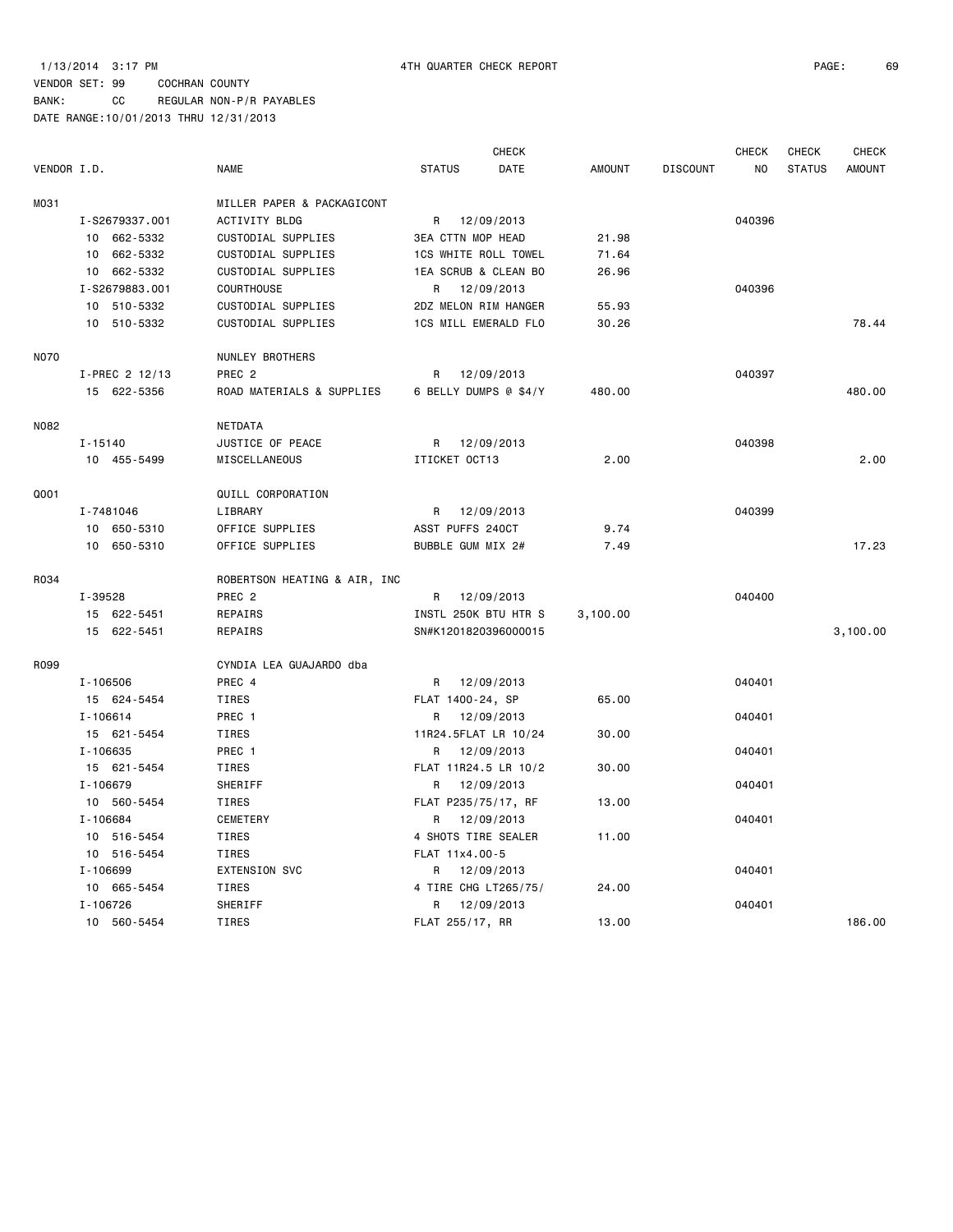1/13/2014 3:17 PM 4TH QUARTER CHECK REPORT

VENDOR SET: 99 COCHRAN COUNTY
BANK: CC REGULAR NON-P/R PAYABLES
DATE RANGE:10/01/2013 THRU 12/31/2013

| VENDOR I.D. | NAME | STATUS | CHECK DATE | AMOUNT | DISCOUNT | CHECK NO | CHECK STATUS | CHECK AMOUNT |
|---|---|---|---|---|---|---|---|---|
| M031 | MILLER PAPER & PACKAGICONT | | | | | | | |
| I-S2679337.001 | ACTIVITY BLDG | R | 12/09/2013 | | | 040396 | | |
| 10 662-5332 | CUSTODIAL SUPPLIES | 3EA CTTN MOP HEAD | | 21.98 | | | | |
| 10 662-5332 | CUSTODIAL SUPPLIES | 1CS WHITE ROLL TOWEL | | 71.64 | | | | |
| 10 662-5332 | CUSTODIAL SUPPLIES | 1EA SCRUB & CLEAN BO | | 26.96 | | | | |
| I-S2679883.001 | COURTHOUSE | R | 12/09/2013 | | | 040396 | | |
| 10 510-5332 | CUSTODIAL SUPPLIES | 2DZ MELON RIM HANGER | | 55.93 | | | | |
| 10 510-5332 | CUSTODIAL SUPPLIES | 1CS MILL EMERALD FLO | | 30.26 | | | | 78.44 |
| N070 | NUNLEY BROTHERS | | | | | | | |
| I-PREC 2 12/13 | PREC 2 | R | 12/09/2013 | | | 040397 | | |
| 15 622-5356 | ROAD MATERIALS & SUPPLIES | 6 BELLY DUMPS @ $4/Y | | 480.00 | | | | 480.00 |
| N082 | NETDATA | | | | | | | |
| I-15140 | JUSTICE OF PEACE | R | 12/09/2013 | | | 040398 | | |
| 10 455-5499 | MISCELLANEOUS | ITICKET OCT13 | | 2.00 | | | | 2.00 |
| Q001 | QUILL CORPORATION | | | | | | | |
| I-7481046 | LIBRARY | R | 12/09/2013 | | | 040399 | | |
| 10 650-5310 | OFFICE SUPPLIES | ASST PUFFS 240CT | | 9.74 | | | | |
| 10 650-5310 | OFFICE SUPPLIES | BUBBLE GUM MIX 2# | | 7.49 | | | | 17.23 |
| R034 | ROBERTSON HEATING & AIR, INC | | | | | | | |
| I-39528 | PREC 2 | R | 12/09/2013 | | | 040400 | | |
| 15 622-5451 | REPAIRS | INSTL 250K BTU HTR S | | 3,100.00 | | | | |
| 15 622-5451 | REPAIRS | SN#K1201820396000015 | | | | | | 3,100.00 |
| R099 | CYNDIA LEA GUAJARDO dba | | | | | | | |
| I-106506 | PREC 4 | R | 12/09/2013 | | | 040401 | | |
| 15 624-5454 | TIRES | FLAT 1400-24, SP | | 65.00 | | | | |
| I-106614 | PREC 1 | R | 12/09/2013 | | | 040401 | | |
| 15 621-5454 | TIRES | 11R24.5FLAT LR 10/24 | | 30.00 | | | | |
| I-106635 | PREC 1 | R | 12/09/2013 | | | 040401 | | |
| 15 621-5454 | TIRES | FLAT 11R24.5 LR 10/2 | | 30.00 | | | | |
| I-106679 | SHERIFF | R | 12/09/2013 | | | 040401 | | |
| 10 560-5454 | TIRES | FLAT P235/75/17, RF | | 13.00 | | | | |
| I-106684 | CEMETERY | R | 12/09/2013 | | | 040401 | | |
| 10 516-5454 | TIRES | 4 SHOTS TIRE SEALER | | 11.00 | | | | |
| 10 516-5454 | TIRES | FLAT 11x4.00-5 | | | | | | |
| I-106699 | EXTENSION SVC | R | 12/09/2013 | | | 040401 | | |
| 10 665-5454 | TIRES | 4 TIRE CHG LT265/75/ | | 24.00 | | | | |
| I-106726 | SHERIFF | R | 12/09/2013 | | | 040401 | | |
| 10 560-5454 | TIRES | FLAT 255/17, RR | | 13.00 | | | | 186.00 |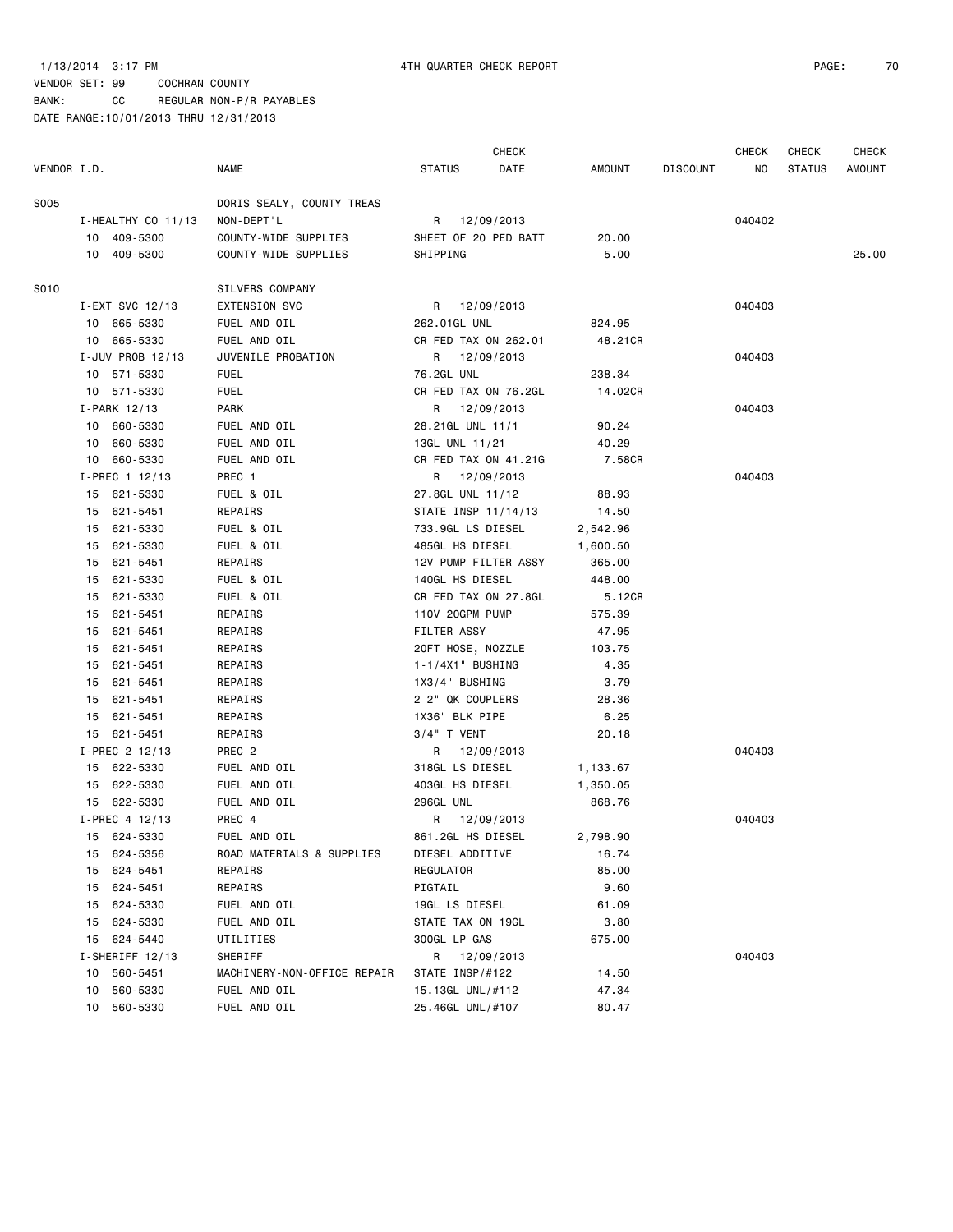1/13/2014 3:17 PM 4TH QUARTER CHECK REPORT

VENDOR SET: 99 COCHRAN COUNTY
BANK: CC REGULAR NON-P/R PAYABLES
DATE RANGE:10/01/2013 THRU 12/31/2013

| VENDOR I.D. | NAME | STATUS | CHECK DATE | AMOUNT | DISCOUNT | CHECK NO | CHECK STATUS | CHECK AMOUNT |
|---|---|---|---|---|---|---|---|---|
| S005 | DORIS SEALY, COUNTY TREAS | | | | | | | |
| I-HEALTHY CO 11/13 | NON-DEPT'L | R | 12/09/2013 | | | 040402 | | |
| 10 409-5300 | COUNTY-WIDE SUPPLIES | SHEET OF 20 PED BATT | | 20.00 | | | | |
| 10 409-5300 | COUNTY-WIDE SUPPLIES | SHIPPING | | 5.00 | | | | 25.00 |
| S010 | SILVERS COMPANY | | | | | | | |
| I-EXT SVC 12/13 | EXTENSION SVC | R | 12/09/2013 | | | 040403 | | |
| 10 665-5330 | FUEL AND OIL | 262.01GL UNL | | 824.95 | | | | |
| 10 665-5330 | FUEL AND OIL | CR FED TAX ON 262.01 | | 48.21CR | | | | |
| I-JUV PROB 12/13 | JUVENILE PROBATION | R | 12/09/2013 | | | 040403 | | |
| 10 571-5330 | FUEL | 76.2GL UNL | | 238.34 | | | | |
| 10 571-5330 | FUEL | CR FED TAX ON 76.2GL | | 14.02CR | | | | |
| I-PARK 12/13 | PARK | R | 12/09/2013 | | | 040403 | | |
| 10 660-5330 | FUEL AND OIL | 28.21GL UNL 11/1 | | 90.24 | | | | |
| 10 660-5330 | FUEL AND OIL | 13GL UNL 11/21 | | 40.29 | | | | |
| 10 660-5330 | FUEL AND OIL | CR FED TAX ON 41.21G | | 7.58CR | | | | |
| I-PREC 1 12/13 | PREC 1 | R | 12/09/2013 | | | 040403 | | |
| 15 621-5330 | FUEL & OIL | 27.8GL UNL 11/12 | | 88.93 | | | | |
| 15 621-5451 | REPAIRS | STATE INSP 11/14/13 | | 14.50 | | | | |
| 15 621-5330 | FUEL & OIL | 733.9GL LS DIESEL | | 2,542.96 | | | | |
| 15 621-5330 | FUEL & OIL | 485GL HS DIESEL | | 1,600.50 | | | | |
| 15 621-5451 | REPAIRS | 12V PUMP FILTER ASSY | | 365.00 | | | | |
| 15 621-5330 | FUEL & OIL | 140GL HS DIESEL | | 448.00 | | | | |
| 15 621-5330 | FUEL & OIL | CR FED TAX ON 27.8GL | | 5.12CR | | | | |
| 15 621-5451 | REPAIRS | 110V 20GPM PUMP | | 575.39 | | | | |
| 15 621-5451 | REPAIRS | FILTER ASSY | | 47.95 | | | | |
| 15 621-5451 | REPAIRS | 20FT HOSE, NOZZLE | | 103.75 | | | | |
| 15 621-5451 | REPAIRS | 1-1/4X1" BUSHING | | 4.35 | | | | |
| 15 621-5451 | REPAIRS | 1X3/4" BUSHING | | 3.79 | | | | |
| 15 621-5451 | REPAIRS | 2 2" QK COUPLERS | | 28.36 | | | | |
| 15 621-5451 | REPAIRS | 1X36" BLK PIPE | | 6.25 | | | | |
| 15 621-5451 | REPAIRS | 3/4" T VENT | | 20.18 | | | | |
| I-PREC 2 12/13 | PREC 2 | R | 12/09/2013 | | | 040403 | | |
| 15 622-5330 | FUEL AND OIL | 318GL LS DIESEL | | 1,133.67 | | | | |
| 15 622-5330 | FUEL AND OIL | 403GL HS DIESEL | | 1,350.05 | | | | |
| 15 622-5330 | FUEL AND OIL | 296GL UNL | | 868.76 | | | | |
| I-PREC 4 12/13 | PREC 4 | R | 12/09/2013 | | | 040403 | | |
| 15 624-5330 | FUEL AND OIL | 861.2GL HS DIESEL | | 2,798.90 | | | | |
| 15 624-5356 | ROAD MATERIALS & SUPPLIES | DIESEL ADDITIVE | | 16.74 | | | | |
| 15 624-5451 | REPAIRS | REGULATOR | | 85.00 | | | | |
| 15 624-5451 | REPAIRS | PIGTAIL | | 9.60 | | | | |
| 15 624-5330 | FUEL AND OIL | 19GL LS DIESEL | | 61.09 | | | | |
| 15 624-5330 | FUEL AND OIL | STATE TAX ON 19GL | | 3.80 | | | | |
| 15 624-5440 | UTILITIES | 300GL LP GAS | | 675.00 | | | | |
| I-SHERIFF 12/13 | SHERIFF | R | 12/09/2013 | | | 040403 | | |
| 10 560-5451 | MACHINERY-NON-OFFICE REPAIR | STATE INSP/#122 | | 14.50 | | | | |
| 10 560-5330 | FUEL AND OIL | 15.13GL UNL/#112 | | 47.34 | | | | |
| 10 560-5330 | FUEL AND OIL | 25.46GL UNL/#107 | | 80.47 | | | | |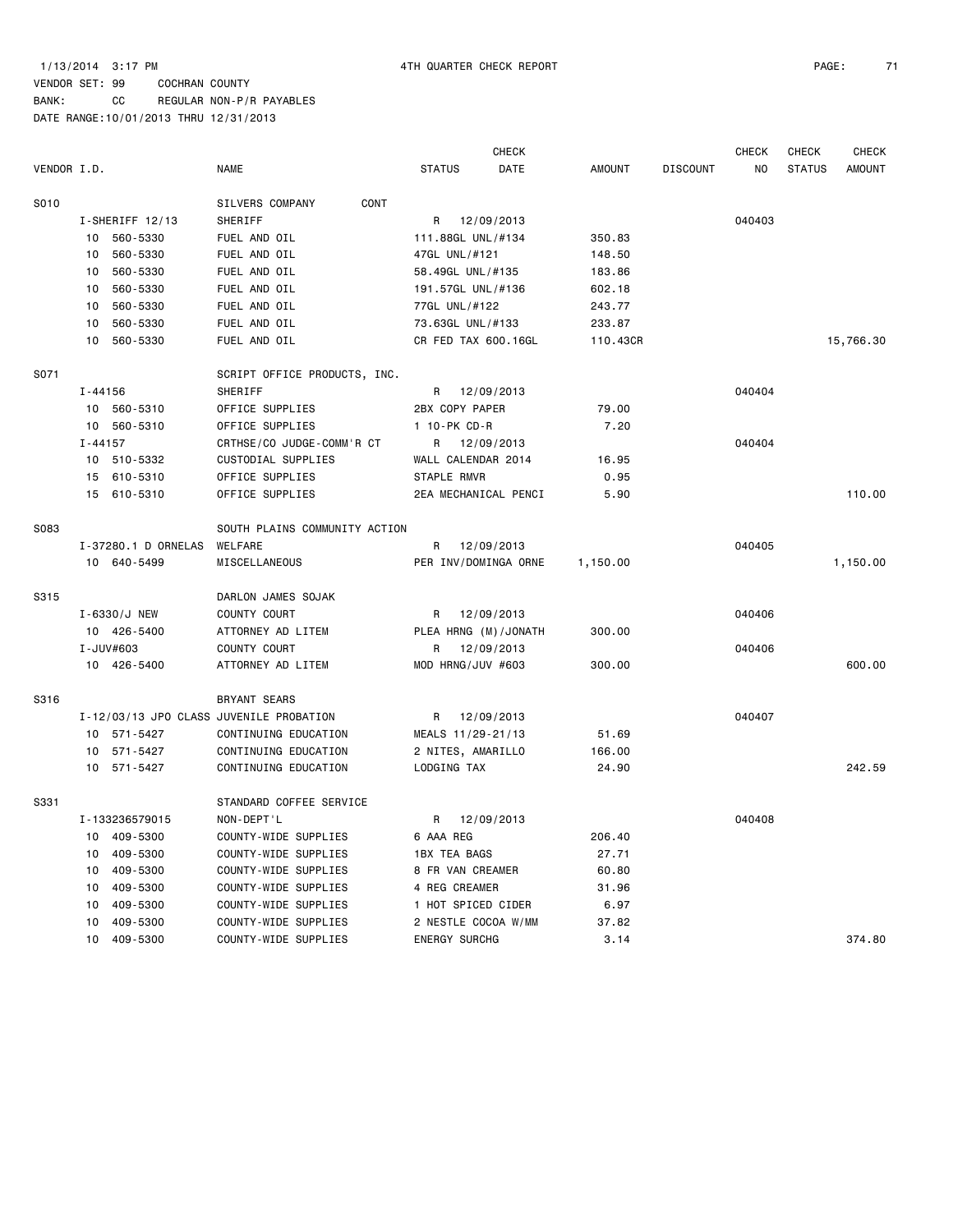1/13/2014 3:17 PM 4TH QUARTER CHECK REPORT

VENDOR SET: 99 COCHRAN COUNTY
BANK: CC REGULAR NON-P/R PAYABLES
DATE RANGE:10/01/2013 THRU 12/31/2013

| VENDOR I.D. | NAME | STATUS | CHECK DATE | AMOUNT | DISCOUNT | CHECK NO | CHECK STATUS | CHECK AMOUNT |
|---|---|---|---|---|---|---|---|---|
| S010 | SILVERS COMPANY CONT | | | | | | | |
| I-SHERIFF 12/13 | SHERIFF | R | 12/09/2013 | | | 040403 | | |
| 10 560-5330 | FUEL AND OIL | 111.88GL UNL/#134 | | 350.83 | | | | |
| 10 560-5330 | FUEL AND OIL | 47GL UNL/#121 | | 148.50 | | | | |
| 10 560-5330 | FUEL AND OIL | 58.49GL UNL/#135 | | 183.86 | | | | |
| 10 560-5330 | FUEL AND OIL | 191.57GL UNL/#136 | | 602.18 | | | | |
| 10 560-5330 | FUEL AND OIL | 77GL UNL/#122 | | 243.77 | | | | |
| 10 560-5330 | FUEL AND OIL | 73.63GL UNL/#133 | | 233.87 | | | | |
| 10 560-5330 | FUEL AND OIL | CR FED TAX 600.16GL | | 110.43CR | | | | 15,766.30 |
| S071 | SCRIPT OFFICE PRODUCTS, INC. | | | | | | | |
| I-44156 | SHERIFF | R | 12/09/2013 | | | 040404 | | |
| 10 560-5310 | OFFICE SUPPLIES | 2BX COPY PAPER | | 79.00 | | | | |
| 10 560-5310 | OFFICE SUPPLIES | 1 10-PK CD-R | | 7.20 | | | | |
| I-44157 | CRTHSE/CO JUDGE-COMM'R CT | R | 12/09/2013 | | | 040404 | | |
| 10 510-5332 | CUSTODIAL SUPPLIES | WALL CALENDAR 2014 | | 16.95 | | | | |
| 15 610-5310 | OFFICE SUPPLIES | STAPLE RMVR | | 0.95 | | | | |
| 15 610-5310 | OFFICE SUPPLIES | 2EA MECHANICAL PENCI | | 5.90 | | | | 110.00 |
| S083 | SOUTH PLAINS COMMUNITY ACTION | | | | | | | |
| I-37280.1 D ORNELAS | WELFARE | R | 12/09/2013 | | | 040405 | | |
| 10 640-5499 | MISCELLANEOUS | PER INV/DOMINGA ORNE | | 1,150.00 | | | | 1,150.00 |
| S315 | DARLON JAMES SOJAK | | | | | | | |
| I-6330/J NEW | COUNTY COURT | R | 12/09/2013 | | | 040406 | | |
| 10 426-5400 | ATTORNEY AD LITEM | PLEA HRNG (M)/JONATH | | 300.00 | | | | |
| I-JUV#603 | COUNTY COURT | R | 12/09/2013 | | | 040406 | | |
| 10 426-5400 | ATTORNEY AD LITEM | MOD HRNG/JUV #603 | | 300.00 | | | | 600.00 |
| S316 | BRYANT SEARS | | | | | | | |
| I-12/03/13 JPO CLASS | JUVENILE PROBATION | R | 12/09/2013 | | | 040407 | | |
| 10 571-5427 | CONTINUING EDUCATION | MEALS 11/29-21/13 | | 51.69 | | | | |
| 10 571-5427 | CONTINUING EDUCATION | 2 NITES, AMARILLO | | 166.00 | | | | |
| 10 571-5427 | CONTINUING EDUCATION | LODGING TAX | | 24.90 | | | | 242.59 |
| S331 | STANDARD COFFEE SERVICE | | | | | | | |
| I-133236579015 | NON-DEPT'L | R | 12/09/2013 | | | 040408 | | |
| 10 409-5300 | COUNTY-WIDE SUPPLIES | 6 AAA REG | | 206.40 | | | | |
| 10 409-5300 | COUNTY-WIDE SUPPLIES | 1BX TEA BAGS | | 27.71 | | | | |
| 10 409-5300 | COUNTY-WIDE SUPPLIES | 8 FR VAN CREAMER | | 60.80 | | | | |
| 10 409-5300 | COUNTY-WIDE SUPPLIES | 4 REG CREAMER | | 31.96 | | | | |
| 10 409-5300 | COUNTY-WIDE SUPPLIES | 1 HOT SPICED CIDER | | 6.97 | | | | |
| 10 409-5300 | COUNTY-WIDE SUPPLIES | 2 NESTLE COCOA W/MM | | 37.82 | | | | |
| 10 409-5300 | COUNTY-WIDE SUPPLIES | ENERGY SURCHG | | 3.14 | | | | 374.80 |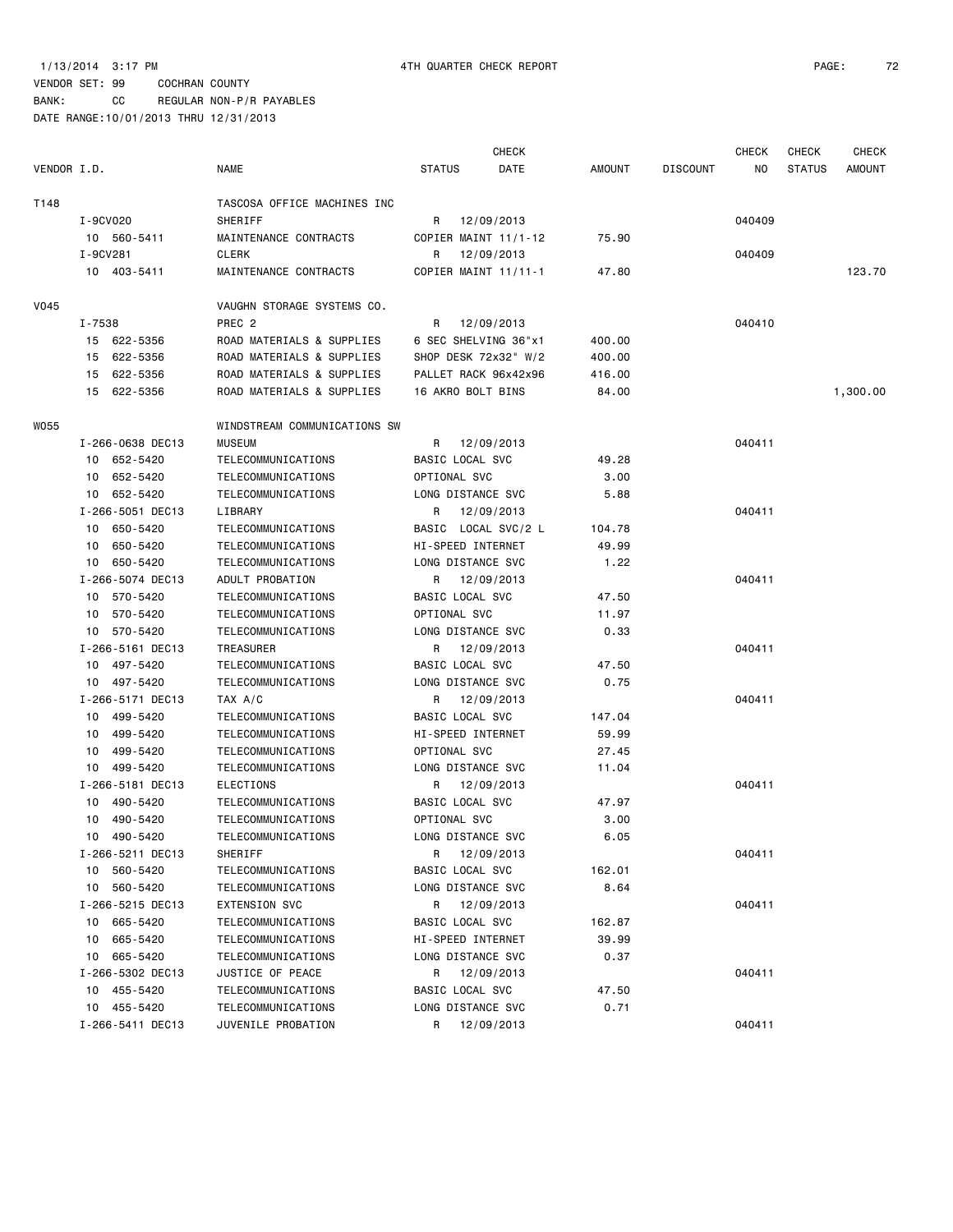1/13/2014 3:17 PM 4TH QUARTER CHECK REPORT

VENDOR SET: 99 COCHRAN COUNTY
BANK: CC REGULAR NON-P/R PAYABLES
DATE RANGE:10/01/2013 THRU 12/31/2013

| VENDOR I.D. | NAME | STATUS | CHECK DATE | AMOUNT | DISCOUNT | CHECK NO | CHECK STATUS | CHECK AMOUNT |
|---|---|---|---|---|---|---|---|---|
| T148 | TASCOSA OFFICE MACHINES INC | | | | | | | |
| I-9CV020 | SHERIFF | R | 12/09/2013 | | | 040409 | | |
| 10 560-5411 | MAINTENANCE CONTRACTS | COPIER MAINT 11/1-12 | | 75.90 | | | | |
| I-9CV281 | CLERK | R | 12/09/2013 | | | 040409 | | |
| 10 403-5411 | MAINTENANCE CONTRACTS | COPIER MAINT 11/11-1 | | 47.80 | | | | 123.70 |
| V045 | VAUGHN STORAGE SYSTEMS CO. | | | | | | | |
| I-7538 | PREC 2 | R | 12/09/2013 | | | 040410 | | |
| 15 622-5356 | ROAD MATERIALS & SUPPLIES | 6 SEC SHELVING 36"x1 | | 400.00 | | | | |
| 15 622-5356 | ROAD MATERIALS & SUPPLIES | SHOP DESK 72x32" W/2 | | 400.00 | | | | |
| 15 622-5356 | ROAD MATERIALS & SUPPLIES | PALLET RACK 96x42x96 | | 416.00 | | | | |
| 15 622-5356 | ROAD MATERIALS & SUPPLIES | 16 AKRO BOLT BINS | | 84.00 | | | | 1,300.00 |
| W055 | WINDSTREAM COMMUNICATIONS SW | | | | | | | |
| I-266-0638 DEC13 | MUSEUM | R | 12/09/2013 | | | 040411 | | |
| 10 652-5420 | TELECOMMUNICATIONS | BASIC LOCAL SVC | | 49.28 | | | | |
| 10 652-5420 | TELECOMMUNICATIONS | OPTIONAL SVC | | 3.00 | | | | |
| 10 652-5420 | TELECOMMUNICATIONS | LONG DISTANCE SVC | | 5.88 | | | | |
| I-266-5051 DEC13 | LIBRARY | R | 12/09/2013 | | | 040411 | | |
| 10 650-5420 | TELECOMMUNICATIONS | BASIC LOCAL SVC/2 L | | 104.78 | | | | |
| 10 650-5420 | TELECOMMUNICATIONS | HI-SPEED INTERNET | | 49.99 | | | | |
| 10 650-5420 | TELECOMMUNICATIONS | LONG DISTANCE SVC | | 1.22 | | | | |
| I-266-5074 DEC13 | ADULT PROBATION | R | 12/09/2013 | | | 040411 | | |
| 10 570-5420 | TELECOMMUNICATIONS | BASIC LOCAL SVC | | 47.50 | | | | |
| 10 570-5420 | TELECOMMUNICATIONS | OPTIONAL SVC | | 11.97 | | | | |
| 10 570-5420 | TELECOMMUNICATIONS | LONG DISTANCE SVC | | 0.33 | | | | |
| I-266-5161 DEC13 | TREASURER | R | 12/09/2013 | | | 040411 | | |
| 10 497-5420 | TELECOMMUNICATIONS | BASIC LOCAL SVC | | 47.50 | | | | |
| 10 497-5420 | TELECOMMUNICATIONS | LONG DISTANCE SVC | | 0.75 | | | | |
| I-266-5171 DEC13 | TAX A/C | R | 12/09/2013 | | | 040411 | | |
| 10 499-5420 | TELECOMMUNICATIONS | BASIC LOCAL SVC | | 147.04 | | | | |
| 10 499-5420 | TELECOMMUNICATIONS | HI-SPEED INTERNET | | 59.99 | | | | |
| 10 499-5420 | TELECOMMUNICATIONS | OPTIONAL SVC | | 27.45 | | | | |
| 10 499-5420 | TELECOMMUNICATIONS | LONG DISTANCE SVC | | 11.04 | | | | |
| I-266-5181 DEC13 | ELECTIONS | R | 12/09/2013 | | | 040411 | | |
| 10 490-5420 | TELECOMMUNICATIONS | BASIC LOCAL SVC | | 47.97 | | | | |
| 10 490-5420 | TELECOMMUNICATIONS | OPTIONAL SVC | | 3.00 | | | | |
| 10 490-5420 | TELECOMMUNICATIONS | LONG DISTANCE SVC | | 6.05 | | | | |
| I-266-5211 DEC13 | SHERIFF | R | 12/09/2013 | | | 040411 | | |
| 10 560-5420 | TELECOMMUNICATIONS | BASIC LOCAL SVC | | 162.01 | | | | |
| 10 560-5420 | TELECOMMUNICATIONS | LONG DISTANCE SVC | | 8.64 | | | | |
| I-266-5215 DEC13 | EXTENSION SVC | R | 12/09/2013 | | | 040411 | | |
| 10 665-5420 | TELECOMMUNICATIONS | BASIC LOCAL SVC | | 162.87 | | | | |
| 10 665-5420 | TELECOMMUNICATIONS | HI-SPEED INTERNET | | 39.99 | | | | |
| 10 665-5420 | TELECOMMUNICATIONS | LONG DISTANCE SVC | | 0.37 | | | | |
| I-266-5302 DEC13 | JUSTICE OF PEACE | R | 12/09/2013 | | | 040411 | | |
| 10 455-5420 | TELECOMMUNICATIONS | BASIC LOCAL SVC | | 47.50 | | | | |
| 10 455-5420 | TELECOMMUNICATIONS | LONG DISTANCE SVC | | 0.71 | | | | |
| I-266-5411 DEC13 | JUVENILE PROBATION | R | 12/09/2013 | | | 040411 | | |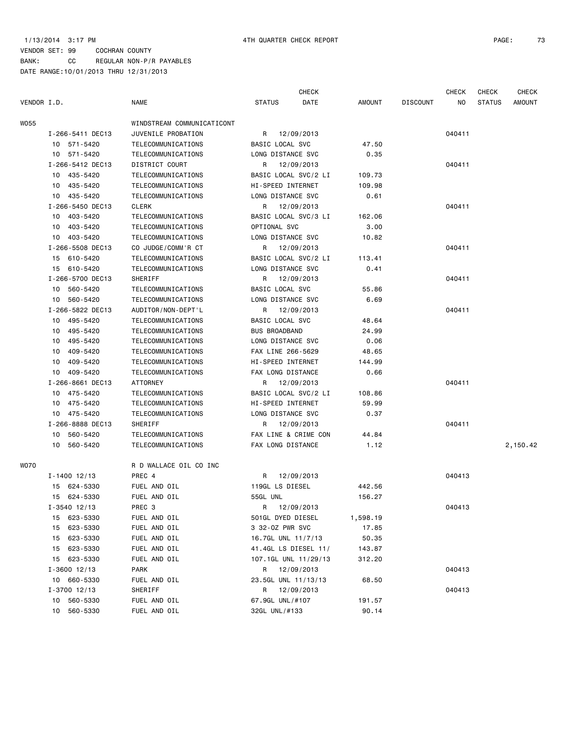1/13/2014 3:17 PM 4TH QUARTER CHECK REPORT

VENDOR SET: 99 COCHRAN COUNTY

BANK: CC REGULAR NON-P/R PAYABLES

DATE RANGE:10/01/2013 THRU 12/31/2013

| VENDOR I.D. | NAME | STATUS | CHECK DATE | AMOUNT | DISCOUNT | CHECK NO | CHECK STATUS | CHECK AMOUNT |
|---|---|---|---|---|---|---|---|---|
| W055 | WINDSTREAM COMMUNICATICONT | | | | | | | |
| I-266-5411 DEC13 | JUVENILE PROBATION | R | 12/09/2013 | | | 040411 | | |
| 10 571-5420 | TELECOMMUNICATIONS | BASIC LOCAL SVC | | 47.50 | | | | |
| 10 571-5420 | TELECOMMUNICATIONS | LONG DISTANCE SVC | | 0.35 | | | | |
| I-266-5412 DEC13 | DISTRICT COURT | R | 12/09/2013 | | | 040411 | | |
| 10 435-5420 | TELECOMMUNICATIONS | BASIC LOCAL SVC/2 LI | | 109.73 | | | | |
| 10 435-5420 | TELECOMMUNICATIONS | HI-SPEED INTERNET | | 109.98 | | | | |
| 10 435-5420 | TELECOMMUNICATIONS | LONG DISTANCE SVC | | 0.61 | | | | |
| I-266-5450 DEC13 | CLERK | R | 12/09/2013 | | | 040411 | | |
| 10 403-5420 | TELECOMMUNICATIONS | BASIC LOCAL SVC/3 LI | | 162.06 | | | | |
| 10 403-5420 | TELECOMMUNICATIONS | OPTIONAL SVC | | 3.00 | | | | |
| 10 403-5420 | TELECOMMUNICATIONS | LONG DISTANCE SVC | | 10.82 | | | | |
| I-266-5508 DEC13 | CO JUDGE/COMM'R CT | R | 12/09/2013 | | | 040411 | | |
| 15 610-5420 | TELECOMMUNICATIONS | BASIC LOCAL SVC/2 LI | | 113.41 | | | | |
| 15 610-5420 | TELECOMMUNICATIONS | LONG DISTANCE SVC | | 0.41 | | | | |
| I-266-5700 DEC13 | SHERIFF | R | 12/09/2013 | | | 040411 | | |
| 10 560-5420 | TELECOMMUNICATIONS | BASIC LOCAL SVC | | 55.86 | | | | |
| 10 560-5420 | TELECOMMUNICATIONS | LONG DISTANCE SVC | | 6.69 | | | | |
| I-266-5822 DEC13 | AUDITOR/NON-DEPT'L | R | 12/09/2013 | | | 040411 | | |
| 10 495-5420 | TELECOMMUNICATIONS | BASIC LOCAL SVC | | 48.64 | | | | |
| 10 495-5420 | TELECOMMUNICATIONS | BUS BROADBAND | | 24.99 | | | | |
| 10 495-5420 | TELECOMMUNICATIONS | LONG DISTANCE SVC | | 0.06 | | | | |
| 10 409-5420 | TELECOMMUNICATIONS | FAX LINE 266-5629 | | 48.65 | | | | |
| 10 409-5420 | TELECOMMUNICATIONS | HI-SPEED INTERNET | | 144.99 | | | | |
| 10 409-5420 | TELECOMMUNICATIONS | FAX LONG DISTANCE | | 0.66 | | | | |
| I-266-8661 DEC13 | ATTORNEY | R | 12/09/2013 | | | 040411 | | |
| 10 475-5420 | TELECOMMUNICATIONS | BASIC LOCAL SVC/2 LI | | 108.86 | | | | |
| 10 475-5420 | TELECOMMUNICATIONS | HI-SPEED INTERNET | | 59.99 | | | | |
| 10 475-5420 | TELECOMMUNICATIONS | LONG DISTANCE SVC | | 0.37 | | | | |
| I-266-8888 DEC13 | SHERIFF | R | 12/09/2013 | | | 040411 | | |
| 10 560-5420 | TELECOMMUNICATIONS | FAX LINE & CRIME CON | | 44.84 | | | | |
| 10 560-5420 | TELECOMMUNICATIONS | FAX LONG DISTANCE | | 1.12 | | | | 2,150.42 |
| W070 | R D WALLACE OIL CO INC | | | | | | | |
| I-1400 12/13 | PREC 4 | R | 12/09/2013 | | | 040413 | | |
| 15 624-5330 | FUEL AND OIL | 119GL LS DIESEL | | 442.56 | | | | |
| 15 624-5330 | FUEL AND OIL | 55GL UNL | | 156.27 | | | | |
| I-3540 12/13 | PREC 3 | R | 12/09/2013 | | | 040413 | | |
| 15 623-5330 | FUEL AND OIL | 501GL DYED DIESEL | | 1,598.19 | | | | |
| 15 623-5330 | FUEL AND OIL | 3 32-OZ PWR SVC | | 17.85 | | | | |
| 15 623-5330 | FUEL AND OIL | 16.7GL UNL 11/7/13 | | 50.35 | | | | |
| 15 623-5330 | FUEL AND OIL | 41.4GL LS DIESEL 11/ | | 143.87 | | | | |
| 15 623-5330 | FUEL AND OIL | 107.1GL UNL 11/29/13 | | 312.20 | | | | |
| I-3600 12/13 | PARK | R | 12/09/2013 | | | 040413 | | |
| 10 660-5330 | FUEL AND OIL | 23.5GL UNL 11/13/13 | | 68.50 | | | | |
| I-3700 12/13 | SHERIFF | R | 12/09/2013 | | | 040413 | | |
| 10 560-5330 | FUEL AND OIL | 67.9GL UNL/#107 | | 191.57 | | | | |
| 10 560-5330 | FUEL AND OIL | 32GL UNL/#133 | | 90.14 | | | | |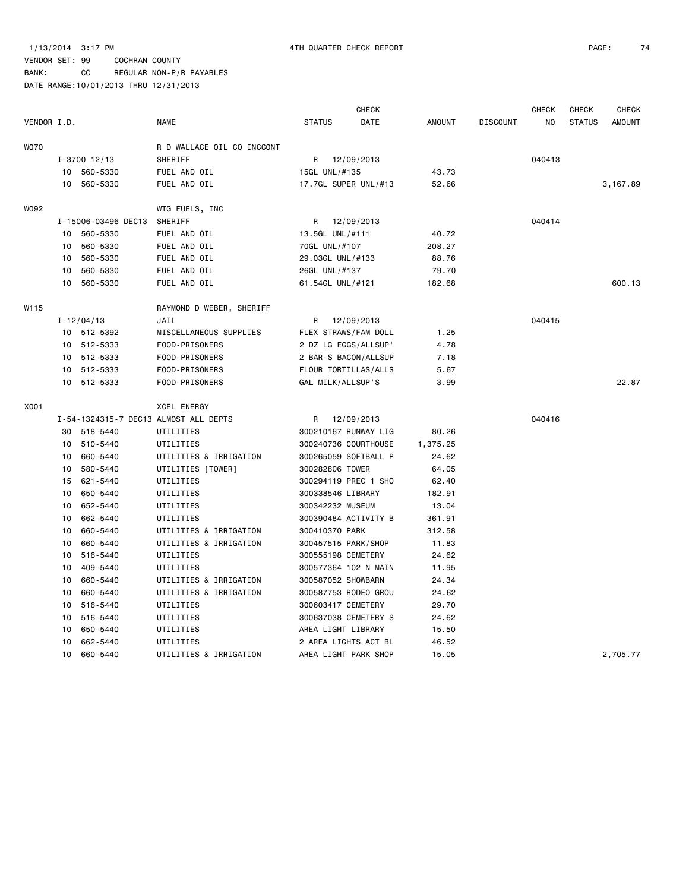1/13/2014 3:17 PM 4TH QUARTER CHECK REPORT

VENDOR SET: 99 COCHRAN COUNTY
BANK: CC REGULAR NON-P/R PAYABLES
DATE RANGE:10/01/2013 THRU 12/31/2013

| VENDOR I.D. | | NAME | STATUS | CHECK DATE | AMOUNT | DISCOUNT | CHECK NO | CHECK STATUS | CHECK AMOUNT |
|---|---|---|---|---|---|---|---|---|---|
| W070 | | R D WALLACE OIL CO INCCONT | | | | | | | |
| | I-3700 12/13 | SHERIFF | R | 12/09/2013 | | | 040413 | | |
| | 10 560-5330 | FUEL AND OIL | 15GL UNL/#135 | | 43.73 | | | | |
| | 10 560-5330 | FUEL AND OIL | 17.7GL SUPER UNL/#13 | | 52.66 | | | | 3,167.89 |
| W092 | | WTG FUELS, INC | | | | | | | |
| | I-15006-03496 DEC13 | SHERIFF | R | 12/09/2013 | | | 040414 | | |
| | 10 560-5330 | FUEL AND OIL | 13.5GL UNL/#111 | | 40.72 | | | | |
| | 10 560-5330 | FUEL AND OIL | 70GL UNL/#107 | | 208.27 | | | | |
| | 10 560-5330 | FUEL AND OIL | 29.03GL UNL/#133 | | 88.76 | | | | |
| | 10 560-5330 | FUEL AND OIL | 26GL UNL/#137 | | 79.70 | | | | |
| | 10 560-5330 | FUEL AND OIL | 61.54GL UNL/#121 | | 182.68 | | | | 600.13 |
| W115 | | RAYMOND D WEBER, SHERIFF | | | | | | | |
| | I-12/04/13 | JAIL | R | 12/09/2013 | | | 040415 | | |
| | 10 512-5392 | MISCELLANEOUS SUPPLIES | FLEX STRAWS/FAM DOLL | | 1.25 | | | | |
| | 10 512-5333 | FOOD-PRISONERS | 2 DZ LG EGGS/ALLSUP' | | 4.78 | | | | |
| | 10 512-5333 | FOOD-PRISONERS | 2 BAR-S BACON/ALLSUP | | 7.18 | | | | |
| | 10 512-5333 | FOOD-PRISONERS | FLOUR TORTILLAS/ALLS | | 5.67 | | | | |
| | 10 512-5333 | FOOD-PRISONERS | GAL MILK/ALLSUP'S | | 3.99 | | | | 22.87 |
| X001 | | XCEL ENERGY | | | | | | | |
| | I-54-1324315-7 DEC13 | ALMOST ALL DEPTS | R | 12/09/2013 | | | 040416 | | |
| | 30 518-5440 | UTILITIES | 300210167 RUNWAY LIG | | 80.26 | | | | |
| | 10 510-5440 | UTILITIES | 300240736 COURTHOUSE | | 1,375.25 | | | | |
| | 10 660-5440 | UTILITIES & IRRIGATION | 300265059 SOFTBALL P | | 24.62 | | | | |
| | 10 580-5440 | UTILITIES [TOWER] | 300282806 TOWER | | 64.05 | | | | |
| | 15 621-5440 | UTILITIES | 300294119 PREC 1 SHO | | 62.40 | | | | |
| | 10 650-5440 | UTILITIES | 300338546 LIBRARY | | 182.91 | | | | |
| | 10 652-5440 | UTILITIES | 300342232 MUSEUM | | 13.04 | | | | |
| | 10 662-5440 | UTILITIES | 300390484 ACTIVITY B | | 361.91 | | | | |
| | 10 660-5440 | UTILITIES & IRRIGATION | 300410370 PARK | | 312.58 | | | | |
| | 10 660-5440 | UTILITIES & IRRIGATION | 300457515 PARK/SHOP | | 11.83 | | | | |
| | 10 516-5440 | UTILITIES | 300555198 CEMETERY | | 24.62 | | | | |
| | 10 409-5440 | UTILITIES | 300577364 102 N MAIN | | 11.95 | | | | |
| | 10 660-5440 | UTILITIES & IRRIGATION | 300587052 SHOWBARN | | 24.34 | | | | |
| | 10 660-5440 | UTILITIES & IRRIGATION | 300587753 RODEO GROU | | 24.62 | | | | |
| | 10 516-5440 | UTILITIES | 300603417 CEMETERY | | 29.70 | | | | |
| | 10 516-5440 | UTILITIES | 300637038 CEMETERY S | | 24.62 | | | | |
| | 10 650-5440 | UTILITIES | AREA LIGHT LIBRARY | | 15.50 | | | | |
| | 10 662-5440 | UTILITIES | 2 AREA LIGHTS ACT BL | | 46.52 | | | | |
| | 10 660-5440 | UTILITIES & IRRIGATION | AREA LIGHT PARK SHOP | | 15.05 | | | | 2,705.77 |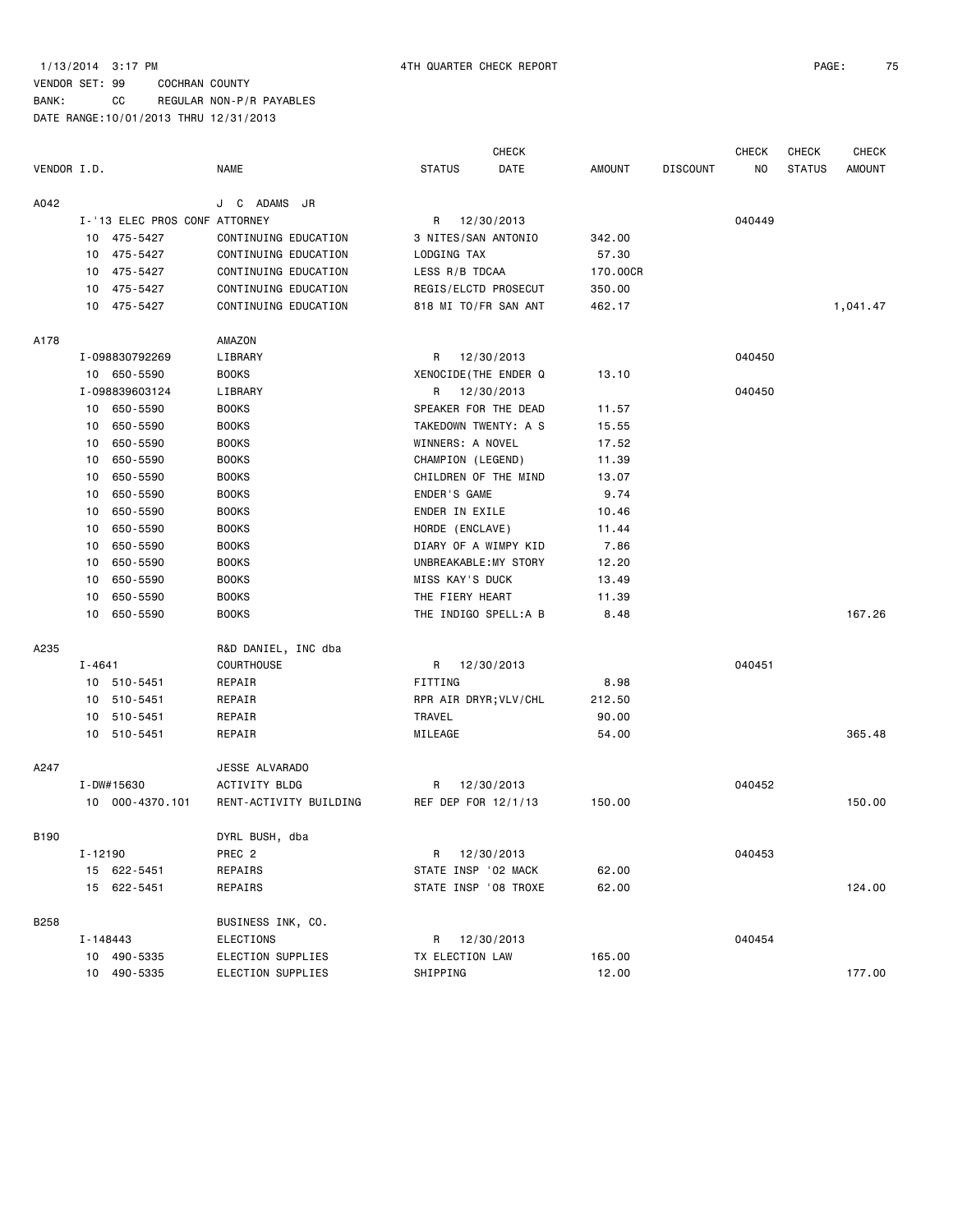VENDOR SET: 99 COCHRAN COUNTY
BANK: CC REGULAR NON-P/R PAYABLES
DATE RANGE:10/01/2013 THRU 12/31/2013

| VENDOR I.D. | NAME | STATUS | CHECK DATE | AMOUNT | DISCOUNT | CHECK NO | CHECK STATUS | CHECK AMOUNT |
|---|---|---|---|---|---|---|---|---|
| A042 | J C ADAMS JR | | | | | | | |
| I-'13 ELEC PROS CONF | ATTORNEY | R | 12/30/2013 | | | 040449 | | |
| 10 475-5427 | CONTINUING EDUCATION | 3 NITES/SAN ANTONIO | | 342.00 | | | | |
| 10 475-5427 | CONTINUING EDUCATION | LODGING TAX | | 57.30 | | | | |
| 10 475-5427 | CONTINUING EDUCATION | LESS R/B TDCAA | | 170.00CR | | | | |
| 10 475-5427 | CONTINUING EDUCATION | REGIS/ELCTD PROSECUT | | 350.00 | | | | |
| 10 475-5427 | CONTINUING EDUCATION | 818 MI TO/FR SAN ANT | | 462.17 | | | | 1,041.47 |
| A178 | AMAZON | | | | | | | |
| I-098830792269 | LIBRARY | R | 12/30/2013 | | | 040450 | | |
| 10 650-5590 | BOOKS | XENOCIDE(THE ENDER Q | | 13.10 | | | | |
| I-098839603124 | LIBRARY | R | 12/30/2013 | | | 040450 | | |
| 10 650-5590 | BOOKS | SPEAKER FOR THE DEAD | | 11.57 | | | | |
| 10 650-5590 | BOOKS | TAKEDOWN TWENTY: A S | | 15.55 | | | | |
| 10 650-5590 | BOOKS | WINNERS: A NOVEL | | 17.52 | | | | |
| 10 650-5590 | BOOKS | CHAMPION (LEGEND) | | 11.39 | | | | |
| 10 650-5590 | BOOKS | CHILDREN OF THE MIND | | 13.07 | | | | |
| 10 650-5590 | BOOKS | ENDER'S GAME | | 9.74 | | | | |
| 10 650-5590 | BOOKS | ENDER IN EXILE | | 10.46 | | | | |
| 10 650-5590 | BOOKS | HORDE (ENCLAVE) | | 11.44 | | | | |
| 10 650-5590 | BOOKS | DIARY OF A WIMPY KID | | 7.86 | | | | |
| 10 650-5590 | BOOKS | UNBREAKABLE:MY STORY | | 12.20 | | | | |
| 10 650-5590 | BOOKS | MISS KAY'S DUCK | | 13.49 | | | | |
| 10 650-5590 | BOOKS | THE FIERY HEART | | 11.39 | | | | |
| 10 650-5590 | BOOKS | THE INDIGO SPELL:A B | | 8.48 | | | | 167.26 |
| A235 | R&D DANIEL, INC dba | | | | | | | |
| I-4641 | COURTHOUSE | R | 12/30/2013 | | | 040451 | | |
| 10 510-5451 | REPAIR | FITTING | | 8.98 | | | | |
| 10 510-5451 | REPAIR | RPR AIR DRYR;VLV/CHL | | 212.50 | | | | |
| 10 510-5451 | REPAIR | TRAVEL | | 90.00 | | | | |
| 10 510-5451 | REPAIR | MILEAGE | | 54.00 | | | | 365.48 |
| A247 | JESSE ALVARADO | | | | | | | |
| I-DW#15630 | ACTIVITY BLDG | R | 12/30/2013 | | | 040452 | | |
| 10 000-4370.101 | RENT-ACTIVITY BUILDING | REF DEP FOR 12/1/13 | | 150.00 | | | | 150.00 |
| B190 | DYRL BUSH, dba | | | | | | | |
| I-12190 | PREC 2 | R | 12/30/2013 | | | 040453 | | |
| 15 622-5451 | REPAIRS | STATE INSP '02 MACK | | 62.00 | | | | |
| 15 622-5451 | REPAIRS | STATE INSP '08 TROXE | | 62.00 | | | | 124.00 |
| B258 | BUSINESS INK, CO. | | | | | | | |
| I-148443 | ELECTIONS | R | 12/30/2013 | | | 040454 | | |
| 10 490-5335 | ELECTION SUPPLIES | TX ELECTION LAW | | 165.00 | | | | |
| 10 490-5335 | ELECTION SUPPLIES | SHIPPING | | 12.00 | | | | 177.00 |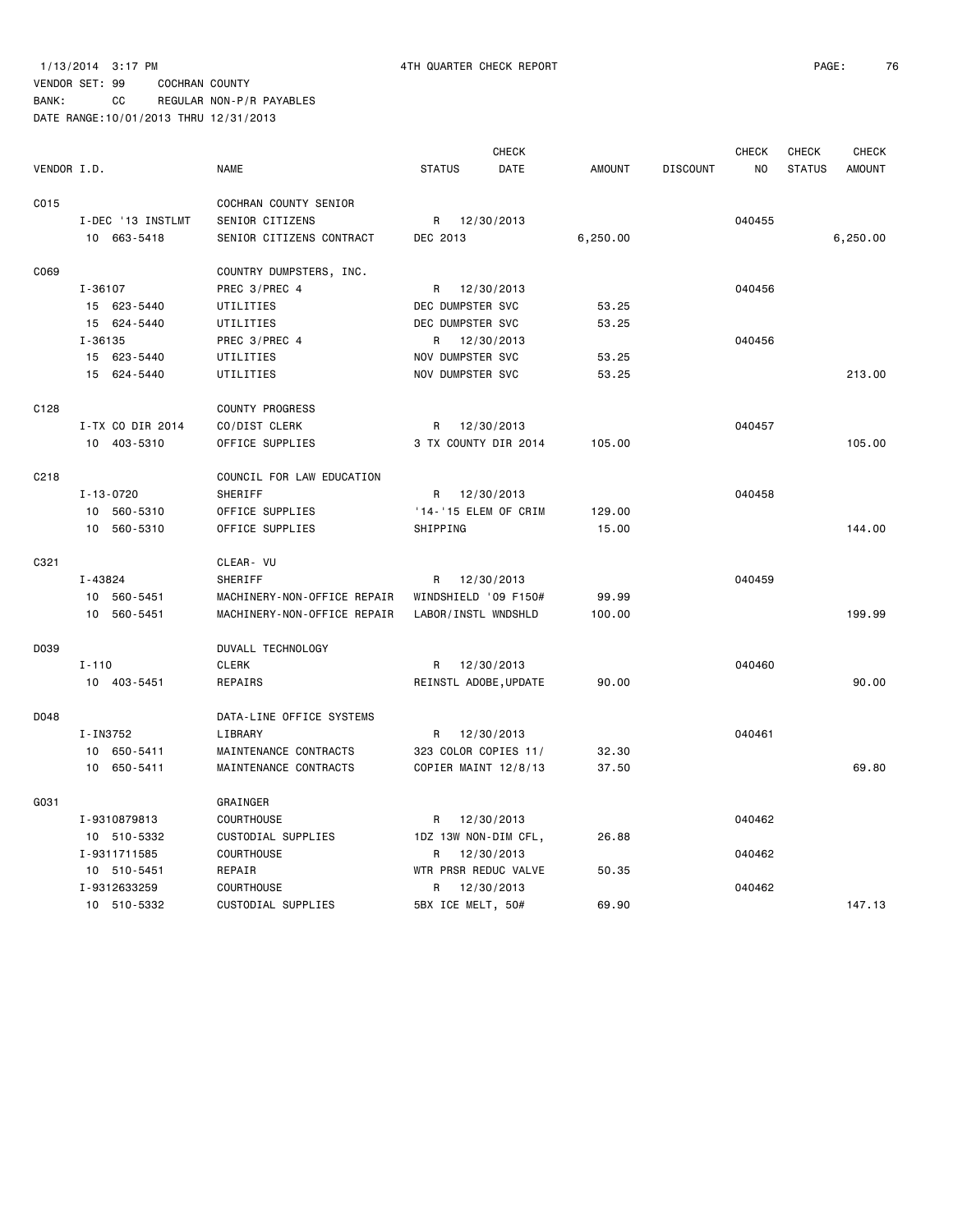1/13/2014 3:17 PM 4TH QUARTER CHECK REPORT

VENDOR SET: 99 COCHRAN COUNTY

BANK: CC REGULAR NON-P/R PAYABLES

DATE RANGE:10/01/2013 THRU 12/31/2013

| VENDOR I.D. | NAME | STATUS | CHECK DATE | AMOUNT | DISCOUNT | CHECK NO | CHECK STATUS | CHECK AMOUNT |
|---|---|---|---|---|---|---|---|---|
| C015 | COCHRAN COUNTY SENIOR | | | | | | | |
| I-DEC '13 INSTLMT | SENIOR CITIZENS | R | 12/30/2013 | | | 040455 | | |
| 10 663-5418 | SENIOR CITIZENS CONTRACT | DEC 2013 | | 6,250.00 | | | | 6,250.00 |
| C069 | COUNTRY DUMPSTERS, INC. | | | | | | | |
| I-36107 | PREC 3/PREC 4 | R | 12/30/2013 | | | 040456 | | |
| 15 623-5440 | UTILITIES | DEC DUMPSTER SVC | | 53.25 | | | | |
| 15 624-5440 | UTILITIES | DEC DUMPSTER SVC | | 53.25 | | | | |
| I-36135 | PREC 3/PREC 4 | R | 12/30/2013 | | | 040456 | | |
| 15 623-5440 | UTILITIES | NOV DUMPSTER SVC | | 53.25 | | | | |
| 15 624-5440 | UTILITIES | NOV DUMPSTER SVC | | 53.25 | | | | 213.00 |
| C128 | COUNTY PROGRESS | | | | | | | |
| I-TX CO DIR 2014 | CO/DIST CLERK | R | 12/30/2013 | | | 040457 | | |
| 10 403-5310 | OFFICE SUPPLIES | 3 TX COUNTY DIR 2014 | | 105.00 | | | | 105.00 |
| C218 | COUNCIL FOR LAW EDUCATION | | | | | | | |
| I-13-0720 | SHERIFF | R | 12/30/2013 | | | 040458 | | |
| 10 560-5310 | OFFICE SUPPLIES | '14-'15 ELEM OF CRIM | | 129.00 | | | | |
| 10 560-5310 | OFFICE SUPPLIES | SHIPPING | | 15.00 | | | | 144.00 |
| C321 | CLEAR- VU | | | | | | | |
| I-43824 | SHERIFF | R | 12/30/2013 | | | 040459 | | |
| 10 560-5451 | MACHINERY-NON-OFFICE REPAIR | WINDSHIELD '09 F150# | | 99.99 | | | | |
| 10 560-5451 | MACHINERY-NON-OFFICE REPAIR | LABOR/INSTL WNDSHLD | | 100.00 | | | | 199.99 |
| D039 | DUVALL TECHNOLOGY | | | | | | | |
| I-110 | CLERK | R | 12/30/2013 | | | 040460 | | |
| 10 403-5451 | REPAIRS | REINSTL ADOBE,UPDATE | | 90.00 | | | | 90.00 |
| D048 | DATA-LINE OFFICE SYSTEMS | | | | | | | |
| I-IN3752 | LIBRARY | R | 12/30/2013 | | | 040461 | | |
| 10 650-5411 | MAINTENANCE CONTRACTS | 323 COLOR COPIES 11/ | | 32.30 | | | | |
| 10 650-5411 | MAINTENANCE CONTRACTS | COPIER MAINT 12/8/13 | | 37.50 | | | | 69.80 |
| G031 | GRAINGER | | | | | | | |
| I-9310879813 | COURTHOUSE | R | 12/30/2013 | | | 040462 | | |
| 10 510-5332 | CUSTODIAL SUPPLIES | 1DZ 13W NON-DIM CFL, | | 26.88 | | | | |
| I-9311711585 | COURTHOUSE | R | 12/30/2013 | | | 040462 | | |
| 10 510-5451 | REPAIR | WTR PRSR REDUC VALVE | | 50.35 | | | | |
| I-9312633259 | COURTHOUSE | R | 12/30/2013 | | | 040462 | | |
| 10 510-5332 | CUSTODIAL SUPPLIES | 5BX ICE MELT, 50# | | 69.90 | | | | 147.13 |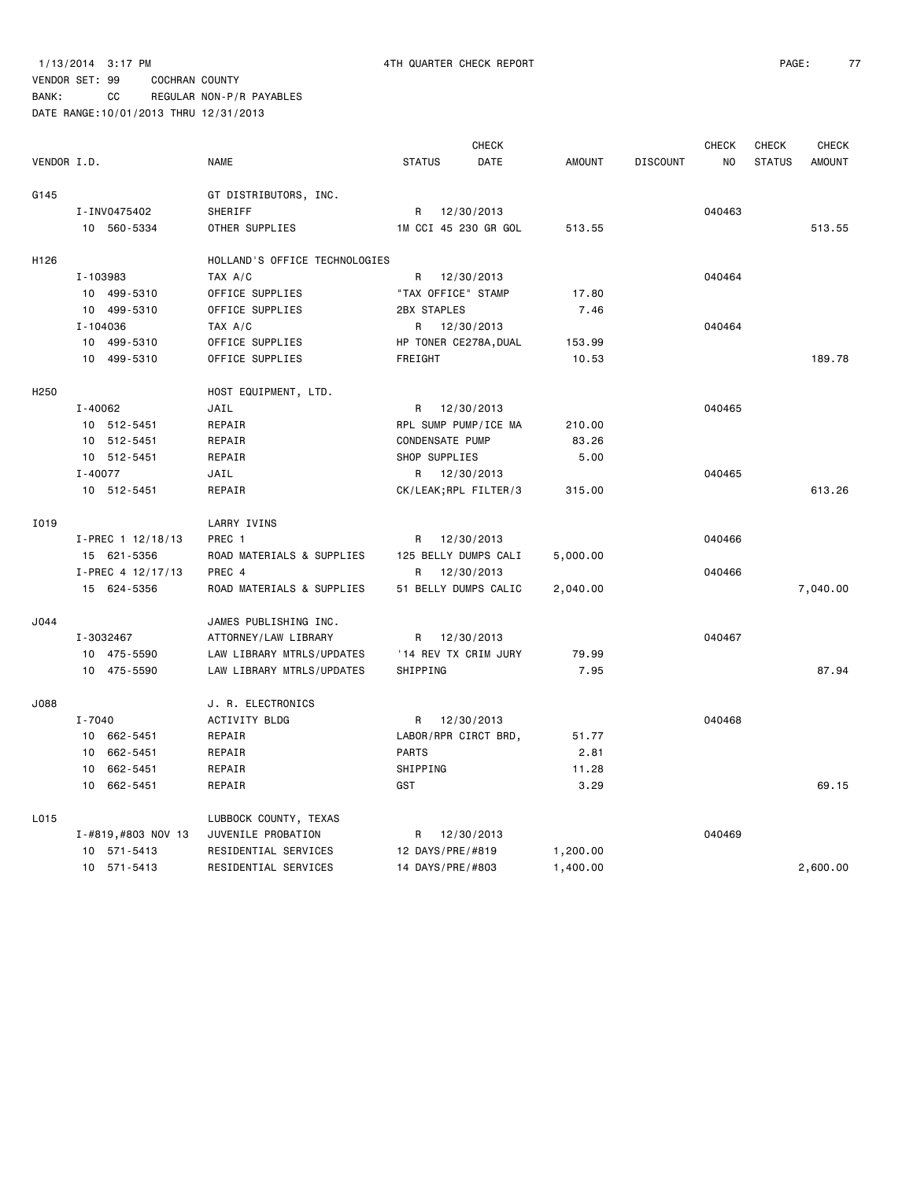1/13/2014 3:17 PM 4TH QUARTER CHECK REPORT

VENDOR SET: 99 COCHRAN COUNTY

BANK: CC REGULAR NON-P/R PAYABLES

DATE RANGE:10/01/2013 THRU 12/31/2013

| VENDOR I.D. | NAME | STATUS | CHECK DATE | AMOUNT | DISCOUNT | CHECK NO | CHECK STATUS | CHECK AMOUNT |
|---|---|---|---|---|---|---|---|---|
| G145 | GT DISTRIBUTORS, INC. | | | | | | | |
| I-INV0475402 | SHERIFF | R | 12/30/2013 | | | 040463 | | |
| 10 560-5334 | OTHER SUPPLIES | 1M CCI 45 230 GR GOL | | 513.55 | | | | 513.55 |
| H126 | HOLLAND'S OFFICE TECHNOLOGIES | | | | | | | |
| I-103983 | TAX A/C | R | 12/30/2013 | | | 040464 | | |
| 10 499-5310 | OFFICE SUPPLIES | "TAX OFFICE" STAMP | | 17.80 | | | | |
| 10 499-5310 | OFFICE SUPPLIES | 2BX STAPLES | | 7.46 | | | | |
| I-104036 | TAX A/C | R | 12/30/2013 | | | 040464 | | |
| 10 499-5310 | OFFICE SUPPLIES | HP TONER CE278A,DUAL | | 153.99 | | | | |
| 10 499-5310 | OFFICE SUPPLIES | FREIGHT | | 10.53 | | | | 189.78 |
| H250 | HOST EQUIPMENT, LTD. | | | | | | | |
| I-40062 | JAIL | R | 12/30/2013 | | | 040465 | | |
| 10 512-5451 | REPAIR | RPL SUMP PUMP/ICE MA | | 210.00 | | | | |
| 10 512-5451 | REPAIR | CONDENSATE PUMP | | 83.26 | | | | |
| 10 512-5451 | REPAIR | SHOP SUPPLIES | | 5.00 | | | | |
| I-40077 | JAIL | R | 12/30/2013 | | | 040465 | | |
| 10 512-5451 | REPAIR | CK/LEAK;RPL FILTER/3 | | 315.00 | | | | 613.26 |
| I019 | LARRY IVINS | | | | | | | |
| I-PREC 1 12/18/13 | PREC 1 | R | 12/30/2013 | | | 040466 | | |
| 15 621-5356 | ROAD MATERIALS & SUPPLIES | 125 BELLY DUMPS CALI | | 5,000.00 | | | | |
| I-PREC 4 12/17/13 | PREC 4 | R | 12/30/2013 | | | 040466 | | |
| 15 624-5356 | ROAD MATERIALS & SUPPLIES | 51 BELLY DUMPS CALIC | | 2,040.00 | | | | 7,040.00 |
| J044 | JAMES PUBLISHING INC. | | | | | | | |
| I-3032467 | ATTORNEY/LAW LIBRARY | R | 12/30/2013 | | | 040467 | | |
| 10 475-5590 | LAW LIBRARY MTRLS/UPDATES | '14 REV TX CRIM JURY | | 79.99 | | | | |
| 10 475-5590 | LAW LIBRARY MTRLS/UPDATES | SHIPPING | | 7.95 | | | | 87.94 |
| J088 | J. R. ELECTRONICS | | | | | | | |
| I-7040 | ACTIVITY BLDG | R | 12/30/2013 | | | 040468 | | |
| 10 662-5451 | REPAIR | LABOR/RPR CIRCT BRD, | | 51.77 | | | | |
| 10 662-5451 | REPAIR | PARTS | | 2.81 | | | | |
| 10 662-5451 | REPAIR | SHIPPING | | 11.28 | | | | |
| 10 662-5451 | REPAIR | GST | | 3.29 | | | | 69.15 |
| L015 | LUBBOCK COUNTY, TEXAS | | | | | | | |
| I-#819,#803 NOV 13 | JUVENILE PROBATION | R | 12/30/2013 | | | 040469 | | |
| 10 571-5413 | RESIDENTIAL SERVICES | 12 DAYS/PRE/#819 | | 1,200.00 | | | | |
| 10 571-5413 | RESIDENTIAL SERVICES | 14 DAYS/PRE/#803 | | 1,400.00 | | | | 2,600.00 |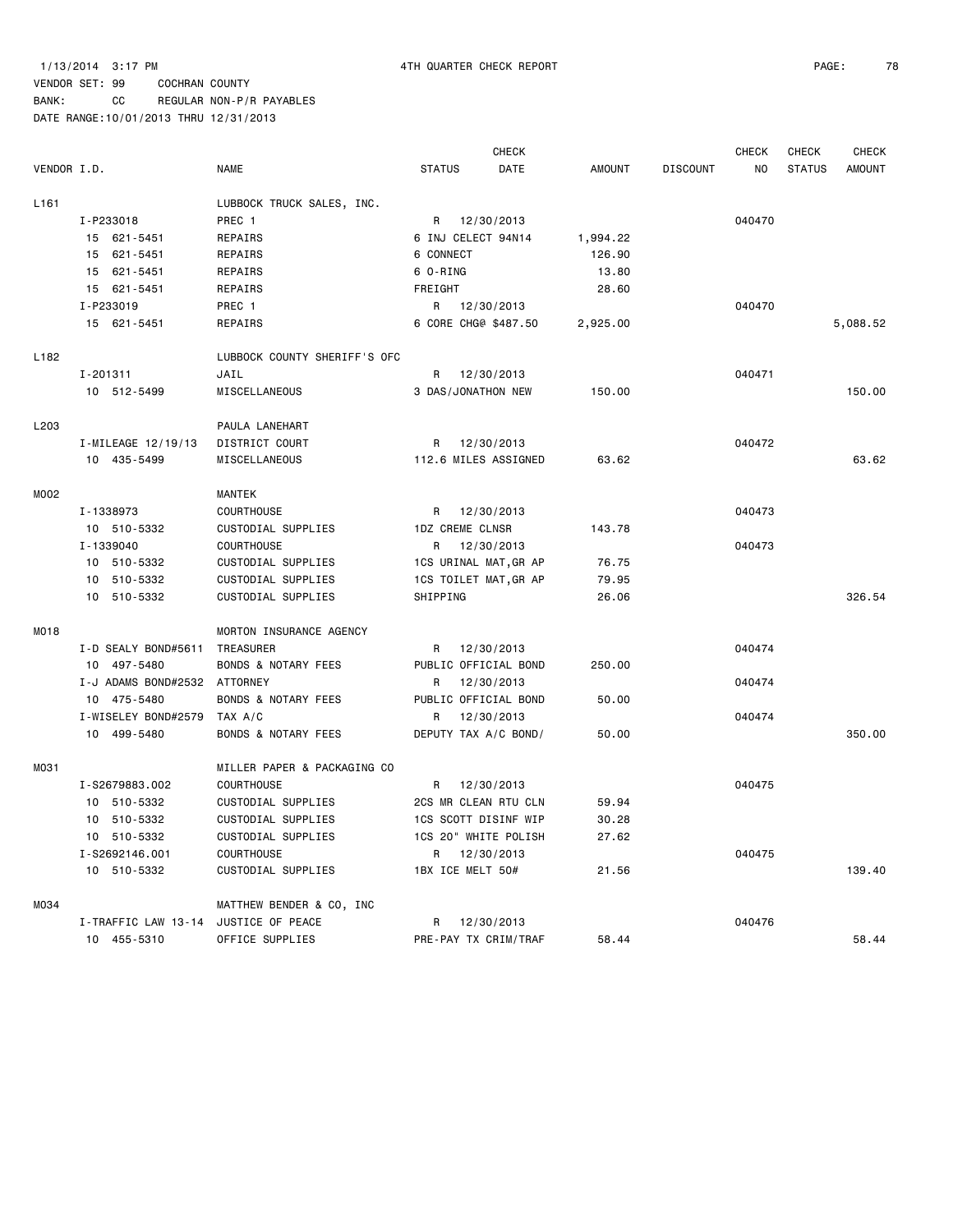1/13/2014 3:17 PM 4TH QUARTER CHECK REPORT

VENDOR SET: 99 COCHRAN COUNTY

BANK: CC REGULAR NON-P/R PAYABLES

DATE RANGE:10/01/2013 THRU 12/31/2013

| VENDOR I.D. | NAME | STATUS | CHECK DATE | AMOUNT | DISCOUNT | CHECK NO | CHECK STATUS | CHECK AMOUNT |
|---|---|---|---|---|---|---|---|---|
| L161 | LUBBOCK TRUCK SALES, INC. | | | | | | | |
| I-P233018 | PREC 1 | R | 12/30/2013 | | | 040470 | | |
| 15 621-5451 | REPAIRS | 6 INJ CELECT 94N14 | | 1,994.22 | | | | |
| 15 621-5451 | REPAIRS | 6 CONNECT | | 126.90 | | | | |
| 15 621-5451 | REPAIRS | 6 O-RING | | 13.80 | | | | |
| 15 621-5451 | REPAIRS | FREIGHT | | 28.60 | | | | |
| I-P233019 | PREC 1 | R | 12/30/2013 | | | 040470 | | |
| 15 621-5451 | REPAIRS | 6 CORE CHG@ $487.50 | | 2,925.00 | | | | 5,088.52 |
| L182 | LUBBOCK COUNTY SHERIFF'S OFC | | | | | | | |
| I-201311 | JAIL | R | 12/30/2013 | | | 040471 | | |
| 10 512-5499 | MISCELLANEOUS | 3 DAS/JONATHON NEW | | 150.00 | | | | 150.00 |
| L203 | PAULA LANEHART | | | | | | | |
| I-MILEAGE 12/19/13 | DISTRICT COURT | R | 12/30/2013 | | | 040472 | | |
| 10 435-5499 | MISCELLANEOUS | 112.6 MILES ASSIGNED | | 63.62 | | | | 63.62 |
| M002 | MANTEK | | | | | | | |
| I-1338973 | COURTHOUSE | R | 12/30/2013 | | | 040473 | | |
| 10 510-5332 | CUSTODIAL SUPPLIES | 1DZ CREME CLNSR | | 143.78 | | | | |
| I-1339040 | COURTHOUSE | R | 12/30/2013 | | | 040473 | | |
| 10 510-5332 | CUSTODIAL SUPPLIES | 1CS URINAL MAT,GR AP | | 76.75 | | | | |
| 10 510-5332 | CUSTODIAL SUPPLIES | 1CS TOILET MAT,GR AP | | 79.95 | | | | |
| 10 510-5332 | CUSTODIAL SUPPLIES | SHIPPING | | 26.06 | | | | 326.54 |
| M018 | MORTON INSURANCE AGENCY | | | | | | | |
| I-D SEALY BOND#5611 | TREASURER | R | 12/30/2013 | | | 040474 | | |
| 10 497-5480 | BONDS & NOTARY FEES | PUBLIC OFFICIAL BOND | | 250.00 | | | | |
| I-J ADAMS BOND#2532 | ATTORNEY | R | 12/30/2013 | | | 040474 | | |
| 10 475-5480 | BONDS & NOTARY FEES | PUBLIC OFFICIAL BOND | | 50.00 | | | | |
| I-WISELEY BOND#2579 | TAX A/C | R | 12/30/2013 | | | 040474 | | |
| 10 499-5480 | BONDS & NOTARY FEES | DEPUTY TAX A/C BOND/ | | 50.00 | | | | 350.00 |
| M031 | MILLER PAPER & PACKAGING CO | | | | | | | |
| I-S2679883.002 | COURTHOUSE | R | 12/30/2013 | | | 040475 | | |
| 10 510-5332 | CUSTODIAL SUPPLIES | 2CS MR CLEAN RTU CLN | | 59.94 | | | | |
| 10 510-5332 | CUSTODIAL SUPPLIES | 1CS SCOTT DISINF WIP | | 30.28 | | | | |
| 10 510-5332 | CUSTODIAL SUPPLIES | 1CS 20" WHITE POLISH | | 27.62 | | | | |
| I-S2692146.001 | COURTHOUSE | R | 12/30/2013 | | | 040475 | | |
| 10 510-5332 | CUSTODIAL SUPPLIES | 1BX ICE MELT 50# | | 21.56 | | | | 139.40 |
| M034 | MATTHEW BENDER & CO, INC | | | | | | | |
| I-TRAFFIC LAW 13-14 | JUSTICE OF PEACE | R | 12/30/2013 | | | 040476 | | |
| 10 455-5310 | OFFICE SUPPLIES | PRE-PAY TX CRIM/TRAF | | 58.44 | | | | 58.44 |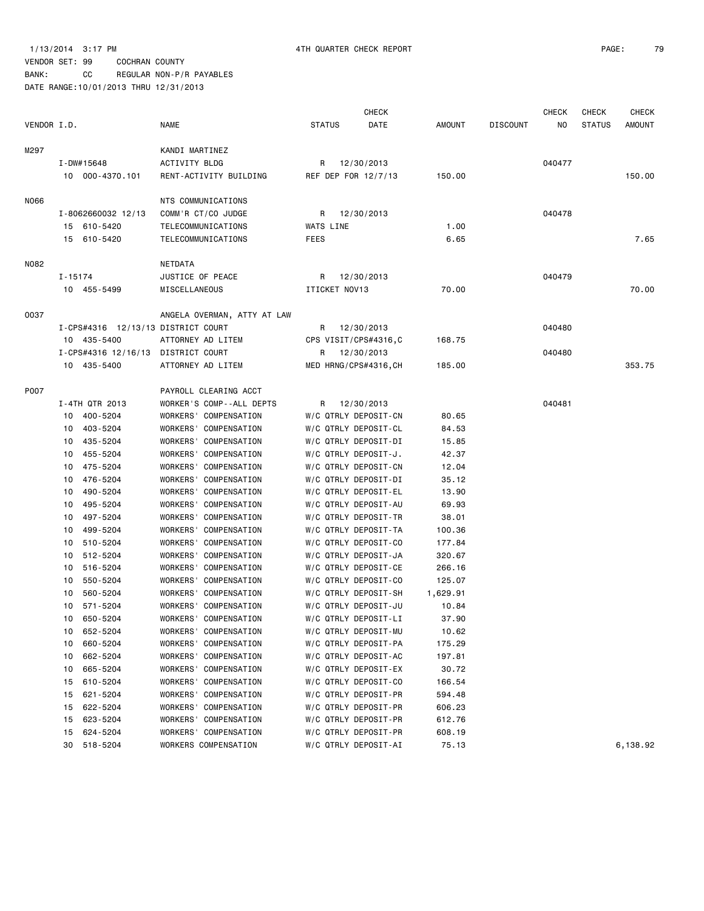1/13/2014 3:17 PM 4TH QUARTER CHECK REPORT

VENDOR SET: 99 COCHRAN COUNTY

BANK: CC REGULAR NON-P/R PAYABLES

DATE RANGE:10/01/2013 THRU 12/31/2013

| VENDOR I.D. | | NAME | STATUS | CHECK DATE | AMOUNT | DISCOUNT | CHECK NO | CHECK STATUS | CHECK AMOUNT |
|---|---|---|---|---|---|---|---|---|---|
| M297 | | KANDI MARTINEZ | | | | | | | |
| | I-DW#15648 | ACTIVITY BLDG | R | 12/30/2013 | | | 040477 | | |
| | 10 000-4370.101 | RENT-ACTIVITY BUILDING | REF DEP FOR 12/7/13 | | 150.00 | | | | 150.00 |
| N066 | | NTS COMMUNICATIONS | | | | | | | |
| | I-8062660032 12/13 | COMM'R CT/CO JUDGE | R | 12/30/2013 | | | 040478 | | |
| | 15 610-5420 | TELECOMMUNICATIONS | WATS LINE | | 1.00 | | | | |
| | 15 610-5420 | TELECOMMUNICATIONS | FEES | | 6.65 | | | | 7.65 |
| N082 | | NETDATA | | | | | | | |
| | I-15174 | JUSTICE OF PEACE | R | 12/30/2013 | | | 040479 | | |
| | 10 455-5499 | MISCELLANEOUS | ITICKET NOV13 | | 70.00 | | | | 70.00 |
| O037 | | ANGELA OVERMAN, ATTY AT LAW | | | | | | | |
| | I-CPS#4316 12/13/13 | DISTRICT COURT | R | 12/30/2013 | | | 040480 | | |
| | 10 435-5400 | ATTORNEY AD LITEM | CPS VISIT/CPS#4316,C | | 168.75 | | | | |
| | I-CPS#4316 12/16/13 | DISTRICT COURT | R | 12/30/2013 | | | 040480 | | |
| | 10 435-5400 | ATTORNEY AD LITEM | MED HRNG/CPS#4316,CH | | 185.00 | | | | 353.75 |
| P007 | | PAYROLL CLEARING ACCT | | | | | | | |
| | I-4TH QTR 2013 | WORKER'S COMP--ALL DEPTS | R | 12/30/2013 | | | 040481 | | |
| | 10 400-5204 | WORKERS' COMPENSATION | W/C QTRLY DEPOSIT-CN | | 80.65 | | | | |
| | 10 403-5204 | WORKERS' COMPENSATION | W/C QTRLY DEPOSIT-CL | | 84.53 | | | | |
| | 10 435-5204 | WORKERS' COMPENSATION | W/C QTRLY DEPOSIT-DI | | 15.85 | | | | |
| | 10 455-5204 | WORKERS' COMPENSATION | W/C QTRLY DEPOSIT-J. | | 42.37 | | | | |
| | 10 475-5204 | WORKERS' COMPENSATION | W/C QTRLY DEPOSIT-CN | | 12.04 | | | | |
| | 10 476-5204 | WORKERS' COMPENSATION | W/C QTRLY DEPOSIT-DI | | 35.12 | | | | |
| | 10 490-5204 | WORKERS' COMPENSATION | W/C QTRLY DEPOSIT-EL | | 13.90 | | | | |
| | 10 495-5204 | WORKERS' COMPENSATION | W/C QTRLY DEPOSIT-AU | | 69.93 | | | | |
| | 10 497-5204 | WORKERS' COMPENSATION | W/C QTRLY DEPOSIT-TR | | 38.01 | | | | |
| | 10 499-5204 | WORKERS' COMPENSATION | W/C QTRLY DEPOSIT-TA | | 100.36 | | | | |
| | 10 510-5204 | WORKERS' COMPENSATION | W/C QTRLY DEPOSIT-CO | | 177.84 | | | | |
| | 10 512-5204 | WORKERS' COMPENSATION | W/C QTRLY DEPOSIT-JA | | 320.67 | | | | |
| | 10 516-5204 | WORKERS' COMPENSATION | W/C QTRLY DEPOSIT-CE | | 266.16 | | | | |
| | 10 550-5204 | WORKERS' COMPENSATION | W/C QTRLY DEPOSIT-CO | | 125.07 | | | | |
| | 10 560-5204 | WORKERS' COMPENSATION | W/C QTRLY DEPOSIT-SH | | 1,629.91 | | | | |
| | 10 571-5204 | WORKERS' COMPENSATION | W/C QTRLY DEPOSIT-JU | | 10.84 | | | | |
| | 10 650-5204 | WORKERS' COMPENSATION | W/C QTRLY DEPOSIT-LI | | 37.90 | | | | |
| | 10 652-5204 | WORKERS' COMPENSATION | W/C QTRLY DEPOSIT-MU | | 10.62 | | | | |
| | 10 660-5204 | WORKERS' COMPENSATION | W/C QTRLY DEPOSIT-PA | | 175.29 | | | | |
| | 10 662-5204 | WORKERS' COMPENSATION | W/C QTRLY DEPOSIT-AC | | 197.81 | | | | |
| | 10 665-5204 | WORKERS' COMPENSATION | W/C QTRLY DEPOSIT-EX | | 30.72 | | | | |
| | 15 610-5204 | WORKERS' COMPENSATION | W/C QTRLY DEPOSIT-CO | | 166.54 | | | | |
| | 15 621-5204 | WORKERS' COMPENSATION | W/C QTRLY DEPOSIT-PR | | 594.48 | | | | |
| | 15 622-5204 | WORKERS' COMPENSATION | W/C QTRLY DEPOSIT-PR | | 606.23 | | | | |
| | 15 623-5204 | WORKERS' COMPENSATION | W/C QTRLY DEPOSIT-PR | | 612.76 | | | | |
| | 15 624-5204 | WORKERS' COMPENSATION | W/C QTRLY DEPOSIT-PR | | 608.19 | | | | |
| | 30 518-5204 | WORKERS COMPENSATION | W/C QTRLY DEPOSIT-AI | | 75.13 | | | | 6,138.92 |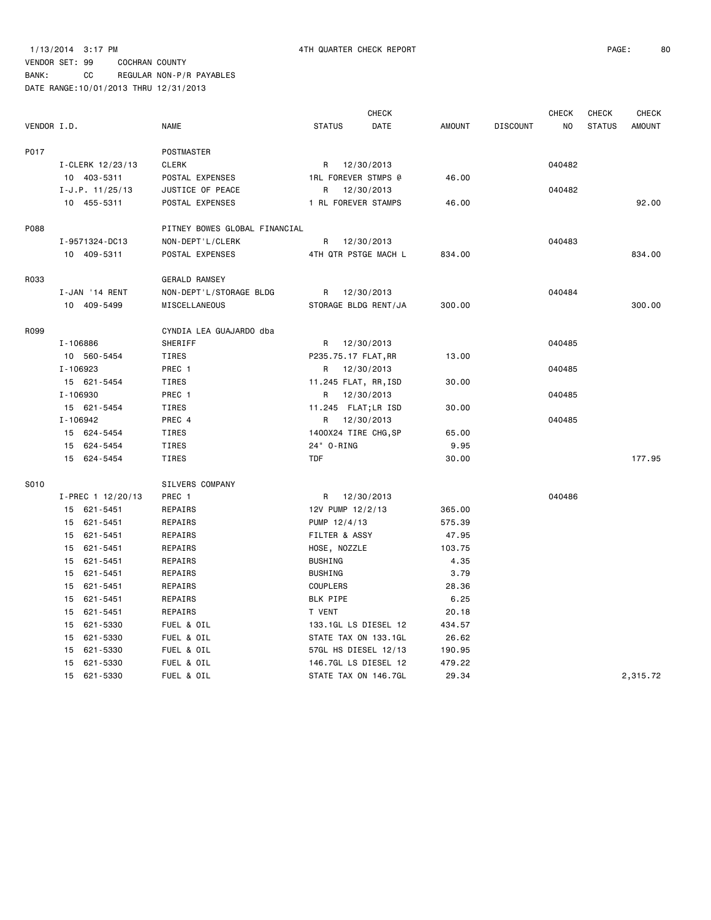1/13/2014 3:17 PM 4TH QUARTER CHECK REPORT

VENDOR SET: 99 COCHRAN COUNTY
BANK: CC REGULAR NON-P/R PAYABLES
DATE RANGE:10/01/2013 THRU 12/31/2013

| VENDOR I.D. | NAME | STATUS | CHECK DATE | AMOUNT | DISCOUNT | CHECK NO | CHECK STATUS | CHECK AMOUNT |
|---|---|---|---|---|---|---|---|---|
| P017 | POSTMASTER | | | | | | | |
| I-CLERK 12/23/13 | CLERK | R | 12/30/2013 | | | 040482 | | |
| 10 403-5311 | POSTAL EXPENSES | 1RL FOREVER STMPS @ | | 46.00 | | | | |
| I-J.P. 11/25/13 | JUSTICE OF PEACE | R | 12/30/2013 | | | 040482 | | |
| 10 455-5311 | POSTAL EXPENSES | 1 RL FOREVER STAMPS | | 46.00 | | | | 92.00 |
| P088 | PITNEY BOWES GLOBAL FINANCIAL | | | | | | | |
| I-9571324-DC13 | NON-DEPT'L/CLERK | R | 12/30/2013 | | | 040483 | | |
| 10 409-5311 | POSTAL EXPENSES | 4TH QTR PSTGE MACH L | | 834.00 | | | | 834.00 |
| R033 | GERALD RAMSEY | | | | | | | |
| I-JAN '14 RENT | NON-DEPT'L/STORAGE BLDG | R | 12/30/2013 | | | 040484 | | |
| 10 409-5499 | MISCELLANEOUS | STORAGE BLDG RENT/JA | | 300.00 | | | | 300.00 |
| R099 | CYNDIA LEA GUAJARDO dba | | | | | | | |
| I-106886 | SHERIFF | R | 12/30/2013 | | | 040485 | | |
| 10 560-5454 | TIRES | P235.75.17 FLAT,RR | | 13.00 | | | | |
| I-106923 | PREC 1 | R | 12/30/2013 | | | 040485 | | |
| 15 621-5454 | TIRES | 11.245 FLAT, RR,ISD | | 30.00 | | | | |
| I-106930 | PREC 1 | R | 12/30/2013 | | | 040485 | | |
| 15 621-5454 | TIRES | 11.245 FLAT;LR ISD | | 30.00 | | | | |
| I-106942 | PREC 4 | R | 12/30/2013 | | | 040485 | | |
| 15 624-5454 | TIRES | 1400X24 TIRE CHG,SP | | 65.00 | | | | |
| 15 624-5454 | TIRES | 24" O-RING | | 9.95 | | | | |
| 15 624-5454 | TIRES | TDF | | 30.00 | | | | 177.95 |
| S010 | SILVERS COMPANY | | | | | | | |
| I-PREC 1 12/20/13 | PREC 1 | R | 12/30/2013 | | | 040486 | | |
| 15 621-5451 | REPAIRS | 12V PUMP 12/2/13 | | 365.00 | | | | |
| 15 621-5451 | REPAIRS | PUMP 12/4/13 | | 575.39 | | | | |
| 15 621-5451 | REPAIRS | FILTER & ASSY | | 47.95 | | | | |
| 15 621-5451 | REPAIRS | HOSE, NOZZLE | | 103.75 | | | | |
| 15 621-5451 | REPAIRS | BUSHING | | 4.35 | | | | |
| 15 621-5451 | REPAIRS | BUSHING | | 3.79 | | | | |
| 15 621-5451 | REPAIRS | COUPLERS | | 28.36 | | | | |
| 15 621-5451 | REPAIRS | BLK PIPE | | 6.25 | | | | |
| 15 621-5451 | REPAIRS | T VENT | | 20.18 | | | | |
| 15 621-5330 | FUEL & OIL | 133.1GL LS DIESEL 12 | | 434.57 | | | | |
| 15 621-5330 | FUEL & OIL | STATE TAX ON 133.1GL | | 26.62 | | | | |
| 15 621-5330 | FUEL & OIL | 57GL HS DIESEL 12/13 | | 190.95 | | | | |
| 15 621-5330 | FUEL & OIL | 146.7GL LS DIESEL 12 | | 479.22 | | | | |
| 15 621-5330 | FUEL & OIL | STATE TAX ON 146.7GL | | 29.34 | | | | 2,315.72 |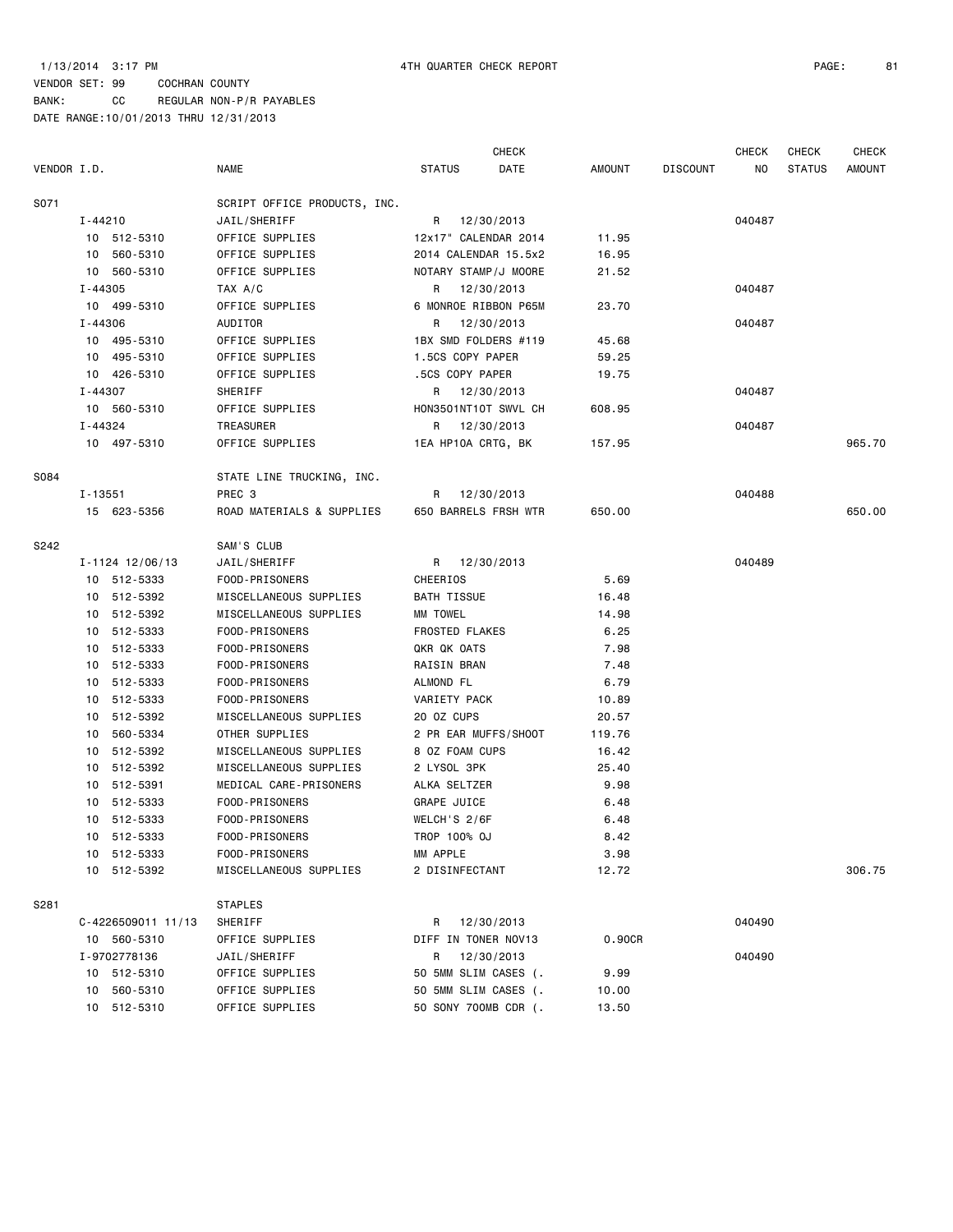1/13/2014 3:17 PM 4TH QUARTER CHECK REPORT

VENDOR SET: 99 COCHRAN COUNTY
BANK: CC REGULAR NON-P/R PAYABLES
DATE RANGE:10/01/2013 THRU 12/31/2013

| VENDOR I.D. | NAME | STATUS | CHECK DATE | AMOUNT | DISCOUNT | CHECK NO | CHECK STATUS | CHECK AMOUNT |
|---|---|---|---|---|---|---|---|---|
| S071 | SCRIPT OFFICE PRODUCTS, INC. | | | | | | | |
| I-44210 | JAIL/SHERIFF | R | 12/30/2013 | | | 040487 | | |
| 10 512-5310 | OFFICE SUPPLIES | 12x17" CALENDAR 2014 | | 11.95 | | | | |
| 10 560-5310 | OFFICE SUPPLIES | 2014 CALENDAR 15.5x2 | | 16.95 | | | | |
| 10 560-5310 | OFFICE SUPPLIES | NOTARY STAMP/J MOORE | | 21.52 | | | | |
| I-44305 | TAX A/C | R | 12/30/2013 | | | 040487 | | |
| 10 499-5310 | OFFICE SUPPLIES | 6 MONROE RIBBON P65M | | 23.70 | | | | |
| I-44306 | AUDITOR | R | 12/30/2013 | | | 040487 | | |
| 10 495-5310 | OFFICE SUPPLIES | 1BX SMD FOLDERS #119 | | 45.68 | | | | |
| 10 495-5310 | OFFICE SUPPLIES | 1.5CS COPY PAPER | | 59.25 | | | | |
| 10 426-5310 | OFFICE SUPPLIES | .5CS COPY PAPER | | 19.75 | | | | |
| I-44307 | SHERIFF | R | 12/30/2013 | | | 040487 | | |
| 10 560-5310 | OFFICE SUPPLIES | HON3501NT10T SWVL CH | | 608.95 | | | | |
| I-44324 | TREASURER | R | 12/30/2013 | | | 040487 | | |
| 10 497-5310 | OFFICE SUPPLIES | 1EA HP10A CRTG, BK | | 157.95 | | | | 965.70 |
| S084 | STATE LINE TRUCKING, INC. | | | | | | | |
| I-13551 | PREC 3 | R | 12/30/2013 | | | 040488 | | |
| 15 623-5356 | ROAD MATERIALS & SUPPLIES | 650 BARRELS FRSH WTR | | 650.00 | | | | 650.00 |
| S242 | SAM'S CLUB | | | | | | | |
| I-1124 12/06/13 | JAIL/SHERIFF | R | 12/30/2013 | | | 040489 | | |
| 10 512-5333 | FOOD-PRISONERS | CHEERIOS | | 5.69 | | | | |
| 10 512-5392 | MISCELLANEOUS SUPPLIES | BATH TISSUE | | 16.48 | | | | |
| 10 512-5392 | MISCELLANEOUS SUPPLIES | MM TOWEL | | 14.98 | | | | |
| 10 512-5333 | FOOD-PRISONERS | FROSTED FLAKES | | 6.25 | | | | |
| 10 512-5333 | FOOD-PRISONERS | QKR QK OATS | | 7.98 | | | | |
| 10 512-5333 | FOOD-PRISONERS | RAISIN BRAN | | 7.48 | | | | |
| 10 512-5333 | FOOD-PRISONERS | ALMOND FL | | 6.79 | | | | |
| 10 512-5333 | FOOD-PRISONERS | VARIETY PACK | | 10.89 | | | | |
| 10 512-5392 | MISCELLANEOUS SUPPLIES | 20 OZ CUPS | | 20.57 | | | | |
| 10 560-5334 | OTHER SUPPLIES | 2 PR EAR MUFFS/SHOOT | | 119.76 | | | | |
| 10 512-5392 | MISCELLANEOUS SUPPLIES | 8 OZ FOAM CUPS | | 16.42 | | | | |
| 10 512-5392 | MISCELLANEOUS SUPPLIES | 2 LYSOL 3PK | | 25.40 | | | | |
| 10 512-5391 | MEDICAL CARE-PRISONERS | ALKA SELTZER | | 9.98 | | | | |
| 10 512-5333 | FOOD-PRISONERS | GRAPE JUICE | | 6.48 | | | | |
| 10 512-5333 | FOOD-PRISONERS | WELCH'S 2/6F | | 6.48 | | | | |
| 10 512-5333 | FOOD-PRISONERS | TROP 100% OJ | | 8.42 | | | | |
| 10 512-5333 | FOOD-PRISONERS | MM APPLE | | 3.98 | | | | |
| 10 512-5392 | MISCELLANEOUS SUPPLIES | 2 DISINFECTANT | | 12.72 | | | | 306.75 |
| S281 | STAPLES | | | | | | | |
| C-4226509011 11/13 | SHERIFF | R | 12/30/2013 | | | 040490 | | |
| 10 560-5310 | OFFICE SUPPLIES | DIFF IN TONER NOV13 | | 0.90CR | | | | |
| I-9702778136 | JAIL/SHERIFF | R | 12/30/2013 | | | 040490 | | |
| 10 512-5310 | OFFICE SUPPLIES | 50 5MM SLIM CASES (. | | 9.99 | | | | |
| 10 560-5310 | OFFICE SUPPLIES | 50 5MM SLIM CASES (. | | 10.00 | | | | |
| 10 512-5310 | OFFICE SUPPLIES | 50 SONY 700MB CDR (. | | 13.50 | | | | |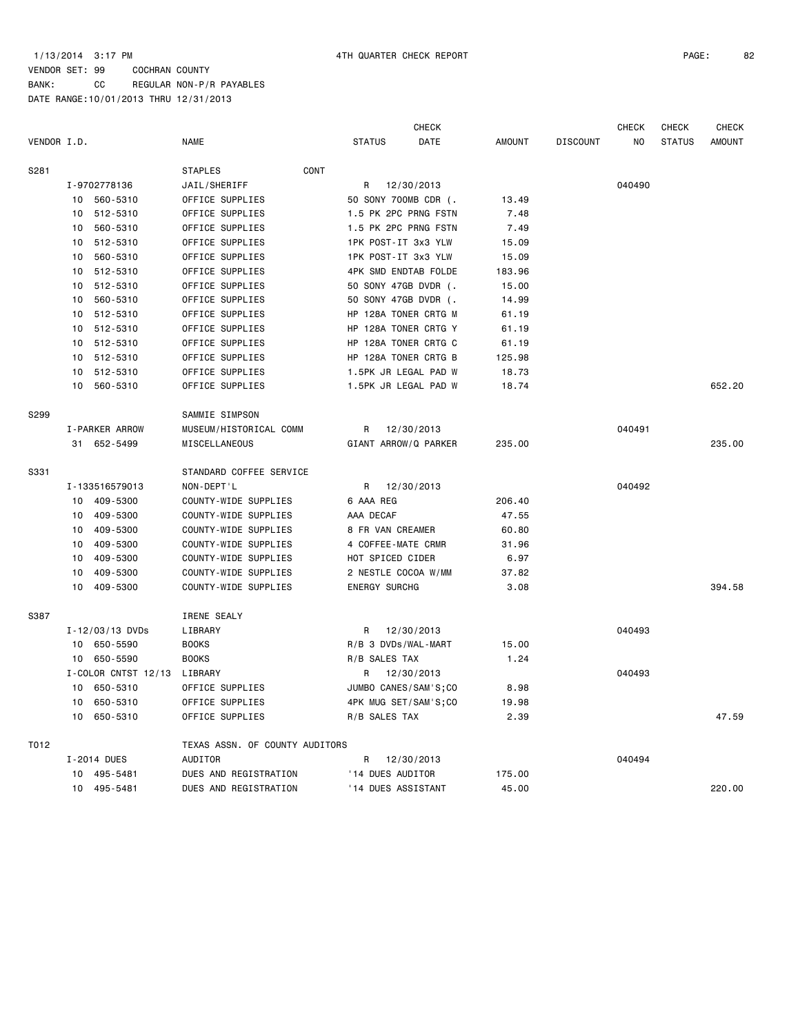1/13/2014 3:17 PM 4TH QUARTER CHECK REPORT

VENDOR SET: 99 COCHRAN COUNTY
BANK: CC REGULAR NON-P/R PAYABLES
DATE RANGE:10/01/2013 THRU 12/31/2013

| VENDOR I.D. | NAME | STATUS | CHECK DATE | AMOUNT | DISCOUNT | CHECK NO | CHECK STATUS | CHECK AMOUNT |
|---|---|---|---|---|---|---|---|---|
| S281 | STAPLES CONT | | | | | | | |
| I-9702778136 | JAIL/SHERIFF | R | 12/30/2013 | | | 040490 | | |
| 10 560-5310 | OFFICE SUPPLIES | 50 SONY 700MB CDR (. | | 13.49 | | | | |
| 10 512-5310 | OFFICE SUPPLIES | 1.5 PK 2PC PRNG FSTN | | 7.48 | | | | |
| 10 560-5310 | OFFICE SUPPLIES | 1.5 PK 2PC PRNG FSTN | | 7.49 | | | | |
| 10 512-5310 | OFFICE SUPPLIES | 1PK POST-IT 3x3 YLW | | 15.09 | | | | |
| 10 560-5310 | OFFICE SUPPLIES | 1PK POST-IT 3x3 YLW | | 15.09 | | | | |
| 10 512-5310 | OFFICE SUPPLIES | 4PK SMD ENDTAB FOLDE | | 183.96 | | | | |
| 10 512-5310 | OFFICE SUPPLIES | 50 SONY 47GB DVDR (. | | 15.00 | | | | |
| 10 560-5310 | OFFICE SUPPLIES | 50 SONY 47GB DVDR (. | | 14.99 | | | | |
| 10 512-5310 | OFFICE SUPPLIES | HP 128A TONER CRTG M | | 61.19 | | | | |
| 10 512-5310 | OFFICE SUPPLIES | HP 128A TONER CRTG Y | | 61.19 | | | | |
| 10 512-5310 | OFFICE SUPPLIES | HP 128A TONER CRTG C | | 61.19 | | | | |
| 10 512-5310 | OFFICE SUPPLIES | HP 128A TONER CRTG B | | 125.98 | | | | |
| 10 512-5310 | OFFICE SUPPLIES | 1.5PK JR LEGAL PAD W | | 18.73 | | | | |
| 10 560-5310 | OFFICE SUPPLIES | 1.5PK JR LEGAL PAD W | | 18.74 | | | | 652.20 |
| S299 | SAMMIE SIMPSON | | | | | | | |
| I-PARKER ARROW | MUSEUM/HISTORICAL COMM | R | 12/30/2013 | | | 040491 | | |
| 31 652-5499 | MISCELLANEOUS | GIANT ARROW/Q PARKER | | 235.00 | | | | 235.00 |
| S331 | STANDARD COFFEE SERVICE | | | | | | | |
| I-133516579013 | NON-DEPT'L | R | 12/30/2013 | | | 040492 | | |
| 10 409-5300 | COUNTY-WIDE SUPPLIES | 6 AAA REG | | 206.40 | | | | |
| 10 409-5300 | COUNTY-WIDE SUPPLIES | AAA DECAF | | 47.55 | | | | |
| 10 409-5300 | COUNTY-WIDE SUPPLIES | 8 FR VAN CREAMER | | 60.80 | | | | |
| 10 409-5300 | COUNTY-WIDE SUPPLIES | 4 COFFEE-MATE CRMR | | 31.96 | | | | |
| 10 409-5300 | COUNTY-WIDE SUPPLIES | HOT SPICED CIDER | | 6.97 | | | | |
| 10 409-5300 | COUNTY-WIDE SUPPLIES | 2 NESTLE COCOA W/MM | | 37.82 | | | | |
| 10 409-5300 | COUNTY-WIDE SUPPLIES | ENERGY SURCHG | | 3.08 | | | | 394.58 |
| S387 | IRENE SEALY | | | | | | | |
| I-12/03/13 DVDs | LIBRARY | R | 12/30/2013 | | | 040493 | | |
| 10 650-5590 | BOOKS | R/B 3 DVDs/WAL-MART | | 15.00 | | | | |
| 10 650-5590 | BOOKS | R/B SALES TAX | | 1.24 | | | | |
| I-COLOR CNTST 12/13 | LIBRARY | R | 12/30/2013 | | | 040493 | | |
| 10 650-5310 | OFFICE SUPPLIES | JUMBO CANES/SAM'S;CO | | 8.98 | | | | |
| 10 650-5310 | OFFICE SUPPLIES | 4PK MUG SET/SAM'S;CO | | 19.98 | | | | |
| 10 650-5310 | OFFICE SUPPLIES | R/B SALES TAX | | 2.39 | | | | 47.59 |
| T012 | TEXAS ASSN. OF COUNTY AUDITORS | | | | | | | |
| I-2014 DUES | AUDITOR | R | 12/30/2013 | | | 040494 | | |
| 10 495-5481 | DUES AND REGISTRATION | '14 DUES AUDITOR | | 175.00 | | | | |
| 10 495-5481 | DUES AND REGISTRATION | '14 DUES ASSISTANT | | 45.00 | | | | 220.00 |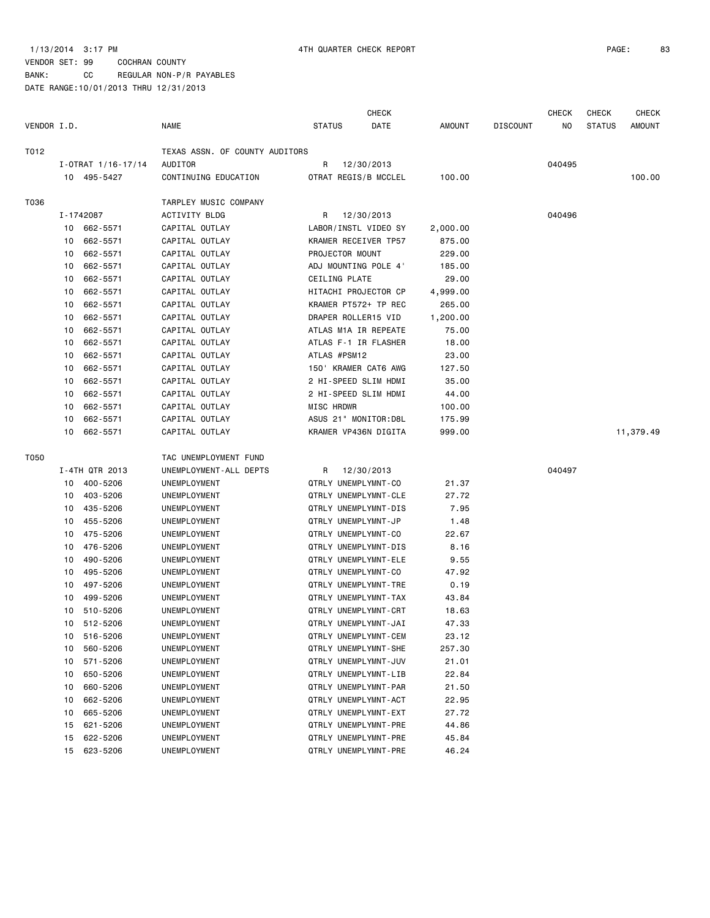1/13/2014 3:17 PM 4TH QUARTER CHECK REPORT

VENDOR SET: 99 COCHRAN COUNTY
BANK: CC REGULAR NON-P/R PAYABLES
DATE RANGE:10/01/2013 THRU 12/31/2013

| VENDOR I.D. | NAME | STATUS | CHECK DATE | AMOUNT | DISCOUNT | CHECK NO | CHECK STATUS | CHECK AMOUNT |
|---|---|---|---|---|---|---|---|---|
| T012 | TEXAS ASSN. OF COUNTY AUDITORS | | | | | | | |
| I-OTRAT 1/16-17/14 | AUDITOR | R | 12/30/2013 | | | 040495 | | |
| 10 495-5427 | CONTINUING EDUCATION | OTRAT REGIS/B MCCLEL | | 100.00 | | | | 100.00 |
| T036 | TARPLEY MUSIC COMPANY | | | | | | | |
| I-1742087 | ACTIVITY BLDG | R | 12/30/2013 | | | 040496 | | |
| 10 662-5571 | CAPITAL OUTLAY | LABOR/INSTL VIDEO SY | | 2,000.00 | | | | |
| 10 662-5571 | CAPITAL OUTLAY | KRAMER RECEIVER TP57 | | 875.00 | | | | |
| 10 662-5571 | CAPITAL OUTLAY | PROJECTOR MOUNT | | 229.00 | | | | |
| 10 662-5571 | CAPITAL OUTLAY | ADJ MOUNTING POLE 4' | | 185.00 | | | | |
| 10 662-5571 | CAPITAL OUTLAY | CEILING PLATE | | 29.00 | | | | |
| 10 662-5571 | CAPITAL OUTLAY | HITACHI PROJECTOR CP | | 4,999.00 | | | | |
| 10 662-5571 | CAPITAL OUTLAY | KRAMER PT572+ TP REC | | 265.00 | | | | |
| 10 662-5571 | CAPITAL OUTLAY | DRAPER ROLLER15 VID | | 1,200.00 | | | | |
| 10 662-5571 | CAPITAL OUTLAY | ATLAS M1A IR REPEATE | | 75.00 | | | | |
| 10 662-5571 | CAPITAL OUTLAY | ATLAS F-1 IR FLASHER | | 18.00 | | | | |
| 10 662-5571 | CAPITAL OUTLAY | ATLAS #PSM12 | | 23.00 | | | | |
| 10 662-5571 | CAPITAL OUTLAY | 150' KRAMER CAT6 AWG | | 127.50 | | | | |
| 10 662-5571 | CAPITAL OUTLAY | 2 HI-SPEED SLIM HDMI | | 35.00 | | | | |
| 10 662-5571 | CAPITAL OUTLAY | 2 HI-SPEED SLIM HDMI | | 44.00 | | | | |
| 10 662-5571 | CAPITAL OUTLAY | MISC HRDWR | | 100.00 | | | | |
| 10 662-5571 | CAPITAL OUTLAY | ASUS 21" MONITOR:D8L | | 175.99 | | | | |
| 10 662-5571 | CAPITAL OUTLAY | KRAMER VP436N DIGITA | | 999.00 | | | | 11,379.49 |
| T050 | TAC UNEMPLOYMENT FUND | | | | | | | |
| I-4TH QTR 2013 | UNEMPLOYMENT-ALL DEPTS | R | 12/30/2013 | | | 040497 | | |
| 10 400-5206 | UNEMPLOYMENT | QTRLY UNEMPLYMNT-CO | | 21.37 | | | | |
| 10 403-5206 | UNEMPLOYMENT | QTRLY UNEMPLYMNT-CLE | | 27.72 | | | | |
| 10 435-5206 | UNEMPLOYMENT | QTRLY UNEMPLYMNT-DIS | | 7.95 | | | | |
| 10 455-5206 | UNEMPLOYMENT | QTRLY UNEMPLYMNT-JP | | 1.48 | | | | |
| 10 475-5206 | UNEMPLOYMENT | QTRLY UNEMPLYMNT-CO | | 22.67 | | | | |
| 10 476-5206 | UNEMPLOYMENT | QTRLY UNEMPLYMNT-DIS | | 8.16 | | | | |
| 10 490-5206 | UNEMPLOYMENT | QTRLY UNEMPLYMNT-ELE | | 9.55 | | | | |
| 10 495-5206 | UNEMPLOYMENT | QTRLY UNEMPLYMNT-CO | | 47.92 | | | | |
| 10 497-5206 | UNEMPLOYMENT | QTRLY UNEMPLYMNT-TRE | | 0.19 | | | | |
| 10 499-5206 | UNEMPLOYMENT | QTRLY UNEMPLYMNT-TAX | | 43.84 | | | | |
| 10 510-5206 | UNEMPLOYMENT | QTRLY UNEMPLYMNT-CRT | | 18.63 | | | | |
| 10 512-5206 | UNEMPLOYMENT | QTRLY UNEMPLYMNT-JAI | | 47.33 | | | | |
| 10 516-5206 | UNEMPLOYMENT | QTRLY UNEMPLYMNT-CEM | | 23.12 | | | | |
| 10 560-5206 | UNEMPLOYMENT | QTRLY UNEMPLYMNT-SHE | | 257.30 | | | | |
| 10 571-5206 | UNEMPLOYMENT | QTRLY UNEMPLYMNT-JUV | | 21.01 | | | | |
| 10 650-5206 | UNEMPLOYMENT | QTRLY UNEMPLYMNT-LIB | | 22.84 | | | | |
| 10 660-5206 | UNEMPLOYMENT | QTRLY UNEMPLYMNT-PAR | | 21.50 | | | | |
| 10 662-5206 | UNEMPLOYMENT | QTRLY UNEMPLYMNT-ACT | | 22.95 | | | | |
| 10 665-5206 | UNEMPLOYMENT | QTRLY UNEMPLYMNT-EXT | | 27.72 | | | | |
| 15 621-5206 | UNEMPLOYMENT | QTRLY UNEMPLYMNT-PRE | | 44.86 | | | | |
| 15 622-5206 | UNEMPLOYMENT | QTRLY UNEMPLYMNT-PRE | | 45.84 | | | | |
| 15 623-5206 | UNEMPLOYMENT | QTRLY UNEMPLYMNT-PRE | | 46.24 | | | | |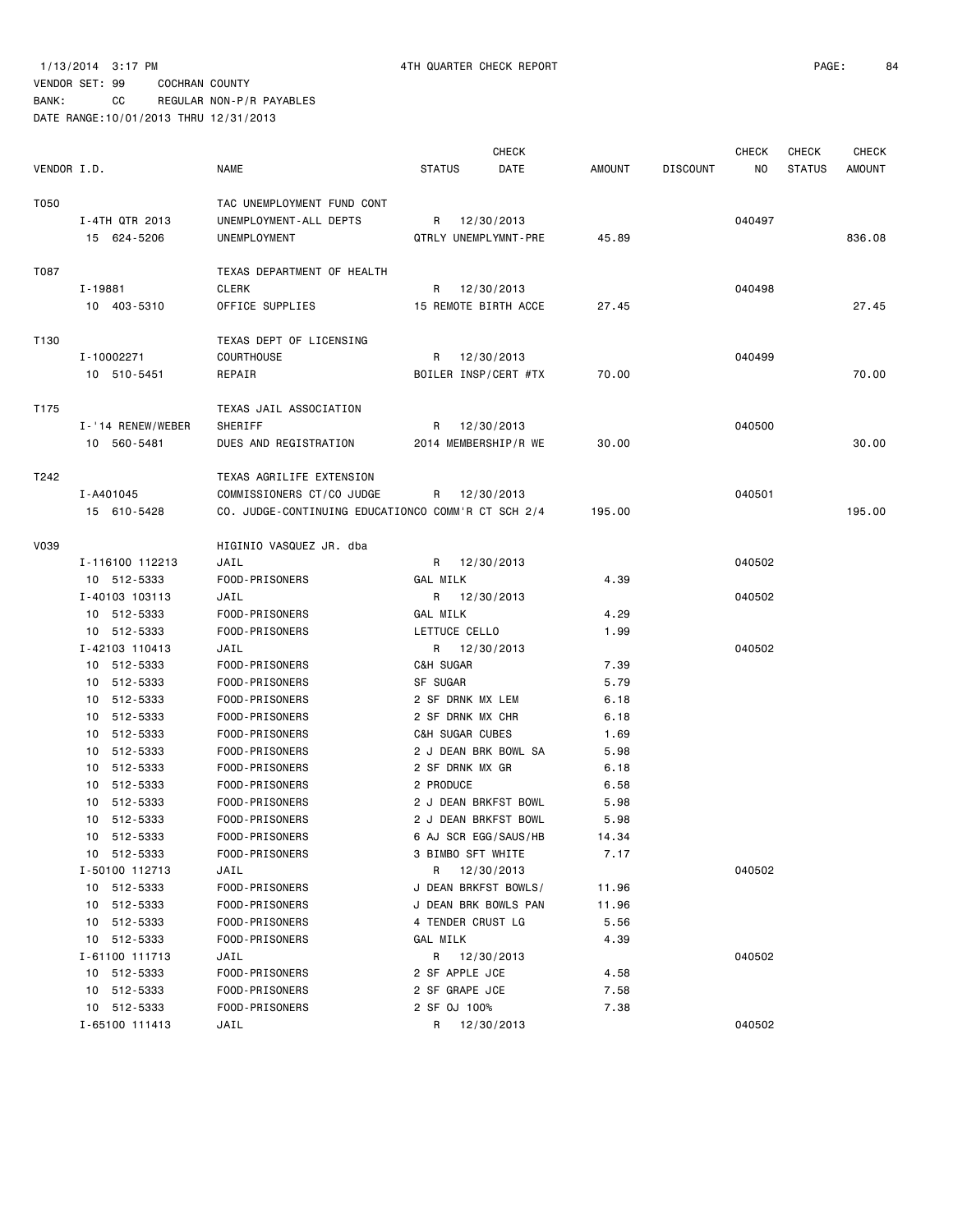1/13/2014 3:17 PM 4TH QUARTER CHECK REPORT

VENDOR SET: 99 COCHRAN COUNTY

BANK: CC REGULAR NON-P/R PAYABLES

DATE RANGE:10/01/2013 THRU 12/31/2013

| VENDOR I.D. | NAME | STATUS | CHECK DATE | AMOUNT | DISCOUNT | CHECK NO | CHECK STATUS | CHECK AMOUNT |
|---|---|---|---|---|---|---|---|---|
| T050 | TAC UNEMPLOYMENT FUND CONT | | | | | | | |
| I-4TH QTR 2013 | UNEMPLOYMENT-ALL DEPTS | R | 12/30/2013 | | | 040497 | | |
| 15 624-5206 | UNEMPLOYMENT | QTRLY UNEMPLYMNT-PRE | | 45.89 | | | | 836.08 |
| T087 | TEXAS DEPARTMENT OF HEALTH | | | | | | | |
| I-19881 | CLERK | R | 12/30/2013 | | | 040498 | | |
| 10 403-5310 | OFFICE SUPPLIES | 15 REMOTE BIRTH ACCE | | 27.45 | | | | 27.45 |
| T130 | TEXAS DEPT OF LICENSING | | | | | | | |
| I-10002271 | COURTHOUSE | R | 12/30/2013 | | | 040499 | | |
| 10 510-5451 | REPAIR | BOILER INSP/CERT #TX | | 70.00 | | | | 70.00 |
| T175 | TEXAS JAIL ASSOCIATION | | | | | | | |
| I-'14 RENEW/WEBER | SHERIFF | R | 12/30/2013 | | | 040500 | | |
| 10 560-5481 | DUES AND REGISTRATION | 2014 MEMBERSHIP/R WE | | 30.00 | | | | 30.00 |
| T242 | TEXAS AGRILIFE EXTENSION | | | | | | | |
| I-A401045 | COMMISSIONERS CT/CO JUDGE | R | 12/30/2013 | | | 040501 | | |
| 15 610-5428 | CO. JUDGE-CONTINUING EDUCATION | CO COMM'R CT SCH 2/4 | | 195.00 | | | | 195.00 |
| V039 | HIGINIO VASQUEZ JR. dba | | | | | | | |
| I-116100 112213 | JAIL | R | 12/30/2013 | | | 040502 | | |
| 10 512-5333 | FOOD-PRISONERS | GAL MILK | | 4.39 | | | | |
| I-40103 103113 | JAIL | R | 12/30/2013 | | | 040502 | | |
| 10 512-5333 | FOOD-PRISONERS | GAL MILK | | 4.29 | | | | |
| 10 512-5333 | FOOD-PRISONERS | LETTUCE CELLO | | 1.99 | | | | |
| I-42103 110413 | JAIL | R | 12/30/2013 | | | 040502 | | |
| 10 512-5333 | FOOD-PRISONERS | C&H SUGAR | | 7.39 | | | | |
| 10 512-5333 | FOOD-PRISONERS | SF SUGAR | | 5.79 | | | | |
| 10 512-5333 | FOOD-PRISONERS | 2 SF DRNK MX LEM | | 6.18 | | | | |
| 10 512-5333 | FOOD-PRISONERS | 2 SF DRNK MX CHR | | 6.18 | | | | |
| 10 512-5333 | FOOD-PRISONERS | C&H SUGAR CUBES | | 1.69 | | | | |
| 10 512-5333 | FOOD-PRISONERS | 2 J DEAN BRK BOWL SA | | 5.98 | | | | |
| 10 512-5333 | FOOD-PRISONERS | 2 SF DRNK MX GR | | 6.18 | | | | |
| 10 512-5333 | FOOD-PRISONERS | 2 PRODUCE | | 6.58 | | | | |
| 10 512-5333 | FOOD-PRISONERS | 2 J DEAN BRKFST BOWL | | 5.98 | | | | |
| 10 512-5333 | FOOD-PRISONERS | 2 J DEAN BRKFST BOWL | | 5.98 | | | | |
| 10 512-5333 | FOOD-PRISONERS | 6 AJ SCR EGG/SAUS/HB | | 14.34 | | | | |
| 10 512-5333 | FOOD-PRISONERS | 3 BIMBO SFT WHITE | | 7.17 | | | | |
| I-50100 112713 | JAIL | R | 12/30/2013 | | | 040502 | | |
| 10 512-5333 | FOOD-PRISONERS | J DEAN BRKFST BOWLS/ | | 11.96 | | | | |
| 10 512-5333 | FOOD-PRISONERS | J DEAN BRK BOWLS PAN | | 11.96 | | | | |
| 10 512-5333 | FOOD-PRISONERS | 4 TENDER CRUST LG | | 5.56 | | | | |
| 10 512-5333 | FOOD-PRISONERS | GAL MILK | | 4.39 | | | | |
| I-61100 111713 | JAIL | R | 12/30/2013 | | | 040502 | | |
| 10 512-5333 | FOOD-PRISONERS | 2 SF APPLE JCE | | 4.58 | | | | |
| 10 512-5333 | FOOD-PRISONERS | 2 SF GRAPE JCE | | 7.58 | | | | |
| 10 512-5333 | FOOD-PRISONERS | 2 SF OJ 100% | | 7.38 | | | | |
| I-65100 111413 | JAIL | R | 12/30/2013 | | | 040502 | | |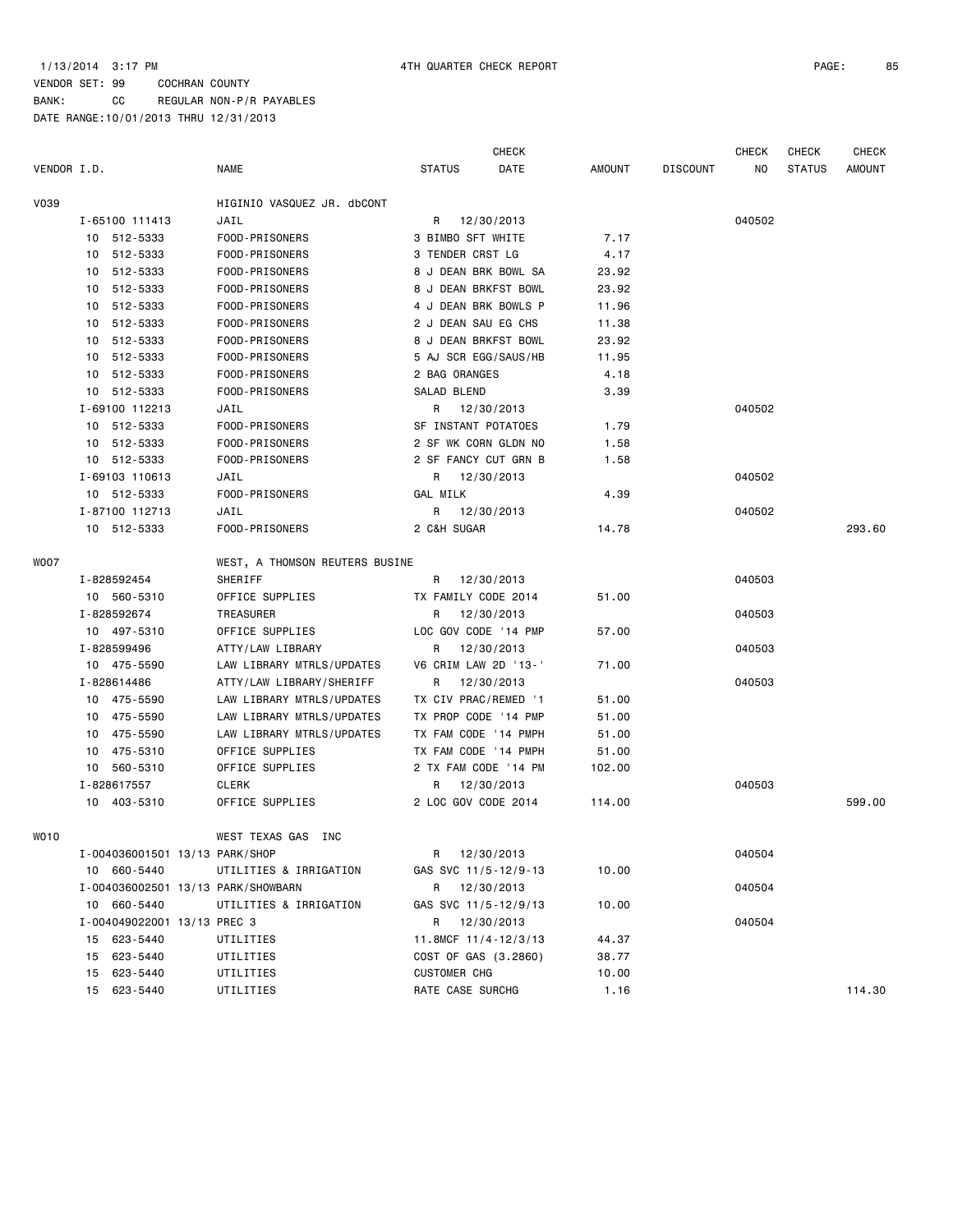1/13/2014 3:17 PM — 4TH QUARTER CHECK REPORT

VENDOR SET: 99 COCHRAN COUNTY
BANK: CC REGULAR NON-P/R PAYABLES
DATE RANGE:10/01/2013 THRU 12/31/2013

| VENDOR I.D. | NAME | STATUS | CHECK DATE | AMOUNT | DISCOUNT | CHECK NO | CHECK STATUS | CHECK AMOUNT |
|---|---|---|---|---|---|---|---|---|
| V039 | HIGINIO VASQUEZ JR. dbCONT | | | | | | | |
| I-65100 111413 | JAIL | R | 12/30/2013 | | | 040502 | | |
| 10 512-5333 | FOOD-PRISONERS | 3 BIMBO SFT WHITE | | 7.17 | | | | |
| 10 512-5333 | FOOD-PRISONERS | 3 TENDER CRST LG | | 4.17 | | | | |
| 10 512-5333 | FOOD-PRISONERS | 8 J DEAN BRK BOWL SA | | 23.92 | | | | |
| 10 512-5333 | FOOD-PRISONERS | 8 J DEAN BRKFST BOWL | | 23.92 | | | | |
| 10 512-5333 | FOOD-PRISONERS | 4 J DEAN BRK BOWLS P | | 11.96 | | | | |
| 10 512-5333 | FOOD-PRISONERS | 2 J DEAN SAU EG CHS | | 11.38 | | | | |
| 10 512-5333 | FOOD-PRISONERS | 8 J DEAN BRKFST BOWL | | 23.92 | | | | |
| 10 512-5333 | FOOD-PRISONERS | 5 AJ SCR EGG/SAUS/HB | | 11.95 | | | | |
| 10 512-5333 | FOOD-PRISONERS | 2 BAG ORANGES | | 4.18 | | | | |
| 10 512-5333 | FOOD-PRISONERS | SALAD BLEND | | 3.39 | | | | |
| I-69100 112213 | JAIL | R | 12/30/2013 | | | 040502 | | |
| 10 512-5333 | FOOD-PRISONERS | SF INSTANT POTATOES | | 1.79 | | | | |
| 10 512-5333 | FOOD-PRISONERS | 2 SF WK CORN GLDN NO | | 1.58 | | | | |
| 10 512-5333 | FOOD-PRISONERS | 2 SF FANCY CUT GRN B | | 1.58 | | | | |
| I-69103 110613 | JAIL | R | 12/30/2013 | | | 040502 | | |
| 10 512-5333 | FOOD-PRISONERS | GAL MILK | | 4.39 | | | | |
| I-87100 112713 | JAIL | R | 12/30/2013 | | | 040502 | | |
| 10 512-5333 | FOOD-PRISONERS | 2 C&H SUGAR | | 14.78 | | | | 293.60 |
| W007 | WEST, A THOMSON REUTERS BUSINE | | | | | | | |
| I-828592454 | SHERIFF | R | 12/30/2013 | | | 040503 | | |
| 10 560-5310 | OFFICE SUPPLIES | TX FAMILY CODE 2014 | | 51.00 | | | | |
| I-828592674 | TREASURER | R | 12/30/2013 | | | 040503 | | |
| 10 497-5310 | OFFICE SUPPLIES | LOC GOV CODE '14 PMP | | 57.00 | | | | |
| I-828599496 | ATTY/LAW LIBRARY | R | 12/30/2013 | | | 040503 | | |
| 10 475-5590 | LAW LIBRARY MTRLS/UPDATES | V6 CRIM LAW 2D '13-' | | 71.00 | | | | |
| I-828614486 | ATTY/LAW LIBRARY/SHERIFF | R | 12/30/2013 | | | 040503 | | |
| 10 475-5590 | LAW LIBRARY MTRLS/UPDATES | TX CIV PRAC/REMED '1 | | 51.00 | | | | |
| 10 475-5590 | LAW LIBRARY MTRLS/UPDATES | TX PROP CODE '14 PMP | | 51.00 | | | | |
| 10 475-5590 | LAW LIBRARY MTRLS/UPDATES | TX FAM CODE '14 PMPH | | 51.00 | | | | |
| 10 475-5310 | OFFICE SUPPLIES | TX FAM CODE '14 PMPH | | 51.00 | | | | |
| 10 560-5310 | OFFICE SUPPLIES | 2 TX FAM CODE '14 PM | | 102.00 | | | | |
| I-828617557 | CLERK | R | 12/30/2013 | | | 040503 | | |
| 10 403-5310 | OFFICE SUPPLIES | 2 LOC GOV CODE 2014 | | 114.00 | | | | 599.00 |
| W010 | WEST TEXAS GAS INC | | | | | | | |
| I-004036001501 13/13 PARK/SHOP | | R | 12/30/2013 | | | 040504 | | |
| 10 660-5440 | UTILITIES & IRRIGATION | GAS SVC 11/5-12/9-13 | | 10.00 | | | | |
| I-004036002501 13/13 PARK/SHOWBARN | | R | 12/30/2013 | | | 040504 | | |
| 10 660-5440 | UTILITIES & IRRIGATION | GAS SVC 11/5-12/9/13 | | 10.00 | | | | |
| I-004049022001 13/13 PREC 3 | | R | 12/30/2013 | | | 040504 | | |
| 15 623-5440 | UTILITIES | 11.8MCF 11/4-12/3/13 | | 44.37 | | | | |
| 15 623-5440 | UTILITIES | COST OF GAS (3.2860) | | 38.77 | | | | |
| 15 623-5440 | UTILITIES | CUSTOMER CHG | | 10.00 | | | | |
| 15 623-5440 | UTILITIES | RATE CASE SURCHG | | 1.16 | | | | 114.30 |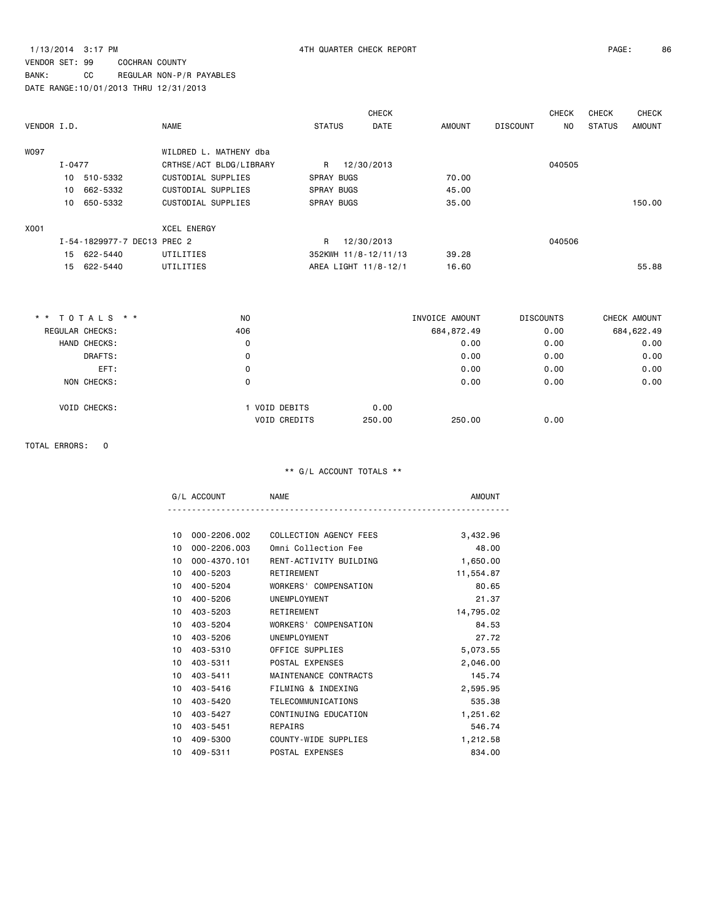1/13/2014 3:17 PM 4TH QUARTER CHECK REPORT

VENDOR SET: 99 COCHRAN COUNTY
BANK: CC REGULAR NON-P/R PAYABLES
DATE RANGE:10/01/2013 THRU 12/31/2013

| VENDOR I.D. | NAME | STATUS | CHECK DATE | AMOUNT | DISCOUNT | CHECK NO | CHECK STATUS | CHECK AMOUNT |
|---|---|---|---|---|---|---|---|---|
| W097 | WILDRED L. MATHENY dba | | | | | | | |
| I-0477 | CRTHSE/ACT BLDG/LIBRARY | R | 12/30/2013 | | | 040505 | | |
| 10 510-5332 | CUSTODIAL SUPPLIES | SPRAY BUGS | | 70.00 | | | | |
| 10 662-5332 | CUSTODIAL SUPPLIES | SPRAY BUGS | | 45.00 | | | | |
| 10 650-5332 | CUSTODIAL SUPPLIES | SPRAY BUGS | | 35.00 | | | | 150.00 |
| X001 | XCEL ENERGY | | | | | | | |
| I-54-1829977-7 DEC13 PREC 2 | | R | 12/30/2013 | | | 040506 | | |
| 15 622-5440 | UTILITIES | 352KWH 11/8-12/11/13 | | 39.28 | | | | |
| 15 622-5440 | UTILITIES | AREA LIGHT 11/8-12/1 | | 16.60 | | | | 55.88 |

| ** TOTALS ** | NO | | | INVOICE AMOUNT | DISCOUNTS | CHECK AMOUNT |
|---|---|---|---|---|---|---|
| REGULAR CHECKS: | 406 | | | 684,872.49 | 0.00 | 684,622.49 |
| HAND CHECKS: | 0 | | | 0.00 | 0.00 | 0.00 |
| DRAFTS: | 0 | | | 0.00 | 0.00 | 0.00 |
| EFT: | 0 | | | 0.00 | 0.00 | 0.00 |
| NON CHECKS: | 0 | | | 0.00 | 0.00 | 0.00 |
| VOID CHECKS: | 1 | VOID DEBITS | 0.00 | | | |
| | | VOID CREDITS | 250.00 | 250.00 | 0.00 | |

TOTAL ERRORS: 0

** G/L ACCOUNT TOTALS **

| | G/L ACCOUNT | NAME | AMOUNT |
|---|---|---|---|
| 10 | 000-2206.002 | COLLECTION AGENCY FEES | 3,432.96 |
| 10 | 000-2206.003 | Omni Collection Fee | 48.00 |
| 10 | 000-4370.101 | RENT-ACTIVITY BUILDING | 1,650.00 |
| 10 | 400-5203 | RETIREMENT | 11,554.87 |
| 10 | 400-5204 | WORKERS' COMPENSATION | 80.65 |
| 10 | 400-5206 | UNEMPLOYMENT | 21.37 |
| 10 | 403-5203 | RETIREMENT | 14,795.02 |
| 10 | 403-5204 | WORKERS' COMPENSATION | 84.53 |
| 10 | 403-5206 | UNEMPLOYMENT | 27.72 |
| 10 | 403-5310 | OFFICE SUPPLIES | 5,073.55 |
| 10 | 403-5311 | POSTAL EXPENSES | 2,046.00 |
| 10 | 403-5411 | MAINTENANCE CONTRACTS | 145.74 |
| 10 | 403-5416 | FILMING & INDEXING | 2,595.95 |
| 10 | 403-5420 | TELECOMMUNICATIONS | 535.38 |
| 10 | 403-5427 | CONTINUING EDUCATION | 1,251.62 |
| 10 | 403-5451 | REPAIRS | 546.74 |
| 10 | 409-5300 | COUNTY-WIDE SUPPLIES | 1,212.58 |
| 10 | 409-5311 | POSTAL EXPENSES | 834.00 |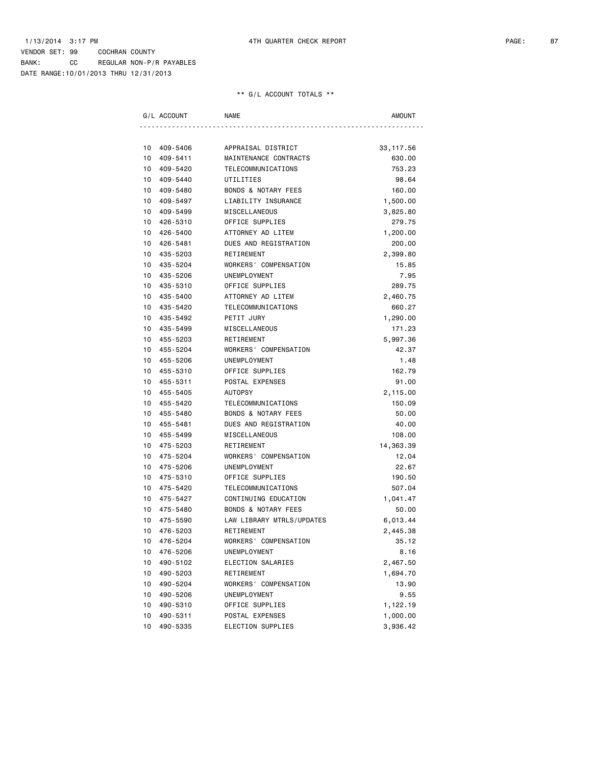1/13/2014 3:17 PM 4TH QUARTER CHECK REPORT

VENDOR SET: 99 COCHRAN COUNTY
BANK: CC REGULAR NON-P/R PAYABLES
DATE RANGE:10/01/2013 THRU 12/31/2013

** G/L ACCOUNT TOTALS **

| G/L ACCOUNT | NAME | AMOUNT |
|---|---|---|
| 10 409-5406 | APPRAISAL DISTRICT | 33,117.56 |
| 10 409-5411 | MAINTENANCE CONTRACTS | 630.00 |
| 10 409-5420 | TELECOMMUNICATIONS | 753.23 |
| 10 409-5440 | UTILITIES | 98.64 |
| 10 409-5480 | BONDS & NOTARY FEES | 160.00 |
| 10 409-5497 | LIABILITY INSURANCE | 1,500.00 |
| 10 409-5499 | MISCELLANEOUS | 3,825.80 |
| 10 426-5310 | OFFICE SUPPLIES | 279.75 |
| 10 426-5400 | ATTORNEY AD LITEM | 1,200.00 |
| 10 426-5481 | DUES AND REGISTRATION | 200.00 |
| 10 435-5203 | RETIREMENT | 2,399.80 |
| 10 435-5204 | WORKERS' COMPENSATION | 15.85 |
| 10 435-5206 | UNEMPLOYMENT | 7.95 |
| 10 435-5310 | OFFICE SUPPLIES | 289.75 |
| 10 435-5400 | ATTORNEY AD LITEM | 2,460.75 |
| 10 435-5420 | TELECOMMUNICATIONS | 660.27 |
| 10 435-5492 | PETIT JURY | 1,290.00 |
| 10 435-5499 | MISCELLANEOUS | 171.23 |
| 10 455-5203 | RETIREMENT | 5,997.36 |
| 10 455-5204 | WORKERS' COMPENSATION | 42.37 |
| 10 455-5206 | UNEMPLOYMENT | 1.48 |
| 10 455-5310 | OFFICE SUPPLIES | 162.79 |
| 10 455-5311 | POSTAL EXPENSES | 91.00 |
| 10 455-5405 | AUTOPSY | 2,115.00 |
| 10 455-5420 | TELECOMMUNICATIONS | 150.09 |
| 10 455-5480 | BONDS & NOTARY FEES | 50.00 |
| 10 455-5481 | DUES AND REGISTRATION | 40.00 |
| 10 455-5499 | MISCELLANEOUS | 108.00 |
| 10 475-5203 | RETIREMENT | 14,363.39 |
| 10 475-5204 | WORKERS' COMPENSATION | 12.04 |
| 10 475-5206 | UNEMPLOYMENT | 22.67 |
| 10 475-5310 | OFFICE SUPPLIES | 190.50 |
| 10 475-5420 | TELECOMMUNICATIONS | 507.04 |
| 10 475-5427 | CONTINUING EDUCATION | 1,041.47 |
| 10 475-5480 | BONDS & NOTARY FEES | 50.00 |
| 10 475-5590 | LAW LIBRARY MTRLS/UPDATES | 6,013.44 |
| 10 476-5203 | RETIREMENT | 2,445.38 |
| 10 476-5204 | WORKERS' COMPENSATION | 35.12 |
| 10 476-5206 | UNEMPLOYMENT | 8.16 |
| 10 490-5102 | ELECTION SALARIES | 2,467.50 |
| 10 490-5203 | RETIREMENT | 1,694.70 |
| 10 490-5204 | WORKERS' COMPENSATION | 13.90 |
| 10 490-5206 | UNEMPLOYMENT | 9.55 |
| 10 490-5310 | OFFICE SUPPLIES | 1,122.19 |
| 10 490-5311 | POSTAL EXPENSES | 1,000.00 |
| 10 490-5335 | ELECTION SUPPLIES | 3,936.42 |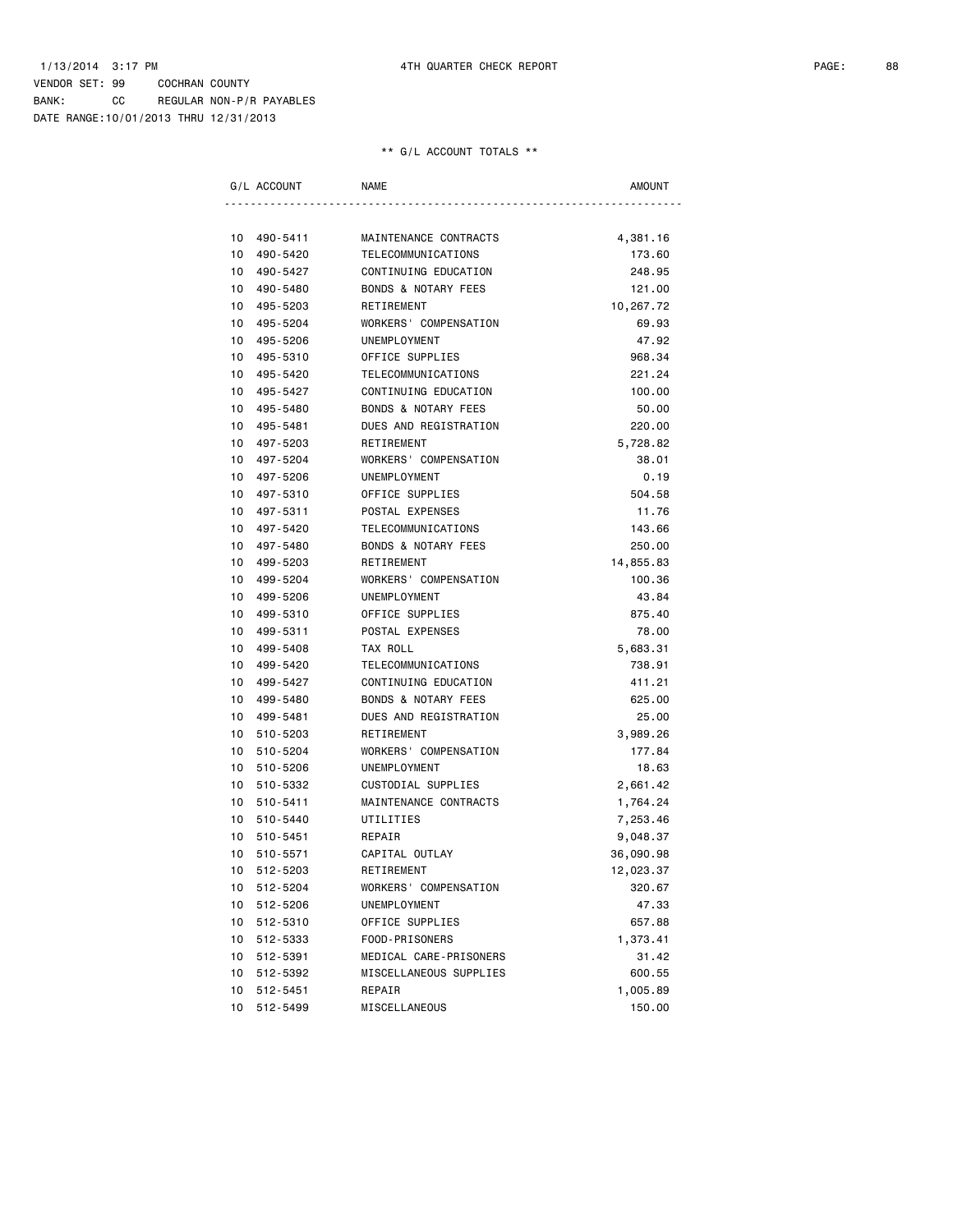1/13/2014 3:17 PM 4TH QUARTER CHECK REPORT

VENDOR SET: 99 COCHRAN COUNTY
BANK: CC REGULAR NON-P/R PAYABLES
DATE RANGE:10/01/2013 THRU 12/31/2013

** G/L ACCOUNT TOTALS **

| G/L ACCOUNT | NAME | AMOUNT |
|---|---|---|
| 10 490-5411 | MAINTENANCE CONTRACTS | 4,381.16 |
| 10 490-5420 | TELECOMMUNICATIONS | 173.60 |
| 10 490-5427 | CONTINUING EDUCATION | 248.95 |
| 10 490-5480 | BONDS & NOTARY FEES | 121.00 |
| 10 495-5203 | RETIREMENT | 10,267.72 |
| 10 495-5204 | WORKERS' COMPENSATION | 69.93 |
| 10 495-5206 | UNEMPLOYMENT | 47.92 |
| 10 495-5310 | OFFICE SUPPLIES | 968.34 |
| 10 495-5420 | TELECOMMUNICATIONS | 221.24 |
| 10 495-5427 | CONTINUING EDUCATION | 100.00 |
| 10 495-5480 | BONDS & NOTARY FEES | 50.00 |
| 10 495-5481 | DUES AND REGISTRATION | 220.00 |
| 10 497-5203 | RETIREMENT | 5,728.82 |
| 10 497-5204 | WORKERS' COMPENSATION | 38.01 |
| 10 497-5206 | UNEMPLOYMENT | 0.19 |
| 10 497-5310 | OFFICE SUPPLIES | 504.58 |
| 10 497-5311 | POSTAL EXPENSES | 11.76 |
| 10 497-5420 | TELECOMMUNICATIONS | 143.66 |
| 10 497-5480 | BONDS & NOTARY FEES | 250.00 |
| 10 499-5203 | RETIREMENT | 14,855.83 |
| 10 499-5204 | WORKERS' COMPENSATION | 100.36 |
| 10 499-5206 | UNEMPLOYMENT | 43.84 |
| 10 499-5310 | OFFICE SUPPLIES | 875.40 |
| 10 499-5311 | POSTAL EXPENSES | 78.00 |
| 10 499-5408 | TAX ROLL | 5,683.31 |
| 10 499-5420 | TELECOMMUNICATIONS | 738.91 |
| 10 499-5427 | CONTINUING EDUCATION | 411.21 |
| 10 499-5480 | BONDS & NOTARY FEES | 625.00 |
| 10 499-5481 | DUES AND REGISTRATION | 25.00 |
| 10 510-5203 | RETIREMENT | 3,989.26 |
| 10 510-5204 | WORKERS' COMPENSATION | 177.84 |
| 10 510-5206 | UNEMPLOYMENT | 18.63 |
| 10 510-5332 | CUSTODIAL SUPPLIES | 2,661.42 |
| 10 510-5411 | MAINTENANCE CONTRACTS | 1,764.24 |
| 10 510-5440 | UTILITIES | 7,253.46 |
| 10 510-5451 | REPAIR | 9,048.37 |
| 10 510-5571 | CAPITAL OUTLAY | 36,090.98 |
| 10 512-5203 | RETIREMENT | 12,023.37 |
| 10 512-5204 | WORKERS' COMPENSATION | 320.67 |
| 10 512-5206 | UNEMPLOYMENT | 47.33 |
| 10 512-5310 | OFFICE SUPPLIES | 657.88 |
| 10 512-5333 | FOOD-PRISONERS | 1,373.41 |
| 10 512-5391 | MEDICAL CARE-PRISONERS | 31.42 |
| 10 512-5392 | MISCELLANEOUS SUPPLIES | 600.55 |
| 10 512-5451 | REPAIR | 1,005.89 |
| 10 512-5499 | MISCELLANEOUS | 150.00 |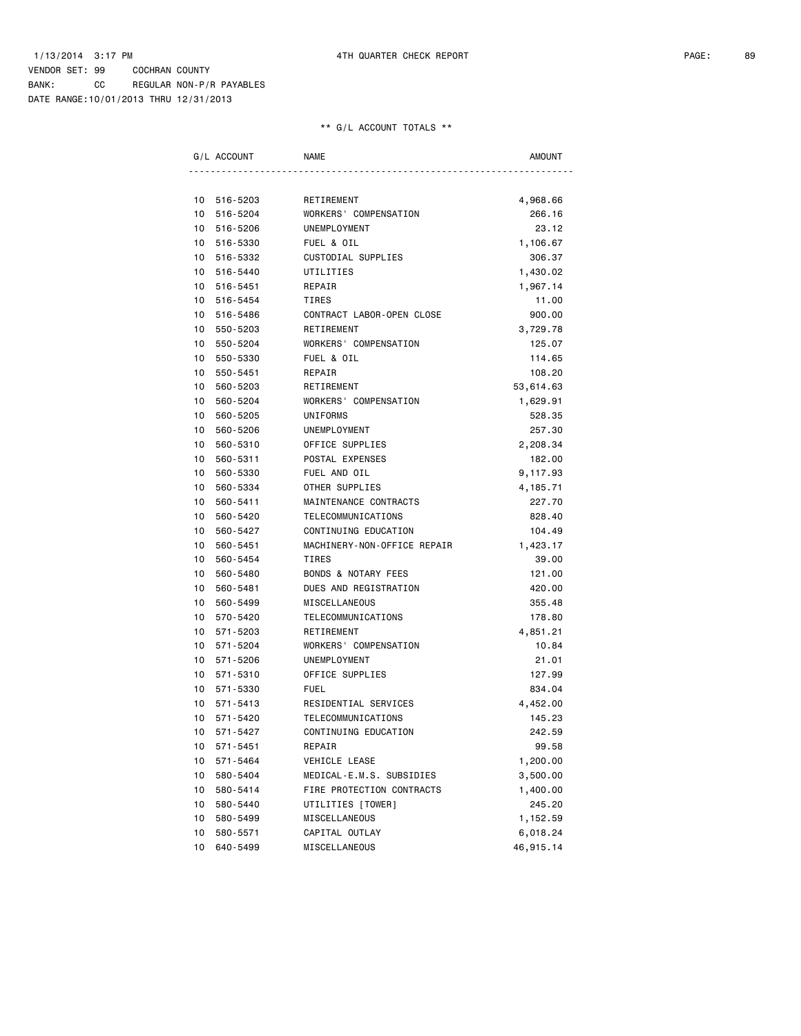1/13/2014 3:17 PM 4TH QUARTER CHECK REPORT

VENDOR SET: 99 COCHRAN COUNTY
BANK: CC REGULAR NON-P/R PAYABLES
DATE RANGE:10/01/2013 THRU 12/31/2013

** G/L ACCOUNT TOTALS **

| G/L ACCOUNT | NAME | AMOUNT |
|---|---|---|
| 10 516-5203 | RETIREMENT | 4,968.66 |
| 10 516-5204 | WORKERS' COMPENSATION | 266.16 |
| 10 516-5206 | UNEMPLOYMENT | 23.12 |
| 10 516-5330 | FUEL & OIL | 1,106.67 |
| 10 516-5332 | CUSTODIAL SUPPLIES | 306.37 |
| 10 516-5440 | UTILITIES | 1,430.02 |
| 10 516-5451 | REPAIR | 1,967.14 |
| 10 516-5454 | TIRES | 11.00 |
| 10 516-5486 | CONTRACT LABOR-OPEN CLOSE | 900.00 |
| 10 550-5203 | RETIREMENT | 3,729.78 |
| 10 550-5204 | WORKERS' COMPENSATION | 125.07 |
| 10 550-5330 | FUEL & OIL | 114.65 |
| 10 550-5451 | REPAIR | 108.20 |
| 10 560-5203 | RETIREMENT | 53,614.63 |
| 10 560-5204 | WORKERS' COMPENSATION | 1,629.91 |
| 10 560-5205 | UNIFORMS | 528.35 |
| 10 560-5206 | UNEMPLOYMENT | 257.30 |
| 10 560-5310 | OFFICE SUPPLIES | 2,208.34 |
| 10 560-5311 | POSTAL EXPENSES | 182.00 |
| 10 560-5330 | FUEL AND OIL | 9,117.93 |
| 10 560-5334 | OTHER SUPPLIES | 4,185.71 |
| 10 560-5411 | MAINTENANCE CONTRACTS | 227.70 |
| 10 560-5420 | TELECOMMUNICATIONS | 828.40 |
| 10 560-5427 | CONTINUING EDUCATION | 104.49 |
| 10 560-5451 | MACHINERY-NON-OFFICE REPAIR | 1,423.17 |
| 10 560-5454 | TIRES | 39.00 |
| 10 560-5480 | BONDS & NOTARY FEES | 121.00 |
| 10 560-5481 | DUES AND REGISTRATION | 420.00 |
| 10 560-5499 | MISCELLANEOUS | 355.48 |
| 10 570-5420 | TELECOMMUNICATIONS | 178.80 |
| 10 571-5203 | RETIREMENT | 4,851.21 |
| 10 571-5204 | WORKERS' COMPENSATION | 10.84 |
| 10 571-5206 | UNEMPLOYMENT | 21.01 |
| 10 571-5310 | OFFICE SUPPLIES | 127.99 |
| 10 571-5330 | FUEL | 834.04 |
| 10 571-5413 | RESIDENTIAL SERVICES | 4,452.00 |
| 10 571-5420 | TELECOMMUNICATIONS | 145.23 |
| 10 571-5427 | CONTINUING EDUCATION | 242.59 |
| 10 571-5451 | REPAIR | 99.58 |
| 10 571-5464 | VEHICLE LEASE | 1,200.00 |
| 10 580-5404 | MEDICAL-E.M.S. SUBSIDIES | 3,500.00 |
| 10 580-5414 | FIRE PROTECTION CONTRACTS | 1,400.00 |
| 10 580-5440 | UTILITIES [TOWER] | 245.20 |
| 10 580-5499 | MISCELLANEOUS | 1,152.59 |
| 10 580-5571 | CAPITAL OUTLAY | 6,018.24 |
| 10 640-5499 | MISCELLANEOUS | 46,915.14 |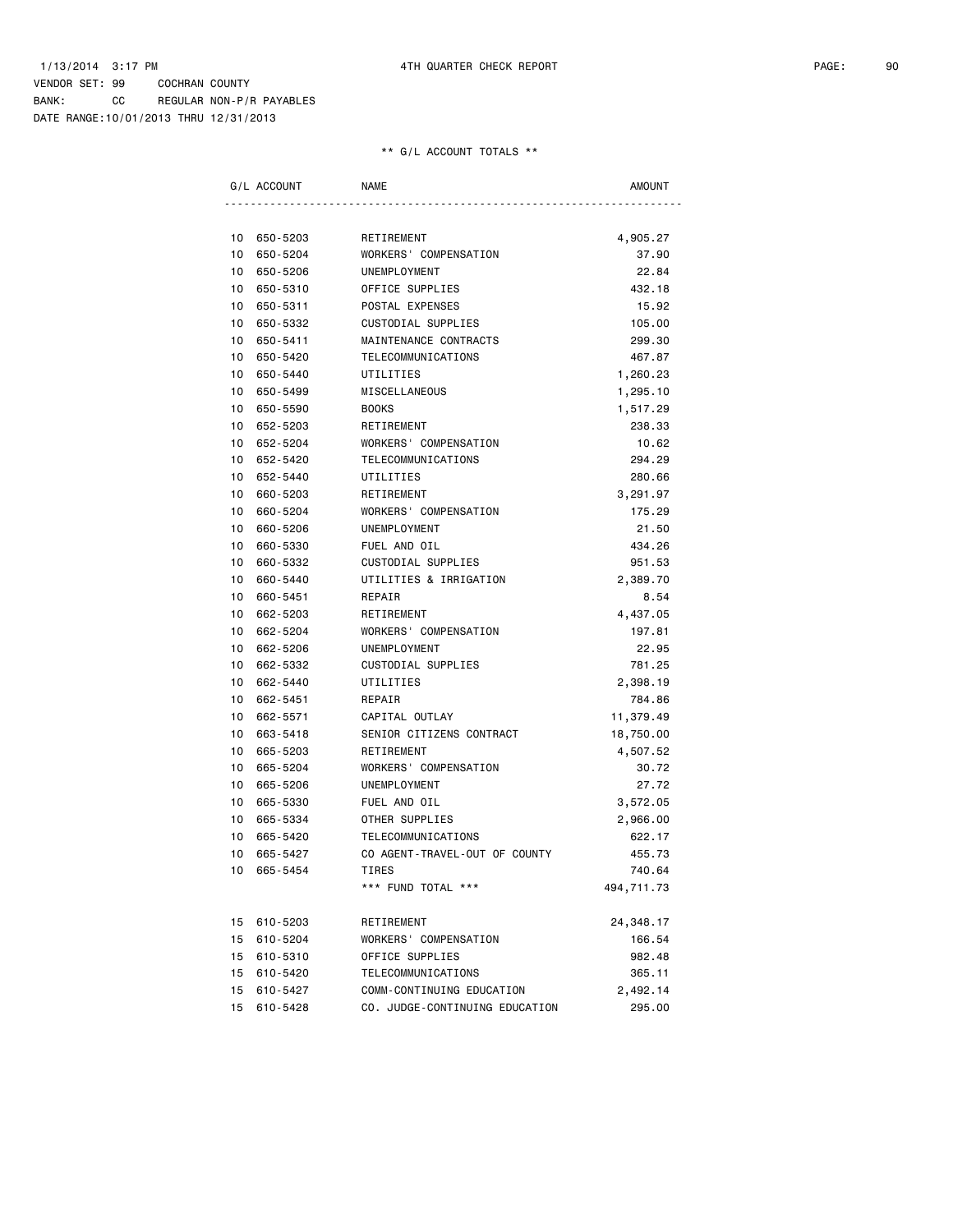1/13/2014 3:17 PM 4TH QUARTER CHECK REPORT

VENDOR SET: 99 COCHRAN COUNTY
BANK: CC REGULAR NON-P/R PAYABLES
DATE RANGE:10/01/2013 THRU 12/31/2013

** G/L ACCOUNT TOTALS **

| G/L ACCOUNT | | NAME | AMOUNT |
|---|---|---|---|
| 10 | 650-5203 | RETIREMENT | 4,905.27 |
| 10 | 650-5204 | WORKERS' COMPENSATION | 37.90 |
| 10 | 650-5206 | UNEMPLOYMENT | 22.84 |
| 10 | 650-5310 | OFFICE SUPPLIES | 432.18 |
| 10 | 650-5311 | POSTAL EXPENSES | 15.92 |
| 10 | 650-5332 | CUSTODIAL SUPPLIES | 105.00 |
| 10 | 650-5411 | MAINTENANCE CONTRACTS | 299.30 |
| 10 | 650-5420 | TELECOMMUNICATIONS | 467.87 |
| 10 | 650-5440 | UTILITIES | 1,260.23 |
| 10 | 650-5499 | MISCELLANEOUS | 1,295.10 |
| 10 | 650-5590 | BOOKS | 1,517.29 |
| 10 | 652-5203 | RETIREMENT | 238.33 |
| 10 | 652-5204 | WORKERS' COMPENSATION | 10.62 |
| 10 | 652-5420 | TELECOMMUNICATIONS | 294.29 |
| 10 | 652-5440 | UTILITIES | 280.66 |
| 10 | 660-5203 | RETIREMENT | 3,291.97 |
| 10 | 660-5204 | WORKERS' COMPENSATION | 175.29 |
| 10 | 660-5206 | UNEMPLOYMENT | 21.50 |
| 10 | 660-5330 | FUEL AND OIL | 434.26 |
| 10 | 660-5332 | CUSTODIAL SUPPLIES | 951.53 |
| 10 | 660-5440 | UTILITIES & IRRIGATION | 2,389.70 |
| 10 | 660-5451 | REPAIR | 8.54 |
| 10 | 662-5203 | RETIREMENT | 4,437.05 |
| 10 | 662-5204 | WORKERS' COMPENSATION | 197.81 |
| 10 | 662-5206 | UNEMPLOYMENT | 22.95 |
| 10 | 662-5332 | CUSTODIAL SUPPLIES | 781.25 |
| 10 | 662-5440 | UTILITIES | 2,398.19 |
| 10 | 662-5451 | REPAIR | 784.86 |
| 10 | 662-5571 | CAPITAL OUTLAY | 11,379.49 |
| 10 | 663-5418 | SENIOR CITIZENS CONTRACT | 18,750.00 |
| 10 | 665-5203 | RETIREMENT | 4,507.52 |
| 10 | 665-5204 | WORKERS' COMPENSATION | 30.72 |
| 10 | 665-5206 | UNEMPLOYMENT | 27.72 |
| 10 | 665-5330 | FUEL AND OIL | 3,572.05 |
| 10 | 665-5334 | OTHER SUPPLIES | 2,966.00 |
| 10 | 665-5420 | TELECOMMUNICATIONS | 622.17 |
| 10 | 665-5427 | CO AGENT-TRAVEL-OUT OF COUNTY | 455.73 |
| 10 | 665-5454 | TIRES | 740.64 |
| | | *** FUND TOTAL *** | 494,711.73 |
| 15 | 610-5203 | RETIREMENT | 24,348.17 |
| 15 | 610-5204 | WORKERS' COMPENSATION | 166.54 |
| 15 | 610-5310 | OFFICE SUPPLIES | 982.48 |
| 15 | 610-5420 | TELECOMMUNICATIONS | 365.11 |
| 15 | 610-5427 | COMM-CONTINUING EDUCATION | 2,492.14 |
| 15 | 610-5428 | CO. JUDGE-CONTINUING EDUCATION | 295.00 |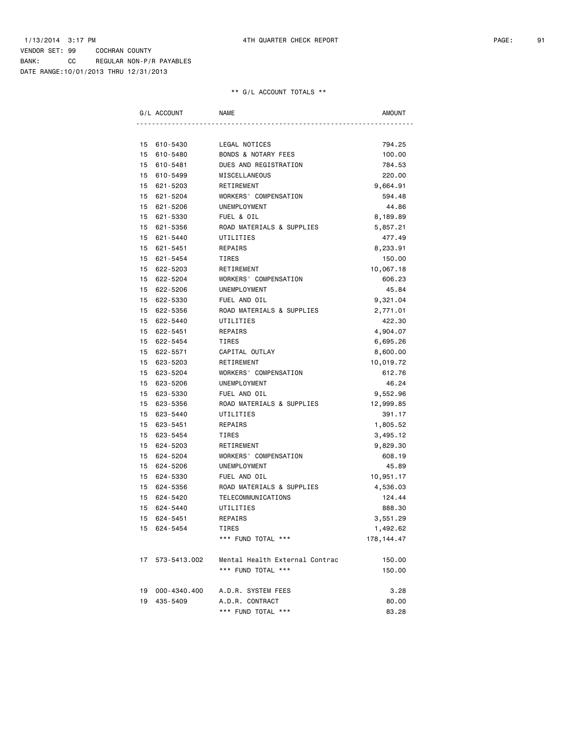1/13/2014 3:17 PM 4TH QUARTER CHECK REPORT

VENDOR SET: 99 COCHRAN COUNTY
BANK: CC REGULAR NON-P/R PAYABLES
DATE RANGE:10/01/2013 THRU 12/31/2013

** G/L ACCOUNT TOTALS **

| G/L ACCOUNT | NAME | AMOUNT |
|---|---|---|
| 15 610-5430 | LEGAL NOTICES | 794.25 |
| 15 610-5480 | BONDS & NOTARY FEES | 100.00 |
| 15 610-5481 | DUES AND REGISTRATION | 784.53 |
| 15 610-5499 | MISCELLANEOUS | 220.00 |
| 15 621-5203 | RETIREMENT | 9,664.91 |
| 15 621-5204 | WORKERS' COMPENSATION | 594.48 |
| 15 621-5206 | UNEMPLOYMENT | 44.86 |
| 15 621-5330 | FUEL & OIL | 8,189.89 |
| 15 621-5356 | ROAD MATERIALS & SUPPLIES | 5,857.21 |
| 15 621-5440 | UTILITIES | 477.49 |
| 15 621-5451 | REPAIRS | 8,233.91 |
| 15 621-5454 | TIRES | 150.00 |
| 15 622-5203 | RETIREMENT | 10,067.18 |
| 15 622-5204 | WORKERS' COMPENSATION | 606.23 |
| 15 622-5206 | UNEMPLOYMENT | 45.84 |
| 15 622-5330 | FUEL AND OIL | 9,321.04 |
| 15 622-5356 | ROAD MATERIALS & SUPPLIES | 2,771.01 |
| 15 622-5440 | UTILITIES | 422.30 |
| 15 622-5451 | REPAIRS | 4,904.07 |
| 15 622-5454 | TIRES | 6,695.26 |
| 15 622-5571 | CAPITAL OUTLAY | 8,600.00 |
| 15 623-5203 | RETIREMENT | 10,019.72 |
| 15 623-5204 | WORKERS' COMPENSATION | 612.76 |
| 15 623-5206 | UNEMPLOYMENT | 46.24 |
| 15 623-5330 | FUEL AND OIL | 9,552.96 |
| 15 623-5356 | ROAD MATERIALS & SUPPLIES | 12,999.85 |
| 15 623-5440 | UTILITIES | 391.17 |
| 15 623-5451 | REPAIRS | 1,805.52 |
| 15 623-5454 | TIRES | 3,495.12 |
| 15 624-5203 | RETIREMENT | 9,829.30 |
| 15 624-5204 | WORKERS' COMPENSATION | 608.19 |
| 15 624-5206 | UNEMPLOYMENT | 45.89 |
| 15 624-5330 | FUEL AND OIL | 10,951.17 |
| 15 624-5356 | ROAD MATERIALS & SUPPLIES | 4,536.03 |
| 15 624-5420 | TELECOMMUNICATIONS | 124.44 |
| 15 624-5440 | UTILITIES | 888.30 |
| 15 624-5451 | REPAIRS | 3,551.29 |
| 15 624-5454 | TIRES | 1,492.62 |
| | *** FUND TOTAL *** | 178,144.47 |
| 17 573-5413.002 | Mental Health External Contrac | 150.00 |
| | *** FUND TOTAL *** | 150.00 |
| 19 000-4340.400 | A.D.R. SYSTEM FEES | 3.28 |
| 19 435-5409 | A.D.R. CONTRACT | 80.00 |
| | *** FUND TOTAL *** | 83.28 |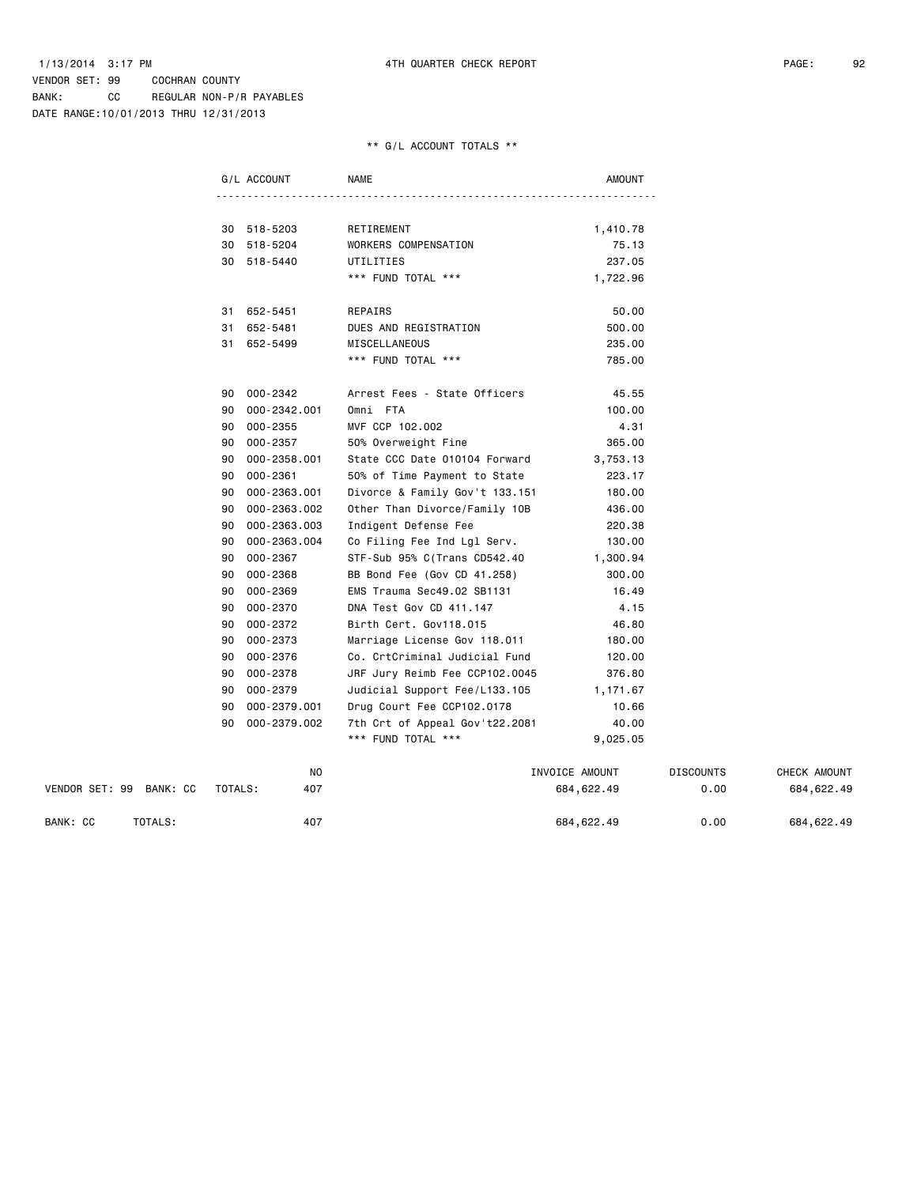1/13/2014 3:17 PM 4TH QUARTER CHECK REPORT

VENDOR SET: 99 COCHRAN COUNTY
BANK: CC REGULAR NON-P/R PAYABLES
DATE RANGE:10/01/2013 THRU 12/31/2013

** G/L ACCOUNT TOTALS **

| G/L ACCOUNT | | NAME | AMOUNT |
|---|---|---|---|
| 30 | 518-5203 | RETIREMENT | 1,410.78 |
| 30 | 518-5204 | WORKERS COMPENSATION | 75.13 |
| 30 | 518-5440 | UTILITIES | 237.05 |
| | | *** FUND TOTAL *** | 1,722.96 |
| 31 | 652-5451 | REPAIRS | 50.00 |
| 31 | 652-5481 | DUES AND REGISTRATION | 500.00 |
| 31 | 652-5499 | MISCELLANEOUS | 235.00 |
| | | *** FUND TOTAL *** | 785.00 |
| 90 | 000-2342 | Arrest Fees - State Officers | 45.55 |
| 90 | 000-2342.001 | Omni FTA | 100.00 |
| 90 | 000-2355 | MVF CCP 102.002 | 4.31 |
| 90 | 000-2357 | 50% Overweight Fine | 365.00 |
| 90 | 000-2358.001 | State CCC Date 010104 Forward | 3,753.13 |
| 90 | 000-2361 | 50% of Time Payment to State | 223.17 |
| 90 | 000-2363.001 | Divorce & Family Gov't 133.151 | 180.00 |
| 90 | 000-2363.002 | Other Than Divorce/Family 10B | 436.00 |
| 90 | 000-2363.003 | Indigent Defense Fee | 220.38 |
| 90 | 000-2363.004 | Co Filing Fee Ind Lgl Serv. | 130.00 |
| 90 | 000-2367 | STF-Sub 95% C(Trans CD542.40 | 1,300.94 |
| 90 | 000-2368 | BB Bond Fee (Gov CD 41.258) | 300.00 |
| 90 | 000-2369 | EMS Trauma Sec49.02 SB1131 | 16.49 |
| 90 | 000-2370 | DNA Test Gov CD 411.147 | 4.15 |
| 90 | 000-2372 | Birth Cert. Gov118.015 | 46.80 |
| 90 | 000-2373 | Marriage License Gov 118.011 | 180.00 |
| 90 | 000-2376 | Co. CrtCriminal Judicial Fund | 120.00 |
| 90 | 000-2378 | JRF Jury Reimb Fee CCP102.0045 | 376.80 |
| 90 | 000-2379 | Judicial Support Fee/L133.105 | 1,171.67 |
| 90 | 000-2379.001 | Drug Court Fee CCP102.0178 | 10.66 |
| 90 | 000-2379.002 | 7th Crt of Appeal Gov't22.2081 | 40.00 |
| | | *** FUND TOTAL *** | 9,025.05 |

| | NO | INVOICE AMOUNT | DISCOUNTS | CHECK AMOUNT |
|---|---|---|---|---|
| VENDOR SET: 99 BANK: CC TOTALS: | 407 | 684,622.49 | 0.00 | 684,622.49 |
| BANK: CC TOTALS: | 407 | 684,622.49 | 0.00 | 684,622.49 |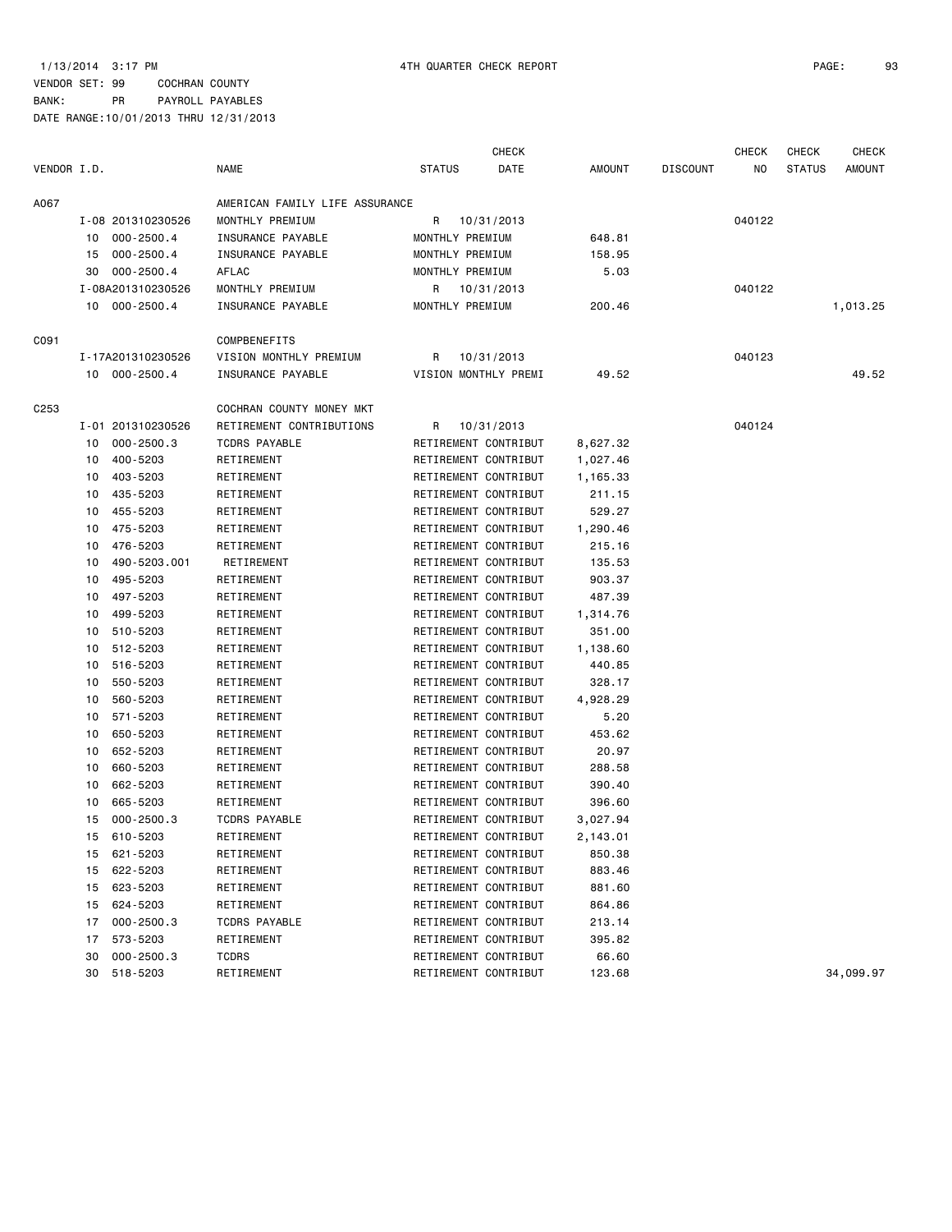1/13/2014 3:17 PM 4TH QUARTER CHECK REPORT

VENDOR SET: 99 COCHRAN COUNTY

BANK: PR PAYROLL PAYABLES

DATE RANGE:10/01/2013 THRU 12/31/2013

| VENDOR I.D. | | NAME | STATUS | CHECK DATE | AMOUNT | DISCOUNT | CHECK NO | CHECK STATUS | CHECK AMOUNT |
|---|---|---|---|---|---|---|---|---|---|
| A067 | | AMERICAN FAMILY LIFE ASSURANCE | | | | | | | |
| | I-08 201310230526 | MONTHLY PREMIUM | R | 10/31/2013 | | | 040122 | | |
| | 10 000-2500.4 | INSURANCE PAYABLE | MONTHLY PREMIUM | | 648.81 | | | | |
| | 15 000-2500.4 | INSURANCE PAYABLE | MONTHLY PREMIUM | | 158.95 | | | | |
| | 30 000-2500.4 | AFLAC | MONTHLY PREMIUM | | 5.03 | | | | |
| | I-08A201310230526 | MONTHLY PREMIUM | R | 10/31/2013 | | | 040122 | | |
| | 10 000-2500.4 | INSURANCE PAYABLE | MONTHLY PREMIUM | | 200.46 | | | | 1,013.25 |
| C091 | | COMPBENEFITS | | | | | | | |
| | I-17A201310230526 | VISION MONTHLY PREMIUM | R | 10/31/2013 | | | 040123 | | |
| | 10 000-2500.4 | INSURANCE PAYABLE | VISION MONTHLY PREMI | | 49.52 | | | | 49.52 |
| C253 | | COCHRAN COUNTY MONEY MKT | | | | | | | |
| | I-01 201310230526 | RETIREMENT CONTRIBUTIONS | R | 10/31/2013 | | | 040124 | | |
| | 10 000-2500.3 | TCDRS PAYABLE | RETIREMENT CONTRIBUT | | 8,627.32 | | | | |
| | 10 400-5203 | RETIREMENT | RETIREMENT CONTRIBUT | | 1,027.46 | | | | |
| | 10 403-5203 | RETIREMENT | RETIREMENT CONTRIBUT | | 1,165.33 | | | | |
| | 10 435-5203 | RETIREMENT | RETIREMENT CONTRIBUT | | 211.15 | | | | |
| | 10 455-5203 | RETIREMENT | RETIREMENT CONTRIBUT | | 529.27 | | | | |
| | 10 475-5203 | RETIREMENT | RETIREMENT CONTRIBUT | | 1,290.46 | | | | |
| | 10 476-5203 | RETIREMENT | RETIREMENT CONTRIBUT | | 215.16 | | | | |
| | 10 490-5203.001 | RETIREMENT | RETIREMENT CONTRIBUT | | 135.53 | | | | |
| | 10 495-5203 | RETIREMENT | RETIREMENT CONTRIBUT | | 903.37 | | | | |
| | 10 497-5203 | RETIREMENT | RETIREMENT CONTRIBUT | | 487.39 | | | | |
| | 10 499-5203 | RETIREMENT | RETIREMENT CONTRIBUT | | 1,314.76 | | | | |
| | 10 510-5203 | RETIREMENT | RETIREMENT CONTRIBUT | | 351.00 | | | | |
| | 10 512-5203 | RETIREMENT | RETIREMENT CONTRIBUT | | 1,138.60 | | | | |
| | 10 516-5203 | RETIREMENT | RETIREMENT CONTRIBUT | | 440.85 | | | | |
| | 10 550-5203 | RETIREMENT | RETIREMENT CONTRIBUT | | 328.17 | | | | |
| | 10 560-5203 | RETIREMENT | RETIREMENT CONTRIBUT | | 4,928.29 | | | | |
| | 10 571-5203 | RETIREMENT | RETIREMENT CONTRIBUT | | 5.20 | | | | |
| | 10 650-5203 | RETIREMENT | RETIREMENT CONTRIBUT | | 453.62 | | | | |
| | 10 652-5203 | RETIREMENT | RETIREMENT CONTRIBUT | | 20.97 | | | | |
| | 10 660-5203 | RETIREMENT | RETIREMENT CONTRIBUT | | 288.58 | | | | |
| | 10 662-5203 | RETIREMENT | RETIREMENT CONTRIBUT | | 390.40 | | | | |
| | 10 665-5203 | RETIREMENT | RETIREMENT CONTRIBUT | | 396.60 | | | | |
| | 15 000-2500.3 | TCDRS PAYABLE | RETIREMENT CONTRIBUT | | 3,027.94 | | | | |
| | 15 610-5203 | RETIREMENT | RETIREMENT CONTRIBUT | | 2,143.01 | | | | |
| | 15 621-5203 | RETIREMENT | RETIREMENT CONTRIBUT | | 850.38 | | | | |
| | 15 622-5203 | RETIREMENT | RETIREMENT CONTRIBUT | | 883.46 | | | | |
| | 15 623-5203 | RETIREMENT | RETIREMENT CONTRIBUT | | 881.60 | | | | |
| | 15 624-5203 | RETIREMENT | RETIREMENT CONTRIBUT | | 864.86 | | | | |
| | 17 000-2500.3 | TCDRS PAYABLE | RETIREMENT CONTRIBUT | | 213.14 | | | | |
| | 17 573-5203 | RETIREMENT | RETIREMENT CONTRIBUT | | 395.82 | | | | |
| | 30 000-2500.3 | TCDRS | RETIREMENT CONTRIBUT | | 66.60 | | | | |
| | 30 518-5203 | RETIREMENT | RETIREMENT CONTRIBUT | | 123.68 | | | | 34,099.97 |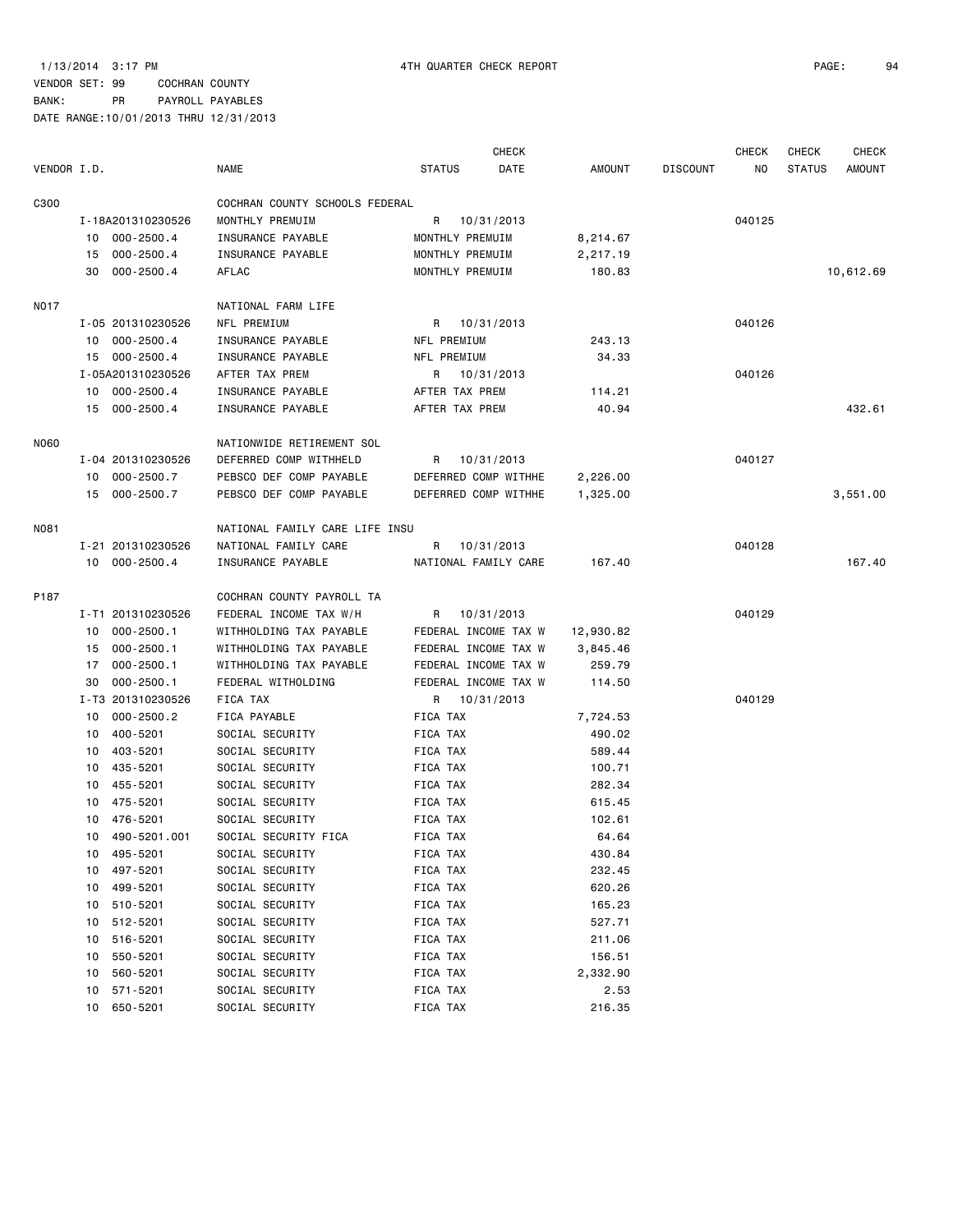1/13/2014 3:17 PM 4TH QUARTER CHECK REPORT

VENDOR SET: 99 COCHRAN COUNTY

BANK: PR PAYROLL PAYABLES

DATE RANGE:10/01/2013 THRU 12/31/2013

| VENDOR I.D. | | NAME | STATUS | CHECK DATE | AMOUNT | DISCOUNT | CHECK NO | CHECK STATUS | CHECK AMOUNT |
|---|---|---|---|---|---|---|---|---|---|
| C300 | | COCHRAN COUNTY SCHOOLS FEDERAL | | | | | | | |
| | I-18A201310230526 | MONTHLY PREMUIM | R | 10/31/2013 | | | 040125 | | |
| | 10 000-2500.4 | INSURANCE PAYABLE | MONTHLY PREMUIM | | 8,214.67 | | | | |
| | 15 000-2500.4 | INSURANCE PAYABLE | MONTHLY PREMUIM | | 2,217.19 | | | | |
| | 30 000-2500.4 | AFLAC | MONTHLY PREMUIM | | 180.83 | | | | 10,612.69 |
| N017 | | NATIONAL FARM LIFE | | | | | | | |
| | I-05 201310230526 | NFL PREMIUM | R | 10/31/2013 | | | 040126 | | |
| | 10 000-2500.4 | INSURANCE PAYABLE | NFL PREMIUM | | 243.13 | | | | |
| | 15 000-2500.4 | INSURANCE PAYABLE | NFL PREMIUM | | 34.33 | | | | |
| | I-05A201310230526 | AFTER TAX PREM | R | 10/31/2013 | | | 040126 | | |
| | 10 000-2500.4 | INSURANCE PAYABLE | AFTER TAX PREM | | 114.21 | | | | |
| | 15 000-2500.4 | INSURANCE PAYABLE | AFTER TAX PREM | | 40.94 | | | | 432.61 |
| N060 | | NATIONWIDE RETIREMENT SOL | | | | | | | |
| | I-04 201310230526 | DEFERRED COMP WITHHELD | R | 10/31/2013 | | | 040127 | | |
| | 10 000-2500.7 | PEBSCO DEF COMP PAYABLE | DEFERRED COMP WITHHE | | 2,226.00 | | | | |
| | 15 000-2500.7 | PEBSCO DEF COMP PAYABLE | DEFERRED COMP WITHHE | | 1,325.00 | | | | 3,551.00 |
| N081 | | NATIONAL FAMILY CARE LIFE INSU | | | | | | | |
| | I-21 201310230526 | NATIONAL FAMILY CARE | R | 10/31/2013 | | | 040128 | | |
| | 10 000-2500.4 | INSURANCE PAYABLE | NATIONAL FAMILY CARE | | 167.40 | | | | 167.40 |
| P187 | | COCHRAN COUNTY PAYROLL TA | | | | | | | |
| | I-T1 201310230526 | FEDERAL INCOME TAX W/H | R | 10/31/2013 | | | 040129 | | |
| | 10 000-2500.1 | WITHHOLDING TAX PAYABLE | FEDERAL INCOME TAX W | | 12,930.82 | | | | |
| | 15 000-2500.1 | WITHHOLDING TAX PAYABLE | FEDERAL INCOME TAX W | | 3,845.46 | | | | |
| | 17 000-2500.1 | WITHHOLDING TAX PAYABLE | FEDERAL INCOME TAX W | | 259.79 | | | | |
| | 30 000-2500.1 | FEDERAL WITHOLDING | FEDERAL INCOME TAX W | | 114.50 | | | | |
| | I-T3 201310230526 | FICA TAX | R | 10/31/2013 | | | 040129 | | |
| | 10 000-2500.2 | FICA PAYABLE | FICA TAX | | 7,724.53 | | | | |
| | 10 400-5201 | SOCIAL SECURITY | FICA TAX | | 490.02 | | | | |
| | 10 403-5201 | SOCIAL SECURITY | FICA TAX | | 589.44 | | | | |
| | 10 435-5201 | SOCIAL SECURITY | FICA TAX | | 100.71 | | | | |
| | 10 455-5201 | SOCIAL SECURITY | FICA TAX | | 282.34 | | | | |
| | 10 475-5201 | SOCIAL SECURITY | FICA TAX | | 615.45 | | | | |
| | 10 476-5201 | SOCIAL SECURITY | FICA TAX | | 102.61 | | | | |
| | 10 490-5201.001 | SOCIAL SECURITY FICA | FICA TAX | | 64.64 | | | | |
| | 10 495-5201 | SOCIAL SECURITY | FICA TAX | | 430.84 | | | | |
| | 10 497-5201 | SOCIAL SECURITY | FICA TAX | | 232.45 | | | | |
| | 10 499-5201 | SOCIAL SECURITY | FICA TAX | | 620.26 | | | | |
| | 10 510-5201 | SOCIAL SECURITY | FICA TAX | | 165.23 | | | | |
| | 10 512-5201 | SOCIAL SECURITY | FICA TAX | | 527.71 | | | | |
| | 10 516-5201 | SOCIAL SECURITY | FICA TAX | | 211.06 | | | | |
| | 10 550-5201 | SOCIAL SECURITY | FICA TAX | | 156.51 | | | | |
| | 10 560-5201 | SOCIAL SECURITY | FICA TAX | | 2,332.90 | | | | |
| | 10 571-5201 | SOCIAL SECURITY | FICA TAX | | 2.53 | | | | |
| | 10 650-5201 | SOCIAL SECURITY | FICA TAX | | 216.35 | | | | |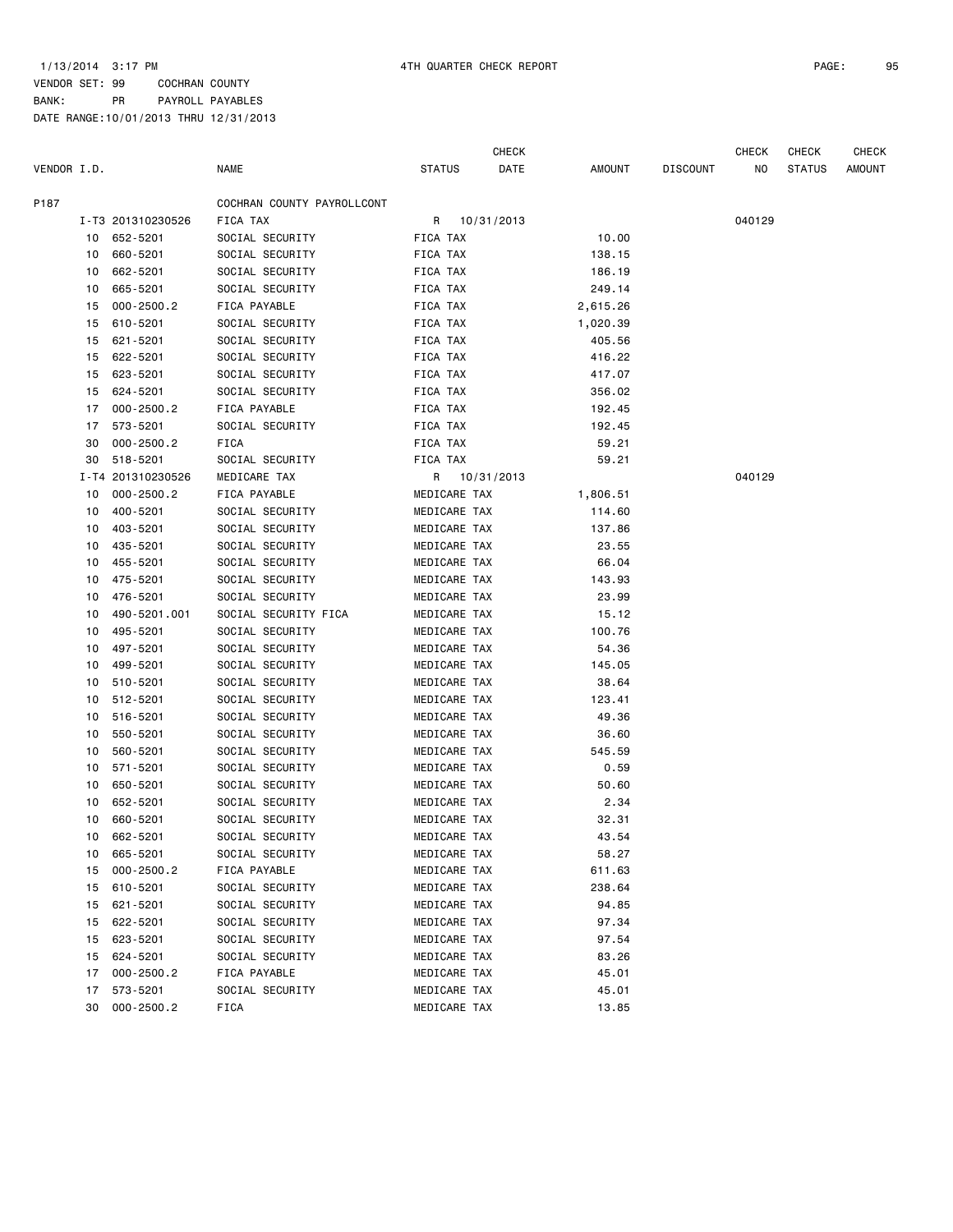1/13/2014 3:17 PM 4TH QUARTER CHECK REPORT

VENDOR SET: 99 COCHRAN COUNTY
BANK: PR PAYROLL PAYABLES
DATE RANGE:10/01/2013 THRU 12/31/2013

| VENDOR I.D. | | NAME | STATUS | CHECK DATE | AMOUNT | DISCOUNT | CHECK NO | CHECK STATUS | CHECK AMOUNT |
|---|---|---|---|---|---|---|---|---|---|
| P187 | | COCHRAN COUNTY PAYROLLCONT | | | | | | | |
| I-T3 201310230526 | | FICA TAX | R | 10/31/2013 | | | 040129 | | |
| 10 | 652-5201 | SOCIAL SECURITY | FICA TAX | | 10.00 | | | | |
| 10 | 660-5201 | SOCIAL SECURITY | FICA TAX | | 138.15 | | | | |
| 10 | 662-5201 | SOCIAL SECURITY | FICA TAX | | 186.19 | | | | |
| 10 | 665-5201 | SOCIAL SECURITY | FICA TAX | | 249.14 | | | | |
| 15 | 000-2500.2 | FICA PAYABLE | FICA TAX | | 2,615.26 | | | | |
| 15 | 610-5201 | SOCIAL SECURITY | FICA TAX | | 1,020.39 | | | | |
| 15 | 621-5201 | SOCIAL SECURITY | FICA TAX | | 405.56 | | | | |
| 15 | 622-5201 | SOCIAL SECURITY | FICA TAX | | 416.22 | | | | |
| 15 | 623-5201 | SOCIAL SECURITY | FICA TAX | | 417.07 | | | | |
| 15 | 624-5201 | SOCIAL SECURITY | FICA TAX | | 356.02 | | | | |
| 17 | 000-2500.2 | FICA PAYABLE | FICA TAX | | 192.45 | | | | |
| 17 | 573-5201 | SOCIAL SECURITY | FICA TAX | | 192.45 | | | | |
| 30 | 000-2500.2 | FICA | FICA TAX | | 59.21 | | | | |
| 30 | 518-5201 | SOCIAL SECURITY | FICA TAX | | 59.21 | | | | |
| I-T4 201310230526 | | MEDICARE TAX | R | 10/31/2013 | | | 040129 | | |
| 10 | 000-2500.2 | FICA PAYABLE | MEDICARE TAX | | 1,806.51 | | | | |
| 10 | 400-5201 | SOCIAL SECURITY | MEDICARE TAX | | 114.60 | | | | |
| 10 | 403-5201 | SOCIAL SECURITY | MEDICARE TAX | | 137.86 | | | | |
| 10 | 435-5201 | SOCIAL SECURITY | MEDICARE TAX | | 23.55 | | | | |
| 10 | 455-5201 | SOCIAL SECURITY | MEDICARE TAX | | 66.04 | | | | |
| 10 | 475-5201 | SOCIAL SECURITY | MEDICARE TAX | | 143.93 | | | | |
| 10 | 476-5201 | SOCIAL SECURITY | MEDICARE TAX | | 23.99 | | | | |
| 10 | 490-5201.001 | SOCIAL SECURITY FICA | MEDICARE TAX | | 15.12 | | | | |
| 10 | 495-5201 | SOCIAL SECURITY | MEDICARE TAX | | 100.76 | | | | |
| 10 | 497-5201 | SOCIAL SECURITY | MEDICARE TAX | | 54.36 | | | | |
| 10 | 499-5201 | SOCIAL SECURITY | MEDICARE TAX | | 145.05 | | | | |
| 10 | 510-5201 | SOCIAL SECURITY | MEDICARE TAX | | 38.64 | | | | |
| 10 | 512-5201 | SOCIAL SECURITY | MEDICARE TAX | | 123.41 | | | | |
| 10 | 516-5201 | SOCIAL SECURITY | MEDICARE TAX | | 49.36 | | | | |
| 10 | 550-5201 | SOCIAL SECURITY | MEDICARE TAX | | 36.60 | | | | |
| 10 | 560-5201 | SOCIAL SECURITY | MEDICARE TAX | | 545.59 | | | | |
| 10 | 571-5201 | SOCIAL SECURITY | MEDICARE TAX | | 0.59 | | | | |
| 10 | 650-5201 | SOCIAL SECURITY | MEDICARE TAX | | 50.60 | | | | |
| 10 | 652-5201 | SOCIAL SECURITY | MEDICARE TAX | | 2.34 | | | | |
| 10 | 660-5201 | SOCIAL SECURITY | MEDICARE TAX | | 32.31 | | | | |
| 10 | 662-5201 | SOCIAL SECURITY | MEDICARE TAX | | 43.54 | | | | |
| 10 | 665-5201 | SOCIAL SECURITY | MEDICARE TAX | | 58.27 | | | | |
| 15 | 000-2500.2 | FICA PAYABLE | MEDICARE TAX | | 611.63 | | | | |
| 15 | 610-5201 | SOCIAL SECURITY | MEDICARE TAX | | 238.64 | | | | |
| 15 | 621-5201 | SOCIAL SECURITY | MEDICARE TAX | | 94.85 | | | | |
| 15 | 622-5201 | SOCIAL SECURITY | MEDICARE TAX | | 97.34 | | | | |
| 15 | 623-5201 | SOCIAL SECURITY | MEDICARE TAX | | 97.54 | | | | |
| 15 | 624-5201 | SOCIAL SECURITY | MEDICARE TAX | | 83.26 | | | | |
| 17 | 000-2500.2 | FICA PAYABLE | MEDICARE TAX | | 45.01 | | | | |
| 17 | 573-5201 | SOCIAL SECURITY | MEDICARE TAX | | 45.01 | | | | |
| 30 | 000-2500.2 | FICA | MEDICARE TAX | | 13.85 | | | | |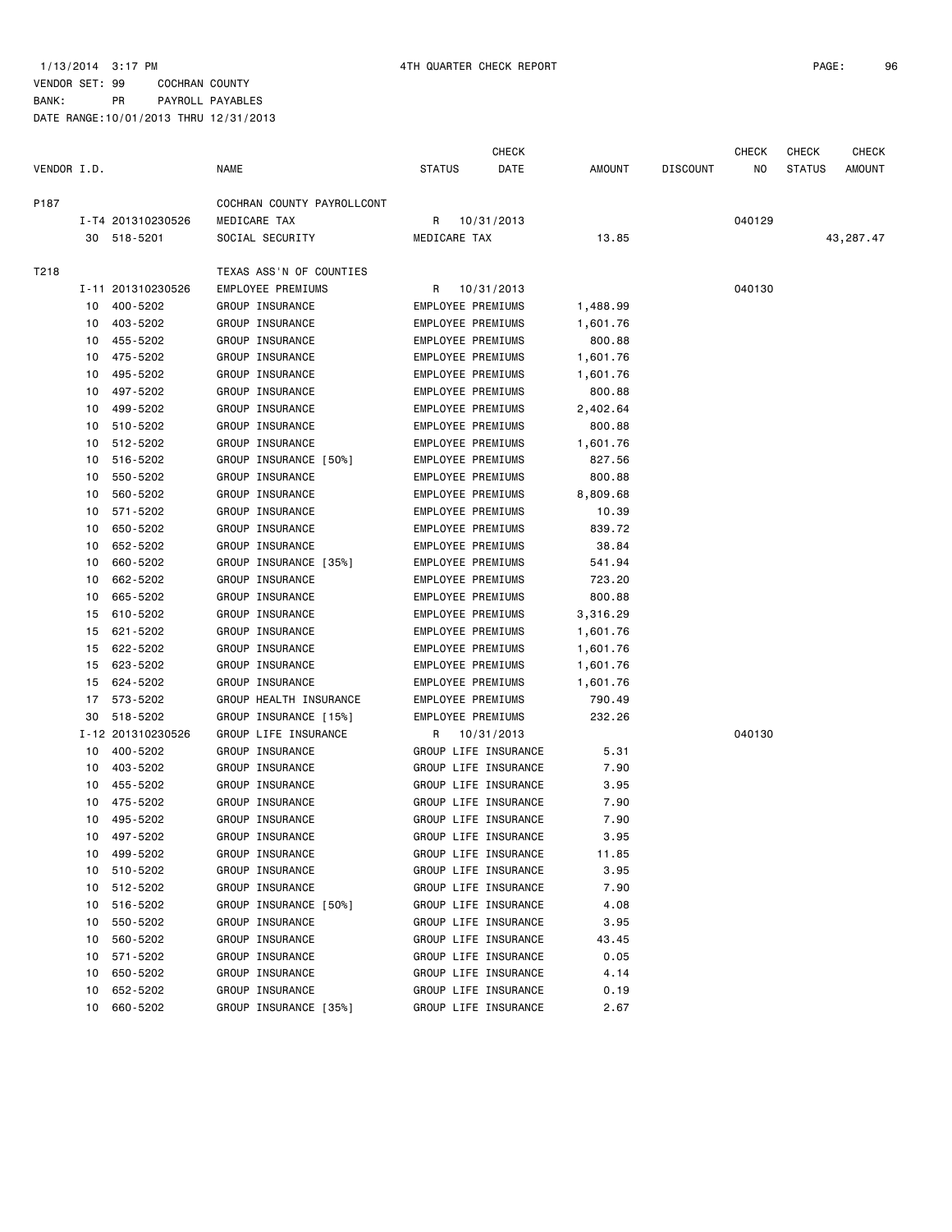1/13/2014 3:17 PM 4TH QUARTER CHECK REPORT

VENDOR SET: 99 COCHRAN COUNTY
BANK: PR PAYROLL PAYABLES
DATE RANGE:10/01/2013 THRU 12/31/2013

| VENDOR I.D. | | NAME | STATUS | CHECK DATE | AMOUNT | DISCOUNT | CHECK NO | CHECK STATUS | CHECK AMOUNT |
|---|---|---|---|---|---|---|---|---|---|
| P187 | | COCHRAN COUNTY PAYROLLCONT | | | | | | | |
| | I-T4 201310230526 | MEDICARE TAX | R | 10/31/2013 | | | 040129 | | |
| | 30 518-5201 | SOCIAL SECURITY | MEDICARE TAX | | 13.85 | | | | 43,287.47 |
| T218 | | TEXAS ASS'N OF COUNTIES | | | | | | | |
| | I-11 201310230526 | EMPLOYEE PREMIUMS | R | 10/31/2013 | | | 040130 | | |
| | 10 400-5202 | GROUP INSURANCE | EMPLOYEE PREMIUMS | | 1,488.99 | | | | |
| | 10 403-5202 | GROUP INSURANCE | EMPLOYEE PREMIUMS | | 1,601.76 | | | | |
| | 10 455-5202 | GROUP INSURANCE | EMPLOYEE PREMIUMS | | 800.88 | | | | |
| | 10 475-5202 | GROUP INSURANCE | EMPLOYEE PREMIUMS | | 1,601.76 | | | | |
| | 10 495-5202 | GROUP INSURANCE | EMPLOYEE PREMIUMS | | 1,601.76 | | | | |
| | 10 497-5202 | GROUP INSURANCE | EMPLOYEE PREMIUMS | | 800.88 | | | | |
| | 10 499-5202 | GROUP INSURANCE | EMPLOYEE PREMIUMS | | 2,402.64 | | | | |
| | 10 510-5202 | GROUP INSURANCE | EMPLOYEE PREMIUMS | | 800.88 | | | | |
| | 10 512-5202 | GROUP INSURANCE | EMPLOYEE PREMIUMS | | 1,601.76 | | | | |
| | 10 516-5202 | GROUP INSURANCE [50%] | EMPLOYEE PREMIUMS | | 827.56 | | | | |
| | 10 550-5202 | GROUP INSURANCE | EMPLOYEE PREMIUMS | | 800.88 | | | | |
| | 10 560-5202 | GROUP INSURANCE | EMPLOYEE PREMIUMS | | 8,809.68 | | | | |
| | 10 571-5202 | GROUP INSURANCE | EMPLOYEE PREMIUMS | | 10.39 | | | | |
| | 10 650-5202 | GROUP INSURANCE | EMPLOYEE PREMIUMS | | 839.72 | | | | |
| | 10 652-5202 | GROUP INSURANCE | EMPLOYEE PREMIUMS | | 38.84 | | | | |
| | 10 660-5202 | GROUP INSURANCE [35%] | EMPLOYEE PREMIUMS | | 541.94 | | | | |
| | 10 662-5202 | GROUP INSURANCE | EMPLOYEE PREMIUMS | | 723.20 | | | | |
| | 10 665-5202 | GROUP INSURANCE | EMPLOYEE PREMIUMS | | 800.88 | | | | |
| | 15 610-5202 | GROUP INSURANCE | EMPLOYEE PREMIUMS | | 3,316.29 | | | | |
| | 15 621-5202 | GROUP INSURANCE | EMPLOYEE PREMIUMS | | 1,601.76 | | | | |
| | 15 622-5202 | GROUP INSURANCE | EMPLOYEE PREMIUMS | | 1,601.76 | | | | |
| | 15 623-5202 | GROUP INSURANCE | EMPLOYEE PREMIUMS | | 1,601.76 | | | | |
| | 15 624-5202 | GROUP INSURANCE | EMPLOYEE PREMIUMS | | 1,601.76 | | | | |
| | 17 573-5202 | GROUP HEALTH INSURANCE | EMPLOYEE PREMIUMS | | 790.49 | | | | |
| | 30 518-5202 | GROUP INSURANCE [15%] | EMPLOYEE PREMIUMS | | 232.26 | | | | |
| | I-12 201310230526 | GROUP LIFE INSURANCE | R | 10/31/2013 | | | 040130 | | |
| | 10 400-5202 | GROUP INSURANCE | GROUP LIFE INSURANCE | | 5.31 | | | | |
| | 10 403-5202 | GROUP INSURANCE | GROUP LIFE INSURANCE | | 7.90 | | | | |
| | 10 455-5202 | GROUP INSURANCE | GROUP LIFE INSURANCE | | 3.95 | | | | |
| | 10 475-5202 | GROUP INSURANCE | GROUP LIFE INSURANCE | | 7.90 | | | | |
| | 10 495-5202 | GROUP INSURANCE | GROUP LIFE INSURANCE | | 7.90 | | | | |
| | 10 497-5202 | GROUP INSURANCE | GROUP LIFE INSURANCE | | 3.95 | | | | |
| | 10 499-5202 | GROUP INSURANCE | GROUP LIFE INSURANCE | | 11.85 | | | | |
| | 10 510-5202 | GROUP INSURANCE | GROUP LIFE INSURANCE | | 3.95 | | | | |
| | 10 512-5202 | GROUP INSURANCE | GROUP LIFE INSURANCE | | 7.90 | | | | |
| | 10 516-5202 | GROUP INSURANCE [50%] | GROUP LIFE INSURANCE | | 4.08 | | | | |
| | 10 550-5202 | GROUP INSURANCE | GROUP LIFE INSURANCE | | 3.95 | | | | |
| | 10 560-5202 | GROUP INSURANCE | GROUP LIFE INSURANCE | | 43.45 | | | | |
| | 10 571-5202 | GROUP INSURANCE | GROUP LIFE INSURANCE | | 0.05 | | | | |
| | 10 650-5202 | GROUP INSURANCE | GROUP LIFE INSURANCE | | 4.14 | | | | |
| | 10 652-5202 | GROUP INSURANCE | GROUP LIFE INSURANCE | | 0.19 | | | | |
| | 10 660-5202 | GROUP INSURANCE [35%] | GROUP LIFE INSURANCE | | 2.67 | | | | |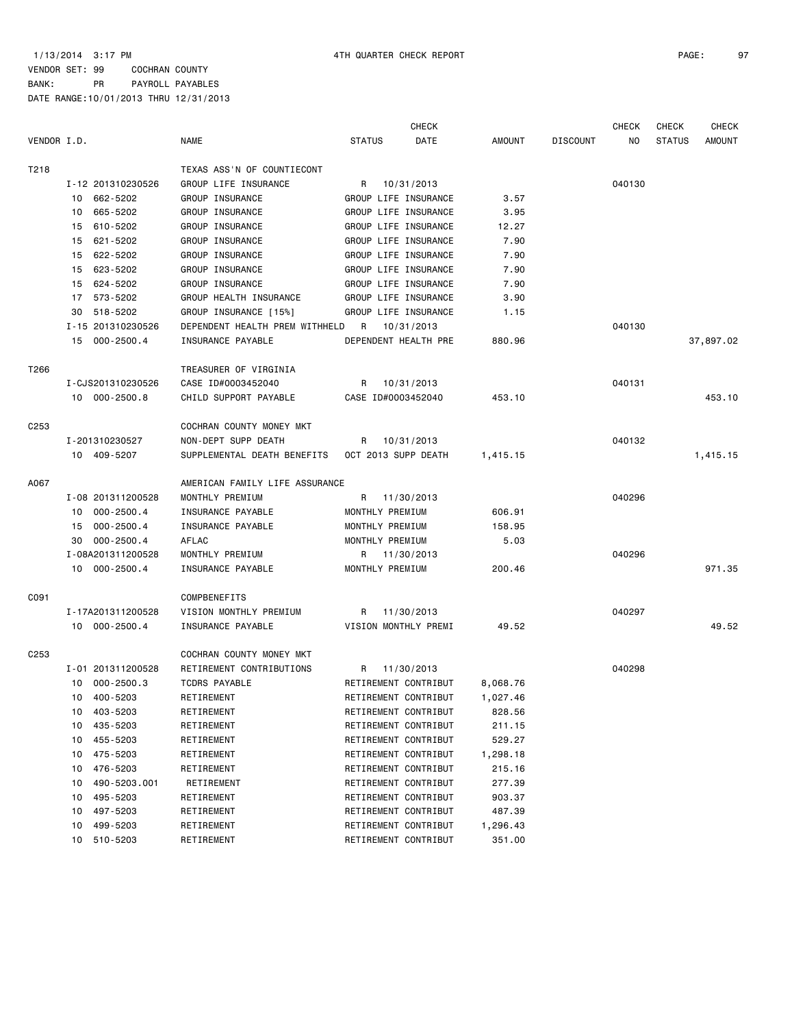1/13/2014 3:17 PM 4TH QUARTER CHECK REPORT PAGE: 97

VENDOR SET: 99 COCHRAN COUNTY

BANK: PR PAYROLL PAYABLES

DATE RANGE:10/01/2013 THRU 12/31/2013

| VENDOR I.D. | | NAME | STATUS | CHECK DATE | AMOUNT | DISCOUNT | CHECK NO | CHECK STATUS | CHECK AMOUNT |
|---|---|---|---|---|---|---|---|---|---|
| T218 | | TEXAS ASS'N OF COUNTIECONT | | | | | | | |
| | I-12 201310230526 | GROUP LIFE INSURANCE | R | 10/31/2013 | | | 040130 | | |
| | 10 662-5202 | GROUP INSURANCE | GROUP LIFE INSURANCE | | 3.57 | | | | |
| | 10 665-5202 | GROUP INSURANCE | GROUP LIFE INSURANCE | | 3.95 | | | | |
| | 15 610-5202 | GROUP INSURANCE | GROUP LIFE INSURANCE | | 12.27 | | | | |
| | 15 621-5202 | GROUP INSURANCE | GROUP LIFE INSURANCE | | 7.90 | | | | |
| | 15 622-5202 | GROUP INSURANCE | GROUP LIFE INSURANCE | | 7.90 | | | | |
| | 15 623-5202 | GROUP INSURANCE | GROUP LIFE INSURANCE | | 7.90 | | | | |
| | 15 624-5202 | GROUP INSURANCE | GROUP LIFE INSURANCE | | 7.90 | | | | |
| | 17 573-5202 | GROUP HEALTH INSURANCE | GROUP LIFE INSURANCE | | 3.90 | | | | |
| | 30 518-5202 | GROUP INSURANCE [15%] | GROUP LIFE INSURANCE | | 1.15 | | | | |
| | I-15 201310230526 | DEPENDENT HEALTH PREM WITHHELD | R | 10/31/2013 | | | 040130 | | |
| | 15 000-2500.4 | INSURANCE PAYABLE | DEPENDENT HEALTH PRE | | 880.96 | | | | 37,897.02 |
| T266 | | TREASURER OF VIRGINIA | | | | | | | |
| | I-CJS201310230526 | CASE ID#0003452040 | R | 10/31/2013 | | | 040131 | | |
| | 10 000-2500.8 | CHILD SUPPORT PAYABLE | CASE ID#0003452040 | | 453.10 | | | | 453.10 |
| C253 | | COCHRAN COUNTY MONEY MKT | | | | | | | |
| | I-201310230527 | NON-DEPT SUPP DEATH | R | 10/31/2013 | | | 040132 | | |
| | 10 409-5207 | SUPPLEMENTAL DEATH BENEFITS | OCT 2013 SUPP DEATH | | 1,415.15 | | | | 1,415.15 |
| A067 | | AMERICAN FAMILY LIFE ASSURANCE | | | | | | | |
| | I-08 201311200528 | MONTHLY PREMIUM | R | 11/30/2013 | | | 040296 | | |
| | 10 000-2500.4 | INSURANCE PAYABLE | MONTHLY PREMIUM | | 606.91 | | | | |
| | 15 000-2500.4 | INSURANCE PAYABLE | MONTHLY PREMIUM | | 158.95 | | | | |
| | 30 000-2500.4 | AFLAC | MONTHLY PREMIUM | | 5.03 | | | | |
| | I-08A201311200528 | MONTHLY PREMIUM | R | 11/30/2013 | | | 040296 | | |
| | 10 000-2500.4 | INSURANCE PAYABLE | MONTHLY PREMIUM | | 200.46 | | | | 971.35 |
| C091 | | COMPBENEFITS | | | | | | | |
| | I-17A201311200528 | VISION MONTHLY PREMIUM | R | 11/30/2013 | | | 040297 | | |
| | 10 000-2500.4 | INSURANCE PAYABLE | VISION MONTHLY PREMI | | 49.52 | | | | 49.52 |
| C253 | | COCHRAN COUNTY MONEY MKT | | | | | | | |
| | I-01 201311200528 | RETIREMENT CONTRIBUTIONS | R | 11/30/2013 | | | 040298 | | |
| | 10 000-2500.3 | TCDRS PAYABLE | RETIREMENT CONTRIBUT | | 8,068.76 | | | | |
| | 10 400-5203 | RETIREMENT | RETIREMENT CONTRIBUT | | 1,027.46 | | | | |
| | 10 403-5203 | RETIREMENT | RETIREMENT CONTRIBUT | | 828.56 | | | | |
| | 10 435-5203 | RETIREMENT | RETIREMENT CONTRIBUT | | 211.15 | | | | |
| | 10 455-5203 | RETIREMENT | RETIREMENT CONTRIBUT | | 529.27 | | | | |
| | 10 475-5203 | RETIREMENT | RETIREMENT CONTRIBUT | | 1,298.18 | | | | |
| | 10 476-5203 | RETIREMENT | RETIREMENT CONTRIBUT | | 215.16 | | | | |
| | 10 490-5203.001 | RETIREMENT | RETIREMENT CONTRIBUT | | 277.39 | | | | |
| | 10 495-5203 | RETIREMENT | RETIREMENT CONTRIBUT | | 903.37 | | | | |
| | 10 497-5203 | RETIREMENT | RETIREMENT CONTRIBUT | | 487.39 | | | | |
| | 10 499-5203 | RETIREMENT | RETIREMENT CONTRIBUT | | 1,296.43 | | | | |
| | 10 510-5203 | RETIREMENT | RETIREMENT CONTRIBUT | | 351.00 | | | | |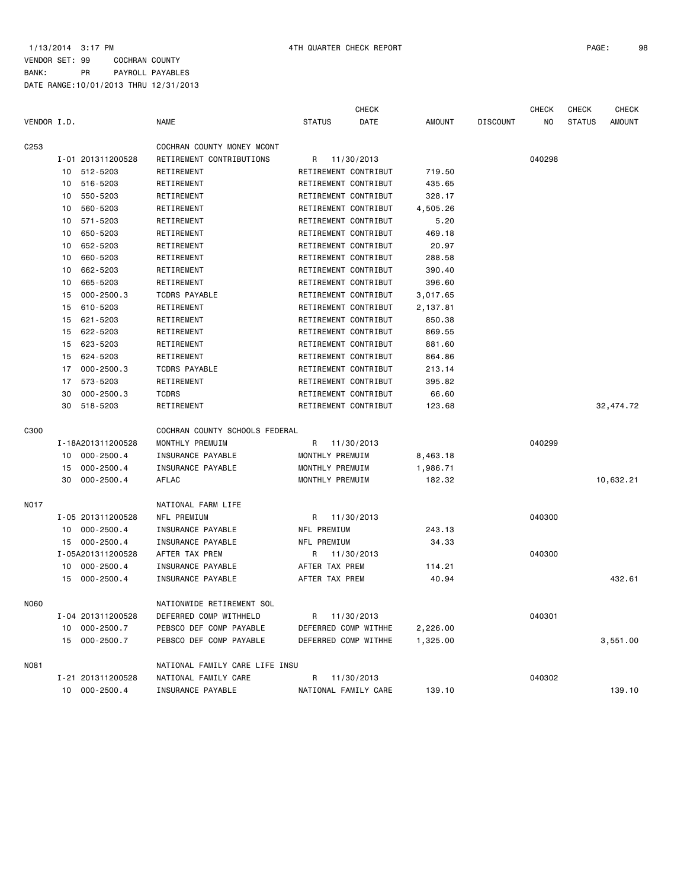1/13/2014 3:17 PM 4TH QUARTER CHECK REPORT

VENDOR SET: 99 COCHRAN COUNTY
BANK: PR PAYROLL PAYABLES
DATE RANGE:10/01/2013 THRU 12/31/2013

| VENDOR I.D. | | NAME | STATUS | CHECK DATE | AMOUNT | DISCOUNT | CHECK NO | CHECK STATUS | CHECK AMOUNT |
|---|---|---|---|---|---|---|---|---|---|
| C253 | | COCHRAN COUNTY MONEY MCONT | | | | | | | |
| | I-01 201311200528 | RETIREMENT CONTRIBUTIONS | R | 11/30/2013 | | | 040298 | | |
| | 10 512-5203 | RETIREMENT | RETIREMENT CONTRIBUT | | 719.50 | | | | |
| | 10 516-5203 | RETIREMENT | RETIREMENT CONTRIBUT | | 435.65 | | | | |
| | 10 550-5203 | RETIREMENT | RETIREMENT CONTRIBUT | | 328.17 | | | | |
| | 10 560-5203 | RETIREMENT | RETIREMENT CONTRIBUT | | 4,505.26 | | | | |
| | 10 571-5203 | RETIREMENT | RETIREMENT CONTRIBUT | | 5.20 | | | | |
| | 10 650-5203 | RETIREMENT | RETIREMENT CONTRIBUT | | 469.18 | | | | |
| | 10 652-5203 | RETIREMENT | RETIREMENT CONTRIBUT | | 20.97 | | | | |
| | 10 660-5203 | RETIREMENT | RETIREMENT CONTRIBUT | | 288.58 | | | | |
| | 10 662-5203 | RETIREMENT | RETIREMENT CONTRIBUT | | 390.40 | | | | |
| | 10 665-5203 | RETIREMENT | RETIREMENT CONTRIBUT | | 396.60 | | | | |
| | 15 000-2500.3 | TCDRS PAYABLE | RETIREMENT CONTRIBUT | | 3,017.65 | | | | |
| | 15 610-5203 | RETIREMENT | RETIREMENT CONTRIBUT | | 2,137.81 | | | | |
| | 15 621-5203 | RETIREMENT | RETIREMENT CONTRIBUT | | 850.38 | | | | |
| | 15 622-5203 | RETIREMENT | RETIREMENT CONTRIBUT | | 869.55 | | | | |
| | 15 623-5203 | RETIREMENT | RETIREMENT CONTRIBUT | | 881.60 | | | | |
| | 15 624-5203 | RETIREMENT | RETIREMENT CONTRIBUT | | 864.86 | | | | |
| | 17 000-2500.3 | TCDRS PAYABLE | RETIREMENT CONTRIBUT | | 213.14 | | | | |
| | 17 573-5203 | RETIREMENT | RETIREMENT CONTRIBUT | | 395.82 | | | | |
| | 30 000-2500.3 | TCDRS | RETIREMENT CONTRIBUT | | 66.60 | | | | |
| | 30 518-5203 | RETIREMENT | RETIREMENT CONTRIBUT | | 123.68 | | | | 32,474.72 |
| C300 | | COCHRAN COUNTY SCHOOLS FEDERAL | | | | | | | |
| | I-18A201311200528 | MONTHLY PREMUIM | R | 11/30/2013 | | | 040299 | | |
| | 10 000-2500.4 | INSURANCE PAYABLE | MONTHLY PREMUIM | | 8,463.18 | | | | |
| | 15 000-2500.4 | INSURANCE PAYABLE | MONTHLY PREMUIM | | 1,986.71 | | | | |
| | 30 000-2500.4 | AFLAC | MONTHLY PREMUIM | | 182.32 | | | | 10,632.21 |
| N017 | | NATIONAL FARM LIFE | | | | | | | |
| | I-05 201311200528 | NFL PREMIUM | R | 11/30/2013 | | | 040300 | | |
| | 10 000-2500.4 | INSURANCE PAYABLE | NFL PREMIUM | | 243.13 | | | | |
| | 15 000-2500.4 | INSURANCE PAYABLE | NFL PREMIUM | | 34.33 | | | | |
| | I-05A201311200528 | AFTER TAX PREM | R | 11/30/2013 | | | 040300 | | |
| | 10 000-2500.4 | INSURANCE PAYABLE | AFTER TAX PREM | | 114.21 | | | | |
| | 15 000-2500.4 | INSURANCE PAYABLE | AFTER TAX PREM | | 40.94 | | | | 432.61 |
| N060 | | NATIONWIDE RETIREMENT SOL | | | | | | | |
| | I-04 201311200528 | DEFERRED COMP WITHHELD | R | 11/30/2013 | | | 040301 | | |
| | 10 000-2500.7 | PEBSCO DEF COMP PAYABLE | DEFERRED COMP WITHHE | | 2,226.00 | | | | |
| | 15 000-2500.7 | PEBSCO DEF COMP PAYABLE | DEFERRED COMP WITHHE | | 1,325.00 | | | | 3,551.00 |
| N081 | | NATIONAL FAMILY CARE LIFE INSU | | | | | | | |
| | I-21 201311200528 | NATIONAL FAMILY CARE | R | 11/30/2013 | | | 040302 | | |
| | 10 000-2500.4 | INSURANCE PAYABLE | NATIONAL FAMILY CARE | | 139.10 | | | | 139.10 |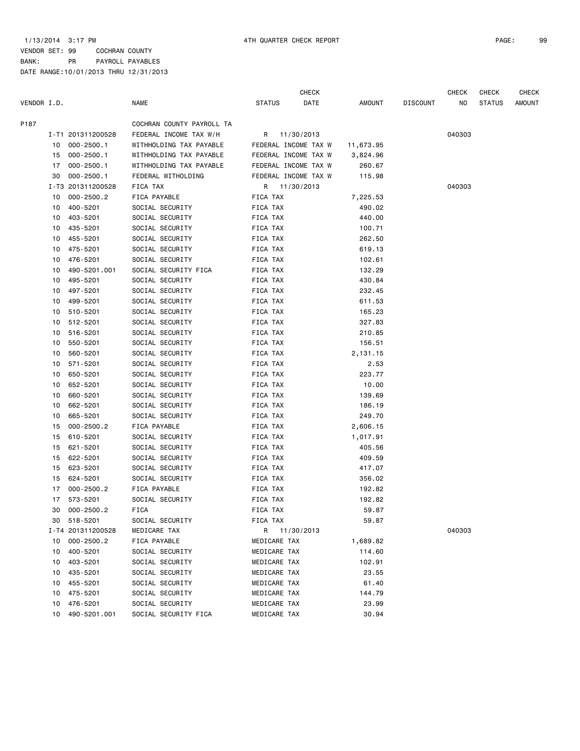1/13/2014 3:17 PM 4TH QUARTER CHECK REPORT

VENDOR SET: 99 COCHRAN COUNTY
BANK: PR PAYROLL PAYABLES
DATE RANGE:10/01/2013 THRU 12/31/2013

| VENDOR I.D. | | NAME | STATUS | CHECK DATE | AMOUNT | DISCOUNT | CHECK NO | CHECK STATUS | CHECK AMOUNT |
|---|---|---|---|---|---|---|---|---|---|
| P187 | | COCHRAN COUNTY PAYROLL TA | | | | | | | |
| | I-T1 201311200528 | FEDERAL INCOME TAX W/H | R | 11/30/2013 | | | 040303 | | |
| 10 | 000-2500.1 | WITHHOLDING TAX PAYABLE | FEDERAL INCOME TAX W | | 11,673.95 | | | | |
| 15 | 000-2500.1 | WITHHOLDING TAX PAYABLE | FEDERAL INCOME TAX W | | 3,824.96 | | | | |
| 17 | 000-2500.1 | WITHHOLDING TAX PAYABLE | FEDERAL INCOME TAX W | | 260.67 | | | | |
| 30 | 000-2500.1 | FEDERAL WITHOLDING | FEDERAL INCOME TAX W | | 115.98 | | | | |
| | I-T3 201311200528 | FICA TAX | R | 11/30/2013 | | | 040303 | | |
| 10 | 000-2500.2 | FICA PAYABLE | FICA TAX | | 7,225.53 | | | | |
| 10 | 400-5201 | SOCIAL SECURITY | FICA TAX | | 490.02 | | | | |
| 10 | 403-5201 | SOCIAL SECURITY | FICA TAX | | 440.00 | | | | |
| 10 | 435-5201 | SOCIAL SECURITY | FICA TAX | | 100.71 | | | | |
| 10 | 455-5201 | SOCIAL SECURITY | FICA TAX | | 262.50 | | | | |
| 10 | 475-5201 | SOCIAL SECURITY | FICA TAX | | 619.13 | | | | |
| 10 | 476-5201 | SOCIAL SECURITY | FICA TAX | | 102.61 | | | | |
| 10 | 490-5201.001 | SOCIAL SECURITY FICA | FICA TAX | | 132.29 | | | | |
| 10 | 495-5201 | SOCIAL SECURITY | FICA TAX | | 430.84 | | | | |
| 10 | 497-5201 | SOCIAL SECURITY | FICA TAX | | 232.45 | | | | |
| 10 | 499-5201 | SOCIAL SECURITY | FICA TAX | | 611.53 | | | | |
| 10 | 510-5201 | SOCIAL SECURITY | FICA TAX | | 165.23 | | | | |
| 10 | 512-5201 | SOCIAL SECURITY | FICA TAX | | 327.83 | | | | |
| 10 | 516-5201 | SOCIAL SECURITY | FICA TAX | | 210.85 | | | | |
| 10 | 550-5201 | SOCIAL SECURITY | FICA TAX | | 156.51 | | | | |
| 10 | 560-5201 | SOCIAL SECURITY | FICA TAX | | 2,131.15 | | | | |
| 10 | 571-5201 | SOCIAL SECURITY | FICA TAX | | 2.53 | | | | |
| 10 | 650-5201 | SOCIAL SECURITY | FICA TAX | | 223.77 | | | | |
| 10 | 652-5201 | SOCIAL SECURITY | FICA TAX | | 10.00 | | | | |
| 10 | 660-5201 | SOCIAL SECURITY | FICA TAX | | 139.69 | | | | |
| 10 | 662-5201 | SOCIAL SECURITY | FICA TAX | | 186.19 | | | | |
| 10 | 665-5201 | SOCIAL SECURITY | FICA TAX | | 249.70 | | | | |
| 15 | 000-2500.2 | FICA PAYABLE | FICA TAX | | 2,606.15 | | | | |
| 15 | 610-5201 | SOCIAL SECURITY | FICA TAX | | 1,017.91 | | | | |
| 15 | 621-5201 | SOCIAL SECURITY | FICA TAX | | 405.56 | | | | |
| 15 | 622-5201 | SOCIAL SECURITY | FICA TAX | | 409.59 | | | | |
| 15 | 623-5201 | SOCIAL SECURITY | FICA TAX | | 417.07 | | | | |
| 15 | 624-5201 | SOCIAL SECURITY | FICA TAX | | 356.02 | | | | |
| 17 | 000-2500.2 | FICA PAYABLE | FICA TAX | | 192.82 | | | | |
| 17 | 573-5201 | SOCIAL SECURITY | FICA TAX | | 192.82 | | | | |
| 30 | 000-2500.2 | FICA | FICA TAX | | 59.87 | | | | |
| 30 | 518-5201 | SOCIAL SECURITY | FICA TAX | | 59.87 | | | | |
| | I-T4 201311200528 | MEDICARE TAX | R | 11/30/2013 | | | 040303 | | |
| 10 | 000-2500.2 | FICA PAYABLE | MEDICARE TAX | | 1,689.82 | | | | |
| 10 | 400-5201 | SOCIAL SECURITY | MEDICARE TAX | | 114.60 | | | | |
| 10 | 403-5201 | SOCIAL SECURITY | MEDICARE TAX | | 102.91 | | | | |
| 10 | 435-5201 | SOCIAL SECURITY | MEDICARE TAX | | 23.55 | | | | |
| 10 | 455-5201 | SOCIAL SECURITY | MEDICARE TAX | | 61.40 | | | | |
| 10 | 475-5201 | SOCIAL SECURITY | MEDICARE TAX | | 144.79 | | | | |
| 10 | 476-5201 | SOCIAL SECURITY | MEDICARE TAX | | 23.99 | | | | |
| 10 | 490-5201.001 | SOCIAL SECURITY FICA | MEDICARE TAX | | 30.94 | | | | |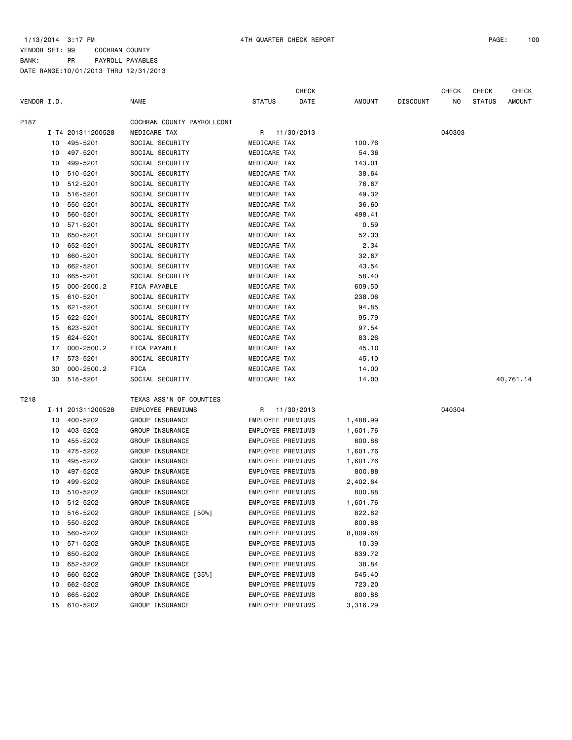1/13/2014 3:17 PM 4TH QUARTER CHECK REPORT

VENDOR SET: 99 COCHRAN COUNTY
BANK: PR PAYROLL PAYABLES
DATE RANGE:10/01/2013 THRU 12/31/2013

| VENDOR I.D. | | NAME | STATUS | CHECK DATE | AMOUNT | DISCOUNT | CHECK NO | CHECK STATUS | CHECK AMOUNT |
|---|---|---|---|---|---|---|---|---|---|
| P187 | | COCHRAN COUNTY PAYROLLCONT | | | | | | | |
| | I-T4 201311200528 | MEDICARE TAX | R | 11/30/2013 | | | 040303 | | |
| | 10 495-5201 | SOCIAL SECURITY | MEDICARE TAX | | 100.76 | | | | |
| | 10 497-5201 | SOCIAL SECURITY | MEDICARE TAX | | 54.36 | | | | |
| | 10 499-5201 | SOCIAL SECURITY | MEDICARE TAX | | 143.01 | | | | |
| | 10 510-5201 | SOCIAL SECURITY | MEDICARE TAX | | 38.64 | | | | |
| | 10 512-5201 | SOCIAL SECURITY | MEDICARE TAX | | 76.67 | | | | |
| | 10 516-5201 | SOCIAL SECURITY | MEDICARE TAX | | 49.32 | | | | |
| | 10 550-5201 | SOCIAL SECURITY | MEDICARE TAX | | 36.60 | | | | |
| | 10 560-5201 | SOCIAL SECURITY | MEDICARE TAX | | 498.41 | | | | |
| | 10 571-5201 | SOCIAL SECURITY | MEDICARE TAX | | 0.59 | | | | |
| | 10 650-5201 | SOCIAL SECURITY | MEDICARE TAX | | 52.33 | | | | |
| | 10 652-5201 | SOCIAL SECURITY | MEDICARE TAX | | 2.34 | | | | |
| | 10 660-5201 | SOCIAL SECURITY | MEDICARE TAX | | 32.67 | | | | |
| | 10 662-5201 | SOCIAL SECURITY | MEDICARE TAX | | 43.54 | | | | |
| | 10 665-5201 | SOCIAL SECURITY | MEDICARE TAX | | 58.40 | | | | |
| | 15 000-2500.2 | FICA PAYABLE | MEDICARE TAX | | 609.50 | | | | |
| | 15 610-5201 | SOCIAL SECURITY | MEDICARE TAX | | 238.06 | | | | |
| | 15 621-5201 | SOCIAL SECURITY | MEDICARE TAX | | 94.85 | | | | |
| | 15 622-5201 | SOCIAL SECURITY | MEDICARE TAX | | 95.79 | | | | |
| | 15 623-5201 | SOCIAL SECURITY | MEDICARE TAX | | 97.54 | | | | |
| | 15 624-5201 | SOCIAL SECURITY | MEDICARE TAX | | 83.26 | | | | |
| | 17 000-2500.2 | FICA PAYABLE | MEDICARE TAX | | 45.10 | | | | |
| | 17 573-5201 | SOCIAL SECURITY | MEDICARE TAX | | 45.10 | | | | |
| | 30 000-2500.2 | FICA | MEDICARE TAX | | 14.00 | | | | |
| | 30 518-5201 | SOCIAL SECURITY | MEDICARE TAX | | 14.00 | | | | 40,761.14 |
| T218 | | TEXAS ASS'N OF COUNTIES | | | | | | | |
| | I-11 201311200528 | EMPLOYEE PREMIUMS | R | 11/30/2013 | | | 040304 | | |
| | 10 400-5202 | GROUP INSURANCE | EMPLOYEE PREMIUMS | | 1,488.99 | | | | |
| | 10 403-5202 | GROUP INSURANCE | EMPLOYEE PREMIUMS | | 1,601.76 | | | | |
| | 10 455-5202 | GROUP INSURANCE | EMPLOYEE PREMIUMS | | 800.88 | | | | |
| | 10 475-5202 | GROUP INSURANCE | EMPLOYEE PREMIUMS | | 1,601.76 | | | | |
| | 10 495-5202 | GROUP INSURANCE | EMPLOYEE PREMIUMS | | 1,601.76 | | | | |
| | 10 497-5202 | GROUP INSURANCE | EMPLOYEE PREMIUMS | | 800.88 | | | | |
| | 10 499-5202 | GROUP INSURANCE | EMPLOYEE PREMIUMS | | 2,402.64 | | | | |
| | 10 510-5202 | GROUP INSURANCE | EMPLOYEE PREMIUMS | | 800.88 | | | | |
| | 10 512-5202 | GROUP INSURANCE | EMPLOYEE PREMIUMS | | 1,601.76 | | | | |
| | 10 516-5202 | GROUP INSURANCE [50%] | EMPLOYEE PREMIUMS | | 822.62 | | | | |
| | 10 550-5202 | GROUP INSURANCE | EMPLOYEE PREMIUMS | | 800.88 | | | | |
| | 10 560-5202 | GROUP INSURANCE | EMPLOYEE PREMIUMS | | 8,809.68 | | | | |
| | 10 571-5202 | GROUP INSURANCE | EMPLOYEE PREMIUMS | | 10.39 | | | | |
| | 10 650-5202 | GROUP INSURANCE | EMPLOYEE PREMIUMS | | 839.72 | | | | |
| | 10 652-5202 | GROUP INSURANCE | EMPLOYEE PREMIUMS | | 38.84 | | | | |
| | 10 660-5202 | GROUP INSURANCE [35%] | EMPLOYEE PREMIUMS | | 545.40 | | | | |
| | 10 662-5202 | GROUP INSURANCE | EMPLOYEE PREMIUMS | | 723.20 | | | | |
| | 10 665-5202 | GROUP INSURANCE | EMPLOYEE PREMIUMS | | 800.88 | | | | |
| | 15 610-5202 | GROUP INSURANCE | EMPLOYEE PREMIUMS | | 3,316.29 | | | | |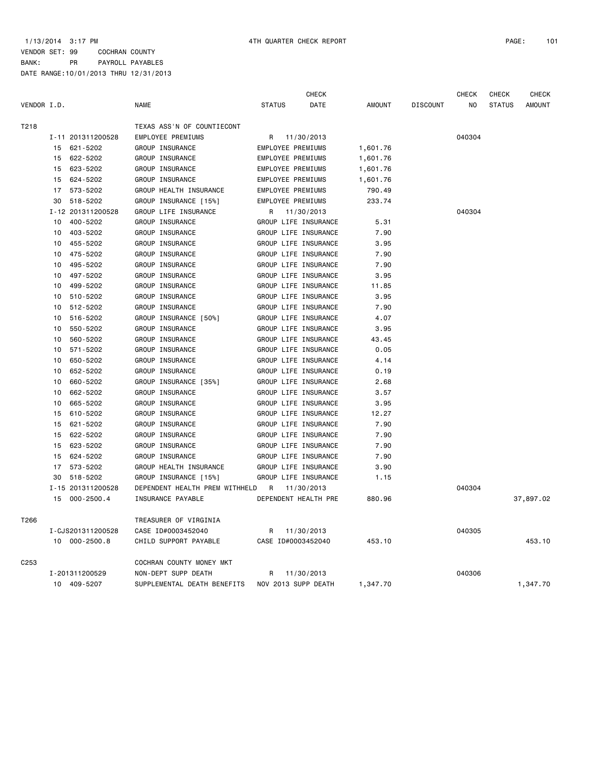1/13/2014 3:17 PM 4TH QUARTER CHECK REPORT

VENDOR SET: 99 COCHRAN COUNTY
BANK: PR PAYROLL PAYABLES
DATE RANGE:10/01/2013 THRU 12/31/2013

| VENDOR I.D. | | NAME | STATUS | CHECK DATE | AMOUNT | DISCOUNT | CHECK NO | CHECK STATUS | CHECK AMOUNT |
|---|---|---|---|---|---|---|---|---|---|
| T218 | | TEXAS ASS'N OF COUNTIECONT | | | | | | | |
| | I-11 201311200528 | EMPLOYEE PREMIUMS | R | 11/30/2013 | | | 040304 | | |
| | 15 621-5202 | GROUP INSURANCE | EMPLOYEE PREMIUMS | | 1,601.76 | | | | |
| | 15 622-5202 | GROUP INSURANCE | EMPLOYEE PREMIUMS | | 1,601.76 | | | | |
| | 15 623-5202 | GROUP INSURANCE | EMPLOYEE PREMIUMS | | 1,601.76 | | | | |
| | 15 624-5202 | GROUP INSURANCE | EMPLOYEE PREMIUMS | | 1,601.76 | | | | |
| | 17 573-5202 | GROUP HEALTH INSURANCE | EMPLOYEE PREMIUMS | | 790.49 | | | | |
| | 30 518-5202 | GROUP INSURANCE [15%] | EMPLOYEE PREMIUMS | | 233.74 | | | | |
| | I-12 201311200528 | GROUP LIFE INSURANCE | R | 11/30/2013 | | | 040304 | | |
| | 10 400-5202 | GROUP INSURANCE | GROUP LIFE INSURANCE | | 5.31 | | | | |
| | 10 403-5202 | GROUP INSURANCE | GROUP LIFE INSURANCE | | 7.90 | | | | |
| | 10 455-5202 | GROUP INSURANCE | GROUP LIFE INSURANCE | | 3.95 | | | | |
| | 10 475-5202 | GROUP INSURANCE | GROUP LIFE INSURANCE | | 7.90 | | | | |
| | 10 495-5202 | GROUP INSURANCE | GROUP LIFE INSURANCE | | 7.90 | | | | |
| | 10 497-5202 | GROUP INSURANCE | GROUP LIFE INSURANCE | | 3.95 | | | | |
| | 10 499-5202 | GROUP INSURANCE | GROUP LIFE INSURANCE | | 11.85 | | | | |
| | 10 510-5202 | GROUP INSURANCE | GROUP LIFE INSURANCE | | 3.95 | | | | |
| | 10 512-5202 | GROUP INSURANCE | GROUP LIFE INSURANCE | | 7.90 | | | | |
| | 10 516-5202 | GROUP INSURANCE [50%] | GROUP LIFE INSURANCE | | 4.07 | | | | |
| | 10 550-5202 | GROUP INSURANCE | GROUP LIFE INSURANCE | | 3.95 | | | | |
| | 10 560-5202 | GROUP INSURANCE | GROUP LIFE INSURANCE | | 43.45 | | | | |
| | 10 571-5202 | GROUP INSURANCE | GROUP LIFE INSURANCE | | 0.05 | | | | |
| | 10 650-5202 | GROUP INSURANCE | GROUP LIFE INSURANCE | | 4.14 | | | | |
| | 10 652-5202 | GROUP INSURANCE | GROUP LIFE INSURANCE | | 0.19 | | | | |
| | 10 660-5202 | GROUP INSURANCE [35%] | GROUP LIFE INSURANCE | | 2.68 | | | | |
| | 10 662-5202 | GROUP INSURANCE | GROUP LIFE INSURANCE | | 3.57 | | | | |
| | 10 665-5202 | GROUP INSURANCE | GROUP LIFE INSURANCE | | 3.95 | | | | |
| | 15 610-5202 | GROUP INSURANCE | GROUP LIFE INSURANCE | | 12.27 | | | | |
| | 15 621-5202 | GROUP INSURANCE | GROUP LIFE INSURANCE | | 7.90 | | | | |
| | 15 622-5202 | GROUP INSURANCE | GROUP LIFE INSURANCE | | 7.90 | | | | |
| | 15 623-5202 | GROUP INSURANCE | GROUP LIFE INSURANCE | | 7.90 | | | | |
| | 15 624-5202 | GROUP INSURANCE | GROUP LIFE INSURANCE | | 7.90 | | | | |
| | 17 573-5202 | GROUP HEALTH INSURANCE | GROUP LIFE INSURANCE | | 3.90 | | | | |
| | 30 518-5202 | GROUP INSURANCE [15%] | GROUP LIFE INSURANCE | | 1.15 | | | | |
| | I-15 201311200528 | DEPENDENT HEALTH PREM WITHHELD | R | 11/30/2013 | | | 040304 | | |
| | 15 000-2500.4 | INSURANCE PAYABLE | DEPENDENT HEALTH PRE | | 880.96 | | | | 37,897.02 |
| T266 | | TREASURER OF VIRGINIA | | | | | | | |
| | I-CJS201311200528 | CASE ID#0003452040 | R | 11/30/2013 | | | 040305 | | |
| | 10 000-2500.8 | CHILD SUPPORT PAYABLE | CASE ID#0003452040 | | 453.10 | | | | 453.10 |
| C253 | | COCHRAN COUNTY MONEY MKT | | | | | | | |
| | I-201311200529 | NON-DEPT SUPP DEATH | R | 11/30/2013 | | | 040306 | | |
| | 10 409-5207 | SUPPLEMENTAL DEATH BENEFITS | NOV 2013 SUPP DEATH | | 1,347.70 | | | | 1,347.70 |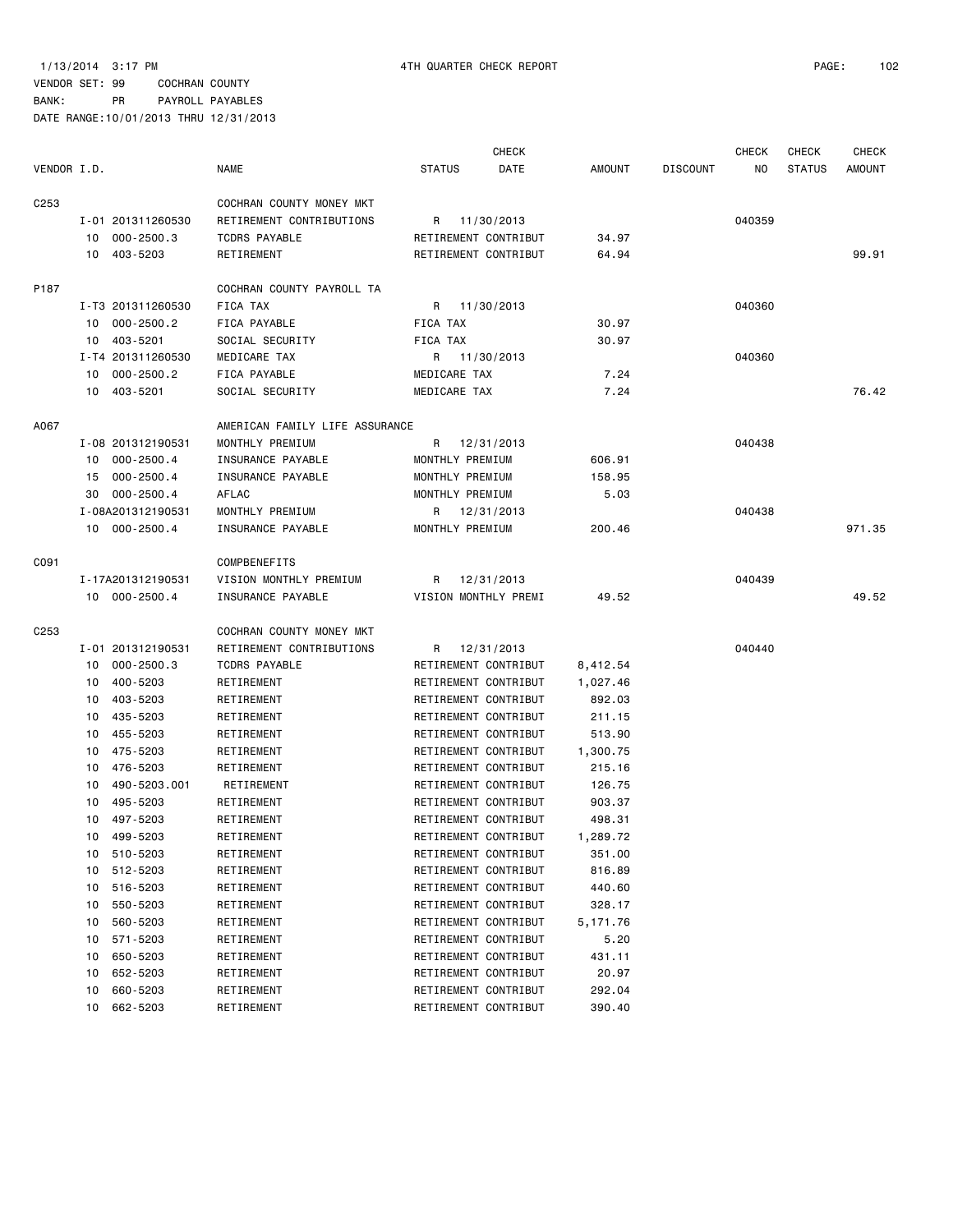1/13/2014 3:17 PM 4TH QUARTER CHECK REPORT

VENDOR SET: 99 COCHRAN COUNTY
BANK: PR PAYROLL PAYABLES
DATE RANGE:10/01/2013 THRU 12/31/2013

| VENDOR I.D. | | NAME | STATUS | CHECK DATE | AMOUNT | DISCOUNT | CHECK NO | CHECK STATUS | CHECK AMOUNT |
|---|---|---|---|---|---|---|---|---|---|
| C253 | | COCHRAN COUNTY MONEY MKT | | | | | | | |
| | I-01 201311260530 | RETIREMENT CONTRIBUTIONS | R | 11/30/2013 | | | 040359 | | |
| | 10 000-2500.3 | TCDRS PAYABLE | RETIREMENT CONTRIBUT | | 34.97 | | | | |
| | 10 403-5203 | RETIREMENT | RETIREMENT CONTRIBUT | | 64.94 | | | | 99.91 |
| P187 | | COCHRAN COUNTY PAYROLL TA | | | | | | | |
| | I-T3 201311260530 | FICA TAX | R | 11/30/2013 | | | 040360 | | |
| | 10 000-2500.2 | FICA PAYABLE | FICA TAX | | 30.97 | | | | |
| | 10 403-5201 | SOCIAL SECURITY | FICA TAX | | 30.97 | | | | |
| | I-T4 201311260530 | MEDICARE TAX | R | 11/30/2013 | | | 040360 | | |
| | 10 000-2500.2 | FICA PAYABLE | MEDICARE TAX | | 7.24 | | | | |
| | 10 403-5201 | SOCIAL SECURITY | MEDICARE TAX | | 7.24 | | | | 76.42 |
| A067 | | AMERICAN FAMILY LIFE ASSURANCE | | | | | | | |
| | I-08 201312190531 | MONTHLY PREMIUM | R | 12/31/2013 | | | 040438 | | |
| | 10 000-2500.4 | INSURANCE PAYABLE | MONTHLY PREMIUM | | 606.91 | | | | |
| | 15 000-2500.4 | INSURANCE PAYABLE | MONTHLY PREMIUM | | 158.95 | | | | |
| | 30 000-2500.4 | AFLAC | MONTHLY PREMIUM | | 5.03 | | | | |
| | I-08A201312190531 | MONTHLY PREMIUM | R | 12/31/2013 | | | 040438 | | |
| | 10 000-2500.4 | INSURANCE PAYABLE | MONTHLY PREMIUM | | 200.46 | | | | 971.35 |
| C091 | | COMPBENEFITS | | | | | | | |
| | I-17A201312190531 | VISION MONTHLY PREMIUM | R | 12/31/2013 | | | 040439 | | |
| | 10 000-2500.4 | INSURANCE PAYABLE | VISION MONTHLY PREMI | | 49.52 | | | | 49.52 |
| C253 | | COCHRAN COUNTY MONEY MKT | | | | | | | |
| | I-01 201312190531 | RETIREMENT CONTRIBUTIONS | R | 12/31/2013 | | | 040440 | | |
| | 10 000-2500.3 | TCDRS PAYABLE | RETIREMENT CONTRIBUT | | 8,412.54 | | | | |
| | 10 400-5203 | RETIREMENT | RETIREMENT CONTRIBUT | | 1,027.46 | | | | |
| | 10 403-5203 | RETIREMENT | RETIREMENT CONTRIBUT | | 892.03 | | | | |
| | 10 435-5203 | RETIREMENT | RETIREMENT CONTRIBUT | | 211.15 | | | | |
| | 10 455-5203 | RETIREMENT | RETIREMENT CONTRIBUT | | 513.90 | | | | |
| | 10 475-5203 | RETIREMENT | RETIREMENT CONTRIBUT | | 1,300.75 | | | | |
| | 10 476-5203 | RETIREMENT | RETIREMENT CONTRIBUT | | 215.16 | | | | |
| | 10 490-5203.001 | RETIREMENT | RETIREMENT CONTRIBUT | | 126.75 | | | | |
| | 10 495-5203 | RETIREMENT | RETIREMENT CONTRIBUT | | 903.37 | | | | |
| | 10 497-5203 | RETIREMENT | RETIREMENT CONTRIBUT | | 498.31 | | | | |
| | 10 499-5203 | RETIREMENT | RETIREMENT CONTRIBUT | | 1,289.72 | | | | |
| | 10 510-5203 | RETIREMENT | RETIREMENT CONTRIBUT | | 351.00 | | | | |
| | 10 512-5203 | RETIREMENT | RETIREMENT CONTRIBUT | | 816.89 | | | | |
| | 10 516-5203 | RETIREMENT | RETIREMENT CONTRIBUT | | 440.60 | | | | |
| | 10 550-5203 | RETIREMENT | RETIREMENT CONTRIBUT | | 328.17 | | | | |
| | 10 560-5203 | RETIREMENT | RETIREMENT CONTRIBUT | | 5,171.76 | | | | |
| | 10 571-5203 | RETIREMENT | RETIREMENT CONTRIBUT | | 5.20 | | | | |
| | 10 650-5203 | RETIREMENT | RETIREMENT CONTRIBUT | | 431.11 | | | | |
| | 10 652-5203 | RETIREMENT | RETIREMENT CONTRIBUT | | 20.97 | | | | |
| | 10 660-5203 | RETIREMENT | RETIREMENT CONTRIBUT | | 292.04 | | | | |
| | 10 662-5203 | RETIREMENT | RETIREMENT CONTRIBUT | | 390.40 | | | | |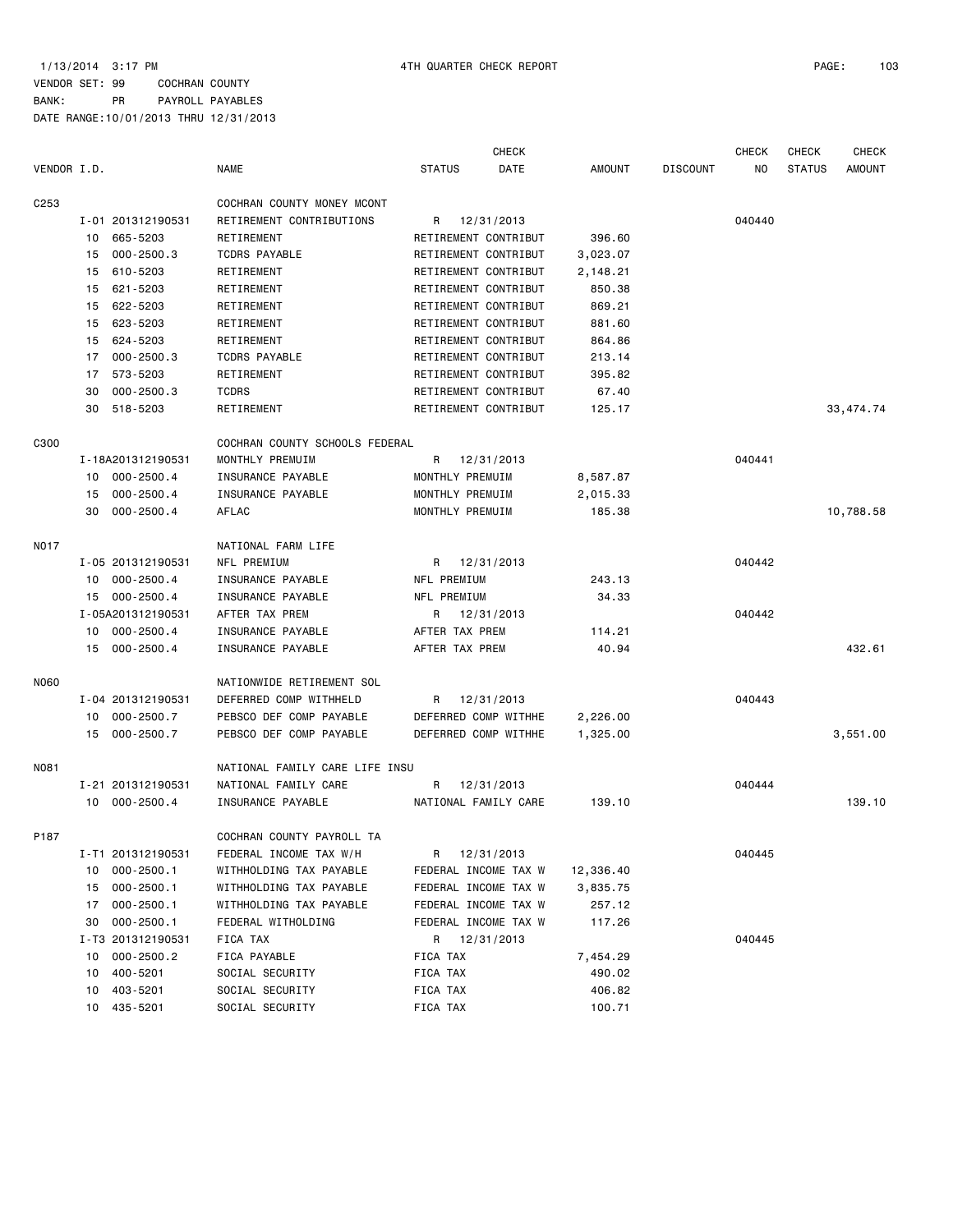1/13/2014 3:17 PM 4TH QUARTER CHECK REPORT

VENDOR SET: 99 COCHRAN COUNTY
BANK: PR PAYROLL PAYABLES
DATE RANGE:10/01/2013 THRU 12/31/2013

| VENDOR I.D. | | NAME | STATUS | CHECK DATE | AMOUNT | DISCOUNT | CHECK NO | CHECK STATUS | CHECK AMOUNT |
|---|---|---|---|---|---|---|---|---|---|
| C253 | | COCHRAN COUNTY MONEY MCONT | | | | | | | |
| | I-01 201312190531 | RETIREMENT CONTRIBUTIONS | R | 12/31/2013 | | | 040440 | | |
| | 10 665-5203 | RETIREMENT | RETIREMENT CONTRIBUT | | 396.60 | | | | |
| | 15 000-2500.3 | TCDRS PAYABLE | RETIREMENT CONTRIBUT | | 3,023.07 | | | | |
| | 15 610-5203 | RETIREMENT | RETIREMENT CONTRIBUT | | 2,148.21 | | | | |
| | 15 621-5203 | RETIREMENT | RETIREMENT CONTRIBUT | | 850.38 | | | | |
| | 15 622-5203 | RETIREMENT | RETIREMENT CONTRIBUT | | 869.21 | | | | |
| | 15 623-5203 | RETIREMENT | RETIREMENT CONTRIBUT | | 881.60 | | | | |
| | 15 624-5203 | RETIREMENT | RETIREMENT CONTRIBUT | | 864.86 | | | | |
| | 17 000-2500.3 | TCDRS PAYABLE | RETIREMENT CONTRIBUT | | 213.14 | | | | |
| | 17 573-5203 | RETIREMENT | RETIREMENT CONTRIBUT | | 395.82 | | | | |
| | 30 000-2500.3 | TCDRS | RETIREMENT CONTRIBUT | | 67.40 | | | | |
| | 30 518-5203 | RETIREMENT | RETIREMENT CONTRIBUT | | 125.17 | | | | 33,474.74 |
| C300 | | COCHRAN COUNTY SCHOOLS FEDERAL | | | | | | | |
| | I-18A201312190531 | MONTHLY PREMUIM | R | 12/31/2013 | | | 040441 | | |
| | 10 000-2500.4 | INSURANCE PAYABLE | MONTHLY PREMUIM | | 8,587.87 | | | | |
| | 15 000-2500.4 | INSURANCE PAYABLE | MONTHLY PREMUIM | | 2,015.33 | | | | |
| | 30 000-2500.4 | AFLAC | MONTHLY PREMUIM | | 185.38 | | | | 10,788.58 |
| N017 | | NATIONAL FARM LIFE | | | | | | | |
| | I-05 201312190531 | NFL PREMIUM | R | 12/31/2013 | | | 040442 | | |
| | 10 000-2500.4 | INSURANCE PAYABLE | NFL PREMIUM | | 243.13 | | | | |
| | 15 000-2500.4 | INSURANCE PAYABLE | NFL PREMIUM | | 34.33 | | | | |
| | I-05A201312190531 | AFTER TAX PREM | R | 12/31/2013 | | | 040442 | | |
| | 10 000-2500.4 | INSURANCE PAYABLE | AFTER TAX PREM | | 114.21 | | | | |
| | 15 000-2500.4 | INSURANCE PAYABLE | AFTER TAX PREM | | 40.94 | | | | 432.61 |
| N060 | | NATIONWIDE RETIREMENT SOL | | | | | | | |
| | I-04 201312190531 | DEFERRED COMP WITHHELD | R | 12/31/2013 | | | 040443 | | |
| | 10 000-2500.7 | PEBSCO DEF COMP PAYABLE | DEFERRED COMP WITHHE | | 2,226.00 | | | | |
| | 15 000-2500.7 | PEBSCO DEF COMP PAYABLE | DEFERRED COMP WITHHE | | 1,325.00 | | | | 3,551.00 |
| N081 | | NATIONAL FAMILY CARE LIFE INSU | | | | | | | |
| | I-21 201312190531 | NATIONAL FAMILY CARE | R | 12/31/2013 | | | 040444 | | |
| | 10 000-2500.4 | INSURANCE PAYABLE | NATIONAL FAMILY CARE | | 139.10 | | | | 139.10 |
| P187 | | COCHRAN COUNTY PAYROLL TA | | | | | | | |
| | I-T1 201312190531 | FEDERAL INCOME TAX W/H | R | 12/31/2013 | | | 040445 | | |
| | 10 000-2500.1 | WITHHOLDING TAX PAYABLE | FEDERAL INCOME TAX W | | 12,336.40 | | | | |
| | 15 000-2500.1 | WITHHOLDING TAX PAYABLE | FEDERAL INCOME TAX W | | 3,835.75 | | | | |
| | 17 000-2500.1 | WITHHOLDING TAX PAYABLE | FEDERAL INCOME TAX W | | 257.12 | | | | |
| | 30 000-2500.1 | FEDERAL WITHOLDING | FEDERAL INCOME TAX W | | 117.26 | | | | |
| | I-T3 201312190531 | FICA TAX | R | 12/31/2013 | | | 040445 | | |
| | 10 000-2500.2 | FICA PAYABLE | FICA TAX | | 7,454.29 | | | | |
| | 10 400-5201 | SOCIAL SECURITY | FICA TAX | | 490.02 | | | | |
| | 10 403-5201 | SOCIAL SECURITY | FICA TAX | | 406.82 | | | | |
| | 10 435-5201 | SOCIAL SECURITY | FICA TAX | | 100.71 | | | | |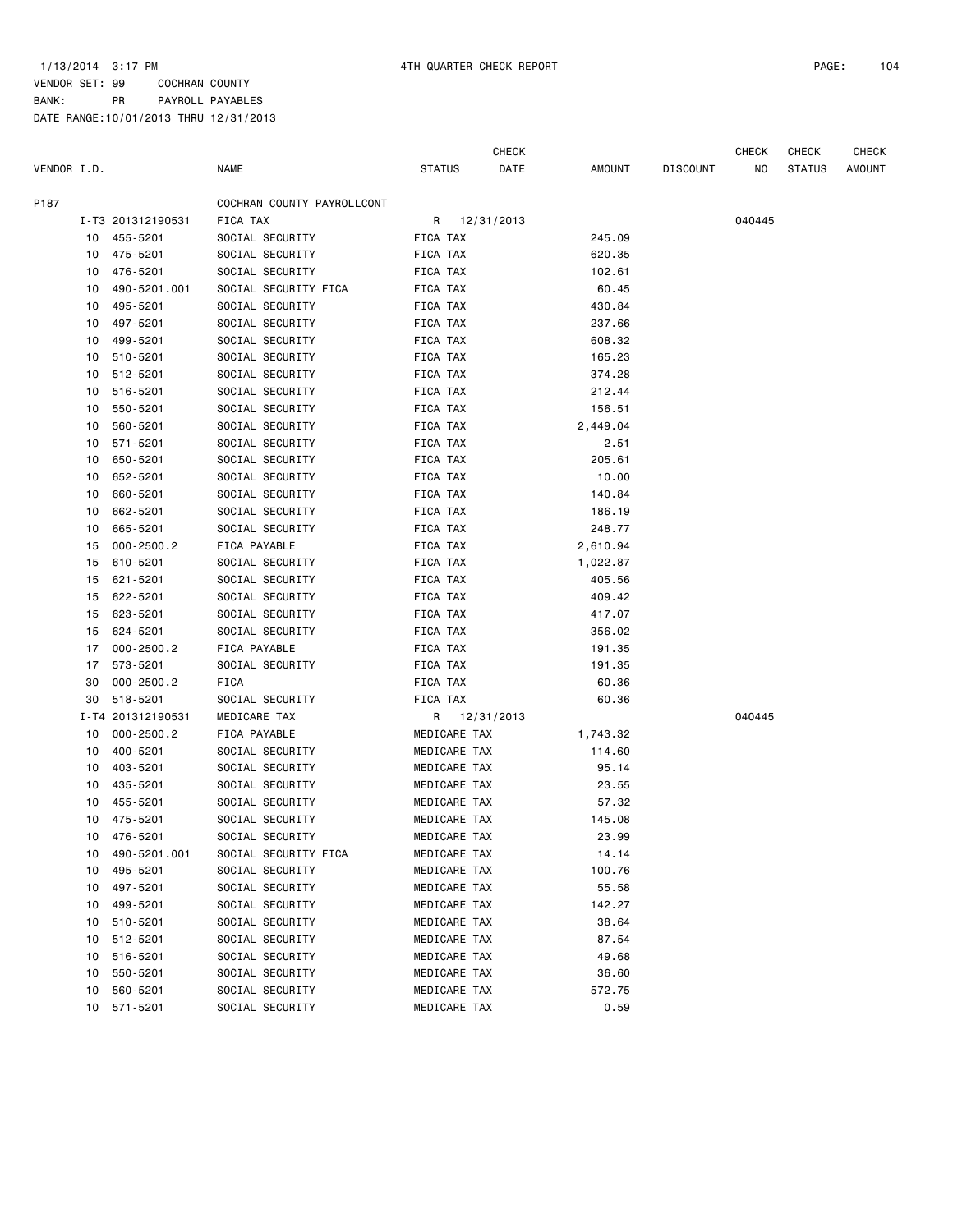1/13/2014 3:17 PM 4TH QUARTER CHECK REPORT

VENDOR SET: 99 COCHRAN COUNTY
BANK: PR PAYROLL PAYABLES
DATE RANGE:10/01/2013 THRU 12/31/2013

| VENDOR I.D. | | NAME | STATUS | CHECK DATE | AMOUNT | DISCOUNT | CHECK NO | CHECK STATUS | CHECK AMOUNT |
|---|---|---|---|---|---|---|---|---|---|
| P187 | | COCHRAN COUNTY PAYROLLCONT | | | | | | | |
| I-T3 201312190531 | | FICA TAX | R | 12/31/2013 | | | 040445 | | |
| 10 | 455-5201 | SOCIAL SECURITY | FICA TAX | | 245.09 | | | | |
| 10 | 475-5201 | SOCIAL SECURITY | FICA TAX | | 620.35 | | | | |
| 10 | 476-5201 | SOCIAL SECURITY | FICA TAX | | 102.61 | | | | |
| 10 | 490-5201.001 | SOCIAL SECURITY FICA | FICA TAX | | 60.45 | | | | |
| 10 | 495-5201 | SOCIAL SECURITY | FICA TAX | | 430.84 | | | | |
| 10 | 497-5201 | SOCIAL SECURITY | FICA TAX | | 237.66 | | | | |
| 10 | 499-5201 | SOCIAL SECURITY | FICA TAX | | 608.32 | | | | |
| 10 | 510-5201 | SOCIAL SECURITY | FICA TAX | | 165.23 | | | | |
| 10 | 512-5201 | SOCIAL SECURITY | FICA TAX | | 374.28 | | | | |
| 10 | 516-5201 | SOCIAL SECURITY | FICA TAX | | 212.44 | | | | |
| 10 | 550-5201 | SOCIAL SECURITY | FICA TAX | | 156.51 | | | | |
| 10 | 560-5201 | SOCIAL SECURITY | FICA TAX | | 2,449.04 | | | | |
| 10 | 571-5201 | SOCIAL SECURITY | FICA TAX | | 2.51 | | | | |
| 10 | 650-5201 | SOCIAL SECURITY | FICA TAX | | 205.61 | | | | |
| 10 | 652-5201 | SOCIAL SECURITY | FICA TAX | | 10.00 | | | | |
| 10 | 660-5201 | SOCIAL SECURITY | FICA TAX | | 140.84 | | | | |
| 10 | 662-5201 | SOCIAL SECURITY | FICA TAX | | 186.19 | | | | |
| 10 | 665-5201 | SOCIAL SECURITY | FICA TAX | | 248.77 | | | | |
| 15 | 000-2500.2 | FICA PAYABLE | FICA TAX | | 2,610.94 | | | | |
| 15 | 610-5201 | SOCIAL SECURITY | FICA TAX | | 1,022.87 | | | | |
| 15 | 621-5201 | SOCIAL SECURITY | FICA TAX | | 405.56 | | | | |
| 15 | 622-5201 | SOCIAL SECURITY | FICA TAX | | 409.42 | | | | |
| 15 | 623-5201 | SOCIAL SECURITY | FICA TAX | | 417.07 | | | | |
| 15 | 624-5201 | SOCIAL SECURITY | FICA TAX | | 356.02 | | | | |
| 17 | 000-2500.2 | FICA PAYABLE | FICA TAX | | 191.35 | | | | |
| 17 | 573-5201 | SOCIAL SECURITY | FICA TAX | | 191.35 | | | | |
| 30 | 000-2500.2 | FICA | FICA TAX | | 60.36 | | | | |
| 30 | 518-5201 | SOCIAL SECURITY | FICA TAX | | 60.36 | | | | |
| I-T4 201312190531 | | MEDICARE TAX | R | 12/31/2013 | | | 040445 | | |
| 10 | 000-2500.2 | FICA PAYABLE | MEDICARE TAX | | 1,743.32 | | | | |
| 10 | 400-5201 | SOCIAL SECURITY | MEDICARE TAX | | 114.60 | | | | |
| 10 | 403-5201 | SOCIAL SECURITY | MEDICARE TAX | | 95.14 | | | | |
| 10 | 435-5201 | SOCIAL SECURITY | MEDICARE TAX | | 23.55 | | | | |
| 10 | 455-5201 | SOCIAL SECURITY | MEDICARE TAX | | 57.32 | | | | |
| 10 | 475-5201 | SOCIAL SECURITY | MEDICARE TAX | | 145.08 | | | | |
| 10 | 476-5201 | SOCIAL SECURITY | MEDICARE TAX | | 23.99 | | | | |
| 10 | 490-5201.001 | SOCIAL SECURITY FICA | MEDICARE TAX | | 14.14 | | | | |
| 10 | 495-5201 | SOCIAL SECURITY | MEDICARE TAX | | 100.76 | | | | |
| 10 | 497-5201 | SOCIAL SECURITY | MEDICARE TAX | | 55.58 | | | | |
| 10 | 499-5201 | SOCIAL SECURITY | MEDICARE TAX | | 142.27 | | | | |
| 10 | 510-5201 | SOCIAL SECURITY | MEDICARE TAX | | 38.64 | | | | |
| 10 | 512-5201 | SOCIAL SECURITY | MEDICARE TAX | | 87.54 | | | | |
| 10 | 516-5201 | SOCIAL SECURITY | MEDICARE TAX | | 49.68 | | | | |
| 10 | 550-5201 | SOCIAL SECURITY | MEDICARE TAX | | 36.60 | | | | |
| 10 | 560-5201 | SOCIAL SECURITY | MEDICARE TAX | | 572.75 | | | | |
| 10 | 571-5201 | SOCIAL SECURITY | MEDICARE TAX | | 0.59 | | | | |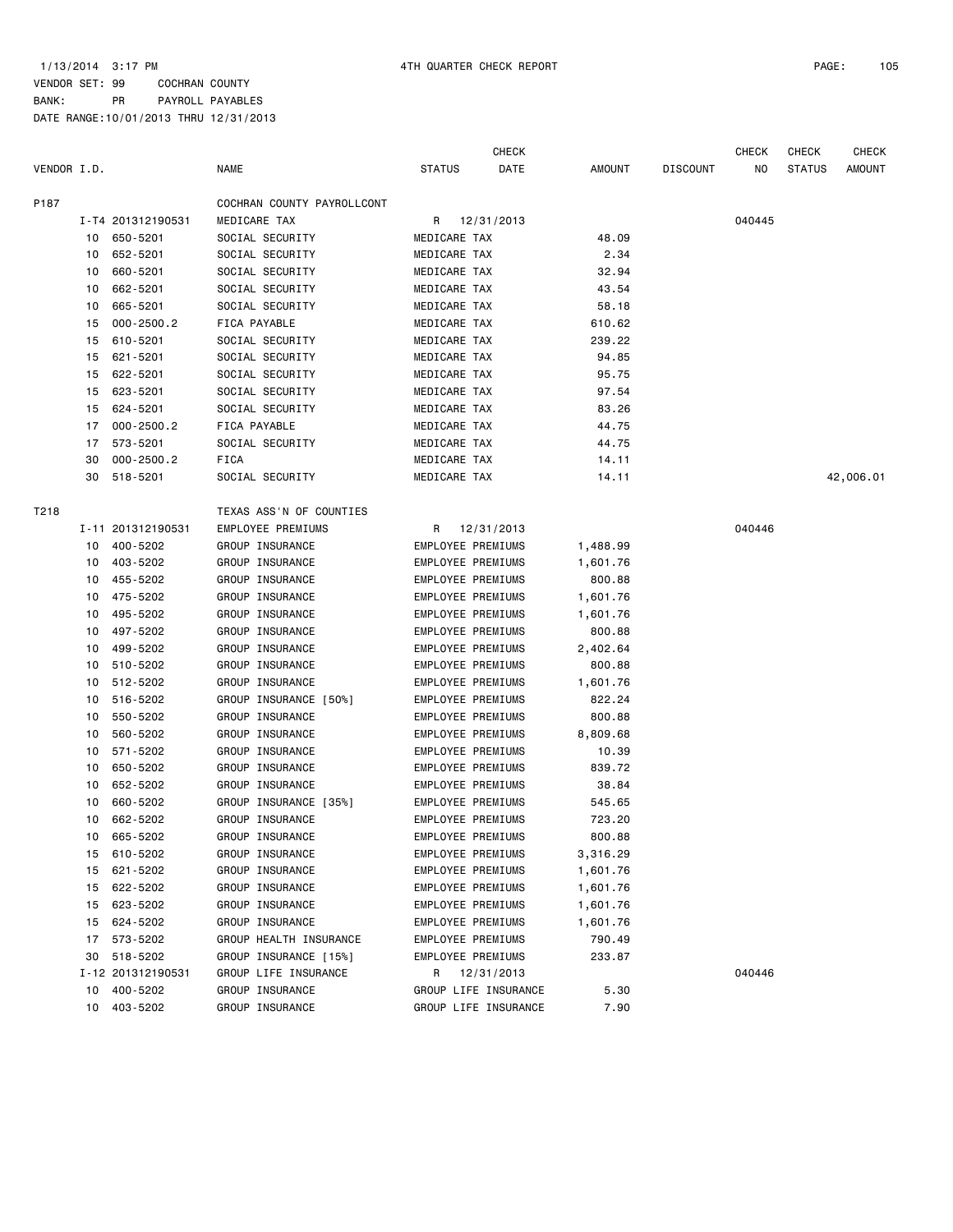1/13/2014 3:17 PM 4TH QUARTER CHECK REPORT

VENDOR SET: 99 COCHRAN COUNTY
BANK: PR PAYROLL PAYABLES
DATE RANGE:10/01/2013 THRU 12/31/2013

| VENDOR I.D. | | NAME | STATUS | CHECK DATE | AMOUNT | DISCOUNT | CHECK NO | CHECK STATUS | CHECK AMOUNT |
|---|---|---|---|---|---|---|---|---|---|
| P187 | | COCHRAN COUNTY PAYROLLCONT | | | | | | | |
| | I-T4 201312190531 | MEDICARE TAX | R | 12/31/2013 | | | 040445 | | |
| | 10 650-5201 | SOCIAL SECURITY | MEDICARE TAX | | 48.09 | | | | |
| | 10 652-5201 | SOCIAL SECURITY | MEDICARE TAX | | 2.34 | | | | |
| | 10 660-5201 | SOCIAL SECURITY | MEDICARE TAX | | 32.94 | | | | |
| | 10 662-5201 | SOCIAL SECURITY | MEDICARE TAX | | 43.54 | | | | |
| | 10 665-5201 | SOCIAL SECURITY | MEDICARE TAX | | 58.18 | | | | |
| | 15 000-2500.2 | FICA PAYABLE | MEDICARE TAX | | 610.62 | | | | |
| | 15 610-5201 | SOCIAL SECURITY | MEDICARE TAX | | 239.22 | | | | |
| | 15 621-5201 | SOCIAL SECURITY | MEDICARE TAX | | 94.85 | | | | |
| | 15 622-5201 | SOCIAL SECURITY | MEDICARE TAX | | 95.75 | | | | |
| | 15 623-5201 | SOCIAL SECURITY | MEDICARE TAX | | 97.54 | | | | |
| | 15 624-5201 | SOCIAL SECURITY | MEDICARE TAX | | 83.26 | | | | |
| | 17 000-2500.2 | FICA PAYABLE | MEDICARE TAX | | 44.75 | | | | |
| | 17 573-5201 | SOCIAL SECURITY | MEDICARE TAX | | 44.75 | | | | |
| | 30 000-2500.2 | FICA | MEDICARE TAX | | 14.11 | | | | |
| | 30 518-5201 | SOCIAL SECURITY | MEDICARE TAX | | 14.11 | | | | 42,006.01 |
| T218 | | TEXAS ASS'N OF COUNTIES | | | | | | | |
| | I-11 201312190531 | EMPLOYEE PREMIUMS | R | 12/31/2013 | | | 040446 | | |
| | 10 400-5202 | GROUP INSURANCE | EMPLOYEE PREMIUMS | | 1,488.99 | | | | |
| | 10 403-5202 | GROUP INSURANCE | EMPLOYEE PREMIUMS | | 1,601.76 | | | | |
| | 10 455-5202 | GROUP INSURANCE | EMPLOYEE PREMIUMS | | 800.88 | | | | |
| | 10 475-5202 | GROUP INSURANCE | EMPLOYEE PREMIUMS | | 1,601.76 | | | | |
| | 10 495-5202 | GROUP INSURANCE | EMPLOYEE PREMIUMS | | 1,601.76 | | | | |
| | 10 497-5202 | GROUP INSURANCE | EMPLOYEE PREMIUMS | | 800.88 | | | | |
| | 10 499-5202 | GROUP INSURANCE | EMPLOYEE PREMIUMS | | 2,402.64 | | | | |
| | 10 510-5202 | GROUP INSURANCE | EMPLOYEE PREMIUMS | | 800.88 | | | | |
| | 10 512-5202 | GROUP INSURANCE | EMPLOYEE PREMIUMS | | 1,601.76 | | | | |
| | 10 516-5202 | GROUP INSURANCE [50%] | EMPLOYEE PREMIUMS | | 822.24 | | | | |
| | 10 550-5202 | GROUP INSURANCE | EMPLOYEE PREMIUMS | | 800.88 | | | | |
| | 10 560-5202 | GROUP INSURANCE | EMPLOYEE PREMIUMS | | 8,809.68 | | | | |
| | 10 571-5202 | GROUP INSURANCE | EMPLOYEE PREMIUMS | | 10.39 | | | | |
| | 10 650-5202 | GROUP INSURANCE | EMPLOYEE PREMIUMS | | 839.72 | | | | |
| | 10 652-5202 | GROUP INSURANCE | EMPLOYEE PREMIUMS | | 38.84 | | | | |
| | 10 660-5202 | GROUP INSURANCE [35%] | EMPLOYEE PREMIUMS | | 545.65 | | | | |
| | 10 662-5202 | GROUP INSURANCE | EMPLOYEE PREMIUMS | | 723.20 | | | | |
| | 10 665-5202 | GROUP INSURANCE | EMPLOYEE PREMIUMS | | 800.88 | | | | |
| | 15 610-5202 | GROUP INSURANCE | EMPLOYEE PREMIUMS | | 3,316.29 | | | | |
| | 15 621-5202 | GROUP INSURANCE | EMPLOYEE PREMIUMS | | 1,601.76 | | | | |
| | 15 622-5202 | GROUP INSURANCE | EMPLOYEE PREMIUMS | | 1,601.76 | | | | |
| | 15 623-5202 | GROUP INSURANCE | EMPLOYEE PREMIUMS | | 1,601.76 | | | | |
| | 15 624-5202 | GROUP INSURANCE | EMPLOYEE PREMIUMS | | 1,601.76 | | | | |
| | 17 573-5202 | GROUP HEALTH INSURANCE | EMPLOYEE PREMIUMS | | 790.49 | | | | |
| | 30 518-5202 | GROUP INSURANCE [15%] | EMPLOYEE PREMIUMS | | 233.87 | | | | |
| | I-12 201312190531 | GROUP LIFE INSURANCE | R | 12/31/2013 | | | 040446 | | |
| | 10 400-5202 | GROUP INSURANCE | GROUP LIFE INSURANCE | | 5.30 | | | | |
| | 10 403-5202 | GROUP INSURANCE | GROUP LIFE INSURANCE | | 7.90 | | | | |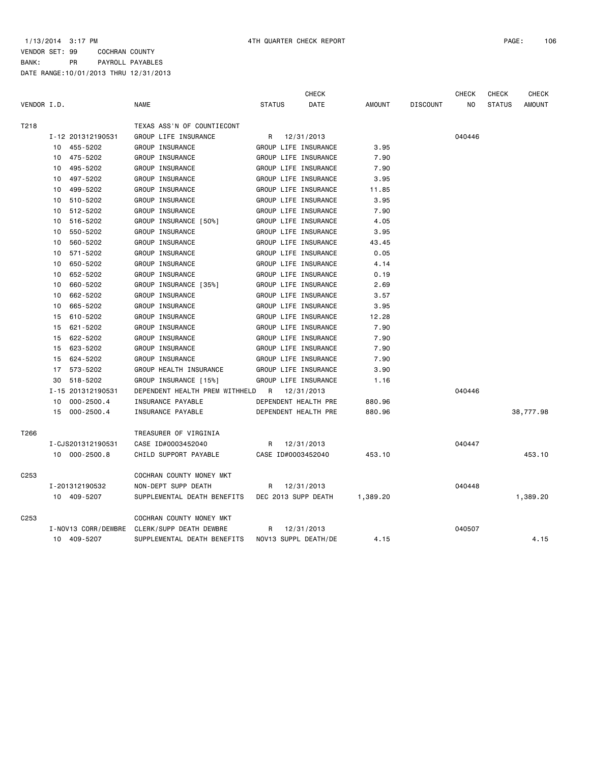1/13/2014 3:17 PM 4TH QUARTER CHECK REPORT PAGE: 106

VENDOR SET: 99 COCHRAN COUNTY
BANK: PR PAYROLL PAYABLES
DATE RANGE:10/01/2013 THRU 12/31/2013

| VENDOR I.D. | | NAME | STATUS | CHECK DATE | AMOUNT | DISCOUNT | CHECK NO | CHECK STATUS | CHECK AMOUNT |
|---|---|---|---|---|---|---|---|---|---|
| T218 | | TEXAS ASS'N OF COUNTIECONT | | | | | | | |
| | I-12 201312190531 | GROUP LIFE INSURANCE | R | 12/31/2013 | | | 040446 | | |
| | 10 455-5202 | GROUP INSURANCE | GROUP LIFE INSURANCE | | 3.95 | | | | |
| | 10 475-5202 | GROUP INSURANCE | GROUP LIFE INSURANCE | | 7.90 | | | | |
| | 10 495-5202 | GROUP INSURANCE | GROUP LIFE INSURANCE | | 7.90 | | | | |
| | 10 497-5202 | GROUP INSURANCE | GROUP LIFE INSURANCE | | 3.95 | | | | |
| | 10 499-5202 | GROUP INSURANCE | GROUP LIFE INSURANCE | | 11.85 | | | | |
| | 10 510-5202 | GROUP INSURANCE | GROUP LIFE INSURANCE | | 3.95 | | | | |
| | 10 512-5202 | GROUP INSURANCE | GROUP LIFE INSURANCE | | 7.90 | | | | |
| | 10 516-5202 | GROUP INSURANCE [50%] | GROUP LIFE INSURANCE | | 4.05 | | | | |
| | 10 550-5202 | GROUP INSURANCE | GROUP LIFE INSURANCE | | 3.95 | | | | |
| | 10 560-5202 | GROUP INSURANCE | GROUP LIFE INSURANCE | | 43.45 | | | | |
| | 10 571-5202 | GROUP INSURANCE | GROUP LIFE INSURANCE | | 0.05 | | | | |
| | 10 650-5202 | GROUP INSURANCE | GROUP LIFE INSURANCE | | 4.14 | | | | |
| | 10 652-5202 | GROUP INSURANCE | GROUP LIFE INSURANCE | | 0.19 | | | | |
| | 10 660-5202 | GROUP INSURANCE [35%] | GROUP LIFE INSURANCE | | 2.69 | | | | |
| | 10 662-5202 | GROUP INSURANCE | GROUP LIFE INSURANCE | | 3.57 | | | | |
| | 10 665-5202 | GROUP INSURANCE | GROUP LIFE INSURANCE | | 3.95 | | | | |
| | 15 610-5202 | GROUP INSURANCE | GROUP LIFE INSURANCE | | 12.28 | | | | |
| | 15 621-5202 | GROUP INSURANCE | GROUP LIFE INSURANCE | | 7.90 | | | | |
| | 15 622-5202 | GROUP INSURANCE | GROUP LIFE INSURANCE | | 7.90 | | | | |
| | 15 623-5202 | GROUP INSURANCE | GROUP LIFE INSURANCE | | 7.90 | | | | |
| | 15 624-5202 | GROUP INSURANCE | GROUP LIFE INSURANCE | | 7.90 | | | | |
| | 17 573-5202 | GROUP HEALTH INSURANCE | GROUP LIFE INSURANCE | | 3.90 | | | | |
| | 30 518-5202 | GROUP INSURANCE [15%] | GROUP LIFE INSURANCE | | 1.16 | | | | |
| | I-15 201312190531 | DEPENDENT HEALTH PREM WITHHELD | R | 12/31/2013 | | | 040446 | | |
| | 10 000-2500.4 | INSURANCE PAYABLE | DEPENDENT HEALTH PRE | | 880.96 | | | | |
| | 15 000-2500.4 | INSURANCE PAYABLE | DEPENDENT HEALTH PRE | | 880.96 | | | | 38,777.98 |
| T266 | | TREASURER OF VIRGINIA | | | | | | | |
| | I-CJS201312190531 | CASE ID#0003452040 | R | 12/31/2013 | | | 040447 | | |
| | 10 000-2500.8 | CHILD SUPPORT PAYABLE | CASE ID#0003452040 | | 453.10 | | | | 453.10 |
| C253 | | COCHRAN COUNTY MONEY MKT | | | | | | | |
| | I-201312190532 | NON-DEPT SUPP DEATH | R | 12/31/2013 | | | 040448 | | |
| | 10 409-5207 | SUPPLEMENTAL DEATH BENEFITS | DEC 2013 SUPP DEATH | | 1,389.20 | | | | 1,389.20 |
| C253 | | COCHRAN COUNTY MONEY MKT | | | | | | | |
| | I-NOV13 CORR/DEWBRE | CLERK/SUPP DEATH DEWBRE | R | 12/31/2013 | | | 040507 | | |
| | 10 409-5207 | SUPPLEMENTAL DEATH BENEFITS | NOV13 SUPPL DEATH/DE | | 4.15 | | | | 4.15 |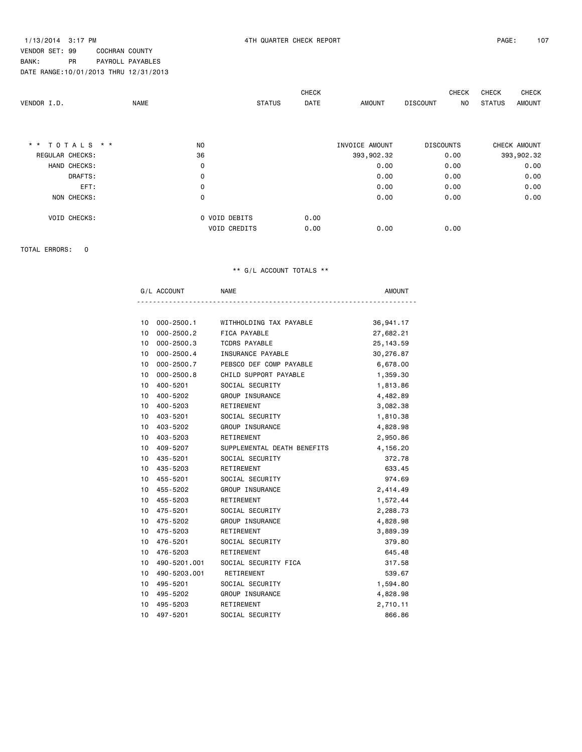1/13/2014 3:17 PM 4TH QUARTER CHECK REPORT

VENDOR SET: 99 COCHRAN COUNTY
BANK: PR PAYROLL PAYABLES
DATE RANGE:10/01/2013 THRU 12/31/2013

| VENDOR I.D. | NAME | STATUS | CHECK DATE | AMOUNT | DISCOUNT | CHECK NO | CHECK STATUS | CHECK AMOUNT |
|---|---|---|---|---|---|---|---|---|

| * * T O T A L S * * | NO | | INVOICE AMOUNT | DISCOUNTS | CHECK AMOUNT |
|---|---|---|---|---|---|
| REGULAR CHECKS: | 36 | | 393,902.32 | 0.00 | 393,902.32 |
| HAND CHECKS: | 0 | | 0.00 | 0.00 | 0.00 |
| DRAFTS: | 0 | | 0.00 | 0.00 | 0.00 |
| EFT: | 0 | | 0.00 | 0.00 | 0.00 |
| NON CHECKS: | 0 | | 0.00 | 0.00 | 0.00 |
| VOID CHECKS: | 0 VOID DEBITS | 0.00 | | | |
| | VOID CREDITS | 0.00 | 0.00 | 0.00 | |

TOTAL ERRORS: 0

** G/L ACCOUNT TOTALS **

| | G/L ACCOUNT | NAME | AMOUNT |
|---|---|---|---|
| 10 | 000-2500.1 | WITHHOLDING TAX PAYABLE | 36,941.17 |
| 10 | 000-2500.2 | FICA PAYABLE | 27,682.21 |
| 10 | 000-2500.3 | TCDRS PAYABLE | 25,143.59 |
| 10 | 000-2500.4 | INSURANCE PAYABLE | 30,276.87 |
| 10 | 000-2500.7 | PEBSCO DEF COMP PAYABLE | 6,678.00 |
| 10 | 000-2500.8 | CHILD SUPPORT PAYABLE | 1,359.30 |
| 10 | 400-5201 | SOCIAL SECURITY | 1,813.86 |
| 10 | 400-5202 | GROUP INSURANCE | 4,482.89 |
| 10 | 400-5203 | RETIREMENT | 3,082.38 |
| 10 | 403-5201 | SOCIAL SECURITY | 1,810.38 |
| 10 | 403-5202 | GROUP INSURANCE | 4,828.98 |
| 10 | 403-5203 | RETIREMENT | 2,950.86 |
| 10 | 409-5207 | SUPPLEMENTAL DEATH BENEFITS | 4,156.20 |
| 10 | 435-5201 | SOCIAL SECURITY | 372.78 |
| 10 | 435-5203 | RETIREMENT | 633.45 |
| 10 | 455-5201 | SOCIAL SECURITY | 974.69 |
| 10 | 455-5202 | GROUP INSURANCE | 2,414.49 |
| 10 | 455-5203 | RETIREMENT | 1,572.44 |
| 10 | 475-5201 | SOCIAL SECURITY | 2,288.73 |
| 10 | 475-5202 | GROUP INSURANCE | 4,828.98 |
| 10 | 475-5203 | RETIREMENT | 3,889.39 |
| 10 | 476-5201 | SOCIAL SECURITY | 379.80 |
| 10 | 476-5203 | RETIREMENT | 645.48 |
| 10 | 490-5201.001 | SOCIAL SECURITY FICA | 317.58 |
| 10 | 490-5203.001 | RETIREMENT | 539.67 |
| 10 | 495-5201 | SOCIAL SECURITY | 1,594.80 |
| 10 | 495-5202 | GROUP INSURANCE | 4,828.98 |
| 10 | 495-5203 | RETIREMENT | 2,710.11 |
| 10 | 497-5201 | SOCIAL SECURITY | 866.86 |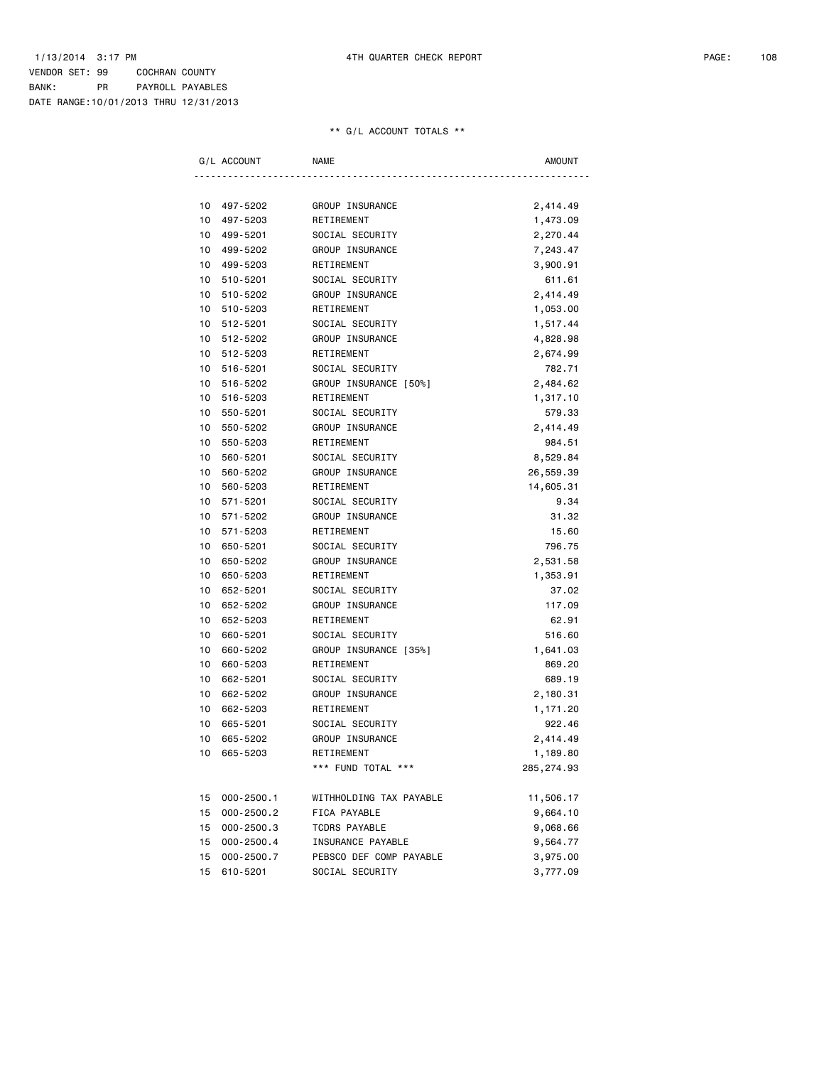1/13/2014 3:17 PM 4TH QUARTER CHECK REPORT

VENDOR SET: 99 COCHRAN COUNTY
BANK: PR PAYROLL PAYABLES
DATE RANGE:10/01/2013 THRU 12/31/2013

** G/L ACCOUNT TOTALS **

| G/L ACCOUNT | | NAME | AMOUNT |
|---|---|---|---|
| 10 | 497-5202 | GROUP INSURANCE | 2,414.49 |
| 10 | 497-5203 | RETIREMENT | 1,473.09 |
| 10 | 499-5201 | SOCIAL SECURITY | 2,270.44 |
| 10 | 499-5202 | GROUP INSURANCE | 7,243.47 |
| 10 | 499-5203 | RETIREMENT | 3,900.91 |
| 10 | 510-5201 | SOCIAL SECURITY | 611.61 |
| 10 | 510-5202 | GROUP INSURANCE | 2,414.49 |
| 10 | 510-5203 | RETIREMENT | 1,053.00 |
| 10 | 512-5201 | SOCIAL SECURITY | 1,517.44 |
| 10 | 512-5202 | GROUP INSURANCE | 4,828.98 |
| 10 | 512-5203 | RETIREMENT | 2,674.99 |
| 10 | 516-5201 | SOCIAL SECURITY | 782.71 |
| 10 | 516-5202 | GROUP INSURANCE [50%] | 2,484.62 |
| 10 | 516-5203 | RETIREMENT | 1,317.10 |
| 10 | 550-5201 | SOCIAL SECURITY | 579.33 |
| 10 | 550-5202 | GROUP INSURANCE | 2,414.49 |
| 10 | 550-5203 | RETIREMENT | 984.51 |
| 10 | 560-5201 | SOCIAL SECURITY | 8,529.84 |
| 10 | 560-5202 | GROUP INSURANCE | 26,559.39 |
| 10 | 560-5203 | RETIREMENT | 14,605.31 |
| 10 | 571-5201 | SOCIAL SECURITY | 9.34 |
| 10 | 571-5202 | GROUP INSURANCE | 31.32 |
| 10 | 571-5203 | RETIREMENT | 15.60 |
| 10 | 650-5201 | SOCIAL SECURITY | 796.75 |
| 10 | 650-5202 | GROUP INSURANCE | 2,531.58 |
| 10 | 650-5203 | RETIREMENT | 1,353.91 |
| 10 | 652-5201 | SOCIAL SECURITY | 37.02 |
| 10 | 652-5202 | GROUP INSURANCE | 117.09 |
| 10 | 652-5203 | RETIREMENT | 62.91 |
| 10 | 660-5201 | SOCIAL SECURITY | 516.60 |
| 10 | 660-5202 | GROUP INSURANCE [35%] | 1,641.03 |
| 10 | 660-5203 | RETIREMENT | 869.20 |
| 10 | 662-5201 | SOCIAL SECURITY | 689.19 |
| 10 | 662-5202 | GROUP INSURANCE | 2,180.31 |
| 10 | 662-5203 | RETIREMENT | 1,171.20 |
| 10 | 665-5201 | SOCIAL SECURITY | 922.46 |
| 10 | 665-5202 | GROUP INSURANCE | 2,414.49 |
| 10 | 665-5203 | RETIREMENT | 1,189.80 |
| | | *** FUND TOTAL *** | 285,274.93 |
| 15 | 000-2500.1 | WITHHOLDING TAX PAYABLE | 11,506.17 |
| 15 | 000-2500.2 | FICA PAYABLE | 9,664.10 |
| 15 | 000-2500.3 | TCDRS PAYABLE | 9,068.66 |
| 15 | 000-2500.4 | INSURANCE PAYABLE | 9,564.77 |
| 15 | 000-2500.7 | PEBSCO DEF COMP PAYABLE | 3,975.00 |
| 15 | 610-5201 | SOCIAL SECURITY | 3,777.09 |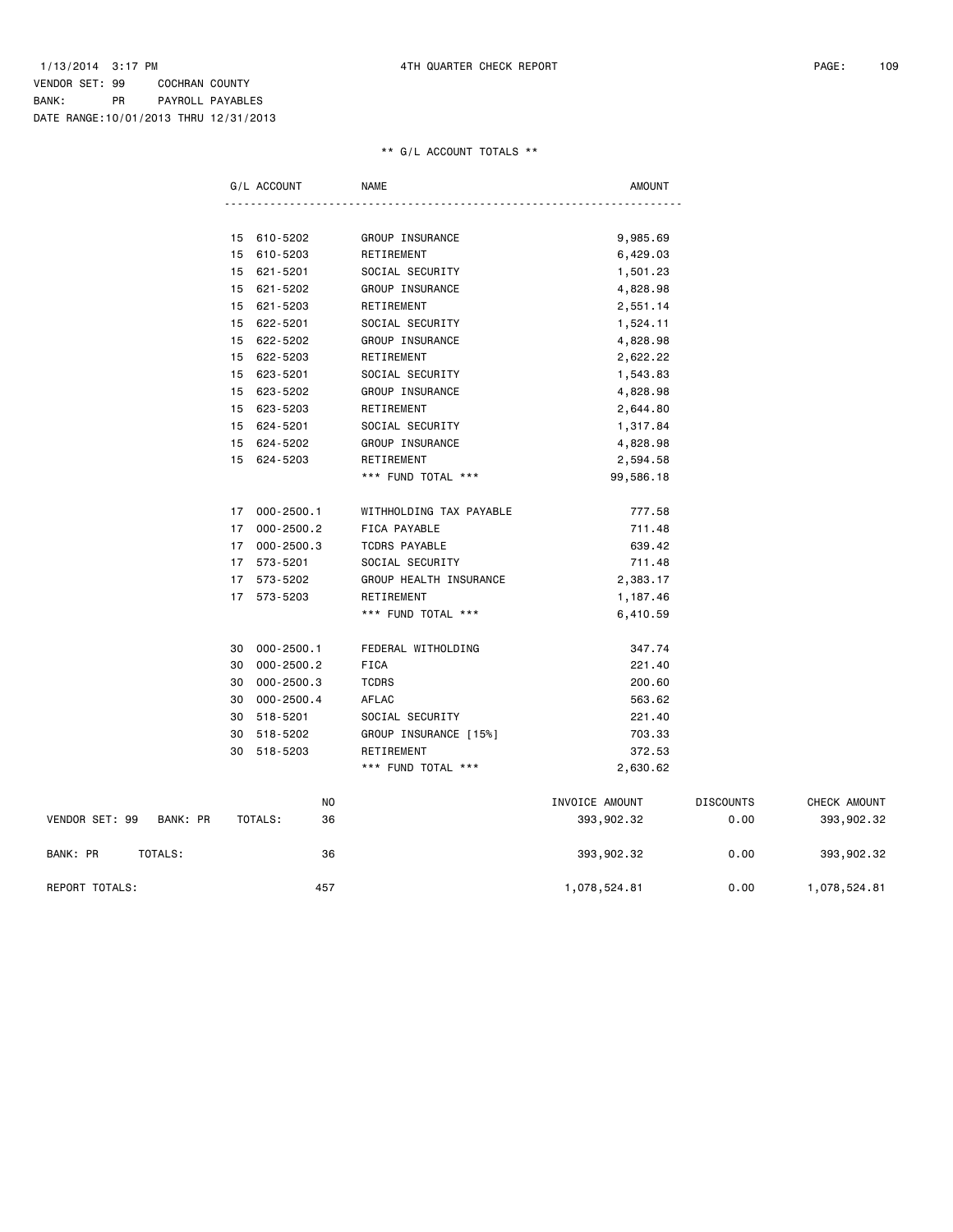1/13/2014 3:17 PM — 4TH QUARTER CHECK REPORT

VENDOR SET: 99 COCHRAN COUNTY
BANK: PR PAYROLL PAYABLES
DATE RANGE:10/01/2013 THRU 12/31/2013

** G/L ACCOUNT TOTALS **

| G/L ACCOUNT | NAME | AMOUNT |
|---|---|---|
| 15 610-5202 | GROUP INSURANCE | 9,985.69 |
| 15 610-5203 | RETIREMENT | 6,429.03 |
| 15 621-5201 | SOCIAL SECURITY | 1,501.23 |
| 15 621-5202 | GROUP INSURANCE | 4,828.98 |
| 15 621-5203 | RETIREMENT | 2,551.14 |
| 15 622-5201 | SOCIAL SECURITY | 1,524.11 |
| 15 622-5202 | GROUP INSURANCE | 4,828.98 |
| 15 622-5203 | RETIREMENT | 2,622.22 |
| 15 623-5201 | SOCIAL SECURITY | 1,543.83 |
| 15 623-5202 | GROUP INSURANCE | 4,828.98 |
| 15 623-5203 | RETIREMENT | 2,644.80 |
| 15 624-5201 | SOCIAL SECURITY | 1,317.84 |
| 15 624-5202 | GROUP INSURANCE | 4,828.98 |
| 15 624-5203 | RETIREMENT | 2,594.58 |
| | *** FUND TOTAL *** | 99,586.18 |
| 17 000-2500.1 | WITHHOLDING TAX PAYABLE | 777.58 |
| 17 000-2500.2 | FICA PAYABLE | 711.48 |
| 17 000-2500.3 | TCDRS PAYABLE | 639.42 |
| 17 573-5201 | SOCIAL SECURITY | 711.48 |
| 17 573-5202 | GROUP HEALTH INSURANCE | 2,383.17 |
| 17 573-5203 | RETIREMENT | 1,187.46 |
| | *** FUND TOTAL *** | 6,410.59 |
| 30 000-2500.1 | FEDERAL WITHOLDING | 347.74 |
| 30 000-2500.2 | FICA | 221.40 |
| 30 000-2500.3 | TCDRS | 200.60 |
| 30 000-2500.4 | AFLAC | 563.62 |
| 30 518-5201 | SOCIAL SECURITY | 221.40 |
| 30 518-5202 | GROUP INSURANCE [15%] | 703.33 |
| 30 518-5203 | RETIREMENT | 372.53 |
| | *** FUND TOTAL *** | 2,630.62 |

| | NO | INVOICE AMOUNT | DISCOUNTS | CHECK AMOUNT |
|---|---|---|---|---|
| VENDOR SET: 99 BANK: PR TOTALS: | 36 | 393,902.32 | 0.00 | 393,902.32 |
| BANK: PR TOTALS: | 36 | 393,902.32 | 0.00 | 393,902.32 |
| REPORT TOTALS: | 457 | 1,078,524.81 | 0.00 | 1,078,524.81 |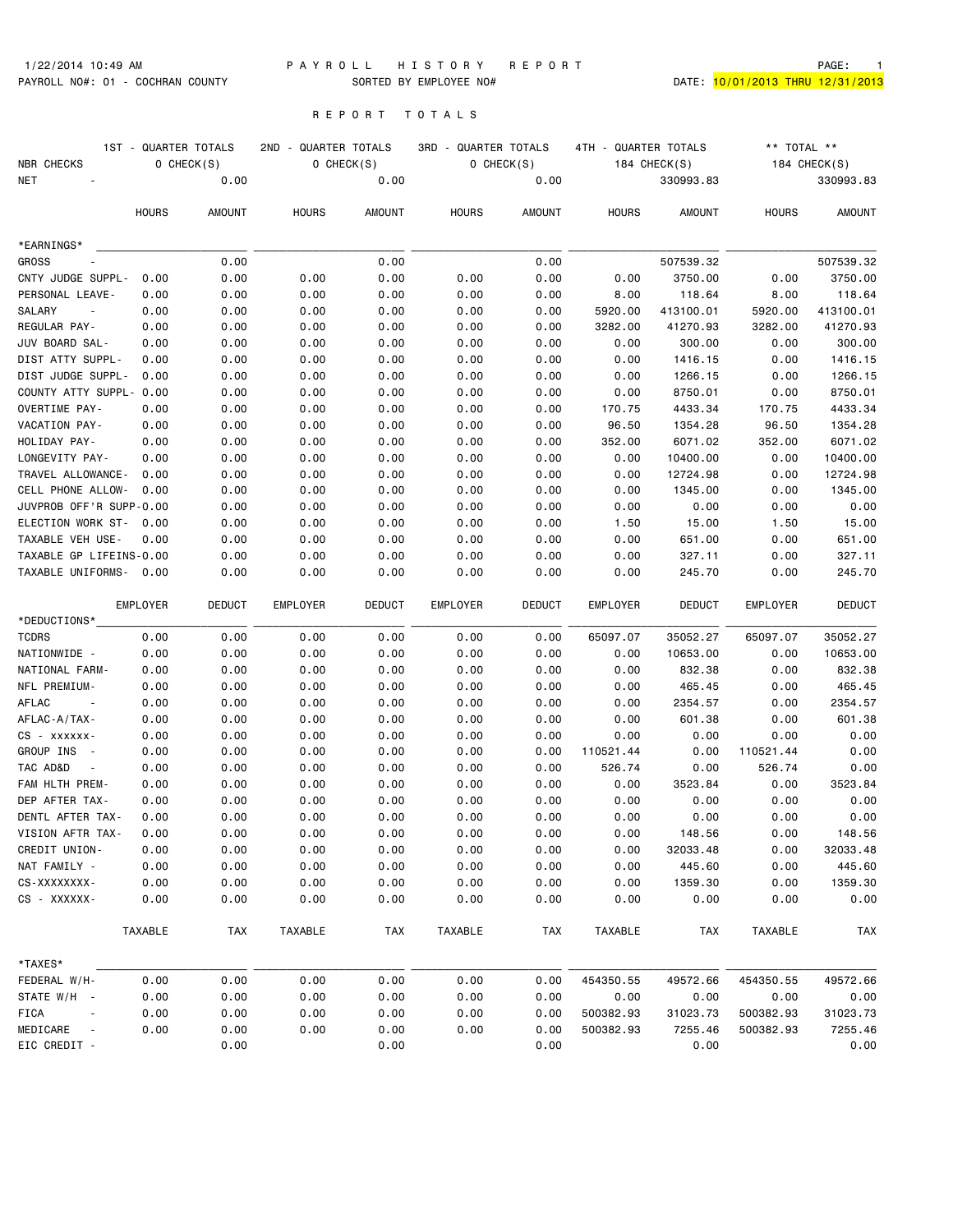1/22/2014 10:49 AM — PAYROLL HISTORY REPORT

PAYROLL NO#: 01 - COCHRAN COUNTY — SORTED BY EMPLOYEE NO# — DATE: 10/01/2013 THRU 12/31/2013

# REPORT TOTALS

| | 1ST - QUARTER TOTALS | | 2ND - QUARTER TOTALS | | 3RD - QUARTER TOTALS | | 4TH - QUARTER TOTALS | | ** TOTAL ** | |
|---|---|---|---|---|---|---|---|---|---|---|
| NBR CHECKS | 0 CHECK(S) | | 0 CHECK(S) | | 0 CHECK(S) | | 184 CHECK(S) | | 184 CHECK(S) | |
| NET - | | 0.00 | | 0.00 | | 0.00 | | 330993.83 | | 330993.83 |
| | HOURS | AMOUNT | HOURS | AMOUNT | HOURS | AMOUNT | HOURS | AMOUNT | HOURS | AMOUNT |
| *EARNINGS* | | | | | | | | | | |
| GROSS - | | 0.00 | | 0.00 | | 0.00 | | 507539.32 | | 507539.32 |
| CNTY JUDGE SUPPL- | 0.00 | 0.00 | 0.00 | 0.00 | 0.00 | 0.00 | 0.00 | 3750.00 | 0.00 | 3750.00 |
| PERSONAL LEAVE- | 0.00 | 0.00 | 0.00 | 0.00 | 0.00 | 0.00 | 8.00 | 118.64 | 8.00 | 118.64 |
| SALARY - | 0.00 | 0.00 | 0.00 | 0.00 | 0.00 | 0.00 | 5920.00 | 413100.01 | 5920.00 | 413100.01 |
| REGULAR PAY- | 0.00 | 0.00 | 0.00 | 0.00 | 0.00 | 0.00 | 3282.00 | 41270.93 | 3282.00 | 41270.93 |
| JUV BOARD SAL- | 0.00 | 0.00 | 0.00 | 0.00 | 0.00 | 0.00 | 0.00 | 300.00 | 0.00 | 300.00 |
| DIST ATTY SUPPL- | 0.00 | 0.00 | 0.00 | 0.00 | 0.00 | 0.00 | 0.00 | 1416.15 | 0.00 | 1416.15 |
| DIST JUDGE SUPPL- | 0.00 | 0.00 | 0.00 | 0.00 | 0.00 | 0.00 | 0.00 | 1266.15 | 0.00 | 1266.15 |
| COUNTY ATTY SUPPL- | 0.00 | 0.00 | 0.00 | 0.00 | 0.00 | 0.00 | 0.00 | 8750.01 | 0.00 | 8750.01 |
| OVERTIME PAY- | 0.00 | 0.00 | 0.00 | 0.00 | 0.00 | 0.00 | 170.75 | 4433.34 | 170.75 | 4433.34 |
| VACATION PAY- | 0.00 | 0.00 | 0.00 | 0.00 | 0.00 | 0.00 | 96.50 | 1354.28 | 96.50 | 1354.28 |
| HOLIDAY PAY- | 0.00 | 0.00 | 0.00 | 0.00 | 0.00 | 0.00 | 352.00 | 6071.02 | 352.00 | 6071.02 |
| LONGEVITY PAY- | 0.00 | 0.00 | 0.00 | 0.00 | 0.00 | 0.00 | 0.00 | 10400.00 | 0.00 | 10400.00 |
| TRAVEL ALLOWANCE- | 0.00 | 0.00 | 0.00 | 0.00 | 0.00 | 0.00 | 0.00 | 12724.98 | 0.00 | 12724.98 |
| CELL PHONE ALLOW- | 0.00 | 0.00 | 0.00 | 0.00 | 0.00 | 0.00 | 0.00 | 1345.00 | 0.00 | 1345.00 |
| JUVPROB OFF'R SUPP- | 0.00 | 0.00 | 0.00 | 0.00 | 0.00 | 0.00 | 0.00 | 0.00 | 0.00 | 0.00 |
| ELECTION WORK ST- | 0.00 | 0.00 | 0.00 | 0.00 | 0.00 | 0.00 | 1.50 | 15.00 | 1.50 | 15.00 |
| TAXABLE VEH USE- | 0.00 | 0.00 | 0.00 | 0.00 | 0.00 | 0.00 | 0.00 | 651.00 | 0.00 | 651.00 |
| TAXABLE GP LIFEINS- | 0.00 | 0.00 | 0.00 | 0.00 | 0.00 | 0.00 | 0.00 | 327.11 | 0.00 | 327.11 |
| TAXABLE UNIFORMS- | 0.00 | 0.00 | 0.00 | 0.00 | 0.00 | 0.00 | 0.00 | 245.70 | 0.00 | 245.70 |
| | EMPLOYER | DEDUCT | EMPLOYER | DEDUCT | EMPLOYER | DEDUCT | EMPLOYER | DEDUCT | EMPLOYER | DEDUCT |
| *DEDUCTIONS* | | | | | | | | | | |
| TCDRS | 0.00 | 0.00 | 0.00 | 0.00 | 0.00 | 0.00 | 65097.07 | 35052.27 | 65097.07 | 35052.27 |
| NATIONWIDE - | 0.00 | 0.00 | 0.00 | 0.00 | 0.00 | 0.00 | 0.00 | 10653.00 | 0.00 | 10653.00 |
| NATIONAL FARM- | 0.00 | 0.00 | 0.00 | 0.00 | 0.00 | 0.00 | 0.00 | 832.38 | 0.00 | 832.38 |
| NFL PREMIUM- | 0.00 | 0.00 | 0.00 | 0.00 | 0.00 | 0.00 | 0.00 | 465.45 | 0.00 | 465.45 |
| AFLAC - | 0.00 | 0.00 | 0.00 | 0.00 | 0.00 | 0.00 | 0.00 | 2354.57 | 0.00 | 2354.57 |
| AFLAC-A/TAX- | 0.00 | 0.00 | 0.00 | 0.00 | 0.00 | 0.00 | 0.00 | 601.38 | 0.00 | 601.38 |
| CS - xxxxxx- | 0.00 | 0.00 | 0.00 | 0.00 | 0.00 | 0.00 | 0.00 | 0.00 | 0.00 | 0.00 |
| GROUP INS - | 0.00 | 0.00 | 0.00 | 0.00 | 0.00 | 0.00 | 110521.44 | 0.00 | 110521.44 | 0.00 |
| TAC AD&D - | 0.00 | 0.00 | 0.00 | 0.00 | 0.00 | 0.00 | 526.74 | 0.00 | 526.74 | 0.00 |
| FAM HLTH PREM- | 0.00 | 0.00 | 0.00 | 0.00 | 0.00 | 0.00 | 0.00 | 3523.84 | 0.00 | 3523.84 |
| DEP AFTER TAX- | 0.00 | 0.00 | 0.00 | 0.00 | 0.00 | 0.00 | 0.00 | 0.00 | 0.00 | 0.00 |
| DENTL AFTER TAX- | 0.00 | 0.00 | 0.00 | 0.00 | 0.00 | 0.00 | 0.00 | 0.00 | 0.00 | 0.00 |
| VISION AFTR TAX- | 0.00 | 0.00 | 0.00 | 0.00 | 0.00 | 0.00 | 0.00 | 148.56 | 0.00 | 148.56 |
| CREDIT UNION- | 0.00 | 0.00 | 0.00 | 0.00 | 0.00 | 0.00 | 0.00 | 32033.48 | 0.00 | 32033.48 |
| NAT FAMILY - | 0.00 | 0.00 | 0.00 | 0.00 | 0.00 | 0.00 | 0.00 | 445.60 | 0.00 | 445.60 |
| CS-XXXXXXXX- | 0.00 | 0.00 | 0.00 | 0.00 | 0.00 | 0.00 | 0.00 | 1359.30 | 0.00 | 1359.30 |
| CS - XXXXXX- | 0.00 | 0.00 | 0.00 | 0.00 | 0.00 | 0.00 | 0.00 | 0.00 | 0.00 | 0.00 |
| | TAXABLE | TAX | TAXABLE | TAX | TAXABLE | TAX | TAXABLE | TAX | TAXABLE | TAX |
| *TAXES* | | | | | | | | | | |
| FEDERAL W/H- | 0.00 | 0.00 | 0.00 | 0.00 | 0.00 | 0.00 | 454350.55 | 49572.66 | 454350.55 | 49572.66 |
| STATE W/H - | 0.00 | 0.00 | 0.00 | 0.00 | 0.00 | 0.00 | 0.00 | 0.00 | 0.00 | 0.00 |
| FICA - | 0.00 | 0.00 | 0.00 | 0.00 | 0.00 | 0.00 | 500382.93 | 31023.73 | 500382.93 | 31023.73 |
| MEDICARE - | 0.00 | 0.00 | 0.00 | 0.00 | 0.00 | 0.00 | 500382.93 | 7255.46 | 500382.93 | 7255.46 |
| EIC CREDIT - | | 0.00 | | 0.00 | | 0.00 | | 0.00 | | 0.00 |